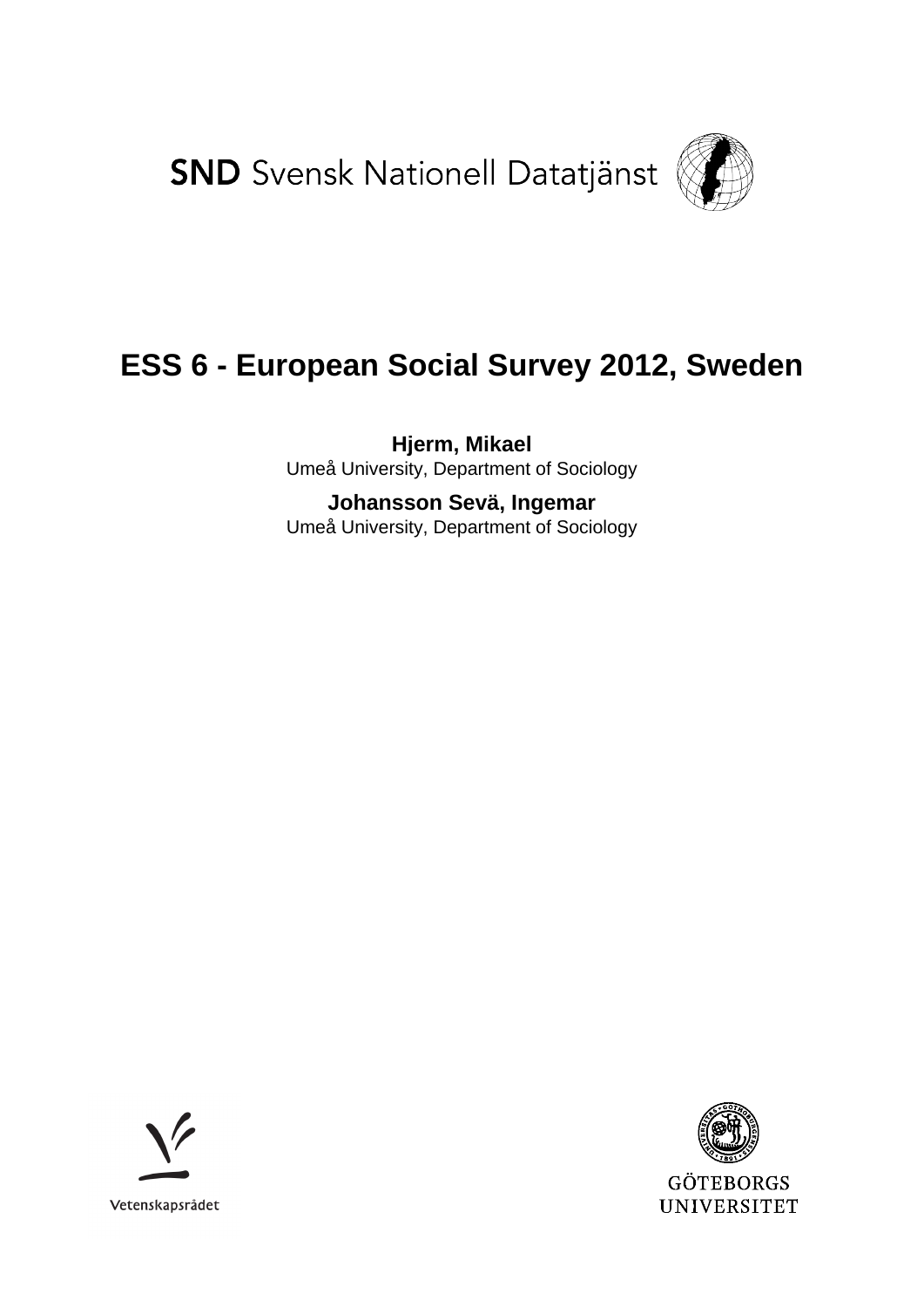SND Svensk Nationell Datatjänst

# ESS 6 - European Social Survey 2012, Sweden

**Hjerm, Mikael**
Umeå University, Department of Sociology

**Johansson Sevä, Ingemar**
Umeå University, Department of Sociology

Vetenskapsrådet

GÖTEBORGS UNIVERSITET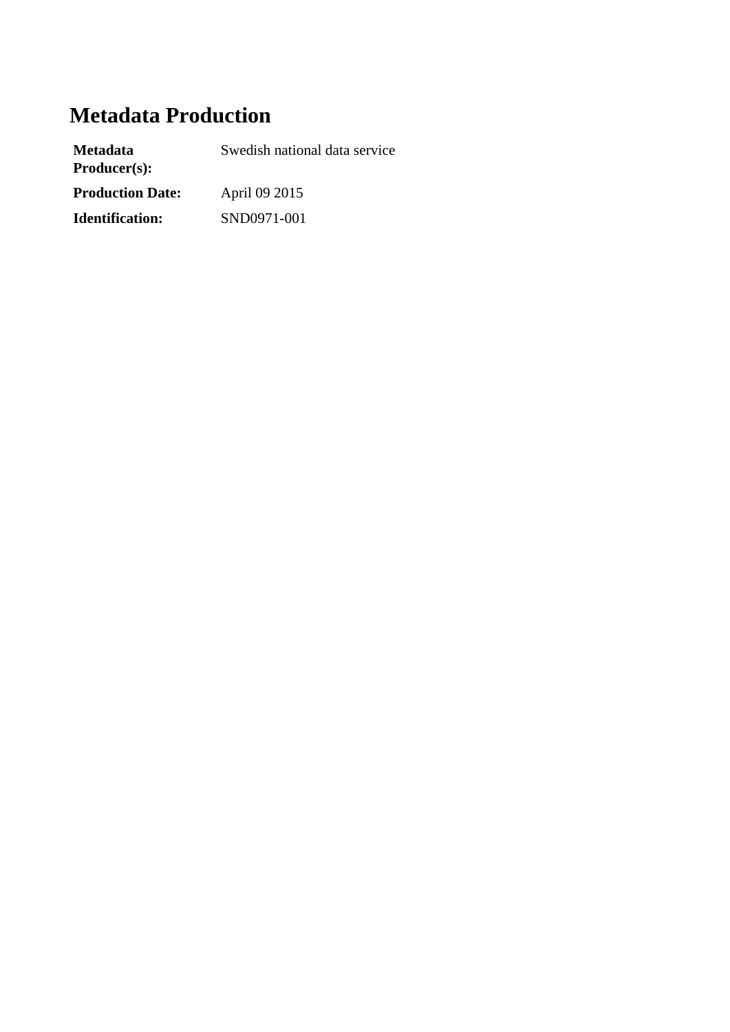# Metadata Production

| | |
|---|---|
| **Metadata Producer(s):** | Swedish national data service |
| **Production Date:** | April 09 2015 |
| **Identification:** | SND0971-001 |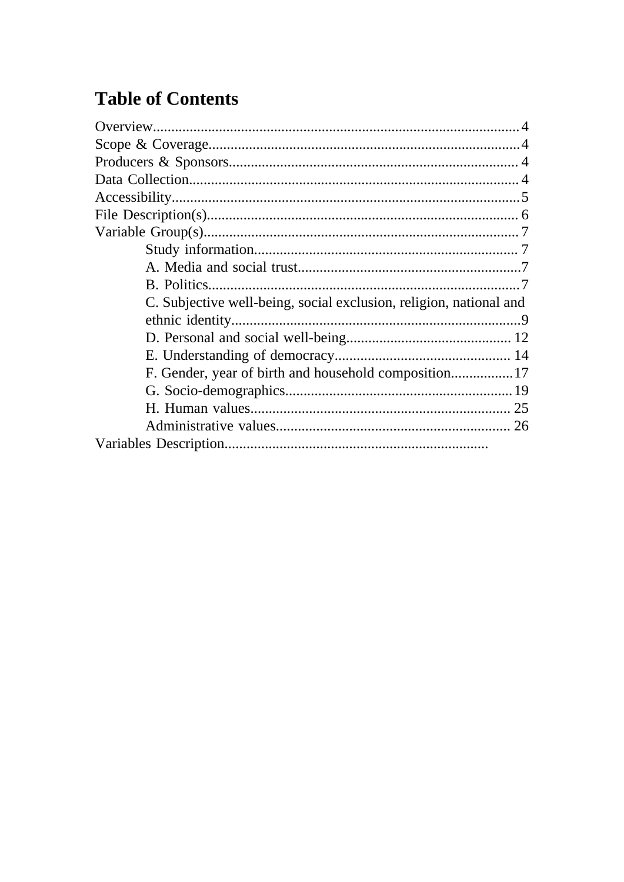# Table of Contents

Overview.................................................................................................4
Scope & Coverage....................................................................................4
Producers & Sponsors..............................................................................4
Data Collection.........................................................................................4
Accessibility.............................................................................................5
File Description(s)...................................................................................6
Variable Group(s).....................................................................................7

- Study information........................................................................7
- A. Media and social trust............................................................7
- B. Politics....................................................................................7
- C. Subjective well-being, social exclusion, religion, national and ethnic identity..............................................................................9
- D. Personal and social well-being............................................12
- E. Understanding of democracy...............................................14
- F. Gender, year of birth and household composition.................17
- G. Socio-demographics.............................................................19
- H. Human values......................................................................25
- Administrative values..............................................................26

Variables Description......................................................................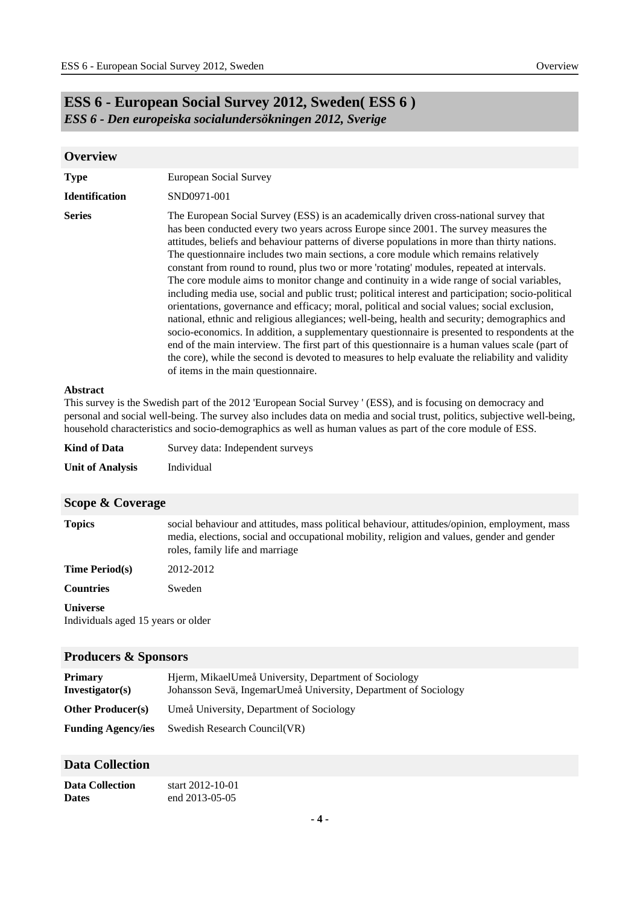# ESS 6 - European Social Survey 2012, Sweden( ESS 6 )

*ESS 6 - Den europeiska socialundersökningen 2012, Sverige*

## Overview

**Type** European Social Survey

**Identification** SND0971-001

**Series** The European Social Survey (ESS) is an academically driven cross-national survey that has been conducted every two years across Europe since 2001. The survey measures the attitudes, beliefs and behaviour patterns of diverse populations in more than thirty nations. The questionnaire includes two main sections, a core module which remains relatively constant from round to round, plus two or more 'rotating' modules, repeated at intervals. The core module aims to monitor change and continuity in a wide range of social variables, including media use, social and public trust; political interest and participation; socio-political orientations, governance and efficacy; moral, political and social values; social exclusion, national, ethnic and religious allegiances; well-being, health and security; demographics and socio-economics. In addition, a supplementary questionnaire is presented to respondents at the end of the main interview. The first part of this questionnaire is a human values scale (part of the core), while the second is devoted to measures to help evaluate the reliability and validity of items in the main questionnaire.

**Abstract**

This survey is the Swedish part of the 2012 'European Social Survey ' (ESS), and is focusing on democracy and personal and social well-being. The survey also includes data on media and social trust, politics, subjective well-being, household characteristics and socio-demographics as well as human values as part of the core module of ESS.

**Kind of Data** Survey data: Independent surveys

**Unit of Analysis** Individual

## Scope & Coverage

**Topics** social behaviour and attitudes, mass political behaviour, attitudes/opinion, employment, mass media, elections, social and occupational mobility, religion and values, gender and gender roles, family life and marriage

**Time Period(s)** 2012-2012

**Countries** Sweden

**Universe**

Individuals aged 15 years or older

## Producers & Sponsors

**Primary Investigator(s)** Hjerm, MikaelUmeå University, Department of Sociology
Johansson Sevä, IngemarUmeå University, Department of Sociology

**Other Producer(s)** Umeå University, Department of Sociology

**Funding Agency/ies** Swedish Research Council(VR)

## Data Collection

**Data Collection Dates** start 2012-10-01
end 2013-05-05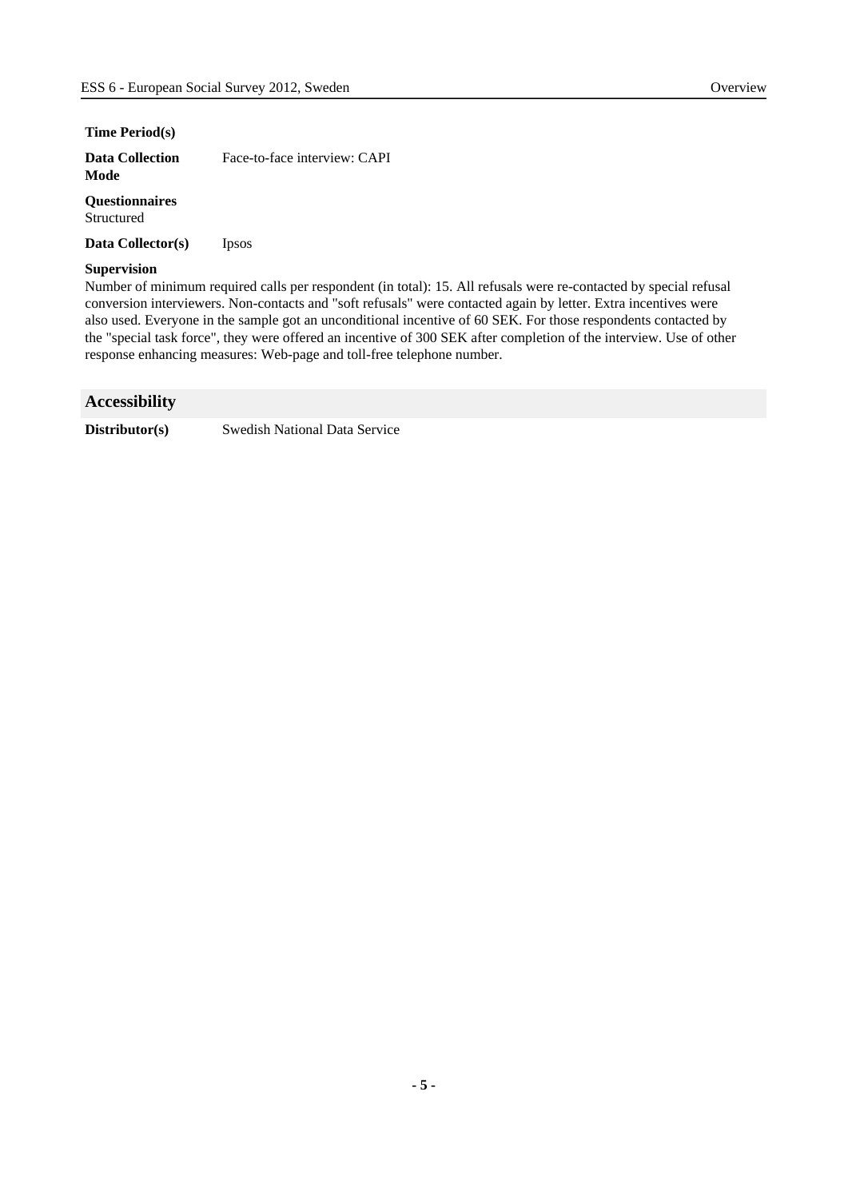**Time Period(s)**

**Data Collection Mode** Face-to-face interview: CAPI

**Questionnaires**
Structured

**Data Collector(s)** Ipsos

**Supervision**
Number of minimum required calls per respondent (in total): 15. All refusals were re-contacted by special refusal conversion interviewers. Non-contacts and "soft refusals" were contacted again by letter. Extra incentives were also used. Everyone in the sample got an unconditional incentive of 60 SEK. For those respondents contacted by the "special task force", they were offered an incentive of 300 SEK after completion of the interview. Use of other response enhancing measures: Web-page and toll-free telephone number.

## Accessibility

**Distributor(s)** Swedish National Data Service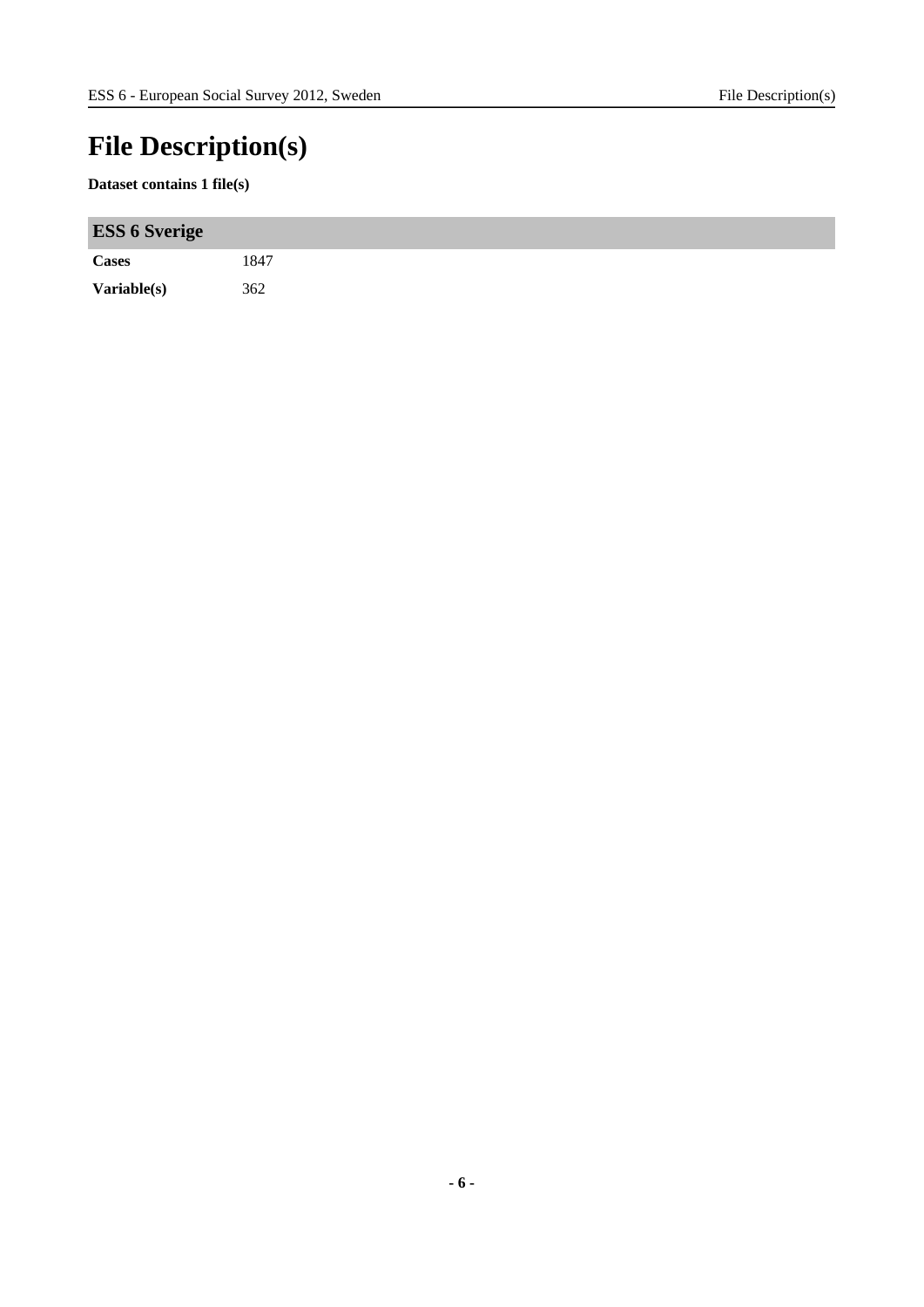# File Description(s)

**Dataset contains 1 file(s)**

## ESS 6 Sverige

| | |
|---|---|
| **Cases** | 1847 |
| **Variable(s)** | 362 |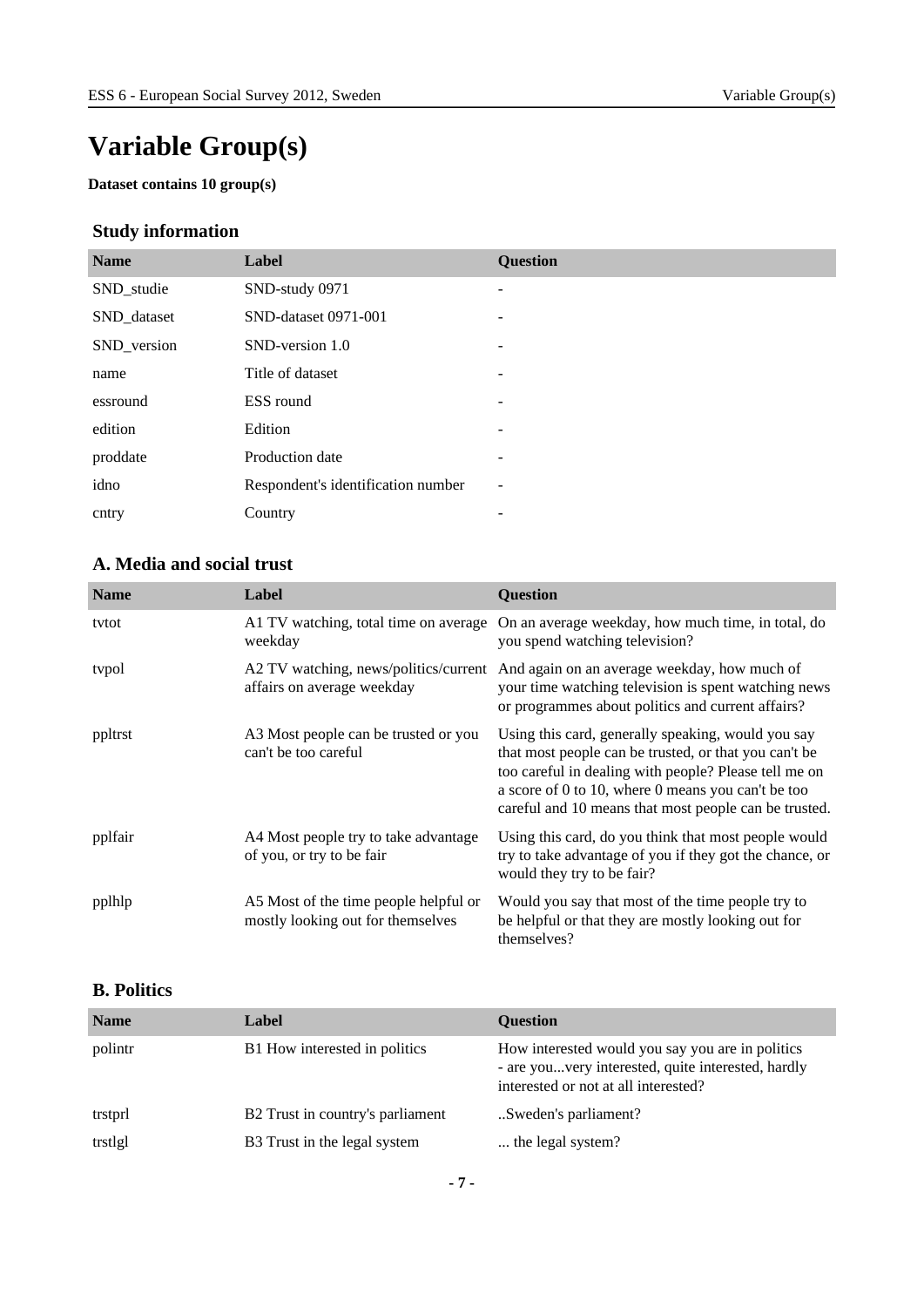# Variable Group(s)

**Dataset contains 10 group(s)**

## Study information

| Name | Label | Question |
|---|---|---|
| SND_studie | SND-study 0971 | - |
| SND_dataset | SND-dataset 0971-001 | - |
| SND_version | SND-version 1.0 | - |
| name | Title of dataset | - |
| essround | ESS round | - |
| edition | Edition | - |
| proddate | Production date | - |
| idno | Respondent's identification number | - |
| cntry | Country | - |

## A. Media and social trust

| Name | Label | Question |
|---|---|---|
| tvtot | A1 TV watching, total time on average weekday | On an average weekday, how much time, in total, do you spend watching television? |
| tvpol | A2 TV watching, news/politics/current affairs on average weekday | And again on an average weekday, how much of your time watching television is spent watching news or programmes about politics and current affairs? |
| ppltrst | A3 Most people can be trusted or you can't be too careful | Using this card, generally speaking, would you say that most people can be trusted, or that you can't be too careful in dealing with people? Please tell me on a score of 0 to 10, where 0 means you can't be too careful and 10 means that most people can be trusted. |
| pplfair | A4 Most people try to take advantage of you, or try to be fair | Using this card, do you think that most people would try to take advantage of you if they got the chance, or would they try to be fair? |
| pplhlp | A5 Most of the time people helpful or mostly looking out for themselves | Would you say that most of the time people try to be helpful or that they are mostly looking out for themselves? |

## B. Politics

| Name | Label | Question |
|---|---|---|
| polintr | B1 How interested in politics | How interested would you say you are in politics - are you...very interested, quite interested, hardly interested or not at all interested? |
| trstprl | B2 Trust in country's parliament | ..Sweden's parliament? |
| trstlgl | B3 Trust in the legal system | ... the legal system? |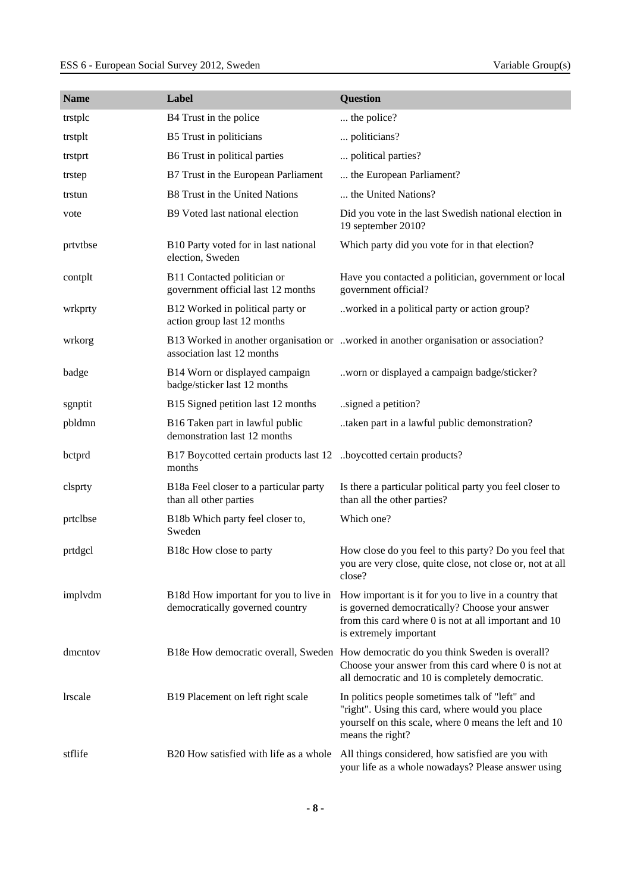| Name | Label | Question |
|---|---|---|
| trstplc | B4 Trust in the police | ... the police? |
| trstplt | B5 Trust in politicians | ... politicians? |
| trstprt | B6 Trust in political parties | ... political parties? |
| trstep | B7 Trust in the European Parliament | ... the European Parliament? |
| trstun | B8 Trust in the United Nations | ... the United Nations? |
| vote | B9 Voted last national election | Did you vote in the last Swedish national election in 19 september 2010? |
| prtvtbse | B10 Party voted for in last national election, Sweden | Which party did you vote for in that election? |
| contplt | B11 Contacted politician or government official last 12 months | Have you contacted a politician, government or local government official? |
| wrkprty | B12 Worked in political party or action group last 12 months | ..worked in a political party or action group? |
| wrkorg | B13 Worked in another organisation or association last 12 months | ..worked in another organisation or association? |
| badge | B14 Worn or displayed campaign badge/sticker last 12 months | ..worn or displayed a campaign badge/sticker? |
| sgnptit | B15 Signed petition last 12 months | ..signed a petition? |
| pbldmn | B16 Taken part in lawful public demonstration last 12 months | ..taken part in a lawful public demonstration? |
| bctprd | B17 Boycotted certain products last 12 months | ..boycotted certain products? |
| clsprty | B18a Feel closer to a particular party than all other parties | Is there a particular political party you feel closer to than all the other parties? |
| prtclbse | B18b Which party feel closer to, Sweden | Which one? |
| prtdgcl | B18c How close to party | How close do you feel to this party? Do you feel that you are very close, quite close, not close or, not at all close? |
| implvdm | B18d How important for you to live in democratically governed country | How important is it for you to live in a country that is governed democratically? Choose your answer from this card where 0 is not at all important and 10 is extremely important |
| dmcntov | B18e How democratic overall, Sweden | How democratic do you think Sweden is overall? Choose your answer from this card where 0 is not at all democratic and 10 is completely democratic. |
| lrscale | B19 Placement on left right scale | In politics people sometimes talk of "left" and "right". Using this card, where would you place yourself on this scale, where 0 means the left and 10 means the right? |
| stflife | B20 How satisfied with life as a whole | All things considered, how satisfied are you with your life as a whole nowadays? Please answer using |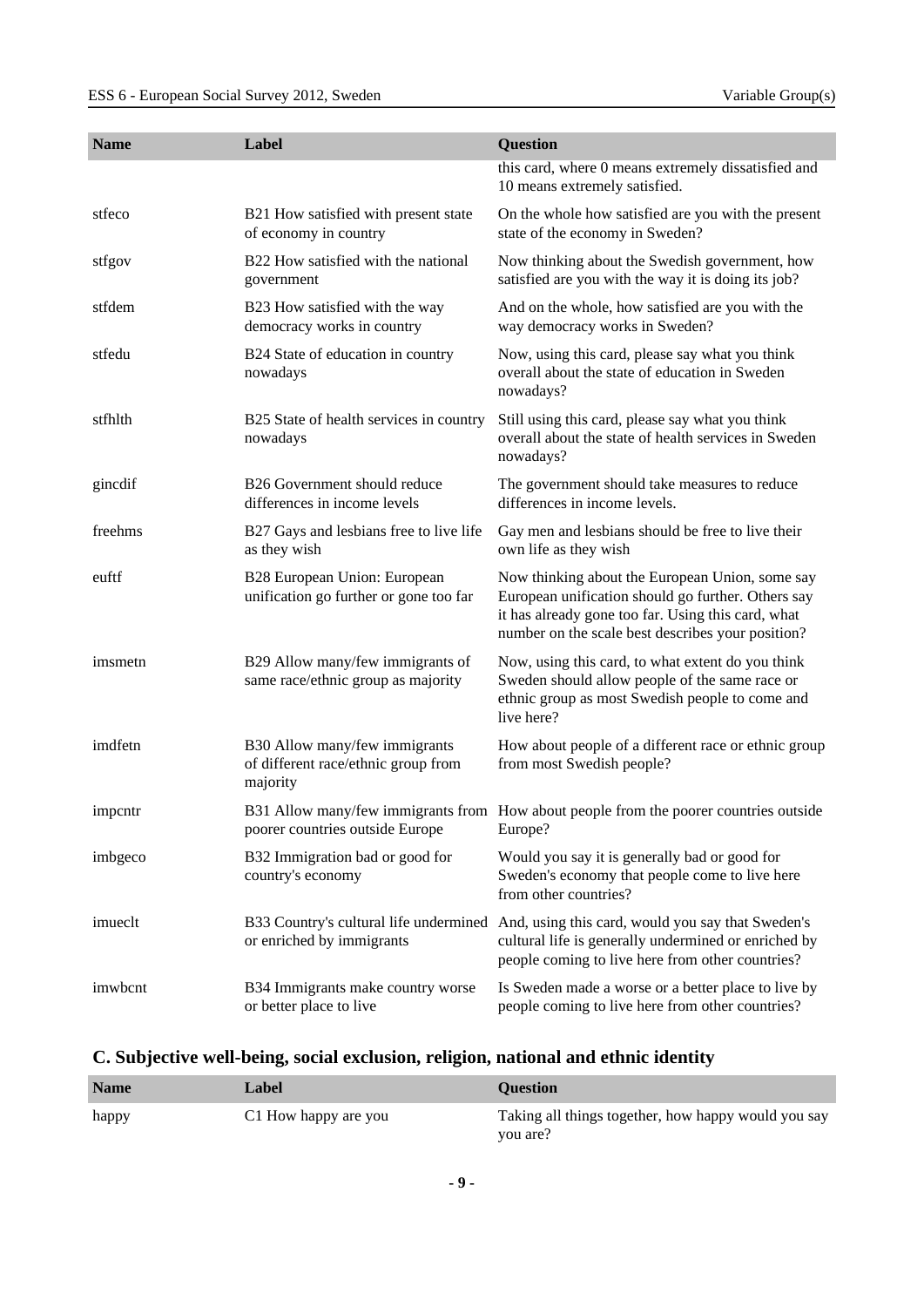| Name | Label | Question |
|---|---|---|
| | | this card, where 0 means extremely dissatisfied and 10 means extremely satisfied. |
| stfeco | B21 How satisfied with present state of economy in country | On the whole how satisfied are you with the present state of the economy in Sweden? |
| stfgov | B22 How satisfied with the national government | Now thinking about the Swedish government, how satisfied are you with the way it is doing its job? |
| stfdem | B23 How satisfied with the way democracy works in country | And on the whole, how satisfied are you with the way democracy works in Sweden? |
| stfedu | B24 State of education in country nowadays | Now, using this card, please say what you think overall about the state of education in Sweden nowadays? |
| stfhlth | B25 State of health services in country nowadays | Still using this card, please say what you think overall about the state of health services in Sweden nowadays? |
| gincdif | B26 Government should reduce differences in income levels | The government should take measures to reduce differences in income levels. |
| freehms | B27 Gays and lesbians free to live life as they wish | Gay men and lesbians should be free to live their own life as they wish |
| euftf | B28 European Union: European unification go further or gone too far | Now thinking about the European Union, some say European unification should go further. Others say it has already gone too far. Using this card, what number on the scale best describes your position? |
| imsmetn | B29 Allow many/few immigrants of same race/ethnic group as majority | Now, using this card, to what extent do you think Sweden should allow people of the same race or ethnic group as most Swedish people to come and live here? |
| imdfetn | B30 Allow many/few immigrants of different race/ethnic group from majority | How about people of a different race or ethnic group from most Swedish people? |
| impcntr | B31 Allow many/few immigrants from poorer countries outside Europe | How about people from the poorer countries outside Europe? |
| imbgeco | B32 Immigration bad or good for country's economy | Would you say it is generally bad or good for Sweden's economy that people come to live here from other countries? |
| imueclt | B33 Country's cultural life undermined or enriched by immigrants | And, using this card, would you say that Sweden's cultural life is generally undermined or enriched by people coming to live here from other countries? |
| imwbcnt | B34 Immigrants make country worse or better place to live | Is Sweden made a worse or a better place to live by people coming to live here from other countries? |

## C. Subjective well-being, social exclusion, religion, national and ethnic identity

| Name | Label | Question |
|---|---|---|
| happy | C1 How happy are you | Taking all things together, how happy would you say you are? |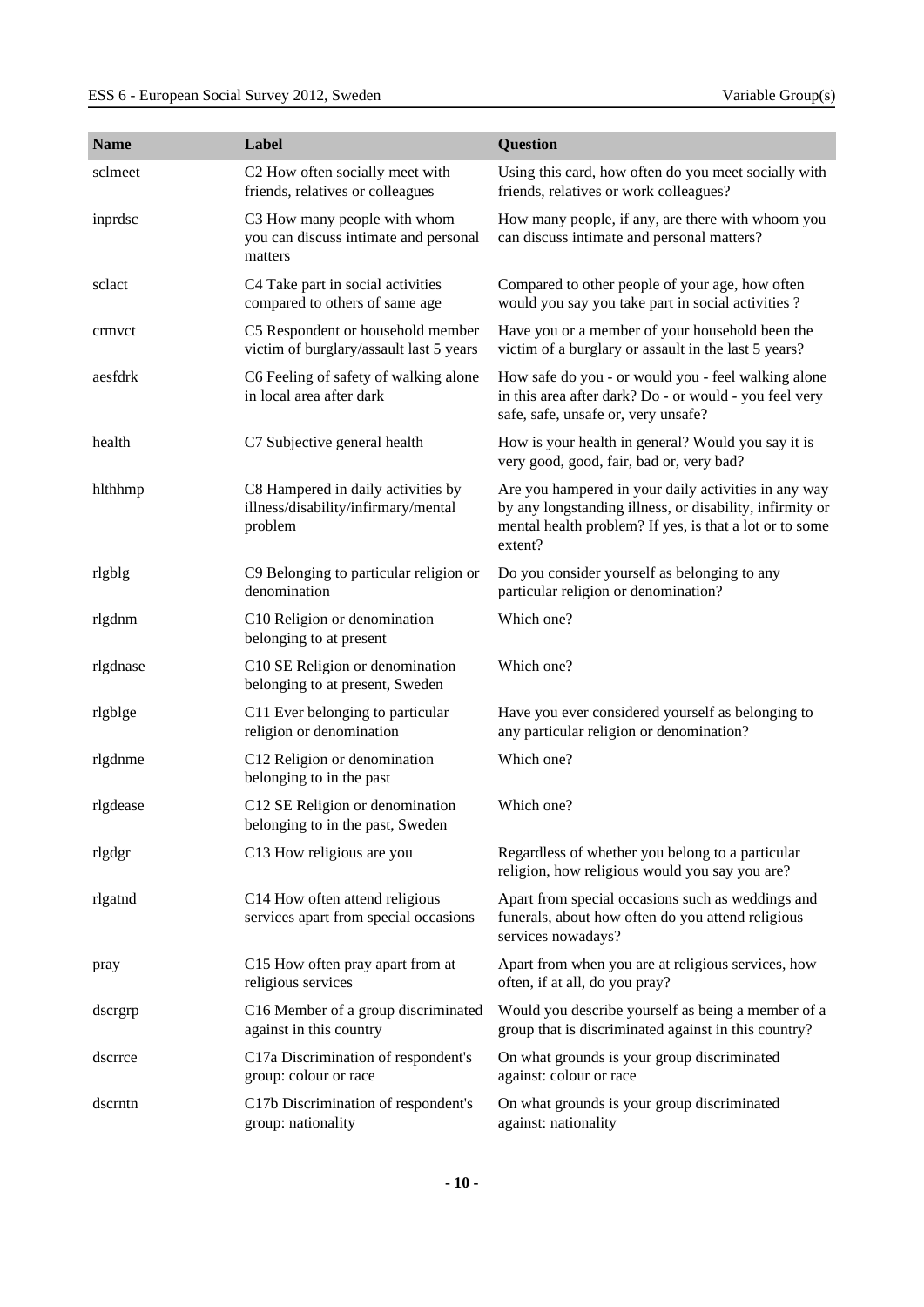| Name | Label | Question |
| --- | --- | --- |
| sclmeet | C2 How often socially meet with friends, relatives or colleagues | Using this card, how often do you meet socially with friends, relatives or work colleagues? |
| inprdsc | C3 How many people with whom you can discuss intimate and personal matters | How many people, if any, are there with whoom you can discuss intimate and personal matters? |
| sclact | C4 Take part in social activities compared to others of same age | Compared to other people of your age, how often would you say you take part in social activities ? |
| crmvct | C5 Respondent or household member victim of burglary/assault last 5 years | Have you or a member of your household been the victim of a burglary or assault in the last 5 years? |
| aesfdrk | C6 Feeling of safety of walking alone in local area after dark | How safe do you - or would you - feel walking alone in this area after dark? Do - or would - you feel very safe, safe, unsafe or, very unsafe? |
| health | C7 Subjective general health | How is your health in general? Would you say it is very good, good, fair, bad or, very bad? |
| hlthhmp | C8 Hampered in daily activities by illness/disability/infirmary/mental problem | Are you hampered in your daily activities in any way by any longstanding illness, or disability, infirmity or mental health problem? If yes, is that a lot or to some extent? |
| rlgblg | C9 Belonging to particular religion or denomination | Do you consider yourself as belonging to any particular religion or denomination? |
| rlgdnm | C10 Religion or denomination belonging to at present | Which one? |
| rlgdnase | C10 SE Religion or denomination belonging to at present, Sweden | Which one? |
| rlgblge | C11 Ever belonging to particular religion or denomination | Have you ever considered yourself as belonging to any particular religion or denomination? |
| rlgdnme | C12 Religion or denomination belonging to in the past | Which one? |
| rlgdease | C12 SE Religion or denomination belonging to in the past, Sweden | Which one? |
| rlgdgr | C13 How religious are you | Regardless of whether you belong to a particular religion, how religious would you say you are? |
| rlgatnd | C14 How often attend religious services apart from special occasions | Apart from special occasions such as weddings and funerals, about how often do you attend religious services nowadays? |
| pray | C15 How often pray apart from at religious services | Apart from when you are at religious services, how often, if at all, do you pray? |
| dscrgrp | C16 Member of a group discriminated against in this country | Would you describe yourself as being a member of a group that is discriminated against in this country? |
| dscrrce | C17a Discrimination of respondent's group: colour or race | On what grounds is your group discriminated against: colour or race |
| dscrntn | C17b Discrimination of respondent's group: nationality | On what grounds is your group discriminated against: nationality |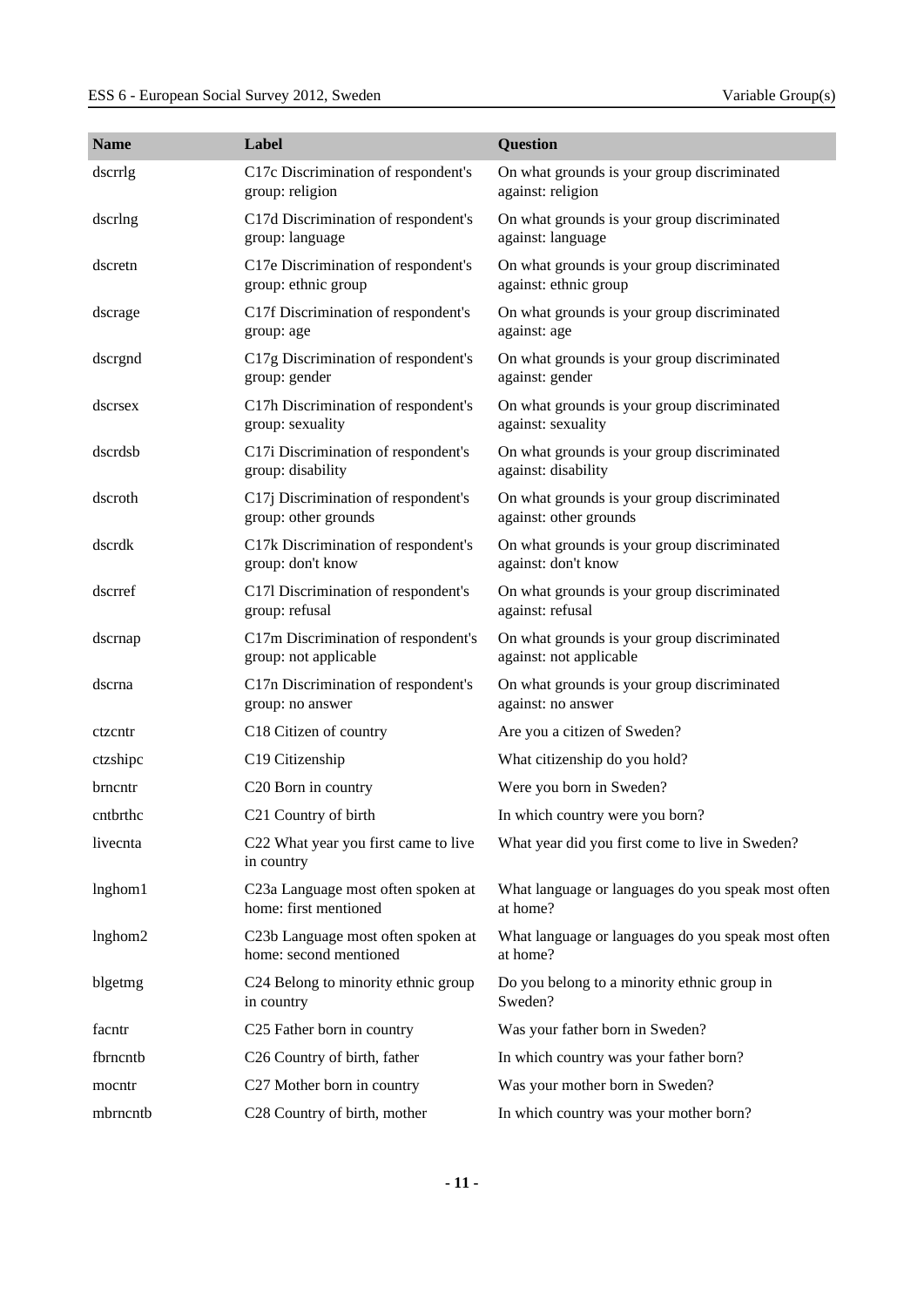| Name | Label | Question |
|---|---|---|
| dscrrlg | C17c Discrimination of respondent's group: religion | On what grounds is your group discriminated against: religion |
| dscrlng | C17d Discrimination of respondent's group: language | On what grounds is your group discriminated against: language |
| dscretn | C17e Discrimination of respondent's group: ethnic group | On what grounds is your group discriminated against: ethnic group |
| dscrage | C17f Discrimination of respondent's group: age | On what grounds is your group discriminated against: age |
| dscrgnd | C17g Discrimination of respondent's group: gender | On what grounds is your group discriminated against: gender |
| dscrsex | C17h Discrimination of respondent's group: sexuality | On what grounds is your group discriminated against: sexuality |
| dscrdsb | C17i Discrimination of respondent's group: disability | On what grounds is your group discriminated against: disability |
| dscroth | C17j Discrimination of respondent's group: other grounds | On what grounds is your group discriminated against: other grounds |
| dscrdk | C17k Discrimination of respondent's group: don't know | On what grounds is your group discriminated against: don't know |
| dscrref | C17l Discrimination of respondent's group: refusal | On what grounds is your group discriminated against: refusal |
| dscrnap | C17m Discrimination of respondent's group: not applicable | On what grounds is your group discriminated against: not applicable |
| dscrna | C17n Discrimination of respondent's group: no answer | On what grounds is your group discriminated against: no answer |
| ctzcntr | C18 Citizen of country | Are you a citizen of Sweden? |
| ctzshipc | C19 Citizenship | What citizenship do you hold? |
| brncntr | C20 Born in country | Were you born in Sweden? |
| cntbrthc | C21 Country of birth | In which country were you born? |
| livecnta | C22 What year you first came to live in country | What year did you first come to live in Sweden? |
| lnghom1 | C23a Language most often spoken at home: first mentioned | What language or languages do you speak most often at home? |
| lnghom2 | C23b Language most often spoken at home: second mentioned | What language or languages do you speak most often at home? |
| blgetmg | C24 Belong to minority ethnic group in country | Do you belong to a minority ethnic group in Sweden? |
| facntr | C25 Father born in country | Was your father born in Sweden? |
| fbrncntb | C26 Country of birth, father | In which country was your father born? |
| mocntr | C27 Mother born in country | Was your mother born in Sweden? |
| mbrncntb | C28 Country of birth, mother | In which country was your mother born? |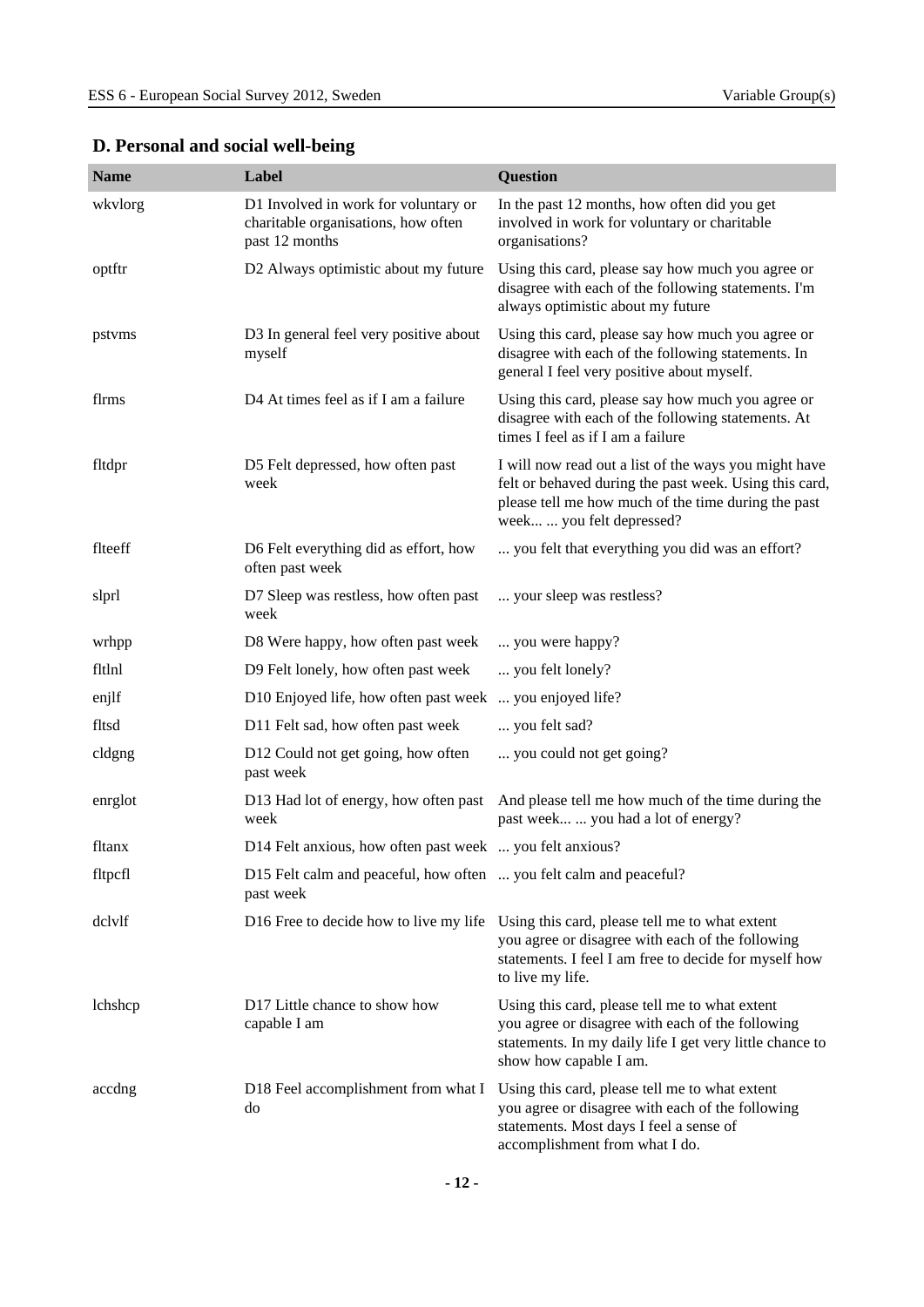## D. Personal and social well-being

| Name | Label | Question |
| --- | --- | --- |
| wkvlorg | D1 Involved in work for voluntary or charitable organisations, how often past 12 months | In the past 12 months, how often did you get involved in work for voluntary or charitable organisations? |
| optftr | D2 Always optimistic about my future | Using this card, please say how much you agree or disagree with each of the following statements. I'm always optimistic about my future |
| pstvms | D3 In general feel very positive about myself | Using this card, please say how much you agree or disagree with each of the following statements. In general I feel very positive about myself. |
| flrms | D4 At times feel as if I am a failure | Using this card, please say how much you agree or disagree with each of the following statements. At times I feel as if I am a failure |
| fltdpr | D5 Felt depressed, how often past week | I will now read out a list of the ways you might have felt or behaved during the past week. Using this card, please tell me how much of the time during the past week... ... you felt depressed? |
| flteeff | D6 Felt everything did as effort, how often past week | ... you felt that everything you did was an effort? |
| slprl | D7 Sleep was restless, how often past week | ... your sleep was restless? |
| wrhpp | D8 Were happy, how often past week | ... you were happy? |
| fltlnl | D9 Felt lonely, how often past week | ... you felt lonely? |
| enjlf | D10 Enjoyed life, how often past week | ... you enjoyed life? |
| fltsd | D11 Felt sad, how often past week | ... you felt sad? |
| cldgng | D12 Could not get going, how often past week | ... you could not get going? |
| enrglot | D13 Had lot of energy, how often past week | And please tell me how much of the time during the past week... ... you had a lot of energy? |
| fltanx | D14 Felt anxious, how often past week | ... you felt anxious? |
| fltpcfl | D15 Felt calm and peaceful, how often past week | ... you felt calm and peaceful? |
| dclvlf | D16 Free to decide how to live my life | Using this card, please tell me to what extent you agree or disagree with each of the following statements. I feel I am free to decide for myself how to live my life. |
| lchshcp | D17 Little chance to show how capable I am | Using this card, please tell me to what extent you agree or disagree with each of the following statements. In my daily life I get very little chance to show how capable I am. |
| accdng | D18 Feel accomplishment from what I do | Using this card, please tell me to what extent you agree or disagree with each of the following statements. Most days I feel a sense of accomplishment from what I do. |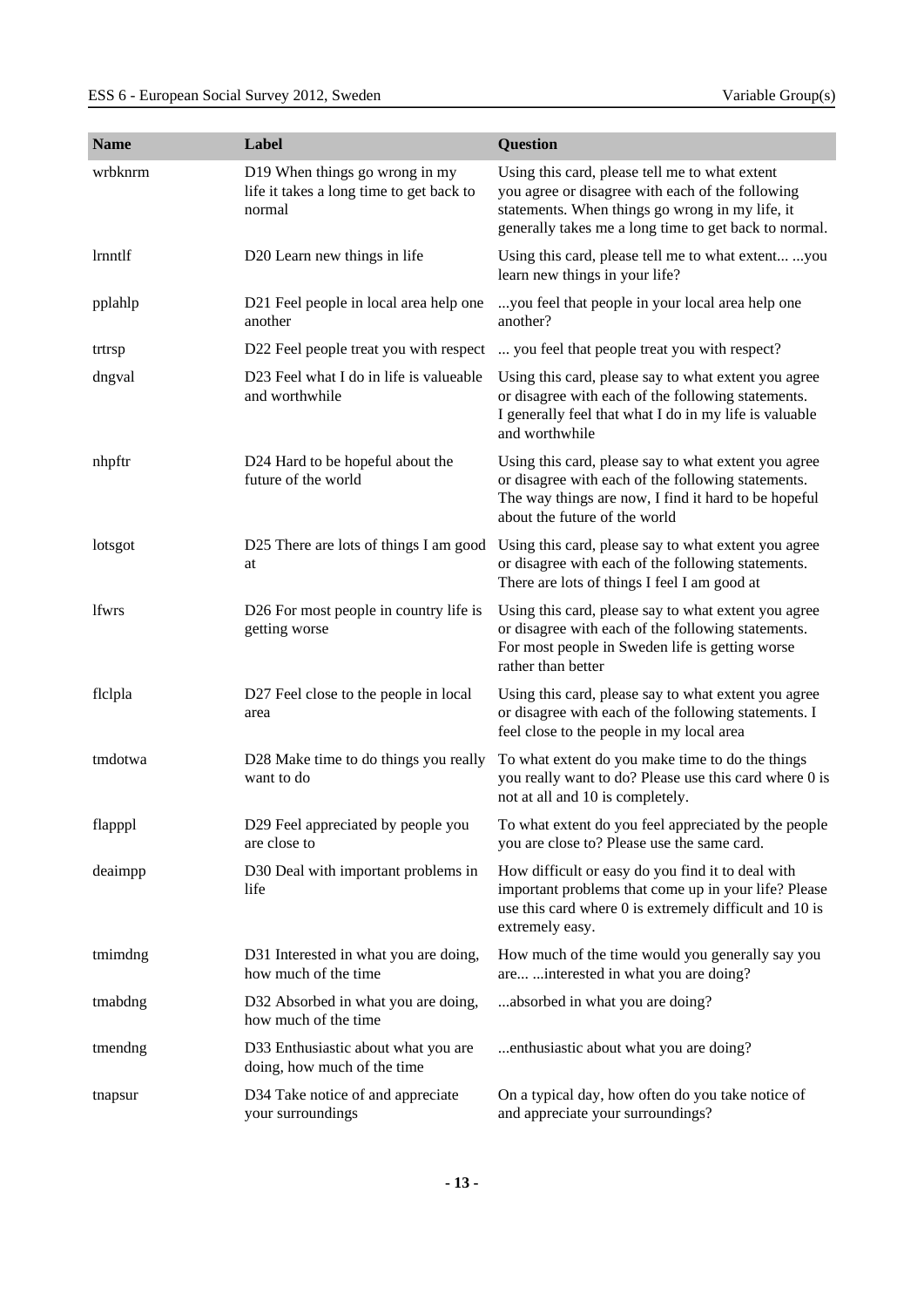| Name | Label | Question |
|---|---|---|
| wrbknrm | D19 When things go wrong in my life it takes a long time to get back to normal | Using this card, please tell me to what extent you agree or disagree with each of the following statements. When things go wrong in my life, it generally takes me a long time to get back to normal. |
| lrnntlf | D20 Learn new things in life | Using this card, please tell me to what extent... ...you learn new things in your life? |
| pplahlp | D21 Feel people in local area help one another | ...you feel that people in your local area help one another? |
| trtrsp | D22 Feel people treat you with respect | ... you feel that people treat you with respect? |
| dngval | D23 Feel what I do in life is valueable and worthwhile | Using this card, please say to what extent you agree or disagree with each of the following statements. I generally feel that what I do in my life is valuable and worthwhile |
| nhpftr | D24 Hard to be hopeful about the future of the world | Using this card, please say to what extent you agree or disagree with each of the following statements. The way things are now, I find it hard to be hopeful about the future of the world |
| lotsgot | D25 There are lots of things I am good at | Using this card, please say to what extent you agree or disagree with each of the following statements. There are lots of things I feel I am good at |
| lfwrs | D26 For most people in country life is getting worse | Using this card, please say to what extent you agree or disagree with each of the following statements. For most people in Sweden life is getting worse rather than better |
| flclpla | D27 Feel close to the people in local area | Using this card, please say to what extent you agree or disagree with each of the following statements. I feel close to the people in my local area |
| tmdotwa | D28 Make time to do things you really want to do | To what extent do you make time to do the things you really want to do? Please use this card where 0 is not at all and 10 is completely. |
| flapppl | D29 Feel appreciated by people you are close to | To what extent do you feel appreciated by the people you are close to? Please use the same card. |
| deaimpp | D30 Deal with important problems in life | How difficult or easy do you find it to deal with important problems that come up in your life? Please use this card where 0 is extremely difficult and 10 is extremely easy. |
| tmimdng | D31 Interested in what you are doing, how much of the time | How much of the time would you generally say you are... ...interested in what you are doing? |
| tmabdng | D32 Absorbed in what you are doing, how much of the time | ...absorbed in what you are doing? |
| tmendng | D33 Enthusiastic about what you are doing, how much of the time | ...enthusiastic about what you are doing? |
| tnapsur | D34 Take notice of and appreciate your surroundings | On a typical day, how often do you take notice of and appreciate your surroundings? |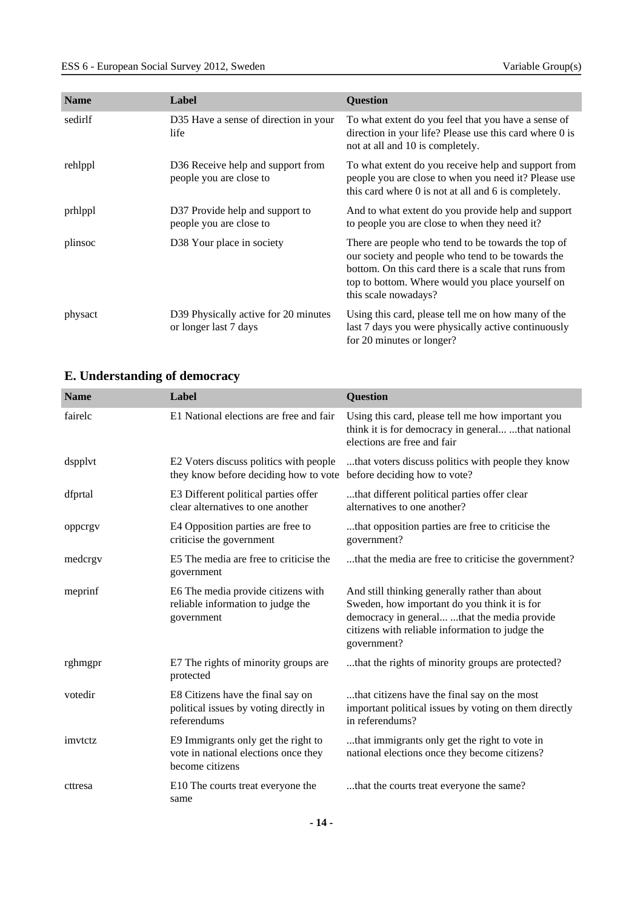| Name | Label | Question |
|---|---|---|
| sedirlf | D35 Have a sense of direction in your life | To what extent do you feel that you have a sense of direction in your life? Please use this card where 0 is not at all and 10 is completely. |
| rehlppl | D36 Receive help and support from people you are close to | To what extent do you receive help and support from people you are close to when you need it? Please use this card where 0 is not at all and 6 is completely. |
| prhlppl | D37 Provide help and support to people you are close to | And to what extent do you provide help and support to people you are close to when they need it? |
| plinsoc | D38 Your place in society | There are people who tend to be towards the top of our society and people who tend to be towards the bottom. On this card there is a scale that runs from top to bottom. Where would you place yourself on this scale nowadays? |
| physact | D39 Physically active for 20 minutes or longer last 7 days | Using this card, please tell me on how many of the last 7 days you were physically active continuously for 20 minutes or longer? |

## E. Understanding of democracy

| Name | Label | Question |
|---|---|---|
| fairelc | E1 National elections are free and fair | Using this card, please tell me how important you think it is for democracy in general... ...that national elections are free and fair |
| dspplvt | E2 Voters discuss politics with people they know before deciding how to vote | ...that voters discuss politics with people they know before deciding how to vote? |
| dfprtal | E3 Different political parties offer clear alternatives to one another | ...that different political parties offer clear alternatives to one another? |
| oppcrgv | E4 Opposition parties are free to criticise the government | ...that opposition parties are free to criticise the government? |
| medcrgv | E5 The media are free to criticise the government | ...that the media are free to criticise the government? |
| meprinf | E6 The media provide citizens with reliable information to judge the government | And still thinking generally rather than about Sweden, how important do you think it is for democracy in general... ...that the media provide citizens with reliable information to judge the government? |
| rghmgpr | E7 The rights of minority groups are protected | ...that the rights of minority groups are protected? |
| votedir | E8 Citizens have the final say on political issues by voting directly in referendums | ...that citizens have the final say on the most important political issues by voting on them directly in referendums? |
| imvtctz | E9 Immigrants only get the right to vote in national elections once they become citizens | ...that immigrants only get the right to vote in national elections once they become citizens? |
| cttresa | E10 The courts treat everyone the same | ...that the courts treat everyone the same? |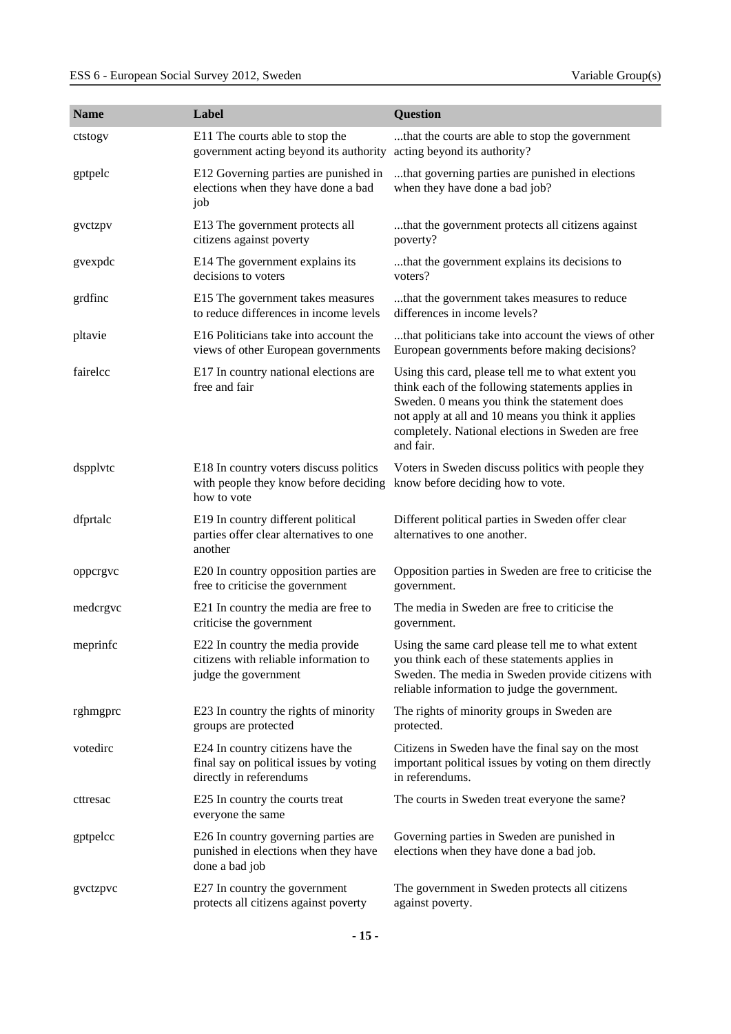| Name | Label | Question |
| --- | --- | --- |
| ctstogv | E11 The courts able to stop the government acting beyond its authority | ...that the courts are able to stop the government acting beyond its authority? |
| gptpelc | E12 Governing parties are punished in elections when they have done a bad job | ...that governing parties are punished in elections when they have done a bad job? |
| gvctzpv | E13 The government protects all citizens against poverty | ...that the government protects all citizens against poverty? |
| gvexpdc | E14 The government explains its decisions to voters | ...that the government explains its decisions to voters? |
| grdfinc | E15 The government takes measures to reduce differences in income levels | ...that the government takes measures to reduce differences in income levels? |
| pltavie | E16 Politicians take into account the views of other European governments | ...that politicians take into account the views of other European governments before making decisions? |
| fairelcc | E17 In country national elections are free and fair | Using this card, please tell me to what extent you think each of the following statements applies in Sweden. 0 means you think the statement does not apply at all and 10 means you think it applies completely. National elections in Sweden are free and fair. |
| dspplvtc | E18 In country voters discuss politics with people they know before deciding how to vote | Voters in Sweden discuss politics with people they know before deciding how to vote. |
| dfprtalc | E19 In country different political parties offer clear alternatives to one another | Different political parties in Sweden offer clear alternatives to one another. |
| oppcrgvc | E20 In country opposition parties are free to criticise the government | Opposition parties in Sweden are free to criticise the government. |
| medcrgvc | E21 In country the media are free to criticise the government | The media in Sweden are free to criticise the government. |
| meprinfc | E22 In country the media provide citizens with reliable information to judge the government | Using the same card please tell me to what extent you think each of these statements applies in Sweden. The media in Sweden provide citizens with reliable information to judge the government. |
| rghmgprc | E23 In country the rights of minority groups are protected | The rights of minority groups in Sweden are protected. |
| votedirc | E24 In country citizens have the final say on political issues by voting directly in referendums | Citizens in Sweden have the final say on the most important political issues by voting on them directly in referendums. |
| cttresac | E25 In country the courts treat everyone the same | The courts in Sweden treat everyone the same? |
| gptpelcc | E26 In country governing parties are punished in elections when they have done a bad job | Governing parties in Sweden are punished in elections when they have done a bad job. |
| gvctzpvc | E27 In country the government protects all citizens against poverty | The government in Sweden protects all citizens against poverty. |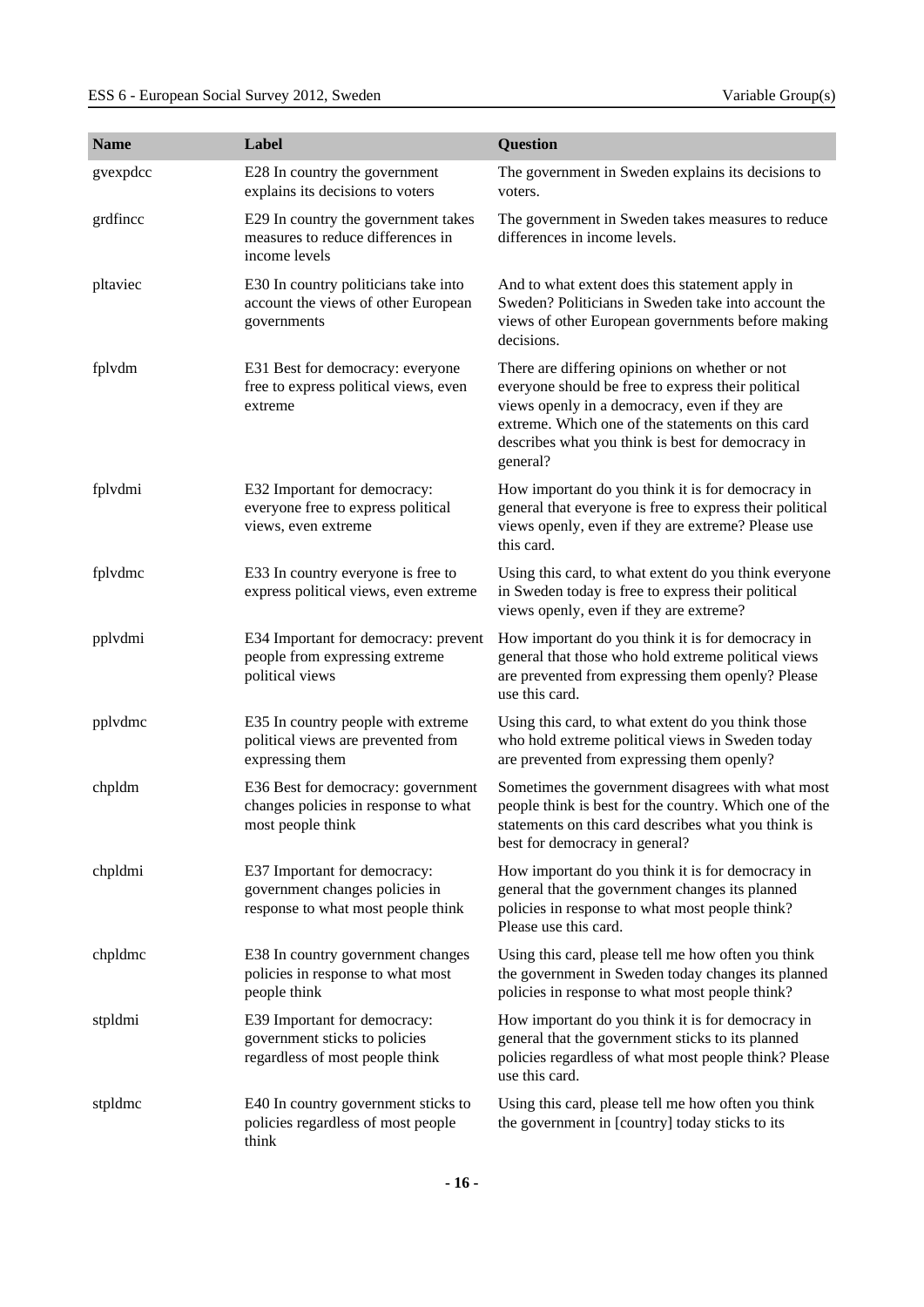| Name | Label | Question |
| --- | --- | --- |
| gvexpdcc | E28 In country the government explains its decisions to voters | The government in Sweden explains its decisions to voters. |
| grdfincc | E29 In country the government takes measures to reduce differences in income levels | The government in Sweden takes measures to reduce differences in income levels. |
| pltaviec | E30 In country politicians take into account the views of other European governments | And to what extent does this statement apply in Sweden? Politicians in Sweden take into account the views of other European governments before making decisions. |
| fplvdm | E31 Best for democracy: everyone free to express political views, even extreme | There are differing opinions on whether or not everyone should be free to express their political views openly in a democracy, even if they are extreme. Which one of the statements on this card describes what you think is best for democracy in general? |
| fplvdmi | E32 Important for democracy: everyone free to express political views, even extreme | How important do you think it is for democracy in general that everyone is free to express their political views openly, even if they are extreme? Please use this card. |
| fplvdmc | E33 In country everyone is free to express political views, even extreme | Using this card, to what extent do you think everyone in Sweden today is free to express their political views openly, even if they are extreme? |
| pplvdmi | E34 Important for democracy: prevent people from expressing extreme political views | How important do you think it is for democracy in general that those who hold extreme political views are prevented from expressing them openly? Please use this card. |
| pplvdmc | E35 In country people with extreme political views are prevented from expressing them | Using this card, to what extent do you think those who hold extreme political views in Sweden today are prevented from expressing them openly? |
| chpldm | E36 Best for democracy: government changes policies in response to what most people think | Sometimes the government disagrees with what most people think is best for the country. Which one of the statements on this card describes what you think is best for democracy in general? |
| chpldmi | E37 Important for democracy: government changes policies in response to what most people think | How important do you think it is for democracy in general that the government changes its planned policies in response to what most people think? Please use this card. |
| chpldmc | E38 In country government changes policies in response to what most people think | Using this card, please tell me how often you think the government in Sweden today changes its planned policies in response to what most people think? |
| stpldmi | E39 Important for democracy: government sticks to policies regardless of most people think | How important do you think it is for democracy in general that the government sticks to its planned policies regardless of what most people think? Please use this card. |
| stpldmc | E40 In country government sticks to policies regardless of most people think | Using this card, please tell me how often you think the government in [country] today sticks to its |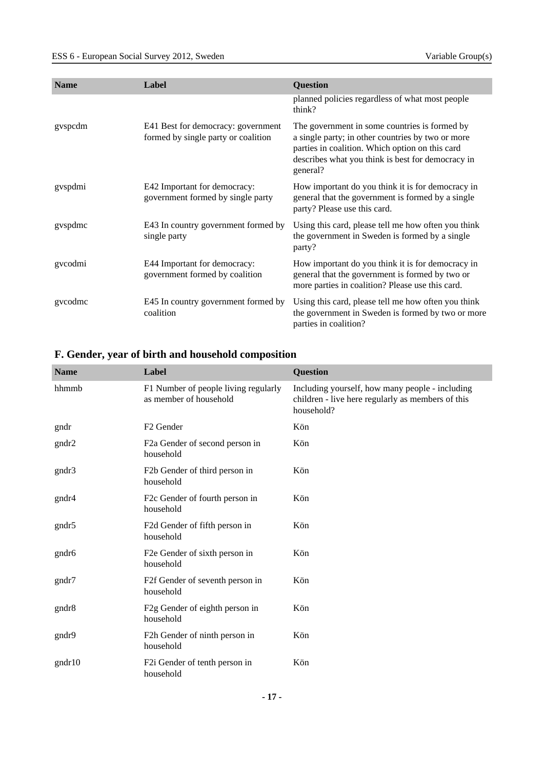| Name | Label | Question |
|---|---|---|
| | | planned policies regardless of what most people think? |
| gvspcdm | E41 Best for democracy: government formed by single party or coalition | The government in some countries is formed by a single party; in other countries by two or more parties in coalition. Which option on this card describes what you think is best for democracy in general? |
| gvspdmi | E42 Important for democracy: government formed by single party | How important do you think it is for democracy in general that the government is formed by a single party? Please use this card. |
| gvspdmc | E43 In country government formed by single party | Using this card, please tell me how often you think the government in Sweden is formed by a single party? |
| gvcodmi | E44 Important for democracy: government formed by coalition | How important do you think it is for democracy in general that the government is formed by two or more parties in coalition? Please use this card. |
| gvcodmc | E45 In country government formed by coalition | Using this card, please tell me how often you think the government in Sweden is formed by two or more parties in coalition? |

## F. Gender, year of birth and household composition

| Name | Label | Question |
|---|---|---|
| hhmmb | F1 Number of people living regularly as member of household | Including yourself, how many people - including children - live here regularly as members of this household? |
| gndr | F2 Gender | Kön |
| gndr2 | F2a Gender of second person in household | Kön |
| gndr3 | F2b Gender of third person in household | Kön |
| gndr4 | F2c Gender of fourth person in household | Kön |
| gndr5 | F2d Gender of fifth person in household | Kön |
| gndr6 | F2e Gender of sixth person in household | Kön |
| gndr7 | F2f Gender of seventh person in household | Kön |
| gndr8 | F2g Gender of eighth person in household | Kön |
| gndr9 | F2h Gender of ninth person in household | Kön |
| gndr10 | F2i Gender of tenth person in household | Kön |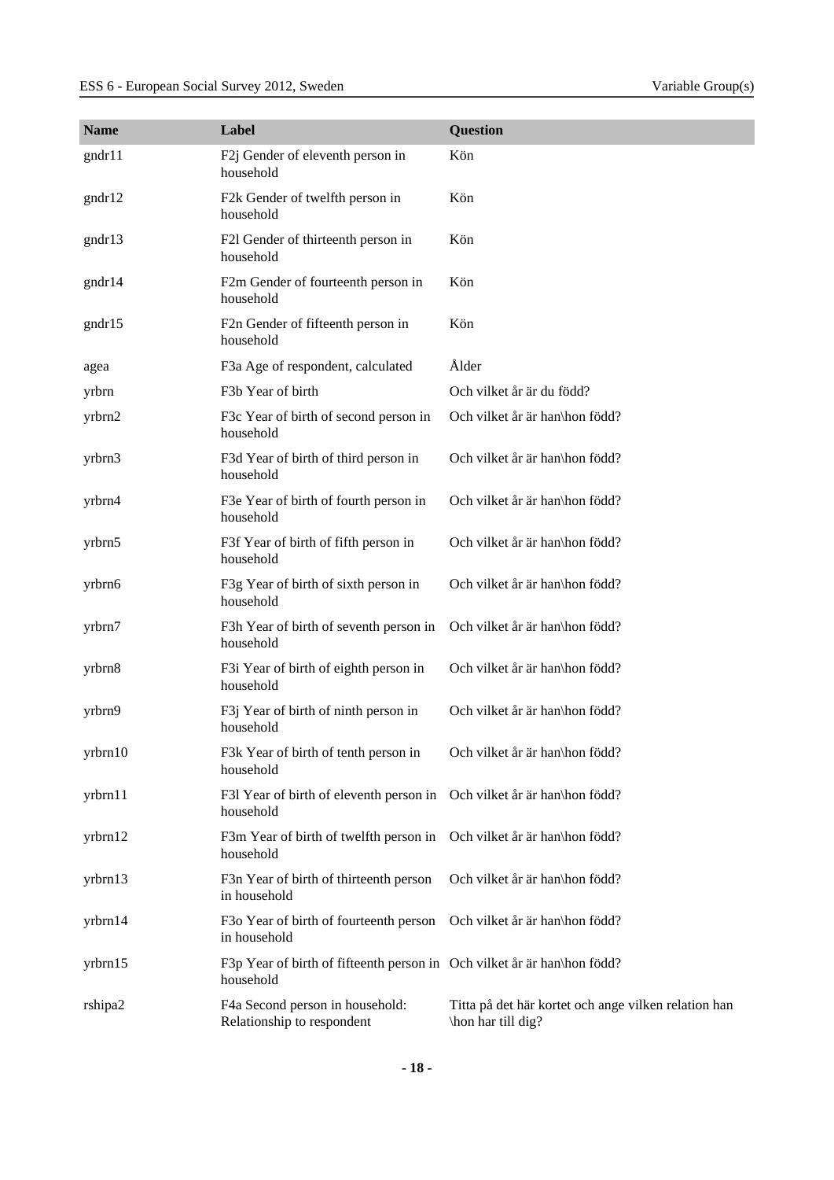| Name | Label | Question |
|---|---|---|
| gndr11 | F2j Gender of eleventh person in household | Kön |
| gndr12 | F2k Gender of twelfth person in household | Kön |
| gndr13 | F2l Gender of thirteenth person in household | Kön |
| gndr14 | F2m Gender of fourteenth person in household | Kön |
| gndr15 | F2n Gender of fifteenth person in household | Kön |
| agea | F3a Age of respondent, calculated | Ålder |
| yrbrn | F3b Year of birth | Och vilket år är du född? |
| yrbrn2 | F3c Year of birth of second person in household | Och vilket år är han\hon född? |
| yrbrn3 | F3d Year of birth of third person in household | Och vilket år är han\hon född? |
| yrbrn4 | F3e Year of birth of fourth person in household | Och vilket år är han\hon född? |
| yrbrn5 | F3f Year of birth of fifth person in household | Och vilket år är han\hon född? |
| yrbrn6 | F3g Year of birth of sixth person in household | Och vilket år är han\hon född? |
| yrbrn7 | F3h Year of birth of seventh person in household | Och vilket år är han\hon född? |
| yrbrn8 | F3i Year of birth of eighth person in household | Och vilket år är han\hon född? |
| yrbrn9 | F3j Year of birth of ninth person in household | Och vilket år är han\hon född? |
| yrbrn10 | F3k Year of birth of tenth person in household | Och vilket år är han\hon född? |
| yrbrn11 | F3l Year of birth of eleventh person in household | Och vilket år är han\hon född? |
| yrbrn12 | F3m Year of birth of twelfth person in household | Och vilket år är han\hon född? |
| yrbrn13 | F3n Year of birth of thirteenth person in household | Och vilket år är han\hon född? |
| yrbrn14 | F3o Year of birth of fourteenth person in household | Och vilket år är han\hon född? |
| yrbrn15 | F3p Year of birth of fifteenth person in household | Och vilket år är han\hon född? |
| rshipa2 | F4a Second person in household: Relationship to respondent | Titta på det här kortet och ange vilken relation han \hon har till dig? |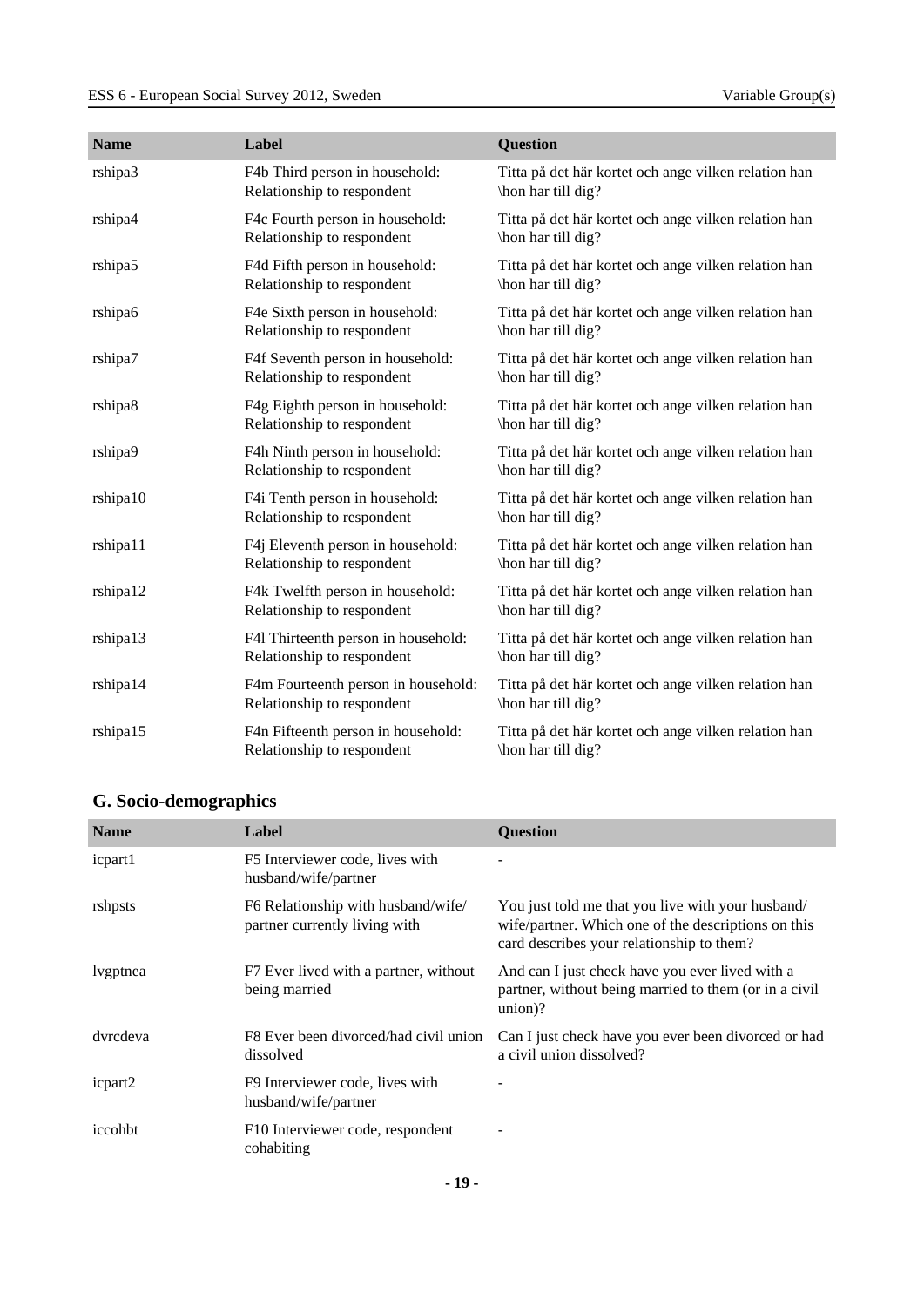| Name | Label | Question |
|---|---|---|
| rshipa3 | F4b Third person in household: Relationship to respondent | Titta på det här kortet och ange vilken relation han \hon har till dig? |
| rshipa4 | F4c Fourth person in household: Relationship to respondent | Titta på det här kortet och ange vilken relation han \hon har till dig? |
| rshipa5 | F4d Fifth person in household: Relationship to respondent | Titta på det här kortet och ange vilken relation han \hon har till dig? |
| rshipa6 | F4e Sixth person in household: Relationship to respondent | Titta på det här kortet och ange vilken relation han \hon har till dig? |
| rshipa7 | F4f Seventh person in household: Relationship to respondent | Titta på det här kortet och ange vilken relation han \hon har till dig? |
| rshipa8 | F4g Eighth person in household: Relationship to respondent | Titta på det här kortet och ange vilken relation han \hon har till dig? |
| rshipa9 | F4h Ninth person in household: Relationship to respondent | Titta på det här kortet och ange vilken relation han \hon har till dig? |
| rshipa10 | F4i Tenth person in household: Relationship to respondent | Titta på det här kortet och ange vilken relation han \hon har till dig? |
| rshipa11 | F4j Eleventh person in household: Relationship to respondent | Titta på det här kortet och ange vilken relation han \hon har till dig? |
| rshipa12 | F4k Twelfth person in household: Relationship to respondent | Titta på det här kortet och ange vilken relation han \hon har till dig? |
| rshipa13 | F4l Thirteenth person in household: Relationship to respondent | Titta på det här kortet och ange vilken relation han \hon har till dig? |
| rshipa14 | F4m Fourteenth person in household: Relationship to respondent | Titta på det här kortet och ange vilken relation han \hon har till dig? |
| rshipa15 | F4n Fifteenth person in household: Relationship to respondent | Titta på det här kortet och ange vilken relation han \hon har till dig? |

## G. Socio-demographics

| Name | Label | Question |
|---|---|---|
| icpart1 | F5 Interviewer code, lives with husband/wife/partner | - |
| rshpsts | F6 Relationship with husband/wife/ partner currently living with | You just told me that you live with your husband/ wife/partner. Which one of the descriptions on this card describes your relationship to them? |
| lvgptnea | F7 Ever lived with a partner, without being married | And can I just check have you ever lived with a partner, without being married to them (or in a civil union)? |
| dvrcdeva | F8 Ever been divorced/had civil union dissolved | Can I just check have you ever been divorced or had a civil union dissolved? |
| icpart2 | F9 Interviewer code, lives with husband/wife/partner | - |
| iccohbt | F10 Interviewer code, respondent cohabiting | - |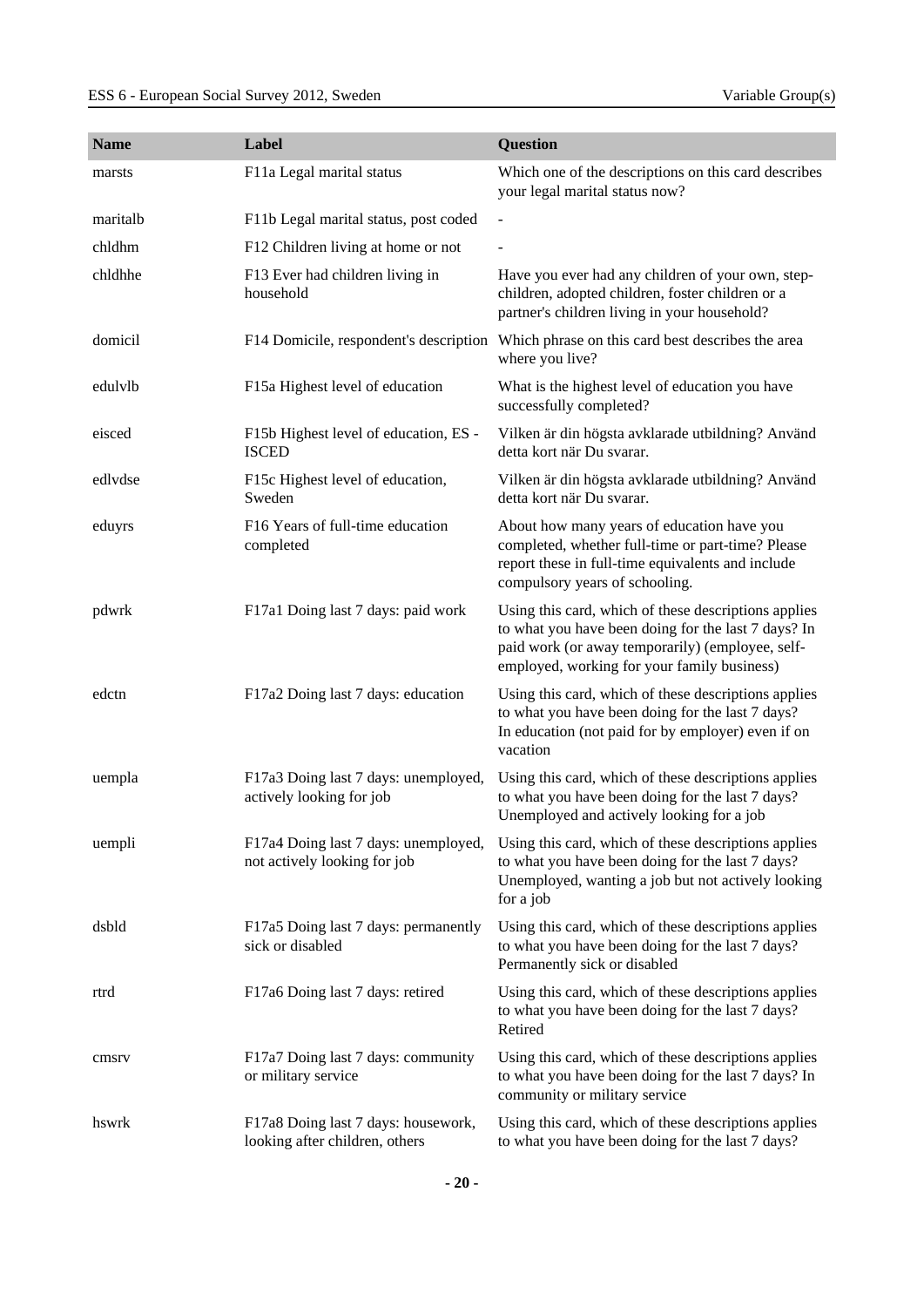| Name | Label | Question |
|---|---|---|
| marsts | F11a Legal marital status | Which one of the descriptions on this card describes your legal marital status now? |
| maritalb | F11b Legal marital status, post coded | - |
| chldhm | F12 Children living at home or not | - |
| chldhhe | F13 Ever had children living in household | Have you ever had any children of your own, step-children, adopted children, foster children or a partner's children living in your household? |
| domicil | F14 Domicile, respondent's description | Which phrase on this card best describes the area where you live? |
| edulvlb | F15a Highest level of education | What is the highest level of education you have successfully completed? |
| eisced | F15b Highest level of education, ES - ISCED | Vilken är din högsta avklarade utbildning? Använd detta kort när Du svarar. |
| edlvdse | F15c Highest level of education, Sweden | Vilken är din högsta avklarade utbildning? Använd detta kort när Du svarar. |
| eduyrs | F16 Years of full-time education completed | About how many years of education have you completed, whether full-time or part-time? Please report these in full-time equivalents and include compulsory years of schooling. |
| pdwrk | F17a1 Doing last 7 days: paid work | Using this card, which of these descriptions applies to what you have been doing for the last 7 days? In paid work (or away temporarily) (employee, self-employed, working for your family business) |
| edctn | F17a2 Doing last 7 days: education | Using this card, which of these descriptions applies to what you have been doing for the last 7 days? In education (not paid for by employer) even if on vacation |
| uempla | F17a3 Doing last 7 days: unemployed, actively looking for job | Using this card, which of these descriptions applies to what you have been doing for the last 7 days? Unemployed and actively looking for a job |
| uempli | F17a4 Doing last 7 days: unemployed, not actively looking for job | Using this card, which of these descriptions applies to what you have been doing for the last 7 days? Unemployed, wanting a job but not actively looking for a job |
| dsbld | F17a5 Doing last 7 days: permanently sick or disabled | Using this card, which of these descriptions applies to what you have been doing for the last 7 days? Permanently sick or disabled |
| rtrd | F17a6 Doing last 7 days: retired | Using this card, which of these descriptions applies to what you have been doing for the last 7 days? Retired |
| cmsrv | F17a7 Doing last 7 days: community or military service | Using this card, which of these descriptions applies to what you have been doing for the last 7 days? In community or military service |
| hswrk | F17a8 Doing last 7 days: housework, looking after children, others | Using this card, which of these descriptions applies to what you have been doing for the last 7 days? |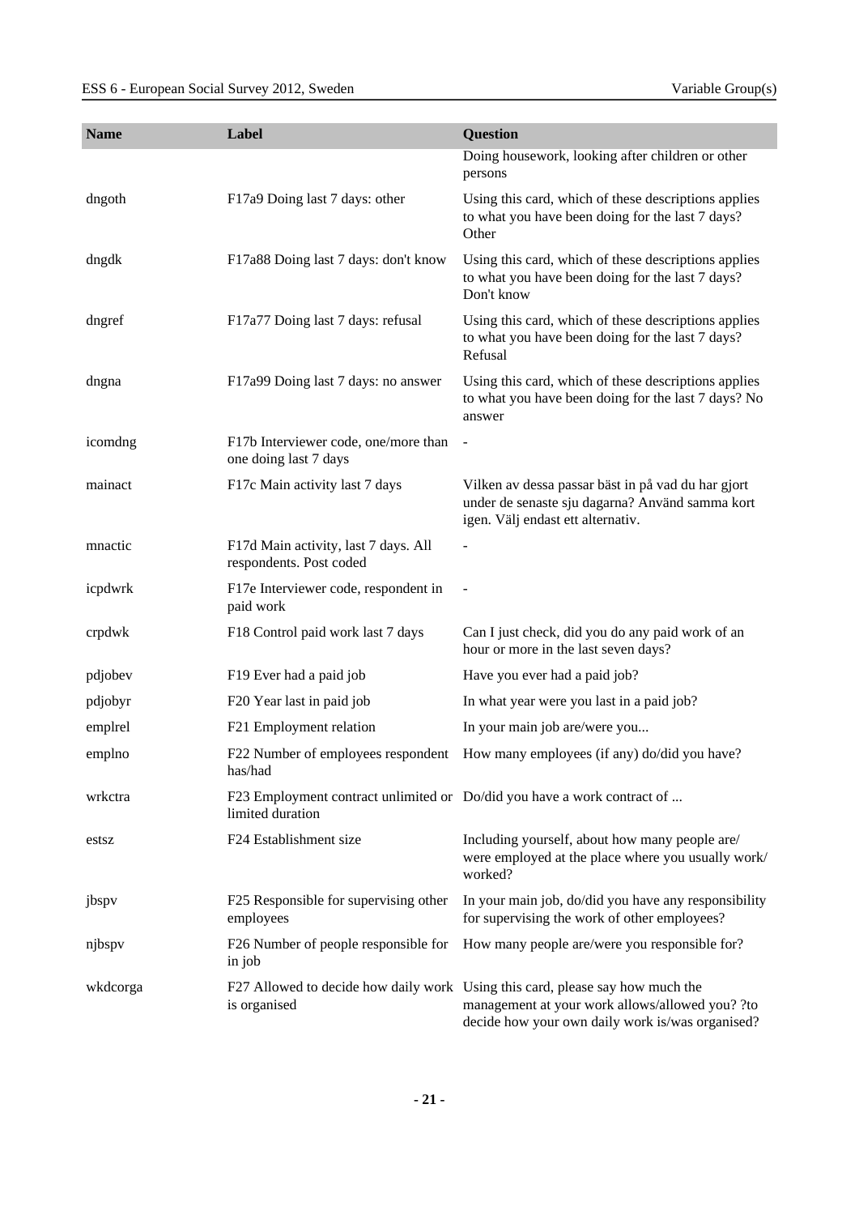| Name | Label | Question |
|---|---|---|
| | | Doing housework, looking after children or other persons |
| dngoth | F17a9 Doing last 7 days: other | Using this card, which of these descriptions applies to what you have been doing for the last 7 days? Other |
| dngdk | F17a88 Doing last 7 days: don't know | Using this card, which of these descriptions applies to what you have been doing for the last 7 days? Don't know |
| dngref | F17a77 Doing last 7 days: refusal | Using this card, which of these descriptions applies to what you have been doing for the last 7 days? Refusal |
| dngna | F17a99 Doing last 7 days: no answer | Using this card, which of these descriptions applies to what you have been doing for the last 7 days? No answer |
| icomdng | F17b Interviewer code, one/more than one doing last 7 days | - |
| mainact | F17c Main activity last 7 days | Vilken av dessa passar bäst in på vad du har gjort under de senaste sju dagarna? Använd samma kort igen. Välj endast ett alternativ. |
| mnactic | F17d Main activity, last 7 days. All respondents. Post coded | - |
| icpdwrk | F17e Interviewer code, respondent in paid work | - |
| crpdwk | F18 Control paid work last 7 days | Can I just check, did you do any paid work of an hour or more in the last seven days? |
| pdjobev | F19 Ever had a paid job | Have you ever had a paid job? |
| pdjobyr | F20 Year last in paid job | In what year were you last in a paid job? |
| emplrel | F21 Employment relation | In your main job are/were you... |
| emplno | F22 Number of employees respondent has/had | How many employees (if any) do/did you have? |
| wrkctra | F23 Employment contract unlimited or limited duration | Do/did you have a work contract of ... |
| estsz | F24 Establishment size | Including yourself, about how many people are/were employed at the place where you usually work/worked? |
| jbspv | F25 Responsible for supervising other employees | In your main job, do/did you have any responsibility for supervising the work of other employees? |
| njbspv | F26 Number of people responsible for in job | How many people are/were you responsible for? |
| wkdcorga | F27 Allowed to decide how daily work is organised | Using this card, please say how much the management at your work allows/allowed you? ?to decide how your own daily work is/was organised? |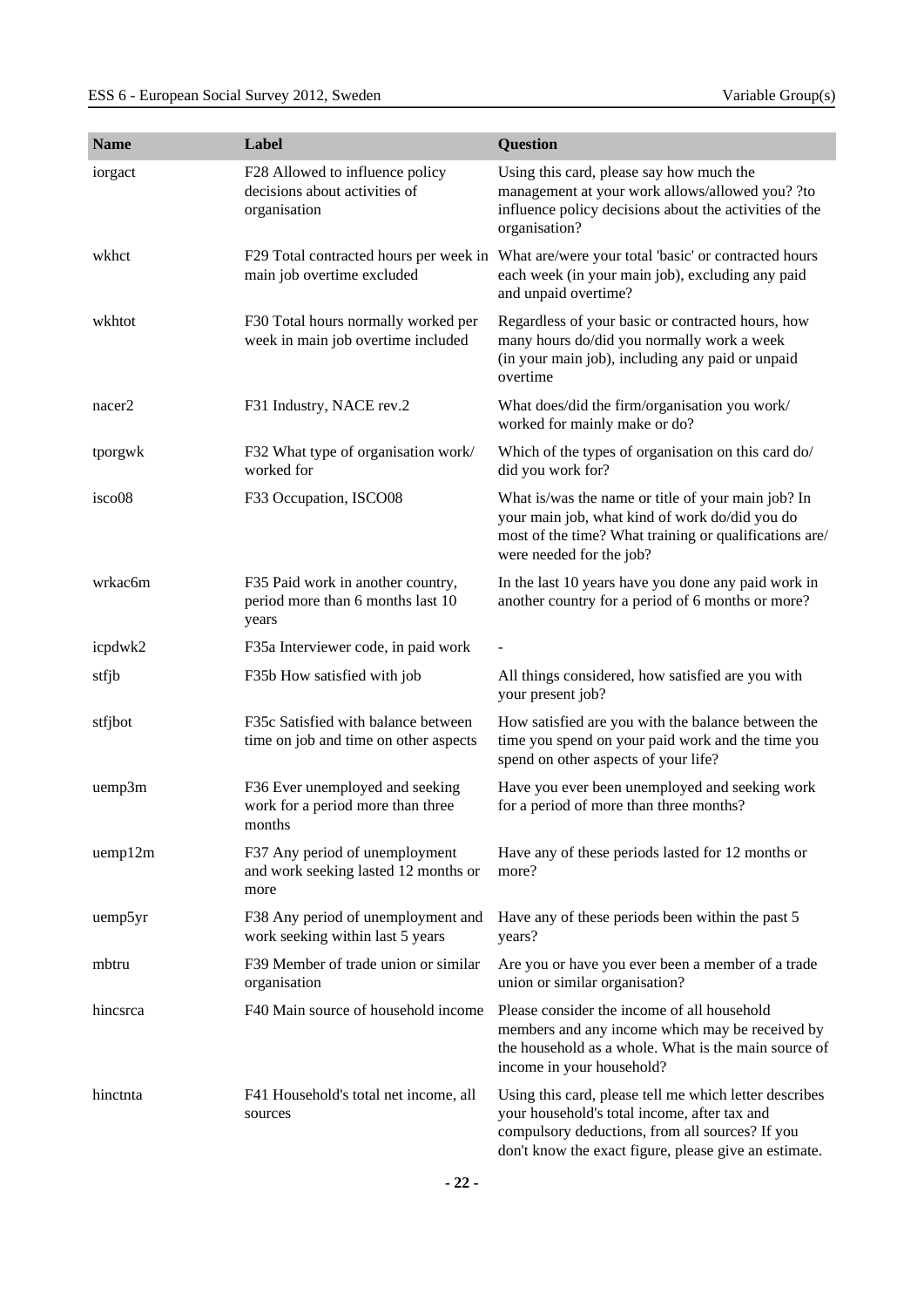| Name | Label | Question |
|---|---|---|
| iorgact | F28 Allowed to influence policy decisions about activities of organisation | Using this card, please say how much the management at your work allows/allowed you? ?to influence policy decisions about the activities of the organisation? |
| wkhct | F29 Total contracted hours per week in main job overtime excluded | What are/were your total 'basic' or contracted hours each week (in your main job), excluding any paid and unpaid overtime? |
| wkhtot | F30 Total hours normally worked per week in main job overtime included | Regardless of your basic or contracted hours, how many hours do/did you normally work a week (in your main job), including any paid or unpaid overtime |
| nacer2 | F31 Industry, NACE rev.2 | What does/did the firm/organisation you work/ worked for mainly make or do? |
| tporgwk | F32 What type of organisation work/ worked for | Which of the types of organisation on this card do/ did you work for? |
| isco08 | F33 Occupation, ISCO08 | What is/was the name or title of your main job? In your main job, what kind of work do/did you do most of the time? What training or qualifications are/ were needed for the job? |
| wrkac6m | F35 Paid work in another country, period more than 6 months last 10 years | In the last 10 years have you done any paid work in another country for a period of 6 months or more? |
| icpdwk2 | F35a Interviewer code, in paid work | - |
| stfjb | F35b How satisfied with job | All things considered, how satisfied are you with your present job? |
| stfjbot | F35c Satisfied with balance between time on job and time on other aspects | How satisfied are you with the balance between the time you spend on your paid work and the time you spend on other aspects of your life? |
| uemp3m | F36 Ever unemployed and seeking work for a period more than three months | Have you ever been unemployed and seeking work for a period of more than three months? |
| uemp12m | F37 Any period of unemployment and work seeking lasted 12 months or more | Have any of these periods lasted for 12 months or more? |
| uemp5yr | F38 Any period of unemployment and work seeking within last 5 years | Have any of these periods been within the past 5 years? |
| mbtru | F39 Member of trade union or similar organisation | Are you or have you ever been a member of a trade union or similar organisation? |
| hincsrca | F40 Main source of household income | Please consider the income of all household members and any income which may be received by the household as a whole. What is the main source of income in your household? |
| hinctnta | F41 Household's total net income, all sources | Using this card, please tell me which letter describes your household's total income, after tax and compulsory deductions, from all sources? If you don't know the exact figure, please give an estimate. |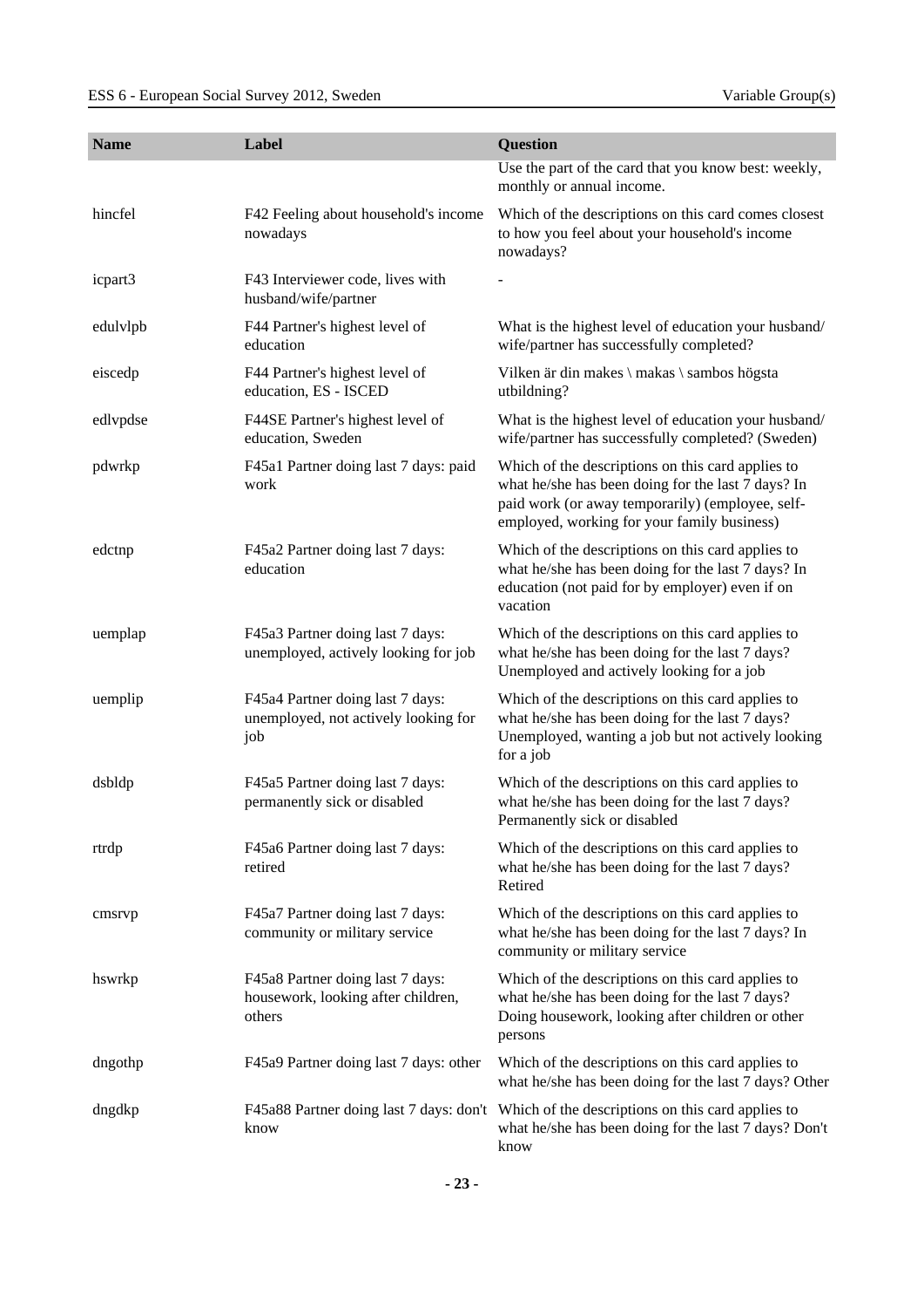| Name | Label | Question |
|---|---|---|
| | | Use the part of the card that you know best: weekly, monthly or annual income. |
| hincfel | F42 Feeling about household's income nowadays | Which of the descriptions on this card comes closest to how you feel about your household's income nowadays? |
| icpart3 | F43 Interviewer code, lives with husband/wife/partner | - |
| edulvlpb | F44 Partner's highest level of education | What is the highest level of education your husband/ wife/partner has successfully completed? |
| eiscedp | F44 Partner's highest level of education, ES - ISCED | Vilken är din makes \ makas \ sambos högsta utbildning? |
| edlvpdse | F44SE Partner's highest level of education, Sweden | What is the highest level of education your husband/ wife/partner has successfully completed? (Sweden) |
| pdwrkp | F45a1 Partner doing last 7 days: paid work | Which of the descriptions on this card applies to what he/she has been doing for the last 7 days? In paid work (or away temporarily) (employee, self-employed, working for your family business) |
| edctnp | F45a2 Partner doing last 7 days: education | Which of the descriptions on this card applies to what he/she has been doing for the last 7 days? In education (not paid for by employer) even if on vacation |
| uemplap | F45a3 Partner doing last 7 days: unemployed, actively looking for job | Which of the descriptions on this card applies to what he/she has been doing for the last 7 days? Unemployed and actively looking for a job |
| uemplip | F45a4 Partner doing last 7 days: unemployed, not actively looking for job | Which of the descriptions on this card applies to what he/she has been doing for the last 7 days? Unemployed, wanting a job but not actively looking for a job |
| dsbldp | F45a5 Partner doing last 7 days: permanently sick or disabled | Which of the descriptions on this card applies to what he/she has been doing for the last 7 days? Permanently sick or disabled |
| rtrdp | F45a6 Partner doing last 7 days: retired | Which of the descriptions on this card applies to what he/she has been doing for the last 7 days? Retired |
| cmsrvp | F45a7 Partner doing last 7 days: community or military service | Which of the descriptions on this card applies to what he/she has been doing for the last 7 days? In community or military service |
| hswrkp | F45a8 Partner doing last 7 days: housework, looking after children, others | Which of the descriptions on this card applies to what he/she has been doing for the last 7 days? Doing housework, looking after children or other persons |
| dngothp | F45a9 Partner doing last 7 days: other | Which of the descriptions on this card applies to what he/she has been doing for the last 7 days? Other |
| dngdkp | F45a88 Partner doing last 7 days: don't know | Which of the descriptions on this card applies to what he/she has been doing for the last 7 days? Don't know |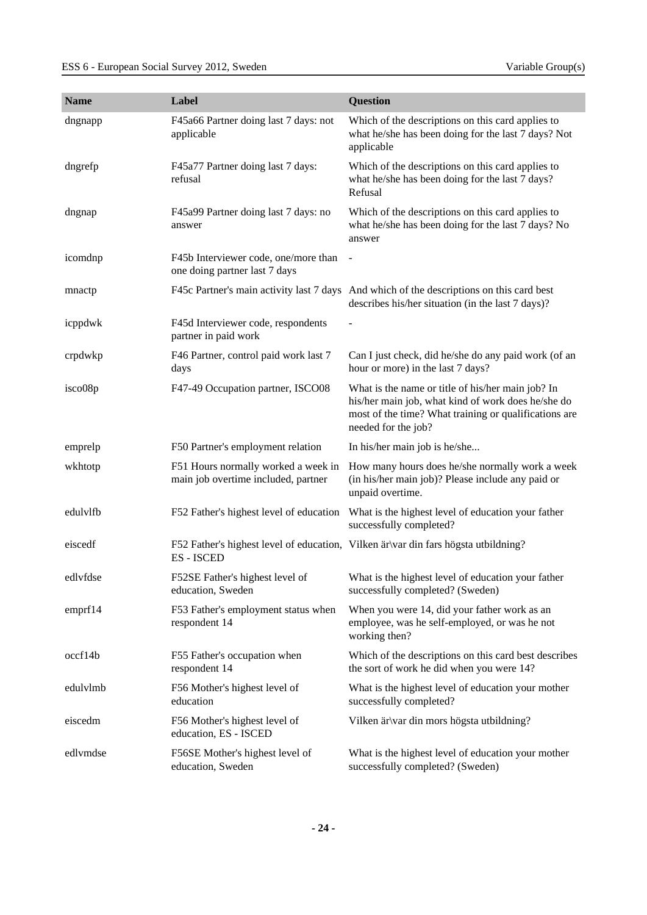| Name | Label | Question |
|---|---|---|
| dngnapp | F45a66 Partner doing last 7 days: not applicable | Which of the descriptions on this card applies to what he/she has been doing for the last 7 days? Not applicable |
| dngrefp | F45a77 Partner doing last 7 days: refusal | Which of the descriptions on this card applies to what he/she has been doing for the last 7 days? Refusal |
| dngnap | F45a99 Partner doing last 7 days: no answer | Which of the descriptions on this card applies to what he/she has been doing for the last 7 days? No answer |
| icomdnp | F45b Interviewer code, one/more than one doing partner last 7 days | - |
| mnactp | F45c Partner's main activity last 7 days | And which of the descriptions on this card best describes his/her situation (in the last 7 days)? |
| icppdwk | F45d Interviewer code, respondents partner in paid work | - |
| crpdwkp | F46 Partner, control paid work last 7 days | Can I just check, did he/she do any paid work (of an hour or more) in the last 7 days? |
| isco08p | F47-49 Occupation partner, ISCO08 | What is the name or title of his/her main job? In his/her main job, what kind of work does he/she do most of the time? What training or qualifications are needed for the job? |
| emprelp | F50 Partner's employment relation | In his/her main job is he/she... |
| wkhtotp | F51 Hours normally worked a week in main job overtime included, partner | How many hours does he/she normally work a week (in his/her main job)? Please include any paid or unpaid overtime. |
| edulvlfb | F52 Father's highest level of education | What is the highest level of education your father successfully completed? |
| eiscedf | F52 Father's highest level of education, ES - ISCED | Vilken är\var din fars högsta utbildning? |
| edlvfdse | F52SE Father's highest level of education, Sweden | What is the highest level of education your father successfully completed? (Sweden) |
| emprf14 | F53 Father's employment status when respondent 14 | When you were 14, did your father work as an employee, was he self-employed, or was he not working then? |
| occf14b | F55 Father's occupation when respondent 14 | Which of the descriptions on this card best describes the sort of work he did when you were 14? |
| edulvlmb | F56 Mother's highest level of education | What is the highest level of education your mother successfully completed? |
| eiscedm | F56 Mother's highest level of education, ES - ISCED | Vilken är\var din mors högsta utbildning? |
| edlvmdse | F56SE Mother's highest level of education, Sweden | What is the highest level of education your mother successfully completed? (Sweden) |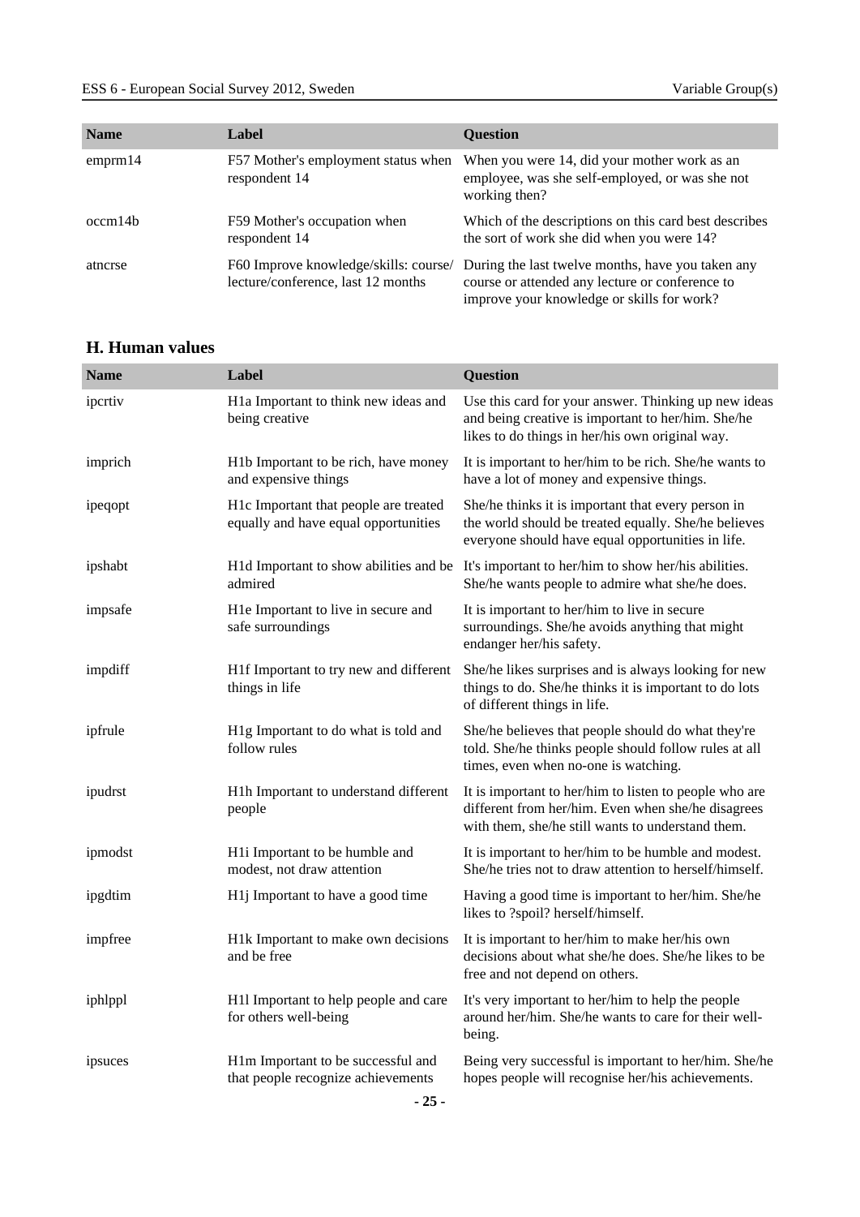| Name | Label | Question |
|---|---|---|
| emprm14 | F57 Mother's employment status when respondent 14 | When you were 14, did your mother work as an employee, was she self-employed, or was she not working then? |
| occm14b | F59 Mother's occupation when respondent 14 | Which of the descriptions on this card best describes the sort of work she did when you were 14? |
| atncrse | F60 Improve knowledge/skills: course/ lecture/conference, last 12 months | During the last twelve months, have you taken any course or attended any lecture or conference to improve your knowledge or skills for work? |

## H. Human values

| Name | Label | Question |
|---|---|---|
| ipcrtiv | H1a Important to think new ideas and being creative | Use this card for your answer. Thinking up new ideas and being creative is important to her/him. She/he likes to do things in her/his own original way. |
| imprich | H1b Important to be rich, have money and expensive things | It is important to her/him to be rich. She/he wants to have a lot of money and expensive things. |
| ipeqopt | H1c Important that people are treated equally and have equal opportunities | She/he thinks it is important that every person in the world should be treated equally. She/he believes everyone should have equal opportunities in life. |
| ipshabt | H1d Important to show abilities and be admired | It's important to her/him to show her/his abilities. She/he wants people to admire what she/he does. |
| impsafe | H1e Important to live in secure and safe surroundings | It is important to her/him to live in secure surroundings. She/he avoids anything that might endanger her/his safety. |
| impdiff | H1f Important to try new and different things in life | She/he likes surprises and is always looking for new things to do. She/he thinks it is important to do lots of different things in life. |
| ipfrule | H1g Important to do what is told and follow rules | She/he believes that people should do what they're told. She/he thinks people should follow rules at all times, even when no-one is watching. |
| ipudrst | H1h Important to understand different people | It is important to her/him to listen to people who are different from her/him. Even when she/he disagrees with them, she/he still wants to understand them. |
| ipmodst | H1i Important to be humble and modest, not draw attention | It is important to her/him to be humble and modest. She/he tries not to draw attention to herself/himself. |
| ipgdtim | H1j Important to have a good time | Having a good time is important to her/him. She/he likes to ?spoil? herself/himself. |
| impfree | H1k Important to make own decisions and be free | It is important to her/him to make her/his own decisions about what she/he does. She/he likes to be free and not depend on others. |
| iphlppl | H1l Important to help people and care for others well-being | It's very important to her/him to help the people around her/him. She/he wants to care for their well-being. |
| ipsuces | H1m Important to be successful and that people recognize achievements | Being very successful is important to her/him. She/he hopes people will recognise her/his achievements. |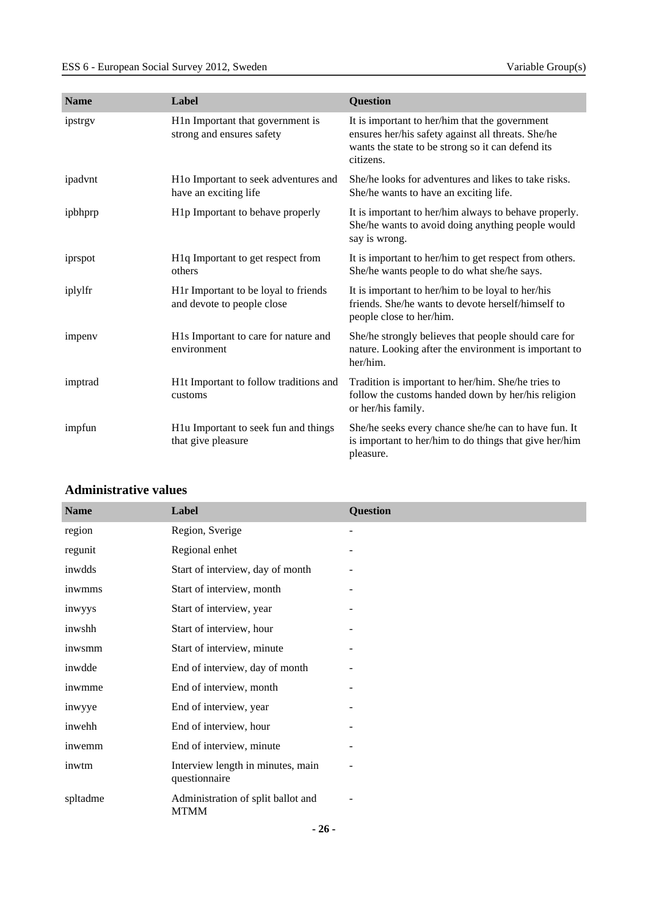| Name | Label | Question |
| --- | --- | --- |
| ipstrgv | H1n Important that government is strong and ensures safety | It is important to her/him that the government ensures her/his safety against all threats. She/he wants the state to be strong so it can defend its citizens. |
| ipadvnt | H1o Important to seek adventures and have an exciting life | She/he looks for adventures and likes to take risks. She/he wants to have an exciting life. |
| ipbhprp | H1p Important to behave properly | It is important to her/him always to behave properly. She/he wants to avoid doing anything people would say is wrong. |
| iprspot | H1q Important to get respect from others | It is important to her/him to get respect from others. She/he wants people to do what she/he says. |
| iplylfr | H1r Important to be loyal to friends and devote to people close | It is important to her/him to be loyal to her/his friends. She/he wants to devote herself/himself to people close to her/him. |
| impenv | H1s Important to care for nature and environment | She/he strongly believes that people should care for nature. Looking after the environment is important to her/him. |
| imptrad | H1t Important to follow traditions and customs | Tradition is important to her/him. She/he tries to follow the customs handed down by her/his religion or her/his family. |
| impfun | H1u Important to seek fun and things that give pleasure | She/he seeks every chance she/he can to have fun. It is important to her/him to do things that give her/him pleasure. |

## Administrative values

| Name | Label | Question |
| --- | --- | --- |
| region | Region, Sverige | - |
| regunit | Regional enhet | - |
| inwdds | Start of interview, day of month | - |
| inwmms | Start of interview, month | - |
| inwyys | Start of interview, year | - |
| inwshh | Start of interview, hour | - |
| inwsmm | Start of interview, minute | - |
| inwdde | End of interview, day of month | - |
| inwmme | End of interview, month | - |
| inwyye | End of interview, year | - |
| inwehh | End of interview, hour | - |
| inwemm | End of interview, minute | - |
| inwtm | Interview length in minutes, main questionnaire | - |
| spltadme | Administration of split ballot and MTMM | - |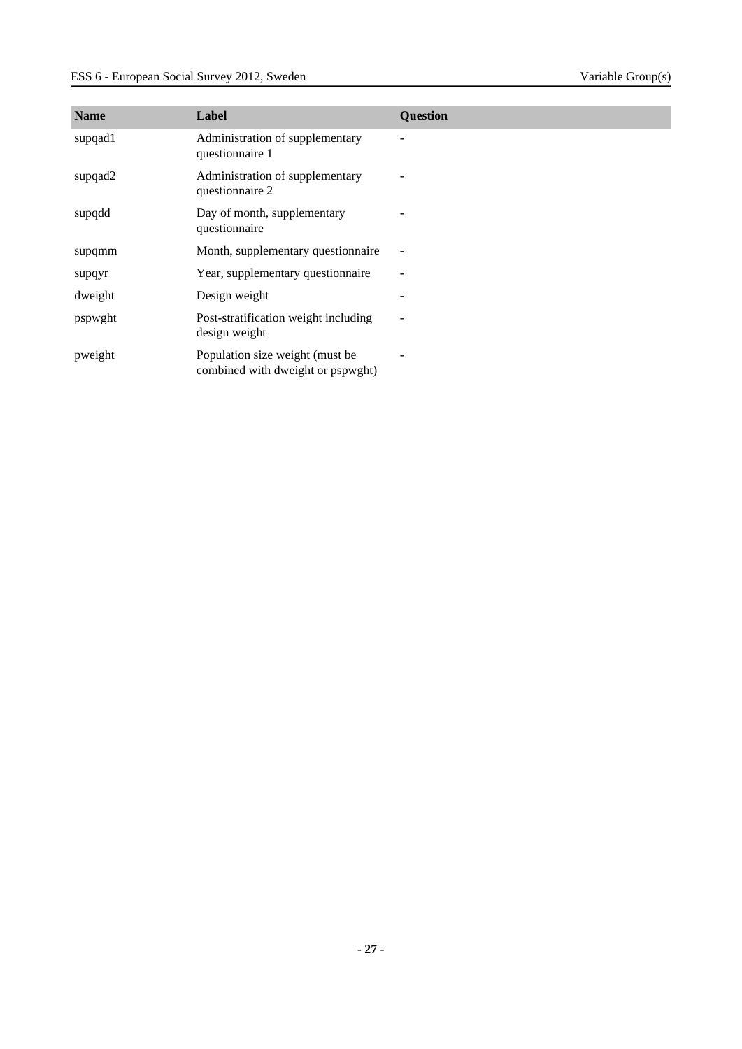| Name | Label | Question |
|---|---|---|
| supqad1 | Administration of supplementary questionnaire 1 | - |
| supqad2 | Administration of supplementary questionnaire 2 | - |
| supqdd | Day of month, supplementary questionnaire | - |
| supqmm | Month, supplementary questionnaire | - |
| supqyr | Year, supplementary questionnaire | - |
| dweight | Design weight | - |
| pspwght | Post-stratification weight including design weight | - |
| pweight | Population size weight (must be combined with dweight or pspwght) | - |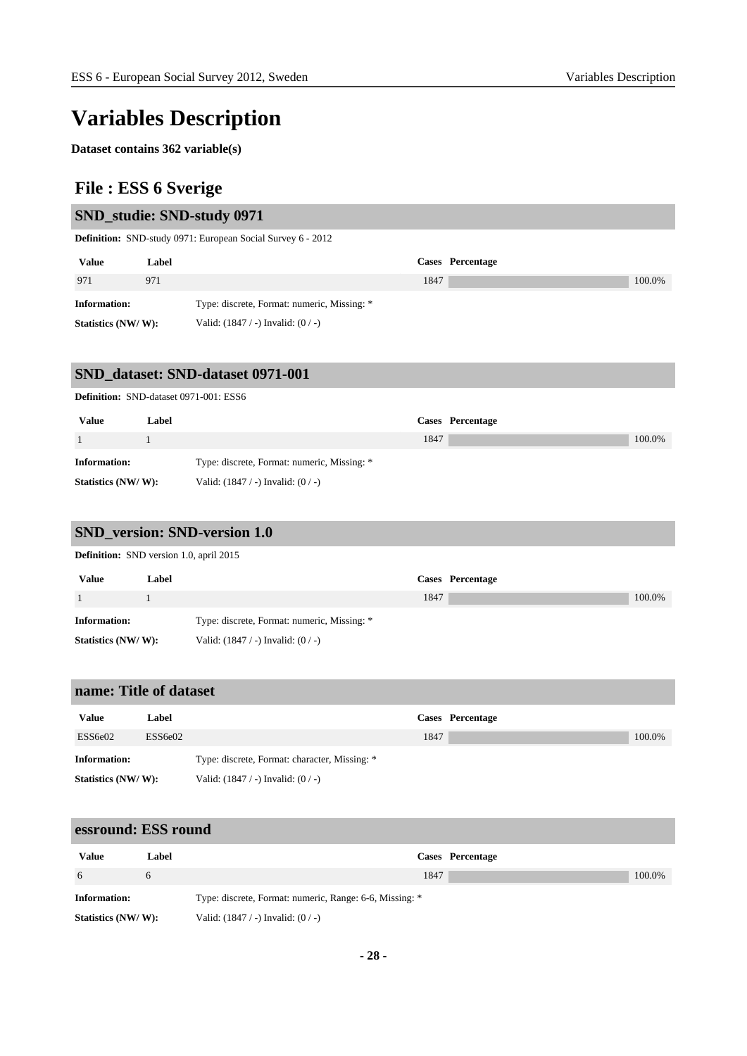# Variables Description

**Dataset contains 362 variable(s)**

## File : ESS 6 Sverige

### SND_studie: SND-study 0971

**Definition:** SND-study 0971: European Social Survey 6 - 2012

| Value | Label | Cases | Percentage |
|---|---|---|---|
| 971 | 971 | 1847 | 100.0% |

**Information:** Type: discrete, Format: numeric, Missing: *

**Statistics (NW/ W):** Valid: (1847 / -) Invalid: (0 / -)

### SND_dataset: SND-dataset 0971-001

**Definition:** SND-dataset 0971-001: ESS6

| Value | Label | Cases | Percentage |
|---|---|---|---|
| 1 | 1 | 1847 | 100.0% |

**Information:** Type: discrete, Format: numeric, Missing: *

**Statistics (NW/ W):** Valid: (1847 / -) Invalid: (0 / -)

### SND_version: SND-version 1.0

**Definition:** SND version 1.0, april 2015

| Value | Label | Cases | Percentage |
|---|---|---|---|
| 1 | 1 | 1847 | 100.0% |

**Information:** Type: discrete, Format: numeric, Missing: *

**Statistics (NW/ W):** Valid: (1847 / -) Invalid: (0 / -)

### name: Title of dataset

| Value | Label | Cases | Percentage |
|---|---|---|---|
| ESS6e02 | ESS6e02 | 1847 | 100.0% |

**Information:** Type: discrete, Format: character, Missing: *

**Statistics (NW/ W):** Valid: (1847 / -) Invalid: (0 / -)

### essround: ESS round

| Value | Label | Cases | Percentage |
|---|---|---|---|
| 6 | 6 | 1847 | 100.0% |

**Information:** Type: discrete, Format: numeric, Range: 6-6, Missing: *

**Statistics (NW/ W):** Valid: (1847 / -) Invalid: (0 / -)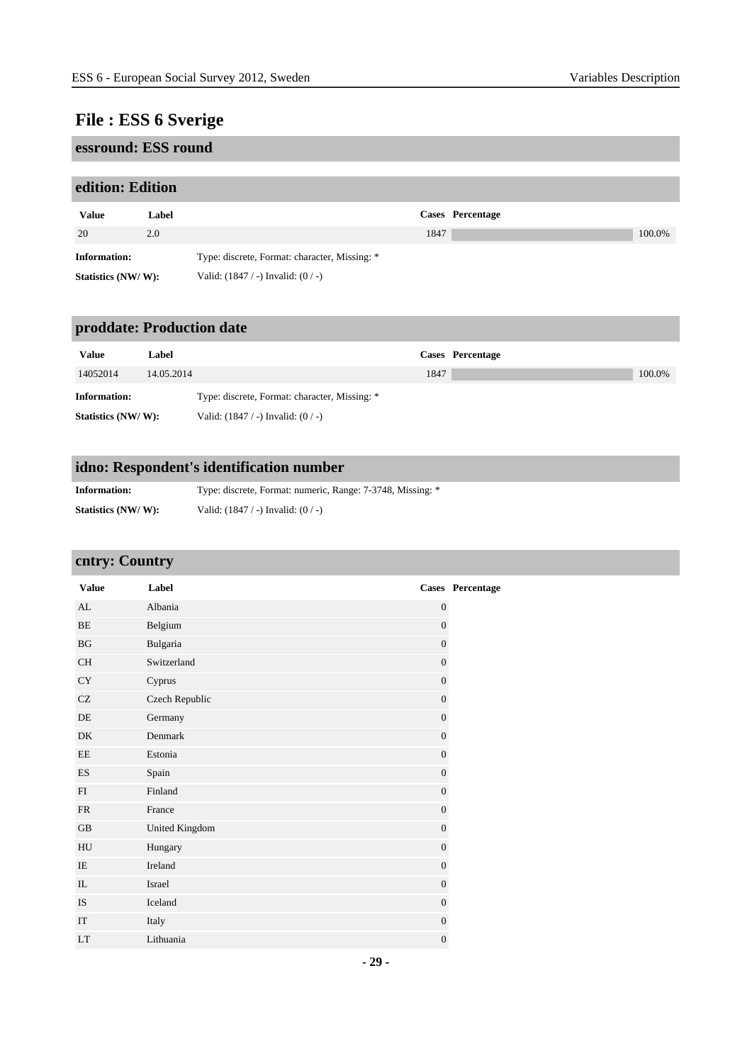# File : ESS 6 Sverige

## essround: ESS round

## edition: Edition

| Value | Label | Cases | Percentage |
|---|---|---|---|
| 20 | 2.0 | 1847 | 100.0% |

**Information:** Type: discrete, Format: character, Missing: *

**Statistics (NW/ W):** Valid: (1847 / -) Invalid: (0 / -)

## proddate: Production date

| Value | Label | Cases | Percentage |
|---|---|---|---|
| 14052014 | 14.05.2014 | 1847 | 100.0% |

**Information:** Type: discrete, Format: character, Missing: *

**Statistics (NW/ W):** Valid: (1847 / -) Invalid: (0 / -)

## idno: Respondent's identification number

**Information:** Type: discrete, Format: numeric, Range: 7-3748, Missing: *

**Statistics (NW/ W):** Valid: (1847 / -) Invalid: (0 / -)

## cntry: Country

| Value | Label | Cases | Percentage |
|---|---|---|---|
| AL | Albania | 0 | |
| BE | Belgium | 0 | |
| BG | Bulgaria | 0 | |
| CH | Switzerland | 0 | |
| CY | Cyprus | 0 | |
| CZ | Czech Republic | 0 | |
| DE | Germany | 0 | |
| DK | Denmark | 0 | |
| EE | Estonia | 0 | |
| ES | Spain | 0 | |
| FI | Finland | 0 | |
| FR | France | 0 | |
| GB | United Kingdom | 0 | |
| HU | Hungary | 0 | |
| IE | Ireland | 0 | |
| IL | Israel | 0 | |
| IS | Iceland | 0 | |
| IT | Italy | 0 | |
| LT | Lithuania | 0 | |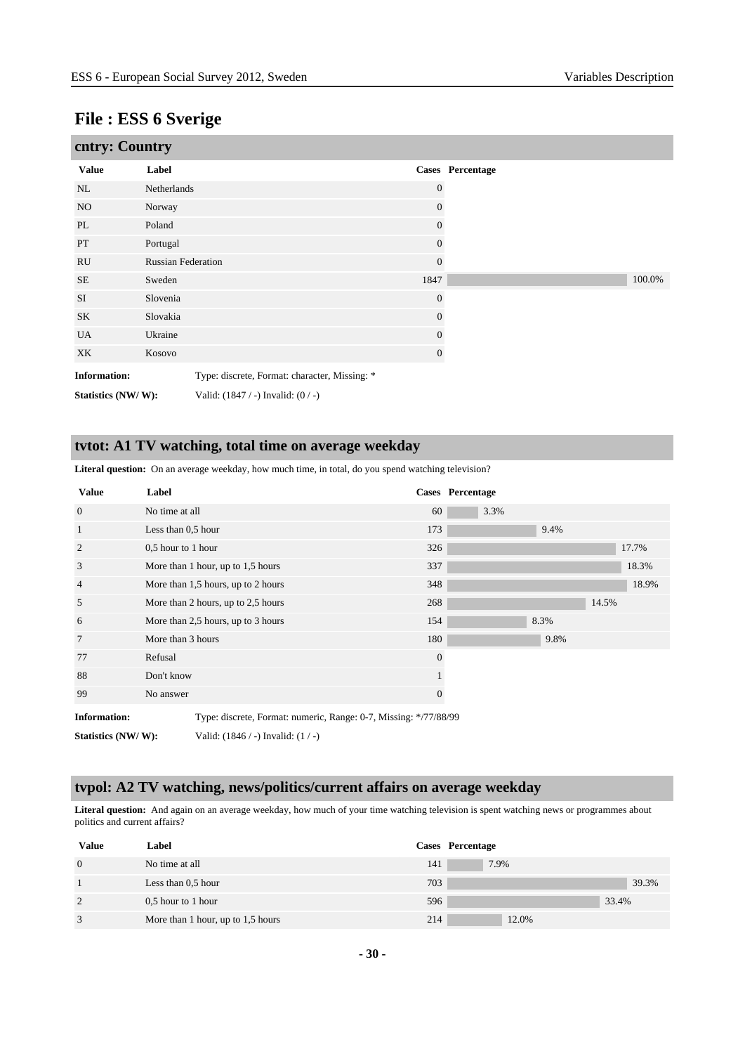# File : ESS 6 Sverige

## cntry: Country

| Value | Label | Cases | Percentage |
|---|---|---|---|
| NL | Netherlands | 0 | |
| NO | Norway | 0 | |
| PL | Poland | 0 | |
| PT | Portugal | 0 | |
| RU | Russian Federation | 0 | |
| SE | Sweden | 1847 | 100.0% |
| SI | Slovenia | 0 | |
| SK | Slovakia | 0 | |
| UA | Ukraine | 0 | |
| XK | Kosovo | 0 | |

**Information:** Type: discrete, Format: character, Missing: *

**Statistics (NW/ W):** Valid: (1847 / -) Invalid: (0 / -)

## tvtot: A1 TV watching, total time on average weekday

**Literal question:** On an average weekday, how much time, in total, do you spend watching television?

| Value | Label | Cases | Percentage |
|---|---|---|---|
| 0 | No time at all | 60 | 3.3% |
| 1 | Less than 0,5 hour | 173 | 9.4% |
| 2 | 0,5 hour to 1 hour | 326 | 17.7% |
| 3 | More than 1 hour, up to 1,5 hours | 337 | 18.3% |
| 4 | More than 1,5 hours, up to 2 hours | 348 | 18.9% |
| 5 | More than 2 hours, up to 2,5 hours | 268 | 14.5% |
| 6 | More than 2,5 hours, up to 3 hours | 154 | 8.3% |
| 7 | More than 3 hours | 180 | 9.8% |
| 77 | Refusal | 0 | |
| 88 | Don't know | 1 | |
| 99 | No answer | 0 | |

**Information:** Type: discrete, Format: numeric, Range: 0-7, Missing: */77/88/99

**Statistics (NW/ W):** Valid: (1846 / -) Invalid: (1 / -)

## tvpol: A2 TV watching, news/politics/current affairs on average weekday

**Literal question:** And again on an average weekday, how much of your time watching television is spent watching news or programmes about politics and current affairs?

| Value | Label | Cases | Percentage |
|---|---|---|---|
| 0 | No time at all | 141 | 7.9% |
| 1 | Less than 0,5 hour | 703 | 39.3% |
| 2 | 0,5 hour to 1 hour | 596 | 33.4% |
| 3 | More than 1 hour, up to 1,5 hours | 214 | 12.0% |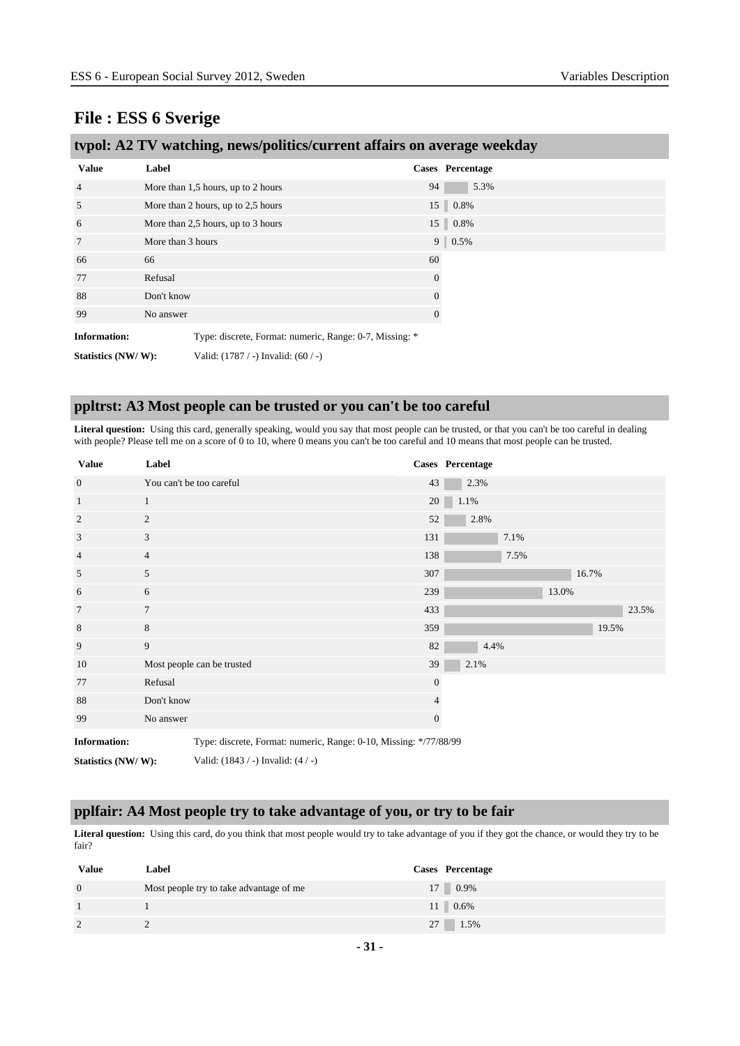## File : ESS 6 Sverige

### tvpol: A2 TV watching, news/politics/current affairs on average weekday

| Value | Label | Cases | Percentage |
|---|---|---|---|
| 4 | More than 1,5 hours, up to 2 hours | 94 | 5.3% |
| 5 | More than 2 hours, up to 2,5 hours | 15 | 0.8% |
| 6 | More than 2,5 hours, up to 3 hours | 15 | 0.8% |
| 7 | More than 3 hours | 9 | 0.5% |
| 66 | 66 | 60 | |
| 77 | Refusal | 0 | |
| 88 | Don't know | 0 | |
| 99 | No answer | 0 | |

**Information:** Type: discrete, Format: numeric, Range: 0-7, Missing: *

**Statistics (NW/ W):** Valid: (1787 / -) Invalid: (60 / -)

### ppltrst: A3 Most people can be trusted or you can't be too careful

**Literal question:** Using this card, generally speaking, would you say that most people can be trusted, or that you can't be too careful in dealing with people? Please tell me on a score of 0 to 10, where 0 means you can't be too careful and 10 means that most people can be trusted.

| Value | Label | Cases | Percentage |
|---|---|---|---|
| 0 | You can't be too careful | 43 | 2.3% |
| 1 | 1 | 20 | 1.1% |
| 2 | 2 | 52 | 2.8% |
| 3 | 3 | 131 | 7.1% |
| 4 | 4 | 138 | 7.5% |
| 5 | 5 | 307 | 16.7% |
| 6 | 6 | 239 | 13.0% |
| 7 | 7 | 433 | 23.5% |
| 8 | 8 | 359 | 19.5% |
| 9 | 9 | 82 | 4.4% |
| 10 | Most people can be trusted | 39 | 2.1% |
| 77 | Refusal | 0 | |
| 88 | Don't know | 4 | |
| 99 | No answer | 0 | |

**Information:** Type: discrete, Format: numeric, Range: 0-10, Missing: */77/88/99

**Statistics (NW/ W):** Valid: (1843 / -) Invalid: (4 / -)

### pplfair: A4 Most people try to take advantage of you, or try to be fair

**Literal question:** Using this card, do you think that most people would try to take advantage of you if they got the chance, or would they try to be fair?

| Value | Label | Cases | Percentage |
|---|---|---|---|
| 0 | Most people try to take advantage of me | 17 | 0.9% |
| 1 | 1 | 11 | 0.6% |
| 2 | 2 | 27 | 1.5% |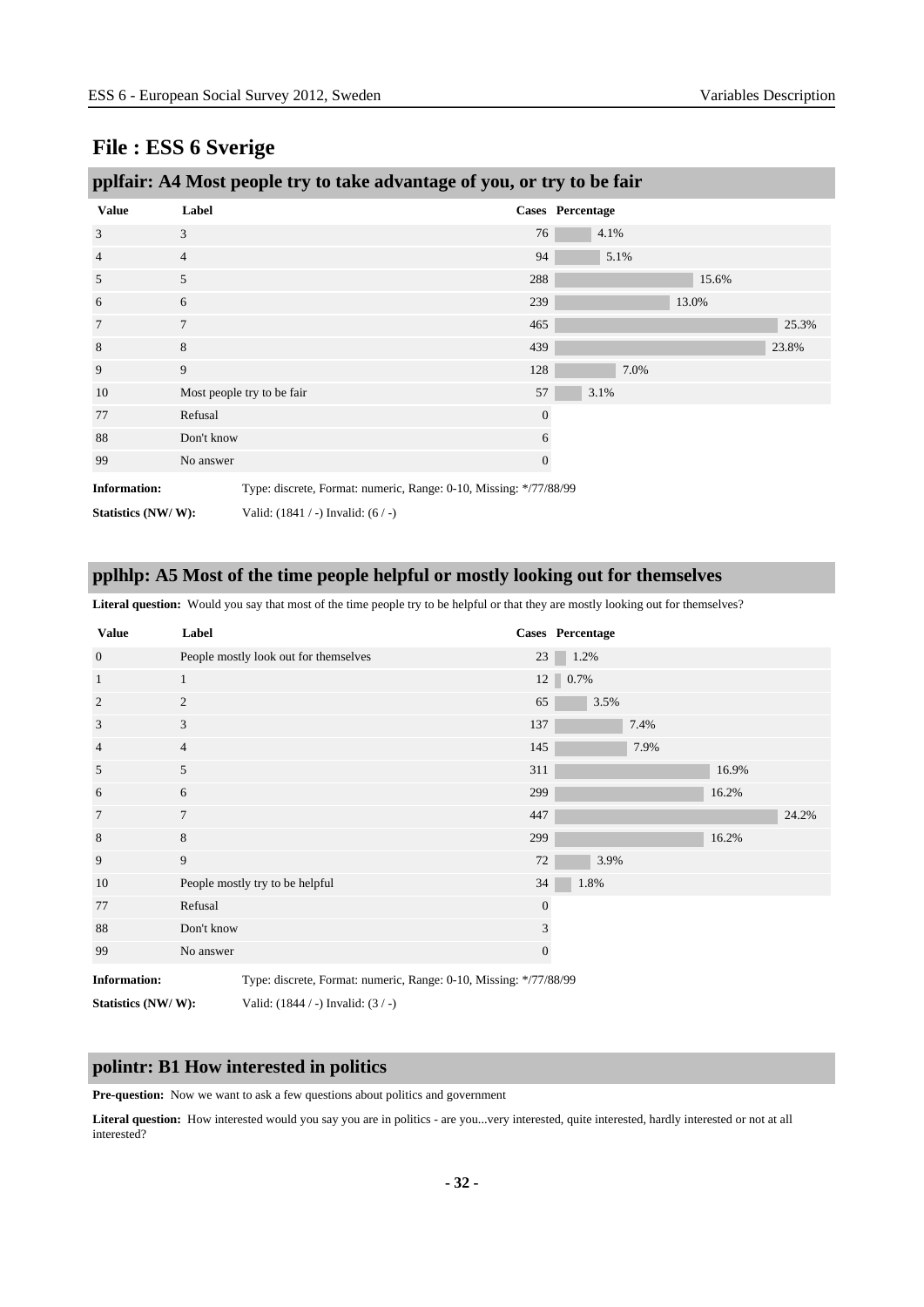## File : ESS 6 Sverige

### pplfair: A4 Most people try to take advantage of you, or try to be fair

| Value | Label | Cases | Percentage |
|---|---|---|---|
| 3 | 3 | 76 | 4.1% |
| 4 | 4 | 94 | 5.1% |
| 5 | 5 | 288 | 15.6% |
| 6 | 6 | 239 | 13.0% |
| 7 | 7 | 465 | 25.3% |
| 8 | 8 | 439 | 23.8% |
| 9 | 9 | 128 | 7.0% |
| 10 | Most people try to be fair | 57 | 3.1% |
| 77 | Refusal | 0 | |
| 88 | Don't know | 6 | |
| 99 | No answer | 0 | |

**Information:** Type: discrete, Format: numeric, Range: 0-10, Missing: */77/88/99

**Statistics (NW/ W):** Valid: (1841 / -) Invalid: (6 / -)

### pplhlp: A5 Most of the time people helpful or mostly looking out for themselves

**Literal question:** Would you say that most of the time people try to be helpful or that they are mostly looking out for themselves?

| Value | Label | Cases | Percentage |
|---|---|---|---|
| 0 | People mostly look out for themselves | 23 | 1.2% |
| 1 | 1 | 12 | 0.7% |
| 2 | 2 | 65 | 3.5% |
| 3 | 3 | 137 | 7.4% |
| 4 | 4 | 145 | 7.9% |
| 5 | 5 | 311 | 16.9% |
| 6 | 6 | 299 | 16.2% |
| 7 | 7 | 447 | 24.2% |
| 8 | 8 | 299 | 16.2% |
| 9 | 9 | 72 | 3.9% |
| 10 | People mostly try to be helpful | 34 | 1.8% |
| 77 | Refusal | 0 | |
| 88 | Don't know | 3 | |
| 99 | No answer | 0 | |

**Information:** Type: discrete, Format: numeric, Range: 0-10, Missing: */77/88/99

**Statistics (NW/ W):** Valid: (1844 / -) Invalid: (3 / -)

### polintr: B1 How interested in politics

**Pre-question:** Now we want to ask a few questions about politics and government

**Literal question:** How interested would you say you are in politics - are you...very interested, quite interested, hardly interested or not at all interested?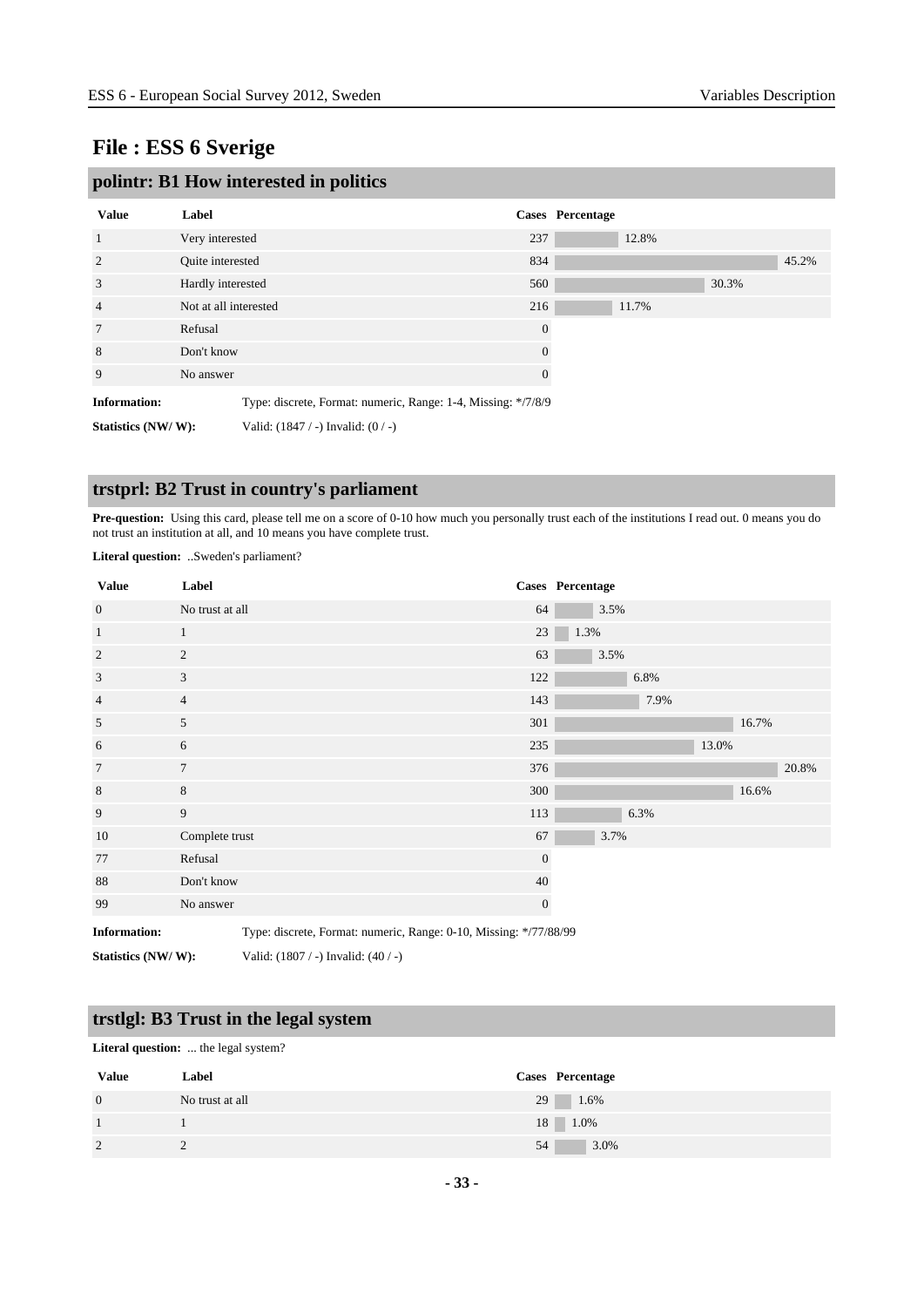# File : ESS 6 Sverige

## polintr: B1 How interested in politics

| Value | Label | Cases | Percentage |
|---|---|---|---|
| 1 | Very interested | 237 | 12.8% |
| 2 | Quite interested | 834 | 45.2% |
| 3 | Hardly interested | 560 | 30.3% |
| 4 | Not at all interested | 216 | 11.7% |
| 7 | Refusal | 0 | |
| 8 | Don't know | 0 | |
| 9 | No answer | 0 | |

**Information:** Type: discrete, Format: numeric, Range: 1-4, Missing: */7/8/9

**Statistics (NW/ W):** Valid: (1847 / -) Invalid: (0 / -)

## trstprl: B2 Trust in country's parliament

**Pre-question:** Using this card, please tell me on a score of 0-10 how much you personally trust each of the institutions I read out. 0 means you do not trust an institution at all, and 10 means you have complete trust.

**Literal question:** ..Sweden's parliament?

| Value | Label | Cases | Percentage |
|---|---|---|---|
| 0 | No trust at all | 64 | 3.5% |
| 1 | 1 | 23 | 1.3% |
| 2 | 2 | 63 | 3.5% |
| 3 | 3 | 122 | 6.8% |
| 4 | 4 | 143 | 7.9% |
| 5 | 5 | 301 | 16.7% |
| 6 | 6 | 235 | 13.0% |
| 7 | 7 | 376 | 20.8% |
| 8 | 8 | 300 | 16.6% |
| 9 | 9 | 113 | 6.3% |
| 10 | Complete trust | 67 | 3.7% |
| 77 | Refusal | 0 | |
| 88 | Don't know | 40 | |
| 99 | No answer | 0 | |

**Information:** Type: discrete, Format: numeric, Range: 0-10, Missing: */77/88/99

**Statistics (NW/ W):** Valid: (1807 / -) Invalid: (40 / -)

## trstlgl: B3 Trust in the legal system

**Literal question:** ... the legal system?

| Value | Label | Cases | Percentage |
|---|---|---|---|
| 0 | No trust at all | 29 | 1.6% |
| 1 | 1 | 18 | 1.0% |
| 2 | 2 | 54 | 3.0% |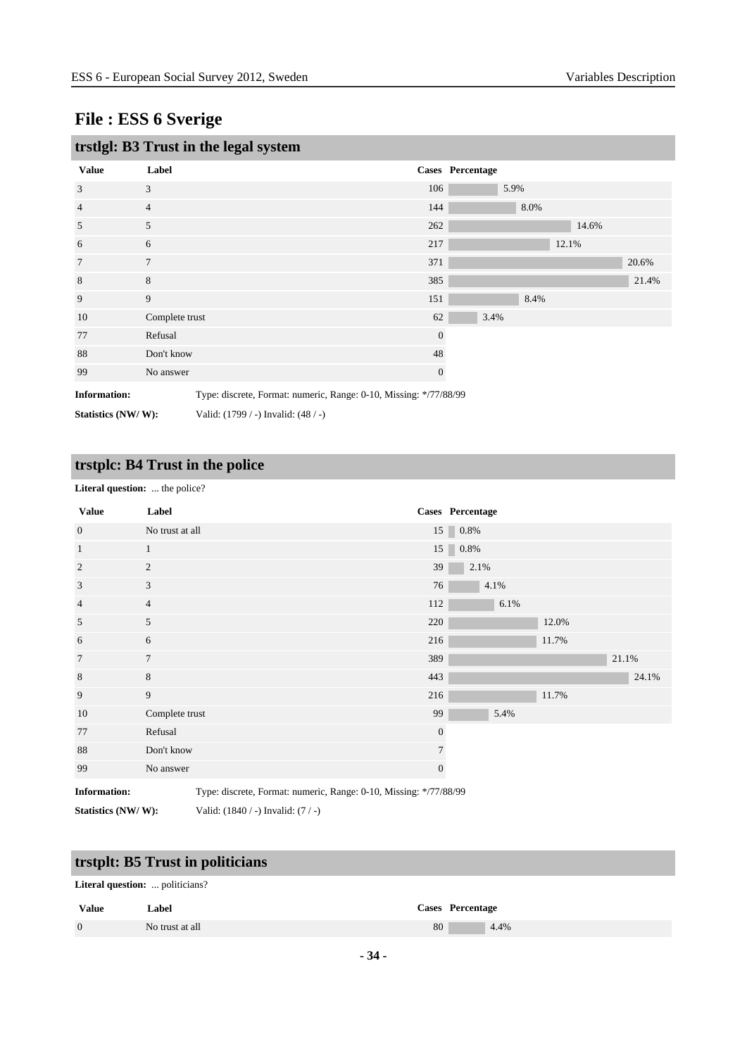# File : ESS 6 Sverige

## trstlgl: B3 Trust in the legal system

| Value | Label | Cases | Percentage |
|---|---|---|---|
| 3 | 3 | 106 | 5.9% |
| 4 | 4 | 144 | 8.0% |
| 5 | 5 | 262 | 14.6% |
| 6 | 6 | 217 | 12.1% |
| 7 | 7 | 371 | 20.6% |
| 8 | 8 | 385 | 21.4% |
| 9 | 9 | 151 | 8.4% |
| 10 | Complete trust | 62 | 3.4% |
| 77 | Refusal | 0 | |
| 88 | Don't know | 48 | |
| 99 | No answer | 0 | |

**Information:** Type: discrete, Format: numeric, Range: 0-10, Missing: */77/88/99

**Statistics (NW/ W):** Valid: (1799 / -) Invalid: (48 / -)

## trstplc: B4 Trust in the police

**Literal question:** ... the police?

| Value | Label | Cases | Percentage |
|---|---|---|---|
| 0 | No trust at all | 15 | 0.8% |
| 1 | 1 | 15 | 0.8% |
| 2 | 2 | 39 | 2.1% |
| 3 | 3 | 76 | 4.1% |
| 4 | 4 | 112 | 6.1% |
| 5 | 5 | 220 | 12.0% |
| 6 | 6 | 216 | 11.7% |
| 7 | 7 | 389 | 21.1% |
| 8 | 8 | 443 | 24.1% |
| 9 | 9 | 216 | 11.7% |
| 10 | Complete trust | 99 | 5.4% |
| 77 | Refusal | 0 | |
| 88 | Don't know | 7 | |
| 99 | No answer | 0 | |

**Information:** Type: discrete, Format: numeric, Range: 0-10, Missing: */77/88/99

**Statistics (NW/ W):** Valid: (1840 / -) Invalid: (7 / -)

## trstplt: B5 Trust in politicians

**Literal question:** ... politicians?

| Value | Label | Cases | Percentage |
|---|---|---|---|
| 0 | No trust at all | 80 | 4.4% |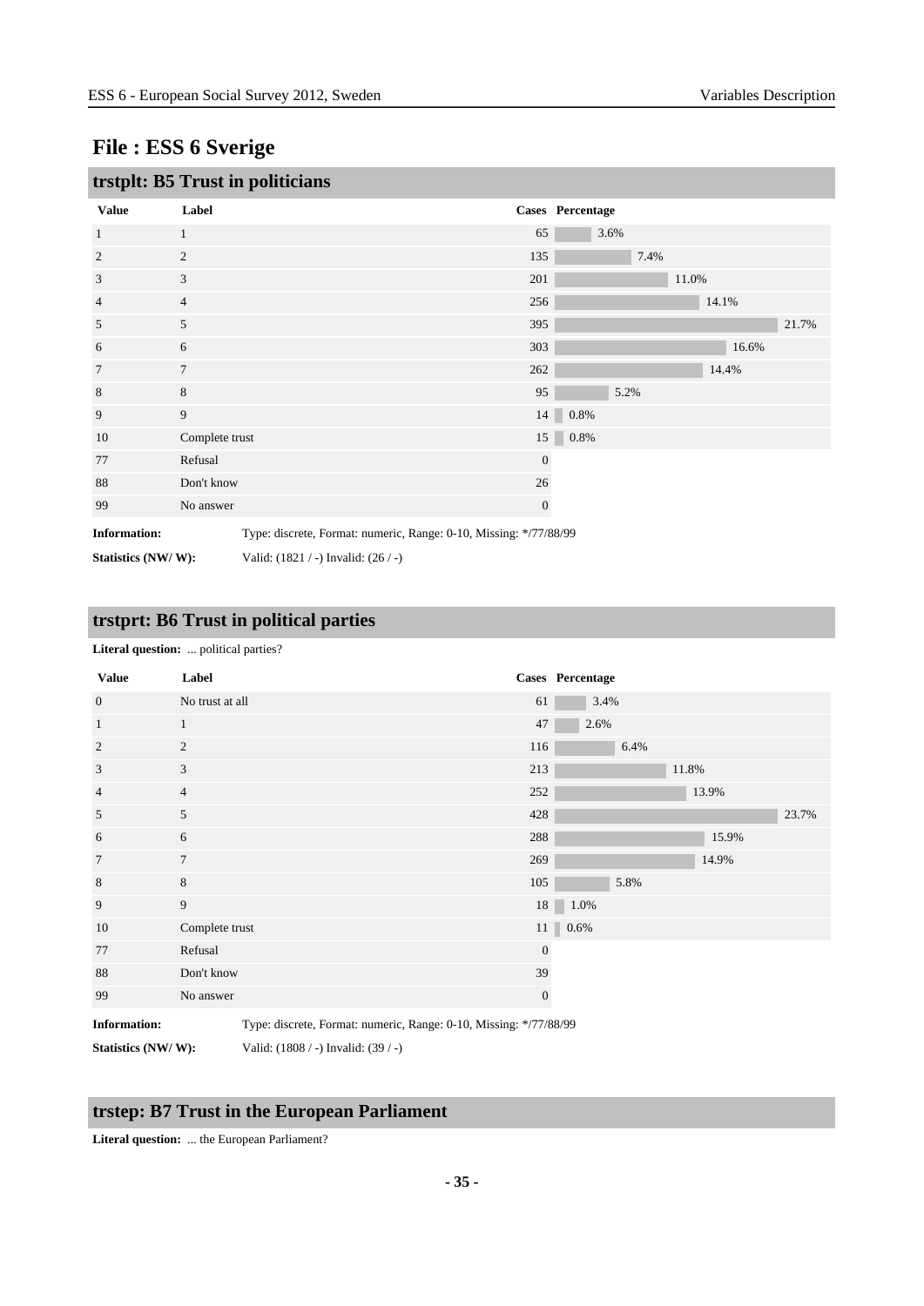# File : ESS 6 Sverige

## trstplt: B5 Trust in politicians

| Value | Label | Cases | Percentage |
|---|---|---|---|
| 1 | 1 | 65 | 3.6% |
| 2 | 2 | 135 | 7.4% |
| 3 | 3 | 201 | 11.0% |
| 4 | 4 | 256 | 14.1% |
| 5 | 5 | 395 | 21.7% |
| 6 | 6 | 303 | 16.6% |
| 7 | 7 | 262 | 14.4% |
| 8 | 8 | 95 | 5.2% |
| 9 | 9 | 14 | 0.8% |
| 10 | Complete trust | 15 | 0.8% |
| 77 | Refusal | 0 | |
| 88 | Don't know | 26 | |
| 99 | No answer | 0 | |

**Information:** Type: discrete, Format: numeric, Range: 0-10, Missing: */77/88/99

**Statistics (NW/ W):** Valid: (1821 / -) Invalid: (26 / -)

## trstprt: B6 Trust in political parties

**Literal question:** ... political parties?

| Value | Label | Cases | Percentage |
|---|---|---|---|
| 0 | No trust at all | 61 | 3.4% |
| 1 | 1 | 47 | 2.6% |
| 2 | 2 | 116 | 6.4% |
| 3 | 3 | 213 | 11.8% |
| 4 | 4 | 252 | 13.9% |
| 5 | 5 | 428 | 23.7% |
| 6 | 6 | 288 | 15.9% |
| 7 | 7 | 269 | 14.9% |
| 8 | 8 | 105 | 5.8% |
| 9 | 9 | 18 | 1.0% |
| 10 | Complete trust | 11 | 0.6% |
| 77 | Refusal | 0 | |
| 88 | Don't know | 39 | |
| 99 | No answer | 0 | |

**Information:** Type: discrete, Format: numeric, Range: 0-10, Missing: */77/88/99

**Statistics (NW/ W):** Valid: (1808 / -) Invalid: (39 / -)

## trstep: B7 Trust in the European Parliament

**Literal question:** ... the European Parliament?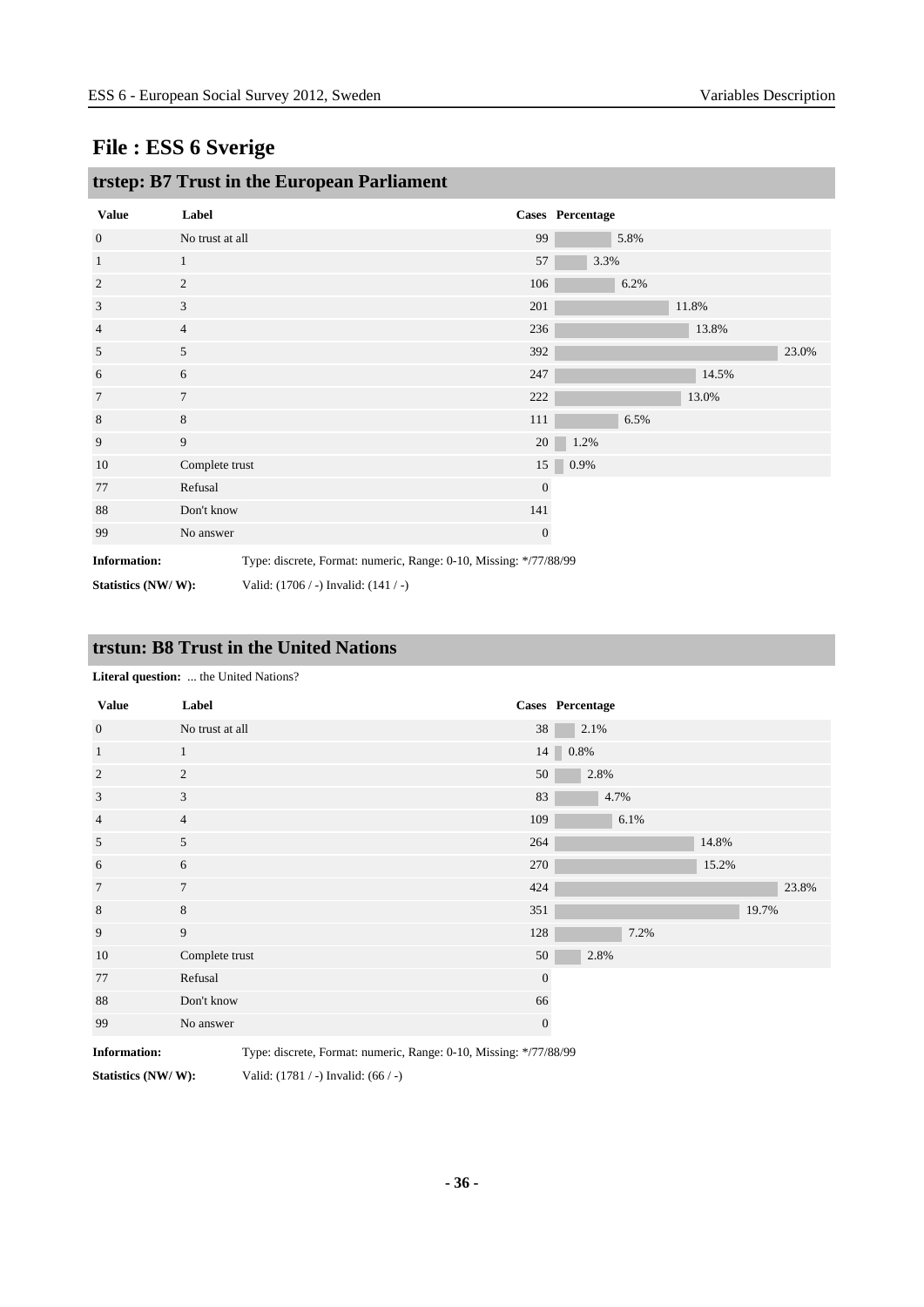# File : ESS 6 Sverige

## trstep: B7 Trust in the European Parliament

| Value | Label | Cases | Percentage |
|---|---|---|---|
| 0 | No trust at all | 99 | 5.8% |
| 1 | 1 | 57 | 3.3% |
| 2 | 2 | 106 | 6.2% |
| 3 | 3 | 201 | 11.8% |
| 4 | 4 | 236 | 13.8% |
| 5 | 5 | 392 | 23.0% |
| 6 | 6 | 247 | 14.5% |
| 7 | 7 | 222 | 13.0% |
| 8 | 8 | 111 | 6.5% |
| 9 | 9 | 20 | 1.2% |
| 10 | Complete trust | 15 | 0.9% |
| 77 | Refusal | 0 | |
| 88 | Don't know | 141 | |
| 99 | No answer | 0 | |

**Information:** Type: discrete, Format: numeric, Range: 0-10, Missing: */77/88/99

**Statistics (NW/ W):** Valid: (1706 / -) Invalid: (141 / -)

## trstun: B8 Trust in the United Nations

**Literal question:** ... the United Nations?

| Value | Label | Cases | Percentage |
|---|---|---|---|
| 0 | No trust at all | 38 | 2.1% |
| 1 | 1 | 14 | 0.8% |
| 2 | 2 | 50 | 2.8% |
| 3 | 3 | 83 | 4.7% |
| 4 | 4 | 109 | 6.1% |
| 5 | 5 | 264 | 14.8% |
| 6 | 6 | 270 | 15.2% |
| 7 | 7 | 424 | 23.8% |
| 8 | 8 | 351 | 19.7% |
| 9 | 9 | 128 | 7.2% |
| 10 | Complete trust | 50 | 2.8% |
| 77 | Refusal | 0 | |
| 88 | Don't know | 66 | |
| 99 | No answer | 0 | |

**Information:** Type: discrete, Format: numeric, Range: 0-10, Missing: */77/88/99

**Statistics (NW/ W):** Valid: (1781 / -) Invalid: (66 / -)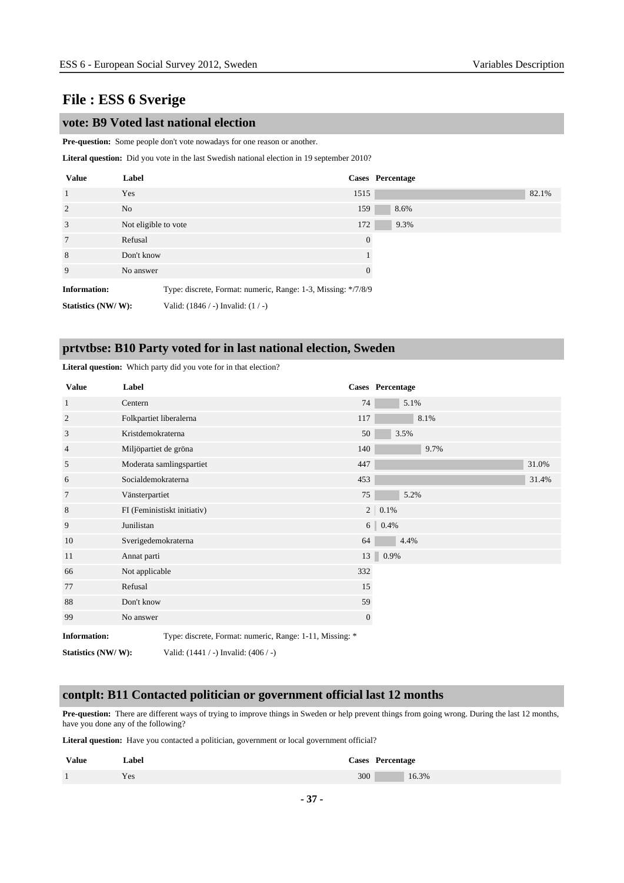# File : ESS 6 Sverige

## vote: B9 Voted last national election

**Pre-question:** Some people don't vote nowadays for one reason or another.

**Literal question:** Did you vote in the last Swedish national election in 19 september 2010?

| Value | Label | Cases | Percentage |
|---|---|---|---|
| 1 | Yes | 1515 | 82.1% |
| 2 | No | 159 | 8.6% |
| 3 | Not eligible to vote | 172 | 9.3% |
| 7 | Refusal | 0 | |
| 8 | Don't know | 1 | |
| 9 | No answer | 0 | |

**Information:** Type: discrete, Format: numeric, Range: 1-3, Missing: */7/8/9

**Statistics (NW/ W):** Valid: (1846 / -) Invalid: (1 / -)

## prtvtbse: B10 Party voted for in last national election, Sweden

**Literal question:** Which party did you vote for in that election?

| Value | Label | Cases | Percentage |
|---|---|---|---|
| 1 | Centern | 74 | 5.1% |
| 2 | Folkpartiet liberalerna | 117 | 8.1% |
| 3 | Kristdemokraterna | 50 | 3.5% |
| 4 | Miljöpartiet de gröna | 140 | 9.7% |
| 5 | Moderata samlingspartiet | 447 | 31.0% |
| 6 | Socialdemokraterna | 453 | 31.4% |
| 7 | Vänsterpartiet | 75 | 5.2% |
| 8 | FI (Feministiskt initiativ) | 2 | 0.1% |
| 9 | Junilistan | 6 | 0.4% |
| 10 | Sverigedemokraterna | 64 | 4.4% |
| 11 | Annat parti | 13 | 0.9% |
| 66 | Not applicable | 332 | |
| 77 | Refusal | 15 | |
| 88 | Don't know | 59 | |
| 99 | No answer | 0 | |

**Information:** Type: discrete, Format: numeric, Range: 1-11, Missing: *

**Statistics (NW/ W):** Valid: (1441 / -) Invalid: (406 / -)

## contplt: B11 Contacted politician or government official last 12 months

**Pre-question:** There are different ways of trying to improve things in Sweden or help prevent things from going wrong. During the last 12 months, have you done any of the following?

**Literal question:** Have you contacted a politician, government or local government official?

| Value | Label | Cases | Percentage |
|---|---|---|---|
| 1 | Yes | 300 | 16.3% |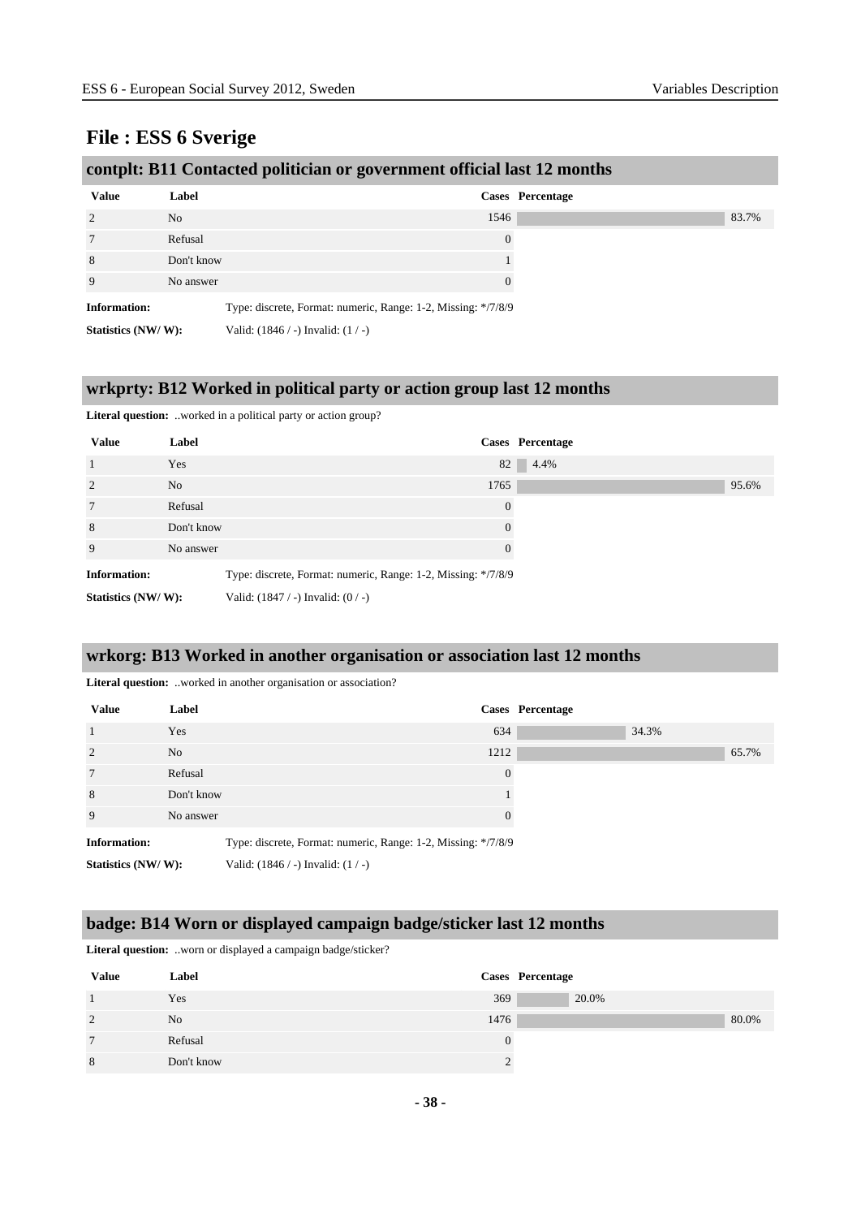# File : ESS 6 Sverige

## contplt: B11 Contacted politician or government official last 12 months

| Value | Label | Cases | Percentage |
|---|---|---|---|
| 2 | No | 1546 | 83.7% |
| 7 | Refusal | 0 | |
| 8 | Don't know | 1 | |
| 9 | No answer | 0 | |

**Information:** Type: discrete, Format: numeric, Range: 1-2, Missing: */7/8/9

**Statistics (NW/ W):** Valid: (1846 / -) Invalid: (1 / -)

## wrkprty: B12 Worked in political party or action group last 12 months

**Literal question:** ..worked in a political party or action group?

| Value | Label | Cases | Percentage |
|---|---|---|---|
| 1 | Yes | 82 | 4.4% |
| 2 | No | 1765 | 95.6% |
| 7 | Refusal | 0 | |
| 8 | Don't know | 0 | |
| 9 | No answer | 0 | |

**Information:** Type: discrete, Format: numeric, Range: 1-2, Missing: */7/8/9

**Statistics (NW/ W):** Valid: (1847 / -) Invalid: (0 / -)

## wrkorg: B13 Worked in another organisation or association last 12 months

**Literal question:** ..worked in another organisation or association?

| Value | Label | Cases | Percentage |
|---|---|---|---|
| 1 | Yes | 634 | 34.3% |
| 2 | No | 1212 | 65.7% |
| 7 | Refusal | 0 | |
| 8 | Don't know | 1 | |
| 9 | No answer | 0 | |

**Information:** Type: discrete, Format: numeric, Range: 1-2, Missing: */7/8/9

**Statistics (NW/ W):** Valid: (1846 / -) Invalid: (1 / -)

## badge: B14 Worn or displayed campaign badge/sticker last 12 months

**Literal question:** ..worn or displayed a campaign badge/sticker?

| Value | Label | Cases | Percentage |
|---|---|---|---|
| 1 | Yes | 369 | 20.0% |
| 2 | No | 1476 | 80.0% |
| 7 | Refusal | 0 | |
| 8 | Don't know | 2 | |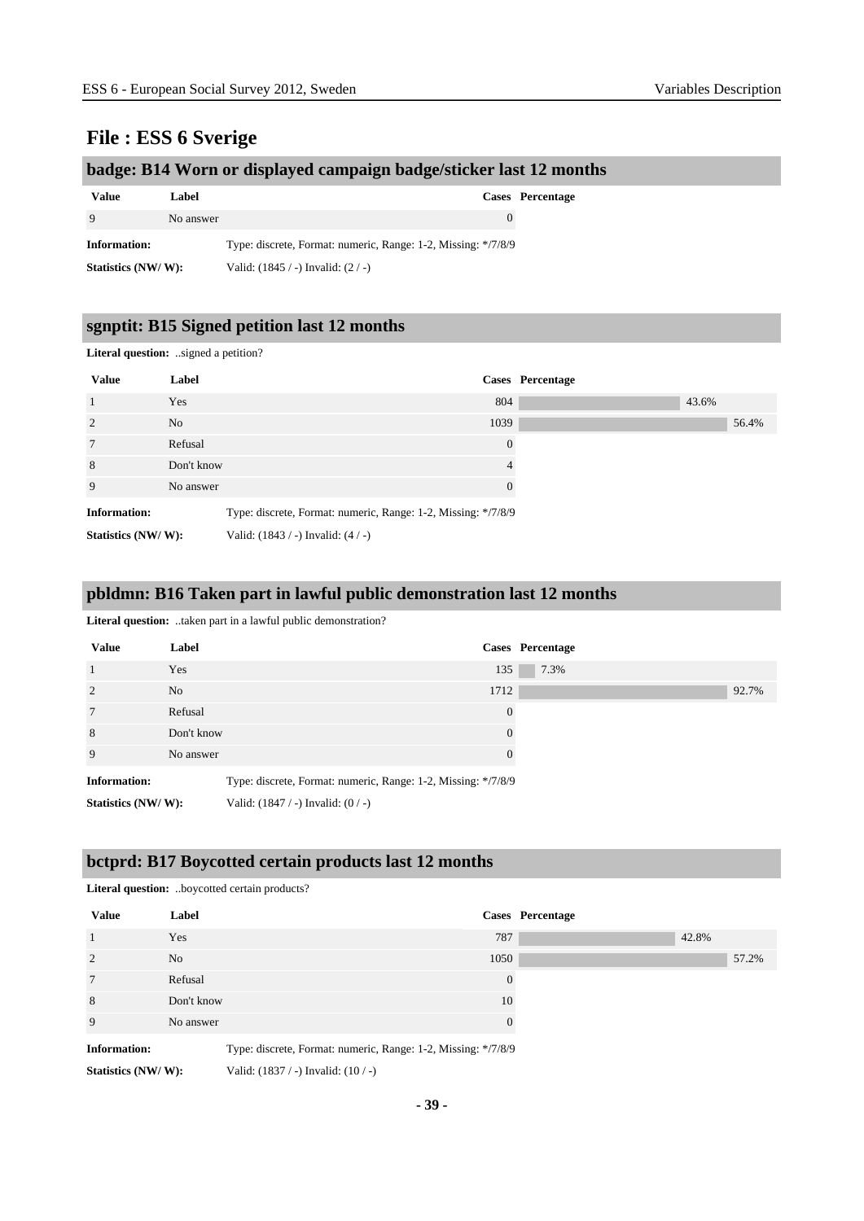# File : ESS 6 Sverige

## badge: B14 Worn or displayed campaign badge/sticker last 12 months

| Value | Label | Cases | Percentage |
|---|---|---|---|
| 9 | No answer | 0 | |

**Information:** Type: discrete, Format: numeric, Range: 1-2, Missing: */7/8/9

**Statistics (NW/ W):** Valid: (1845 / -) Invalid: (2 / -)

## sgnptit: B15 Signed petition last 12 months

**Literal question:** ..signed a petition?

| Value | Label | Cases | Percentage |
|---|---|---|---|
| 1 | Yes | 804 | 43.6% |
| 2 | No | 1039 | 56.4% |
| 7 | Refusal | 0 | |
| 8 | Don't know | 4 | |
| 9 | No answer | 0 | |

**Information:** Type: discrete, Format: numeric, Range: 1-2, Missing: */7/8/9

**Statistics (NW/ W):** Valid: (1843 / -) Invalid: (4 / -)

## pbldmn: B16 Taken part in lawful public demonstration last 12 months

**Literal question:** ..taken part in a lawful public demonstration?

| Value | Label | Cases | Percentage |
|---|---|---|---|
| 1 | Yes | 135 | 7.3% |
| 2 | No | 1712 | 92.7% |
| 7 | Refusal | 0 | |
| 8 | Don't know | 0 | |
| 9 | No answer | 0 | |

**Information:** Type: discrete, Format: numeric, Range: 1-2, Missing: */7/8/9

**Statistics (NW/ W):** Valid: (1847 / -) Invalid: (0 / -)

## bctprd: B17 Boycotted certain products last 12 months

**Literal question:** ..boycotted certain products?

| Value | Label | Cases | Percentage |
|---|---|---|---|
| 1 | Yes | 787 | 42.8% |
| 2 | No | 1050 | 57.2% |
| 7 | Refusal | 0 | |
| 8 | Don't know | 10 | |
| 9 | No answer | 0 | |

**Information:** Type: discrete, Format: numeric, Range: 1-2, Missing: */7/8/9

**Statistics (NW/ W):** Valid: (1837 / -) Invalid: (10 / -)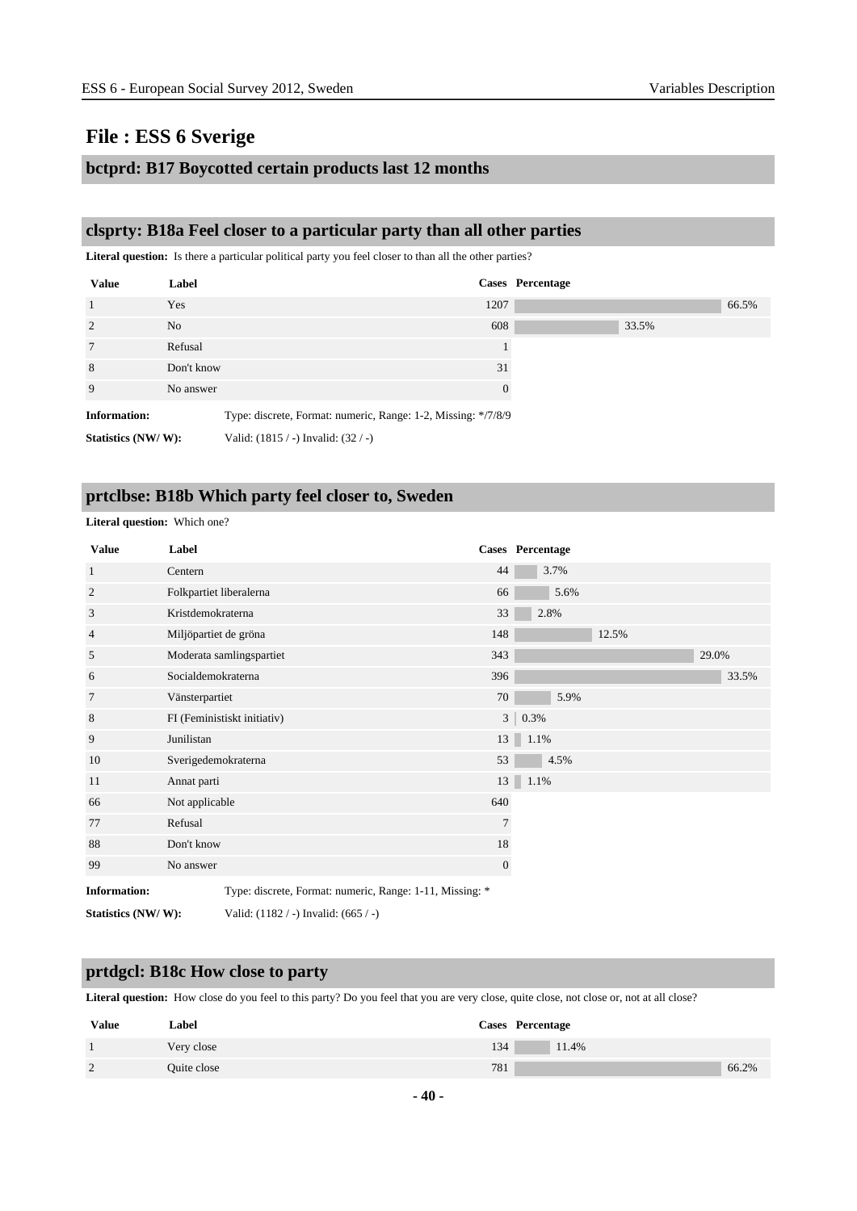# File : ESS 6 Sverige

## bctprd: B17 Boycotted certain products last 12 months

## clsprty: B18a Feel closer to a particular party than all other parties

**Literal question:** Is there a particular political party you feel closer to than all the other parties?

| Value | Label | Cases | Percentage |
|---|---|---|---|
| 1 | Yes | 1207 | 66.5% |
| 2 | No | 608 | 33.5% |
| 7 | Refusal | 1 | |
| 8 | Don't know | 31 | |
| 9 | No answer | 0 | |

**Information:** Type: discrete, Format: numeric, Range: 1-2, Missing: */7/8/9

**Statistics (NW/ W):** Valid: (1815 / -) Invalid: (32 / -)

## prtclbse: B18b Which party feel closer to, Sweden

**Literal question:** Which one?

| Value | Label | Cases | Percentage |
|---|---|---|---|
| 1 | Centern | 44 | 3.7% |
| 2 | Folkpartiet liberalerna | 66 | 5.6% |
| 3 | Kristdemokraterna | 33 | 2.8% |
| 4 | Miljöpartiet de gröna | 148 | 12.5% |
| 5 | Moderata samlingspartiet | 343 | 29.0% |
| 6 | Socialdemokraterna | 396 | 33.5% |
| 7 | Vänsterpartiet | 70 | 5.9% |
| 8 | FI (Feministiskt initiativ) | 3 | 0.3% |
| 9 | Junilistan | 13 | 1.1% |
| 10 | Sverigedemokraterna | 53 | 4.5% |
| 11 | Annat parti | 13 | 1.1% |
| 66 | Not applicable | 640 | |
| 77 | Refusal | 7 | |
| 88 | Don't know | 18 | |
| 99 | No answer | 0 | |

**Information:** Type: discrete, Format: numeric, Range: 1-11, Missing: *

**Statistics (NW/ W):** Valid: (1182 / -) Invalid: (665 / -)

## prtdgcl: B18c How close to party

**Literal question:** How close do you feel to this party? Do you feel that you are very close, quite close, not close or, not at all close?

| Value | Label | Cases | Percentage |
|---|---|---|---|
| 1 | Very close | 134 | 11.4% |
| 2 | Quite close | 781 | 66.2% |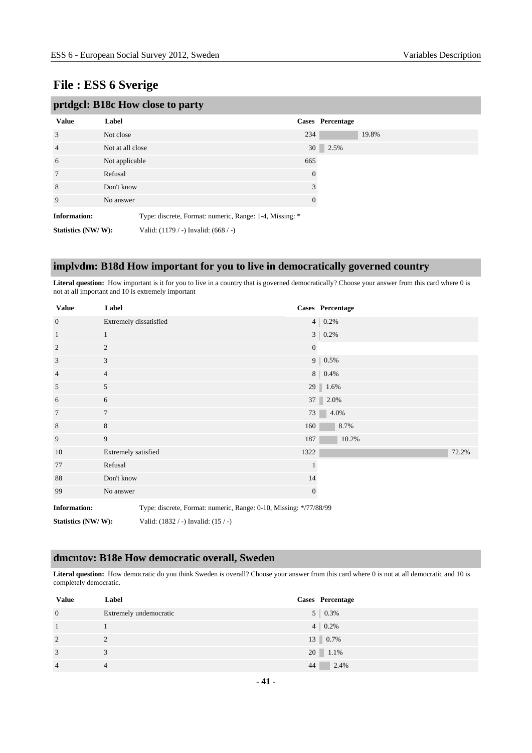# File : ESS 6 Sverige

## prtdgcl: B18c How close to party

| Value | Label | Cases | Percentage |
|---|---|---|---|
| 3 | Not close | 234 | 19.8% |
| 4 | Not at all close | 30 | 2.5% |
| 6 | Not applicable | 665 | |
| 7 | Refusal | 0 | |
| 8 | Don't know | 3 | |
| 9 | No answer | 0 | |

**Information:** Type: discrete, Format: numeric, Range: 1-4, Missing: *

**Statistics (NW/ W):** Valid: (1179 / -) Invalid: (668 / -)

## implvdm: B18d How important for you to live in democratically governed country

**Literal question:** How important is it for you to live in a country that is governed democratically? Choose your answer from this card where 0 is not at all important and 10 is extremely important

| Value | Label | Cases | Percentage |
|---|---|---|---|
| 0 | Extremely dissatisfied | 4 | 0.2% |
| 1 | 1 | 3 | 0.2% |
| 2 | 2 | 0 | |
| 3 | 3 | 9 | 0.5% |
| 4 | 4 | 8 | 0.4% |
| 5 | 5 | 29 | 1.6% |
| 6 | 6 | 37 | 2.0% |
| 7 | 7 | 73 | 4.0% |
| 8 | 8 | 160 | 8.7% |
| 9 | 9 | 187 | 10.2% |
| 10 | Extremely satisfied | 1322 | 72.2% |
| 77 | Refusal | 1 | |
| 88 | Don't know | 14 | |
| 99 | No answer | 0 | |

**Information:** Type: discrete, Format: numeric, Range: 0-10, Missing: */77/88/99

**Statistics (NW/ W):** Valid: (1832 / -) Invalid: (15 / -)

## dmcntov: B18e How democratic overall, Sweden

**Literal question:** How democratic do you think Sweden is overall? Choose your answer from this card where 0 is not at all democratic and 10 is completely democratic.

| Value | Label | Cases | Percentage |
|---|---|---|---|
| 0 | Extremely undemocratic | 5 | 0.3% |
| 1 | 1 | 4 | 0.2% |
| 2 | 2 | 13 | 0.7% |
| 3 | 3 | 20 | 1.1% |
| 4 | 4 | 44 | 2.4% |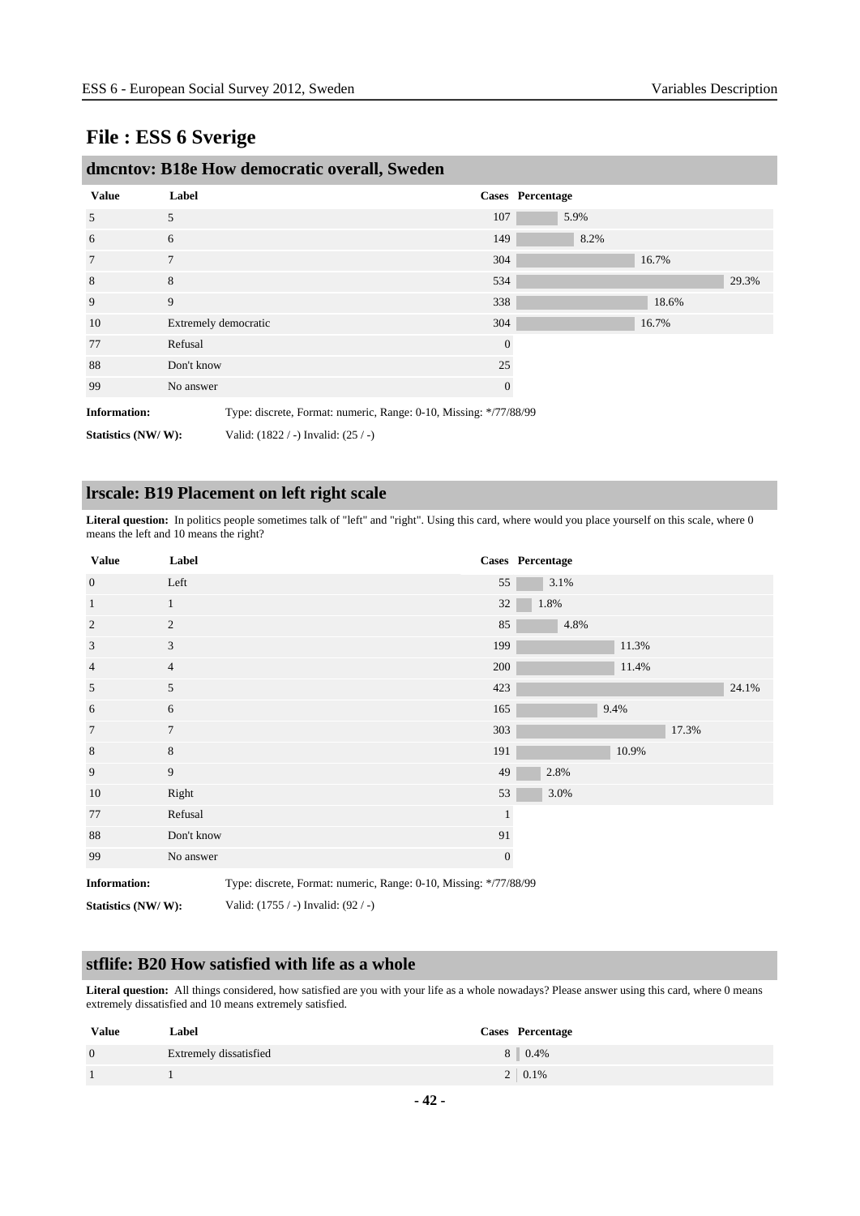# File : ESS 6 Sverige

## dmcntov: B18e How democratic overall, Sweden

| Value | Label | Cases | Percentage |
|---|---|---|---|
| 5 | 5 | 107 | 5.9% |
| 6 | 6 | 149 | 8.2% |
| 7 | 7 | 304 | 16.7% |
| 8 | 8 | 534 | 29.3% |
| 9 | 9 | 338 | 18.6% |
| 10 | Extremely democratic | 304 | 16.7% |
| 77 | Refusal | 0 | |
| 88 | Don't know | 25 | |
| 99 | No answer | 0 | |

**Information:** Type: discrete, Format: numeric, Range: 0-10, Missing: */77/88/99

**Statistics (NW/ W):** Valid: (1822 / -) Invalid: (25 / -)

## lrscale: B19 Placement on left right scale

**Literal question:** In politics people sometimes talk of "left" and "right". Using this card, where would you place yourself on this scale, where 0 means the left and 10 means the right?

| Value | Label | Cases | Percentage |
|---|---|---|---|
| 0 | Left | 55 | 3.1% |
| 1 | 1 | 32 | 1.8% |
| 2 | 2 | 85 | 4.8% |
| 3 | 3 | 199 | 11.3% |
| 4 | 4 | 200 | 11.4% |
| 5 | 5 | 423 | 24.1% |
| 6 | 6 | 165 | 9.4% |
| 7 | 7 | 303 | 17.3% |
| 8 | 8 | 191 | 10.9% |
| 9 | 9 | 49 | 2.8% |
| 10 | Right | 53 | 3.0% |
| 77 | Refusal | 1 | |
| 88 | Don't know | 91 | |
| 99 | No answer | 0 | |

**Information:** Type: discrete, Format: numeric, Range: 0-10, Missing: */77/88/99

**Statistics (NW/ W):** Valid: (1755 / -) Invalid: (92 / -)

## stflife: B20 How satisfied with life as a whole

**Literal question:** All things considered, how satisfied are you with your life as a whole nowadays? Please answer using this card, where 0 means extremely dissatisfied and 10 means extremely satisfied.

| Value | Label | Cases | Percentage |
|---|---|---|---|
| 0 | Extremely dissatisfied | 8 | 0.4% |
| 1 | 1 | 2 | 0.1% |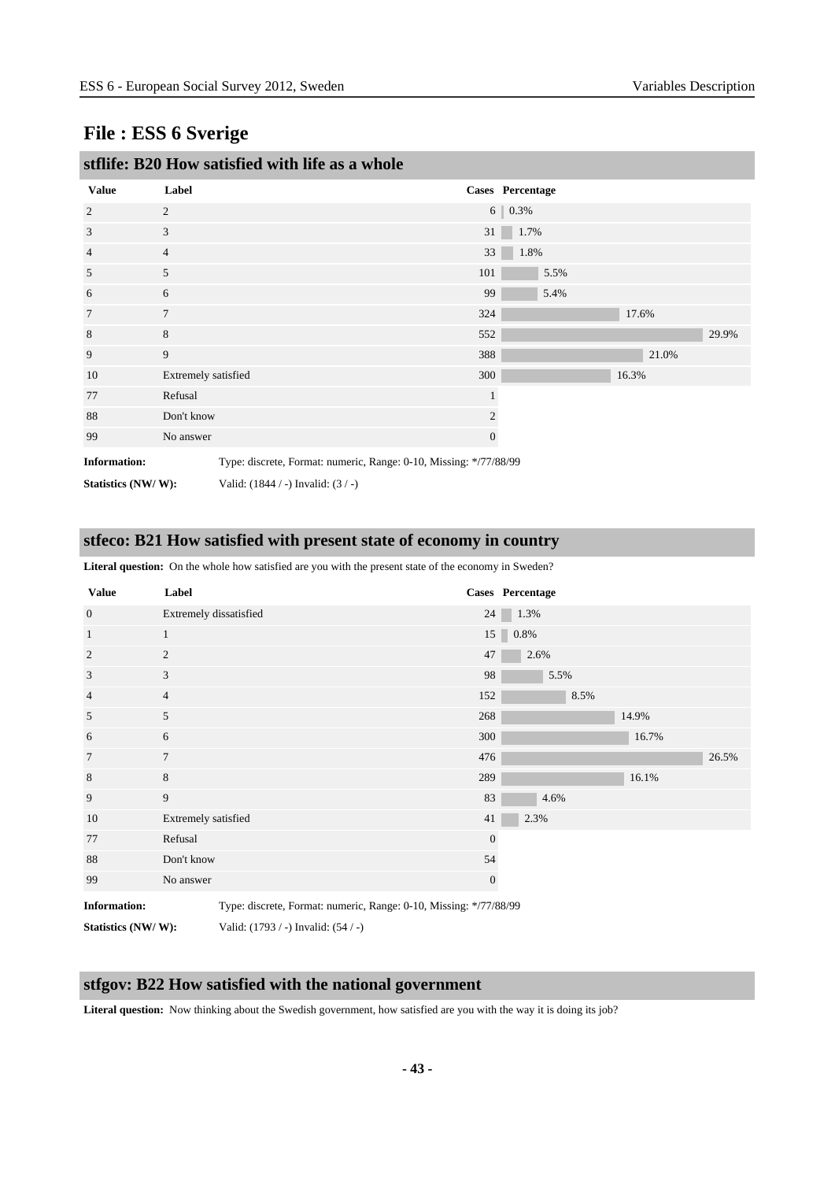# File : ESS 6 Sverige

## stflife: B20 How satisfied with life as a whole

| Value | Label | Cases | Percentage |
|---|---|---|---|
| 2 | 2 | 6 | 0.3% |
| 3 | 3 | 31 | 1.7% |
| 4 | 4 | 33 | 1.8% |
| 5 | 5 | 101 | 5.5% |
| 6 | 6 | 99 | 5.4% |
| 7 | 7 | 324 | 17.6% |
| 8 | 8 | 552 | 29.9% |
| 9 | 9 | 388 | 21.0% |
| 10 | Extremely satisfied | 300 | 16.3% |
| 77 | Refusal | 1 | |
| 88 | Don't know | 2 | |
| 99 | No answer | 0 | |

**Information:** Type: discrete, Format: numeric, Range: 0-10, Missing: */77/88/99

**Statistics (NW/ W):** Valid: (1844 / -) Invalid: (3 / -)

## stfeco: B21 How satisfied with present state of economy in country

**Literal question:** On the whole how satisfied are you with the present state of the economy in Sweden?

| Value | Label | Cases | Percentage |
|---|---|---|---|
| 0 | Extremely dissatisfied | 24 | 1.3% |
| 1 | 1 | 15 | 0.8% |
| 2 | 2 | 47 | 2.6% |
| 3 | 3 | 98 | 5.5% |
| 4 | 4 | 152 | 8.5% |
| 5 | 5 | 268 | 14.9% |
| 6 | 6 | 300 | 16.7% |
| 7 | 7 | 476 | 26.5% |
| 8 | 8 | 289 | 16.1% |
| 9 | 9 | 83 | 4.6% |
| 10 | Extremely satisfied | 41 | 2.3% |
| 77 | Refusal | 0 | |
| 88 | Don't know | 54 | |
| 99 | No answer | 0 | |

**Information:** Type: discrete, Format: numeric, Range: 0-10, Missing: */77/88/99

**Statistics (NW/ W):** Valid: (1793 / -) Invalid: (54 / -)

## stfgov: B22 How satisfied with the national government

**Literal question:** Now thinking about the Swedish government, how satisfied are you with the way it is doing its job?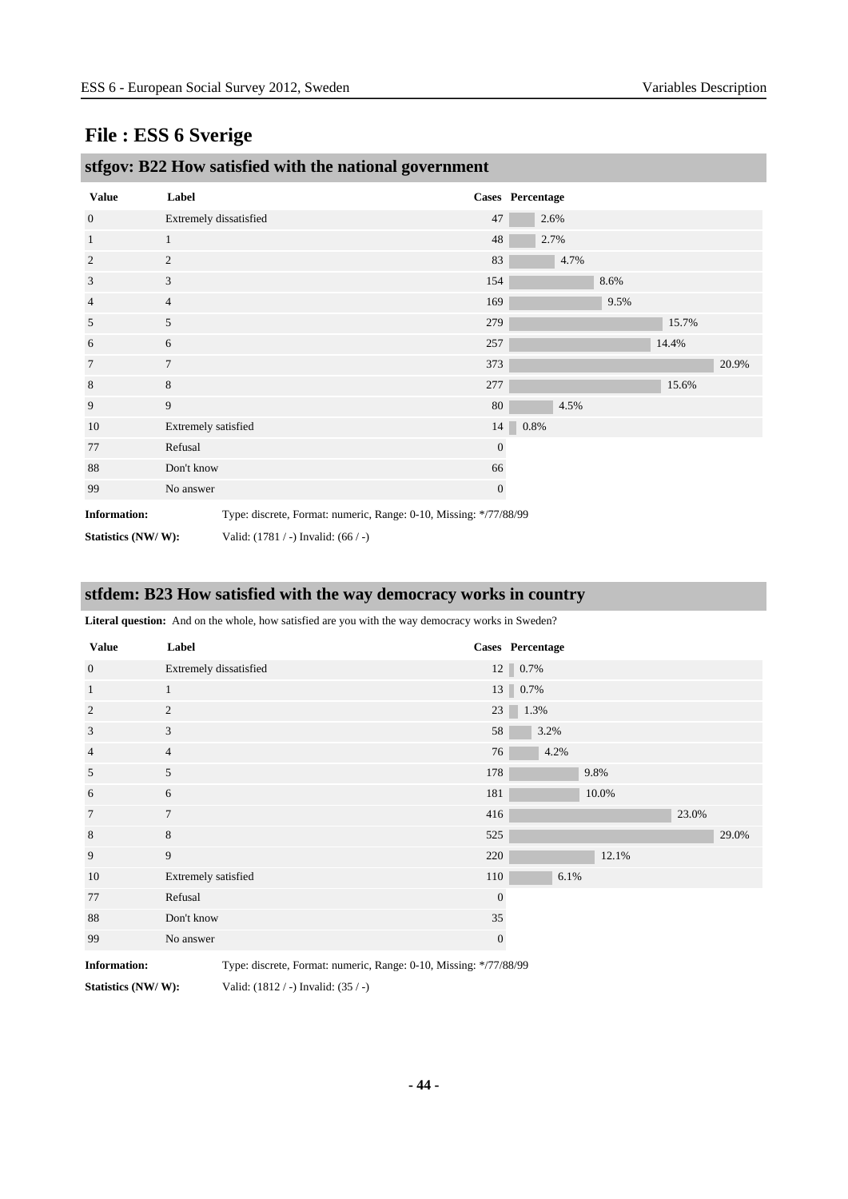# File : ESS 6 Sverige

## stfgov: B22 How satisfied with the national government

| Value | Label | Cases | Percentage |
|---|---|---|---|
| 0 | Extremely dissatisfied | 47 | 2.6% |
| 1 | 1 | 48 | 2.7% |
| 2 | 2 | 83 | 4.7% |
| 3 | 3 | 154 | 8.6% |
| 4 | 4 | 169 | 9.5% |
| 5 | 5 | 279 | 15.7% |
| 6 | 6 | 257 | 14.4% |
| 7 | 7 | 373 | 20.9% |
| 8 | 8 | 277 | 15.6% |
| 9 | 9 | 80 | 4.5% |
| 10 | Extremely satisfied | 14 | 0.8% |
| 77 | Refusal | 0 | |
| 88 | Don't know | 66 | |
| 99 | No answer | 0 | |

**Information:** Type: discrete, Format: numeric, Range: 0-10, Missing: */77/88/99

**Statistics (NW/ W):** Valid: (1781 / -) Invalid: (66 / -)

## stfdem: B23 How satisfied with the way democracy works in country

**Literal question:** And on the whole, how satisfied are you with the way democracy works in Sweden?

| Value | Label | Cases | Percentage |
|---|---|---|---|
| 0 | Extremely dissatisfied | 12 | 0.7% |
| 1 | 1 | 13 | 0.7% |
| 2 | 2 | 23 | 1.3% |
| 3 | 3 | 58 | 3.2% |
| 4 | 4 | 76 | 4.2% |
| 5 | 5 | 178 | 9.8% |
| 6 | 6 | 181 | 10.0% |
| 7 | 7 | 416 | 23.0% |
| 8 | 8 | 525 | 29.0% |
| 9 | 9 | 220 | 12.1% |
| 10 | Extremely satisfied | 110 | 6.1% |
| 77 | Refusal | 0 | |
| 88 | Don't know | 35 | |
| 99 | No answer | 0 | |

**Information:** Type: discrete, Format: numeric, Range: 0-10, Missing: */77/88/99

**Statistics (NW/ W):** Valid: (1812 / -) Invalid: (35 / -)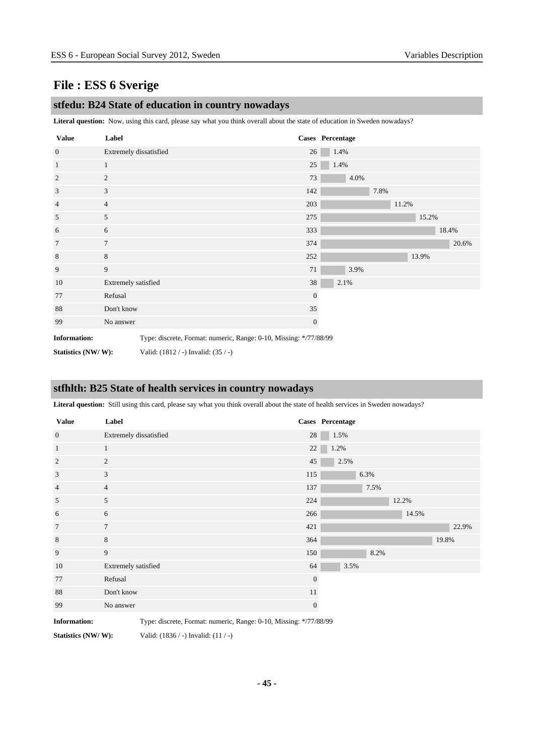# File : ESS 6 Sverige

## stfedu: B24 State of education in country nowadays

**Literal question:** Now, using this card, please say what you think overall about the state of education in Sweden nowadays?

| Value | Label | Cases | Percentage |
|---|---|---|---|
| 0 | Extremely dissatisfied | 26 | 1.4% |
| 1 | 1 | 25 | 1.4% |
| 2 | 2 | 73 | 4.0% |
| 3 | 3 | 142 | 7.8% |
| 4 | 4 | 203 | 11.2% |
| 5 | 5 | 275 | 15.2% |
| 6 | 6 | 333 | 18.4% |
| 7 | 7 | 374 | 20.6% |
| 8 | 8 | 252 | 13.9% |
| 9 | 9 | 71 | 3.9% |
| 10 | Extremely satisfied | 38 | 2.1% |
| 77 | Refusal | 0 | |
| 88 | Don't know | 35 | |
| 99 | No answer | 0 | |

**Information:** Type: discrete, Format: numeric, Range: 0-10, Missing: */77/88/99

**Statistics (NW/ W):** Valid: (1812 / -) Invalid: (35 / -)

## stfhlth: B25 State of health services in country nowadays

**Literal question:** Still using this card, please say what you think overall about the state of health services in Sweden nowadays?

| Value | Label | Cases | Percentage |
|---|---|---|---|
| 0 | Extremely dissatisfied | 28 | 1.5% |
| 1 | 1 | 22 | 1.2% |
| 2 | 2 | 45 | 2.5% |
| 3 | 3 | 115 | 6.3% |
| 4 | 4 | 137 | 7.5% |
| 5 | 5 | 224 | 12.2% |
| 6 | 6 | 266 | 14.5% |
| 7 | 7 | 421 | 22.9% |
| 8 | 8 | 364 | 19.8% |
| 9 | 9 | 150 | 8.2% |
| 10 | Extremely satisfied | 64 | 3.5% |
| 77 | Refusal | 0 | |
| 88 | Don't know | 11 | |
| 99 | No answer | 0 | |

**Information:** Type: discrete, Format: numeric, Range: 0-10, Missing: */77/88/99

**Statistics (NW/ W):** Valid: (1836 / -) Invalid: (11 / -)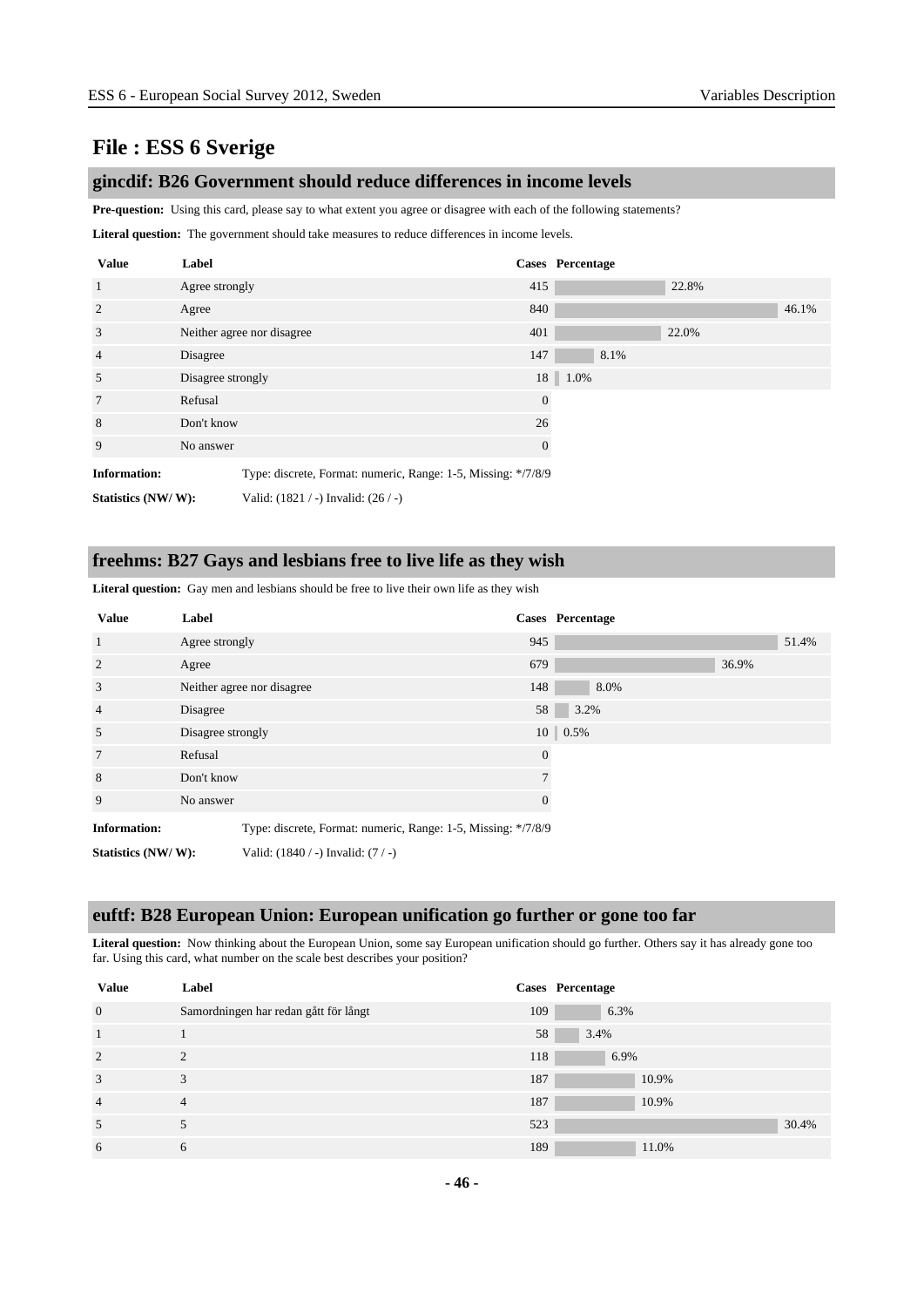# File : ESS 6 Sverige

## gincdif: B26 Government should reduce differences in income levels

**Pre-question:** Using this card, please say to what extent you agree or disagree with each of the following statements?

**Literal question:** The government should take measures to reduce differences in income levels.

| Value | Label | Cases | Percentage |
|---|---|---|---|
| 1 | Agree strongly | 415 | 22.8% |
| 2 | Agree | 840 | 46.1% |
| 3 | Neither agree nor disagree | 401 | 22.0% |
| 4 | Disagree | 147 | 8.1% |
| 5 | Disagree strongly | 18 | 1.0% |
| 7 | Refusal | 0 | |
| 8 | Don't know | 26 | |
| 9 | No answer | 0 | |

**Information:** Type: discrete, Format: numeric, Range: 1-5, Missing: */7/8/9

**Statistics (NW/ W):** Valid: (1821 / -) Invalid: (26 / -)

## freehms: B27 Gays and lesbians free to live life as they wish

**Literal question:** Gay men and lesbians should be free to live their own life as they wish

| Value | Label | Cases | Percentage |
|---|---|---|---|
| 1 | Agree strongly | 945 | 51.4% |
| 2 | Agree | 679 | 36.9% |
| 3 | Neither agree nor disagree | 148 | 8.0% |
| 4 | Disagree | 58 | 3.2% |
| 5 | Disagree strongly | 10 | 0.5% |
| 7 | Refusal | 0 | |
| 8 | Don't know | 7 | |
| 9 | No answer | 0 | |

**Information:** Type: discrete, Format: numeric, Range: 1-5, Missing: */7/8/9

**Statistics (NW/ W):** Valid: (1840 / -) Invalid: (7 / -)

## euftf: B28 European Union: European unification go further or gone too far

**Literal question:** Now thinking about the European Union, some say European unification should go further. Others say it has already gone too far. Using this card, what number on the scale best describes your position?

| Value | Label | Cases | Percentage |
|---|---|---|---|
| 0 | Samordningen har redan gått för långt | 109 | 6.3% |
| 1 | 1 | 58 | 3.4% |
| 2 | 2 | 118 | 6.9% |
| 3 | 3 | 187 | 10.9% |
| 4 | 4 | 187 | 10.9% |
| 5 | 5 | 523 | 30.4% |
| 6 | 6 | 189 | 11.0% |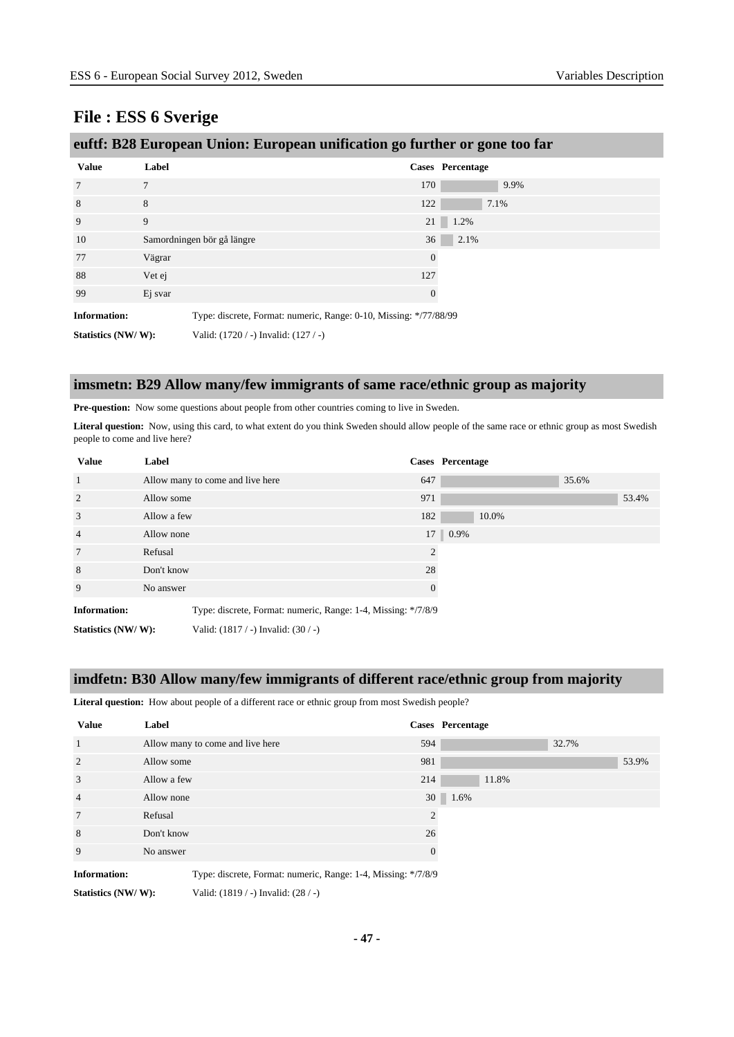# File : ESS 6 Sverige

## euftf: B28 European Union: European unification go further or gone too far

| Value | Label | Cases | Percentage |
|---|---|---|---|
| 7 | 7 | 170 | 9.9% |
| 8 | 8 | 122 | 7.1% |
| 9 | 9 | 21 | 1.2% |
| 10 | Samordningen bör gå längre | 36 | 2.1% |
| 77 | Vägrar | 0 | |
| 88 | Vet ej | 127 | |
| 99 | Ej svar | 0 | |

**Information:** Type: discrete, Format: numeric, Range: 0-10, Missing: */77/88/99

**Statistics (NW/ W):** Valid: (1720 / -) Invalid: (127 / -)

## imsmetn: B29 Allow many/few immigrants of same race/ethnic group as majority

**Pre-question:** Now some questions about people from other countries coming to live in Sweden.

**Literal question:** Now, using this card, to what extent do you think Sweden should allow people of the same race or ethnic group as most Swedish people to come and live here?

| Value | Label | Cases | Percentage |
|---|---|---|---|
| 1 | Allow many to come and live here | 647 | 35.6% |
| 2 | Allow some | 971 | 53.4% |
| 3 | Allow a few | 182 | 10.0% |
| 4 | Allow none | 17 | 0.9% |
| 7 | Refusal | 2 | |
| 8 | Don't know | 28 | |
| 9 | No answer | 0 | |

**Information:** Type: discrete, Format: numeric, Range: 1-4, Missing: */7/8/9

**Statistics (NW/ W):** Valid: (1817 / -) Invalid: (30 / -)

## imdfetn: B30 Allow many/few immigrants of different race/ethnic group from majority

**Literal question:** How about people of a different race or ethnic group from most Swedish people?

| Value | Label | Cases | Percentage |
|---|---|---|---|
| 1 | Allow many to come and live here | 594 | 32.7% |
| 2 | Allow some | 981 | 53.9% |
| 3 | Allow a few | 214 | 11.8% |
| 4 | Allow none | 30 | 1.6% |
| 7 | Refusal | 2 | |
| 8 | Don't know | 26 | |
| 9 | No answer | 0 | |

**Information:** Type: discrete, Format: numeric, Range: 1-4, Missing: */7/8/9

**Statistics (NW/ W):** Valid: (1819 / -) Invalid: (28 / -)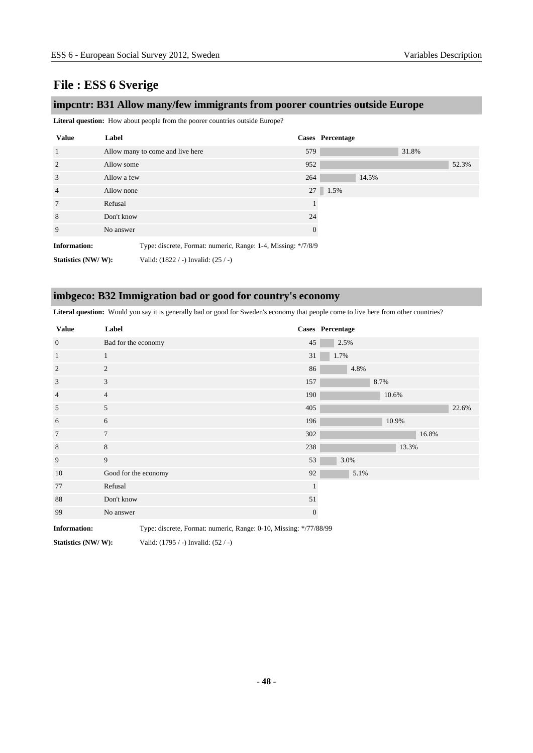# File : ESS 6 Sverige

## impcntr: B31 Allow many/few immigrants from poorer countries outside Europe

**Literal question:** How about people from the poorer countries outside Europe?

| Value | Label | Cases | Percentage |
|---|---|---|---|
| 1 | Allow many to come and live here | 579 | 31.8% |
| 2 | Allow some | 952 | 52.3% |
| 3 | Allow a few | 264 | 14.5% |
| 4 | Allow none | 27 | 1.5% |
| 7 | Refusal | 1 | |
| 8 | Don't know | 24 | |
| 9 | No answer | 0 | |

**Information:** Type: discrete, Format: numeric, Range: 1-4, Missing: */7/8/9

**Statistics (NW/ W):** Valid: (1822 / -) Invalid: (25 / -)

## imbgeco: B32 Immigration bad or good for country's economy

**Literal question:** Would you say it is generally bad or good for Sweden's economy that people come to live here from other countries?

| Value | Label | Cases | Percentage |
|---|---|---|---|
| 0 | Bad for the economy | 45 | 2.5% |
| 1 | 1 | 31 | 1.7% |
| 2 | 2 | 86 | 4.8% |
| 3 | 3 | 157 | 8.7% |
| 4 | 4 | 190 | 10.6% |
| 5 | 5 | 405 | 22.6% |
| 6 | 6 | 196 | 10.9% |
| 7 | 7 | 302 | 16.8% |
| 8 | 8 | 238 | 13.3% |
| 9 | 9 | 53 | 3.0% |
| 10 | Good for the economy | 92 | 5.1% |
| 77 | Refusal | 1 | |
| 88 | Don't know | 51 | |
| 99 | No answer | 0 | |

**Information:** Type: discrete, Format: numeric, Range: 0-10, Missing: */77/88/99

**Statistics (NW/ W):** Valid: (1795 / -) Invalid: (52 / -)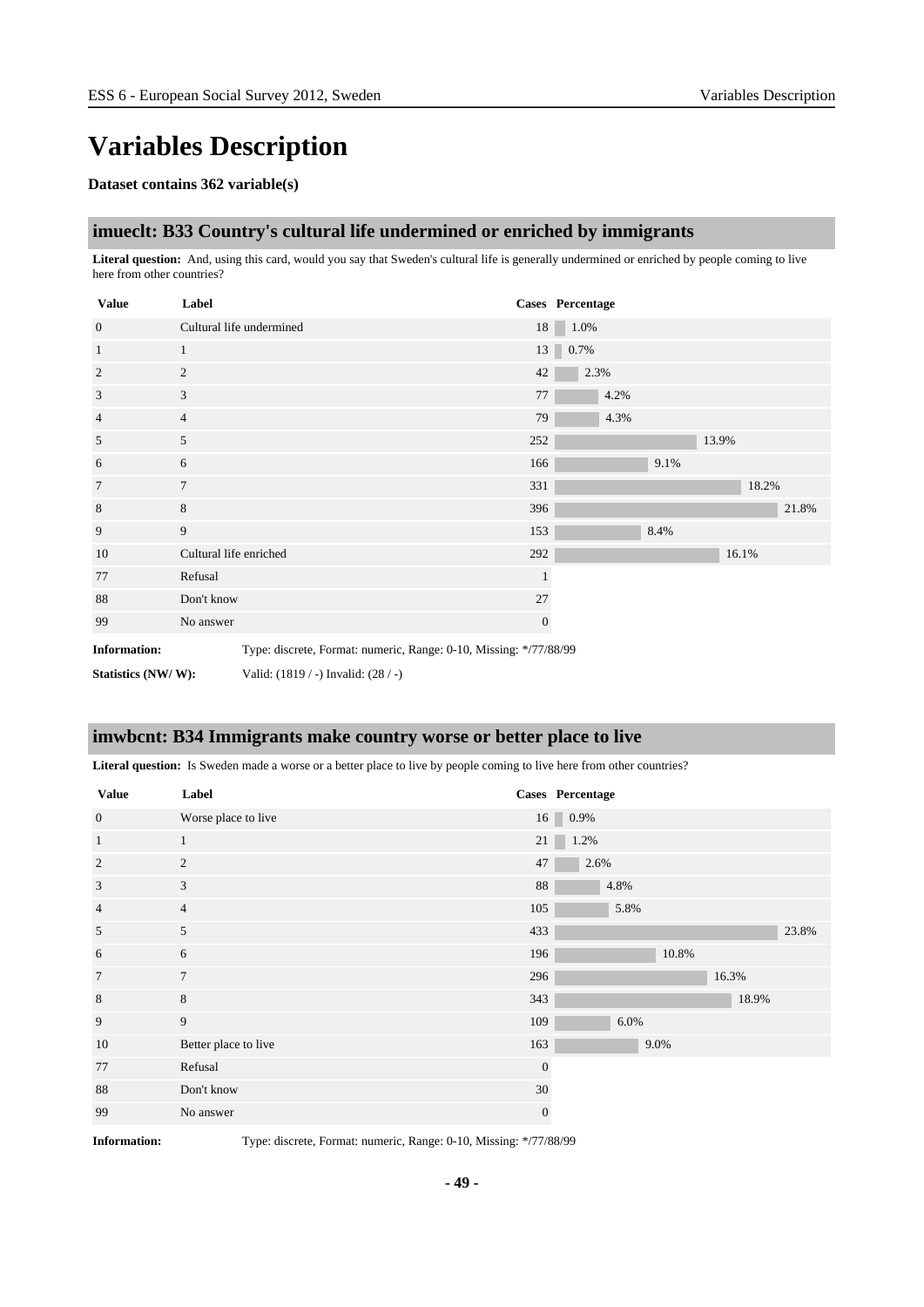# Variables Description

**Dataset contains 362 variable(s)**

## imueclt: B33 Country's cultural life undermined or enriched by immigrants

**Literal question:** And, using this card, would you say that Sweden's cultural life is generally undermined or enriched by people coming to live here from other countries?

| Value | Label | Cases | Percentage |
|---|---|---|---|
| 0 | Cultural life undermined | 18 | 1.0% |
| 1 | 1 | 13 | 0.7% |
| 2 | 2 | 42 | 2.3% |
| 3 | 3 | 77 | 4.2% |
| 4 | 4 | 79 | 4.3% |
| 5 | 5 | 252 | 13.9% |
| 6 | 6 | 166 | 9.1% |
| 7 | 7 | 331 | 18.2% |
| 8 | 8 | 396 | 21.8% |
| 9 | 9 | 153 | 8.4% |
| 10 | Cultural life enriched | 292 | 16.1% |
| 77 | Refusal | 1 | |
| 88 | Don't know | 27 | |
| 99 | No answer | 0 | |

**Information:** Type: discrete, Format: numeric, Range: 0-10, Missing: */77/88/99

**Statistics (NW/ W):** Valid: (1819 / -) Invalid: (28 / -)

## imwbcnt: B34 Immigrants make country worse or better place to live

**Literal question:** Is Sweden made a worse or a better place to live by people coming to live here from other countries?

| Value | Label | Cases | Percentage |
|---|---|---|---|
| 0 | Worse place to live | 16 | 0.9% |
| 1 | 1 | 21 | 1.2% |
| 2 | 2 | 47 | 2.6% |
| 3 | 3 | 88 | 4.8% |
| 4 | 4 | 105 | 5.8% |
| 5 | 5 | 433 | 23.8% |
| 6 | 6 | 196 | 10.8% |
| 7 | 7 | 296 | 16.3% |
| 8 | 8 | 343 | 18.9% |
| 9 | 9 | 109 | 6.0% |
| 10 | Better place to live | 163 | 9.0% |
| 77 | Refusal | 0 | |
| 88 | Don't know | 30 | |
| 99 | No answer | 0 | |

**Information:** Type: discrete, Format: numeric, Range: 0-10, Missing: */77/88/99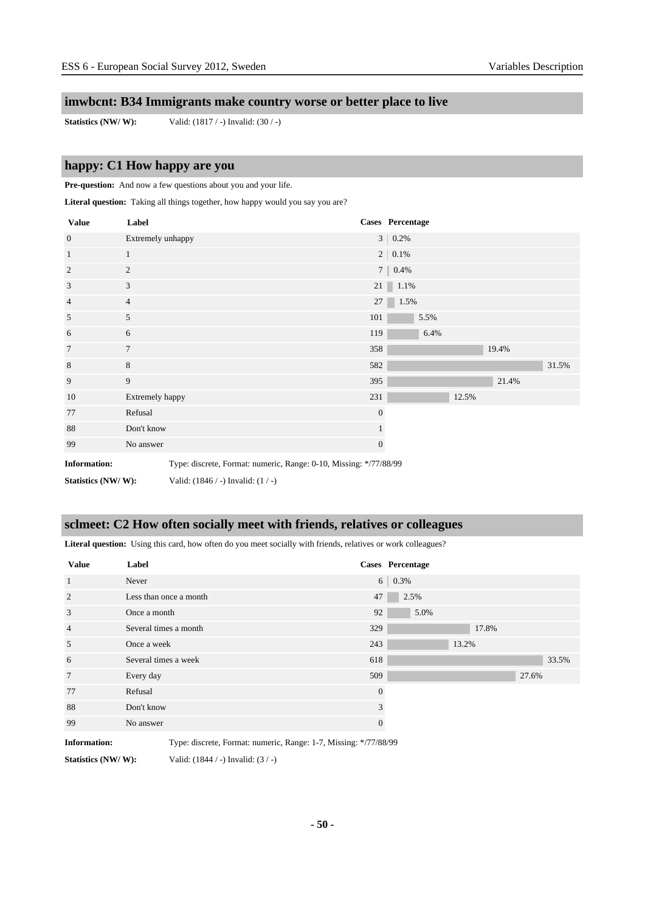## imwbcnt: B34 Immigrants make country worse or better place to live

**Statistics (NW/ W):** Valid: (1817 / -) Invalid: (30 / -)

## happy: C1 How happy are you

**Pre-question:** And now a few questions about you and your life.

**Literal question:** Taking all things together, how happy would you say you are?

| Value | Label | Cases | Percentage |
|---|---|---|---|
| 0 | Extremely unhappy | 3 | 0.2% |
| 1 | 1 | 2 | 0.1% |
| 2 | 2 | 7 | 0.4% |
| 3 | 3 | 21 | 1.1% |
| 4 | 4 | 27 | 1.5% |
| 5 | 5 | 101 | 5.5% |
| 6 | 6 | 119 | 6.4% |
| 7 | 7 | 358 | 19.4% |
| 8 | 8 | 582 | 31.5% |
| 9 | 9 | 395 | 21.4% |
| 10 | Extremely happy | 231 | 12.5% |
| 77 | Refusal | 0 | |
| 88 | Don't know | 1 | |
| 99 | No answer | 0 | |

**Information:** Type: discrete, Format: numeric, Range: 0-10, Missing: */77/88/99

**Statistics (NW/ W):** Valid: (1846 / -) Invalid: (1 / -)

## sclmeet: C2 How often socially meet with friends, relatives or colleagues

**Literal question:** Using this card, how often do you meet socially with friends, relatives or work colleagues?

| Value | Label | Cases | Percentage |
|---|---|---|---|
| 1 | Never | 6 | 0.3% |
| 2 | Less than once a month | 47 | 2.5% |
| 3 | Once a month | 92 | 5.0% |
| 4 | Several times a month | 329 | 17.8% |
| 5 | Once a week | 243 | 13.2% |
| 6 | Several times a week | 618 | 33.5% |
| 7 | Every day | 509 | 27.6% |
| 77 | Refusal | 0 | |
| 88 | Don't know | 3 | |
| 99 | No answer | 0 | |

**Information:** Type: discrete, Format: numeric, Range: 1-7, Missing: */77/88/99

**Statistics (NW/ W):** Valid: (1844 / -) Invalid: (3 / -)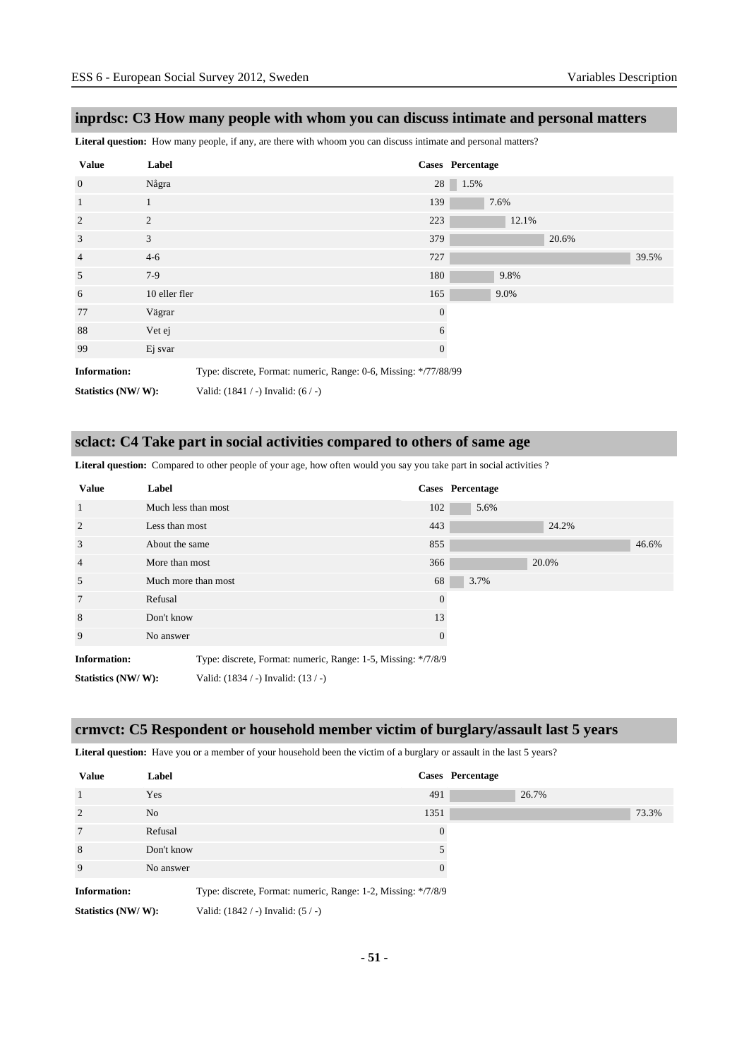## inprdsc: C3 How many people with whom you can discuss intimate and personal matters

**Literal question:** How many people, if any, are there with whoom you can discuss intimate and personal matters?

| Value | Label | Cases | Percentage |
|---|---|---|---|
| 0 | Några | 28 | 1.5% |
| 1 | 1 | 139 | 7.6% |
| 2 | 2 | 223 | 12.1% |
| 3 | 3 | 379 | 20.6% |
| 4 | 4-6 | 727 | 39.5% |
| 5 | 7-9 | 180 | 9.8% |
| 6 | 10 eller fler | 165 | 9.0% |
| 77 | Vägrar | 0 | |
| 88 | Vet ej | 6 | |
| 99 | Ej svar | 0 | |

**Information:** Type: discrete, Format: numeric, Range: 0-6, Missing: */77/88/99

**Statistics (NW/ W):** Valid: (1841 / -) Invalid: (6 / -)

## sclact: C4 Take part in social activities compared to others of same age

**Literal question:** Compared to other people of your age, how often would you say you take part in social activities ?

| Value | Label | Cases | Percentage |
|---|---|---|---|
| 1 | Much less than most | 102 | 5.6% |
| 2 | Less than most | 443 | 24.2% |
| 3 | About the same | 855 | 46.6% |
| 4 | More than most | 366 | 20.0% |
| 5 | Much more than most | 68 | 3.7% |
| 7 | Refusal | 0 | |
| 8 | Don't know | 13 | |
| 9 | No answer | 0 | |

**Information:** Type: discrete, Format: numeric, Range: 1-5, Missing: */7/8/9

**Statistics (NW/ W):** Valid: (1834 / -) Invalid: (13 / -)

## crmvct: C5 Respondent or household member victim of burglary/assault last 5 years

**Literal question:** Have you or a member of your household been the victim of a burglary or assault in the last 5 years?

| Value | Label | Cases | Percentage |
|---|---|---|---|
| 1 | Yes | 491 | 26.7% |
| 2 | No | 1351 | 73.3% |
| 7 | Refusal | 0 | |
| 8 | Don't know | 5 | |
| 9 | No answer | 0 | |

**Information:** Type: discrete, Format: numeric, Range: 1-2, Missing: */7/8/9

**Statistics (NW/ W):** Valid: (1842 / -) Invalid: (5 / -)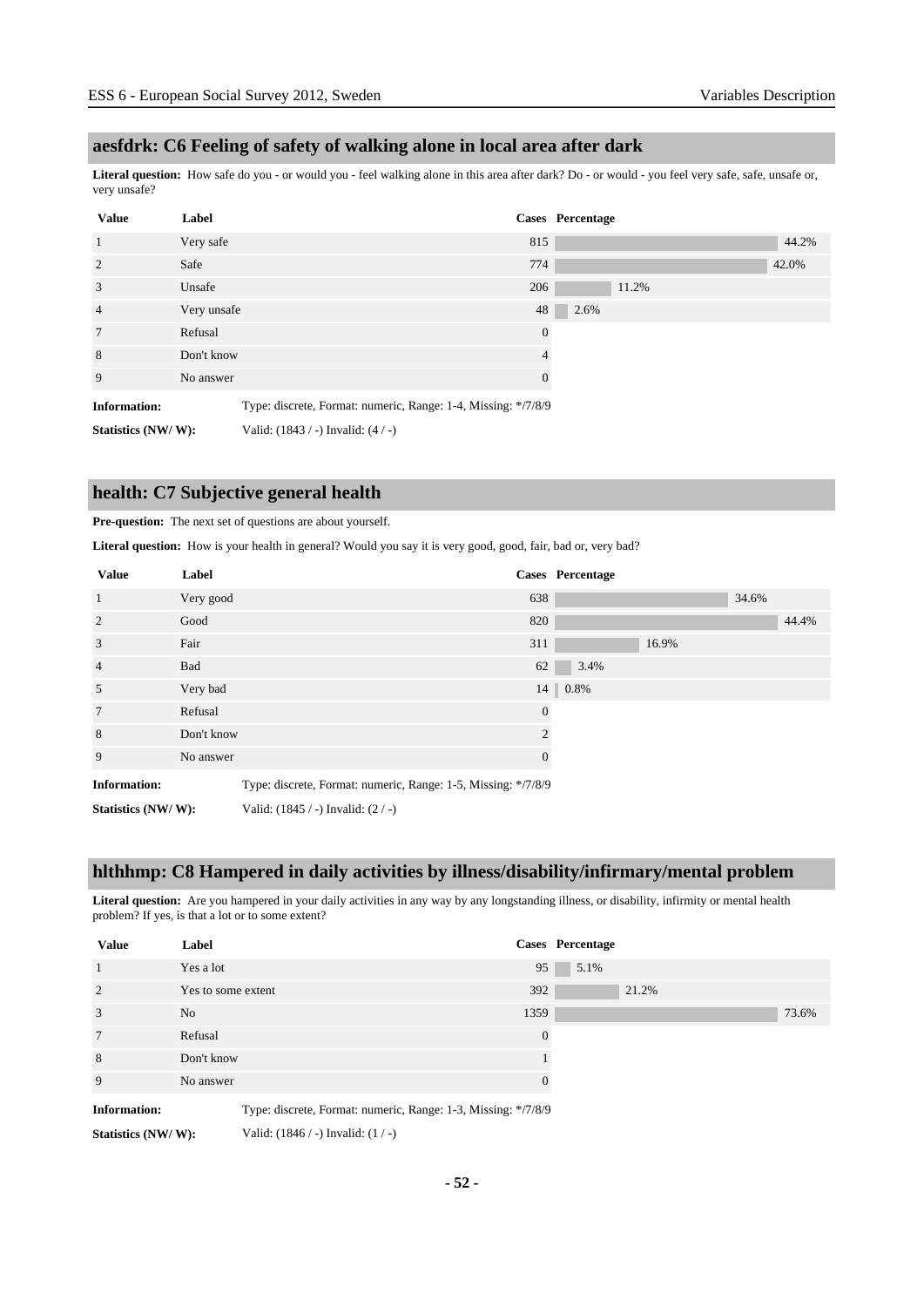## aesfdrk: C6 Feeling of safety of walking alone in local area after dark

**Literal question:** How safe do you - or would you - feel walking alone in this area after dark? Do - or would - you feel very safe, safe, unsafe or, very unsafe?

| Value | Label | Cases | Percentage |
|---|---|---|---|
| 1 | Very safe | 815 | 44.2% |
| 2 | Safe | 774 | 42.0% |
| 3 | Unsafe | 206 | 11.2% |
| 4 | Very unsafe | 48 | 2.6% |
| 7 | Refusal | 0 | |
| 8 | Don't know | 4 | |
| 9 | No answer | 0 | |

**Information:** Type: discrete, Format: numeric, Range: 1-4, Missing: */7/8/9

**Statistics (NW/ W):** Valid: (1843 / -) Invalid: (4 / -)

## health: C7 Subjective general health

**Pre-question:** The next set of questions are about yourself.

**Literal question:** How is your health in general? Would you say it is very good, good, fair, bad or, very bad?

| Value | Label | Cases | Percentage |
|---|---|---|---|
| 1 | Very good | 638 | 34.6% |
| 2 | Good | 820 | 44.4% |
| 3 | Fair | 311 | 16.9% |
| 4 | Bad | 62 | 3.4% |
| 5 | Very bad | 14 | 0.8% |
| 7 | Refusal | 0 | |
| 8 | Don't know | 2 | |
| 9 | No answer | 0 | |

**Information:** Type: discrete, Format: numeric, Range: 1-5, Missing: */7/8/9

**Statistics (NW/ W):** Valid: (1845 / -) Invalid: (2 / -)

## hlthhmp: C8 Hampered in daily activities by illness/disability/infirmary/mental problem

**Literal question:** Are you hampered in your daily activities in any way by any longstanding illness, or disability, infirmity or mental health problem? If yes, is that a lot or to some extent?

| Value | Label | Cases | Percentage |
|---|---|---|---|
| 1 | Yes a lot | 95 | 5.1% |
| 2 | Yes to some extent | 392 | 21.2% |
| 3 | No | 1359 | 73.6% |
| 7 | Refusal | 0 | |
| 8 | Don't know | 1 | |
| 9 | No answer | 0 | |

**Information:** Type: discrete, Format: numeric, Range: 1-3, Missing: */7/8/9

**Statistics (NW/ W):** Valid: (1846 / -) Invalid: (1 / -)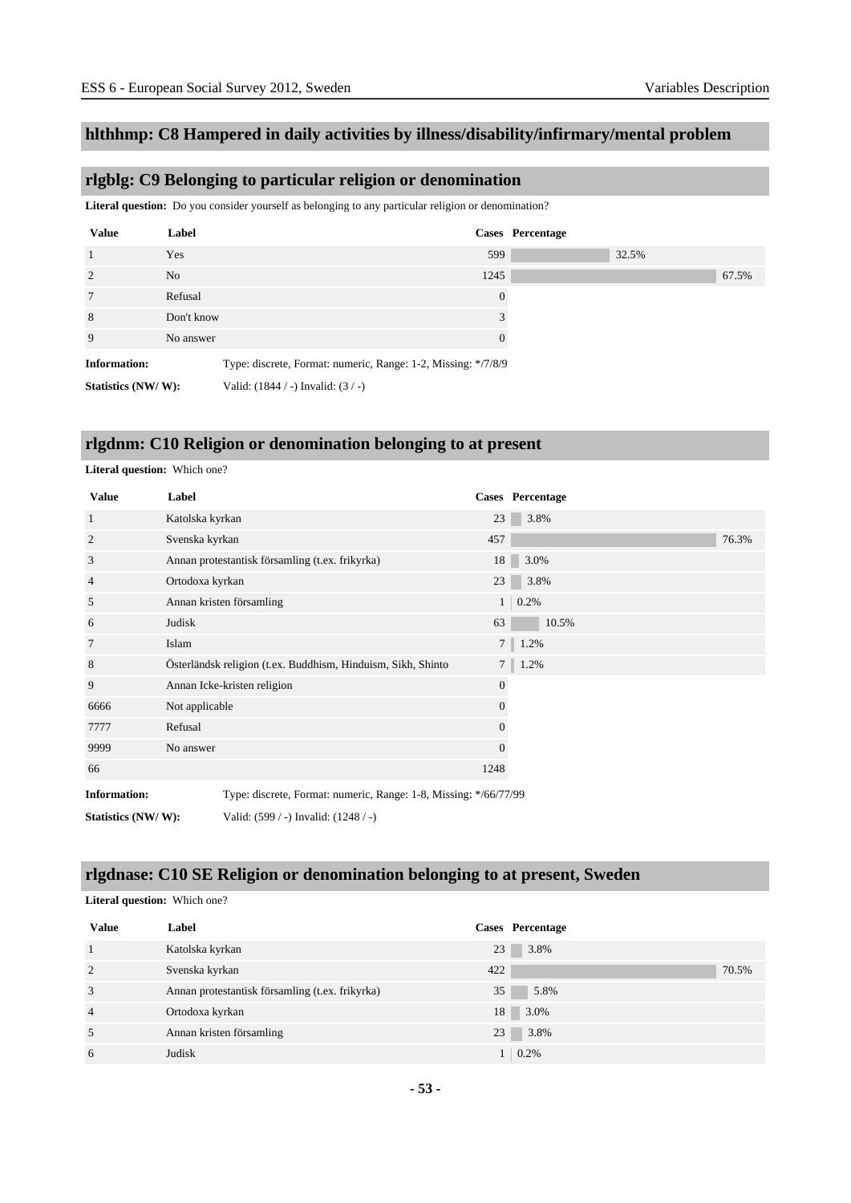## hlthhmp: C8 Hampered in daily activities by illness/disability/infirmary/mental problem

## rlgblg: C9 Belonging to particular religion or denomination

**Literal question:** Do you consider yourself as belonging to any particular religion or denomination?

| Value | Label | Cases | Percentage |
|---|---|---|---|
| 1 | Yes | 599 | 32.5% |
| 2 | No | 1245 | 67.5% |
| 7 | Refusal | 0 | |
| 8 | Don't know | 3 | |
| 9 | No answer | 0 | |

**Information:** Type: discrete, Format: numeric, Range: 1-2, Missing: */7/8/9

**Statistics (NW/ W):** Valid: (1844 / -) Invalid: (3 / -)

## rlgdnm: C10 Religion or denomination belonging to at present

**Literal question:** Which one?

| Value | Label | Cases | Percentage |
|---|---|---|---|
| 1 | Katolska kyrkan | 23 | 3.8% |
| 2 | Svenska kyrkan | 457 | 76.3% |
| 3 | Annan protestantisk församling (t.ex. frikyrka) | 18 | 3.0% |
| 4 | Ortodoxa kyrkan | 23 | 3.8% |
| 5 | Annan kristen församling | 1 | 0.2% |
| 6 | Judisk | 63 | 10.5% |
| 7 | Islam | 7 | 1.2% |
| 8 | Österländsk religion (t.ex. Buddhism, Hinduism, Sikh, Shinto | 7 | 1.2% |
| 9 | Annan Icke-kristen religion | 0 | |
| 6666 | Not applicable | 0 | |
| 7777 | Refusal | 0 | |
| 9999 | No answer | 0 | |
| 66 | | 1248 | |

**Information:** Type: discrete, Format: numeric, Range: 1-8, Missing: */66/77/99

**Statistics (NW/ W):** Valid: (599 / -) Invalid: (1248 / -)

## rlgdnase: C10 SE Religion or denomination belonging to at present, Sweden

**Literal question:** Which one?

| Value | Label | Cases | Percentage |
|---|---|---|---|
| 1 | Katolska kyrkan | 23 | 3.8% |
| 2 | Svenska kyrkan | 422 | 70.5% |
| 3 | Annan protestantisk församling (t.ex. frikyrka) | 35 | 5.8% |
| 4 | Ortodoxa kyrkan | 18 | 3.0% |
| 5 | Annan kristen församling | 23 | 3.8% |
| 6 | Judisk | 1 | 0.2% |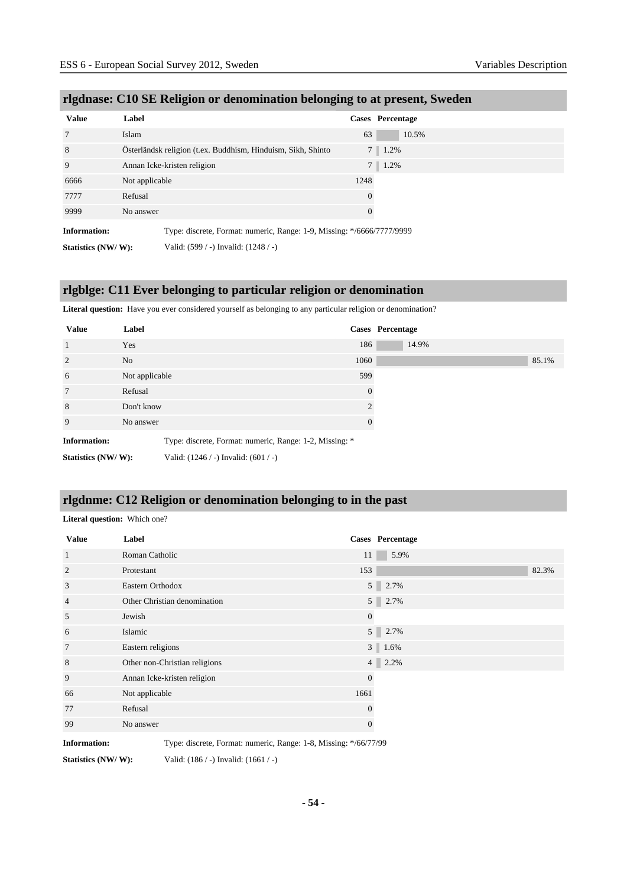## rlgdnase: C10 SE Religion or denomination belonging to at present, Sweden

| Value | Label | Cases | Percentage |
|---|---|---|---|
| 7 | Islam | 63 | 10.5% |
| 8 | Österländsk religion (t.ex. Buddhism, Hinduism, Sikh, Shinto | 7 | 1.2% |
| 9 | Annan Icke-kristen religion | 7 | 1.2% |
| 6666 | Not applicable | 1248 | |
| 7777 | Refusal | 0 | |
| 9999 | No answer | 0 | |

**Information:** Type: discrete, Format: numeric, Range: 1-9, Missing: */6666/7777/9999

**Statistics (NW/ W):** Valid: (599 / -) Invalid: (1248 / -)

## rlgblge: C11 Ever belonging to particular religion or denomination

**Literal question:** Have you ever considered yourself as belonging to any particular religion or denomination?

| Value | Label | Cases | Percentage |
|---|---|---|---|
| 1 | Yes | 186 | 14.9% |
| 2 | No | 1060 | 85.1% |
| 6 | Not applicable | 599 | |
| 7 | Refusal | 0 | |
| 8 | Don't know | 2 | |
| 9 | No answer | 0 | |

**Information:** Type: discrete, Format: numeric, Range: 1-2, Missing: *

**Statistics (NW/ W):** Valid: (1246 / -) Invalid: (601 / -)

## rlgdnme: C12 Religion or denomination belonging to in the past

**Literal question:** Which one?

| Value | Label | Cases | Percentage |
|---|---|---|---|
| 1 | Roman Catholic | 11 | 5.9% |
| 2 | Protestant | 153 | 82.3% |
| 3 | Eastern Orthodox | 5 | 2.7% |
| 4 | Other Christian denomination | 5 | 2.7% |
| 5 | Jewish | 0 | |
| 6 | Islamic | 5 | 2.7% |
| 7 | Eastern religions | 3 | 1.6% |
| 8 | Other non-Christian religions | 4 | 2.2% |
| 9 | Annan Icke-kristen religion | 0 | |
| 66 | Not applicable | 1661 | |
| 77 | Refusal | 0 | |
| 99 | No answer | 0 | |

**Information:** Type: discrete, Format: numeric, Range: 1-8, Missing: */66/77/99

**Statistics (NW/ W):** Valid: (186 / -) Invalid: (1661 / -)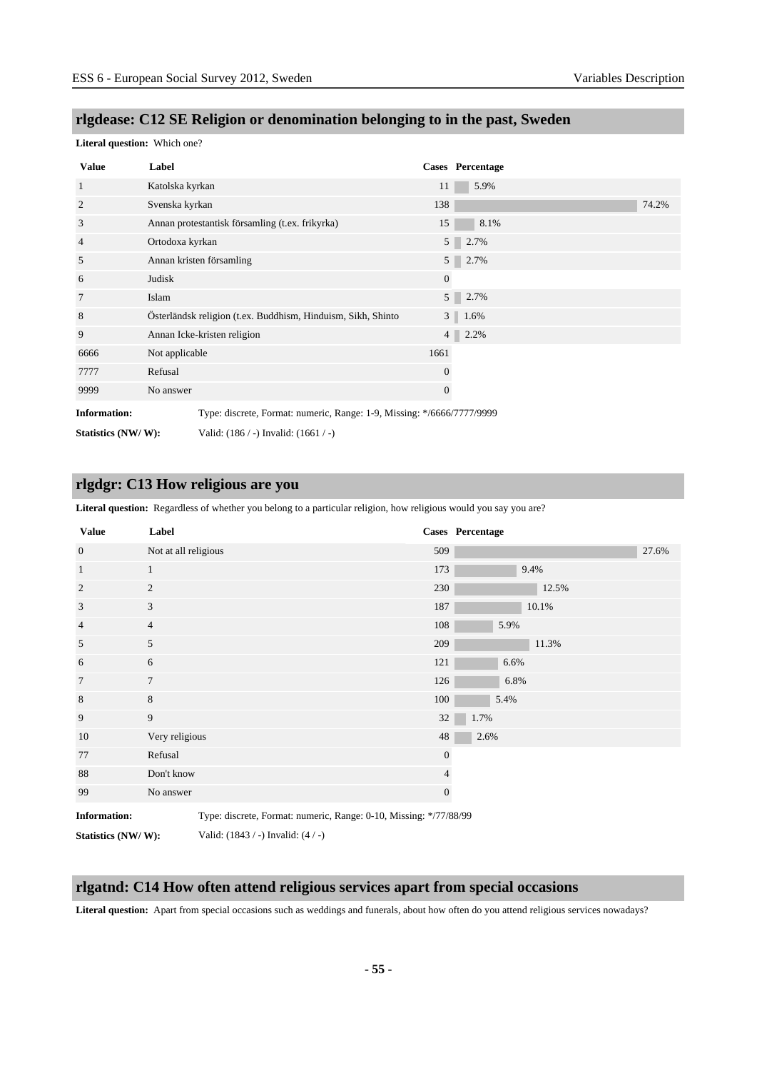## rlgdease: C12 SE Religion or denomination belonging to in the past, Sweden

**Literal question:** Which one?

| Value | Label | Cases | Percentage |
|---|---|---|---|
| 1 | Katolska kyrkan | 11 | 5.9% |
| 2 | Svenska kyrkan | 138 | 74.2% |
| 3 | Annan protestantisk församling (t.ex. frikyrka) | 15 | 8.1% |
| 4 | Ortodoxa kyrkan | 5 | 2.7% |
| 5 | Annan kristen församling | 5 | 2.7% |
| 6 | Judisk | 0 | |
| 7 | Islam | 5 | 2.7% |
| 8 | Österländsk religion (t.ex. Buddhism, Hinduism, Sikh, Shinto | 3 | 1.6% |
| 9 | Annan Icke-kristen religion | 4 | 2.2% |
| 6666 | Not applicable | 1661 | |
| 7777 | Refusal | 0 | |
| 9999 | No answer | 0 | |

**Information:** Type: discrete, Format: numeric, Range: 1-9, Missing: */6666/7777/9999

**Statistics (NW/ W):** Valid: (186 / -) Invalid: (1661 / -)

## rlgdgr: C13 How religious are you

**Literal question:** Regardless of whether you belong to a particular religion, how religious would you say you are?

| Value | Label | Cases | Percentage |
|---|---|---|---|
| 0 | Not at all religious | 509 | 27.6% |
| 1 | 1 | 173 | 9.4% |
| 2 | 2 | 230 | 12.5% |
| 3 | 3 | 187 | 10.1% |
| 4 | 4 | 108 | 5.9% |
| 5 | 5 | 209 | 11.3% |
| 6 | 6 | 121 | 6.6% |
| 7 | 7 | 126 | 6.8% |
| 8 | 8 | 100 | 5.4% |
| 9 | 9 | 32 | 1.7% |
| 10 | Very religious | 48 | 2.6% |
| 77 | Refusal | 0 | |
| 88 | Don't know | 4 | |
| 99 | No answer | 0 | |

**Information:** Type: discrete, Format: numeric, Range: 0-10, Missing: */77/88/99

**Statistics (NW/ W):** Valid: (1843 / -) Invalid: (4 / -)

## rlgatnd: C14 How often attend religious services apart from special occasions

**Literal question:** Apart from special occasions such as weddings and funerals, about how often do you attend religious services nowadays?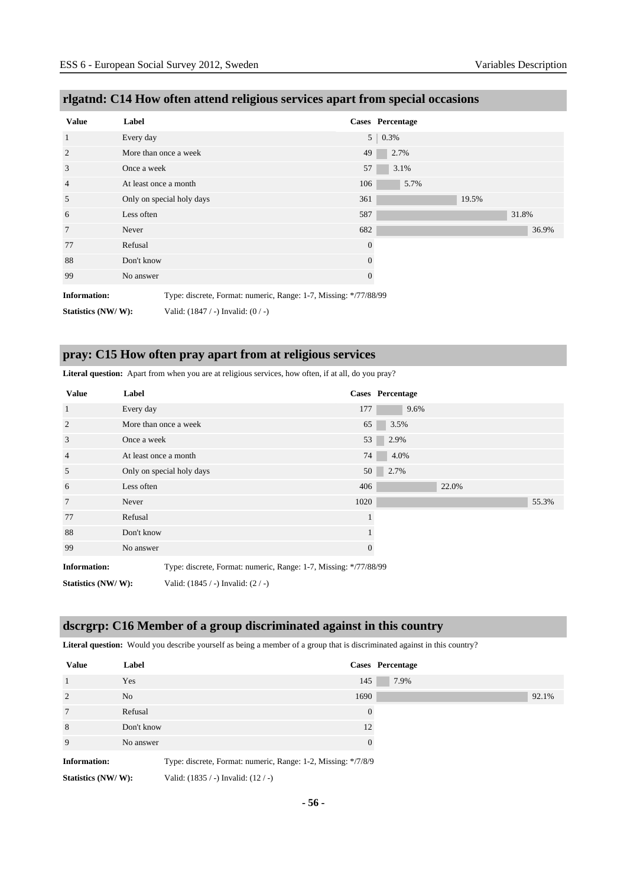## rlgatnd: C14 How often attend religious services apart from special occasions

| Value | Label | Cases | Percentage |
|---|---|---|---|
| 1 | Every day | 5 | 0.3% |
| 2 | More than once a week | 49 | 2.7% |
| 3 | Once a week | 57 | 3.1% |
| 4 | At least once a month | 106 | 5.7% |
| 5 | Only on special holy days | 361 | 19.5% |
| 6 | Less often | 587 | 31.8% |
| 7 | Never | 682 | 36.9% |
| 77 | Refusal | 0 | |
| 88 | Don't know | 0 | |
| 99 | No answer | 0 | |

**Information:** Type: discrete, Format: numeric, Range: 1-7, Missing: */77/88/99

**Statistics (NW/ W):** Valid: (1847 / -) Invalid: (0 / -)

## pray: C15 How often pray apart from at religious services

**Literal question:** Apart from when you are at religious services, how often, if at all, do you pray?

| Value | Label | Cases | Percentage |
|---|---|---|---|
| 1 | Every day | 177 | 9.6% |
| 2 | More than once a week | 65 | 3.5% |
| 3 | Once a week | 53 | 2.9% |
| 4 | At least once a month | 74 | 4.0% |
| 5 | Only on special holy days | 50 | 2.7% |
| 6 | Less often | 406 | 22.0% |
| 7 | Never | 1020 | 55.3% |
| 77 | Refusal | 1 | |
| 88 | Don't know | 1 | |
| 99 | No answer | 0 | |

**Information:** Type: discrete, Format: numeric, Range: 1-7, Missing: */77/88/99

**Statistics (NW/ W):** Valid: (1845 / -) Invalid: (2 / -)

## dscrgrp: C16 Member of a group discriminated against in this country

**Literal question:** Would you describe yourself as being a member of a group that is discriminated against in this country?

| Value | Label | Cases | Percentage |
|---|---|---|---|
| 1 | Yes | 145 | 7.9% |
| 2 | No | 1690 | 92.1% |
| 7 | Refusal | 0 | |
| 8 | Don't know | 12 | |
| 9 | No answer | 0 | |

**Information:** Type: discrete, Format: numeric, Range: 1-2, Missing: */7/8/9

**Statistics (NW/ W):** Valid: (1835 / -) Invalid: (12 / -)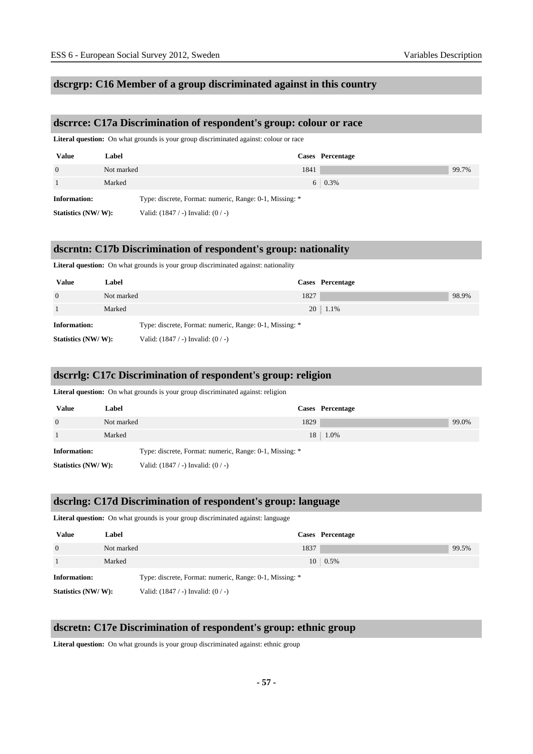## dscrgrp: C16 Member of a group discriminated against in this country

## dscrrce: C17a Discrimination of respondent's group: colour or race

**Literal question:** On what grounds is your group discriminated against: colour or race

| Value | Label | Cases | Percentage |
|---|---|---|---|
| 0 | Not marked | 1841 | 99.7% |
| 1 | Marked | 6 | 0.3% |

**Information:** Type: discrete, Format: numeric, Range: 0-1, Missing: *

**Statistics (NW/ W):** Valid: (1847 / -) Invalid: (0 / -)

## dscrntn: C17b Discrimination of respondent's group: nationality

**Literal question:** On what grounds is your group discriminated against: nationality

| Value | Label | Cases | Percentage |
|---|---|---|---|
| 0 | Not marked | 1827 | 98.9% |
| 1 | Marked | 20 | 1.1% |

**Information:** Type: discrete, Format: numeric, Range: 0-1, Missing: *

**Statistics (NW/ W):** Valid: (1847 / -) Invalid: (0 / -)

## dscrrlg: C17c Discrimination of respondent's group: religion

**Literal question:** On what grounds is your group discriminated against: religion

| Value | Label | Cases | Percentage |
|---|---|---|---|
| 0 | Not marked | 1829 | 99.0% |
| 1 | Marked | 18 | 1.0% |

**Information:** Type: discrete, Format: numeric, Range: 0-1, Missing: *

**Statistics (NW/ W):** Valid: (1847 / -) Invalid: (0 / -)

## dscrlng: C17d Discrimination of respondent's group: language

**Literal question:** On what grounds is your group discriminated against: language

| Value | Label | Cases | Percentage |
|---|---|---|---|
| 0 | Not marked | 1837 | 99.5% |
| 1 | Marked | 10 | 0.5% |

**Information:** Type: discrete, Format: numeric, Range: 0-1, Missing: *

**Statistics (NW/ W):** Valid: (1847 / -) Invalid: (0 / -)

## dscretn: C17e Discrimination of respondent's group: ethnic group

**Literal question:** On what grounds is your group discriminated against: ethnic group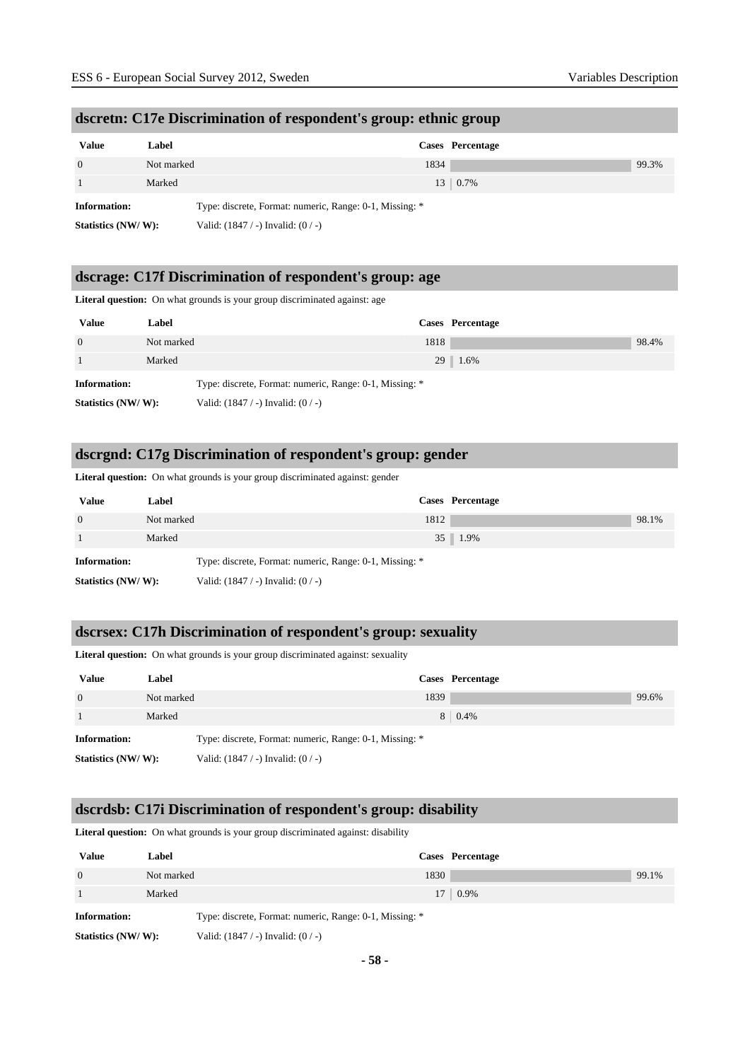## dscretn: C17e Discrimination of respondent's group: ethnic group

| Value | Label | Cases | Percentage |
|---|---|---|---|
| 0 | Not marked | 1834 | 99.3% |
| 1 | Marked | 13 | 0.7% |

**Information:** Type: discrete, Format: numeric, Range: 0-1, Missing: *

**Statistics (NW/ W):** Valid: (1847 / -) Invalid: (0 / -)

## dscrage: C17f Discrimination of respondent's group: age

**Literal question:** On what grounds is your group discriminated against: age

| Value | Label | Cases | Percentage |
|---|---|---|---|
| 0 | Not marked | 1818 | 98.4% |
| 1 | Marked | 29 | 1.6% |

**Information:** Type: discrete, Format: numeric, Range: 0-1, Missing: *

**Statistics (NW/ W):** Valid: (1847 / -) Invalid: (0 / -)

## dscrgnd: C17g Discrimination of respondent's group: gender

**Literal question:** On what grounds is your group discriminated against: gender

| Value | Label | Cases | Percentage |
|---|---|---|---|
| 0 | Not marked | 1812 | 98.1% |
| 1 | Marked | 35 | 1.9% |

**Information:** Type: discrete, Format: numeric, Range: 0-1, Missing: *

**Statistics (NW/ W):** Valid: (1847 / -) Invalid: (0 / -)

## dscrsex: C17h Discrimination of respondent's group: sexuality

**Literal question:** On what grounds is your group discriminated against: sexuality

| Value | Label | Cases | Percentage |
|---|---|---|---|
| 0 | Not marked | 1839 | 99.6% |
| 1 | Marked | 8 | 0.4% |

**Information:** Type: discrete, Format: numeric, Range: 0-1, Missing: *

**Statistics (NW/ W):** Valid: (1847 / -) Invalid: (0 / -)

## dscrdsb: C17i Discrimination of respondent's group: disability

**Literal question:** On what grounds is your group discriminated against: disability

| Value | Label | Cases | Percentage |
|---|---|---|---|
| 0 | Not marked | 1830 | 99.1% |
| 1 | Marked | 17 | 0.9% |

**Information:** Type: discrete, Format: numeric, Range: 0-1, Missing: *

**Statistics (NW/ W):** Valid: (1847 / -) Invalid: (0 / -)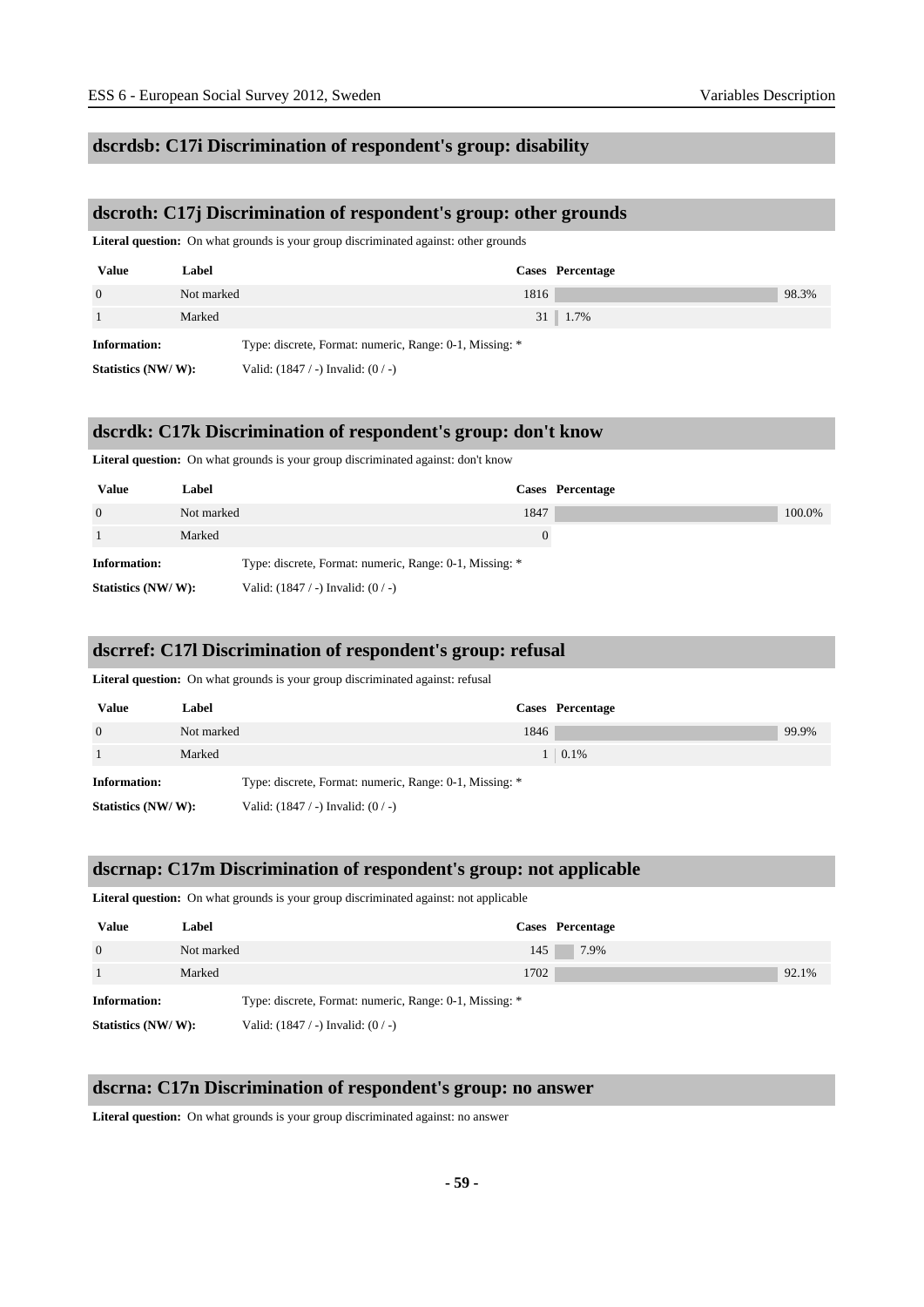## dscrdsb: C17i Discrimination of respondent's group: disability

## dscroth: C17j Discrimination of respondent's group: other grounds

**Literal question:** On what grounds is your group discriminated against: other grounds

| Value | Label | Cases | Percentage |
|---|---|---|---|
| 0 | Not marked | 1816 | 98.3% |
| 1 | Marked | 31 | 1.7% |

**Information:** Type: discrete, Format: numeric, Range: 0-1, Missing: *

**Statistics (NW/ W):** Valid: (1847 / -) Invalid: (0 / -)

## dscrdk: C17k Discrimination of respondent's group: don't know

**Literal question:** On what grounds is your group discriminated against: don't know

| Value | Label | Cases | Percentage |
|---|---|---|---|
| 0 | Not marked | 1847 | 100.0% |
| 1 | Marked | 0 | |

**Information:** Type: discrete, Format: numeric, Range: 0-1, Missing: *

**Statistics (NW/ W):** Valid: (1847 / -) Invalid: (0 / -)

## dscrref: C17l Discrimination of respondent's group: refusal

**Literal question:** On what grounds is your group discriminated against: refusal

| Value | Label | Cases | Percentage |
|---|---|---|---|
| 0 | Not marked | 1846 | 99.9% |
| 1 | Marked | 1 | 0.1% |

**Information:** Type: discrete, Format: numeric, Range: 0-1, Missing: *

**Statistics (NW/ W):** Valid: (1847 / -) Invalid: (0 / -)

## dscrnap: C17m Discrimination of respondent's group: not applicable

**Literal question:** On what grounds is your group discriminated against: not applicable

| Value | Label | Cases | Percentage |
|---|---|---|---|
| 0 | Not marked | 145 | 7.9% |
| 1 | Marked | 1702 | 92.1% |

**Information:** Type: discrete, Format: numeric, Range: 0-1, Missing: *

**Statistics (NW/ W):** Valid: (1847 / -) Invalid: (0 / -)

## dscrna: C17n Discrimination of respondent's group: no answer

**Literal question:** On what grounds is your group discriminated against: no answer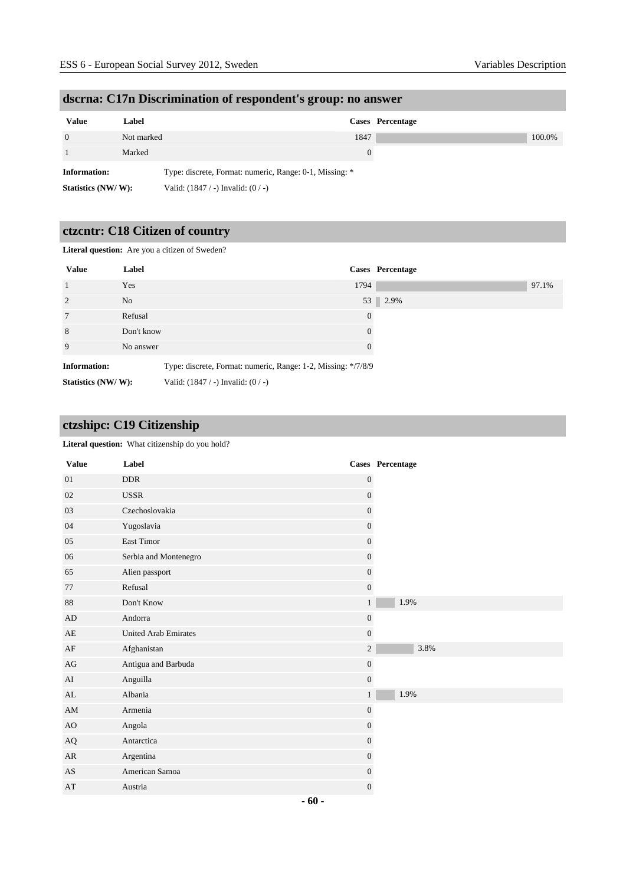## dscrna: C17n Discrimination of respondent's group: no answer

| Value | Label | Cases | Percentage |
|---|---|---|---|
| 0 | Not marked | 1847 | 100.0% |
| 1 | Marked | 0 | |

**Information:** Type: discrete, Format: numeric, Range: 0-1, Missing: *

**Statistics (NW/ W):** Valid: (1847 / -) Invalid: (0 / -)

## ctzcntr: C18 Citizen of country

**Literal question:** Are you a citizen of Sweden?

| Value | Label | Cases | Percentage |
|---|---|---|---|
| 1 | Yes | 1794 | 97.1% |
| 2 | No | 53 | 2.9% |
| 7 | Refusal | 0 | |
| 8 | Don't know | 0 | |
| 9 | No answer | 0 | |

**Information:** Type: discrete, Format: numeric, Range: 1-2, Missing: */7/8/9

**Statistics (NW/ W):** Valid: (1847 / -) Invalid: (0 / -)

## ctzshipc: C19 Citizenship

**Literal question:** What citizenship do you hold?

| Value | Label | Cases | Percentage |
|---|---|---|---|
| 01 | DDR | 0 | |
| 02 | USSR | 0 | |
| 03 | Czechoslovakia | 0 | |
| 04 | Yugoslavia | 0 | |
| 05 | East Timor | 0 | |
| 06 | Serbia and Montenegro | 0 | |
| 65 | Alien passport | 0 | |
| 77 | Refusal | 0 | |
| 88 | Don't Know | 1 | 1.9% |
| AD | Andorra | 0 | |
| AE | United Arab Emirates | 0 | |
| AF | Afghanistan | 2 | 3.8% |
| AG | Antigua and Barbuda | 0 | |
| AI | Anguilla | 0 | |
| AL | Albania | 1 | 1.9% |
| AM | Armenia | 0 | |
| AO | Angola | 0 | |
| AQ | Antarctica | 0 | |
| AR | Argentina | 0 | |
| AS | American Samoa | 0 | |
| AT | Austria | 0 | |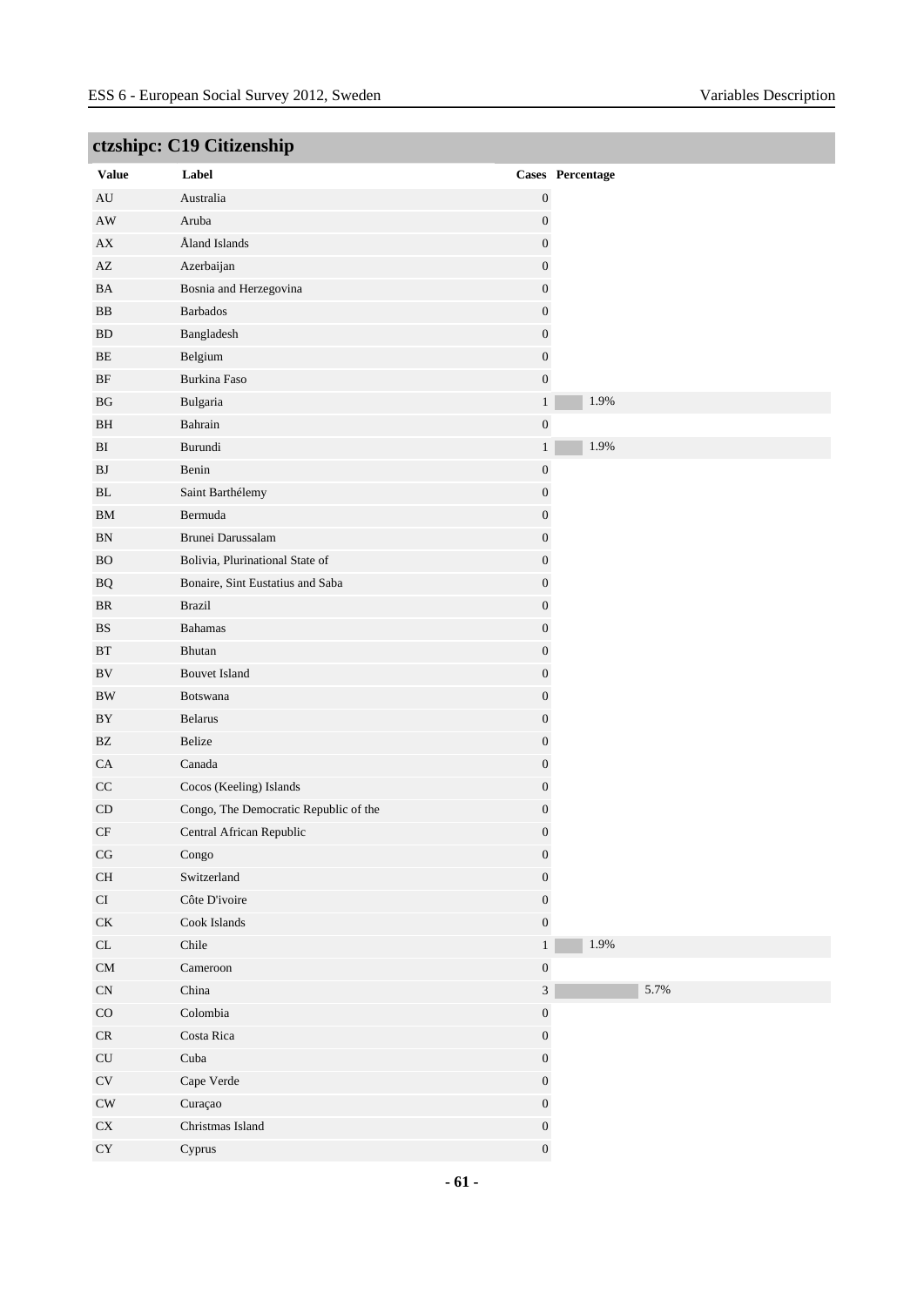## ctzshipc: C19 Citizenship

| Value | Label | Cases | Percentage |
|---|---|---|---|
| AU | Australia | 0 | |
| AW | Aruba | 0 | |
| AX | Åland Islands | 0 | |
| AZ | Azerbaijan | 0 | |
| BA | Bosnia and Herzegovina | 0 | |
| BB | Barbados | 0 | |
| BD | Bangladesh | 0 | |
| BE | Belgium | 0 | |
| BF | Burkina Faso | 0 | |
| BG | Bulgaria | 1 | 1.9% |
| BH | Bahrain | 0 | |
| BI | Burundi | 1 | 1.9% |
| BJ | Benin | 0 | |
| BL | Saint Barthélemy | 0 | |
| BM | Bermuda | 0 | |
| BN | Brunei Darussalam | 0 | |
| BO | Bolivia, Plurinational State of | 0 | |
| BQ | Bonaire, Sint Eustatius and Saba | 0 | |
| BR | Brazil | 0 | |
| BS | Bahamas | 0 | |
| BT | Bhutan | 0 | |
| BV | Bouvet Island | 0 | |
| BW | Botswana | 0 | |
| BY | Belarus | 0 | |
| BZ | Belize | 0 | |
| CA | Canada | 0 | |
| CC | Cocos (Keeling) Islands | 0 | |
| CD | Congo, The Democratic Republic of the | 0 | |
| CF | Central African Republic | 0 | |
| CG | Congo | 0 | |
| CH | Switzerland | 0 | |
| CI | Côte D'ivoire | 0 | |
| CK | Cook Islands | 0 | |
| CL | Chile | 1 | 1.9% |
| CM | Cameroon | 0 | |
| CN | China | 3 | 5.7% |
| CO | Colombia | 0 | |
| CR | Costa Rica | 0 | |
| CU | Cuba | 0 | |
| CV | Cape Verde | 0 | |
| CW | Curaçao | 0 | |
| CX | Christmas Island | 0 | |
| CY | Cyprus | 0 | |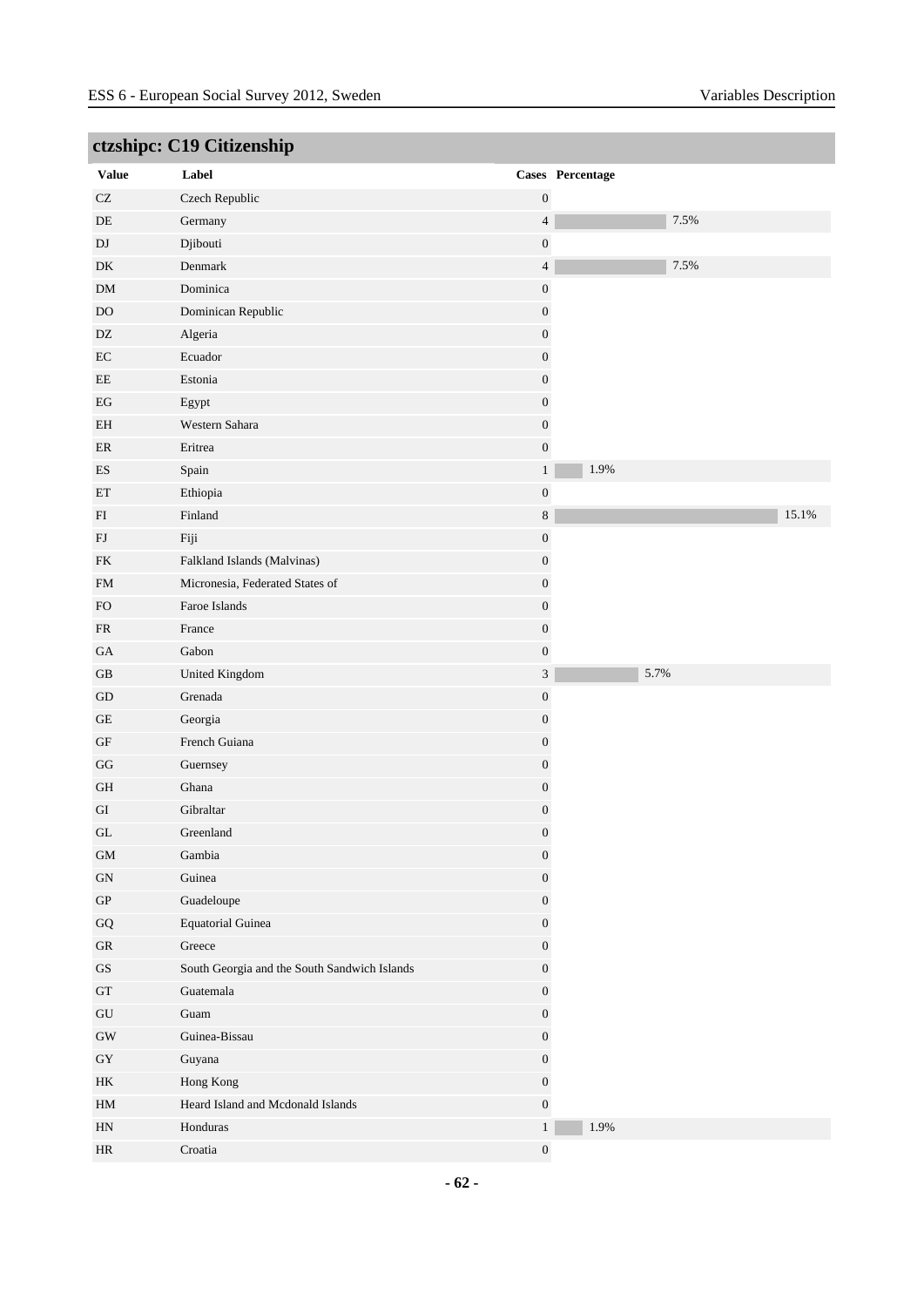## ctzshipc: C19 Citizenship

| Value | Label | Cases | Percentage |
|---|---|---|---|
| CZ | Czech Republic | 0 | |
| DE | Germany | 4 | 7.5% |
| DJ | Djibouti | 0 | |
| DK | Denmark | 4 | 7.5% |
| DM | Dominica | 0 | |
| DO | Dominican Republic | 0 | |
| DZ | Algeria | 0 | |
| EC | Ecuador | 0 | |
| EE | Estonia | 0 | |
| EG | Egypt | 0 | |
| EH | Western Sahara | 0 | |
| ER | Eritrea | 0 | |
| ES | Spain | 1 | 1.9% |
| ET | Ethiopia | 0 | |
| FI | Finland | 8 | 15.1% |
| FJ | Fiji | 0 | |
| FK | Falkland Islands (Malvinas) | 0 | |
| FM | Micronesia, Federated States of | 0 | |
| FO | Faroe Islands | 0 | |
| FR | France | 0 | |
| GA | Gabon | 0 | |
| GB | United Kingdom | 3 | 5.7% |
| GD | Grenada | 0 | |
| GE | Georgia | 0 | |
| GF | French Guiana | 0 | |
| GG | Guernsey | 0 | |
| GH | Ghana | 0 | |
| GI | Gibraltar | 0 | |
| GL | Greenland | 0 | |
| GM | Gambia | 0 | |
| GN | Guinea | 0 | |
| GP | Guadeloupe | 0 | |
| GQ | Equatorial Guinea | 0 | |
| GR | Greece | 0 | |
| GS | South Georgia and the South Sandwich Islands | 0 | |
| GT | Guatemala | 0 | |
| GU | Guam | 0 | |
| GW | Guinea-Bissau | 0 | |
| GY | Guyana | 0 | |
| HK | Hong Kong | 0 | |
| HM | Heard Island and Mcdonald Islands | 0 | |
| HN | Honduras | 1 | 1.9% |
| HR | Croatia | 0 | |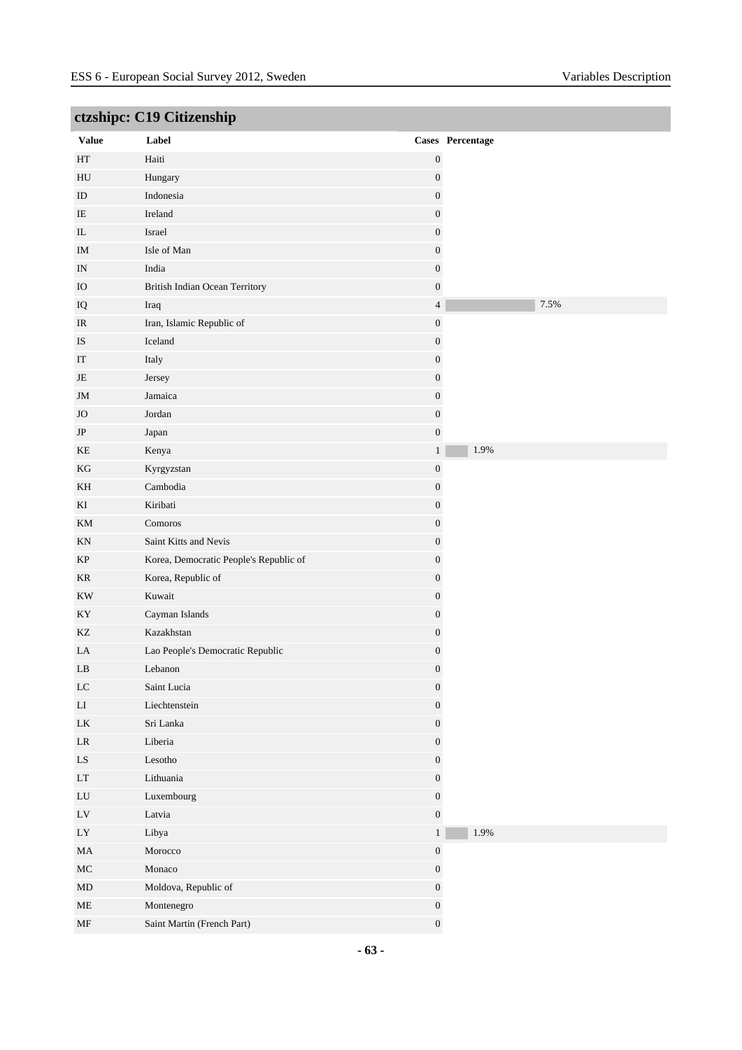## ctzshipc: C19 Citizenship

| Value | Label | Cases | Percentage |
|---|---|---|---|
| HT | Haiti | 0 | |
| HU | Hungary | 0 | |
| ID | Indonesia | 0 | |
| IE | Ireland | 0 | |
| IL | Israel | 0 | |
| IM | Isle of Man | 0 | |
| IN | India | 0 | |
| IO | British Indian Ocean Territory | 0 | |
| IQ | Iraq | 4 | 7.5% |
| IR | Iran, Islamic Republic of | 0 | |
| IS | Iceland | 0 | |
| IT | Italy | 0 | |
| JE | Jersey | 0 | |
| JM | Jamaica | 0 | |
| JO | Jordan | 0 | |
| JP | Japan | 0 | |
| KE | Kenya | 1 | 1.9% |
| KG | Kyrgyzstan | 0 | |
| KH | Cambodia | 0 | |
| KI | Kiribati | 0 | |
| KM | Comoros | 0 | |
| KN | Saint Kitts and Nevis | 0 | |
| KP | Korea, Democratic People's Republic of | 0 | |
| KR | Korea, Republic of | 0 | |
| KW | Kuwait | 0 | |
| KY | Cayman Islands | 0 | |
| KZ | Kazakhstan | 0 | |
| LA | Lao People's Democratic Republic | 0 | |
| LB | Lebanon | 0 | |
| LC | Saint Lucia | 0 | |
| LI | Liechtenstein | 0 | |
| LK | Sri Lanka | 0 | |
| LR | Liberia | 0 | |
| LS | Lesotho | 0 | |
| LT | Lithuania | 0 | |
| LU | Luxembourg | 0 | |
| LV | Latvia | 0 | |
| LY | Libya | 1 | 1.9% |
| MA | Morocco | 0 | |
| MC | Monaco | 0 | |
| MD | Moldova, Republic of | 0 | |
| ME | Montenegro | 0 | |
| MF | Saint Martin (French Part) | 0 | |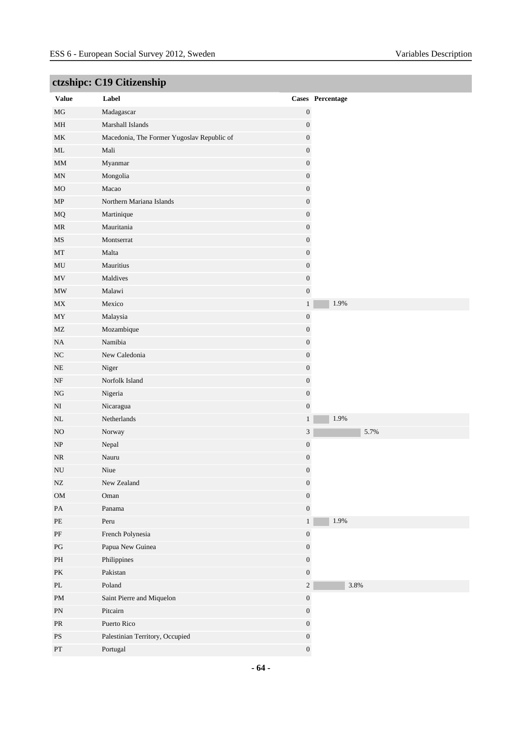## ctzshipc: C19 Citizenship

| Value | Label | Cases | Percentage |
|---|---|---|---|
| MG | Madagascar | 0 | |
| MH | Marshall Islands | 0 | |
| MK | Macedonia, The Former Yugoslav Republic of | 0 | |
| ML | Mali | 0 | |
| MM | Myanmar | 0 | |
| MN | Mongolia | 0 | |
| MO | Macao | 0 | |
| MP | Northern Mariana Islands | 0 | |
| MQ | Martinique | 0 | |
| MR | Mauritania | 0 | |
| MS | Montserrat | 0 | |
| MT | Malta | 0 | |
| MU | Mauritius | 0 | |
| MV | Maldives | 0 | |
| MW | Malawi | 0 | |
| MX | Mexico | 1 | 1.9% |
| MY | Malaysia | 0 | |
| MZ | Mozambique | 0 | |
| NA | Namibia | 0 | |
| NC | New Caledonia | 0 | |
| NE | Niger | 0 | |
| NF | Norfolk Island | 0 | |
| NG | Nigeria | 0 | |
| NI | Nicaragua | 0 | |
| NL | Netherlands | 1 | 1.9% |
| NO | Norway | 3 | 5.7% |
| NP | Nepal | 0 | |
| NR | Nauru | 0 | |
| NU | Niue | 0 | |
| NZ | New Zealand | 0 | |
| OM | Oman | 0 | |
| PA | Panama | 0 | |
| PE | Peru | 1 | 1.9% |
| PF | French Polynesia | 0 | |
| PG | Papua New Guinea | 0 | |
| PH | Philippines | 0 | |
| PK | Pakistan | 0 | |
| PL | Poland | 2 | 3.8% |
| PM | Saint Pierre and Miquelon | 0 | |
| PN | Pitcairn | 0 | |
| PR | Puerto Rico | 0 | |
| PS | Palestinian Territory, Occupied | 0 | |
| PT | Portugal | 0 | |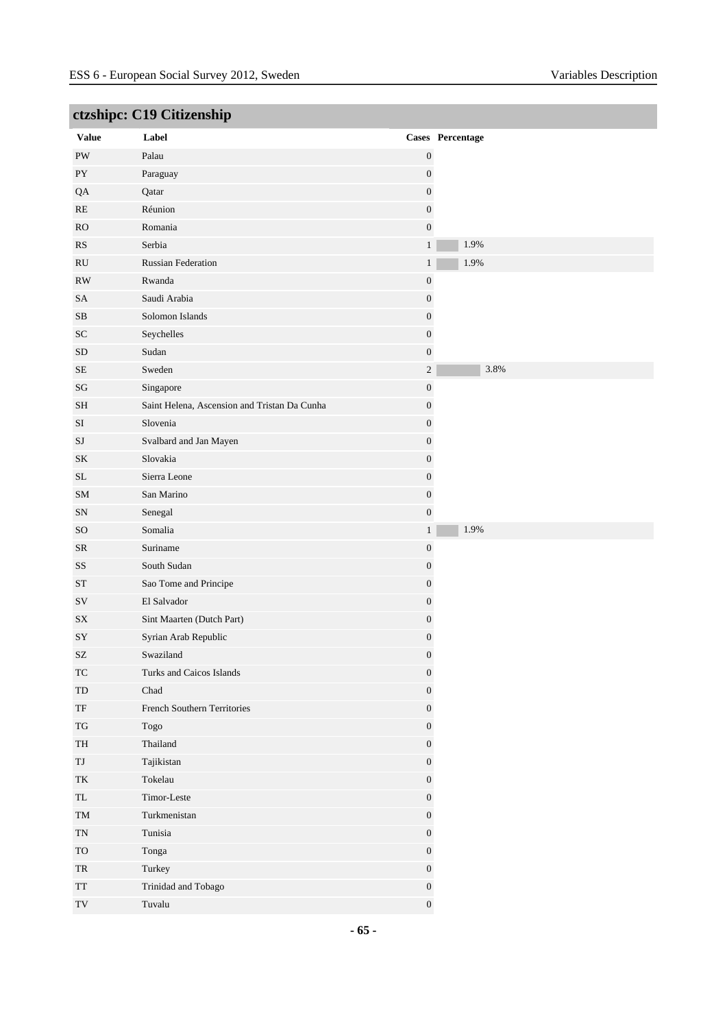## ctzshipc: C19 Citizenship

| Value | Label | Cases | Percentage |
|---|---|---|---|
| PW | Palau | 0 | |
| PY | Paraguay | 0 | |
| QA | Qatar | 0 | |
| RE | Réunion | 0 | |
| RO | Romania | 0 | |
| RS | Serbia | 1 | 1.9% |
| RU | Russian Federation | 1 | 1.9% |
| RW | Rwanda | 0 | |
| SA | Saudi Arabia | 0 | |
| SB | Solomon Islands | 0 | |
| SC | Seychelles | 0 | |
| SD | Sudan | 0 | |
| SE | Sweden | 2 | 3.8% |
| SG | Singapore | 0 | |
| SH | Saint Helena, Ascension and Tristan Da Cunha | 0 | |
| SI | Slovenia | 0 | |
| SJ | Svalbard and Jan Mayen | 0 | |
| SK | Slovakia | 0 | |
| SL | Sierra Leone | 0 | |
| SM | San Marino | 0 | |
| SN | Senegal | 0 | |
| SO | Somalia | 1 | 1.9% |
| SR | Suriname | 0 | |
| SS | South Sudan | 0 | |
| ST | Sao Tome and Principe | 0 | |
| SV | El Salvador | 0 | |
| SX | Sint Maarten (Dutch Part) | 0 | |
| SY | Syrian Arab Republic | 0 | |
| SZ | Swaziland | 0 | |
| TC | Turks and Caicos Islands | 0 | |
| TD | Chad | 0 | |
| TF | French Southern Territories | 0 | |
| TG | Togo | 0 | |
| TH | Thailand | 0 | |
| TJ | Tajikistan | 0 | |
| TK | Tokelau | 0 | |
| TL | Timor-Leste | 0 | |
| TM | Turkmenistan | 0 | |
| TN | Tunisia | 0 | |
| TO | Tonga | 0 | |
| TR | Turkey | 0 | |
| TT | Trinidad and Tobago | 0 | |
| TV | Tuvalu | 0 | |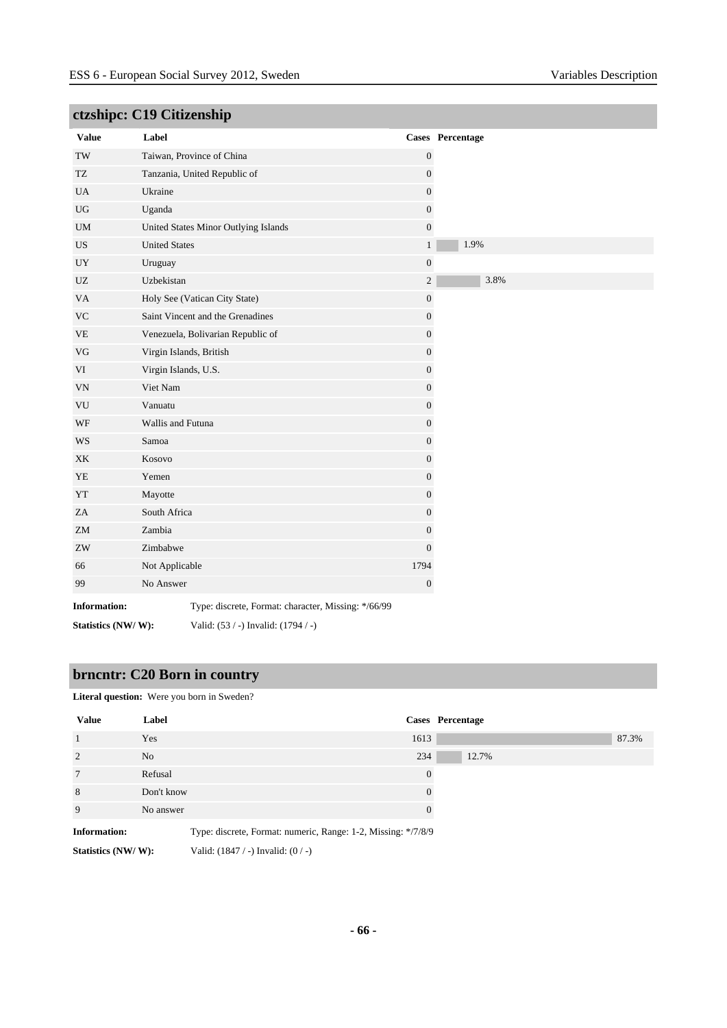## ctzshipc: C19 Citizenship

| Value | Label | Cases | Percentage |
|---|---|---|---|
| TW | Taiwan, Province of China | 0 | |
| TZ | Tanzania, United Republic of | 0 | |
| UA | Ukraine | 0 | |
| UG | Uganda | 0 | |
| UM | United States Minor Outlying Islands | 0 | |
| US | United States | 1 | 1.9% |
| UY | Uruguay | 0 | |
| UZ | Uzbekistan | 2 | 3.8% |
| VA | Holy See (Vatican City State) | 0 | |
| VC | Saint Vincent and the Grenadines | 0 | |
| VE | Venezuela, Bolivarian Republic of | 0 | |
| VG | Virgin Islands, British | 0 | |
| VI | Virgin Islands, U.S. | 0 | |
| VN | Viet Nam | 0 | |
| VU | Vanuatu | 0 | |
| WF | Wallis and Futuna | 0 | |
| WS | Samoa | 0 | |
| XK | Kosovo | 0 | |
| YE | Yemen | 0 | |
| YT | Mayotte | 0 | |
| ZA | South Africa | 0 | |
| ZM | Zambia | 0 | |
| ZW | Zimbabwe | 0 | |
| 66 | Not Applicable | 1794 | |
| 99 | No Answer | 0 | |

**Information:** Type: discrete, Format: character, Missing: */66/99

**Statistics (NW/ W):** Valid: (53 / -) Invalid: (1794 / -)

## brncntr: C20 Born in country

**Literal question:** Were you born in Sweden?

| Value | Label | Cases | Percentage |
|---|---|---|---|
| 1 | Yes | 1613 | 87.3% |
| 2 | No | 234 | 12.7% |
| 7 | Refusal | 0 | |
| 8 | Don't know | 0 | |
| 9 | No answer | 0 | |

**Information:** Type: discrete, Format: numeric, Range: 1-2, Missing: */7/8/9

**Statistics (NW/ W):** Valid: (1847 / -) Invalid: (0 / -)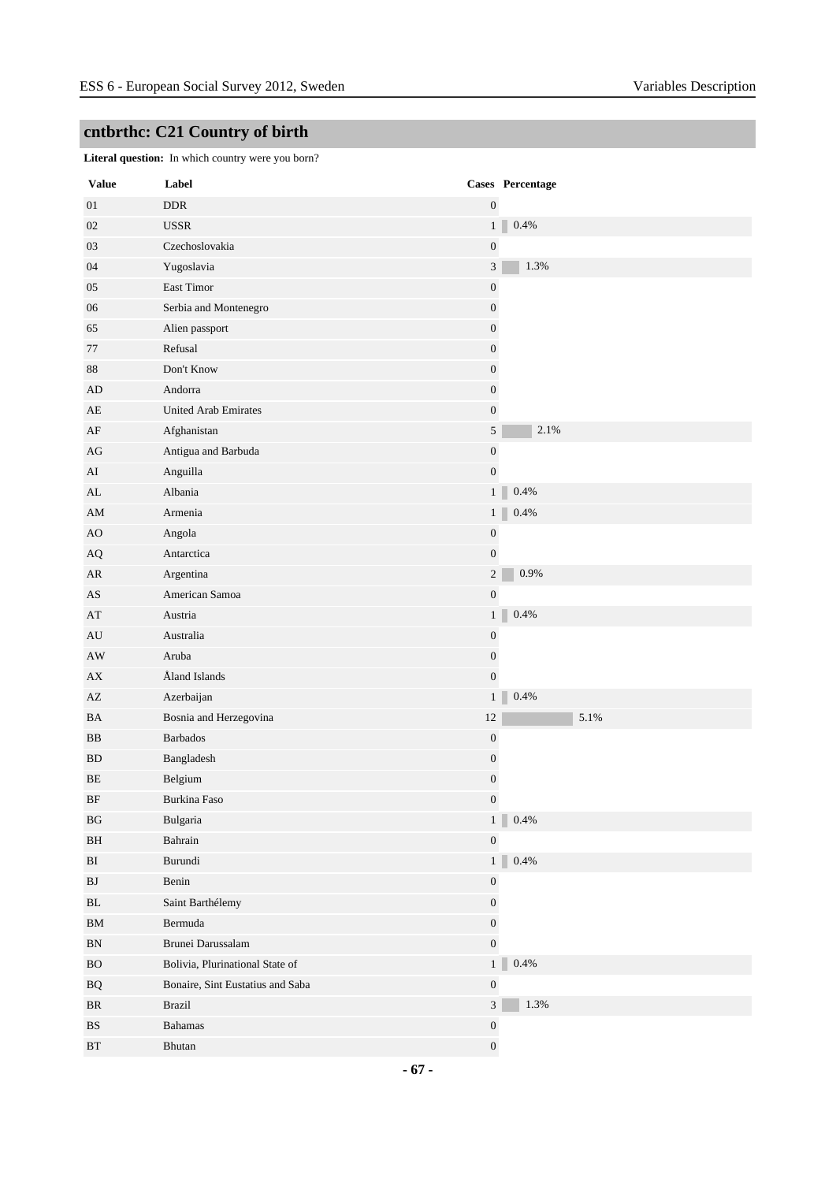## cntbrthc: C21 Country of birth

**Literal question:** In which country were you born?

| Value | Label | Cases | Percentage |
|---|---|---|---|
| 01 | DDR | 0 | |
| 02 | USSR | 1 | 0.4% |
| 03 | Czechoslovakia | 0 | |
| 04 | Yugoslavia | 3 | 1.3% |
| 05 | East Timor | 0 | |
| 06 | Serbia and Montenegro | 0 | |
| 65 | Alien passport | 0 | |
| 77 | Refusal | 0 | |
| 88 | Don't Know | 0 | |
| AD | Andorra | 0 | |
| AE | United Arab Emirates | 0 | |
| AF | Afghanistan | 5 | 2.1% |
| AG | Antigua and Barbuda | 0 | |
| AI | Anguilla | 0 | |
| AL | Albania | 1 | 0.4% |
| AM | Armenia | 1 | 0.4% |
| AO | Angola | 0 | |
| AQ | Antarctica | 0 | |
| AR | Argentina | 2 | 0.9% |
| AS | American Samoa | 0 | |
| AT | Austria | 1 | 0.4% |
| AU | Australia | 0 | |
| AW | Aruba | 0 | |
| AX | Åland Islands | 0 | |
| AZ | Azerbaijan | 1 | 0.4% |
| BA | Bosnia and Herzegovina | 12 | 5.1% |
| BB | Barbados | 0 | |
| BD | Bangladesh | 0 | |
| BE | Belgium | 0 | |
| BF | Burkina Faso | 0 | |
| BG | Bulgaria | 1 | 0.4% |
| BH | Bahrain | 0 | |
| BI | Burundi | 1 | 0.4% |
| BJ | Benin | 0 | |
| BL | Saint Barthélemy | 0 | |
| BM | Bermuda | 0 | |
| BN | Brunei Darussalam | 0 | |
| BO | Bolivia, Plurinational State of | 1 | 0.4% |
| BQ | Bonaire, Sint Eustatius and Saba | 0 | |
| BR | Brazil | 3 | 1.3% |
| BS | Bahamas | 0 | |
| BT | Bhutan | 0 | |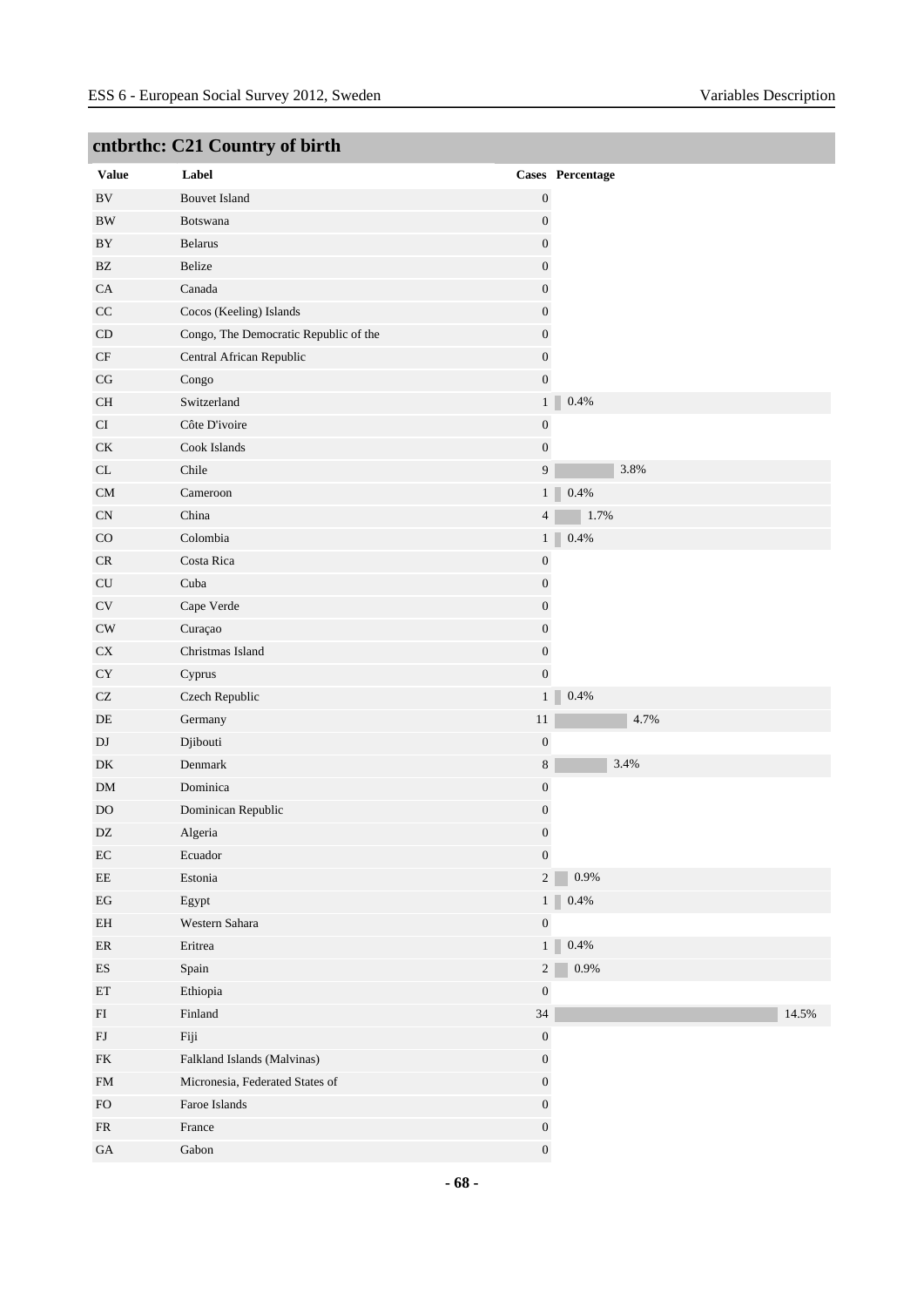## cntbrthc: C21 Country of birth

| Value | Label | Cases | Percentage |
|---|---|---|---|
| BV | Bouvet Island | 0 | |
| BW | Botswana | 0 | |
| BY | Belarus | 0 | |
| BZ | Belize | 0 | |
| CA | Canada | 0 | |
| CC | Cocos (Keeling) Islands | 0 | |
| CD | Congo, The Democratic Republic of the | 0 | |
| CF | Central African Republic | 0 | |
| CG | Congo | 0 | |
| CH | Switzerland | 1 | 0.4% |
| CI | Côte D'ivoire | 0 | |
| CK | Cook Islands | 0 | |
| CL | Chile | 9 | 3.8% |
| CM | Cameroon | 1 | 0.4% |
| CN | China | 4 | 1.7% |
| CO | Colombia | 1 | 0.4% |
| CR | Costa Rica | 0 | |
| CU | Cuba | 0 | |
| CV | Cape Verde | 0 | |
| CW | Curaçao | 0 | |
| CX | Christmas Island | 0 | |
| CY | Cyprus | 0 | |
| CZ | Czech Republic | 1 | 0.4% |
| DE | Germany | 11 | 4.7% |
| DJ | Djibouti | 0 | |
| DK | Denmark | 8 | 3.4% |
| DM | Dominica | 0 | |
| DO | Dominican Republic | 0 | |
| DZ | Algeria | 0 | |
| EC | Ecuador | 0 | |
| EE | Estonia | 2 | 0.9% |
| EG | Egypt | 1 | 0.4% |
| EH | Western Sahara | 0 | |
| ER | Eritrea | 1 | 0.4% |
| ES | Spain | 2 | 0.9% |
| ET | Ethiopia | 0 | |
| FI | Finland | 34 | 14.5% |
| FJ | Fiji | 0 | |
| FK | Falkland Islands (Malvinas) | 0 | |
| FM | Micronesia, Federated States of | 0 | |
| FO | Faroe Islands | 0 | |
| FR | France | 0 | |
| GA | Gabon | 0 | |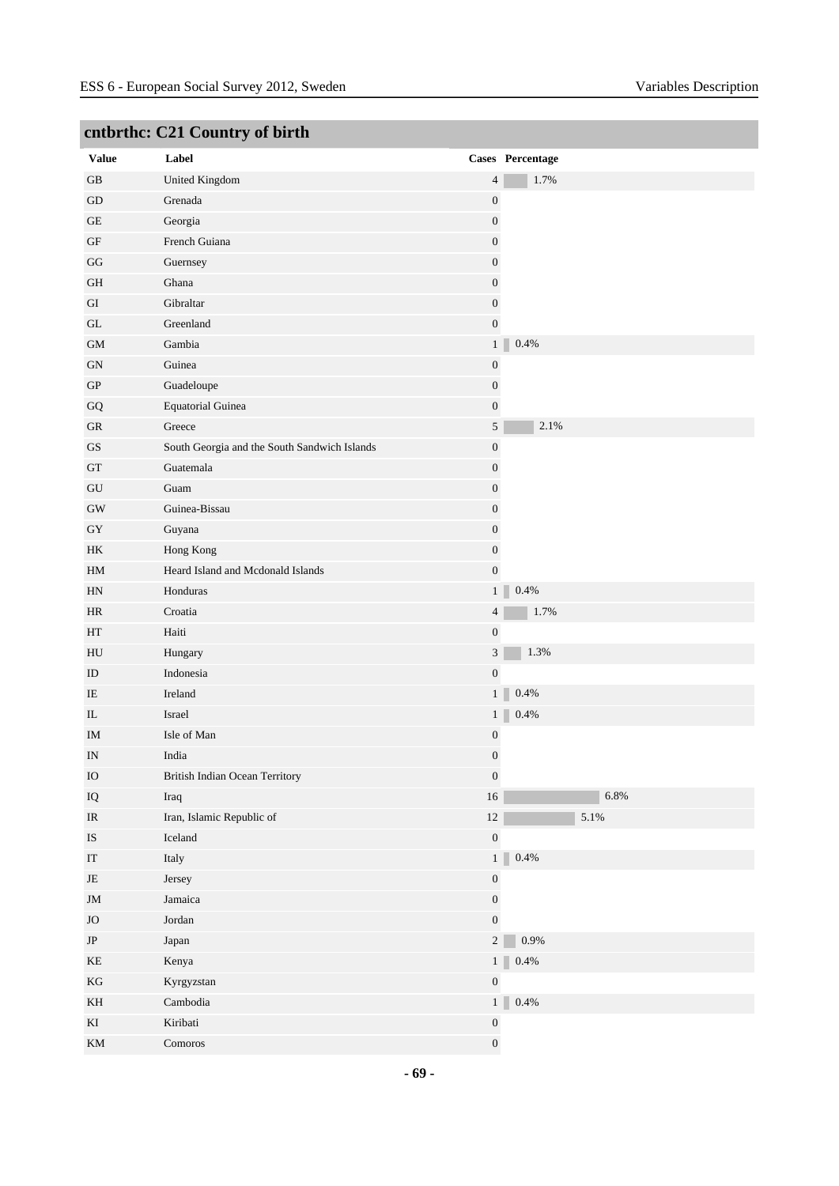## cntbrthc: C21 Country of birth

| Value | Label | Cases | Percentage |
|---|---|---|---|
| GB | United Kingdom | 4 | 1.7% |
| GD | Grenada | 0 | |
| GE | Georgia | 0 | |
| GF | French Guiana | 0 | |
| GG | Guernsey | 0 | |
| GH | Ghana | 0 | |
| GI | Gibraltar | 0 | |
| GL | Greenland | 0 | |
| GM | Gambia | 1 | 0.4% |
| GN | Guinea | 0 | |
| GP | Guadeloupe | 0 | |
| GQ | Equatorial Guinea | 0 | |
| GR | Greece | 5 | 2.1% |
| GS | South Georgia and the South Sandwich Islands | 0 | |
| GT | Guatemala | 0 | |
| GU | Guam | 0 | |
| GW | Guinea-Bissau | 0 | |
| GY | Guyana | 0 | |
| HK | Hong Kong | 0 | |
| HM | Heard Island and Mcdonald Islands | 0 | |
| HN | Honduras | 1 | 0.4% |
| HR | Croatia | 4 | 1.7% |
| HT | Haiti | 0 | |
| HU | Hungary | 3 | 1.3% |
| ID | Indonesia | 0 | |
| IE | Ireland | 1 | 0.4% |
| IL | Israel | 1 | 0.4% |
| IM | Isle of Man | 0 | |
| IN | India | 0 | |
| IO | British Indian Ocean Territory | 0 | |
| IQ | Iraq | 16 | 6.8% |
| IR | Iran, Islamic Republic of | 12 | 5.1% |
| IS | Iceland | 0 | |
| IT | Italy | 1 | 0.4% |
| JE | Jersey | 0 | |
| JM | Jamaica | 0 | |
| JO | Jordan | 0 | |
| JP | Japan | 2 | 0.9% |
| KE | Kenya | 1 | 0.4% |
| KG | Kyrgyzstan | 0 | |
| KH | Cambodia | 1 | 0.4% |
| KI | Kiribati | 0 | |
| KM | Comoros | 0 | |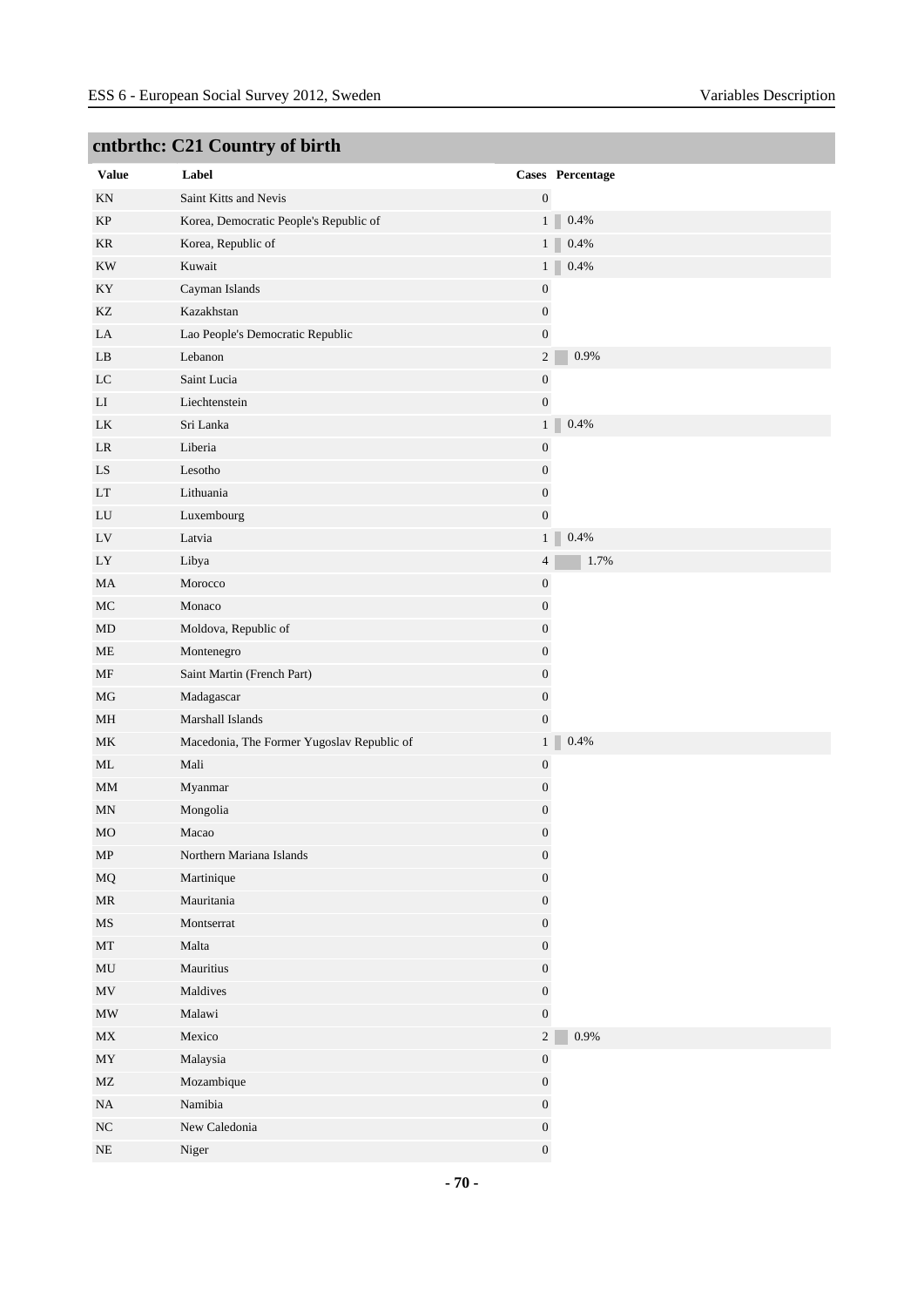## cntbrthc: C21 Country of birth

| Value | Label | Cases | Percentage |
|---|---|---|---|
| KN | Saint Kitts and Nevis | 0 | |
| KP | Korea, Democratic People's Republic of | 1 | 0.4% |
| KR | Korea, Republic of | 1 | 0.4% |
| KW | Kuwait | 1 | 0.4% |
| KY | Cayman Islands | 0 | |
| KZ | Kazakhstan | 0 | |
| LA | Lao People's Democratic Republic | 0 | |
| LB | Lebanon | 2 | 0.9% |
| LC | Saint Lucia | 0 | |
| LI | Liechtenstein | 0 | |
| LK | Sri Lanka | 1 | 0.4% |
| LR | Liberia | 0 | |
| LS | Lesotho | 0 | |
| LT | Lithuania | 0 | |
| LU | Luxembourg | 0 | |
| LV | Latvia | 1 | 0.4% |
| LY | Libya | 4 | 1.7% |
| MA | Morocco | 0 | |
| MC | Monaco | 0 | |
| MD | Moldova, Republic of | 0 | |
| ME | Montenegro | 0 | |
| MF | Saint Martin (French Part) | 0 | |
| MG | Madagascar | 0 | |
| MH | Marshall Islands | 0 | |
| MK | Macedonia, The Former Yugoslav Republic of | 1 | 0.4% |
| ML | Mali | 0 | |
| MM | Myanmar | 0 | |
| MN | Mongolia | 0 | |
| MO | Macao | 0 | |
| MP | Northern Mariana Islands | 0 | |
| MQ | Martinique | 0 | |
| MR | Mauritania | 0 | |
| MS | Montserrat | 0 | |
| MT | Malta | 0 | |
| MU | Mauritius | 0 | |
| MV | Maldives | 0 | |
| MW | Malawi | 0 | |
| MX | Mexico | 2 | 0.9% |
| MY | Malaysia | 0 | |
| MZ | Mozambique | 0 | |
| NA | Namibia | 0 | |
| NC | New Caledonia | 0 | |
| NE | Niger | 0 | |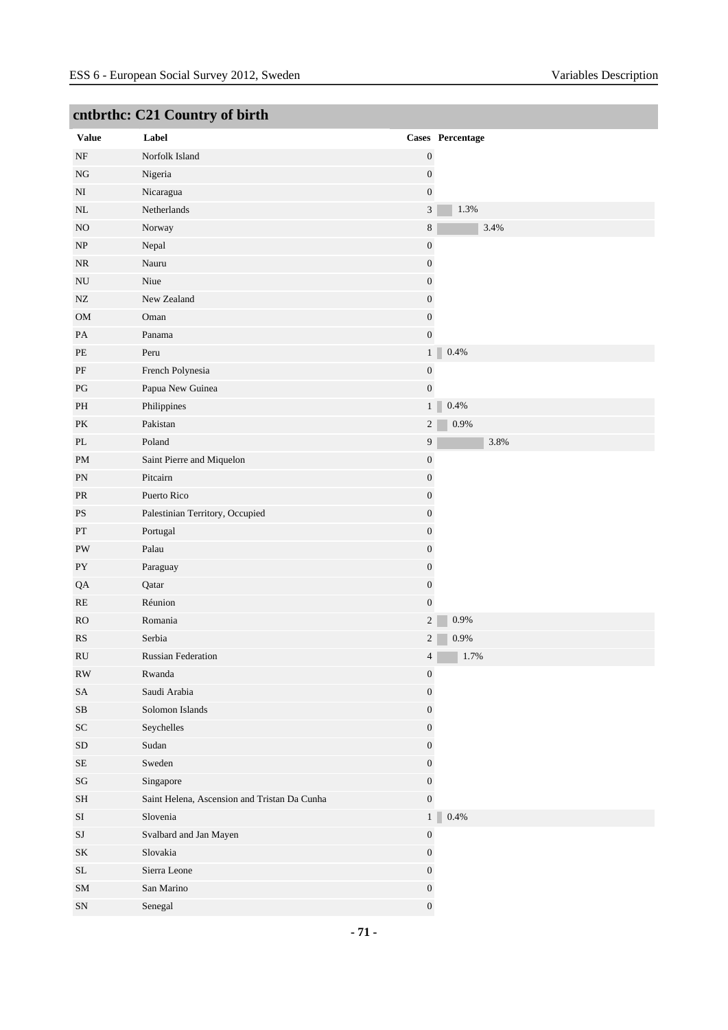## cntbrthc: C21 Country of birth

| Value | Label | Cases | Percentage |
|---|---|---|---|
| NF | Norfolk Island | 0 | |
| NG | Nigeria | 0 | |
| NI | Nicaragua | 0 | |
| NL | Netherlands | 3 | 1.3% |
| NO | Norway | 8 | 3.4% |
| NP | Nepal | 0 | |
| NR | Nauru | 0 | |
| NU | Niue | 0 | |
| NZ | New Zealand | 0 | |
| OM | Oman | 0 | |
| PA | Panama | 0 | |
| PE | Peru | 1 | 0.4% |
| PF | French Polynesia | 0 | |
| PG | Papua New Guinea | 0 | |
| PH | Philippines | 1 | 0.4% |
| PK | Pakistan | 2 | 0.9% |
| PL | Poland | 9 | 3.8% |
| PM | Saint Pierre and Miquelon | 0 | |
| PN | Pitcairn | 0 | |
| PR | Puerto Rico | 0 | |
| PS | Palestinian Territory, Occupied | 0 | |
| PT | Portugal | 0 | |
| PW | Palau | 0 | |
| PY | Paraguay | 0 | |
| QA | Qatar | 0 | |
| RE | Réunion | 0 | |
| RO | Romania | 2 | 0.9% |
| RS | Serbia | 2 | 0.9% |
| RU | Russian Federation | 4 | 1.7% |
| RW | Rwanda | 0 | |
| SA | Saudi Arabia | 0 | |
| SB | Solomon Islands | 0 | |
| SC | Seychelles | 0 | |
| SD | Sudan | 0 | |
| SE | Sweden | 0 | |
| SG | Singapore | 0 | |
| SH | Saint Helena, Ascension and Tristan Da Cunha | 0 | |
| SI | Slovenia | 1 | 0.4% |
| SJ | Svalbard and Jan Mayen | 0 | |
| SK | Slovakia | 0 | |
| SL | Sierra Leone | 0 | |
| SM | San Marino | 0 | |
| SN | Senegal | 0 | |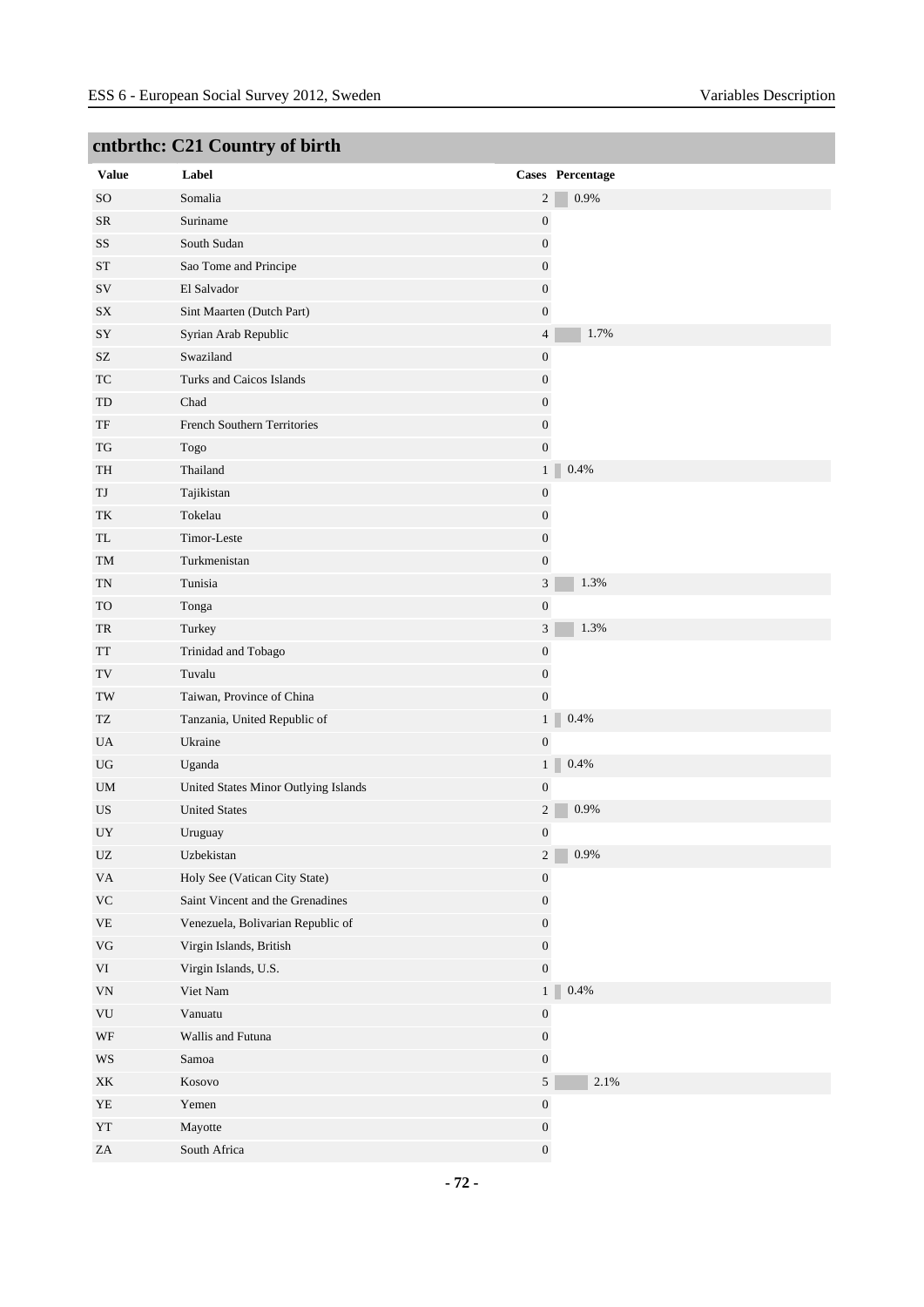## cntbrthc: C21 Country of birth

| Value | Label | Cases | Percentage |
|---|---|---|---|
| SO | Somalia | 2 | 0.9% |
| SR | Suriname | 0 | |
| SS | South Sudan | 0 | |
| ST | Sao Tome and Principe | 0 | |
| SV | El Salvador | 0 | |
| SX | Sint Maarten (Dutch Part) | 0 | |
| SY | Syrian Arab Republic | 4 | 1.7% |
| SZ | Swaziland | 0 | |
| TC | Turks and Caicos Islands | 0 | |
| TD | Chad | 0 | |
| TF | French Southern Territories | 0 | |
| TG | Togo | 0 | |
| TH | Thailand | 1 | 0.4% |
| TJ | Tajikistan | 0 | |
| TK | Tokelau | 0 | |
| TL | Timor-Leste | 0 | |
| TM | Turkmenistan | 0 | |
| TN | Tunisia | 3 | 1.3% |
| TO | Tonga | 0 | |
| TR | Turkey | 3 | 1.3% |
| TT | Trinidad and Tobago | 0 | |
| TV | Tuvalu | 0 | |
| TW | Taiwan, Province of China | 0 | |
| TZ | Tanzania, United Republic of | 1 | 0.4% |
| UA | Ukraine | 0 | |
| UG | Uganda | 1 | 0.4% |
| UM | United States Minor Outlying Islands | 0 | |
| US | United States | 2 | 0.9% |
| UY | Uruguay | 0 | |
| UZ | Uzbekistan | 2 | 0.9% |
| VA | Holy See (Vatican City State) | 0 | |
| VC | Saint Vincent and the Grenadines | 0 | |
| VE | Venezuela, Bolivarian Republic of | 0 | |
| VG | Virgin Islands, British | 0 | |
| VI | Virgin Islands, U.S. | 0 | |
| VN | Viet Nam | 1 | 0.4% |
| VU | Vanuatu | 0 | |
| WF | Wallis and Futuna | 0 | |
| WS | Samoa | 0 | |
| XK | Kosovo | 5 | 2.1% |
| YE | Yemen | 0 | |
| YT | Mayotte | 0 | |
| ZA | South Africa | 0 | |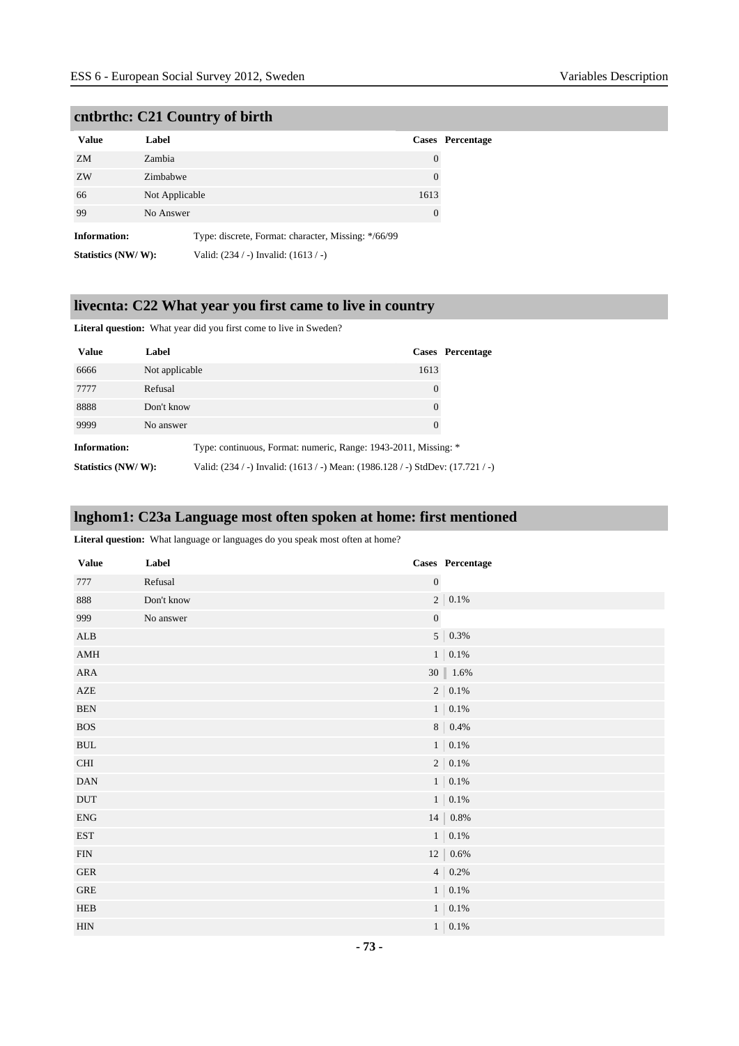## cntbrthc: C21 Country of birth

| Value | Label | Cases | Percentage |
|---|---|---|---|
| ZM | Zambia | 0 | |
| ZW | Zimbabwe | 0 | |
| 66 | Not Applicable | 1613 | |
| 99 | No Answer | 0 | |

**Information:** Type: discrete, Format: character, Missing: */66/99

**Statistics (NW/ W):** Valid: (234 / -) Invalid: (1613 / -)

## livecnta: C22 What year you first came to live in country

**Literal question:** What year did you first come to live in Sweden?

| Value | Label | Cases | Percentage |
|---|---|---|---|
| 6666 | Not applicable | 1613 | |
| 7777 | Refusal | 0 | |
| 8888 | Don't know | 0 | |
| 9999 | No answer | 0 | |

**Information:** Type: continuous, Format: numeric, Range: 1943-2011, Missing: *

**Statistics (NW/ W):** Valid: (234 / -) Invalid: (1613 / -) Mean: (1986.128 / -) StdDev: (17.721 / -)

## lnghom1: C23a Language most often spoken at home: first mentioned

**Literal question:** What language or languages do you speak most often at home?

| Value | Label | Cases | Percentage |
|---|---|---|---|
| 777 | Refusal | 0 | |
| 888 | Don't know | 2 | 0.1% |
| 999 | No answer | 0 | |
| ALB | | 5 | 0.3% |
| AMH | | 1 | 0.1% |
| ARA | | 30 | 1.6% |
| AZE | | 2 | 0.1% |
| BEN | | 1 | 0.1% |
| BOS | | 8 | 0.4% |
| BUL | | 1 | 0.1% |
| CHI | | 2 | 0.1% |
| DAN | | 1 | 0.1% |
| DUT | | 1 | 0.1% |
| ENG | | 14 | 0.8% |
| EST | | 1 | 0.1% |
| FIN | | 12 | 0.6% |
| GER | | 4 | 0.2% |
| GRE | | 1 | 0.1% |
| HEB | | 1 | 0.1% |
| HIN | | 1 | 0.1% |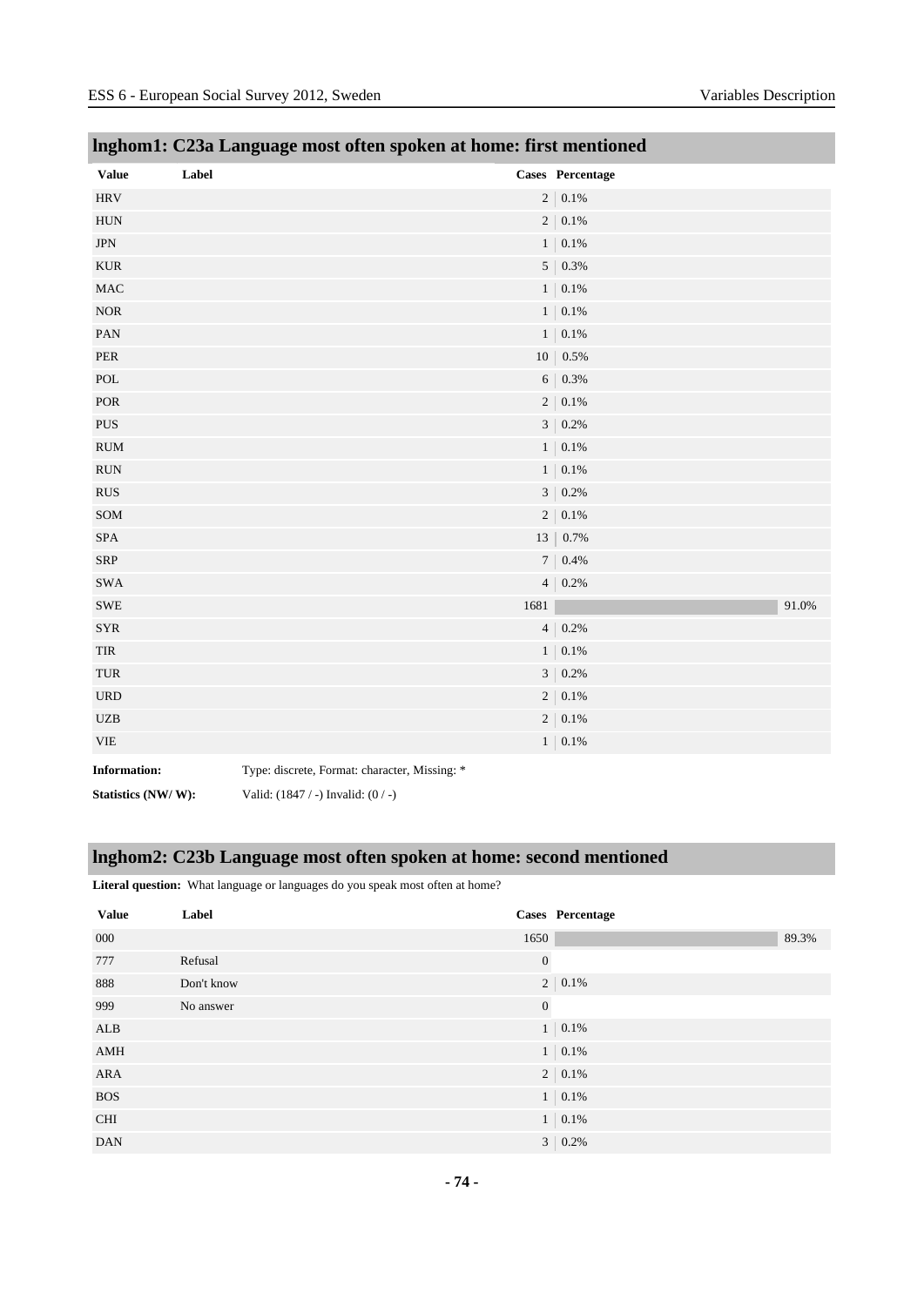## lnghom1: C23a Language most often spoken at home: first mentioned

| Value | Label | Cases | Percentage |
|---|---|---|---|
| HRV | | 2 | 0.1% |
| HUN | | 2 | 0.1% |
| JPN | | 1 | 0.1% |
| KUR | | 5 | 0.3% |
| MAC | | 1 | 0.1% |
| NOR | | 1 | 0.1% |
| PAN | | 1 | 0.1% |
| PER | | 10 | 0.5% |
| POL | | 6 | 0.3% |
| POR | | 2 | 0.1% |
| PUS | | 3 | 0.2% |
| RUM | | 1 | 0.1% |
| RUN | | 1 | 0.1% |
| RUS | | 3 | 0.2% |
| SOM | | 2 | 0.1% |
| SPA | | 13 | 0.7% |
| SRP | | 7 | 0.4% |
| SWA | | 4 | 0.2% |
| SWE | | 1681 | 91.0% |
| SYR | | 4 | 0.2% |
| TIR | | 1 | 0.1% |
| TUR | | 3 | 0.2% |
| URD | | 2 | 0.1% |
| UZB | | 2 | 0.1% |
| VIE | | 1 | 0.1% |

**Information:** Type: discrete, Format: character, Missing: *

**Statistics (NW/ W):** Valid: (1847 / -) Invalid: (0 / -)

## lnghom2: C23b Language most often spoken at home: second mentioned

**Literal question:** What language or languages do you speak most often at home?

| Value | Label | Cases | Percentage |
|---|---|---|---|
| 000 | | 1650 | 89.3% |
| 777 | Refusal | 0 | |
| 888 | Don't know | 2 | 0.1% |
| 999 | No answer | 0 | |
| ALB | | 1 | 0.1% |
| AMH | | 1 | 0.1% |
| ARA | | 2 | 0.1% |
| BOS | | 1 | 0.1% |
| CHI | | 1 | 0.1% |
| DAN | | 3 | 0.2% |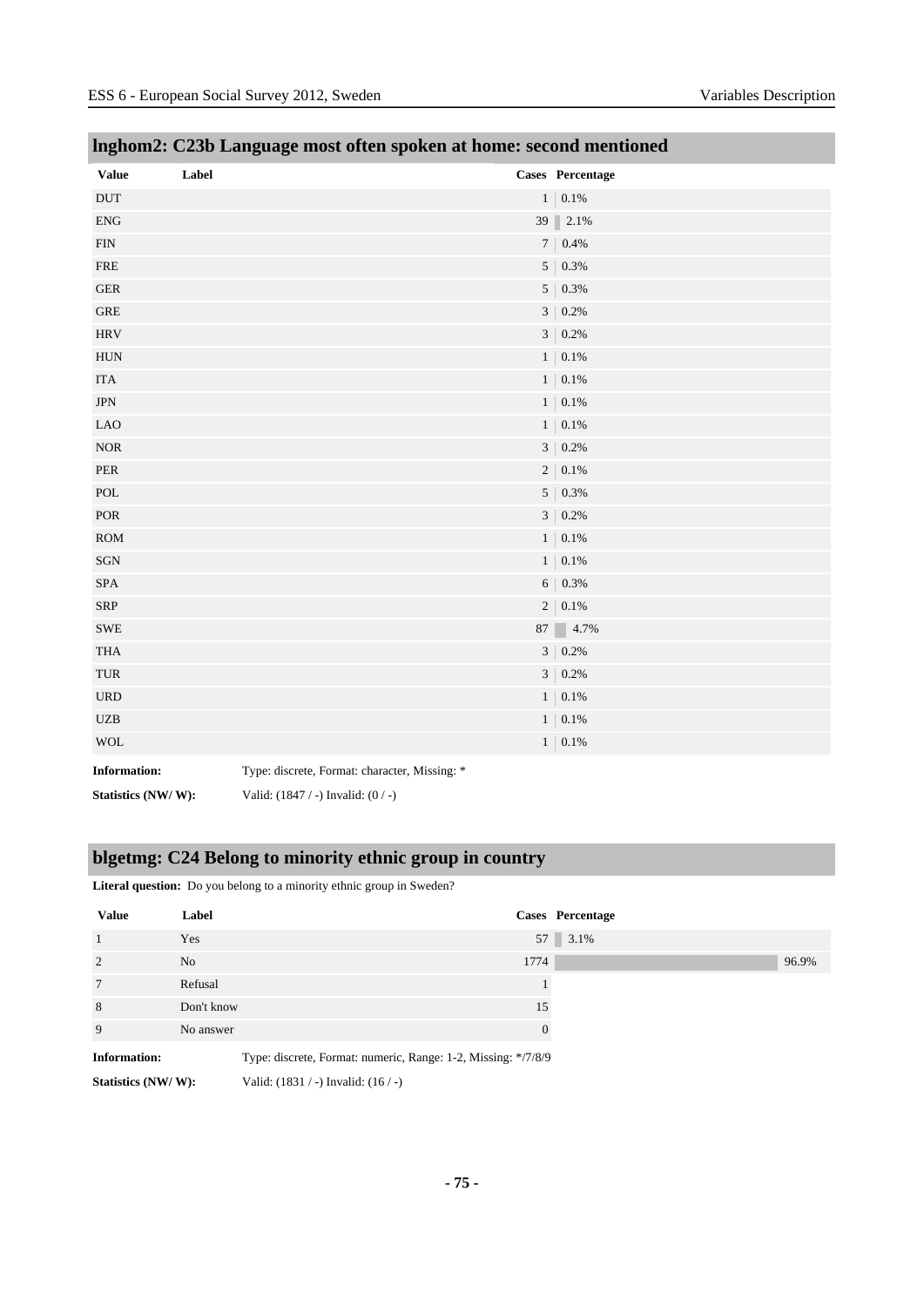## lnghom2: C23b Language most often spoken at home: second mentioned

| Value | Label | Cases | Percentage |
|---|---|---|---|
| DUT | | 1 | 0.1% |
| ENG | | 39 | 2.1% |
| FIN | | 7 | 0.4% |
| FRE | | 5 | 0.3% |
| GER | | 5 | 0.3% |
| GRE | | 3 | 0.2% |
| HRV | | 3 | 0.2% |
| HUN | | 1 | 0.1% |
| ITA | | 1 | 0.1% |
| JPN | | 1 | 0.1% |
| LAO | | 1 | 0.1% |
| NOR | | 3 | 0.2% |
| PER | | 2 | 0.1% |
| POL | | 5 | 0.3% |
| POR | | 3 | 0.2% |
| ROM | | 1 | 0.1% |
| SGN | | 1 | 0.1% |
| SPA | | 6 | 0.3% |
| SRP | | 2 | 0.1% |
| SWE | | 87 | 4.7% |
| THA | | 3 | 0.2% |
| TUR | | 3 | 0.2% |
| URD | | 1 | 0.1% |
| UZB | | 1 | 0.1% |
| WOL | | 1 | 0.1% |

**Information:** Type: discrete, Format: character, Missing: *

**Statistics (NW/ W):** Valid: (1847 / -) Invalid: (0 / -)

## blgetmg: C24 Belong to minority ethnic group in country

**Literal question:** Do you belong to a minority ethnic group in Sweden?

| Value | Label | Cases | Percentage |
|---|---|---|---|
| 1 | Yes | 57 | 3.1% |
| 2 | No | 1774 | 96.9% |
| 7 | Refusal | 1 | |
| 8 | Don't know | 15 | |
| 9 | No answer | 0 | |

**Information:** Type: discrete, Format: numeric, Range: 1-2, Missing: */7/8/9

**Statistics (NW/ W):** Valid: (1831 / -) Invalid: (16 / -)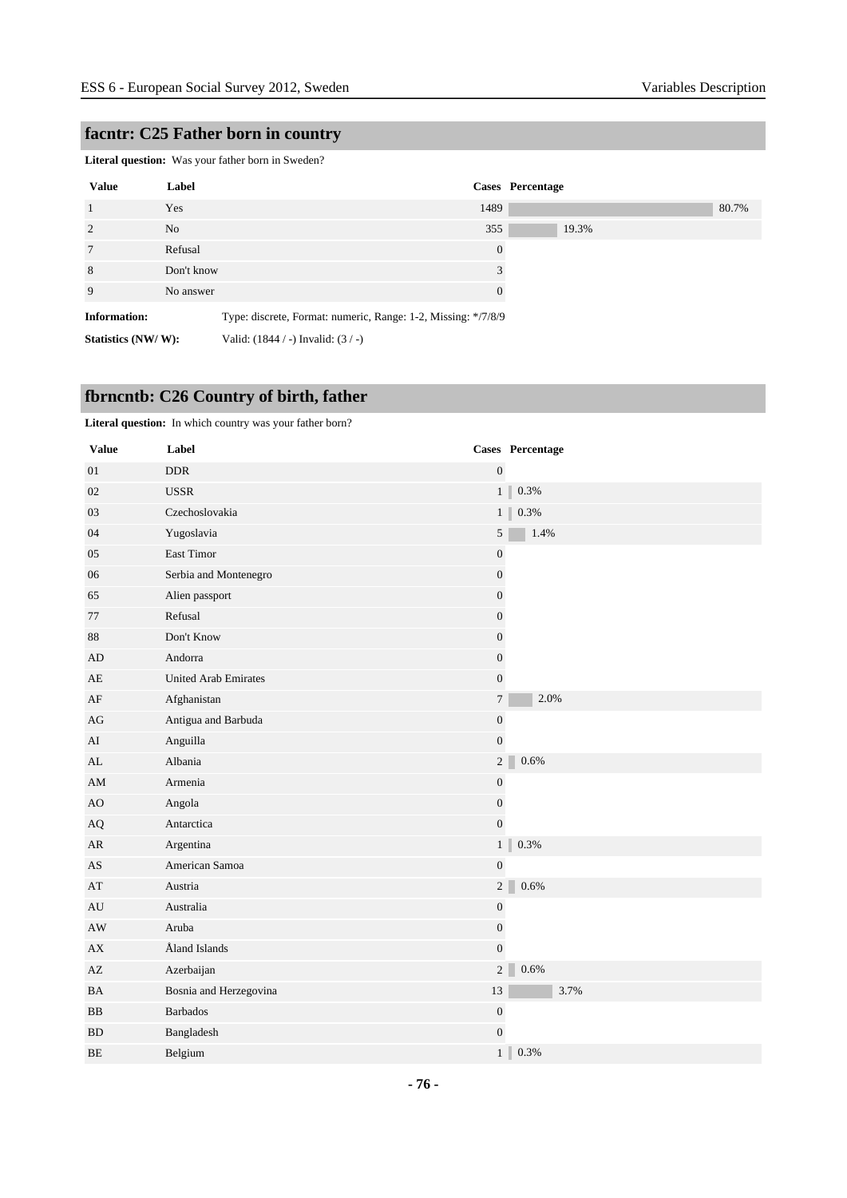## facntr: C25 Father born in country

**Literal question:** Was your father born in Sweden?

| Value | Label | Cases | Percentage |
|---|---|---|---|
| 1 | Yes | 1489 | 80.7% |
| 2 | No | 355 | 19.3% |
| 7 | Refusal | 0 | |
| 8 | Don't know | 3 | |
| 9 | No answer | 0 | |

**Information:** Type: discrete, Format: numeric, Range: 1-2, Missing: */7/8/9

**Statistics (NW/ W):** Valid: (1844 / -) Invalid: (3 / -)

## fbrncntb: C26 Country of birth, father

**Literal question:** In which country was your father born?

| Value | Label | Cases | Percentage |
|---|---|---|---|
| 01 | DDR | 0 | |
| 02 | USSR | 1 | 0.3% |
| 03 | Czechoslovakia | 1 | 0.3% |
| 04 | Yugoslavia | 5 | 1.4% |
| 05 | East Timor | 0 | |
| 06 | Serbia and Montenegro | 0 | |
| 65 | Alien passport | 0 | |
| 77 | Refusal | 0 | |
| 88 | Don't Know | 0 | |
| AD | Andorra | 0 | |
| AE | United Arab Emirates | 0 | |
| AF | Afghanistan | 7 | 2.0% |
| AG | Antigua and Barbuda | 0 | |
| AI | Anguilla | 0 | |
| AL | Albania | 2 | 0.6% |
| AM | Armenia | 0 | |
| AO | Angola | 0 | |
| AQ | Antarctica | 0 | |
| AR | Argentina | 1 | 0.3% |
| AS | American Samoa | 0 | |
| AT | Austria | 2 | 0.6% |
| AU | Australia | 0 | |
| AW | Aruba | 0 | |
| AX | Åland Islands | 0 | |
| AZ | Azerbaijan | 2 | 0.6% |
| BA | Bosnia and Herzegovina | 13 | 3.7% |
| BB | Barbados | 0 | |
| BD | Bangladesh | 0 | |
| BE | Belgium | 1 | 0.3% |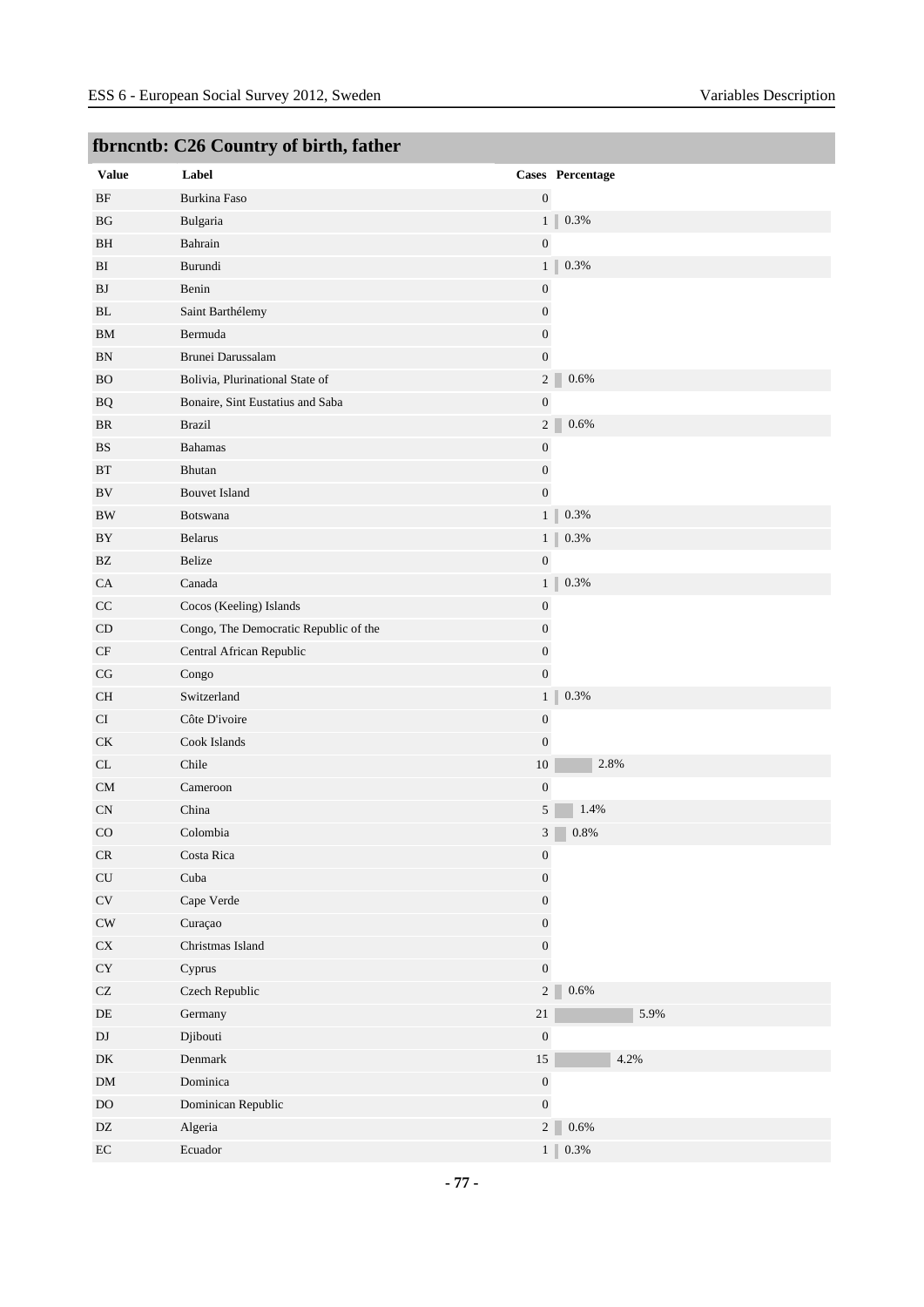## fbrncntb: C26 Country of birth, father

| Value | Label | Cases | Percentage |
|---|---|---|---|
| BF | Burkina Faso | 0 | |
| BG | Bulgaria | 1 | 0.3% |
| BH | Bahrain | 0 | |
| BI | Burundi | 1 | 0.3% |
| BJ | Benin | 0 | |
| BL | Saint Barthélemy | 0 | |
| BM | Bermuda | 0 | |
| BN | Brunei Darussalam | 0 | |
| BO | Bolivia, Plurinational State of | 2 | 0.6% |
| BQ | Bonaire, Sint Eustatius and Saba | 0 | |
| BR | Brazil | 2 | 0.6% |
| BS | Bahamas | 0 | |
| BT | Bhutan | 0 | |
| BV | Bouvet Island | 0 | |
| BW | Botswana | 1 | 0.3% |
| BY | Belarus | 1 | 0.3% |
| BZ | Belize | 0 | |
| CA | Canada | 1 | 0.3% |
| CC | Cocos (Keeling) Islands | 0 | |
| CD | Congo, The Democratic Republic of the | 0 | |
| CF | Central African Republic | 0 | |
| CG | Congo | 0 | |
| CH | Switzerland | 1 | 0.3% |
| CI | Côte D'ivoire | 0 | |
| CK | Cook Islands | 0 | |
| CL | Chile | 10 | 2.8% |
| CM | Cameroon | 0 | |
| CN | China | 5 | 1.4% |
| CO | Colombia | 3 | 0.8% |
| CR | Costa Rica | 0 | |
| CU | Cuba | 0 | |
| CV | Cape Verde | 0 | |
| CW | Curaçao | 0 | |
| CX | Christmas Island | 0 | |
| CY | Cyprus | 0 | |
| CZ | Czech Republic | 2 | 0.6% |
| DE | Germany | 21 | 5.9% |
| DJ | Djibouti | 0 | |
| DK | Denmark | 15 | 4.2% |
| DM | Dominica | 0 | |
| DO | Dominican Republic | 0 | |
| DZ | Algeria | 2 | 0.6% |
| EC | Ecuador | 1 | 0.3% |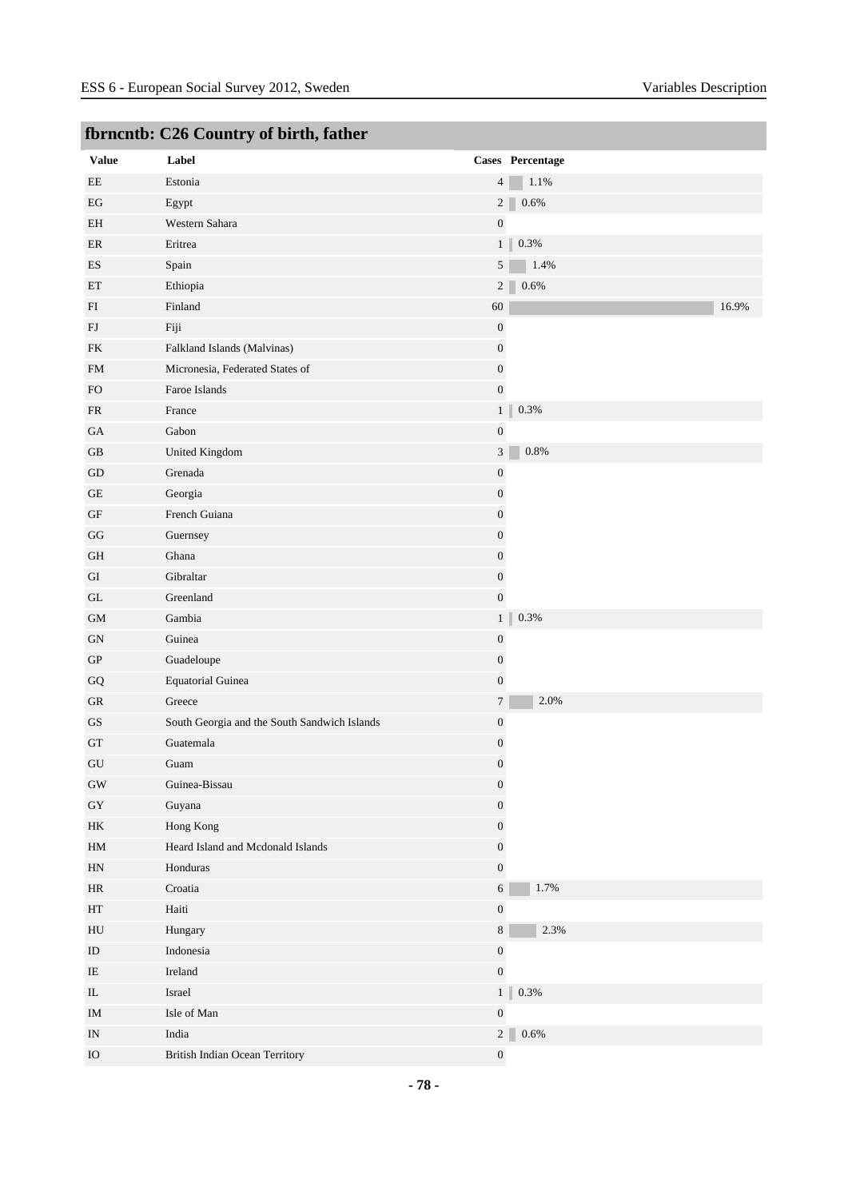## fbrncntb: C26 Country of birth, father

| Value | Label | Cases | Percentage |
|---|---|---|---|
| EE | Estonia | 4 | 1.1% |
| EG | Egypt | 2 | 0.6% |
| EH | Western Sahara | 0 | |
| ER | Eritrea | 1 | 0.3% |
| ES | Spain | 5 | 1.4% |
| ET | Ethiopia | 2 | 0.6% |
| FI | Finland | 60 | 16.9% |
| FJ | Fiji | 0 | |
| FK | Falkland Islands (Malvinas) | 0 | |
| FM | Micronesia, Federated States of | 0 | |
| FO | Faroe Islands | 0 | |
| FR | France | 1 | 0.3% |
| GA | Gabon | 0 | |
| GB | United Kingdom | 3 | 0.8% |
| GD | Grenada | 0 | |
| GE | Georgia | 0 | |
| GF | French Guiana | 0 | |
| GG | Guernsey | 0 | |
| GH | Ghana | 0 | |
| GI | Gibraltar | 0 | |
| GL | Greenland | 0 | |
| GM | Gambia | 1 | 0.3% |
| GN | Guinea | 0 | |
| GP | Guadeloupe | 0 | |
| GQ | Equatorial Guinea | 0 | |
| GR | Greece | 7 | 2.0% |
| GS | South Georgia and the South Sandwich Islands | 0 | |
| GT | Guatemala | 0 | |
| GU | Guam | 0 | |
| GW | Guinea-Bissau | 0 | |
| GY | Guyana | 0 | |
| HK | Hong Kong | 0 | |
| HM | Heard Island and Mcdonald Islands | 0 | |
| HN | Honduras | 0 | |
| HR | Croatia | 6 | 1.7% |
| HT | Haiti | 0 | |
| HU | Hungary | 8 | 2.3% |
| ID | Indonesia | 0 | |
| IE | Ireland | 0 | |
| IL | Israel | 1 | 0.3% |
| IM | Isle of Man | 0 | |
| IN | India | 2 | 0.6% |
| IO | British Indian Ocean Territory | 0 | |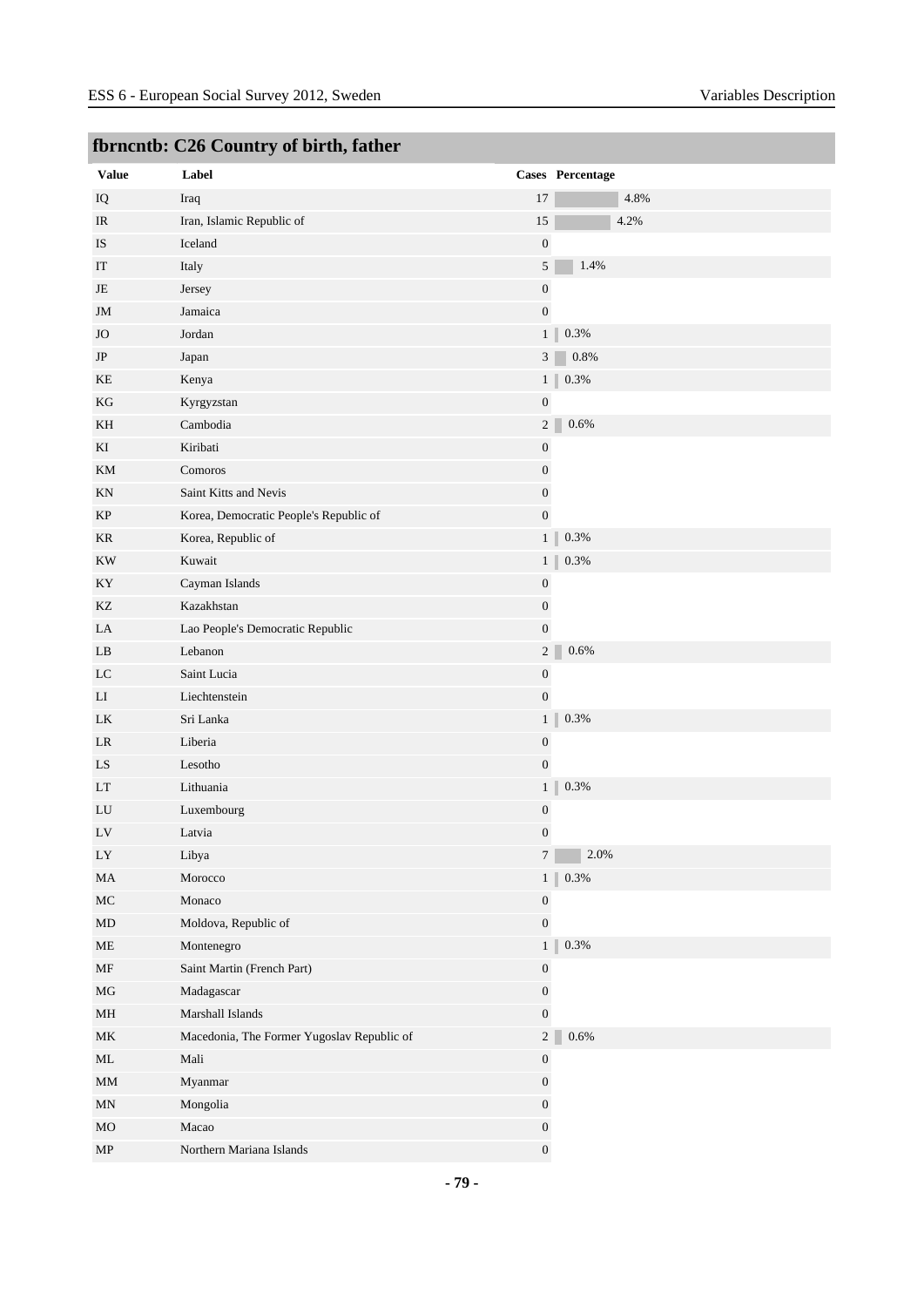## fbrncntb: C26 Country of birth, father

| Value | Label | Cases | Percentage |
|---|---|---|---|
| IQ | Iraq | 17 | 4.8% |
| IR | Iran, Islamic Republic of | 15 | 4.2% |
| IS | Iceland | 0 | |
| IT | Italy | 5 | 1.4% |
| JE | Jersey | 0 | |
| JM | Jamaica | 0 | |
| JO | Jordan | 1 | 0.3% |
| JP | Japan | 3 | 0.8% |
| KE | Kenya | 1 | 0.3% |
| KG | Kyrgyzstan | 0 | |
| KH | Cambodia | 2 | 0.6% |
| KI | Kiribati | 0 | |
| KM | Comoros | 0 | |
| KN | Saint Kitts and Nevis | 0 | |
| KP | Korea, Democratic People's Republic of | 0 | |
| KR | Korea, Republic of | 1 | 0.3% |
| KW | Kuwait | 1 | 0.3% |
| KY | Cayman Islands | 0 | |
| KZ | Kazakhstan | 0 | |
| LA | Lao People's Democratic Republic | 0 | |
| LB | Lebanon | 2 | 0.6% |
| LC | Saint Lucia | 0 | |
| LI | Liechtenstein | 0 | |
| LK | Sri Lanka | 1 | 0.3% |
| LR | Liberia | 0 | |
| LS | Lesotho | 0 | |
| LT | Lithuania | 1 | 0.3% |
| LU | Luxembourg | 0 | |
| LV | Latvia | 0 | |
| LY | Libya | 7 | 2.0% |
| MA | Morocco | 1 | 0.3% |
| MC | Monaco | 0 | |
| MD | Moldova, Republic of | 0 | |
| ME | Montenegro | 1 | 0.3% |
| MF | Saint Martin (French Part) | 0 | |
| MG | Madagascar | 0 | |
| MH | Marshall Islands | 0 | |
| MK | Macedonia, The Former Yugoslav Republic of | 2 | 0.6% |
| ML | Mali | 0 | |
| MM | Myanmar | 0 | |
| MN | Mongolia | 0 | |
| MO | Macao | 0 | |
| MP | Northern Mariana Islands | 0 | |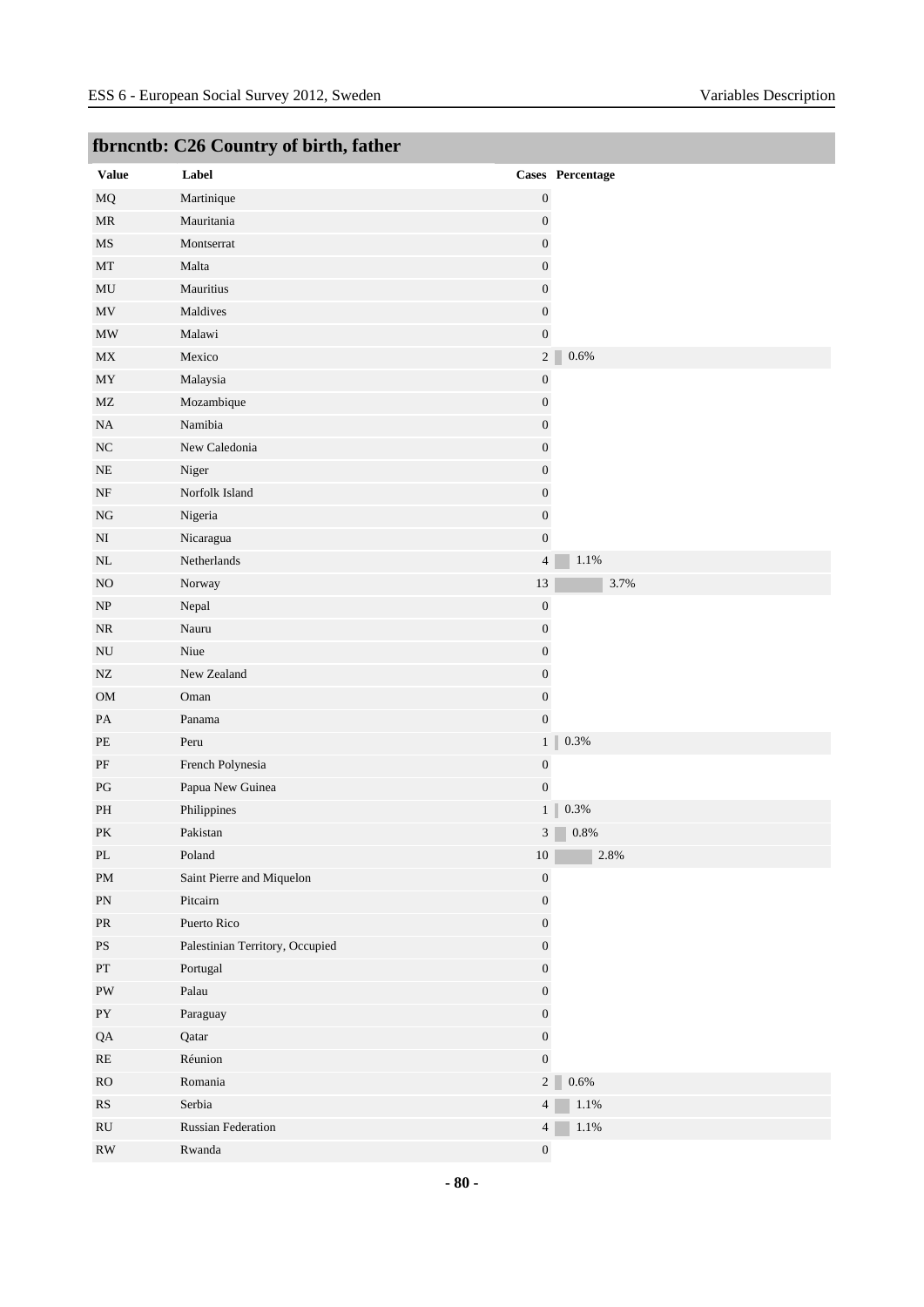## fbrncntb: C26 Country of birth, father

| Value | Label | Cases | Percentage |
|---|---|---|---|
| MQ | Martinique | 0 | |
| MR | Mauritania | 0 | |
| MS | Montserrat | 0 | |
| MT | Malta | 0 | |
| MU | Mauritius | 0 | |
| MV | Maldives | 0 | |
| MW | Malawi | 0 | |
| MX | Mexico | 2 | 0.6% |
| MY | Malaysia | 0 | |
| MZ | Mozambique | 0 | |
| NA | Namibia | 0 | |
| NC | New Caledonia | 0 | |
| NE | Niger | 0 | |
| NF | Norfolk Island | 0 | |
| NG | Nigeria | 0 | |
| NI | Nicaragua | 0 | |
| NL | Netherlands | 4 | 1.1% |
| NO | Norway | 13 | 3.7% |
| NP | Nepal | 0 | |
| NR | Nauru | 0 | |
| NU | Niue | 0 | |
| NZ | New Zealand | 0 | |
| OM | Oman | 0 | |
| PA | Panama | 0 | |
| PE | Peru | 1 | 0.3% |
| PF | French Polynesia | 0 | |
| PG | Papua New Guinea | 0 | |
| PH | Philippines | 1 | 0.3% |
| PK | Pakistan | 3 | 0.8% |
| PL | Poland | 10 | 2.8% |
| PM | Saint Pierre and Miquelon | 0 | |
| PN | Pitcairn | 0 | |
| PR | Puerto Rico | 0 | |
| PS | Palestinian Territory, Occupied | 0 | |
| PT | Portugal | 0 | |
| PW | Palau | 0 | |
| PY | Paraguay | 0 | |
| QA | Qatar | 0 | |
| RE | Réunion | 0 | |
| RO | Romania | 2 | 0.6% |
| RS | Serbia | 4 | 1.1% |
| RU | Russian Federation | 4 | 1.1% |
| RW | Rwanda | 0 | |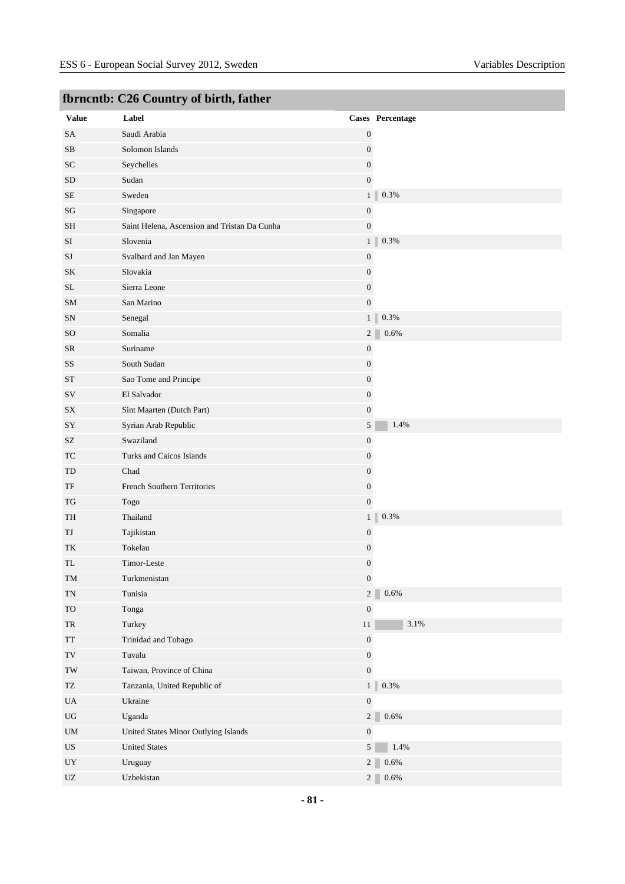## fbrncntb: C26 Country of birth, father

| Value | Label | Cases | Percentage |
|---|---|---|---|
| SA | Saudi Arabia | 0 | |
| SB | Solomon Islands | 0 | |
| SC | Seychelles | 0 | |
| SD | Sudan | 0 | |
| SE | Sweden | 1 | 0.3% |
| SG | Singapore | 0 | |
| SH | Saint Helena, Ascension and Tristan Da Cunha | 0 | |
| SI | Slovenia | 1 | 0.3% |
| SJ | Svalbard and Jan Mayen | 0 | |
| SK | Slovakia | 0 | |
| SL | Sierra Leone | 0 | |
| SM | San Marino | 0 | |
| SN | Senegal | 1 | 0.3% |
| SO | Somalia | 2 | 0.6% |
| SR | Suriname | 0 | |
| SS | South Sudan | 0 | |
| ST | Sao Tome and Principe | 0 | |
| SV | El Salvador | 0 | |
| SX | Sint Maarten (Dutch Part) | 0 | |
| SY | Syrian Arab Republic | 5 | 1.4% |
| SZ | Swaziland | 0 | |
| TC | Turks and Caicos Islands | 0 | |
| TD | Chad | 0 | |
| TF | French Southern Territories | 0 | |
| TG | Togo | 0 | |
| TH | Thailand | 1 | 0.3% |
| TJ | Tajikistan | 0 | |
| TK | Tokelau | 0 | |
| TL | Timor-Leste | 0 | |
| TM | Turkmenistan | 0 | |
| TN | Tunisia | 2 | 0.6% |
| TO | Tonga | 0 | |
| TR | Turkey | 11 | 3.1% |
| TT | Trinidad and Tobago | 0 | |
| TV | Tuvalu | 0 | |
| TW | Taiwan, Province of China | 0 | |
| TZ | Tanzania, United Republic of | 1 | 0.3% |
| UA | Ukraine | 0 | |
| UG | Uganda | 2 | 0.6% |
| UM | United States Minor Outlying Islands | 0 | |
| US | United States | 5 | 1.4% |
| UY | Uruguay | 2 | 0.6% |
| UZ | Uzbekistan | 2 | 0.6% |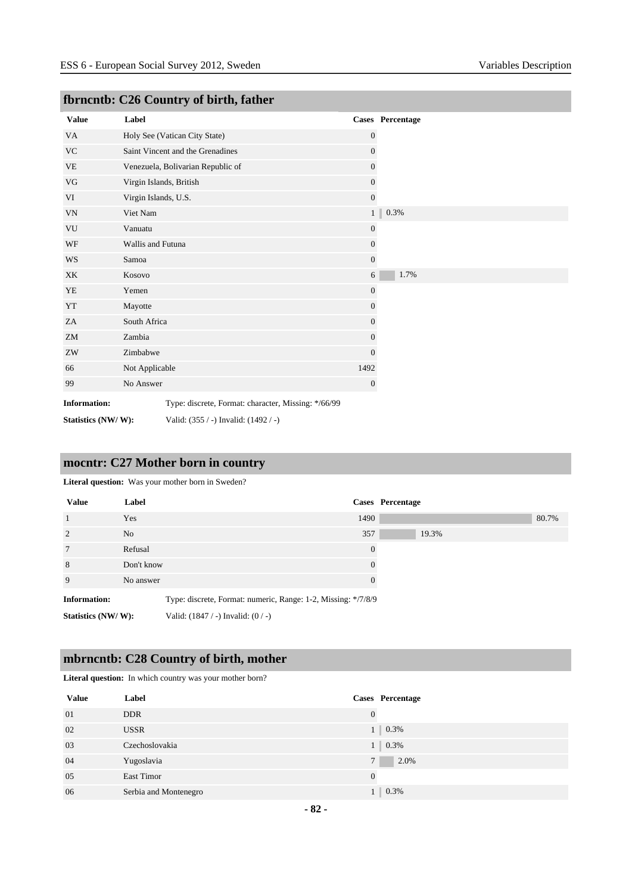## fbrncntb: C26 Country of birth, father

| Value | Label | Cases | Percentage |
|---|---|---|---|
| VA | Holy See (Vatican City State) | 0 | |
| VC | Saint Vincent and the Grenadines | 0 | |
| VE | Venezuela, Bolivarian Republic of | 0 | |
| VG | Virgin Islands, British | 0 | |
| VI | Virgin Islands, U.S. | 0 | |
| VN | Viet Nam | 1 | 0.3% |
| VU | Vanuatu | 0 | |
| WF | Wallis and Futuna | 0 | |
| WS | Samoa | 0 | |
| XK | Kosovo | 6 | 1.7% |
| YE | Yemen | 0 | |
| YT | Mayotte | 0 | |
| ZA | South Africa | 0 | |
| ZM | Zambia | 0 | |
| ZW | Zimbabwe | 0 | |
| 66 | Not Applicable | 1492 | |
| 99 | No Answer | 0 | |

**Information:** Type: discrete, Format: character, Missing: */66/99

**Statistics (NW/ W):** Valid: (355 / -) Invalid: (1492 / -)

## mocntr: C27 Mother born in country

**Literal question:** Was your mother born in Sweden?

| Value | Label | Cases | Percentage |
|---|---|---|---|
| 1 | Yes | 1490 | 80.7% |
| 2 | No | 357 | 19.3% |
| 7 | Refusal | 0 | |
| 8 | Don't know | 0 | |
| 9 | No answer | 0 | |

**Information:** Type: discrete, Format: numeric, Range: 1-2, Missing: */7/8/9

**Statistics (NW/ W):** Valid: (1847 / -) Invalid: (0 / -)

## mbrncntb: C28 Country of birth, mother

**Literal question:** In which country was your mother born?

| Value | Label | Cases | Percentage |
|---|---|---|---|
| 01 | DDR | 0 | |
| 02 | USSR | 1 | 0.3% |
| 03 | Czechoslovakia | 1 | 0.3% |
| 04 | Yugoslavia | 7 | 2.0% |
| 05 | East Timor | 0 | |
| 06 | Serbia and Montenegro | 1 | 0.3% |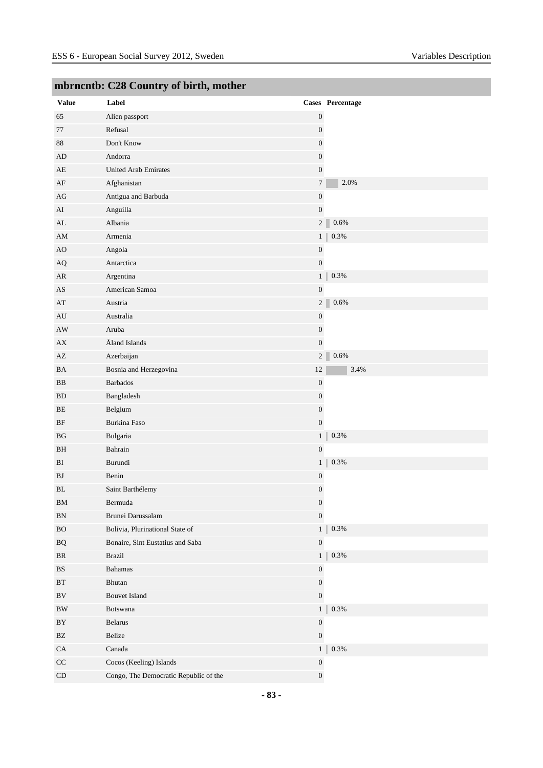## mbrncntb: C28 Country of birth, mother

| Value | Label | Cases | Percentage |
|---|---|---|---|
| 65 | Alien passport | 0 | |
| 77 | Refusal | 0 | |
| 88 | Don't Know | 0 | |
| AD | Andorra | 0 | |
| AE | United Arab Emirates | 0 | |
| AF | Afghanistan | 7 | 2.0% |
| AG | Antigua and Barbuda | 0 | |
| AI | Anguilla | 0 | |
| AL | Albania | 2 | 0.6% |
| AM | Armenia | 1 | 0.3% |
| AO | Angola | 0 | |
| AQ | Antarctica | 0 | |
| AR | Argentina | 1 | 0.3% |
| AS | American Samoa | 0 | |
| AT | Austria | 2 | 0.6% |
| AU | Australia | 0 | |
| AW | Aruba | 0 | |
| AX | Åland Islands | 0 | |
| AZ | Azerbaijan | 2 | 0.6% |
| BA | Bosnia and Herzegovina | 12 | 3.4% |
| BB | Barbados | 0 | |
| BD | Bangladesh | 0 | |
| BE | Belgium | 0 | |
| BF | Burkina Faso | 0 | |
| BG | Bulgaria | 1 | 0.3% |
| BH | Bahrain | 0 | |
| BI | Burundi | 1 | 0.3% |
| BJ | Benin | 0 | |
| BL | Saint Barthélemy | 0 | |
| BM | Bermuda | 0 | |
| BN | Brunei Darussalam | 0 | |
| BO | Bolivia, Plurinational State of | 1 | 0.3% |
| BQ | Bonaire, Sint Eustatius and Saba | 0 | |
| BR | Brazil | 1 | 0.3% |
| BS | Bahamas | 0 | |
| BT | Bhutan | 0 | |
| BV | Bouvet Island | 0 | |
| BW | Botswana | 1 | 0.3% |
| BY | Belarus | 0 | |
| BZ | Belize | 0 | |
| CA | Canada | 1 | 0.3% |
| CC | Cocos (Keeling) Islands | 0 | |
| CD | Congo, The Democratic Republic of the | 0 | |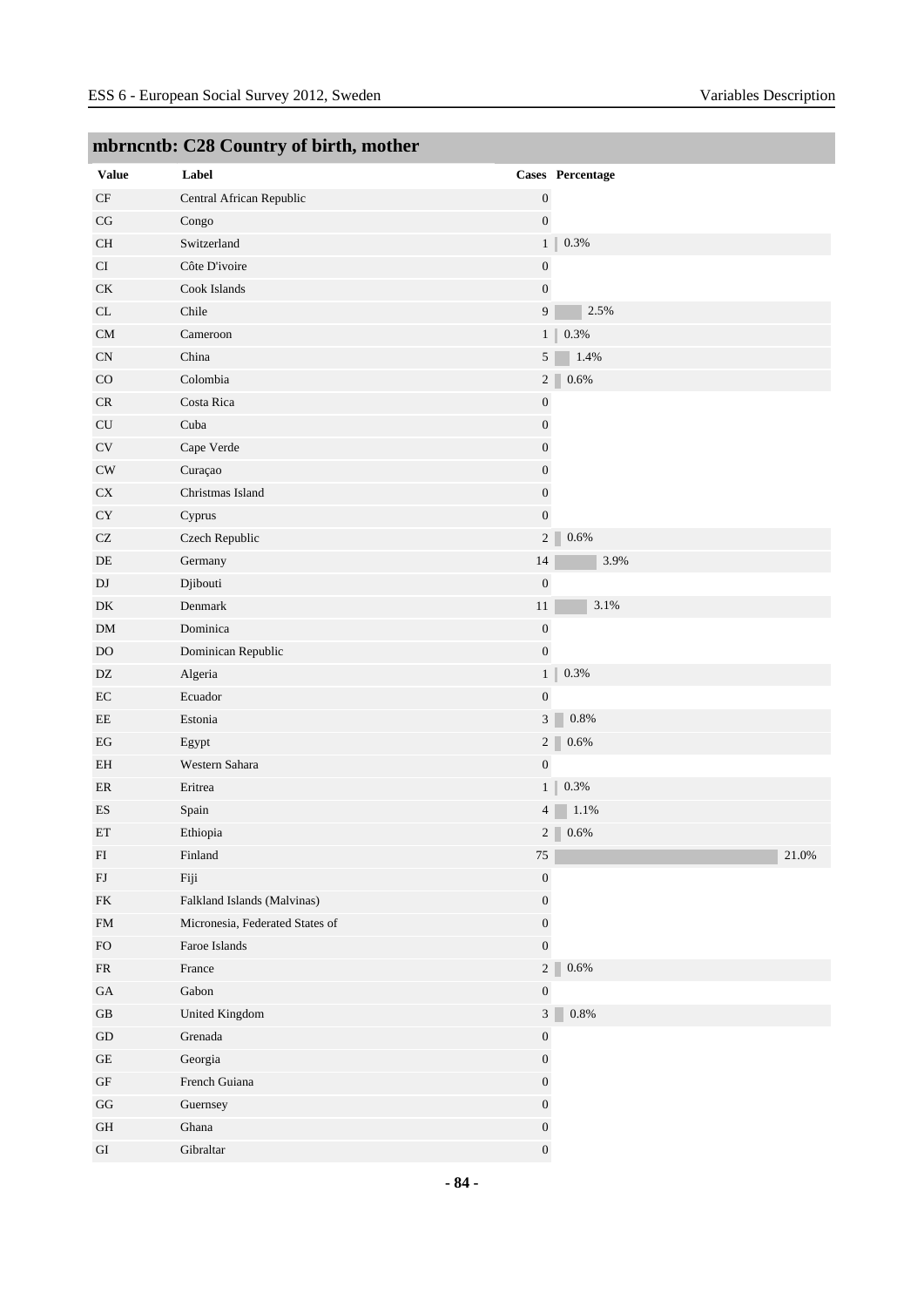## mbrncntb: C28 Country of birth, mother

| Value | Label | Cases | Percentage |
|---|---|---|---|
| CF | Central African Republic | 0 | |
| CG | Congo | 0 | |
| CH | Switzerland | 1 | 0.3% |
| CI | Côte D'ivoire | 0 | |
| CK | Cook Islands | 0 | |
| CL | Chile | 9 | 2.5% |
| CM | Cameroon | 1 | 0.3% |
| CN | China | 5 | 1.4% |
| CO | Colombia | 2 | 0.6% |
| CR | Costa Rica | 0 | |
| CU | Cuba | 0 | |
| CV | Cape Verde | 0 | |
| CW | Curaçao | 0 | |
| CX | Christmas Island | 0 | |
| CY | Cyprus | 0 | |
| CZ | Czech Republic | 2 | 0.6% |
| DE | Germany | 14 | 3.9% |
| DJ | Djibouti | 0 | |
| DK | Denmark | 11 | 3.1% |
| DM | Dominica | 0 | |
| DO | Dominican Republic | 0 | |
| DZ | Algeria | 1 | 0.3% |
| EC | Ecuador | 0 | |
| EE | Estonia | 3 | 0.8% |
| EG | Egypt | 2 | 0.6% |
| EH | Western Sahara | 0 | |
| ER | Eritrea | 1 | 0.3% |
| ES | Spain | 4 | 1.1% |
| ET | Ethiopia | 2 | 0.6% |
| FI | Finland | 75 | 21.0% |
| FJ | Fiji | 0 | |
| FK | Falkland Islands (Malvinas) | 0 | |
| FM | Micronesia, Federated States of | 0 | |
| FO | Faroe Islands | 0 | |
| FR | France | 2 | 0.6% |
| GA | Gabon | 0 | |
| GB | United Kingdom | 3 | 0.8% |
| GD | Grenada | 0 | |
| GE | Georgia | 0 | |
| GF | French Guiana | 0 | |
| GG | Guernsey | 0 | |
| GH | Ghana | 0 | |
| GI | Gibraltar | 0 | |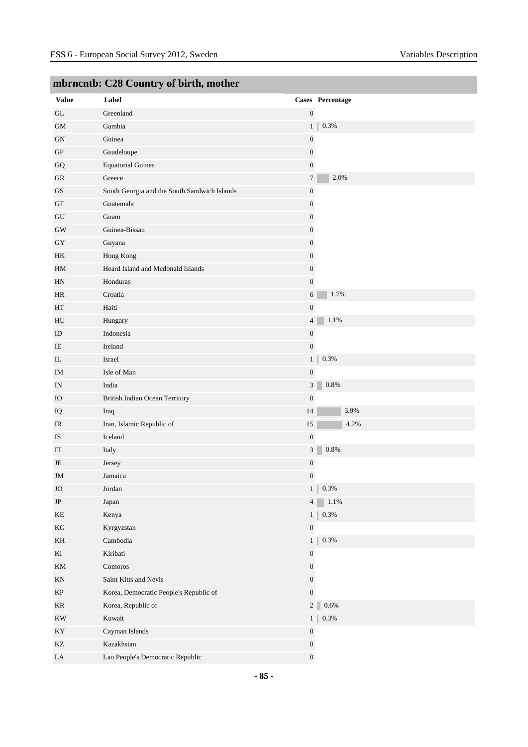## mbrncntb: C28 Country of birth, mother

| Value | Label | Cases | Percentage |
|---|---|---|---|
| GL | Greenland | 0 | |
| GM | Gambia | 1 | 0.3% |
| GN | Guinea | 0 | |
| GP | Guadeloupe | 0 | |
| GQ | Equatorial Guinea | 0 | |
| GR | Greece | 7 | 2.0% |
| GS | South Georgia and the South Sandwich Islands | 0 | |
| GT | Guatemala | 0 | |
| GU | Guam | 0 | |
| GW | Guinea-Bissau | 0 | |
| GY | Guyana | 0 | |
| HK | Hong Kong | 0 | |
| HM | Heard Island and Mcdonald Islands | 0 | |
| HN | Honduras | 0 | |
| HR | Croatia | 6 | 1.7% |
| HT | Haiti | 0 | |
| HU | Hungary | 4 | 1.1% |
| ID | Indonesia | 0 | |
| IE | Ireland | 0 | |
| IL | Israel | 1 | 0.3% |
| IM | Isle of Man | 0 | |
| IN | India | 3 | 0.8% |
| IO | British Indian Ocean Territory | 0 | |
| IQ | Iraq | 14 | 3.9% |
| IR | Iran, Islamic Republic of | 15 | 4.2% |
| IS | Iceland | 0 | |
| IT | Italy | 3 | 0.8% |
| JE | Jersey | 0 | |
| JM | Jamaica | 0 | |
| JO | Jordan | 1 | 0.3% |
| JP | Japan | 4 | 1.1% |
| KE | Kenya | 1 | 0.3% |
| KG | Kyrgyzstan | 0 | |
| KH | Cambodia | 1 | 0.3% |
| KI | Kiribati | 0 | |
| KM | Comoros | 0 | |
| KN | Saint Kitts and Nevis | 0 | |
| KP | Korea, Democratic People's Republic of | 0 | |
| KR | Korea, Republic of | 2 | 0.6% |
| KW | Kuwait | 1 | 0.3% |
| KY | Cayman Islands | 0 | |
| KZ | Kazakhstan | 0 | |
| LA | Lao People's Democratic Republic | 0 | |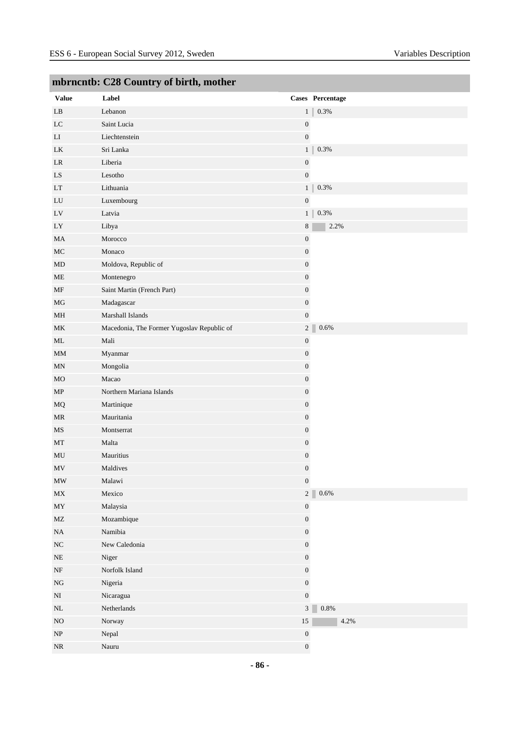## mbrncntb: C28 Country of birth, mother

| Value | Label | Cases | Percentage |
|---|---|---|---|
| LB | Lebanon | 1 | 0.3% |
| LC | Saint Lucia | 0 | |
| LI | Liechtenstein | 0 | |
| LK | Sri Lanka | 1 | 0.3% |
| LR | Liberia | 0 | |
| LS | Lesotho | 0 | |
| LT | Lithuania | 1 | 0.3% |
| LU | Luxembourg | 0 | |
| LV | Latvia | 1 | 0.3% |
| LY | Libya | 8 | 2.2% |
| MA | Morocco | 0 | |
| MC | Monaco | 0 | |
| MD | Moldova, Republic of | 0 | |
| ME | Montenegro | 0 | |
| MF | Saint Martin (French Part) | 0 | |
| MG | Madagascar | 0 | |
| MH | Marshall Islands | 0 | |
| MK | Macedonia, The Former Yugoslav Republic of | 2 | 0.6% |
| ML | Mali | 0 | |
| MM | Myanmar | 0 | |
| MN | Mongolia | 0 | |
| MO | Macao | 0 | |
| MP | Northern Mariana Islands | 0 | |
| MQ | Martinique | 0 | |
| MR | Mauritania | 0 | |
| MS | Montserrat | 0 | |
| MT | Malta | 0 | |
| MU | Mauritius | 0 | |
| MV | Maldives | 0 | |
| MW | Malawi | 0 | |
| MX | Mexico | 2 | 0.6% |
| MY | Malaysia | 0 | |
| MZ | Mozambique | 0 | |
| NA | Namibia | 0 | |
| NC | New Caledonia | 0 | |
| NE | Niger | 0 | |
| NF | Norfolk Island | 0 | |
| NG | Nigeria | 0 | |
| NI | Nicaragua | 0 | |
| NL | Netherlands | 3 | 0.8% |
| NO | Norway | 15 | 4.2% |
| NP | Nepal | 0 | |
| NR | Nauru | 0 | |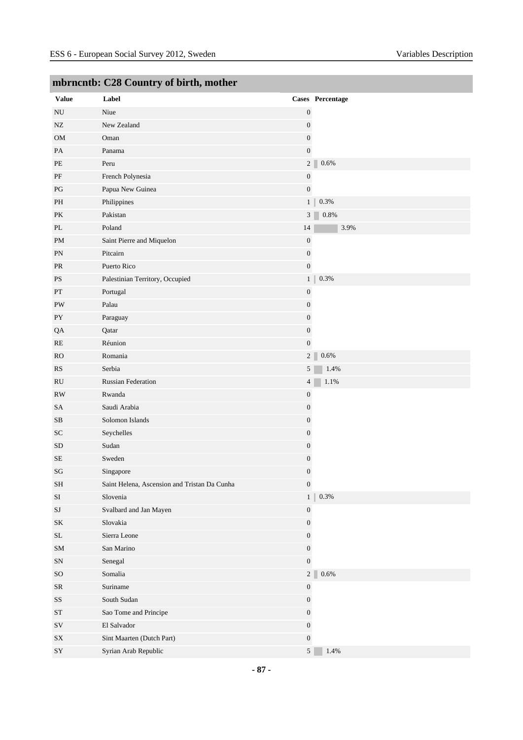## mbrncntb: C28 Country of birth, mother

| Value | Label | Cases | Percentage |
|---|---|---|---|
| NU | Niue | 0 | |
| NZ | New Zealand | 0 | |
| OM | Oman | 0 | |
| PA | Panama | 0 | |
| PE | Peru | 2 | 0.6% |
| PF | French Polynesia | 0 | |
| PG | Papua New Guinea | 0 | |
| PH | Philippines | 1 | 0.3% |
| PK | Pakistan | 3 | 0.8% |
| PL | Poland | 14 | 3.9% |
| PM | Saint Pierre and Miquelon | 0 | |
| PN | Pitcairn | 0 | |
| PR | Puerto Rico | 0 | |
| PS | Palestinian Territory, Occupied | 1 | 0.3% |
| PT | Portugal | 0 | |
| PW | Palau | 0 | |
| PY | Paraguay | 0 | |
| QA | Qatar | 0 | |
| RE | Réunion | 0 | |
| RO | Romania | 2 | 0.6% |
| RS | Serbia | 5 | 1.4% |
| RU | Russian Federation | 4 | 1.1% |
| RW | Rwanda | 0 | |
| SA | Saudi Arabia | 0 | |
| SB | Solomon Islands | 0 | |
| SC | Seychelles | 0 | |
| SD | Sudan | 0 | |
| SE | Sweden | 0 | |
| SG | Singapore | 0 | |
| SH | Saint Helena, Ascension and Tristan Da Cunha | 0 | |
| SI | Slovenia | 1 | 0.3% |
| SJ | Svalbard and Jan Mayen | 0 | |
| SK | Slovakia | 0 | |
| SL | Sierra Leone | 0 | |
| SM | San Marino | 0 | |
| SN | Senegal | 0 | |
| SO | Somalia | 2 | 0.6% |
| SR | Suriname | 0 | |
| SS | South Sudan | 0 | |
| ST | Sao Tome and Principe | 0 | |
| SV | El Salvador | 0 | |
| SX | Sint Maarten (Dutch Part) | 0 | |
| SY | Syrian Arab Republic | 5 | 1.4% |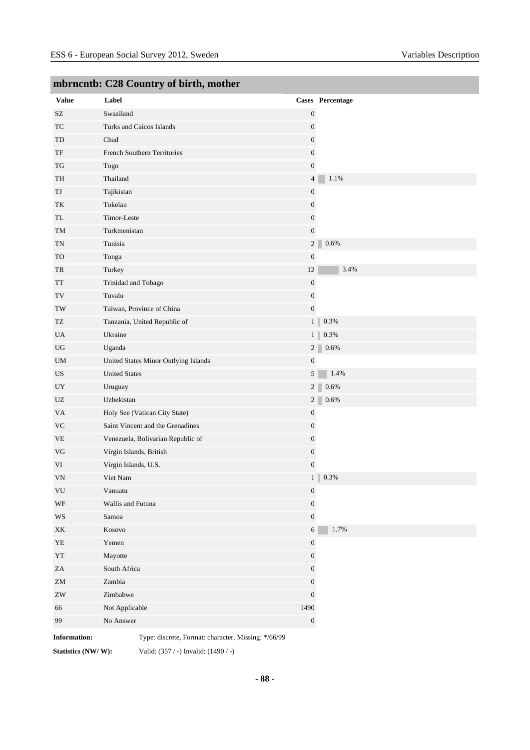## mbrncntb: C28 Country of birth, mother

| Value | Label | Cases | Percentage |
|---|---|---|---|
| SZ | Swaziland | 0 | |
| TC | Turks and Caicos Islands | 0 | |
| TD | Chad | 0 | |
| TF | French Southern Territories | 0 | |
| TG | Togo | 0 | |
| TH | Thailand | 4 | 1.1% |
| TJ | Tajikistan | 0 | |
| TK | Tokelau | 0 | |
| TL | Timor-Leste | 0 | |
| TM | Turkmenistan | 0 | |
| TN | Tunisia | 2 | 0.6% |
| TO | Tonga | 0 | |
| TR | Turkey | 12 | 3.4% |
| TT | Trinidad and Tobago | 0 | |
| TV | Tuvalu | 0 | |
| TW | Taiwan, Province of China | 0 | |
| TZ | Tanzania, United Republic of | 1 | 0.3% |
| UA | Ukraine | 1 | 0.3% |
| UG | Uganda | 2 | 0.6% |
| UM | United States Minor Outlying Islands | 0 | |
| US | United States | 5 | 1.4% |
| UY | Uruguay | 2 | 0.6% |
| UZ | Uzbekistan | 2 | 0.6% |
| VA | Holy See (Vatican City State) | 0 | |
| VC | Saint Vincent and the Grenadines | 0 | |
| VE | Venezuela, Bolivarian Republic of | 0 | |
| VG | Virgin Islands, British | 0 | |
| VI | Virgin Islands, U.S. | 0 | |
| VN | Viet Nam | 1 | 0.3% |
| VU | Vanuatu | 0 | |
| WF | Wallis and Futuna | 0 | |
| WS | Samoa | 0 | |
| XK | Kosovo | 6 | 1.7% |
| YE | Yemen | 0 | |
| YT | Mayotte | 0 | |
| ZA | South Africa | 0 | |
| ZM | Zambia | 0 | |
| ZW | Zimbabwe | 0 | |
| 66 | Not Applicable | 1490 | |
| 99 | No Answer | 0 | |

**Information:** Type: discrete, Format: character, Missing: */66/99

**Statistics (NW/ W):** Valid: (357 / -) Invalid: (1490 / -)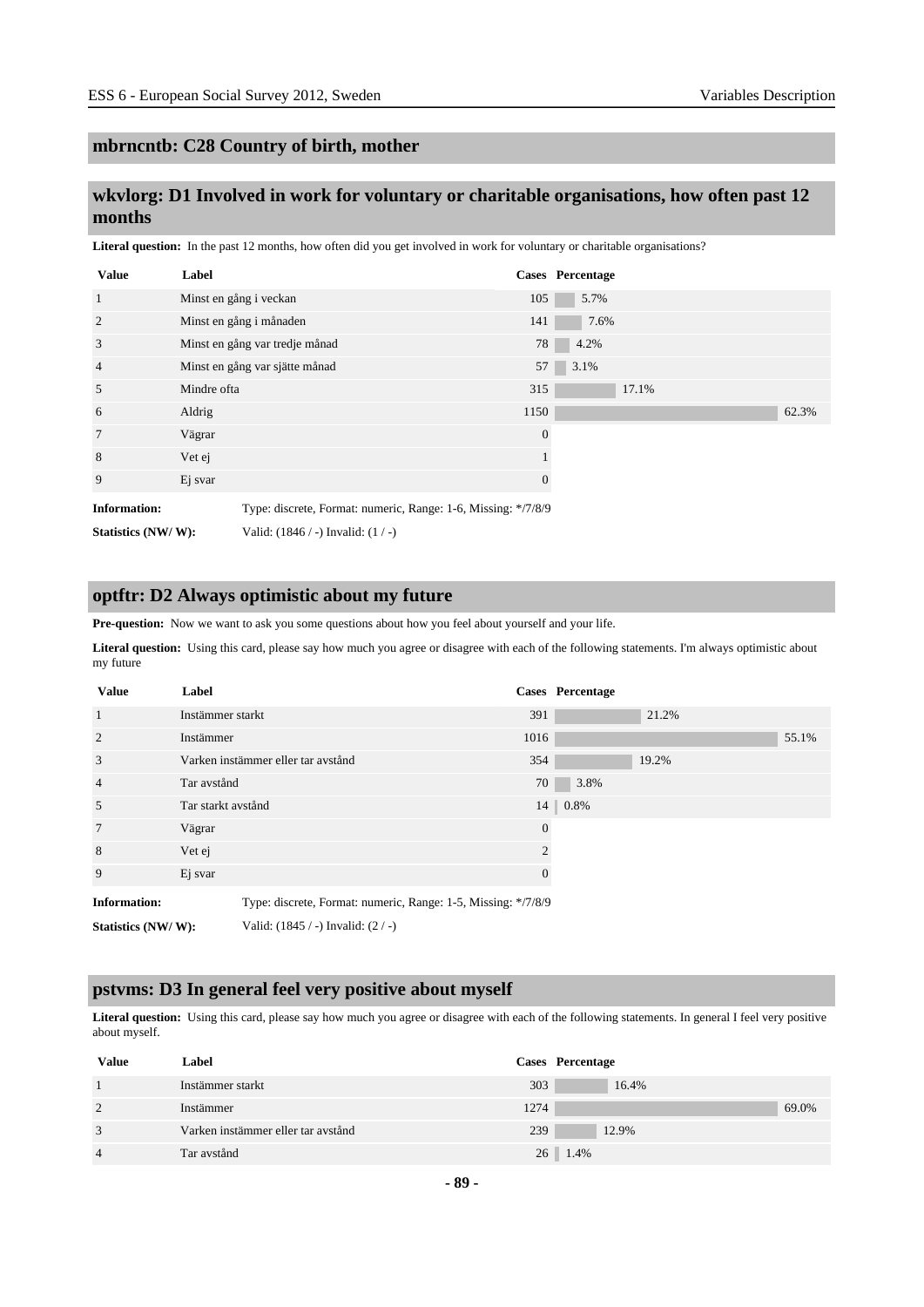## mbrncntb: C28 Country of birth, mother

## wkvlorg: D1 Involved in work for voluntary or charitable organisations, how often past 12 months

**Literal question:** In the past 12 months, how often did you get involved in work for voluntary or charitable organisations?

| Value | Label | Cases | Percentage |
|---|---|---|---|
| 1 | Minst en gång i veckan | 105 | 5.7% |
| 2 | Minst en gång i månaden | 141 | 7.6% |
| 3 | Minst en gång var tredje månad | 78 | 4.2% |
| 4 | Minst en gång var sjätte månad | 57 | 3.1% |
| 5 | Mindre ofta | 315 | 17.1% |
| 6 | Aldrig | 1150 | 62.3% |
| 7 | Vägrar | 0 | |
| 8 | Vet ej | 1 | |
| 9 | Ej svar | 0 | |

**Information:** Type: discrete, Format: numeric, Range: 1-6, Missing: */7/8/9

**Statistics (NW/ W):** Valid: (1846 / -) Invalid: (1 / -)

## optftr: D2 Always optimistic about my future

**Pre-question:** Now we want to ask you some questions about how you feel about yourself and your life.

**Literal question:** Using this card, please say how much you agree or disagree with each of the following statements. I'm always optimistic about my future

| Value | Label | Cases | Percentage |
|---|---|---|---|
| 1 | Instämmer starkt | 391 | 21.2% |
| 2 | Instämmer | 1016 | 55.1% |
| 3 | Varken instämmer eller tar avstånd | 354 | 19.2% |
| 4 | Tar avstånd | 70 | 3.8% |
| 5 | Tar starkt avstånd | 14 | 0.8% |
| 7 | Vägrar | 0 | |
| 8 | Vet ej | 2 | |
| 9 | Ej svar | 0 | |

**Information:** Type: discrete, Format: numeric, Range: 1-5, Missing: */7/8/9

**Statistics (NW/ W):** Valid: (1845 / -) Invalid: (2 / -)

## pstvms: D3 In general feel very positive about myself

**Literal question:** Using this card, please say how much you agree or disagree with each of the following statements. In general I feel very positive about myself.

| Value | Label | Cases | Percentage |
|---|---|---|---|
| 1 | Instämmer starkt | 303 | 16.4% |
| 2 | Instämmer | 1274 | 69.0% |
| 3 | Varken instämmer eller tar avstånd | 239 | 12.9% |
| 4 | Tar avstånd | 26 | 1.4% |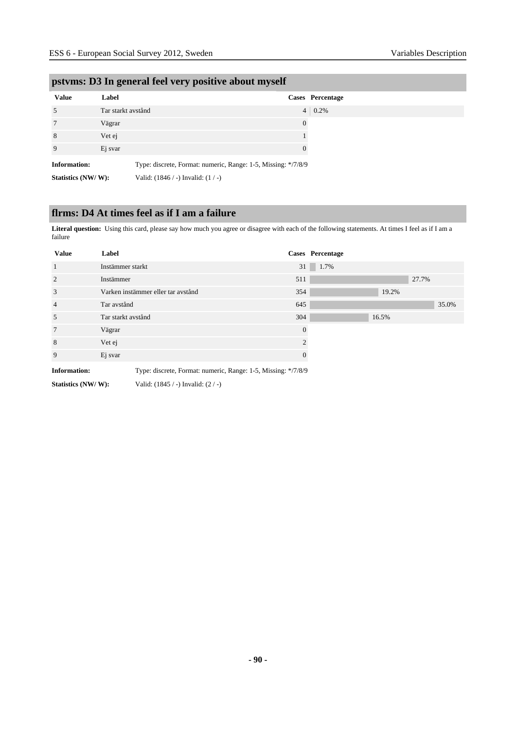## pstvms: D3 In general feel very positive about myself

| Value | Label | Cases | Percentage |
|---|---|---|---|
| 5 | Tar starkt avstånd | 4 | 0.2% |
| 7 | Vägrar | 0 | |
| 8 | Vet ej | 1 | |
| 9 | Ej svar | 0 | |

**Information:** Type: discrete, Format: numeric, Range: 1-5, Missing: */7/8/9

**Statistics (NW/ W):** Valid: (1846 / -) Invalid: (1 / -)

## flrms: D4 At times feel as if I am a failure

**Literal question:** Using this card, please say how much you agree or disagree with each of the following statements. At times I feel as if I am a failure

| Value | Label | Cases | Percentage |
|---|---|---|---|
| 1 | Instämmer starkt | 31 | 1.7% |
| 2 | Instämmer | 511 | 27.7% |
| 3 | Varken instämmer eller tar avstånd | 354 | 19.2% |
| 4 | Tar avstånd | 645 | 35.0% |
| 5 | Tar starkt avstånd | 304 | 16.5% |
| 7 | Vägrar | 0 | |
| 8 | Vet ej | 2 | |
| 9 | Ej svar | 0 | |

**Information:** Type: discrete, Format: numeric, Range: 1-5, Missing: */7/8/9

**Statistics (NW/ W):** Valid: (1845 / -) Invalid: (2 / -)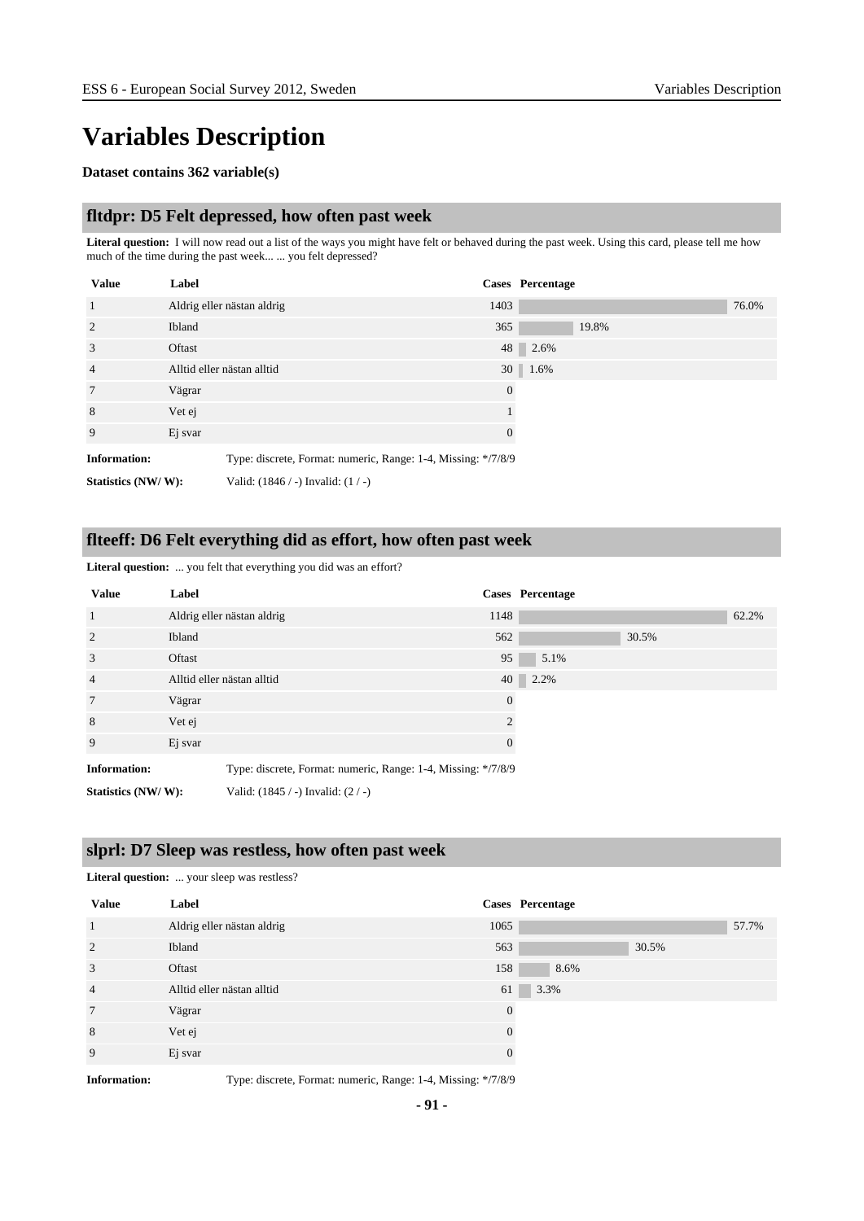# Variables Description

**Dataset contains 362 variable(s)**

## fltdpr: D5 Felt depressed, how often past week

**Literal question:** I will now read out a list of the ways you might have felt or behaved during the past week. Using this card, please tell me how much of the time during the past week... ... you felt depressed?

| Value | Label | Cases | Percentage |
|---|---|---|---|
| 1 | Aldrig eller nästan aldrig | 1403 | 76.0% |
| 2 | Ibland | 365 | 19.8% |
| 3 | Oftast | 48 | 2.6% |
| 4 | Alltid eller nästan alltid | 30 | 1.6% |
| 7 | Vägrar | 0 | |
| 8 | Vet ej | 1 | |
| 9 | Ej svar | 0 | |

**Information:** Type: discrete, Format: numeric, Range: 1-4, Missing: */7/8/9

**Statistics (NW/ W):** Valid: (1846 / -) Invalid: (1 / -)

## flteeff: D6 Felt everything did as effort, how often past week

**Literal question:** ... you felt that everything you did was an effort?

| Value | Label | Cases | Percentage |
|---|---|---|---|
| 1 | Aldrig eller nästan aldrig | 1148 | 62.2% |
| 2 | Ibland | 562 | 30.5% |
| 3 | Oftast | 95 | 5.1% |
| 4 | Alltid eller nästan alltid | 40 | 2.2% |
| 7 | Vägrar | 0 | |
| 8 | Vet ej | 2 | |
| 9 | Ej svar | 0 | |

**Information:** Type: discrete, Format: numeric, Range: 1-4, Missing: */7/8/9

**Statistics (NW/ W):** Valid: (1845 / -) Invalid: (2 / -)

## slprl: D7 Sleep was restless, how often past week

**Literal question:** ... your sleep was restless?

| Value | Label | Cases | Percentage |
|---|---|---|---|
| 1 | Aldrig eller nästan aldrig | 1065 | 57.7% |
| 2 | Ibland | 563 | 30.5% |
| 3 | Oftast | 158 | 8.6% |
| 4 | Alltid eller nästan alltid | 61 | 3.3% |
| 7 | Vägrar | 0 | |
| 8 | Vet ej | 0 | |
| 9 | Ej svar | 0 | |

**Information:** Type: discrete, Format: numeric, Range: 1-4, Missing: */7/8/9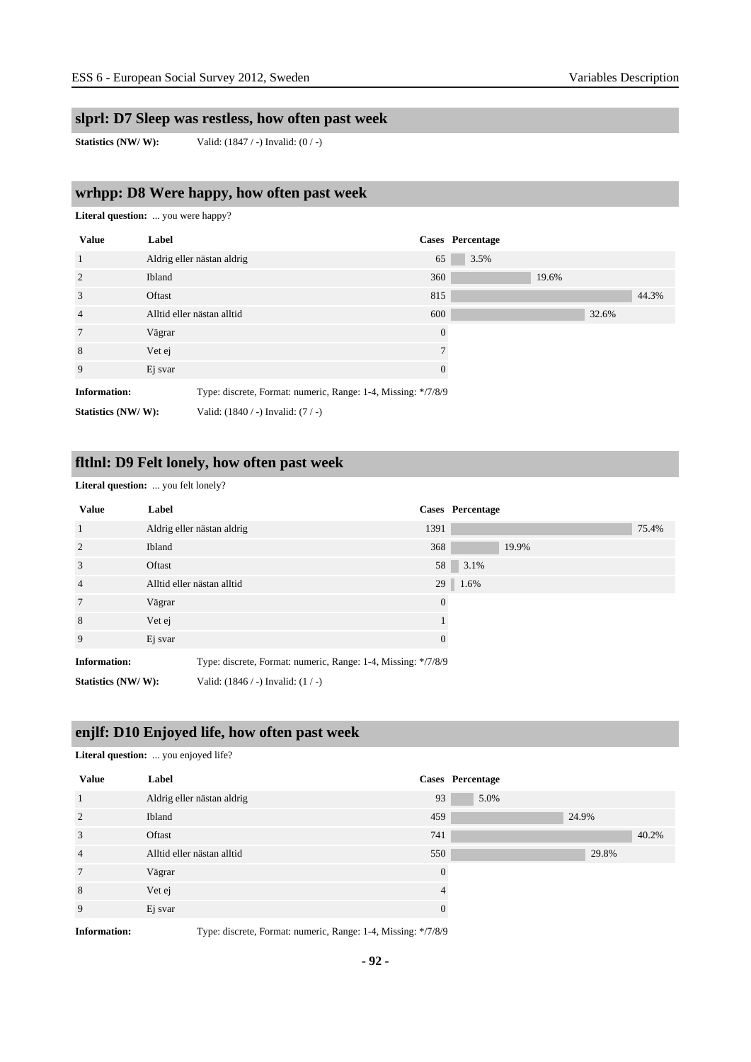## slprl: D7 Sleep was restless, how often past week

**Statistics (NW/ W):** Valid: (1847 / -) Invalid: (0 / -)

## wrhpp: D8 Were happy, how often past week

**Literal question:** ... you were happy?

| Value | Label | Cases | Percentage |
|---|---|---|---|
| 1 | Aldrig eller nästan aldrig | 65 | 3.5% |
| 2 | Ibland | 360 | 19.6% |
| 3 | Oftast | 815 | 44.3% |
| 4 | Alltid eller nästan alltid | 600 | 32.6% |
| 7 | Vägrar | 0 | |
| 8 | Vet ej | 7 | |
| 9 | Ej svar | 0 | |

**Information:** Type: discrete, Format: numeric, Range: 1-4, Missing: */7/8/9

**Statistics (NW/ W):** Valid: (1840 / -) Invalid: (7 / -)

## fltlnl: D9 Felt lonely, how often past week

**Literal question:** ... you felt lonely?

| Value | Label | Cases | Percentage |
|---|---|---|---|
| 1 | Aldrig eller nästan aldrig | 1391 | 75.4% |
| 2 | Ibland | 368 | 19.9% |
| 3 | Oftast | 58 | 3.1% |
| 4 | Alltid eller nästan alltid | 29 | 1.6% |
| 7 | Vägrar | 0 | |
| 8 | Vet ej | 1 | |
| 9 | Ej svar | 0 | |

**Information:** Type: discrete, Format: numeric, Range: 1-4, Missing: */7/8/9

**Statistics (NW/ W):** Valid: (1846 / -) Invalid: (1 / -)

## enjlf: D10 Enjoyed life, how often past week

**Literal question:** ... you enjoyed life?

| Value | Label | Cases | Percentage |
|---|---|---|---|
| 1 | Aldrig eller nästan aldrig | 93 | 5.0% |
| 2 | Ibland | 459 | 24.9% |
| 3 | Oftast | 741 | 40.2% |
| 4 | Alltid eller nästan alltid | 550 | 29.8% |
| 7 | Vägrar | 0 | |
| 8 | Vet ej | 4 | |
| 9 | Ej svar | 0 | |

**Information:** Type: discrete, Format: numeric, Range: 1-4, Missing: */7/8/9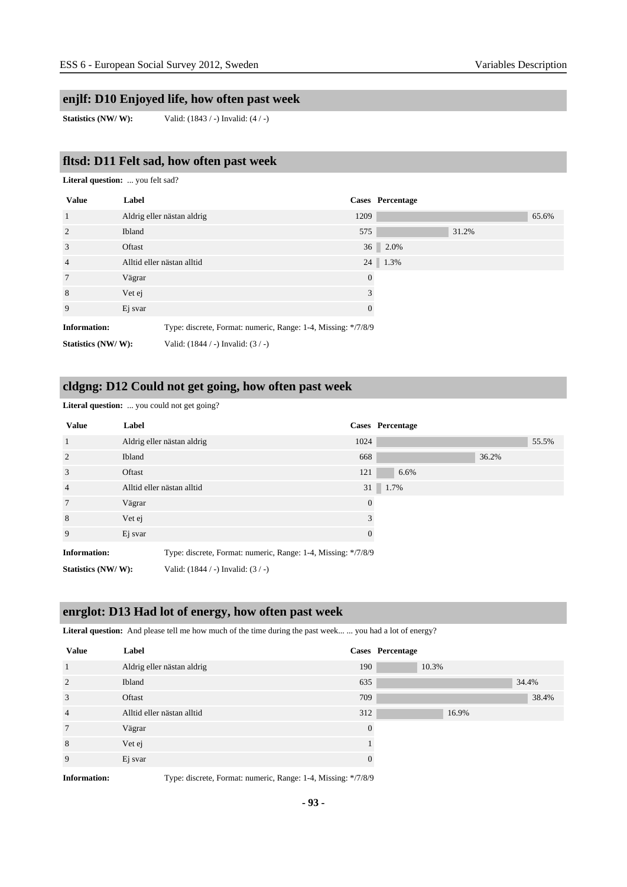## enjlf: D10 Enjoyed life, how often past week

**Statistics (NW/ W):** Valid: (1843 / -) Invalid: (4 / -)

## fltsd: D11 Felt sad, how often past week

**Literal question:** ... you felt sad?

| Value | Label | Cases | Percentage |
|---|---|---|---|
| 1 | Aldrig eller nästan aldrig | 1209 | 65.6% |
| 2 | Ibland | 575 | 31.2% |
| 3 | Oftast | 36 | 2.0% |
| 4 | Alltid eller nästan alltid | 24 | 1.3% |
| 7 | Vägrar | 0 | |
| 8 | Vet ej | 3 | |
| 9 | Ej svar | 0 | |

**Information:** Type: discrete, Format: numeric, Range: 1-4, Missing: */7/8/9

**Statistics (NW/ W):** Valid: (1844 / -) Invalid: (3 / -)

## cldgng: D12 Could not get going, how often past week

**Literal question:** ... you could not get going?

| Value | Label | Cases | Percentage |
|---|---|---|---|
| 1 | Aldrig eller nästan aldrig | 1024 | 55.5% |
| 2 | Ibland | 668 | 36.2% |
| 3 | Oftast | 121 | 6.6% |
| 4 | Alltid eller nästan alltid | 31 | 1.7% |
| 7 | Vägrar | 0 | |
| 8 | Vet ej | 3 | |
| 9 | Ej svar | 0 | |

**Information:** Type: discrete, Format: numeric, Range: 1-4, Missing: */7/8/9

**Statistics (NW/ W):** Valid: (1844 / -) Invalid: (3 / -)

## enrglot: D13 Had lot of energy, how often past week

**Literal question:** And please tell me how much of the time during the past week... ... you had a lot of energy?

| Value | Label | Cases | Percentage |
|---|---|---|---|
| 1 | Aldrig eller nästan aldrig | 190 | 10.3% |
| 2 | Ibland | 635 | 34.4% |
| 3 | Oftast | 709 | 38.4% |
| 4 | Alltid eller nästan alltid | 312 | 16.9% |
| 7 | Vägrar | 0 | |
| 8 | Vet ej | 1 | |
| 9 | Ej svar | 0 | |

**Information:** Type: discrete, Format: numeric, Range: 1-4, Missing: */7/8/9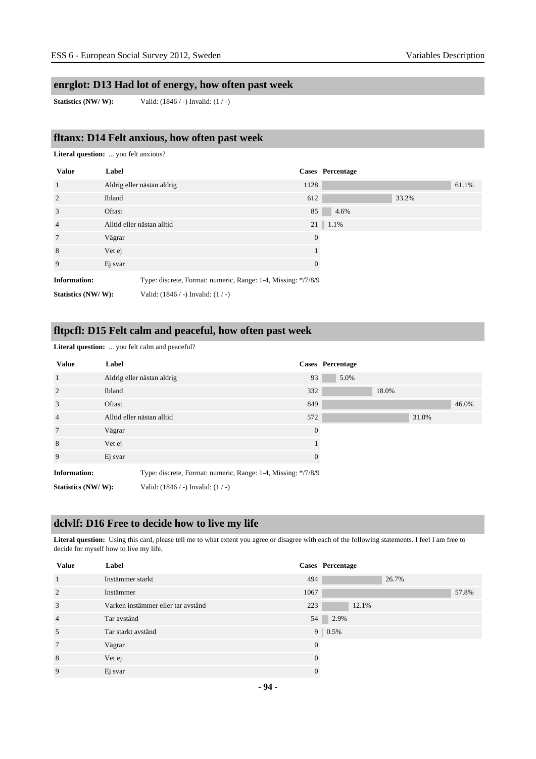## enrglot: D13 Had lot of energy, how often past week

**Statistics (NW/ W):** Valid: (1846 / -) Invalid: (1 / -)

## fltanx: D14 Felt anxious, how often past week

**Literal question:** ... you felt anxious?

| Value | Label | Cases | Percentage |
|---|---|---|---|
| 1 | Aldrig eller nästan aldrig | 1128 | 61.1% |
| 2 | Ibland | 612 | 33.2% |
| 3 | Oftast | 85 | 4.6% |
| 4 | Alltid eller nästan alltid | 21 | 1.1% |
| 7 | Vägrar | 0 | |
| 8 | Vet ej | 1 | |
| 9 | Ej svar | 0 | |

**Information:** Type: discrete, Format: numeric, Range: 1-4, Missing: */7/8/9

**Statistics (NW/ W):** Valid: (1846 / -) Invalid: (1 / -)

## fltpcfl: D15 Felt calm and peaceful, how often past week

**Literal question:** ... you felt calm and peaceful?

| Value | Label | Cases | Percentage |
|---|---|---|---|
| 1 | Aldrig eller nästan aldrig | 93 | 5.0% |
| 2 | Ibland | 332 | 18.0% |
| 3 | Oftast | 849 | 46.0% |
| 4 | Alltid eller nästan alltid | 572 | 31.0% |
| 7 | Vägrar | 0 | |
| 8 | Vet ej | 1 | |
| 9 | Ej svar | 0 | |

**Information:** Type: discrete, Format: numeric, Range: 1-4, Missing: */7/8/9

**Statistics (NW/ W):** Valid: (1846 / -) Invalid: (1 / -)

## dclvlf: D16 Free to decide how to live my life

**Literal question:** Using this card, please tell me to what extent you agree or disagree with each of the following statements. I feel I am free to decide for myself how to live my life.

| Value | Label | Cases | Percentage |
|---|---|---|---|
| 1 | Instämmer starkt | 494 | 26.7% |
| 2 | Instämmer | 1067 | 57.8% |
| 3 | Varken instämmer eller tar avstånd | 223 | 12.1% |
| 4 | Tar avstånd | 54 | 2.9% |
| 5 | Tar starkt avstånd | 9 | 0.5% |
| 7 | Vägrar | 0 | |
| 8 | Vet ej | 0 | |
| 9 | Ej svar | 0 | |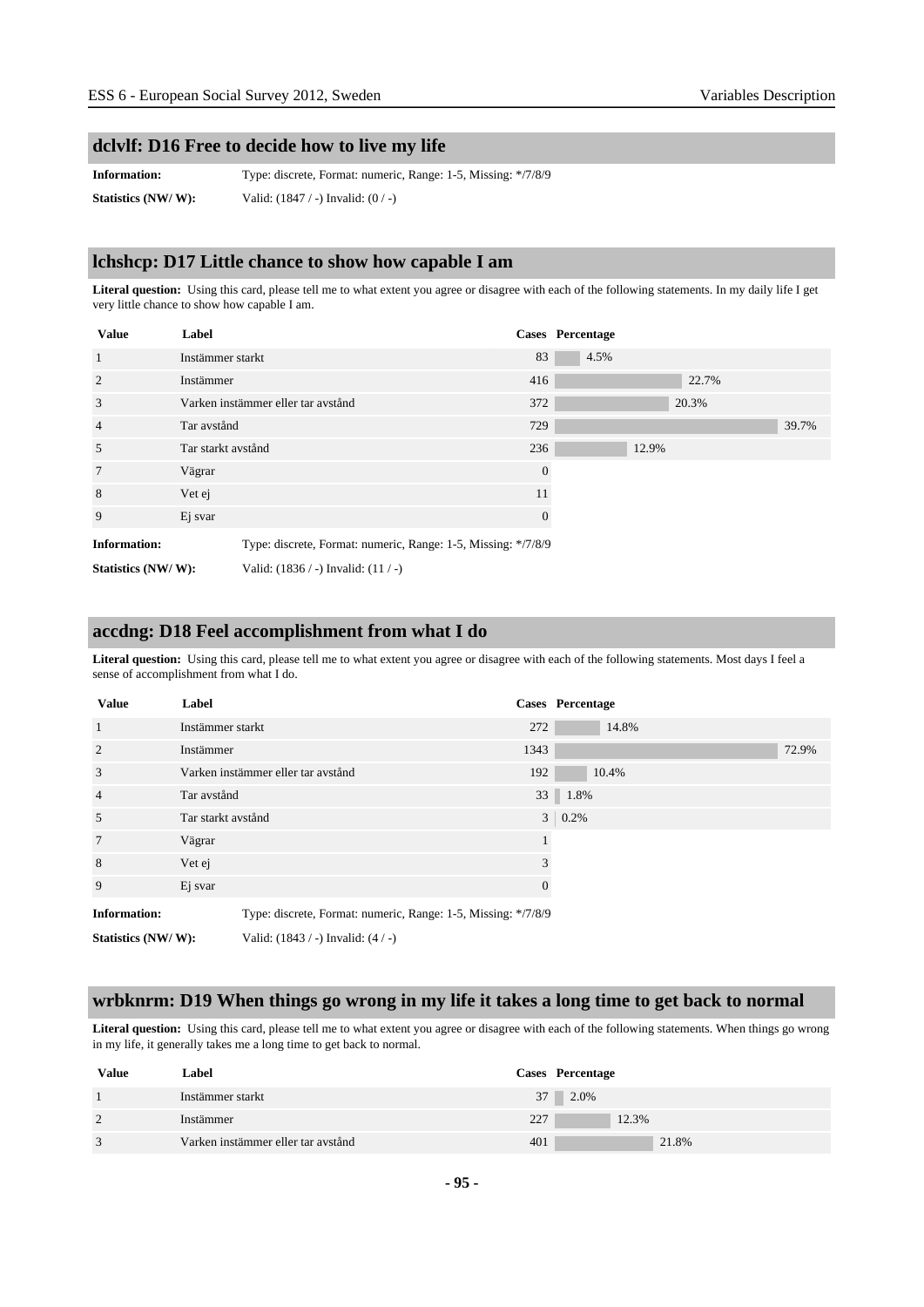## dclvlf: D16 Free to decide how to live my life

**Information:** Type: discrete, Format: numeric, Range: 1-5, Missing: */7/8/9

**Statistics (NW/ W):** Valid: (1847 / -) Invalid: (0 / -)

## lchshcp: D17 Little chance to show how capable I am

**Literal question:** Using this card, please tell me to what extent you agree or disagree with each of the following statements. In my daily life I get very little chance to show how capable I am.

| Value | Label | Cases | Percentage |
|---|---|---|---|
| 1 | Instämmer starkt | 83 | 4.5% |
| 2 | Instämmer | 416 | 22.7% |
| 3 | Varken instämmer eller tar avstånd | 372 | 20.3% |
| 4 | Tar avstånd | 729 | 39.7% |
| 5 | Tar starkt avstånd | 236 | 12.9% |
| 7 | Vägrar | 0 | |
| 8 | Vet ej | 11 | |
| 9 | Ej svar | 0 | |

**Information:** Type: discrete, Format: numeric, Range: 1-5, Missing: */7/8/9

**Statistics (NW/ W):** Valid: (1836 / -) Invalid: (11 / -)

## accdng: D18 Feel accomplishment from what I do

**Literal question:** Using this card, please tell me to what extent you agree or disagree with each of the following statements. Most days I feel a sense of accomplishment from what I do.

| Value | Label | Cases | Percentage |
|---|---|---|---|
| 1 | Instämmer starkt | 272 | 14.8% |
| 2 | Instämmer | 1343 | 72.9% |
| 3 | Varken instämmer eller tar avstånd | 192 | 10.4% |
| 4 | Tar avstånd | 33 | 1.8% |
| 5 | Tar starkt avstånd | 3 | 0.2% |
| 7 | Vägrar | 1 | |
| 8 | Vet ej | 3 | |
| 9 | Ej svar | 0 | |

**Information:** Type: discrete, Format: numeric, Range: 1-5, Missing: */7/8/9

**Statistics (NW/ W):** Valid: (1843 / -) Invalid: (4 / -)

## wrbknrm: D19 When things go wrong in my life it takes a long time to get back to normal

**Literal question:** Using this card, please tell me to what extent you agree or disagree with each of the following statements. When things go wrong in my life, it generally takes me a long time to get back to normal.

| Value | Label | Cases | Percentage |
|---|---|---|---|
| 1 | Instämmer starkt | 37 | 2.0% |
| 2 | Instämmer | 227 | 12.3% |
| 3 | Varken instämmer eller tar avstånd | 401 | 21.8% |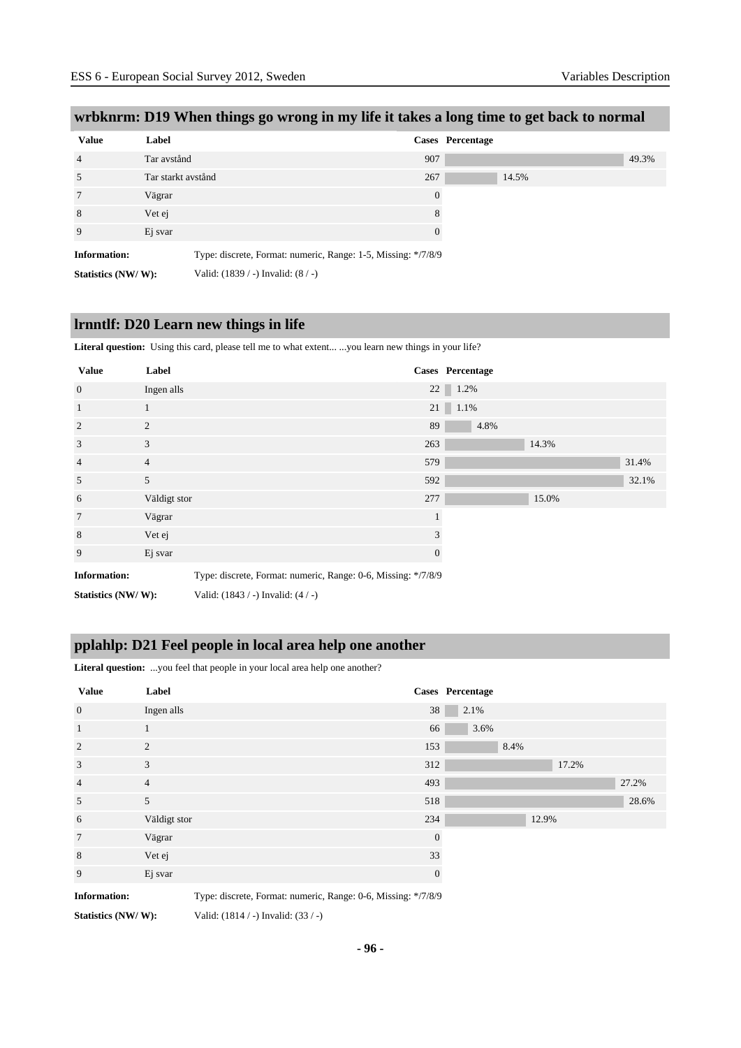## wrbknrm: D19 When things go wrong in my life it takes a long time to get back to normal

| Value | Label | Cases | Percentage |
|---|---|---|---|
| 4 | Tar avstånd | 907 | 49.3% |
| 5 | Tar starkt avstånd | 267 | 14.5% |
| 7 | Vägrar | 0 | |
| 8 | Vet ej | 8 | |
| 9 | Ej svar | 0 | |

**Information:** Type: discrete, Format: numeric, Range: 1-5, Missing: */7/8/9

**Statistics (NW/ W):** Valid: (1839 / -) Invalid: (8 / -)

## lrnntlf: D20 Learn new things in life

**Literal question:** Using this card, please tell me to what extent... ...you learn new things in your life?

| Value | Label | Cases | Percentage |
|---|---|---|---|
| 0 | Ingen alls | 22 | 1.2% |
| 1 | 1 | 21 | 1.1% |
| 2 | 2 | 89 | 4.8% |
| 3 | 3 | 263 | 14.3% |
| 4 | 4 | 579 | 31.4% |
| 5 | 5 | 592 | 32.1% |
| 6 | Väldigt stor | 277 | 15.0% |
| 7 | Vägrar | 1 | |
| 8 | Vet ej | 3 | |
| 9 | Ej svar | 0 | |

**Information:** Type: discrete, Format: numeric, Range: 0-6, Missing: */7/8/9

**Statistics (NW/ W):** Valid: (1843 / -) Invalid: (4 / -)

## pplahlp: D21 Feel people in local area help one another

**Literal question:** ...you feel that people in your local area help one another?

| Value | Label | Cases | Percentage |
|---|---|---|---|
| 0 | Ingen alls | 38 | 2.1% |
| 1 | 1 | 66 | 3.6% |
| 2 | 2 | 153 | 8.4% |
| 3 | 3 | 312 | 17.2% |
| 4 | 4 | 493 | 27.2% |
| 5 | 5 | 518 | 28.6% |
| 6 | Väldigt stor | 234 | 12.9% |
| 7 | Vägrar | 0 | |
| 8 | Vet ej | 33 | |
| 9 | Ej svar | 0 | |

**Information:** Type: discrete, Format: numeric, Range: 0-6, Missing: */7/8/9

**Statistics (NW/ W):** Valid: (1814 / -) Invalid: (33 / -)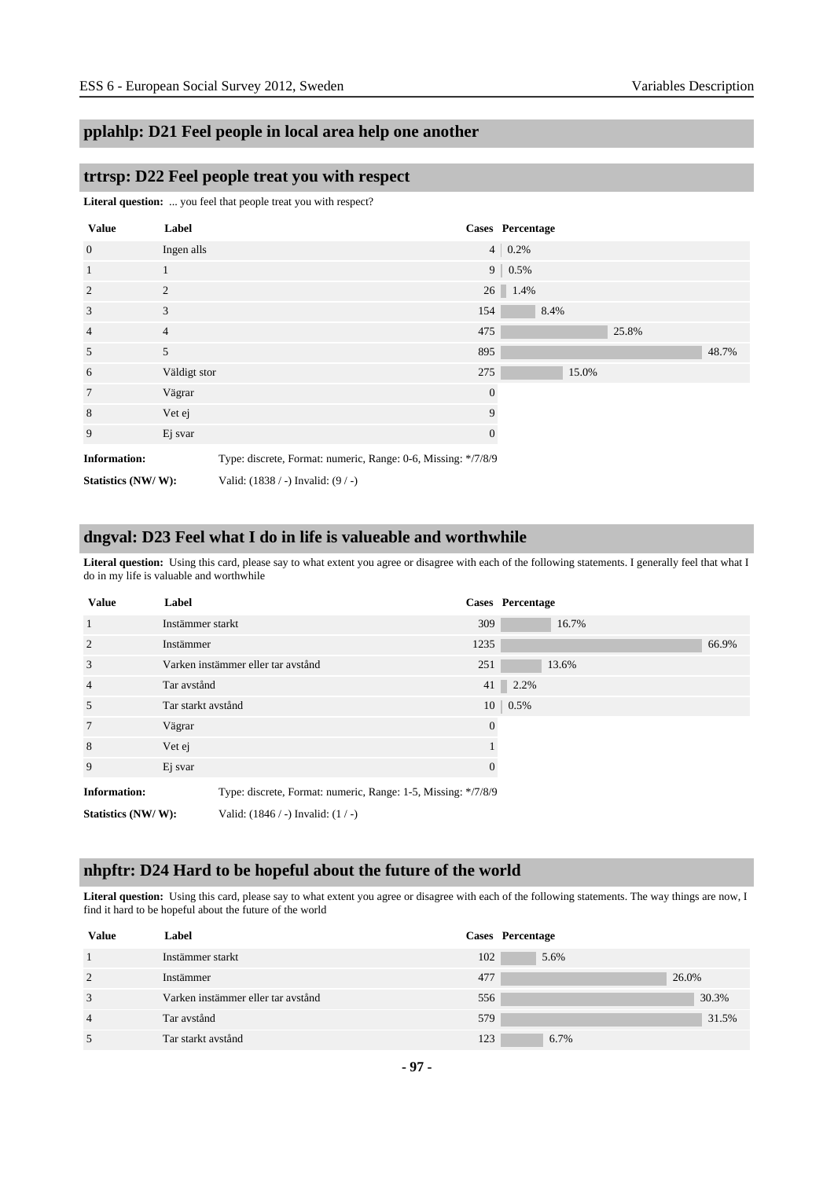## pplahlp: D21 Feel people in local area help one another

## trtrsp: D22 Feel people treat you with respect

**Literal question:** ... you feel that people treat you with respect?

| Value | Label | Cases | Percentage |
|---|---|---|---|
| 0 | Ingen alls | 4 | 0.2% |
| 1 | 1 | 9 | 0.5% |
| 2 | 2 | 26 | 1.4% |
| 3 | 3 | 154 | 8.4% |
| 4 | 4 | 475 | 25.8% |
| 5 | 5 | 895 | 48.7% |
| 6 | Väldigt stor | 275 | 15.0% |
| 7 | Vägrar | 0 | |
| 8 | Vet ej | 9 | |
| 9 | Ej svar | 0 | |

**Information:** Type: discrete, Format: numeric, Range: 0-6, Missing: */7/8/9

**Statistics (NW/ W):** Valid: (1838 / -) Invalid: (9 / -)

## dngval: D23 Feel what I do in life is valueable and worthwhile

**Literal question:** Using this card, please say to what extent you agree or disagree with each of the following statements. I generally feel that what I do in my life is valuable and worthwhile

| Value | Label | Cases | Percentage |
|---|---|---|---|
| 1 | Instämmer starkt | 309 | 16.7% |
| 2 | Instämmer | 1235 | 66.9% |
| 3 | Varken instämmer eller tar avstånd | 251 | 13.6% |
| 4 | Tar avstånd | 41 | 2.2% |
| 5 | Tar starkt avstånd | 10 | 0.5% |
| 7 | Vägrar | 0 | |
| 8 | Vet ej | 1 | |
| 9 | Ej svar | 0 | |

**Information:** Type: discrete, Format: numeric, Range: 1-5, Missing: */7/8/9

**Statistics (NW/ W):** Valid: (1846 / -) Invalid: (1 / -)

## nhpftr: D24 Hard to be hopeful about the future of the world

**Literal question:** Using this card, please say to what extent you agree or disagree with each of the following statements. The way things are now, I find it hard to be hopeful about the future of the world

| Value | Label | Cases | Percentage |
|---|---|---|---|
| 1 | Instämmer starkt | 102 | 5.6% |
| 2 | Instämmer | 477 | 26.0% |
| 3 | Varken instämmer eller tar avstånd | 556 | 30.3% |
| 4 | Tar avstånd | 579 | 31.5% |
| 5 | Tar starkt avstånd | 123 | 6.7% |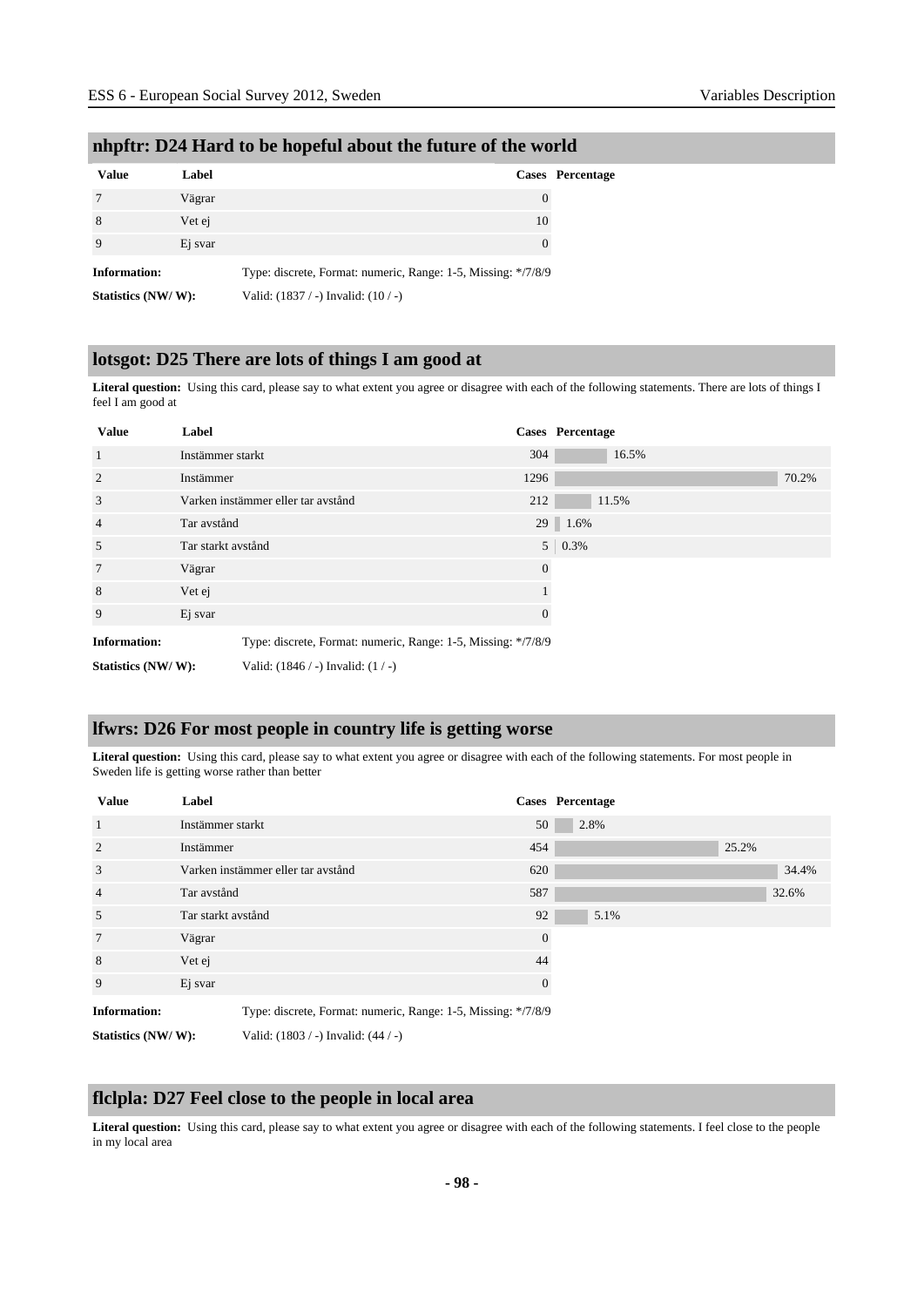## nhpftr: D24 Hard to be hopeful about the future of the world

| Value | Label | Cases | Percentage |
|---|---|---|---|
| 7 | Vägrar | 0 | |
| 8 | Vet ej | 10 | |
| 9 | Ej svar | 0 | |

**Information:** Type: discrete, Format: numeric, Range: 1-5, Missing: */7/8/9

**Statistics (NW/ W):** Valid: (1837 / -) Invalid: (10 / -)

## lotsgot: D25 There are lots of things I am good at

**Literal question:** Using this card, please say to what extent you agree or disagree with each of the following statements. There are lots of things I feel I am good at

| Value | Label | Cases | Percentage |
|---|---|---|---|
| 1 | Instämmer starkt | 304 | 16.5% |
| 2 | Instämmer | 1296 | 70.2% |
| 3 | Varken instämmer eller tar avstånd | 212 | 11.5% |
| 4 | Tar avstånd | 29 | 1.6% |
| 5 | Tar starkt avstånd | 5 | 0.3% |
| 7 | Vägrar | 0 | |
| 8 | Vet ej | 1 | |
| 9 | Ej svar | 0 | |

**Information:** Type: discrete, Format: numeric, Range: 1-5, Missing: */7/8/9

**Statistics (NW/ W):** Valid: (1846 / -) Invalid: (1 / -)

## lfwrs: D26 For most people in country life is getting worse

**Literal question:** Using this card, please say to what extent you agree or disagree with each of the following statements. For most people in Sweden life is getting worse rather than better

| Value | Label | Cases | Percentage |
|---|---|---|---|
| 1 | Instämmer starkt | 50 | 2.8% |
| 2 | Instämmer | 454 | 25.2% |
| 3 | Varken instämmer eller tar avstånd | 620 | 34.4% |
| 4 | Tar avstånd | 587 | 32.6% |
| 5 | Tar starkt avstånd | 92 | 5.1% |
| 7 | Vägrar | 0 | |
| 8 | Vet ej | 44 | |
| 9 | Ej svar | 0 | |

**Information:** Type: discrete, Format: numeric, Range: 1-5, Missing: */7/8/9

**Statistics (NW/ W):** Valid: (1803 / -) Invalid: (44 / -)

## flclpla: D27 Feel close to the people in local area

**Literal question:** Using this card, please say to what extent you agree or disagree with each of the following statements. I feel close to the people in my local area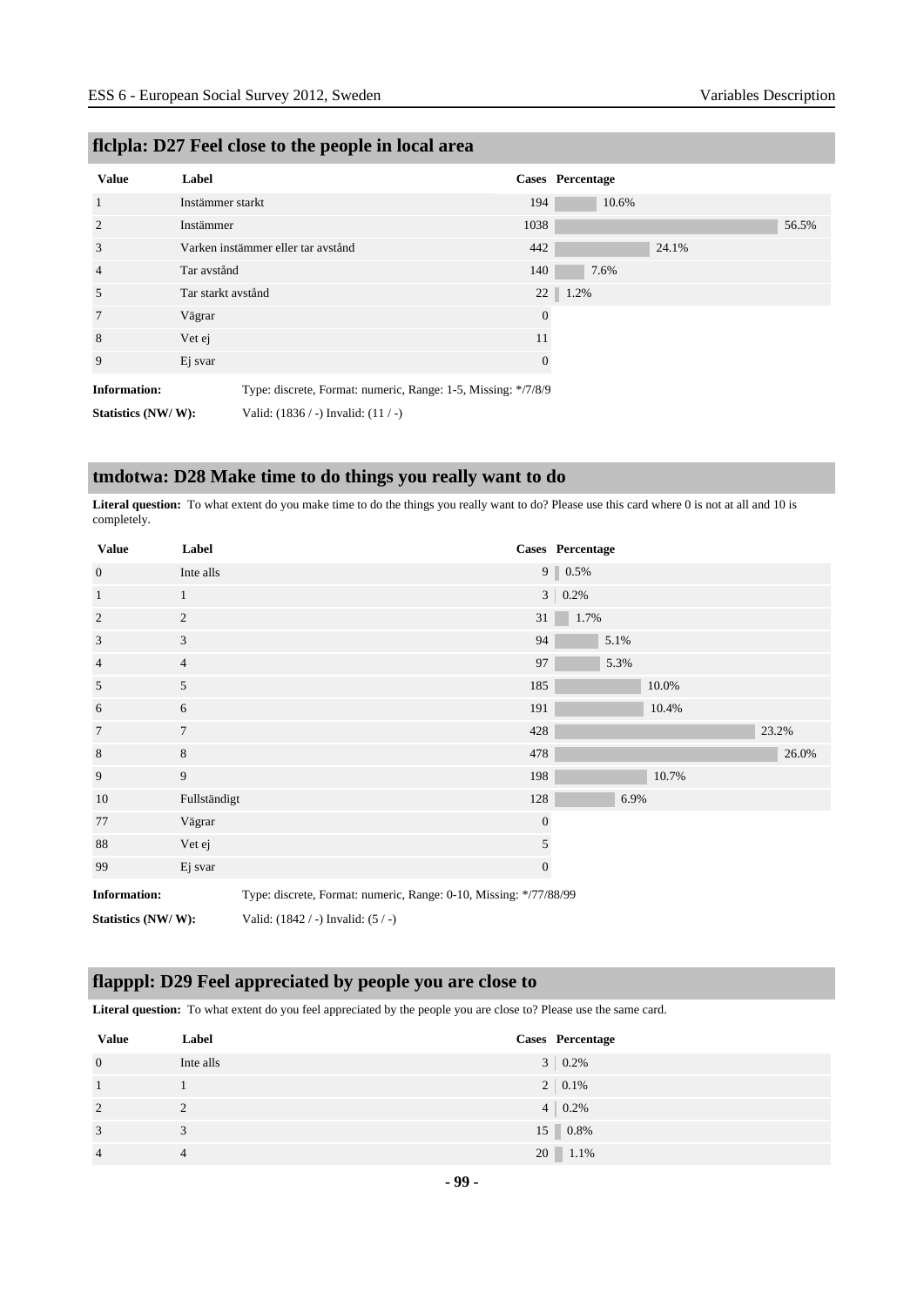## flclpla: D27 Feel close to the people in local area

| Value | Label | Cases | Percentage |
|---|---|---|---|
| 1 | Instämmer starkt | 194 | 10.6% |
| 2 | Instämmer | 1038 | 56.5% |
| 3 | Varken instämmer eller tar avstånd | 442 | 24.1% |
| 4 | Tar avstånd | 140 | 7.6% |
| 5 | Tar starkt avstånd | 22 | 1.2% |
| 7 | Vägrar | 0 | |
| 8 | Vet ej | 11 | |
| 9 | Ej svar | 0 | |

**Information:** Type: discrete, Format: numeric, Range: 1-5, Missing: */7/8/9

**Statistics (NW/ W):** Valid: (1836 / -) Invalid: (11 / -)

## tmdotwa: D28 Make time to do things you really want to do

**Literal question:** To what extent do you make time to do the things you really want to do? Please use this card where 0 is not at all and 10 is completely.

| Value | Label | Cases | Percentage |
|---|---|---|---|
| 0 | Inte alls | 9 | 0.5% |
| 1 | 1 | 3 | 0.2% |
| 2 | 2 | 31 | 1.7% |
| 3 | 3 | 94 | 5.1% |
| 4 | 4 | 97 | 5.3% |
| 5 | 5 | 185 | 10.0% |
| 6 | 6 | 191 | 10.4% |
| 7 | 7 | 428 | 23.2% |
| 8 | 8 | 478 | 26.0% |
| 9 | 9 | 198 | 10.7% |
| 10 | Fullständigt | 128 | 6.9% |
| 77 | Vägrar | 0 | |
| 88 | Vet ej | 5 | |
| 99 | Ej svar | 0 | |

**Information:** Type: discrete, Format: numeric, Range: 0-10, Missing: */77/88/99

**Statistics (NW/ W):** Valid: (1842 / -) Invalid: (5 / -)

## flapppl: D29 Feel appreciated by people you are close to

**Literal question:** To what extent do you feel appreciated by the people you are close to? Please use the same card.

| Value | Label | Cases | Percentage |
|---|---|---|---|
| 0 | Inte alls | 3 | 0.2% |
| 1 | 1 | 2 | 0.1% |
| 2 | 2 | 4 | 0.2% |
| 3 | 3 | 15 | 0.8% |
| 4 | 4 | 20 | 1.1% |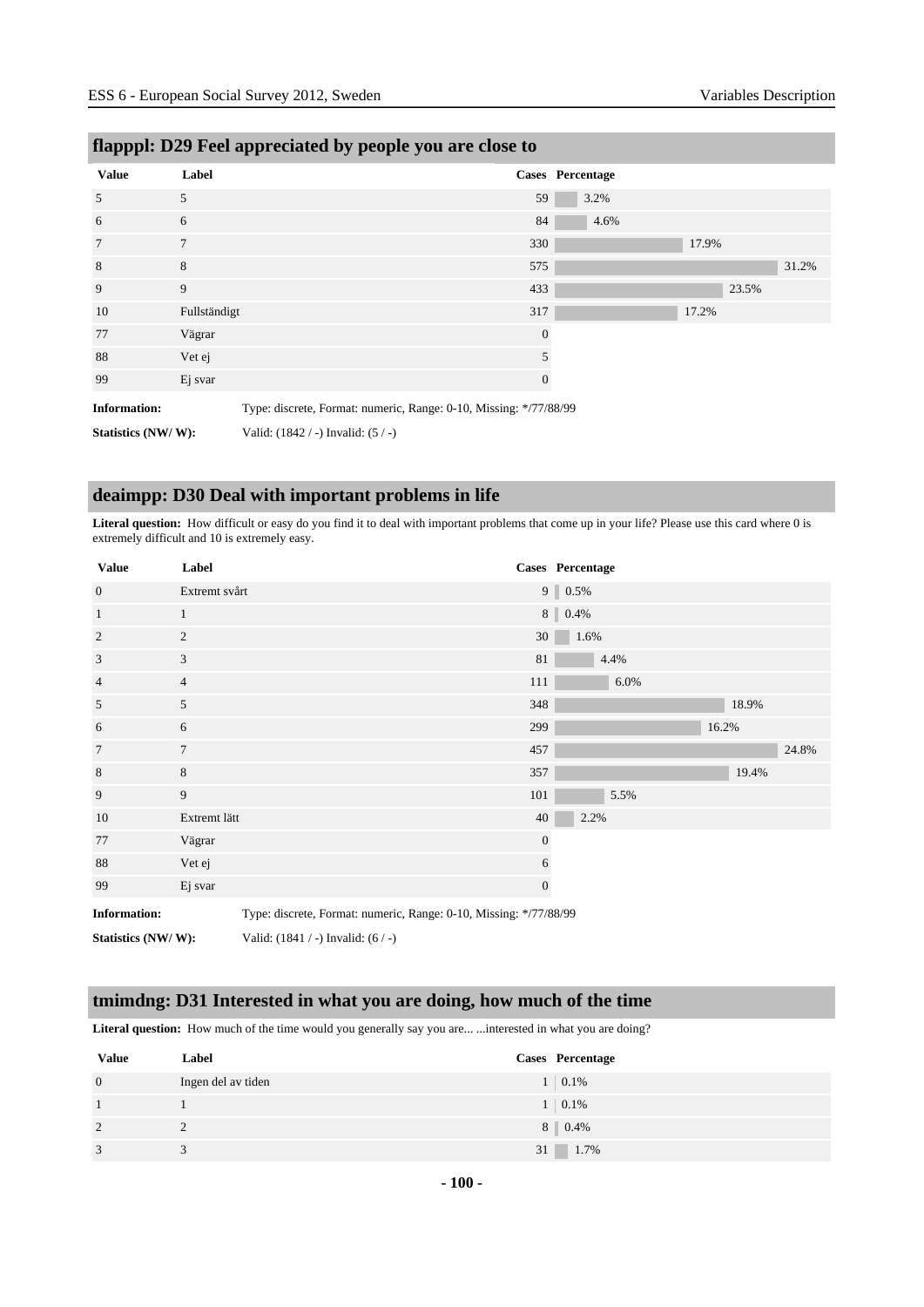## flapppl: D29 Feel appreciated by people you are close to

| Value | Label | Cases | Percentage |
|---|---|---|---|
| 5 | 5 | 59 | 3.2% |
| 6 | 6 | 84 | 4.6% |
| 7 | 7 | 330 | 17.9% |
| 8 | 8 | 575 | 31.2% |
| 9 | 9 | 433 | 23.5% |
| 10 | Fullständigt | 317 | 17.2% |
| 77 | Vägrar | 0 | |
| 88 | Vet ej | 5 | |
| 99 | Ej svar | 0 | |

**Information:** Type: discrete, Format: numeric, Range: 0-10, Missing: */77/88/99

**Statistics (NW/ W):** Valid: (1842 / -) Invalid: (5 / -)

## deaimpp: D30 Deal with important problems in life

**Literal question:** How difficult or easy do you find it to deal with important problems that come up in your life? Please use this card where 0 is extremely difficult and 10 is extremely easy.

| Value | Label | Cases | Percentage |
|---|---|---|---|
| 0 | Extremt svårt | 9 | 0.5% |
| 1 | 1 | 8 | 0.4% |
| 2 | 2 | 30 | 1.6% |
| 3 | 3 | 81 | 4.4% |
| 4 | 4 | 111 | 6.0% |
| 5 | 5 | 348 | 18.9% |
| 6 | 6 | 299 | 16.2% |
| 7 | 7 | 457 | 24.8% |
| 8 | 8 | 357 | 19.4% |
| 9 | 9 | 101 | 5.5% |
| 10 | Extremt lätt | 40 | 2.2% |
| 77 | Vägrar | 0 | |
| 88 | Vet ej | 6 | |
| 99 | Ej svar | 0 | |

**Information:** Type: discrete, Format: numeric, Range: 0-10, Missing: */77/88/99

**Statistics (NW/ W):** Valid: (1841 / -) Invalid: (6 / -)

## tmimdng: D31 Interested in what you are doing, how much of the time

**Literal question:** How much of the time would you generally say you are... ...interested in what you are doing?

| Value | Label | Cases | Percentage |
|---|---|---|---|
| 0 | Ingen del av tiden | 1 | 0.1% |
| 1 | 1 | 1 | 0.1% |
| 2 | 2 | 8 | 0.4% |
| 3 | 3 | 31 | 1.7% |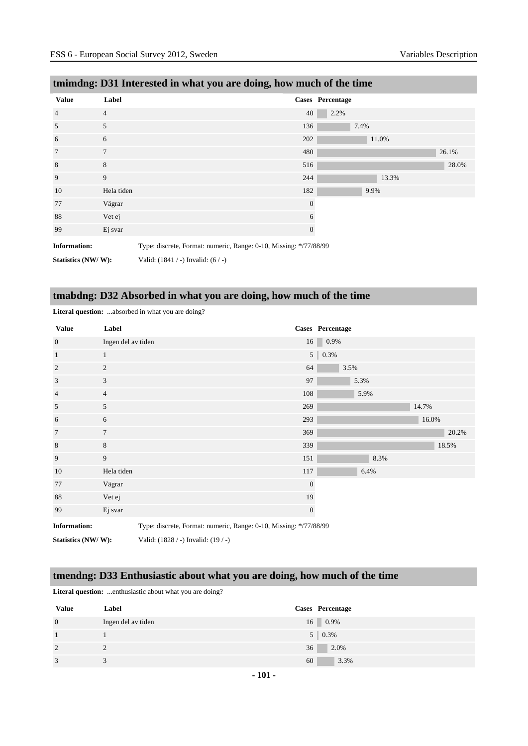## tmimdng: D31 Interested in what you are doing, how much of the time

| Value | Label | Cases | Percentage |
|---|---|---|---|
| 4 | 4 | 40 | 2.2% |
| 5 | 5 | 136 | 7.4% |
| 6 | 6 | 202 | 11.0% |
| 7 | 7 | 480 | 26.1% |
| 8 | 8 | 516 | 28.0% |
| 9 | 9 | 244 | 13.3% |
| 10 | Hela tiden | 182 | 9.9% |
| 77 | Vägrar | 0 | |
| 88 | Vet ej | 6 | |
| 99 | Ej svar | 0 | |

**Information:** Type: discrete, Format: numeric, Range: 0-10, Missing: */77/88/99

**Statistics (NW/ W):** Valid: (1841 / -) Invalid: (6 / -)

## tmabdng: D32 Absorbed in what you are doing, how much of the time

**Literal question:** ...absorbed in what you are doing?

| Value | Label | Cases | Percentage |
|---|---|---|---|
| 0 | Ingen del av tiden | 16 | 0.9% |
| 1 | 1 | 5 | 0.3% |
| 2 | 2 | 64 | 3.5% |
| 3 | 3 | 97 | 5.3% |
| 4 | 4 | 108 | 5.9% |
| 5 | 5 | 269 | 14.7% |
| 6 | 6 | 293 | 16.0% |
| 7 | 7 | 369 | 20.2% |
| 8 | 8 | 339 | 18.5% |
| 9 | 9 | 151 | 8.3% |
| 10 | Hela tiden | 117 | 6.4% |
| 77 | Vägrar | 0 | |
| 88 | Vet ej | 19 | |
| 99 | Ej svar | 0 | |

**Information:** Type: discrete, Format: numeric, Range: 0-10, Missing: */77/88/99

**Statistics (NW/ W):** Valid: (1828 / -) Invalid: (19 / -)

## tmendng: D33 Enthusiastic about what you are doing, how much of the time

**Literal question:** ...enthusiastic about what you are doing?

| Value | Label | Cases | Percentage |
|---|---|---|---|
| 0 | Ingen del av tiden | 16 | 0.9% |
| 1 | 1 | 5 | 0.3% |
| 2 | 2 | 36 | 2.0% |
| 3 | 3 | 60 | 3.3% |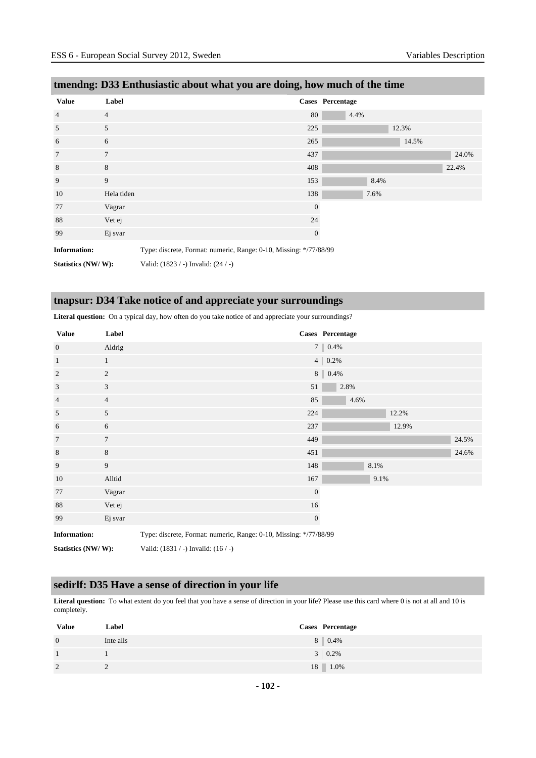## tmendng: D33 Enthusiastic about what you are doing, how much of the time

| Value | Label | Cases | Percentage |
|---|---|---|---|
| 4 | 4 | 80 | 4.4% |
| 5 | 5 | 225 | 12.3% |
| 6 | 6 | 265 | 14.5% |
| 7 | 7 | 437 | 24.0% |
| 8 | 8 | 408 | 22.4% |
| 9 | 9 | 153 | 8.4% |
| 10 | Hela tiden | 138 | 7.6% |
| 77 | Vägrar | 0 | |
| 88 | Vet ej | 24 | |
| 99 | Ej svar | 0 | |

**Information:** Type: discrete, Format: numeric, Range: 0-10, Missing: */77/88/99

**Statistics (NW/ W):** Valid: (1823 / -) Invalid: (24 / -)

## tnapsur: D34 Take notice of and appreciate your surroundings

**Literal question:** On a typical day, how often do you take notice of and appreciate your surroundings?

| Value | Label | Cases | Percentage |
|---|---|---|---|
| 0 | Aldrig | 7 | 0.4% |
| 1 | 1 | 4 | 0.2% |
| 2 | 2 | 8 | 0.4% |
| 3 | 3 | 51 | 2.8% |
| 4 | 4 | 85 | 4.6% |
| 5 | 5 | 224 | 12.2% |
| 6 | 6 | 237 | 12.9% |
| 7 | 7 | 449 | 24.5% |
| 8 | 8 | 451 | 24.6% |
| 9 | 9 | 148 | 8.1% |
| 10 | Alltid | 167 | 9.1% |
| 77 | Vägrar | 0 | |
| 88 | Vet ej | 16 | |
| 99 | Ej svar | 0 | |

**Information:** Type: discrete, Format: numeric, Range: 0-10, Missing: */77/88/99

**Statistics (NW/ W):** Valid: (1831 / -) Invalid: (16 / -)

## sedirlf: D35 Have a sense of direction in your life

**Literal question:** To what extent do you feel that you have a sense of direction in your life? Please use this card where 0 is not at all and 10 is completely.

| Value | Label | Cases | Percentage |
|---|---|---|---|
| 0 | Inte alls | 8 | 0.4% |
| 1 | 1 | 3 | 0.2% |
| 2 | 2 | 18 | 1.0% |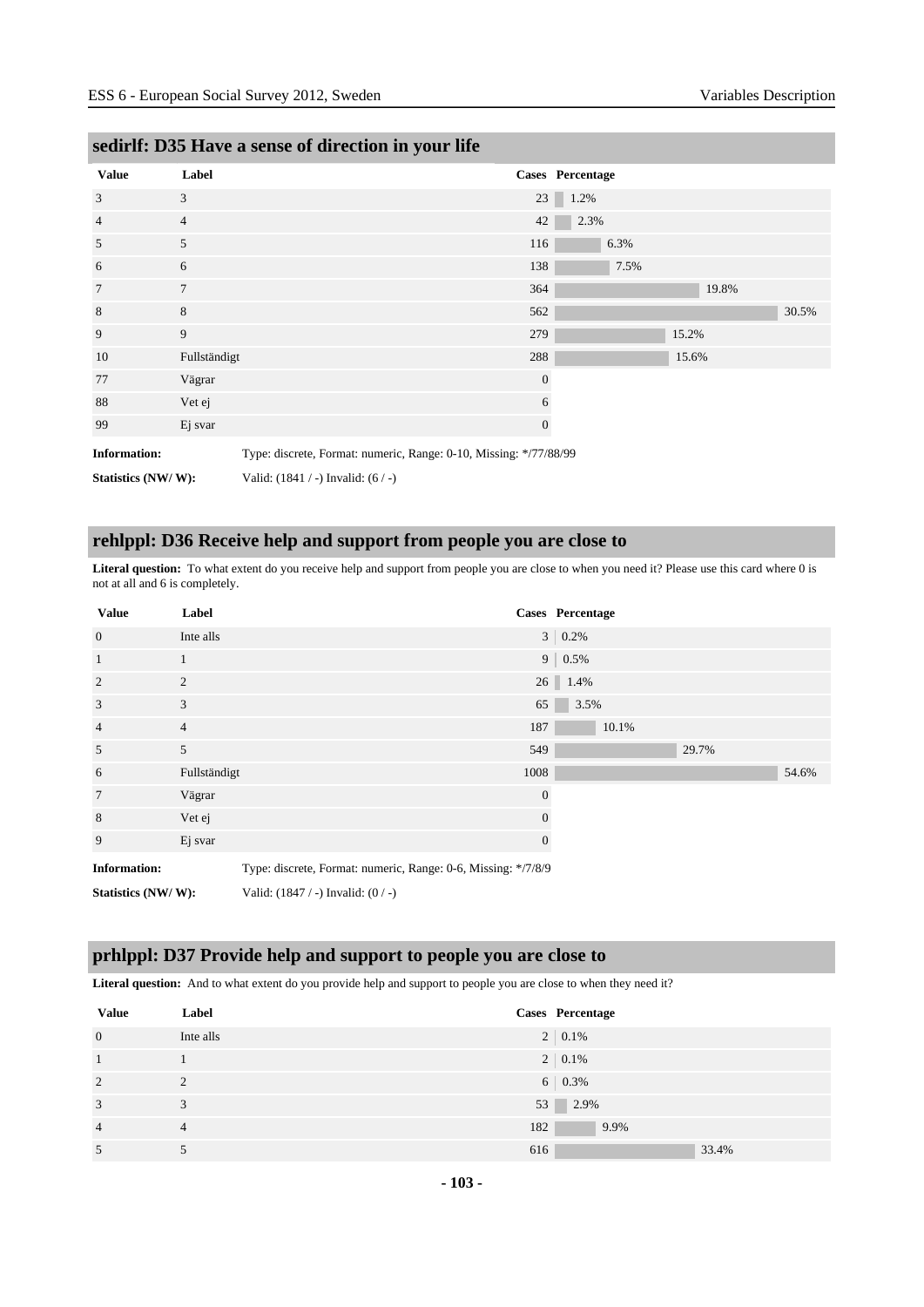## sedirlf: D35 Have a sense of direction in your life

| Value | Label | Cases | Percentage |
|---|---|---|---|
| 3 | 3 | 23 | 1.2% |
| 4 | 4 | 42 | 2.3% |
| 5 | 5 | 116 | 6.3% |
| 6 | 6 | 138 | 7.5% |
| 7 | 7 | 364 | 19.8% |
| 8 | 8 | 562 | 30.5% |
| 9 | 9 | 279 | 15.2% |
| 10 | Fullständigt | 288 | 15.6% |
| 77 | Vägrar | 0 | |
| 88 | Vet ej | 6 | |
| 99 | Ej svar | 0 | |

**Information:** Type: discrete, Format: numeric, Range: 0-10, Missing: */77/88/99

**Statistics (NW/ W):** Valid: (1841 / -) Invalid: (6 / -)

## rehlppl: D36 Receive help and support from people you are close to

**Literal question:** To what extent do you receive help and support from people you are close to when you need it? Please use this card where 0 is not at all and 6 is completely.

| Value | Label | Cases | Percentage |
|---|---|---|---|
| 0 | Inte alls | 3 | 0.2% |
| 1 | 1 | 9 | 0.5% |
| 2 | 2 | 26 | 1.4% |
| 3 | 3 | 65 | 3.5% |
| 4 | 4 | 187 | 10.1% |
| 5 | 5 | 549 | 29.7% |
| 6 | Fullständigt | 1008 | 54.6% |
| 7 | Vägrar | 0 | |
| 8 | Vet ej | 0 | |
| 9 | Ej svar | 0 | |

**Information:** Type: discrete, Format: numeric, Range: 0-6, Missing: */7/8/9

**Statistics (NW/ W):** Valid: (1847 / -) Invalid: (0 / -)

## prhlppl: D37 Provide help and support to people you are close to

**Literal question:** And to what extent do you provide help and support to people you are close to when they need it?

| Value | Label | Cases | Percentage |
|---|---|---|---|
| 0 | Inte alls | 2 | 0.1% |
| 1 | 1 | 2 | 0.1% |
| 2 | 2 | 6 | 0.3% |
| 3 | 3 | 53 | 2.9% |
| 4 | 4 | 182 | 9.9% |
| 5 | 5 | 616 | 33.4% |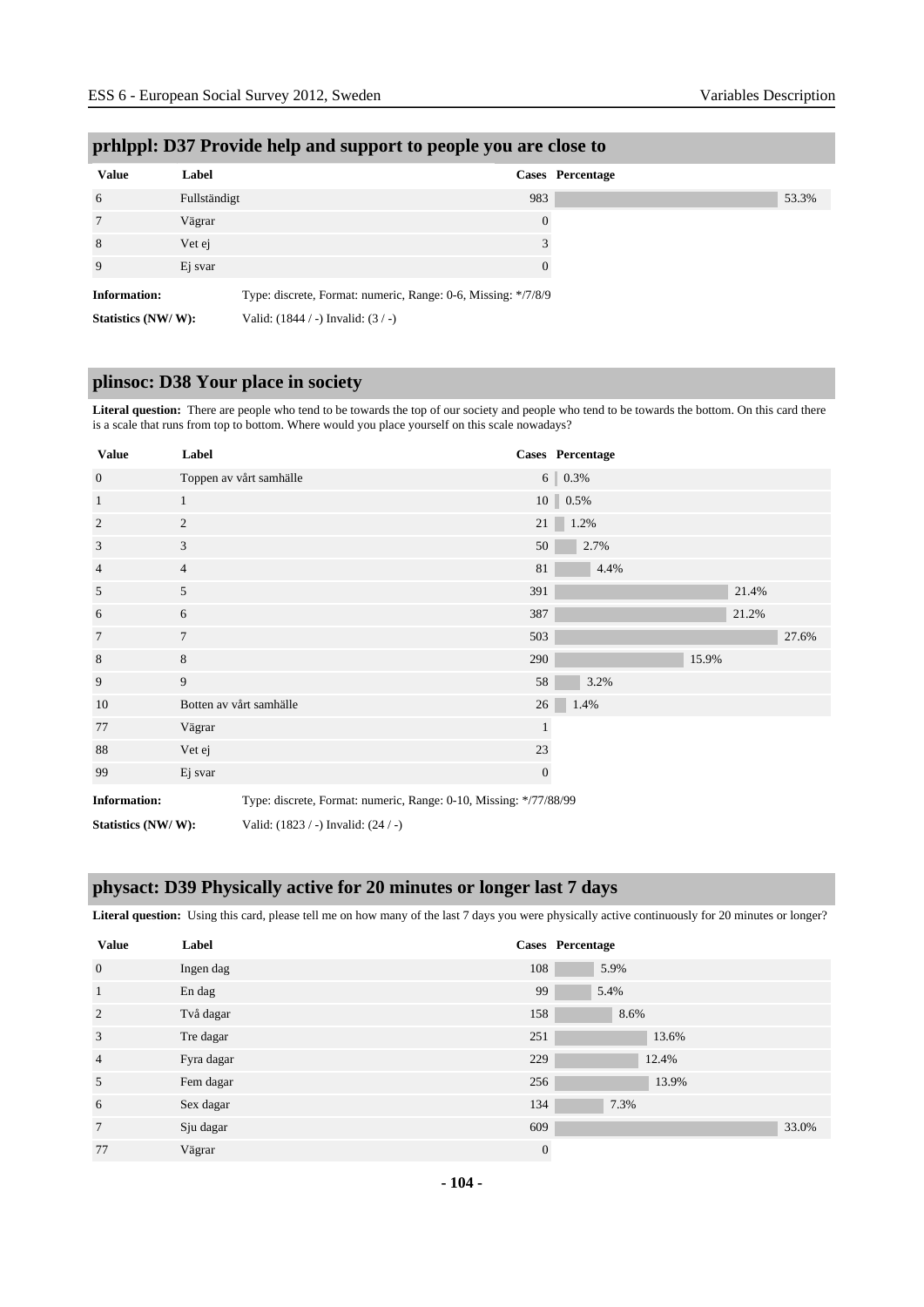## prhlppl: D37 Provide help and support to people you are close to

| Value | Label | Cases | Percentage |
|---|---|---|---|
| 6 | Fullständigt | 983 | 53.3% |
| 7 | Vägrar | 0 | |
| 8 | Vet ej | 3 | |
| 9 | Ej svar | 0 | |

**Information:** Type: discrete, Format: numeric, Range: 0-6, Missing: */7/8/9

**Statistics (NW/ W):** Valid: (1844 / -) Invalid: (3 / -)

## plinsoc: D38 Your place in society

**Literal question:** There are people who tend to be towards the top of our society and people who tend to be towards the bottom. On this card there is a scale that runs from top to bottom. Where would you place yourself on this scale nowadays?

| Value | Label | Cases | Percentage |
|---|---|---|---|
| 0 | Toppen av vårt samhälle | 6 | 0.3% |
| 1 | 1 | 10 | 0.5% |
| 2 | 2 | 21 | 1.2% |
| 3 | 3 | 50 | 2.7% |
| 4 | 4 | 81 | 4.4% |
| 5 | 5 | 391 | 21.4% |
| 6 | 6 | 387 | 21.2% |
| 7 | 7 | 503 | 27.6% |
| 8 | 8 | 290 | 15.9% |
| 9 | 9 | 58 | 3.2% |
| 10 | Botten av vårt samhälle | 26 | 1.4% |
| 77 | Vägrar | 1 | |
| 88 | Vet ej | 23 | |
| 99 | Ej svar | 0 | |

**Information:** Type: discrete, Format: numeric, Range: 0-10, Missing: */77/88/99

**Statistics (NW/ W):** Valid: (1823 / -) Invalid: (24 / -)

## physact: D39 Physically active for 20 minutes or longer last 7 days

**Literal question:** Using this card, please tell me on how many of the last 7 days you were physically active continuously for 20 minutes or longer?

| Value | Label | Cases | Percentage |
|---|---|---|---|
| 0 | Ingen dag | 108 | 5.9% |
| 1 | En dag | 99 | 5.4% |
| 2 | Två dagar | 158 | 8.6% |
| 3 | Tre dagar | 251 | 13.6% |
| 4 | Fyra dagar | 229 | 12.4% |
| 5 | Fem dagar | 256 | 13.9% |
| 6 | Sex dagar | 134 | 7.3% |
| 7 | Sju dagar | 609 | 33.0% |
| 77 | Vägrar | 0 | |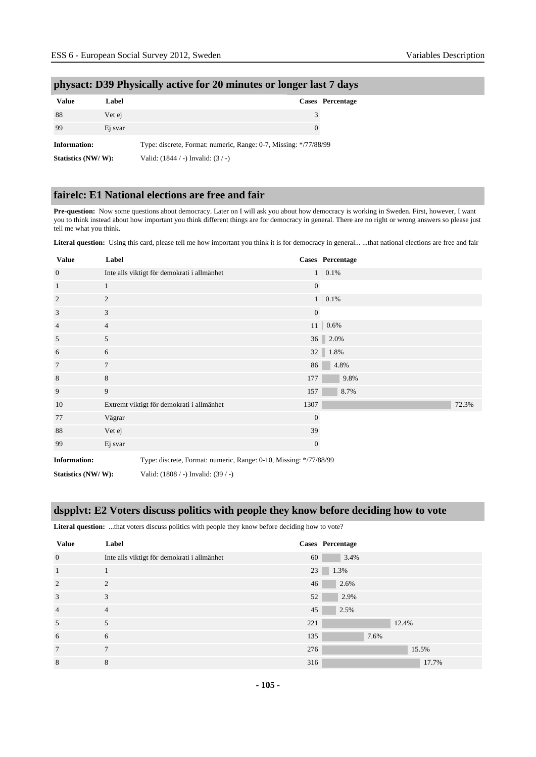## physact: D39 Physically active for 20 minutes or longer last 7 days

| Value | Label | Cases | Percentage |
|---|---|---|---|
| 88 | Vet ej | 3 | |
| 99 | Ej svar | 0 | |

**Information:** Type: discrete, Format: numeric, Range: 0-7, Missing: */77/88/99

**Statistics (NW/ W):** Valid: (1844 / -) Invalid: (3 / -)

## fairelc: E1 National elections are free and fair

**Pre-question:** Now some questions about democracy. Later on I will ask you about how democracy is working in Sweden. First, however, I want you to think instead about how important you think different things are for democracy in general. There are no right or wrong answers so please just tell me what you think.

**Literal question:** Using this card, please tell me how important you think it is for democracy in general... ...that national elections are free and fair

| Value | Label | Cases | Percentage |
|---|---|---|---|
| 0 | Inte alls viktigt för demokrati i allmänhet | 1 | 0.1% |
| 1 | 1 | 0 | |
| 2 | 2 | 1 | 0.1% |
| 3 | 3 | 0 | |
| 4 | 4 | 11 | 0.6% |
| 5 | 5 | 36 | 2.0% |
| 6 | 6 | 32 | 1.8% |
| 7 | 7 | 86 | 4.8% |
| 8 | 8 | 177 | 9.8% |
| 9 | 9 | 157 | 8.7% |
| 10 | Extremt viktigt för demokrati i allmänhet | 1307 | 72.3% |
| 77 | Vägrar | 0 | |
| 88 | Vet ej | 39 | |
| 99 | Ej svar | 0 | |

**Information:** Type: discrete, Format: numeric, Range: 0-10, Missing: */77/88/99

**Statistics (NW/ W):** Valid: (1808 / -) Invalid: (39 / -)

## dspplvt: E2 Voters discuss politics with people they know before deciding how to vote

**Literal question:** ...that voters discuss politics with people they know before deciding how to vote?

| Value | Label | Cases | Percentage |
|---|---|---|---|
| 0 | Inte alls viktigt för demokrati i allmänhet | 60 | 3.4% |
| 1 | 1 | 23 | 1.3% |
| 2 | 2 | 46 | 2.6% |
| 3 | 3 | 52 | 2.9% |
| 4 | 4 | 45 | 2.5% |
| 5 | 5 | 221 | 12.4% |
| 6 | 6 | 135 | 7.6% |
| 7 | 7 | 276 | 15.5% |
| 8 | 8 | 316 | 17.7% |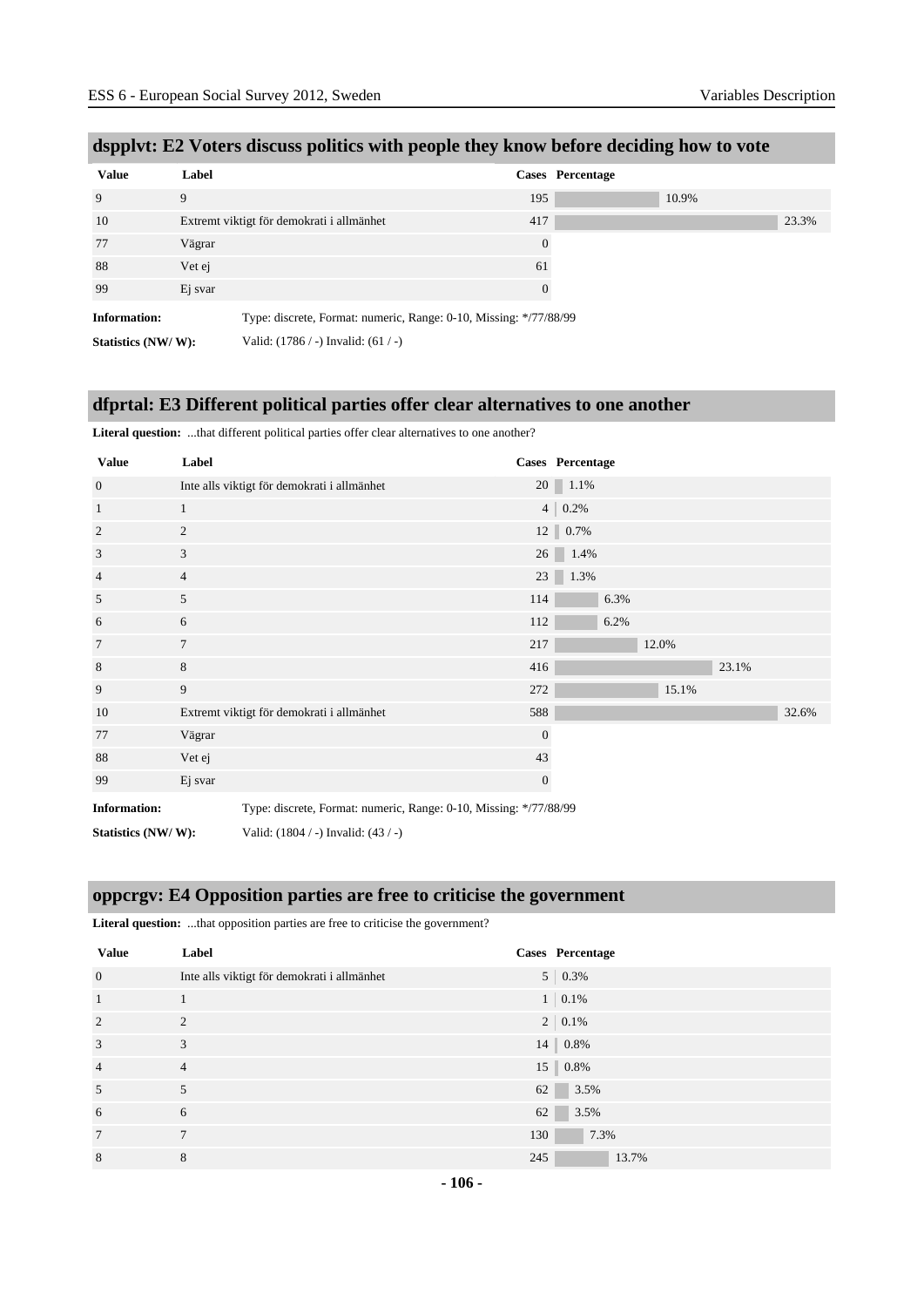## dspplvt: E2 Voters discuss politics with people they know before deciding how to vote

| Value | Label | Cases | Percentage |
|---|---|---|---|
| 9 | 9 | 195 | 10.9% |
| 10 | Extremt viktigt för demokrati i allmänhet | 417 | 23.3% |
| 77 | Vägrar | 0 | |
| 88 | Vet ej | 61 | |
| 99 | Ej svar | 0 | |

**Information:** Type: discrete, Format: numeric, Range: 0-10, Missing: */77/88/99

**Statistics (NW/ W):** Valid: (1786 / -) Invalid: (61 / -)

## dfprtal: E3 Different political parties offer clear alternatives to one another

**Literal question:** ...that different political parties offer clear alternatives to one another?

| Value | Label | Cases | Percentage |
|---|---|---|---|
| 0 | Inte alls viktigt för demokrati i allmänhet | 20 | 1.1% |
| 1 | 1 | 4 | 0.2% |
| 2 | 2 | 12 | 0.7% |
| 3 | 3 | 26 | 1.4% |
| 4 | 4 | 23 | 1.3% |
| 5 | 5 | 114 | 6.3% |
| 6 | 6 | 112 | 6.2% |
| 7 | 7 | 217 | 12.0% |
| 8 | 8 | 416 | 23.1% |
| 9 | 9 | 272 | 15.1% |
| 10 | Extremt viktigt för demokrati i allmänhet | 588 | 32.6% |
| 77 | Vägrar | 0 | |
| 88 | Vet ej | 43 | |
| 99 | Ej svar | 0 | |

**Information:** Type: discrete, Format: numeric, Range: 0-10, Missing: */77/88/99

**Statistics (NW/ W):** Valid: (1804 / -) Invalid: (43 / -)

## oppcrgv: E4 Opposition parties are free to criticise the government

**Literal question:** ...that opposition parties are free to criticise the government?

| Value | Label | Cases | Percentage |
|---|---|---|---|
| 0 | Inte alls viktigt för demokrati i allmänhet | 5 | 0.3% |
| 1 | 1 | 1 | 0.1% |
| 2 | 2 | 2 | 0.1% |
| 3 | 3 | 14 | 0.8% |
| 4 | 4 | 15 | 0.8% |
| 5 | 5 | 62 | 3.5% |
| 6 | 6 | 62 | 3.5% |
| 7 | 7 | 130 | 7.3% |
| 8 | 8 | 245 | 13.7% |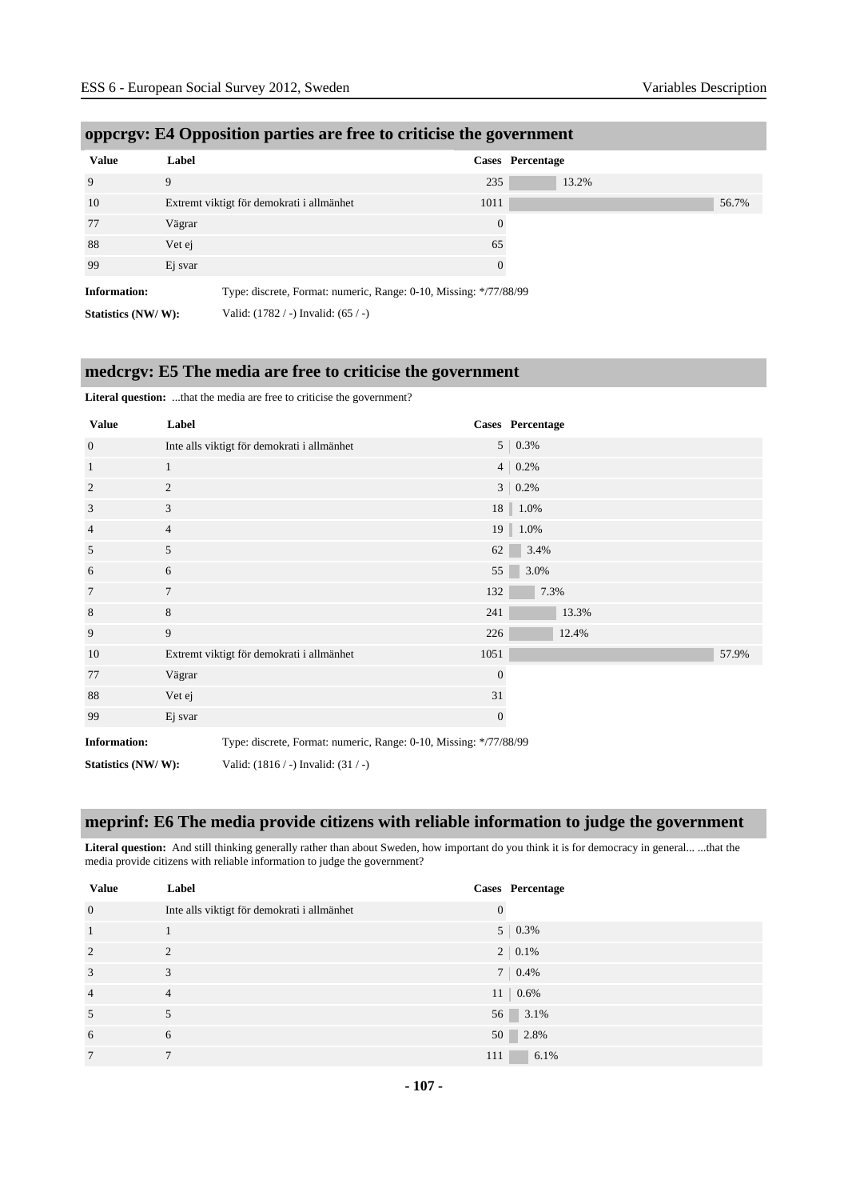## oppcrgv: E4 Opposition parties are free to criticise the government

| Value | Label | Cases | Percentage |
|---|---|---|---|
| 9 | 9 | 235 | 13.2% |
| 10 | Extremt viktigt för demokrati i allmänhet | 1011 | 56.7% |
| 77 | Vägrar | 0 | |
| 88 | Vet ej | 65 | |
| 99 | Ej svar | 0 | |

**Information:** Type: discrete, Format: numeric, Range: 0-10, Missing: */77/88/99

**Statistics (NW/ W):** Valid: (1782 / -) Invalid: (65 / -)

## medcrgv: E5 The media are free to criticise the government

**Literal question:** ...that the media are free to criticise the government?

| Value | Label | Cases | Percentage |
|---|---|---|---|
| 0 | Inte alls viktigt för demokrati i allmänhet | 5 | 0.3% |
| 1 | 1 | 4 | 0.2% |
| 2 | 2 | 3 | 0.2% |
| 3 | 3 | 18 | 1.0% |
| 4 | 4 | 19 | 1.0% |
| 5 | 5 | 62 | 3.4% |
| 6 | 6 | 55 | 3.0% |
| 7 | 7 | 132 | 7.3% |
| 8 | 8 | 241 | 13.3% |
| 9 | 9 | 226 | 12.4% |
| 10 | Extremt viktigt för demokrati i allmänhet | 1051 | 57.9% |
| 77 | Vägrar | 0 | |
| 88 | Vet ej | 31 | |
| 99 | Ej svar | 0 | |

**Information:** Type: discrete, Format: numeric, Range: 0-10, Missing: */77/88/99

**Statistics (NW/ W):** Valid: (1816 / -) Invalid: (31 / -)

## meprinf: E6 The media provide citizens with reliable information to judge the government

**Literal question:** And still thinking generally rather than about Sweden, how important do you think it is for democracy in general... ...that the media provide citizens with reliable information to judge the government?

| Value | Label | Cases | Percentage |
|---|---|---|---|
| 0 | Inte alls viktigt för demokrati i allmänhet | 0 | |
| 1 | 1 | 5 | 0.3% |
| 2 | 2 | 2 | 0.1% |
| 3 | 3 | 7 | 0.4% |
| 4 | 4 | 11 | 0.6% |
| 5 | 5 | 56 | 3.1% |
| 6 | 6 | 50 | 2.8% |
| 7 | 7 | 111 | 6.1% |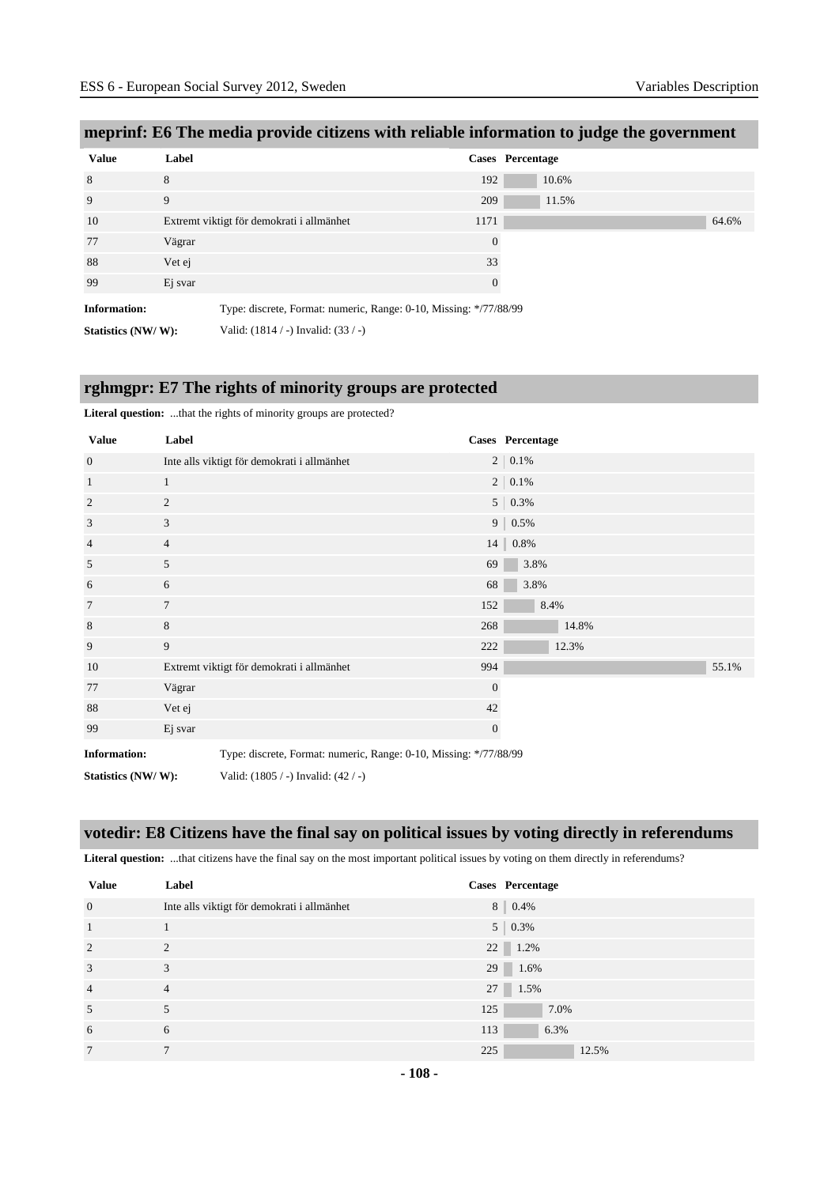## meprinf: E6 The media provide citizens with reliable information to judge the government

| Value | Label | Cases | Percentage |
|---|---|---|---|
| 8 | 8 | 192 | 10.6% |
| 9 | 9 | 209 | 11.5% |
| 10 | Extremt viktigt för demokrati i allmänhet | 1171 | 64.6% |
| 77 | Vägrar | 0 | |
| 88 | Vet ej | 33 | |
| 99 | Ej svar | 0 | |

**Information:** Type: discrete, Format: numeric, Range: 0-10, Missing: */77/88/99

**Statistics (NW/ W):** Valid: (1814 / -) Invalid: (33 / -)

## rghmgpr: E7 The rights of minority groups are protected

**Literal question:** ...that the rights of minority groups are protected?

| Value | Label | Cases | Percentage |
|---|---|---|---|
| 0 | Inte alls viktigt för demokrati i allmänhet | 2 | 0.1% |
| 1 | 1 | 2 | 0.1% |
| 2 | 2 | 5 | 0.3% |
| 3 | 3 | 9 | 0.5% |
| 4 | 4 | 14 | 0.8% |
| 5 | 5 | 69 | 3.8% |
| 6 | 6 | 68 | 3.8% |
| 7 | 7 | 152 | 8.4% |
| 8 | 8 | 268 | 14.8% |
| 9 | 9 | 222 | 12.3% |
| 10 | Extremt viktigt för demokrati i allmänhet | 994 | 55.1% |
| 77 | Vägrar | 0 | |
| 88 | Vet ej | 42 | |
| 99 | Ej svar | 0 | |

**Information:** Type: discrete, Format: numeric, Range: 0-10, Missing: */77/88/99

**Statistics (NW/ W):** Valid: (1805 / -) Invalid: (42 / -)

## votedir: E8 Citizens have the final say on political issues by voting directly in referendums

**Literal question:** ...that citizens have the final say on the most important political issues by voting on them directly in referendums?

| Value | Label | Cases | Percentage |
|---|---|---|---|
| 0 | Inte alls viktigt för demokrati i allmänhet | 8 | 0.4% |
| 1 | 1 | 5 | 0.3% |
| 2 | 2 | 22 | 1.2% |
| 3 | 3 | 29 | 1.6% |
| 4 | 4 | 27 | 1.5% |
| 5 | 5 | 125 | 7.0% |
| 6 | 6 | 113 | 6.3% |
| 7 | 7 | 225 | 12.5% |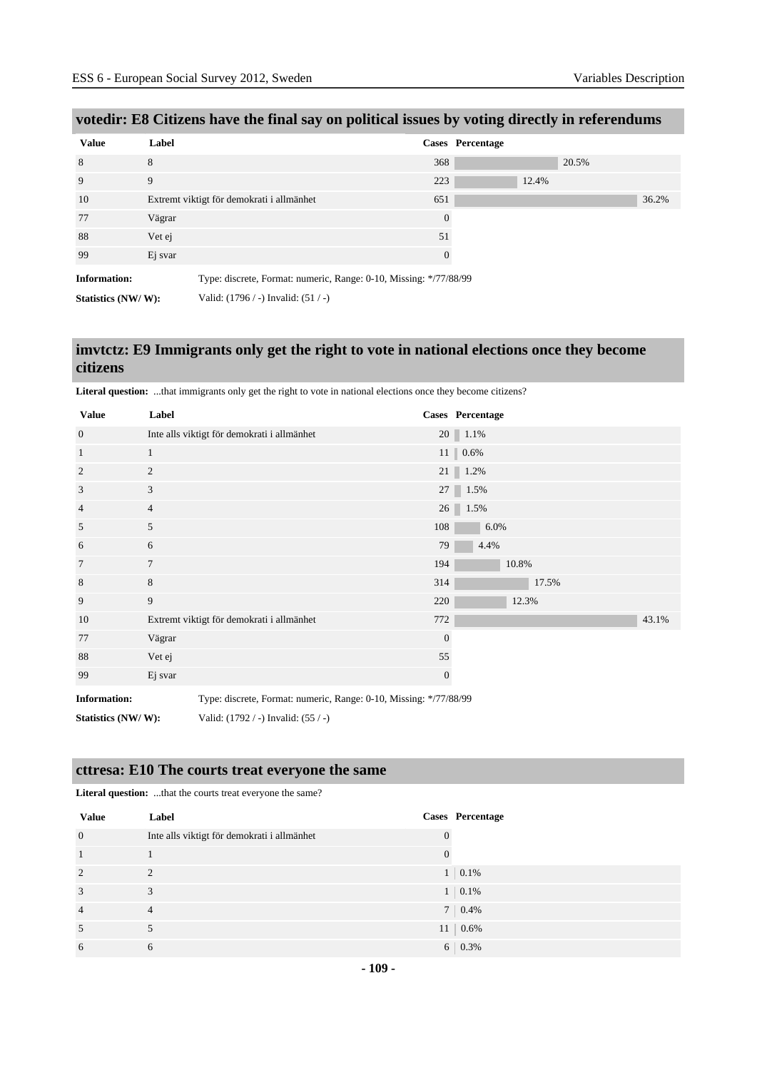## votedir: E8 Citizens have the final say on political issues by voting directly in referendums

| Value | Label | Cases | Percentage |
|---|---|---|---|
| 8 | 8 | 368 | 20.5% |
| 9 | 9 | 223 | 12.4% |
| 10 | Extremt viktigt för demokrati i allmänhet | 651 | 36.2% |
| 77 | Vägrar | 0 | |
| 88 | Vet ej | 51 | |
| 99 | Ej svar | 0 | |

**Information:** Type: discrete, Format: numeric, Range: 0-10, Missing: */77/88/99

**Statistics (NW/ W):** Valid: (1796 / -) Invalid: (51 / -)

## imvtctz: E9 Immigrants only get the right to vote in national elections once they become citizens

**Literal question:** ...that immigrants only get the right to vote in national elections once they become citizens?

| Value | Label | Cases | Percentage |
|---|---|---|---|
| 0 | Inte alls viktigt för demokrati i allmänhet | 20 | 1.1% |
| 1 | 1 | 11 | 0.6% |
| 2 | 2 | 21 | 1.2% |
| 3 | 3 | 27 | 1.5% |
| 4 | 4 | 26 | 1.5% |
| 5 | 5 | 108 | 6.0% |
| 6 | 6 | 79 | 4.4% |
| 7 | 7 | 194 | 10.8% |
| 8 | 8 | 314 | 17.5% |
| 9 | 9 | 220 | 12.3% |
| 10 | Extremt viktigt för demokrati i allmänhet | 772 | 43.1% |
| 77 | Vägrar | 0 | |
| 88 | Vet ej | 55 | |
| 99 | Ej svar | 0 | |

**Information:** Type: discrete, Format: numeric, Range: 0-10, Missing: */77/88/99

**Statistics (NW/ W):** Valid: (1792 / -) Invalid: (55 / -)

## cttresa: E10 The courts treat everyone the same

**Literal question:** ...that the courts treat everyone the same?

| Value | Label | Cases | Percentage |
|---|---|---|---|
| 0 | Inte alls viktigt för demokrati i allmänhet | 0 | |
| 1 | 1 | 0 | |
| 2 | 2 | 1 | 0.1% |
| 3 | 3 | 1 | 0.1% |
| 4 | 4 | 7 | 0.4% |
| 5 | 5 | 11 | 0.6% |
| 6 | 6 | 6 | 0.3% |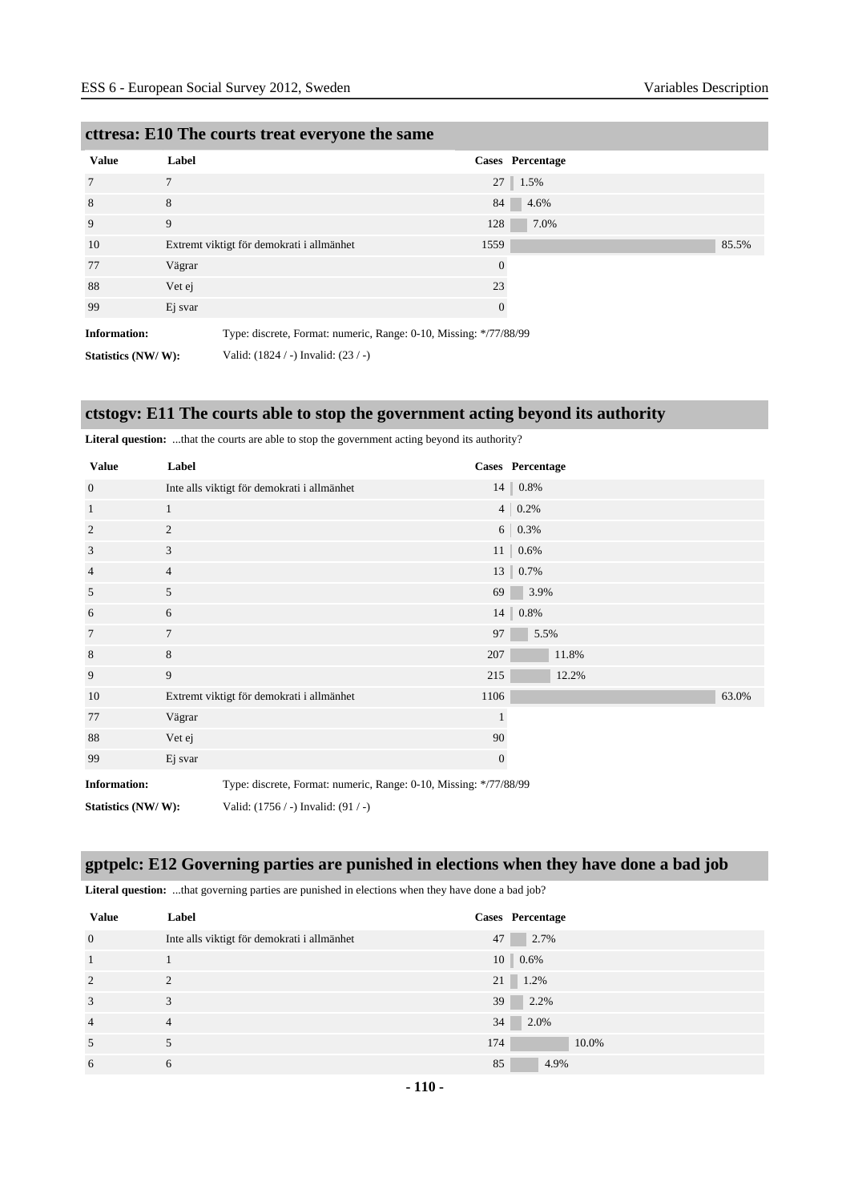## cttresa: E10 The courts treat everyone the same

| Value | Label | Cases | Percentage |
|---|---|---|---|
| 7 | 7 | 27 | 1.5% |
| 8 | 8 | 84 | 4.6% |
| 9 | 9 | 128 | 7.0% |
| 10 | Extremt viktigt för demokrati i allmänhet | 1559 | 85.5% |
| 77 | Vägrar | 0 | |
| 88 | Vet ej | 23 | |
| 99 | Ej svar | 0 | |

**Information:** Type: discrete, Format: numeric, Range: 0-10, Missing: */77/88/99

**Statistics (NW/ W):** Valid: (1824 / -) Invalid: (23 / -)

## ctstogv: E11 The courts able to stop the government acting beyond its authority

**Literal question:** ...that the courts are able to stop the government acting beyond its authority?

| Value | Label | Cases | Percentage |
|---|---|---|---|
| 0 | Inte alls viktigt för demokrati i allmänhet | 14 | 0.8% |
| 1 | 1 | 4 | 0.2% |
| 2 | 2 | 6 | 0.3% |
| 3 | 3 | 11 | 0.6% |
| 4 | 4 | 13 | 0.7% |
| 5 | 5 | 69 | 3.9% |
| 6 | 6 | 14 | 0.8% |
| 7 | 7 | 97 | 5.5% |
| 8 | 8 | 207 | 11.8% |
| 9 | 9 | 215 | 12.2% |
| 10 | Extremt viktigt för demokrati i allmänhet | 1106 | 63.0% |
| 77 | Vägrar | 1 | |
| 88 | Vet ej | 90 | |
| 99 | Ej svar | 0 | |

**Information:** Type: discrete, Format: numeric, Range: 0-10, Missing: */77/88/99

**Statistics (NW/ W):** Valid: (1756 / -) Invalid: (91 / -)

## gptpelc: E12 Governing parties are punished in elections when they have done a bad job

**Literal question:** ...that governing parties are punished in elections when they have done a bad job?

| Value | Label | Cases | Percentage |
|---|---|---|---|
| 0 | Inte alls viktigt för demokrati i allmänhet | 47 | 2.7% |
| 1 | 1 | 10 | 0.6% |
| 2 | 2 | 21 | 1.2% |
| 3 | 3 | 39 | 2.2% |
| 4 | 4 | 34 | 2.0% |
| 5 | 5 | 174 | 10.0% |
| 6 | 6 | 85 | 4.9% |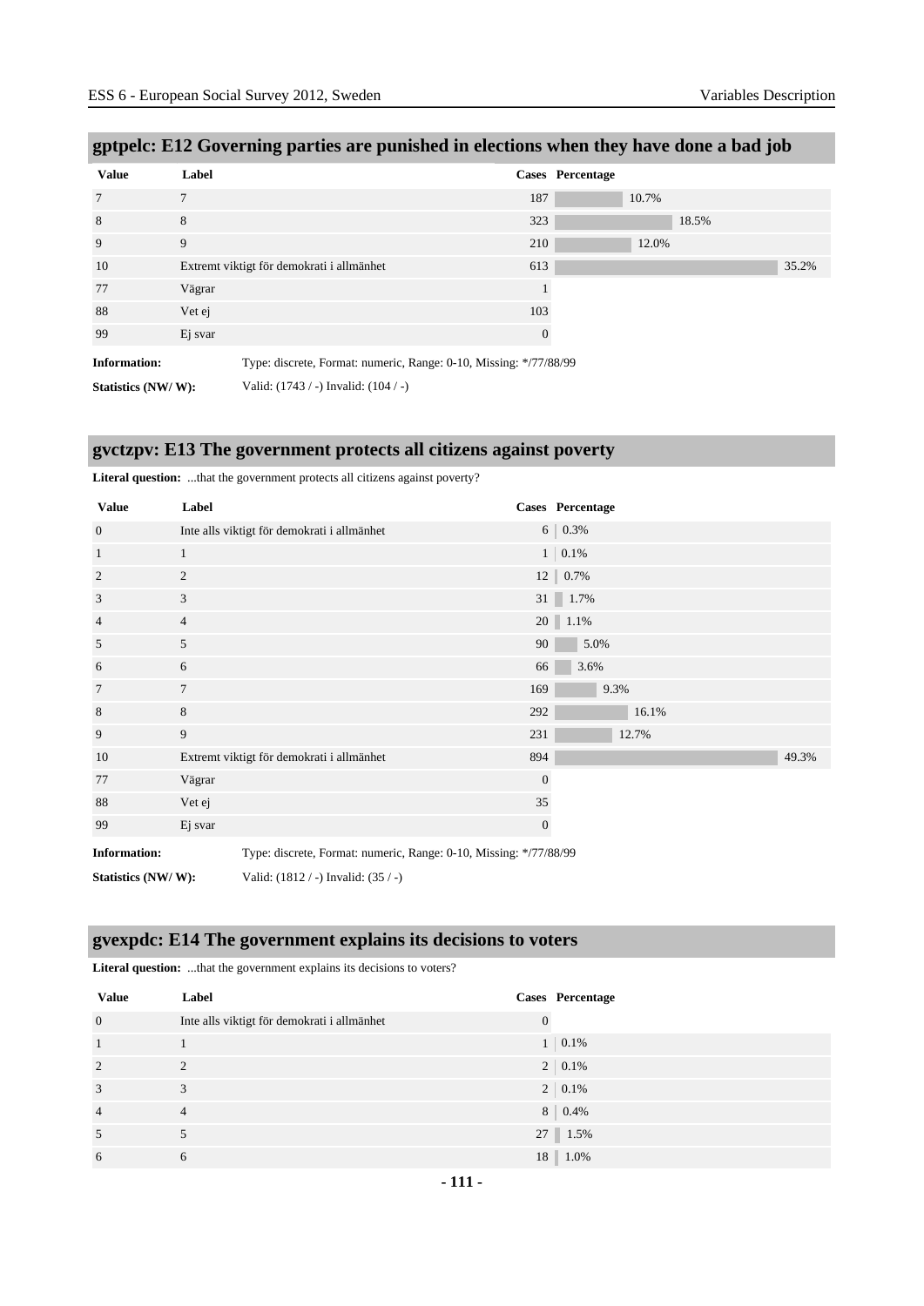## gptpelc: E12 Governing parties are punished in elections when they have done a bad job

| Value | Label | Cases | Percentage |
|---|---|---|---|
| 7 | 7 | 187 | 10.7% |
| 8 | 8 | 323 | 18.5% |
| 9 | 9 | 210 | 12.0% |
| 10 | Extremt viktigt för demokrati i allmänhet | 613 | 35.2% |
| 77 | Vägrar | 1 | |
| 88 | Vet ej | 103 | |
| 99 | Ej svar | 0 | |

**Information:** Type: discrete, Format: numeric, Range: 0-10, Missing: */77/88/99

**Statistics (NW/ W):** Valid: (1743 / -) Invalid: (104 / -)

## gvctzpv: E13 The government protects all citizens against poverty

**Literal question:** ...that the government protects all citizens against poverty?

| Value | Label | Cases | Percentage |
|---|---|---|---|
| 0 | Inte alls viktigt för demokrati i allmänhet | 6 | 0.3% |
| 1 | 1 | 1 | 0.1% |
| 2 | 2 | 12 | 0.7% |
| 3 | 3 | 31 | 1.7% |
| 4 | 4 | 20 | 1.1% |
| 5 | 5 | 90 | 5.0% |
| 6 | 6 | 66 | 3.6% |
| 7 | 7 | 169 | 9.3% |
| 8 | 8 | 292 | 16.1% |
| 9 | 9 | 231 | 12.7% |
| 10 | Extremt viktigt för demokrati i allmänhet | 894 | 49.3% |
| 77 | Vägrar | 0 | |
| 88 | Vet ej | 35 | |
| 99 | Ej svar | 0 | |

**Information:** Type: discrete, Format: numeric, Range: 0-10, Missing: */77/88/99

**Statistics (NW/ W):** Valid: (1812 / -) Invalid: (35 / -)

## gvexpdc: E14 The government explains its decisions to voters

**Literal question:** ...that the government explains its decisions to voters?

| Value | Label | Cases | Percentage |
|---|---|---|---|
| 0 | Inte alls viktigt för demokrati i allmänhet | 0 | |
| 1 | 1 | 1 | 0.1% |
| 2 | 2 | 2 | 0.1% |
| 3 | 3 | 2 | 0.1% |
| 4 | 4 | 8 | 0.4% |
| 5 | 5 | 27 | 1.5% |
| 6 | 6 | 18 | 1.0% |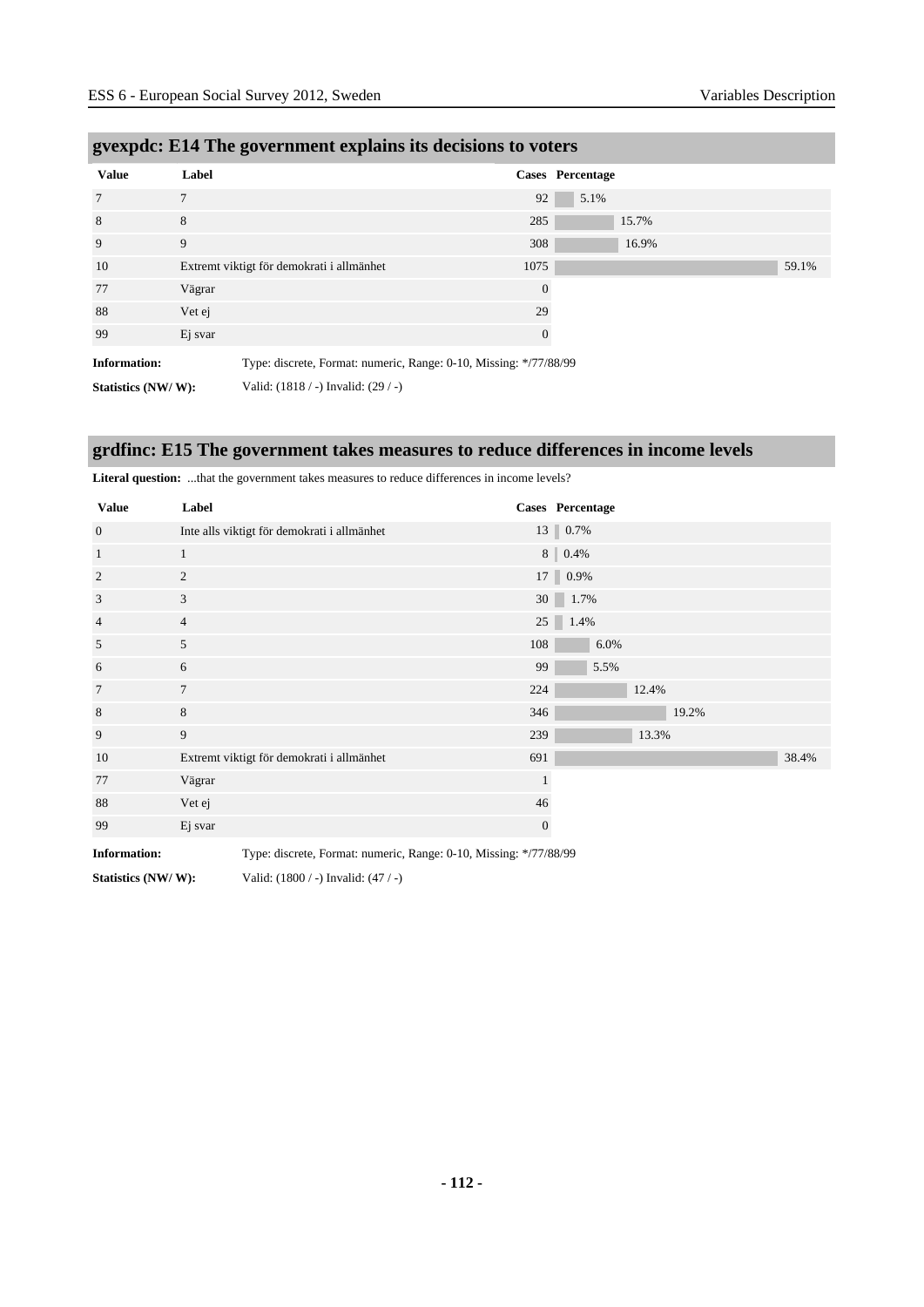## gvexpdc: E14 The government explains its decisions to voters

| Value | Label | Cases | Percentage |
|---|---|---|---|
| 7 | 7 | 92 | 5.1% |
| 8 | 8 | 285 | 15.7% |
| 9 | 9 | 308 | 16.9% |
| 10 | Extremt viktigt för demokrati i allmänhet | 1075 | 59.1% |
| 77 | Vägrar | 0 | |
| 88 | Vet ej | 29 | |
| 99 | Ej svar | 0 | |

**Information:** Type: discrete, Format: numeric, Range: 0-10, Missing: */77/88/99

**Statistics (NW/ W):** Valid: (1818 / -) Invalid: (29 / -)

## grdfinc: E15 The government takes measures to reduce differences in income levels

**Literal question:** ...that the government takes measures to reduce differences in income levels?

| Value | Label | Cases | Percentage |
|---|---|---|---|
| 0 | Inte alls viktigt för demokrati i allmänhet | 13 | 0.7% |
| 1 | 1 | 8 | 0.4% |
| 2 | 2 | 17 | 0.9% |
| 3 | 3 | 30 | 1.7% |
| 4 | 4 | 25 | 1.4% |
| 5 | 5 | 108 | 6.0% |
| 6 | 6 | 99 | 5.5% |
| 7 | 7 | 224 | 12.4% |
| 8 | 8 | 346 | 19.2% |
| 9 | 9 | 239 | 13.3% |
| 10 | Extremt viktigt för demokrati i allmänhet | 691 | 38.4% |
| 77 | Vägrar | 1 | |
| 88 | Vet ej | 46 | |
| 99 | Ej svar | 0 | |

**Information:** Type: discrete, Format: numeric, Range: 0-10, Missing: */77/88/99

**Statistics (NW/ W):** Valid: (1800 / -) Invalid: (47 / -)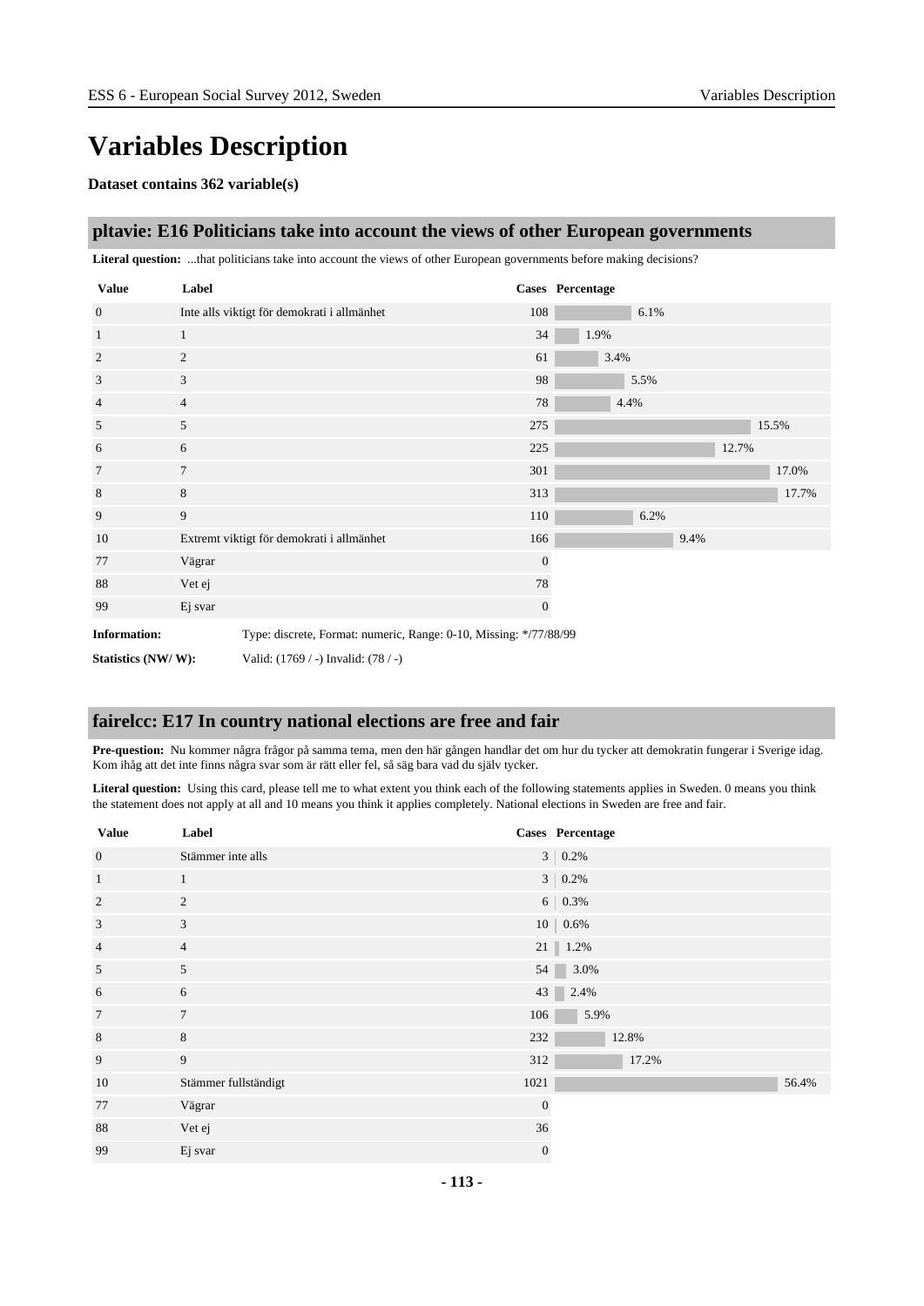# Variables Description

**Dataset contains 362 variable(s)**

## pltavie: E16 Politicians take into account the views of other European governments

**Literal question:** ...that politicians take into account the views of other European governments before making decisions?

| Value | Label | Cases | Percentage |
|---|---|---|---|
| 0 | Inte alls viktigt för demokrati i allmänhet | 108 | 6.1% |
| 1 | 1 | 34 | 1.9% |
| 2 | 2 | 61 | 3.4% |
| 3 | 3 | 98 | 5.5% |
| 4 | 4 | 78 | 4.4% |
| 5 | 5 | 275 | 15.5% |
| 6 | 6 | 225 | 12.7% |
| 7 | 7 | 301 | 17.0% |
| 8 | 8 | 313 | 17.7% |
| 9 | 9 | 110 | 6.2% |
| 10 | Extremt viktigt för demokrati i allmänhet | 166 | 9.4% |
| 77 | Vägrar | 0 | |
| 88 | Vet ej | 78 | |
| 99 | Ej svar | 0 | |

**Information:** Type: discrete, Format: numeric, Range: 0-10, Missing: */77/88/99

**Statistics (NW/ W):** Valid: (1769 / -) Invalid: (78 / -)

## fairelcc: E17 In country national elections are free and fair

**Pre-question:** Nu kommer några frågor på samma tema, men den här gången handlar det om hur du tycker att demokratin fungerar i Sverige idag. Kom ihåg att det inte finns några svar som är rätt eller fel, så säg bara vad du själv tycker.

**Literal question:** Using this card, please tell me to what extent you think each of the following statements applies in Sweden. 0 means you think the statement does not apply at all and 10 means you think it applies completely. National elections in Sweden are free and fair.

| Value | Label | Cases | Percentage |
|---|---|---|---|
| 0 | Stämmer inte alls | 3 | 0.2% |
| 1 | 1 | 3 | 0.2% |
| 2 | 2 | 6 | 0.3% |
| 3 | 3 | 10 | 0.6% |
| 4 | 4 | 21 | 1.2% |
| 5 | 5 | 54 | 3.0% |
| 6 | 6 | 43 | 2.4% |
| 7 | 7 | 106 | 5.9% |
| 8 | 8 | 232 | 12.8% |
| 9 | 9 | 312 | 17.2% |
| 10 | Stämmer fullständigt | 1021 | 56.4% |
| 77 | Vägrar | 0 | |
| 88 | Vet ej | 36 | |
| 99 | Ej svar | 0 | |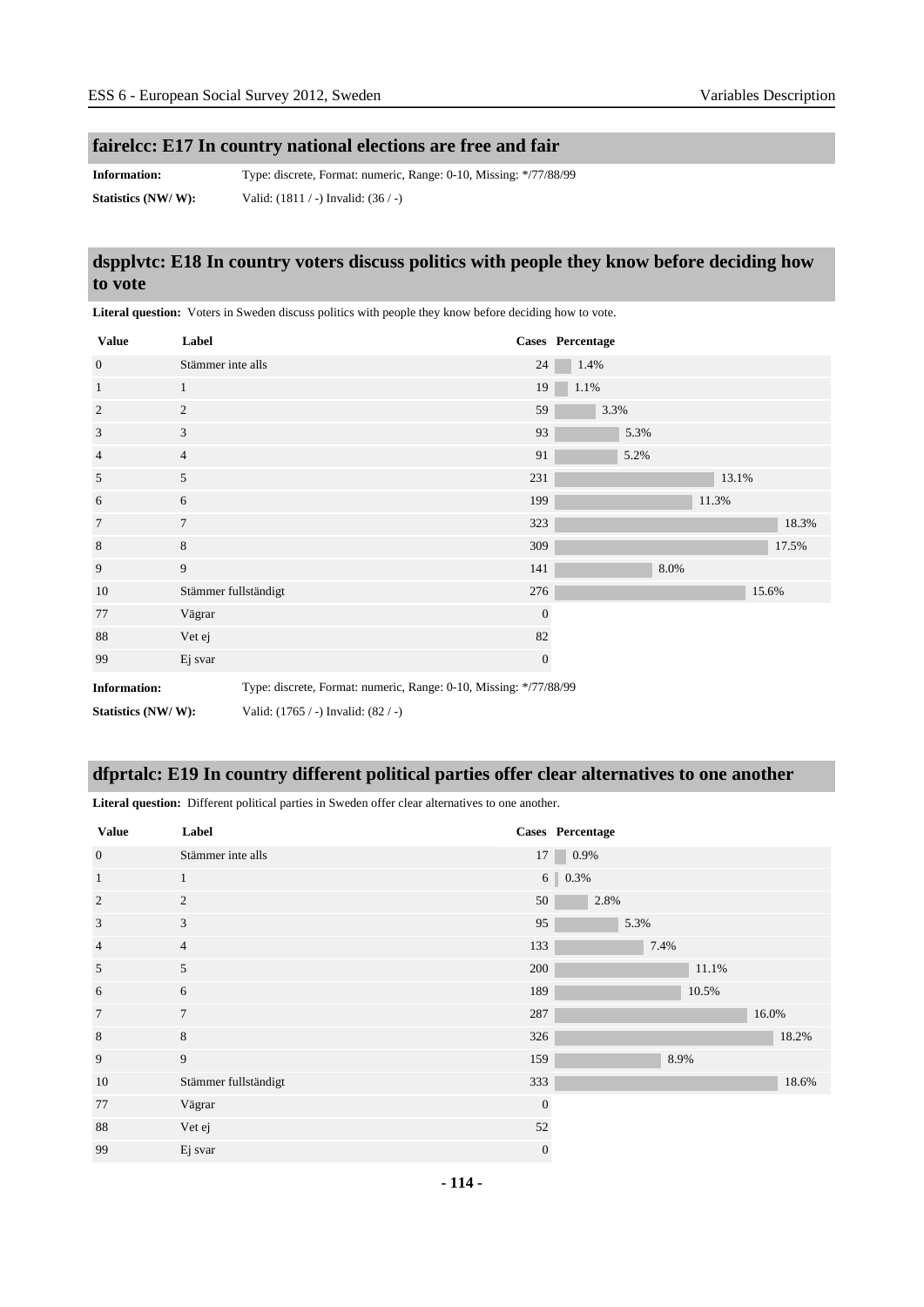## fairelcc: E17 In country national elections are free and fair

**Information:** Type: discrete, Format: numeric, Range: 0-10, Missing: */77/88/99

**Statistics (NW/ W):** Valid: (1811 / -) Invalid: (36 / -)

## dspplvtc: E18 In country voters discuss politics with people they know before deciding how to vote

**Literal question:** Voters in Sweden discuss politics with people they know before deciding how to vote.

| Value | Label | Cases | Percentage |
|---|---|---|---|
| 0 | Stämmer inte alls | 24 | 1.4% |
| 1 | 1 | 19 | 1.1% |
| 2 | 2 | 59 | 3.3% |
| 3 | 3 | 93 | 5.3% |
| 4 | 4 | 91 | 5.2% |
| 5 | 5 | 231 | 13.1% |
| 6 | 6 | 199 | 11.3% |
| 7 | 7 | 323 | 18.3% |
| 8 | 8 | 309 | 17.5% |
| 9 | 9 | 141 | 8.0% |
| 10 | Stämmer fullständigt | 276 | 15.6% |
| 77 | Vägrar | 0 | |
| 88 | Vet ej | 82 | |
| 99 | Ej svar | 0 | |

**Information:** Type: discrete, Format: numeric, Range: 0-10, Missing: */77/88/99

**Statistics (NW/ W):** Valid: (1765 / -) Invalid: (82 / -)

## dfprtalc: E19 In country different political parties offer clear alternatives to one another

**Literal question:** Different political parties in Sweden offer clear alternatives to one another.

| Value | Label | Cases | Percentage |
|---|---|---|---|
| 0 | Stämmer inte alls | 17 | 0.9% |
| 1 | 1 | 6 | 0.3% |
| 2 | 2 | 50 | 2.8% |
| 3 | 3 | 95 | 5.3% |
| 4 | 4 | 133 | 7.4% |
| 5 | 5 | 200 | 11.1% |
| 6 | 6 | 189 | 10.5% |
| 7 | 7 | 287 | 16.0% |
| 8 | 8 | 326 | 18.2% |
| 9 | 9 | 159 | 8.9% |
| 10 | Stämmer fullständigt | 333 | 18.6% |
| 77 | Vägrar | 0 | |
| 88 | Vet ej | 52 | |
| 99 | Ej svar | 0 | |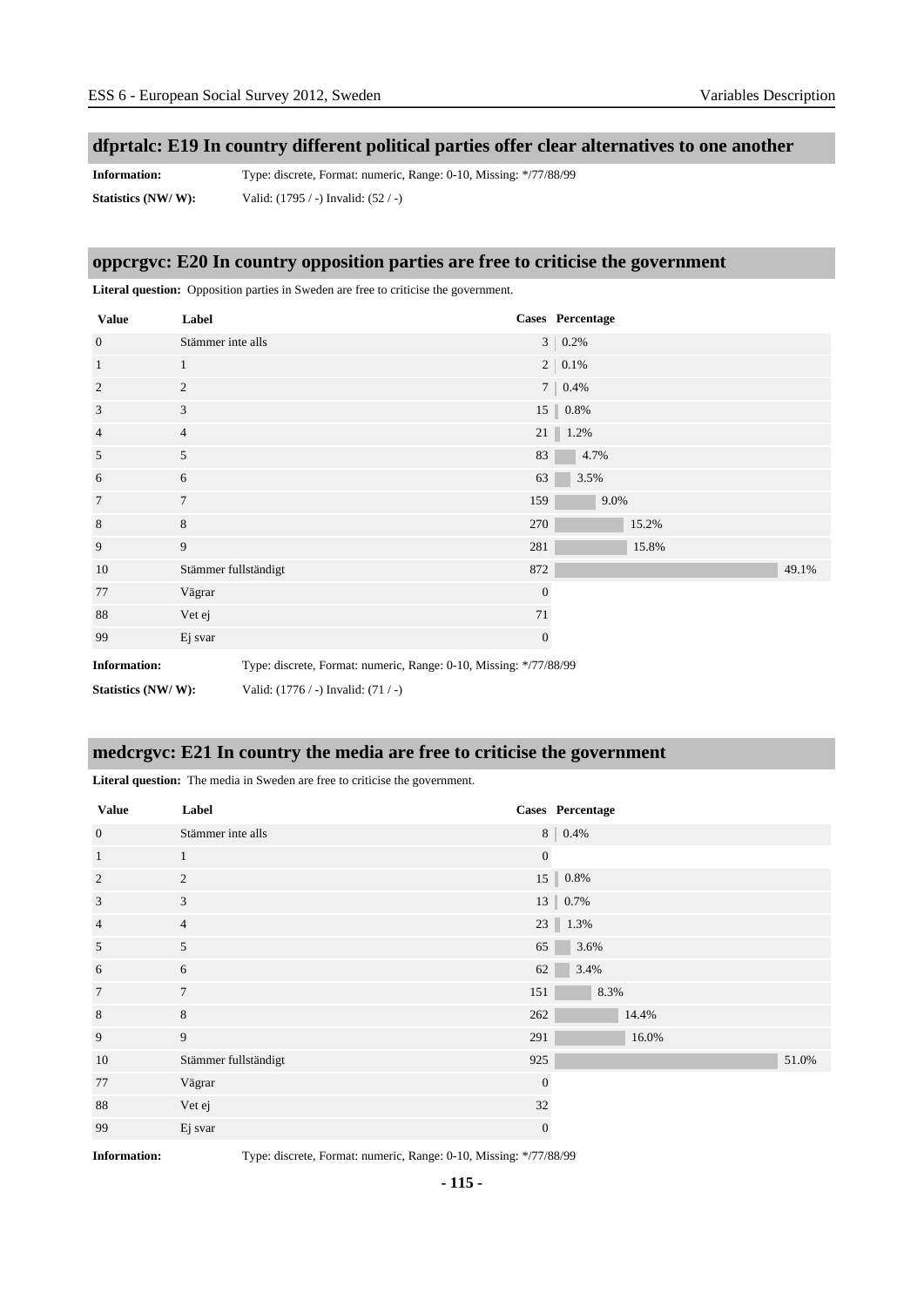## dfprtalc: E19 In country different political parties offer clear alternatives to one another

**Information:** Type: discrete, Format: numeric, Range: 0-10, Missing: */77/88/99

**Statistics (NW/ W):** Valid: (1795 / -) Invalid: (52 / -)

## oppcrgvc: E20 In country opposition parties are free to criticise the government

**Literal question:** Opposition parties in Sweden are free to criticise the government.

| Value | Label | Cases | Percentage |
|---|---|---|---|
| 0 | Stämmer inte alls | 3 | 0.2% |
| 1 | 1 | 2 | 0.1% |
| 2 | 2 | 7 | 0.4% |
| 3 | 3 | 15 | 0.8% |
| 4 | 4 | 21 | 1.2% |
| 5 | 5 | 83 | 4.7% |
| 6 | 6 | 63 | 3.5% |
| 7 | 7 | 159 | 9.0% |
| 8 | 8 | 270 | 15.2% |
| 9 | 9 | 281 | 15.8% |
| 10 | Stämmer fullständigt | 872 | 49.1% |
| 77 | Vägrar | 0 | |
| 88 | Vet ej | 71 | |
| 99 | Ej svar | 0 | |

**Information:** Type: discrete, Format: numeric, Range: 0-10, Missing: */77/88/99

**Statistics (NW/ W):** Valid: (1776 / -) Invalid: (71 / -)

## medcrgvc: E21 In country the media are free to criticise the government

**Literal question:** The media in Sweden are free to criticise the government.

| Value | Label | Cases | Percentage |
|---|---|---|---|
| 0 | Stämmer inte alls | 8 | 0.4% |
| 1 | 1 | 0 | |
| 2 | 2 | 15 | 0.8% |
| 3 | 3 | 13 | 0.7% |
| 4 | 4 | 23 | 1.3% |
| 5 | 5 | 65 | 3.6% |
| 6 | 6 | 62 | 3.4% |
| 7 | 7 | 151 | 8.3% |
| 8 | 8 | 262 | 14.4% |
| 9 | 9 | 291 | 16.0% |
| 10 | Stämmer fullständigt | 925 | 51.0% |
| 77 | Vägrar | 0 | |
| 88 | Vet ej | 32 | |
| 99 | Ej svar | 0 | |

**Information:** Type: discrete, Format: numeric, Range: 0-10, Missing: */77/88/99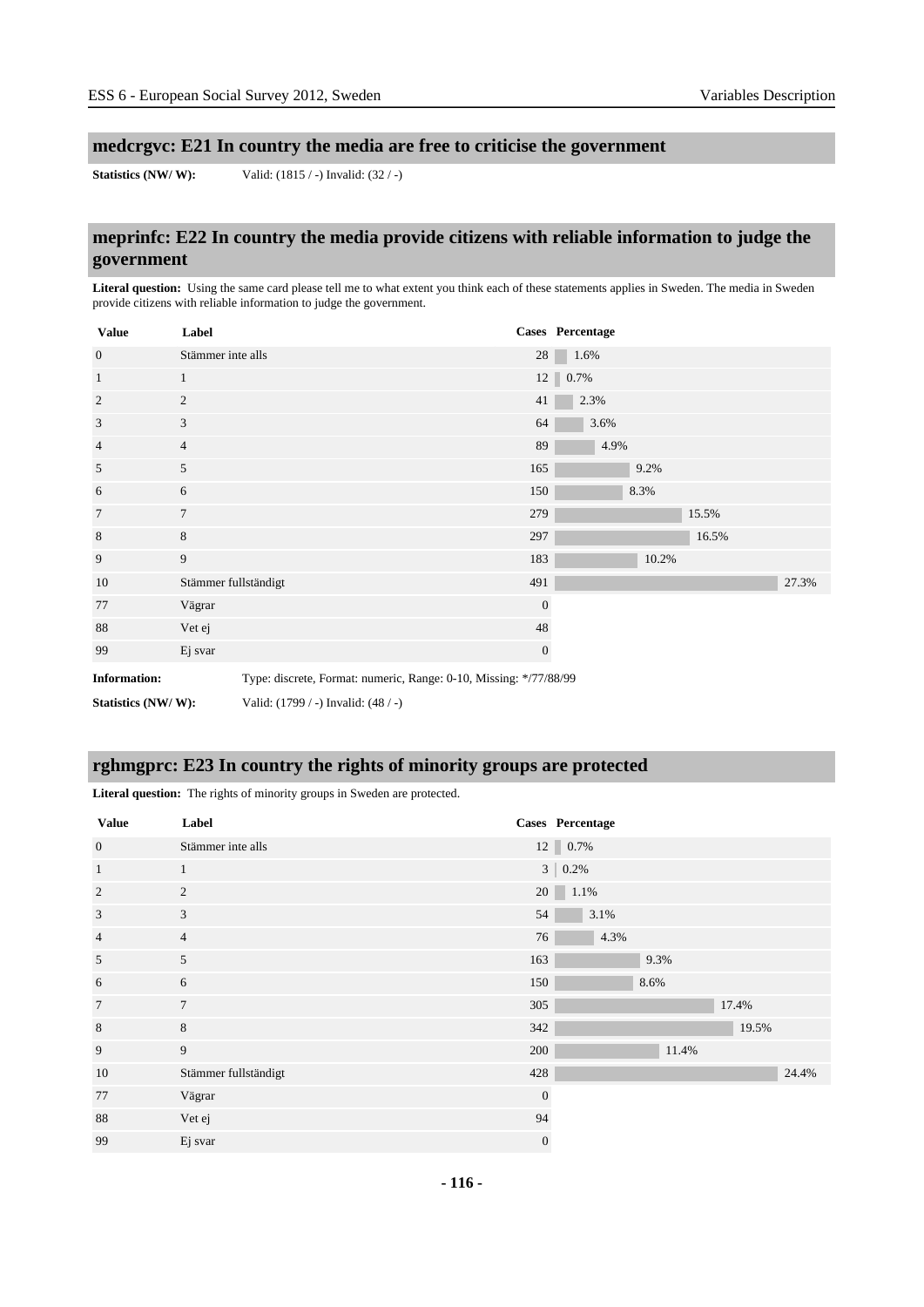## medcrgvc: E21 In country the media are free to criticise the government

**Statistics (NW/ W):** Valid: (1815 / -) Invalid: (32 / -)

## meprinfc: E22 In country the media provide citizens with reliable information to judge the government

**Literal question:** Using the same card please tell me to what extent you think each of these statements applies in Sweden. The media in Sweden provide citizens with reliable information to judge the government.

| Value | Label | Cases | Percentage |
|---|---|---|---|
| 0 | Stämmer inte alls | 28 | 1.6% |
| 1 | 1 | 12 | 0.7% |
| 2 | 2 | 41 | 2.3% |
| 3 | 3 | 64 | 3.6% |
| 4 | 4 | 89 | 4.9% |
| 5 | 5 | 165 | 9.2% |
| 6 | 6 | 150 | 8.3% |
| 7 | 7 | 279 | 15.5% |
| 8 | 8 | 297 | 16.5% |
| 9 | 9 | 183 | 10.2% |
| 10 | Stämmer fullständigt | 491 | 27.3% |
| 77 | Vägrar | 0 | |
| 88 | Vet ej | 48 | |
| 99 | Ej svar | 0 | |

**Information:** Type: discrete, Format: numeric, Range: 0-10, Missing: */77/88/99

**Statistics (NW/ W):** Valid: (1799 / -) Invalid: (48 / -)

## rghmgprc: E23 In country the rights of minority groups are protected

**Literal question:** The rights of minority groups in Sweden are protected.

| Value | Label | Cases | Percentage |
|---|---|---|---|
| 0 | Stämmer inte alls | 12 | 0.7% |
| 1 | 1 | 3 | 0.2% |
| 2 | 2 | 20 | 1.1% |
| 3 | 3 | 54 | 3.1% |
| 4 | 4 | 76 | 4.3% |
| 5 | 5 | 163 | 9.3% |
| 6 | 6 | 150 | 8.6% |
| 7 | 7 | 305 | 17.4% |
| 8 | 8 | 342 | 19.5% |
| 9 | 9 | 200 | 11.4% |
| 10 | Stämmer fullständigt | 428 | 24.4% |
| 77 | Vägrar | 0 | |
| 88 | Vet ej | 94 | |
| 99 | Ej svar | 0 | |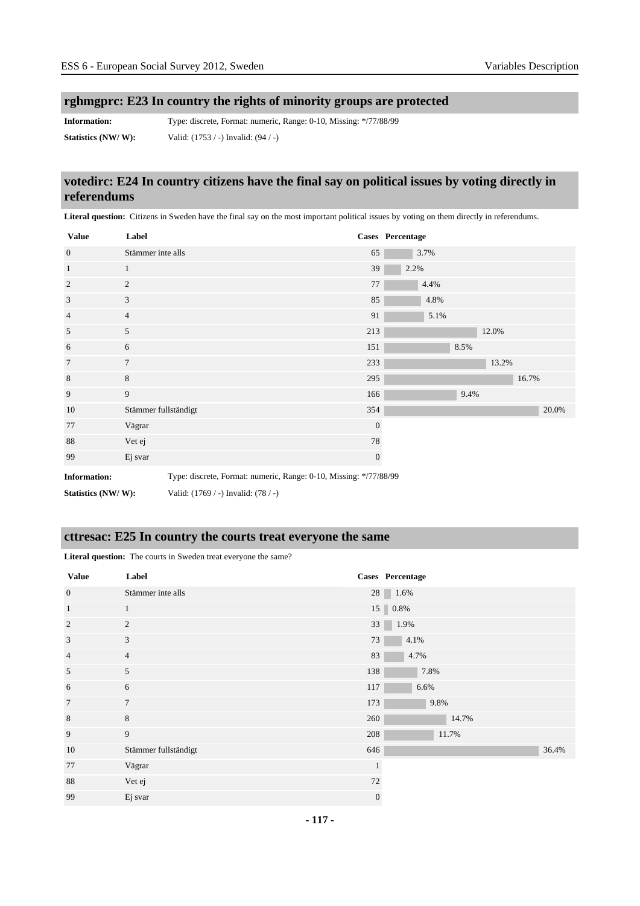## rghmgprc: E23 In country the rights of minority groups are protected

**Information:** Type: discrete, Format: numeric, Range: 0-10, Missing: */77/88/99

**Statistics (NW/ W):** Valid: (1753 / -) Invalid: (94 / -)

## votedirc: E24 In country citizens have the final say on political issues by voting directly in referendums

**Literal question:** Citizens in Sweden have the final say on the most important political issues by voting on them directly in referendums.

| Value | Label | Cases | Percentage |
|---|---|---|---|
| 0 | Stämmer inte alls | 65 | 3.7% |
| 1 | 1 | 39 | 2.2% |
| 2 | 2 | 77 | 4.4% |
| 3 | 3 | 85 | 4.8% |
| 4 | 4 | 91 | 5.1% |
| 5 | 5 | 213 | 12.0% |
| 6 | 6 | 151 | 8.5% |
| 7 | 7 | 233 | 13.2% |
| 8 | 8 | 295 | 16.7% |
| 9 | 9 | 166 | 9.4% |
| 10 | Stämmer fullständigt | 354 | 20.0% |
| 77 | Vägrar | 0 | |
| 88 | Vet ej | 78 | |
| 99 | Ej svar | 0 | |

**Information:** Type: discrete, Format: numeric, Range: 0-10, Missing: */77/88/99

**Statistics (NW/ W):** Valid: (1769 / -) Invalid: (78 / -)

## cttresac: E25 In country the courts treat everyone the same

**Literal question:** The courts in Sweden treat everyone the same?

| Value | Label | Cases | Percentage |
|---|---|---|---|
| 0 | Stämmer inte alls | 28 | 1.6% |
| 1 | 1 | 15 | 0.8% |
| 2 | 2 | 33 | 1.9% |
| 3 | 3 | 73 | 4.1% |
| 4 | 4 | 83 | 4.7% |
| 5 | 5 | 138 | 7.8% |
| 6 | 6 | 117 | 6.6% |
| 7 | 7 | 173 | 9.8% |
| 8 | 8 | 260 | 14.7% |
| 9 | 9 | 208 | 11.7% |
| 10 | Stämmer fullständigt | 646 | 36.4% |
| 77 | Vägrar | 1 | |
| 88 | Vet ej | 72 | |
| 99 | Ej svar | 0 | |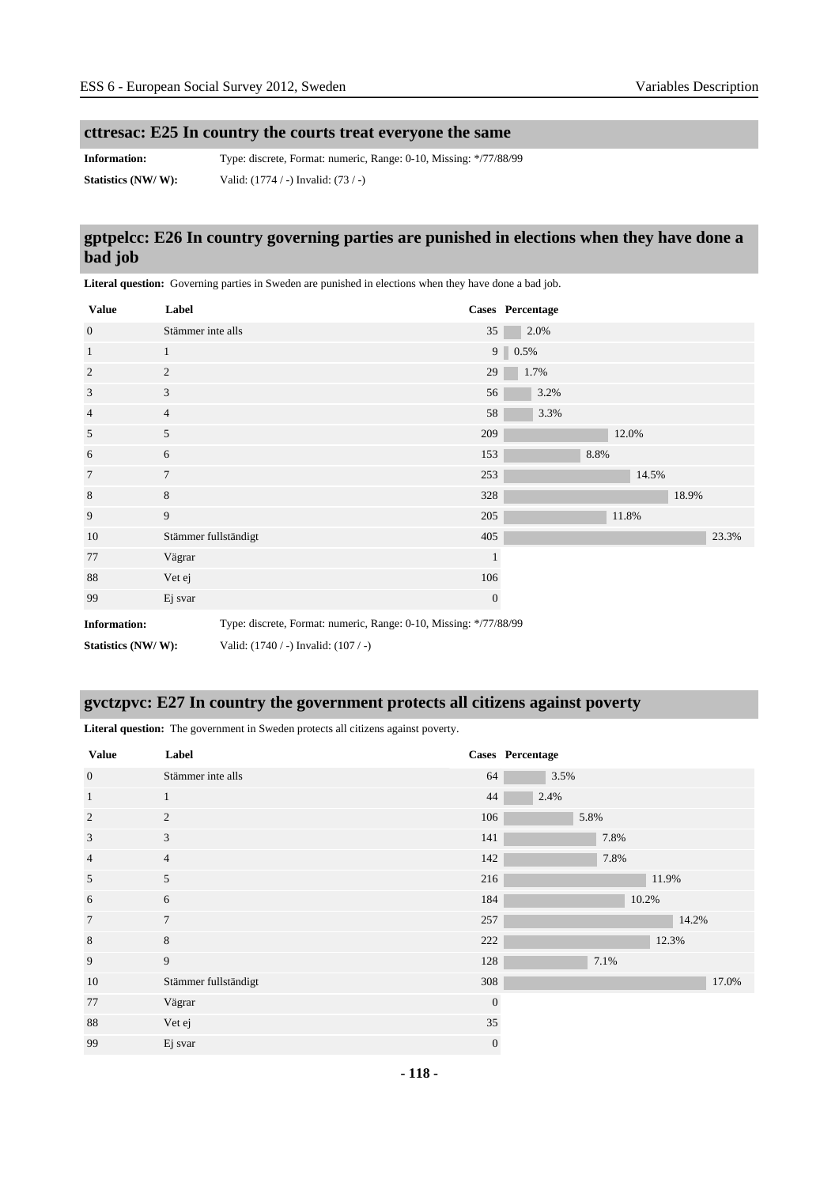## cttresac: E25 In country the courts treat everyone the same

**Information:** Type: discrete, Format: numeric, Range: 0-10, Missing: */77/88/99

**Statistics (NW/ W):** Valid: (1774 / -) Invalid: (73 / -)

## gptpelcc: E26 In country governing parties are punished in elections when they have done a bad job

**Literal question:** Governing parties in Sweden are punished in elections when they have done a bad job.

| Value | Label | Cases | Percentage |
|---|---|---|---|
| 0 | Stämmer inte alls | 35 | 2.0% |
| 1 | 1 | 9 | 0.5% |
| 2 | 2 | 29 | 1.7% |
| 3 | 3 | 56 | 3.2% |
| 4 | 4 | 58 | 3.3% |
| 5 | 5 | 209 | 12.0% |
| 6 | 6 | 153 | 8.8% |
| 7 | 7 | 253 | 14.5% |
| 8 | 8 | 328 | 18.9% |
| 9 | 9 | 205 | 11.8% |
| 10 | Stämmer fullständigt | 405 | 23.3% |
| 77 | Vägrar | 1 | |
| 88 | Vet ej | 106 | |
| 99 | Ej svar | 0 | |

**Information:** Type: discrete, Format: numeric, Range: 0-10, Missing: */77/88/99

**Statistics (NW/ W):** Valid: (1740 / -) Invalid: (107 / -)

## gvctzpvc: E27 In country the government protects all citizens against poverty

**Literal question:** The government in Sweden protects all citizens against poverty.

| Value | Label | Cases | Percentage |
|---|---|---|---|
| 0 | Stämmer inte alls | 64 | 3.5% |
| 1 | 1 | 44 | 2.4% |
| 2 | 2 | 106 | 5.8% |
| 3 | 3 | 141 | 7.8% |
| 4 | 4 | 142 | 7.8% |
| 5 | 5 | 216 | 11.9% |
| 6 | 6 | 184 | 10.2% |
| 7 | 7 | 257 | 14.2% |
| 8 | 8 | 222 | 12.3% |
| 9 | 9 | 128 | 7.1% |
| 10 | Stämmer fullständigt | 308 | 17.0% |
| 77 | Vägrar | 0 | |
| 88 | Vet ej | 35 | |
| 99 | Ej svar | 0 | |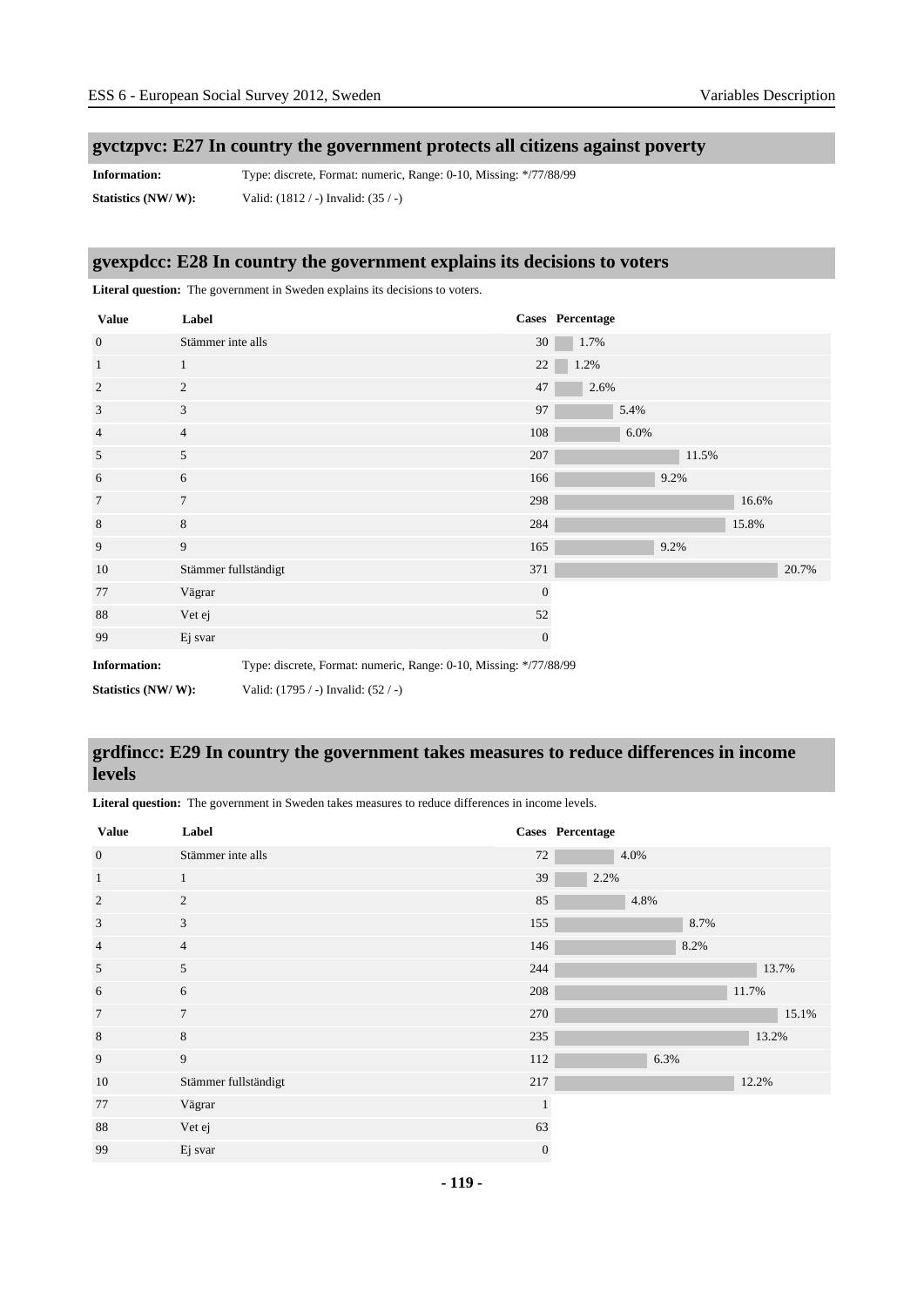## gvctzpvc: E27 In country the government protects all citizens against poverty

**Information:** Type: discrete, Format: numeric, Range: 0-10, Missing: */77/88/99

**Statistics (NW/ W):** Valid: (1812 / -) Invalid: (35 / -)

## gvexpdcc: E28 In country the government explains its decisions to voters

**Literal question:** The government in Sweden explains its decisions to voters.

| Value | Label | Cases | Percentage |
|---|---|---|---|
| 0 | Stämmer inte alls | 30 | 1.7% |
| 1 | 1 | 22 | 1.2% |
| 2 | 2 | 47 | 2.6% |
| 3 | 3 | 97 | 5.4% |
| 4 | 4 | 108 | 6.0% |
| 5 | 5 | 207 | 11.5% |
| 6 | 6 | 166 | 9.2% |
| 7 | 7 | 298 | 16.6% |
| 8 | 8 | 284 | 15.8% |
| 9 | 9 | 165 | 9.2% |
| 10 | Stämmer fullständigt | 371 | 20.7% |
| 77 | Vägrar | 0 | |
| 88 | Vet ej | 52 | |
| 99 | Ej svar | 0 | |

**Information:** Type: discrete, Format: numeric, Range: 0-10, Missing: */77/88/99

**Statistics (NW/ W):** Valid: (1795 / -) Invalid: (52 / -)

## grdfincc: E29 In country the government takes measures to reduce differences in income levels

**Literal question:** The government in Sweden takes measures to reduce differences in income levels.

| Value | Label | Cases | Percentage |
|---|---|---|---|
| 0 | Stämmer inte alls | 72 | 4.0% |
| 1 | 1 | 39 | 2.2% |
| 2 | 2 | 85 | 4.8% |
| 3 | 3 | 155 | 8.7% |
| 4 | 4 | 146 | 8.2% |
| 5 | 5 | 244 | 13.7% |
| 6 | 6 | 208 | 11.7% |
| 7 | 7 | 270 | 15.1% |
| 8 | 8 | 235 | 13.2% |
| 9 | 9 | 112 | 6.3% |
| 10 | Stämmer fullständigt | 217 | 12.2% |
| 77 | Vägrar | 1 | |
| 88 | Vet ej | 63 | |
| 99 | Ej svar | 0 | |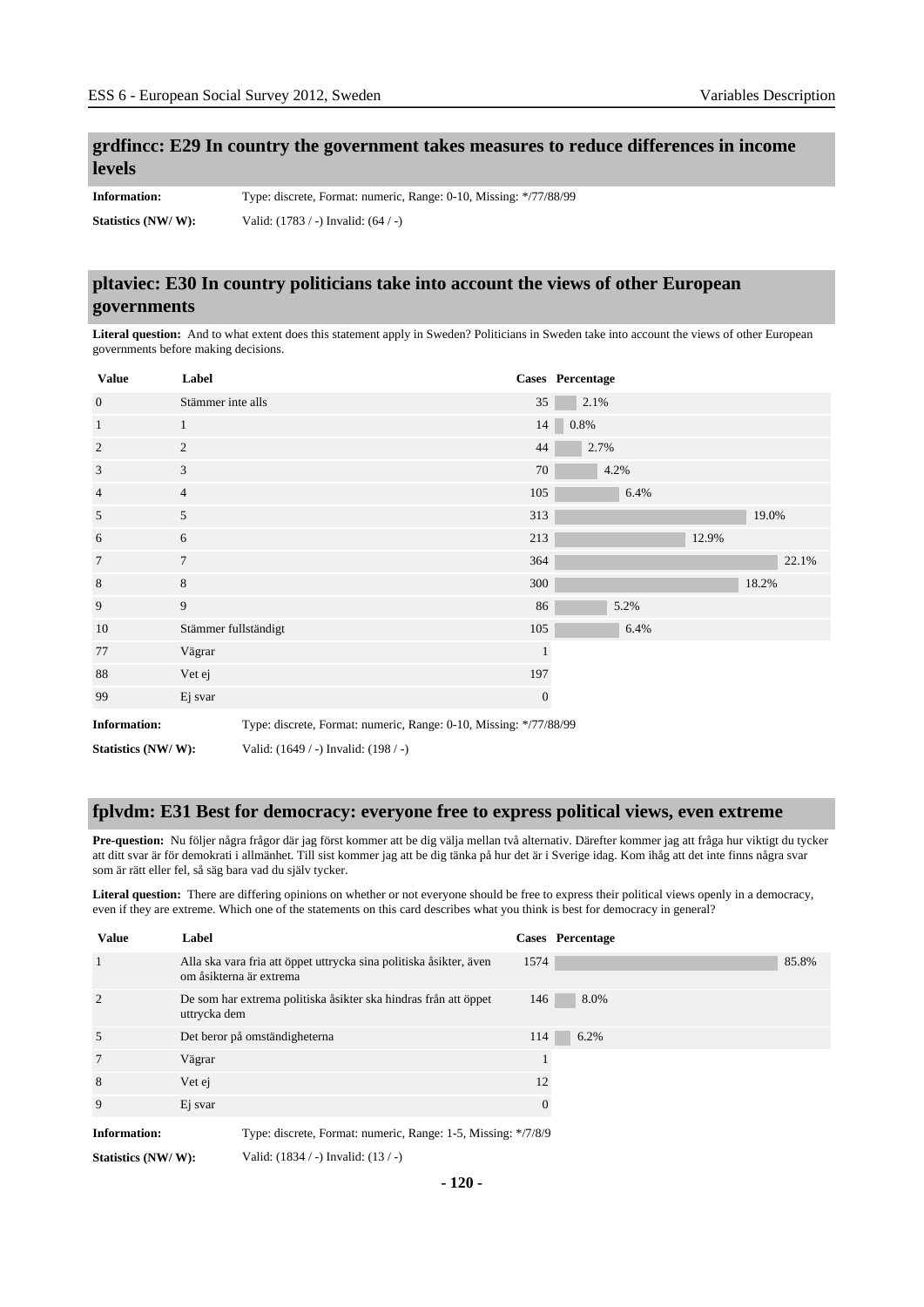## grdfincc: E29 In country the government takes measures to reduce differences in income levels

**Information:** Type: discrete, Format: numeric, Range: 0-10, Missing: */77/88/99

**Statistics (NW/ W):** Valid: (1783 / -) Invalid: (64 / -)

## pltaviec: E30 In country politicians take into account the views of other European governments

**Literal question:** And to what extent does this statement apply in Sweden? Politicians in Sweden take into account the views of other European governments before making decisions.

| Value | Label | Cases | Percentage |
|---|---|---|---|
| 0 | Stämmer inte alls | 35 | 2.1% |
| 1 | 1 | 14 | 0.8% |
| 2 | 2 | 44 | 2.7% |
| 3 | 3 | 70 | 4.2% |
| 4 | 4 | 105 | 6.4% |
| 5 | 5 | 313 | 19.0% |
| 6 | 6 | 213 | 12.9% |
| 7 | 7 | 364 | 22.1% |
| 8 | 8 | 300 | 18.2% |
| 9 | 9 | 86 | 5.2% |
| 10 | Stämmer fullständigt | 105 | 6.4% |
| 77 | Vägrar | 1 | |
| 88 | Vet ej | 197 | |
| 99 | Ej svar | 0 | |

**Information:** Type: discrete, Format: numeric, Range: 0-10, Missing: */77/88/99

**Statistics (NW/ W):** Valid: (1649 / -) Invalid: (198 / -)

## fplvdm: E31 Best for democracy: everyone free to express political views, even extreme

**Pre-question:** Nu följer några frågor där jag först kommer att be dig välja mellan två alternativ. Därefter kommer jag att fråga hur viktigt du tycker att ditt svar är för demokrati i allmänhet. Till sist kommer jag att be dig tänka på hur det är i Sverige idag. Kom ihåg att det inte finns några svar som är rätt eller fel, så säg bara vad du själv tycker.

**Literal question:** There are differing opinions on whether or not everyone should be free to express their political views openly in a democracy, even if they are extreme. Which one of the statements on this card describes what you think is best for democracy in general?

| Value | Label | Cases | Percentage |
|---|---|---|---|
| 1 | Alla ska vara fria att öppet uttrycka sina politiska åsikter, även om åsikterna är extrema | 1574 | 85.8% |
| 2 | De som har extrema politiska åsikter ska hindras från att öppet uttrycka dem | 146 | 8.0% |
| 5 | Det beror på omständigheterna | 114 | 6.2% |
| 7 | Vägrar | 1 | |
| 8 | Vet ej | 12 | |
| 9 | Ej svar | 0 | |

**Information:** Type: discrete, Format: numeric, Range: 1-5, Missing: */7/8/9

**Statistics (NW/ W):** Valid: (1834 / -) Invalid: (13 / -)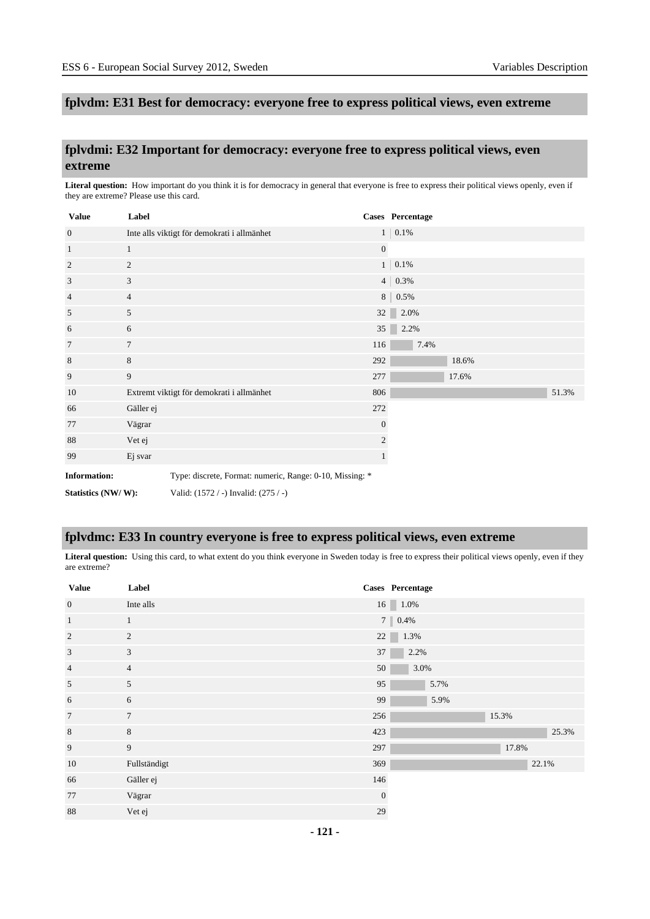## fplvdm: E31 Best for democracy: everyone free to express political views, even extreme

## fplvdmi: E32 Important for democracy: everyone free to express political views, even extreme

**Literal question:** How important do you think it is for democracy in general that everyone is free to express their political views openly, even if they are extreme? Please use this card.

| Value | Label | Cases | Percentage |
|---|---|---|---|
| 0 | Inte alls viktigt för demokrati i allmänhet | 1 | 0.1% |
| 1 | 1 | 0 | |
| 2 | 2 | 1 | 0.1% |
| 3 | 3 | 4 | 0.3% |
| 4 | 4 | 8 | 0.5% |
| 5 | 5 | 32 | 2.0% |
| 6 | 6 | 35 | 2.2% |
| 7 | 7 | 116 | 7.4% |
| 8 | 8 | 292 | 18.6% |
| 9 | 9 | 277 | 17.6% |
| 10 | Extremt viktigt för demokrati i allmänhet | 806 | 51.3% |
| 66 | Gäller ej | 272 | |
| 77 | Vägrar | 0 | |
| 88 | Vet ej | 2 | |
| 99 | Ej svar | 1 | |

**Information:** Type: discrete, Format: numeric, Range: 0-10, Missing: *

**Statistics (NW/ W):** Valid: (1572 / -) Invalid: (275 / -)

## fplvdmc: E33 In country everyone is free to express political views, even extreme

**Literal question:** Using this card, to what extent do you think everyone in Sweden today is free to express their political views openly, even if they are extreme?

| Value | Label | Cases | Percentage |
|---|---|---|---|
| 0 | Inte alls | 16 | 1.0% |
| 1 | 1 | 7 | 0.4% |
| 2 | 2 | 22 | 1.3% |
| 3 | 3 | 37 | 2.2% |
| 4 | 4 | 50 | 3.0% |
| 5 | 5 | 95 | 5.7% |
| 6 | 6 | 99 | 5.9% |
| 7 | 7 | 256 | 15.3% |
| 8 | 8 | 423 | 25.3% |
| 9 | 9 | 297 | 17.8% |
| 10 | Fullständigt | 369 | 22.1% |
| 66 | Gäller ej | 146 | |
| 77 | Vägrar | 0 | |
| 88 | Vet ej | 29 | |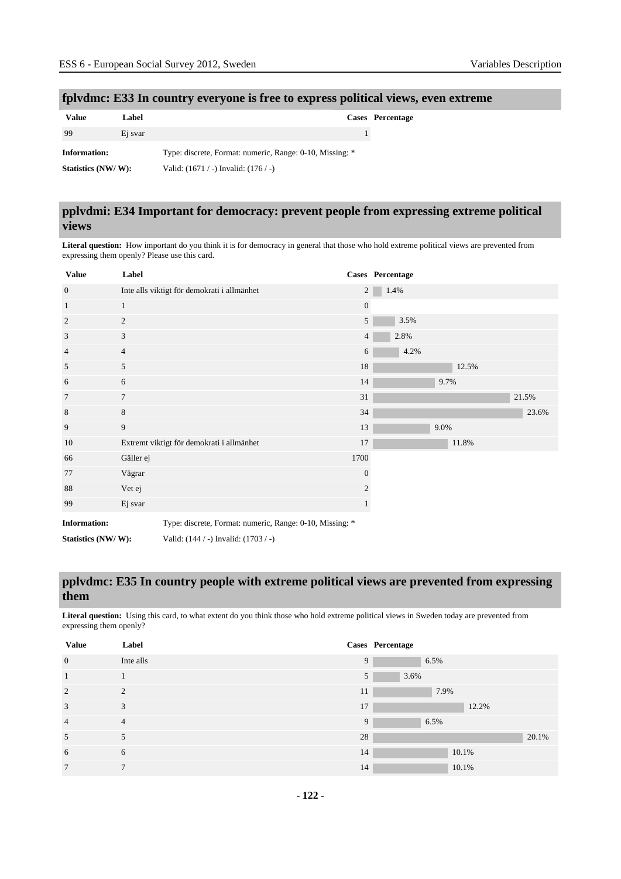## fplvdmc: E33 In country everyone is free to express political views, even extreme

| Value | Label | Cases | Percentage |
|---|---|---|---|
| 99 | Ej svar | 1 | |

**Information:** Type: discrete, Format: numeric, Range: 0-10, Missing: *

**Statistics (NW/ W):** Valid: (1671 / -) Invalid: (176 / -)

## pplvdmi: E34 Important for democracy: prevent people from expressing extreme political views

**Literal question:** How important do you think it is for democracy in general that those who hold extreme political views are prevented from expressing them openly? Please use this card.

| Value | Label | Cases | Percentage |
|---|---|---|---|
| 0 | Inte alls viktigt för demokrati i allmänhet | 2 | 1.4% |
| 1 | 1 | 0 | |
| 2 | 2 | 5 | 3.5% |
| 3 | 3 | 4 | 2.8% |
| 4 | 4 | 6 | 4.2% |
| 5 | 5 | 18 | 12.5% |
| 6 | 6 | 14 | 9.7% |
| 7 | 7 | 31 | 21.5% |
| 8 | 8 | 34 | 23.6% |
| 9 | 9 | 13 | 9.0% |
| 10 | Extremt viktigt för demokrati i allmänhet | 17 | 11.8% |
| 66 | Gäller ej | 1700 | |
| 77 | Vägrar | 0 | |
| 88 | Vet ej | 2 | |
| 99 | Ej svar | 1 | |

**Information:** Type: discrete, Format: numeric, Range: 0-10, Missing: *

**Statistics (NW/ W):** Valid: (144 / -) Invalid: (1703 / -)

## pplvdmc: E35 In country people with extreme political views are prevented from expressing them

**Literal question:** Using this card, to what extent do you think those who hold extreme political views in Sweden today are prevented from expressing them openly?

| Value | Label | Cases | Percentage |
|---|---|---|---|
| 0 | Inte alls | 9 | 6.5% |
| 1 | 1 | 5 | 3.6% |
| 2 | 2 | 11 | 7.9% |
| 3 | 3 | 17 | 12.2% |
| 4 | 4 | 9 | 6.5% |
| 5 | 5 | 28 | 20.1% |
| 6 | 6 | 14 | 10.1% |
| 7 | 7 | 14 | 10.1% |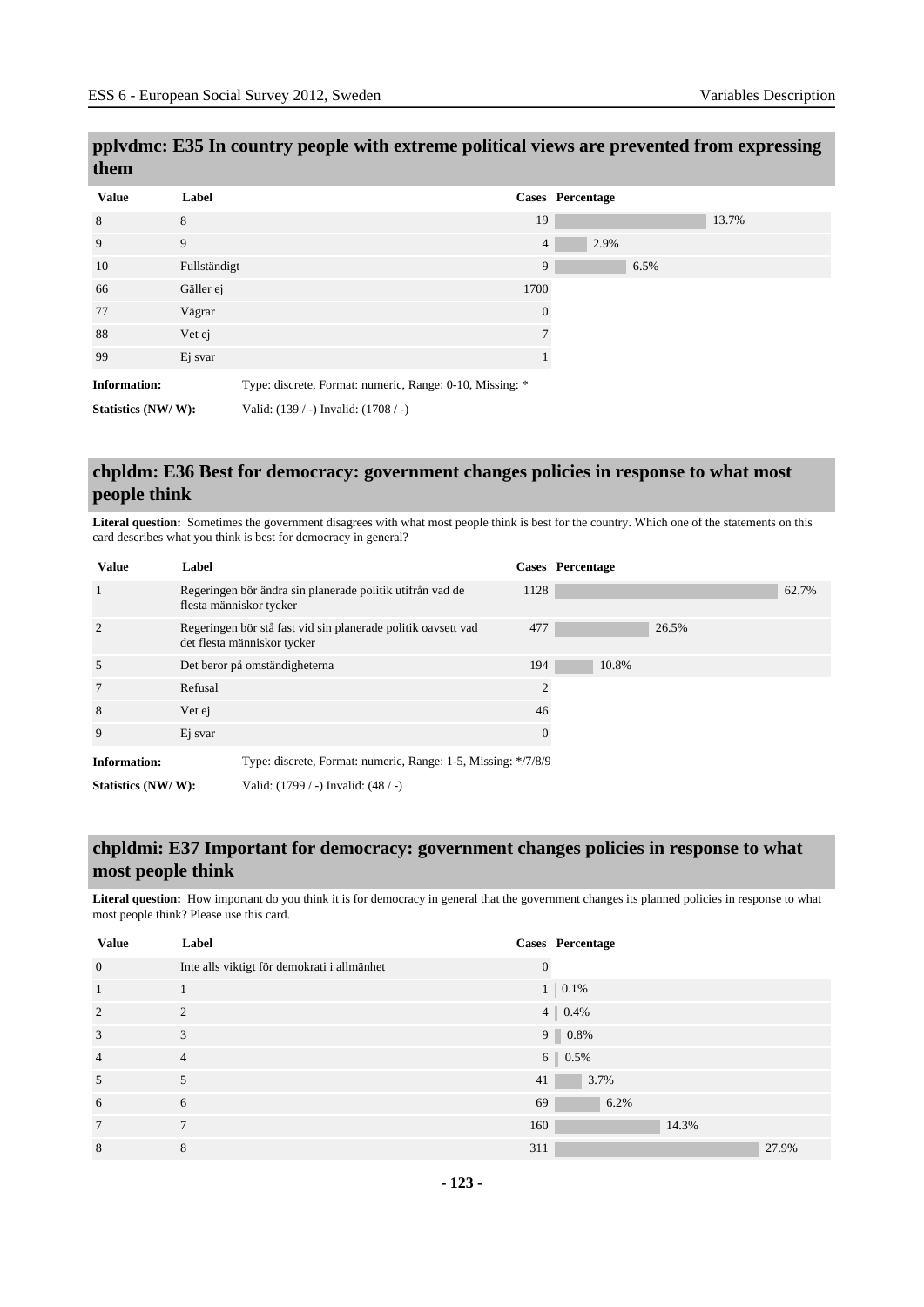## pplvdmc: E35 In country people with extreme political views are prevented from expressing them

| Value | Label | Cases | Percentage |
|---|---|---|---|
| 8 | 8 | 19 | 13.7% |
| 9 | 9 | 4 | 2.9% |
| 10 | Fullständigt | 9 | 6.5% |
| 66 | Gäller ej | 1700 | |
| 77 | Vägrar | 0 | |
| 88 | Vet ej | 7 | |
| 99 | Ej svar | 1 | |

**Information:** Type: discrete, Format: numeric, Range: 0-10, Missing: *

**Statistics (NW/ W):** Valid: (139 / -) Invalid: (1708 / -)

## chpldm: E36 Best for democracy: government changes policies in response to what most people think

**Literal question:** Sometimes the government disagrees with what most people think is best for the country. Which one of the statements on this card describes what you think is best for democracy in general?

| Value | Label | Cases | Percentage |
|---|---|---|---|
| 1 | Regeringen bör ändra sin planerade politik utifrån vad de flesta människor tycker | 1128 | 62.7% |
| 2 | Regeringen bör stå fast vid sin planerade politik oavsett vad det flesta människor tycker | 477 | 26.5% |
| 5 | Det beror på omständigheterna | 194 | 10.8% |
| 7 | Refusal | 2 | |
| 8 | Vet ej | 46 | |
| 9 | Ej svar | 0 | |

**Information:** Type: discrete, Format: numeric, Range: 1-5, Missing: */7/8/9

**Statistics (NW/ W):** Valid: (1799 / -) Invalid: (48 / -)

## chpldmi: E37 Important for democracy: government changes policies in response to what most people think

**Literal question:** How important do you think it is for democracy in general that the government changes its planned policies in response to what most people think? Please use this card.

| Value | Label | Cases | Percentage |
|---|---|---|---|
| 0 | Inte alls viktigt för demokrati i allmänhet | 0 | |
| 1 | 1 | 1 | 0.1% |
| 2 | 2 | 4 | 0.4% |
| 3 | 3 | 9 | 0.8% |
| 4 | 4 | 6 | 0.5% |
| 5 | 5 | 41 | 3.7% |
| 6 | 6 | 69 | 6.2% |
| 7 | 7 | 160 | 14.3% |
| 8 | 8 | 311 | 27.9% |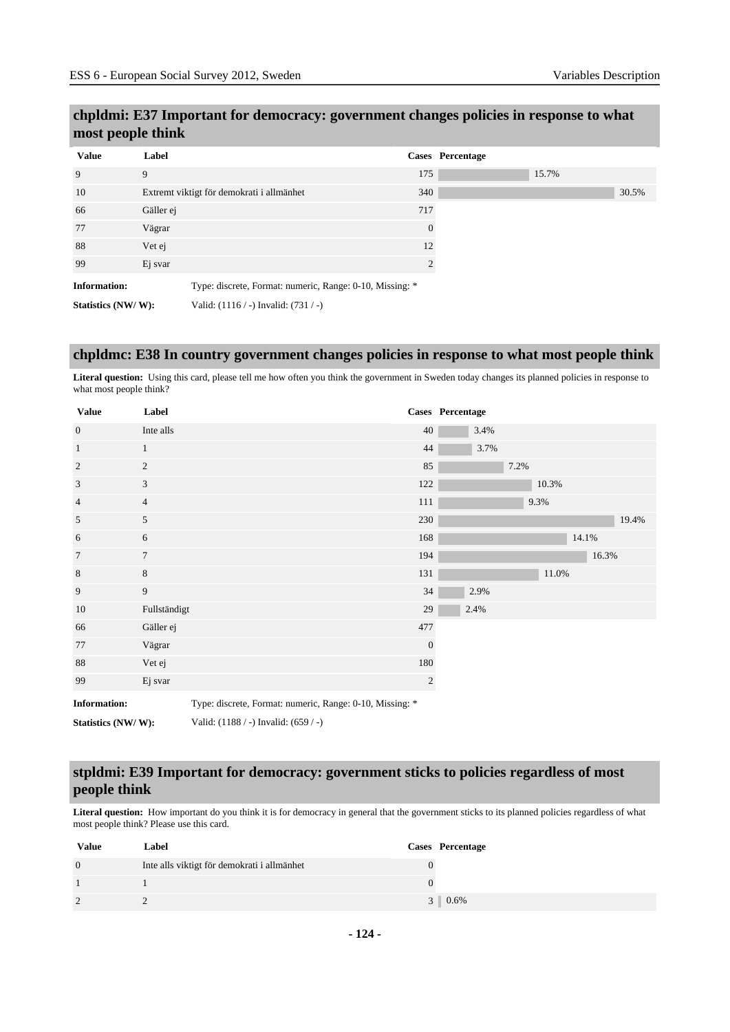## chpldmi: E37 Important for democracy: government changes policies in response to what most people think

| Value | Label | Cases | Percentage |
|---|---|---|---|
| 9 | 9 | 175 | 15.7% |
| 10 | Extremt viktigt för demokrati i allmänhet | 340 | 30.5% |
| 66 | Gäller ej | 717 | |
| 77 | Vägrar | 0 | |
| 88 | Vet ej | 12 | |
| 99 | Ej svar | 2 | |

**Information:** Type: discrete, Format: numeric, Range: 0-10, Missing: *

**Statistics (NW/ W):** Valid: (1116 / -) Invalid: (731 / -)

## chpldmc: E38 In country government changes policies in response to what most people think

**Literal question:** Using this card, please tell me how often you think the government in Sweden today changes its planned policies in response to what most people think?

| Value | Label | Cases | Percentage |
|---|---|---|---|
| 0 | Inte alls | 40 | 3.4% |
| 1 | 1 | 44 | 3.7% |
| 2 | 2 | 85 | 7.2% |
| 3 | 3 | 122 | 10.3% |
| 4 | 4 | 111 | 9.3% |
| 5 | 5 | 230 | 19.4% |
| 6 | 6 | 168 | 14.1% |
| 7 | 7 | 194 | 16.3% |
| 8 | 8 | 131 | 11.0% |
| 9 | 9 | 34 | 2.9% |
| 10 | Fullständigt | 29 | 2.4% |
| 66 | Gäller ej | 477 | |
| 77 | Vägrar | 0 | |
| 88 | Vet ej | 180 | |
| 99 | Ej svar | 2 | |

**Information:** Type: discrete, Format: numeric, Range: 0-10, Missing: *

**Statistics (NW/ W):** Valid: (1188 / -) Invalid: (659 / -)

## stpldmi: E39 Important for democracy: government sticks to policies regardless of most people think

**Literal question:** How important do you think it is for democracy in general that the government sticks to its planned policies regardless of what most people think? Please use this card.

| Value | Label | Cases | Percentage |
|---|---|---|---|
| 0 | Inte alls viktigt för demokrati i allmänhet | 0 | |
| 1 | 1 | 0 | |
| 2 | 2 | 3 | 0.6% |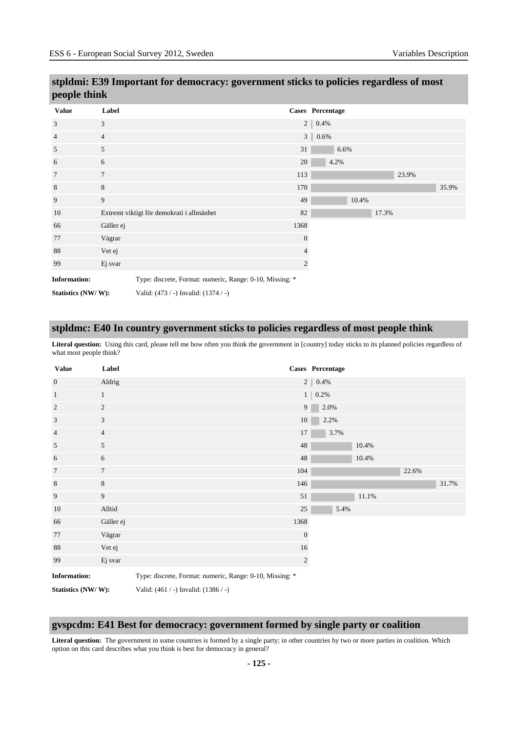## stpldmi: E39 Important for democracy: government sticks to policies regardless of most people think

| Value | Label | Cases | Percentage |
|---|---|---|---|
| 3 | 3 | 2 | 0.4% |
| 4 | 4 | 3 | 0.6% |
| 5 | 5 | 31 | 6.6% |
| 6 | 6 | 20 | 4.2% |
| 7 | 7 | 113 | 23.9% |
| 8 | 8 | 170 | 35.9% |
| 9 | 9 | 49 | 10.4% |
| 10 | Extremt viktigt för demokrati i allmänhet | 82 | 17.3% |
| 66 | Gäller ej | 1368 | |
| 77 | Vägrar | 0 | |
| 88 | Vet ej | 4 | |
| 99 | Ej svar | 2 | |

**Information:** Type: discrete, Format: numeric, Range: 0-10, Missing: *

**Statistics (NW/ W):** Valid: (473 / -) Invalid: (1374 / -)

## stpldmc: E40 In country government sticks to policies regardless of most people think

**Literal question:** Using this card, please tell me how often you think the government in [country] today sticks to its planned policies regardless of what most people think?

| Value | Label | Cases | Percentage |
|---|---|---|---|
| 0 | Aldrig | 2 | 0.4% |
| 1 | 1 | 1 | 0.2% |
| 2 | 2 | 9 | 2.0% |
| 3 | 3 | 10 | 2.2% |
| 4 | 4 | 17 | 3.7% |
| 5 | 5 | 48 | 10.4% |
| 6 | 6 | 48 | 10.4% |
| 7 | 7 | 104 | 22.6% |
| 8 | 8 | 146 | 31.7% |
| 9 | 9 | 51 | 11.1% |
| 10 | Alltid | 25 | 5.4% |
| 66 | Gäller ej | 1368 | |
| 77 | Vägrar | 0 | |
| 88 | Vet ej | 16 | |
| 99 | Ej svar | 2 | |

**Information:** Type: discrete, Format: numeric, Range: 0-10, Missing: *

**Statistics (NW/ W):** Valid: (461 / -) Invalid: (1386 / -)

## gvspcdm: E41 Best for democracy: government formed by single party or coalition

**Literal question:** The government in some countries is formed by a single party; in other countries by two or more parties in coalition. Which option on this card describes what you think is best for democracy in general?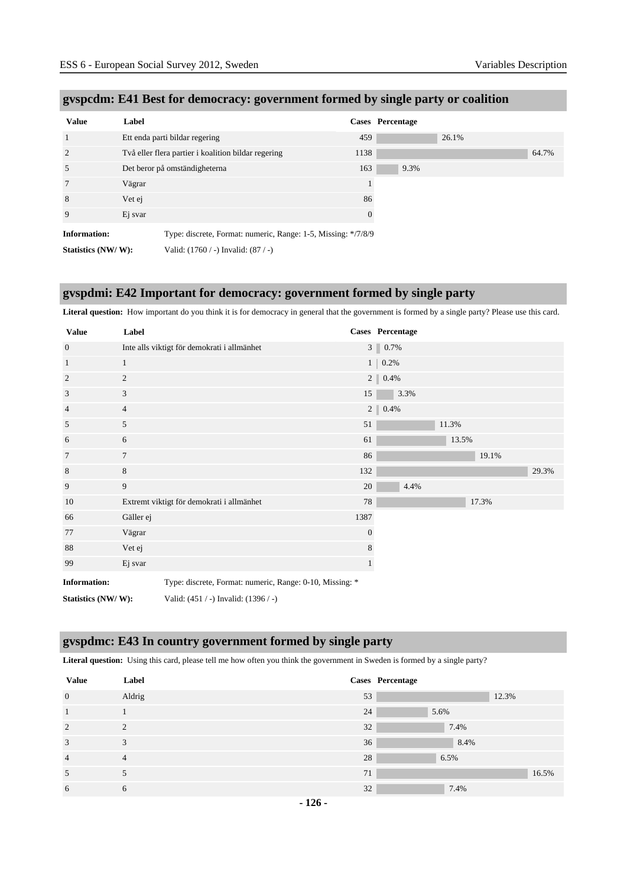## gvspcdm: E41 Best for democracy: government formed by single party or coalition

| Value | Label | Cases | Percentage |
|---|---|---|---|
| 1 | Ett enda parti bildar regering | 459 | 26.1% |
| 2 | Två eller flera partier i koalition bildar regering | 1138 | 64.7% |
| 5 | Det beror på omständigheterna | 163 | 9.3% |
| 7 | Vägrar | 1 | |
| 8 | Vet ej | 86 | |
| 9 | Ej svar | 0 | |

**Information:** Type: discrete, Format: numeric, Range: 1-5, Missing: */7/8/9

**Statistics (NW/ W):** Valid: (1760 / -) Invalid: (87 / -)

## gvspdmi: E42 Important for democracy: government formed by single party

**Literal question:** How important do you think it is for democracy in general that the government is formed by a single party? Please use this card.

| Value | Label | Cases | Percentage |
|---|---|---|---|
| 0 | Inte alls viktigt för demokrati i allmänhet | 3 | 0.7% |
| 1 | 1 | 1 | 0.2% |
| 2 | 2 | 2 | 0.4% |
| 3 | 3 | 15 | 3.3% |
| 4 | 4 | 2 | 0.4% |
| 5 | 5 | 51 | 11.3% |
| 6 | 6 | 61 | 13.5% |
| 7 | 7 | 86 | 19.1% |
| 8 | 8 | 132 | 29.3% |
| 9 | 9 | 20 | 4.4% |
| 10 | Extremt viktigt för demokrati i allmänhet | 78 | 17.3% |
| 66 | Gäller ej | 1387 | |
| 77 | Vägrar | 0 | |
| 88 | Vet ej | 8 | |
| 99 | Ej svar | 1 | |

**Information:** Type: discrete, Format: numeric, Range: 0-10, Missing: *

**Statistics (NW/ W):** Valid: (451 / -) Invalid: (1396 / -)

## gvspdmc: E43 In country government formed by single party

**Literal question:** Using this card, please tell me how often you think the government in Sweden is formed by a single party?

| Value | Label | Cases | Percentage |
|---|---|---|---|
| 0 | Aldrig | 53 | 12.3% |
| 1 | 1 | 24 | 5.6% |
| 2 | 2 | 32 | 7.4% |
| 3 | 3 | 36 | 8.4% |
| 4 | 4 | 28 | 6.5% |
| 5 | 5 | 71 | 16.5% |
| 6 | 6 | 32 | 7.4% |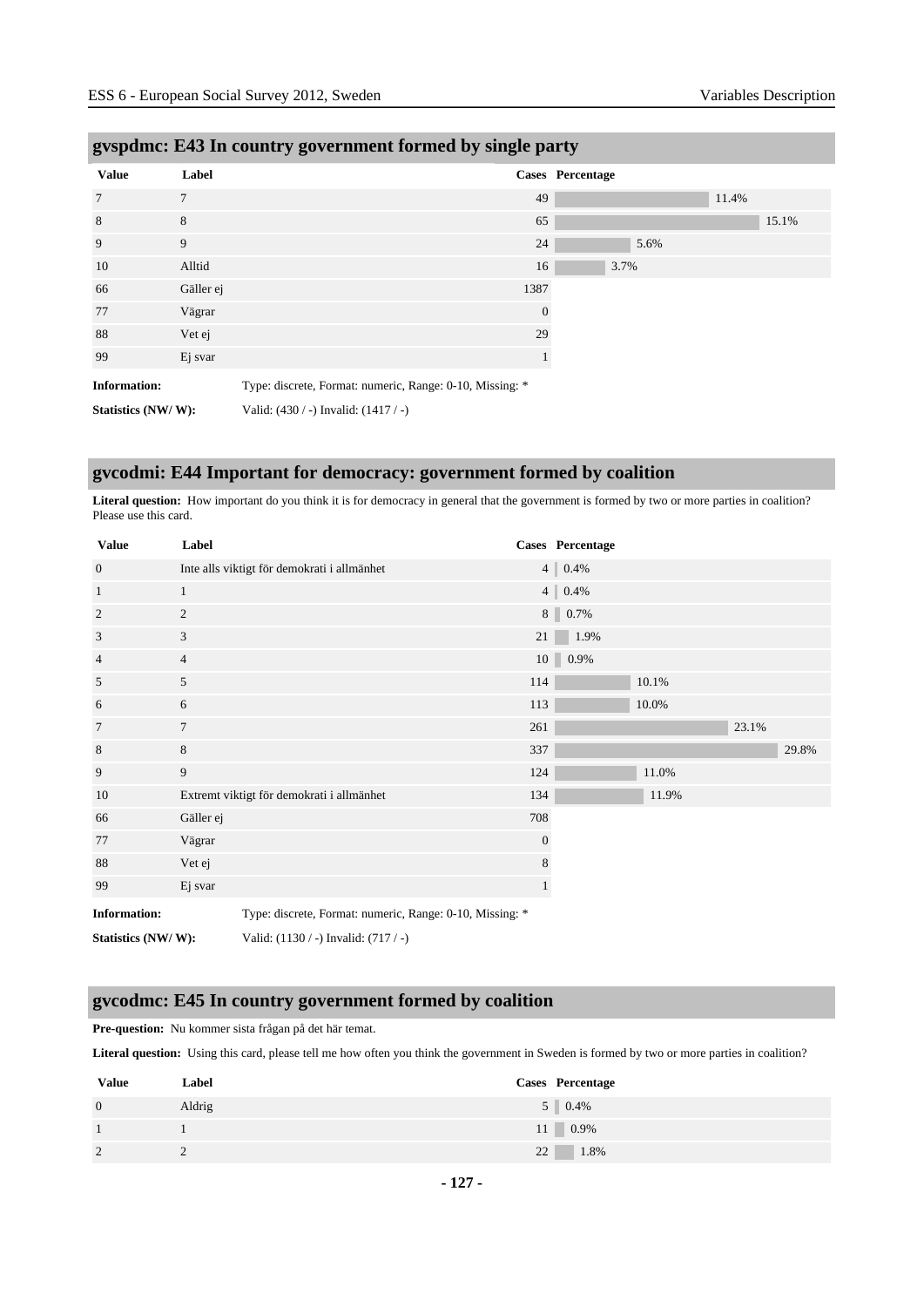## gvspdmc: E43 In country government formed by single party

| Value | Label | Cases | Percentage |
|---|---|---|---|
| 7 | 7 | 49 | 11.4% |
| 8 | 8 | 65 | 15.1% |
| 9 | 9 | 24 | 5.6% |
| 10 | Alltid | 16 | 3.7% |
| 66 | Gäller ej | 1387 | |
| 77 | Vägrar | 0 | |
| 88 | Vet ej | 29 | |
| 99 | Ej svar | 1 | |

**Information:** Type: discrete, Format: numeric, Range: 0-10, Missing: *

**Statistics (NW/ W):** Valid: (430 / -) Invalid: (1417 / -)

## gvcodmi: E44 Important for democracy: government formed by coalition

**Literal question:** How important do you think it is for democracy in general that the government is formed by two or more parties in coalition? Please use this card.

| Value | Label | Cases | Percentage |
|---|---|---|---|
| 0 | Inte alls viktigt för demokrati i allmänhet | 4 | 0.4% |
| 1 | 1 | 4 | 0.4% |
| 2 | 2 | 8 | 0.7% |
| 3 | 3 | 21 | 1.9% |
| 4 | 4 | 10 | 0.9% |
| 5 | 5 | 114 | 10.1% |
| 6 | 6 | 113 | 10.0% |
| 7 | 7 | 261 | 23.1% |
| 8 | 8 | 337 | 29.8% |
| 9 | 9 | 124 | 11.0% |
| 10 | Extremt viktigt för demokrati i allmänhet | 134 | 11.9% |
| 66 | Gäller ej | 708 | |
| 77 | Vägrar | 0 | |
| 88 | Vet ej | 8 | |
| 99 | Ej svar | 1 | |

**Information:** Type: discrete, Format: numeric, Range: 0-10, Missing: *

**Statistics (NW/ W):** Valid: (1130 / -) Invalid: (717 / -)

## gvcodmc: E45 In country government formed by coalition

**Pre-question:** Nu kommer sista frågan på det här temat.

**Literal question:** Using this card, please tell me how often you think the government in Sweden is formed by two or more parties in coalition?

| Value | Label | Cases | Percentage |
|---|---|---|---|
| 0 | Aldrig | 5 | 0.4% |
| 1 | 1 | 11 | 0.9% |
| 2 | 2 | 22 | 1.8% |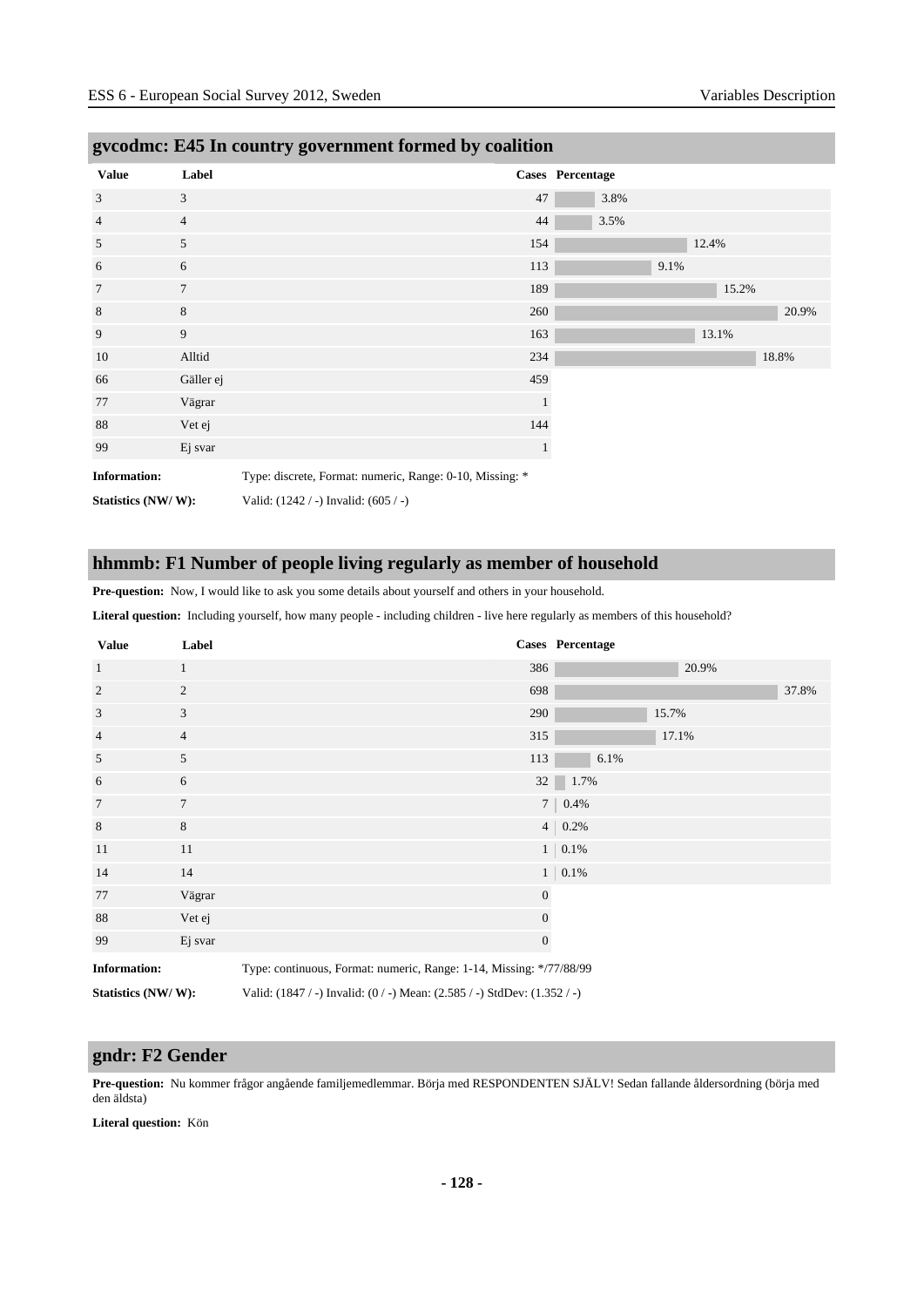## gvcodmc: E45 In country government formed by coalition

| Value | Label | Cases | Percentage |
|---|---|---|---|
| 3 | 3 | 47 | 3.8% |
| 4 | 4 | 44 | 3.5% |
| 5 | 5 | 154 | 12.4% |
| 6 | 6 | 113 | 9.1% |
| 7 | 7 | 189 | 15.2% |
| 8 | 8 | 260 | 20.9% |
| 9 | 9 | 163 | 13.1% |
| 10 | Alltid | 234 | 18.8% |
| 66 | Gäller ej | 459 | |
| 77 | Vägrar | 1 | |
| 88 | Vet ej | 144 | |
| 99 | Ej svar | 1 | |

**Information:** Type: discrete, Format: numeric, Range: 0-10, Missing: *

**Statistics (NW/ W):** Valid: (1242 / -) Invalid: (605 / -)

## hhmmb: F1 Number of people living regularly as member of household

**Pre-question:** Now, I would like to ask you some details about yourself and others in your household.

**Literal question:** Including yourself, how many people - including children - live here regularly as members of this household?

| Value | Label | Cases | Percentage |
|---|---|---|---|
| 1 | 1 | 386 | 20.9% |
| 2 | 2 | 698 | 37.8% |
| 3 | 3 | 290 | 15.7% |
| 4 | 4 | 315 | 17.1% |
| 5 | 5 | 113 | 6.1% |
| 6 | 6 | 32 | 1.7% |
| 7 | 7 | 7 | 0.4% |
| 8 | 8 | 4 | 0.2% |
| 11 | 11 | 1 | 0.1% |
| 14 | 14 | 1 | 0.1% |
| 77 | Vägrar | 0 | |
| 88 | Vet ej | 0 | |
| 99 | Ej svar | 0 | |

**Information:** Type: continuous, Format: numeric, Range: 1-14, Missing: */77/88/99

**Statistics (NW/ W):** Valid: (1847 / -) Invalid: (0 / -) Mean: (2.585 / -) StdDev: (1.352 / -)

## gndr: F2 Gender

**Pre-question:** Nu kommer frågor angående familjemedlemmar. Börja med RESPONDENTEN SJÄLV! Sedan fallande åldersordning (börja med den äldsta)

**Literal question:** Kön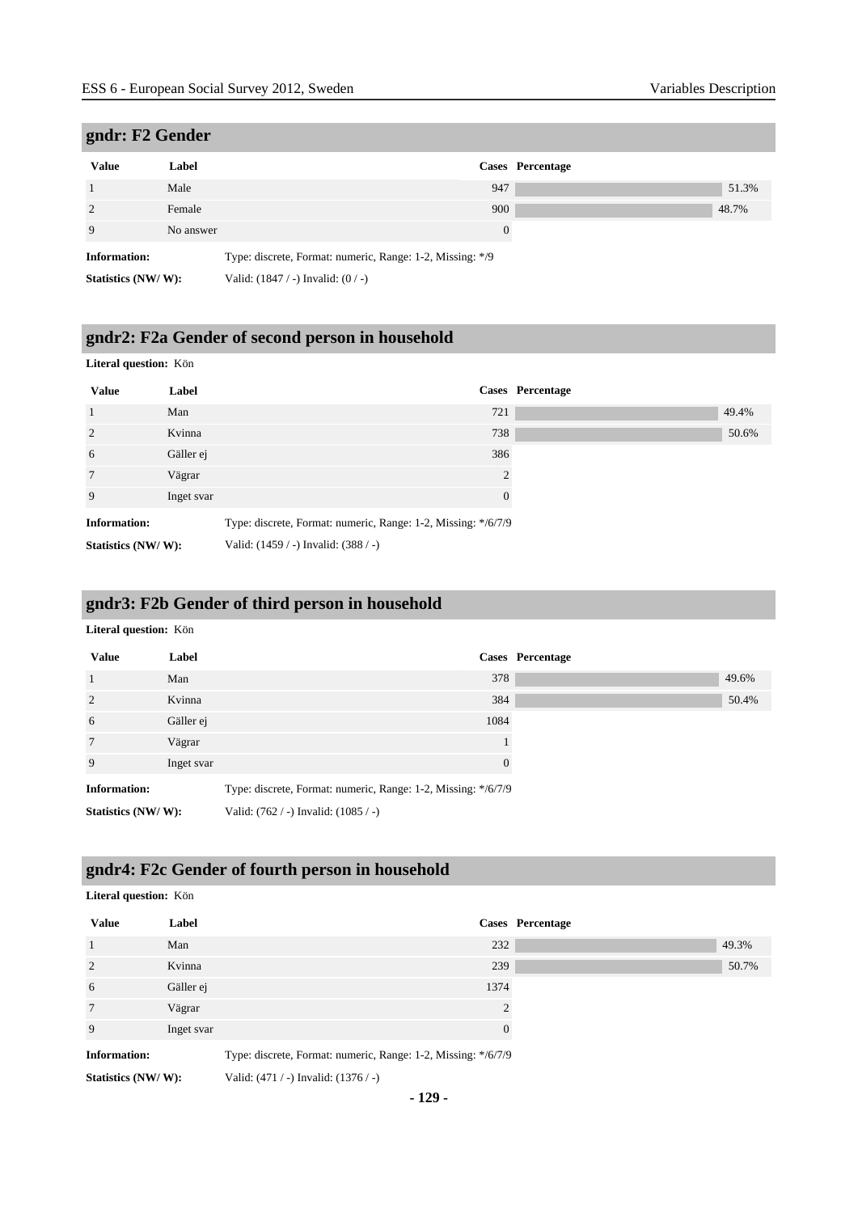## gndr: F2 Gender

| Value | Label | Cases | Percentage |
|---|---|---|---|
| 1 | Male | 947 | 51.3% |
| 2 | Female | 900 | 48.7% |
| 9 | No answer | 0 | |

**Information:** Type: discrete, Format: numeric, Range: 1-2, Missing: */9

**Statistics (NW/ W):** Valid: (1847 / -) Invalid: (0 / -)

## gndr2: F2a Gender of second person in household

**Literal question:** Kön

| Value | Label | Cases | Percentage |
|---|---|---|---|
| 1 | Man | 721 | 49.4% |
| 2 | Kvinna | 738 | 50.6% |
| 6 | Gäller ej | 386 | |
| 7 | Vägrar | 2 | |
| 9 | Inget svar | 0 | |

**Information:** Type: discrete, Format: numeric, Range: 1-2, Missing: */6/7/9

**Statistics (NW/ W):** Valid: (1459 / -) Invalid: (388 / -)

## gndr3: F2b Gender of third person in household

**Literal question:** Kön

| Value | Label | Cases | Percentage |
|---|---|---|---|
| 1 | Man | 378 | 49.6% |
| 2 | Kvinna | 384 | 50.4% |
| 6 | Gäller ej | 1084 | |
| 7 | Vägrar | 1 | |
| 9 | Inget svar | 0 | |

**Information:** Type: discrete, Format: numeric, Range: 1-2, Missing: */6/7/9

**Statistics (NW/ W):** Valid: (762 / -) Invalid: (1085 / -)

## gndr4: F2c Gender of fourth person in household

**Literal question:** Kön

| Value | Label | Cases | Percentage |
|---|---|---|---|
| 1 | Man | 232 | 49.3% |
| 2 | Kvinna | 239 | 50.7% |
| 6 | Gäller ej | 1374 | |
| 7 | Vägrar | 2 | |
| 9 | Inget svar | 0 | |

**Information:** Type: discrete, Format: numeric, Range: 1-2, Missing: */6/7/9

**Statistics (NW/ W):** Valid: (471 / -) Invalid: (1376 / -)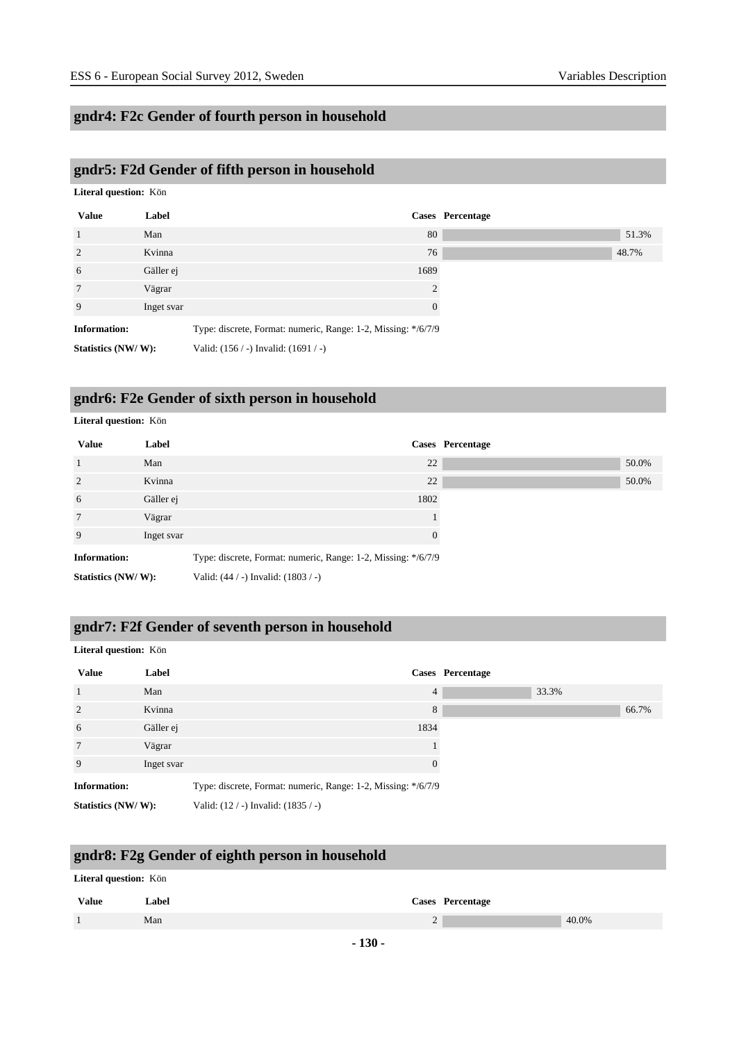## gndr4: F2c Gender of fourth person in household

## gndr5: F2d Gender of fifth person in household

**Literal question:** Kön

| Value | Label | Cases | Percentage |
|---|---|---|---|
| 1 | Man | 80 | 51.3% |
| 2 | Kvinna | 76 | 48.7% |
| 6 | Gäller ej | 1689 | |
| 7 | Vägrar | 2 | |
| 9 | Inget svar | 0 | |

**Information:** Type: discrete, Format: numeric, Range: 1-2, Missing: */6/7/9

**Statistics (NW/ W):** Valid: (156 / -) Invalid: (1691 / -)

## gndr6: F2e Gender of sixth person in household

**Literal question:** Kön

| Value | Label | Cases | Percentage |
|---|---|---|---|
| 1 | Man | 22 | 50.0% |
| 2 | Kvinna | 22 | 50.0% |
| 6 | Gäller ej | 1802 | |
| 7 | Vägrar | 1 | |
| 9 | Inget svar | 0 | |

**Information:** Type: discrete, Format: numeric, Range: 1-2, Missing: */6/7/9

**Statistics (NW/ W):** Valid: (44 / -) Invalid: (1803 / -)

## gndr7: F2f Gender of seventh person in household

**Literal question:** Kön

| Value | Label | Cases | Percentage |
|---|---|---|---|
| 1 | Man | 4 | 33.3% |
| 2 | Kvinna | 8 | 66.7% |
| 6 | Gäller ej | 1834 | |
| 7 | Vägrar | 1 | |
| 9 | Inget svar | 0 | |

**Information:** Type: discrete, Format: numeric, Range: 1-2, Missing: */6/7/9

**Statistics (NW/ W):** Valid: (12 / -) Invalid: (1835 / -)

## gndr8: F2g Gender of eighth person in household

**Literal question:** Kön

| Value | Label | Cases | Percentage |
|---|---|---|---|
| 1 | Man | 2 | 40.0% |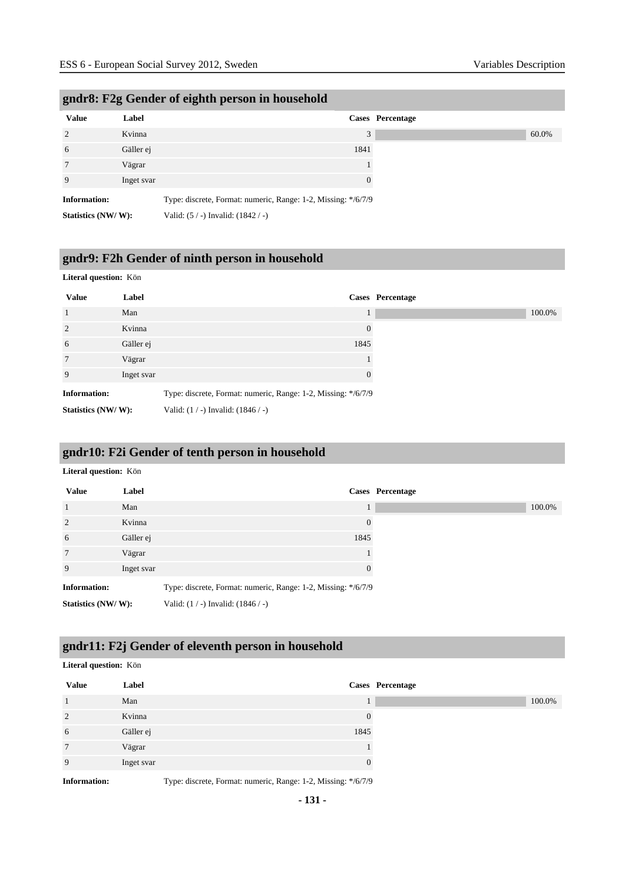## gndr8: F2g Gender of eighth person in household

| Value | Label | Cases | Percentage |
|---|---|---|---|
| 2 | Kvinna | 3 | 60.0% |
| 6 | Gäller ej | 1841 | |
| 7 | Vägrar | 1 | |
| 9 | Inget svar | 0 | |

**Information:** Type: discrete, Format: numeric, Range: 1-2, Missing: */6/7/9

**Statistics (NW/ W):** Valid: (5 / -) Invalid: (1842 / -)

## gndr9: F2h Gender of ninth person in household

**Literal question:** Kön

| Value | Label | Cases | Percentage |
|---|---|---|---|
| 1 | Man | 1 | 100.0% |
| 2 | Kvinna | 0 | |
| 6 | Gäller ej | 1845 | |
| 7 | Vägrar | 1 | |
| 9 | Inget svar | 0 | |

**Information:** Type: discrete, Format: numeric, Range: 1-2, Missing: */6/7/9

**Statistics (NW/ W):** Valid: (1 / -) Invalid: (1846 / -)

## gndr10: F2i Gender of tenth person in household

**Literal question:** Kön

| Value | Label | Cases | Percentage |
|---|---|---|---|
| 1 | Man | 1 | 100.0% |
| 2 | Kvinna | 0 | |
| 6 | Gäller ej | 1845 | |
| 7 | Vägrar | 1 | |
| 9 | Inget svar | 0 | |

**Information:** Type: discrete, Format: numeric, Range: 1-2, Missing: */6/7/9

**Statistics (NW/ W):** Valid: (1 / -) Invalid: (1846 / -)

## gndr11: F2j Gender of eleventh person in household

**Literal question:** Kön

| Value | Label | Cases | Percentage |
|---|---|---|---|
| 1 | Man | 1 | 100.0% |
| 2 | Kvinna | 0 | |
| 6 | Gäller ej | 1845 | |
| 7 | Vägrar | 1 | |
| 9 | Inget svar | 0 | |

**Information:** Type: discrete, Format: numeric, Range: 1-2, Missing: */6/7/9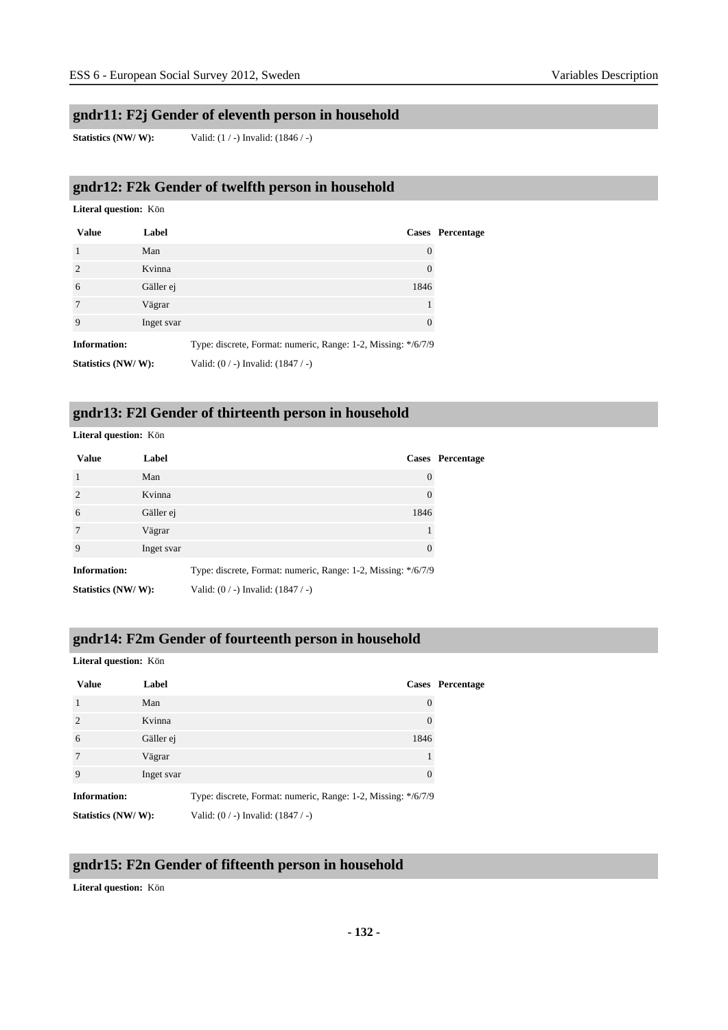## gndr11: F2j Gender of eleventh person in household

**Statistics (NW/ W):** Valid: (1 / -) Invalid: (1846 / -)

## gndr12: F2k Gender of twelfth person in household

**Literal question:** Kön

| Value | Label | Cases | Percentage |
|---|---|---|---|
| 1 | Man | 0 | |
| 2 | Kvinna | 0 | |
| 6 | Gäller ej | 1846 | |
| 7 | Vägrar | 1 | |
| 9 | Inget svar | 0 | |

**Information:** Type: discrete, Format: numeric, Range: 1-2, Missing: */6/7/9

**Statistics (NW/ W):** Valid: (0 / -) Invalid: (1847 / -)

## gndr13: F2l Gender of thirteenth person in household

**Literal question:** Kön

| Value | Label | Cases | Percentage |
|---|---|---|---|
| 1 | Man | 0 | |
| 2 | Kvinna | 0 | |
| 6 | Gäller ej | 1846 | |
| 7 | Vägrar | 1 | |
| 9 | Inget svar | 0 | |

**Information:** Type: discrete, Format: numeric, Range: 1-2, Missing: */6/7/9

**Statistics (NW/ W):** Valid: (0 / -) Invalid: (1847 / -)

## gndr14: F2m Gender of fourteenth person in household

**Literal question:** Kön

| Value | Label | Cases | Percentage |
|---|---|---|---|
| 1 | Man | 0 | |
| 2 | Kvinna | 0 | |
| 6 | Gäller ej | 1846 | |
| 7 | Vägrar | 1 | |
| 9 | Inget svar | 0 | |

**Information:** Type: discrete, Format: numeric, Range: 1-2, Missing: */6/7/9

**Statistics (NW/ W):** Valid: (0 / -) Invalid: (1847 / -)

## gndr15: F2n Gender of fifteenth person in household

**Literal question:** Kön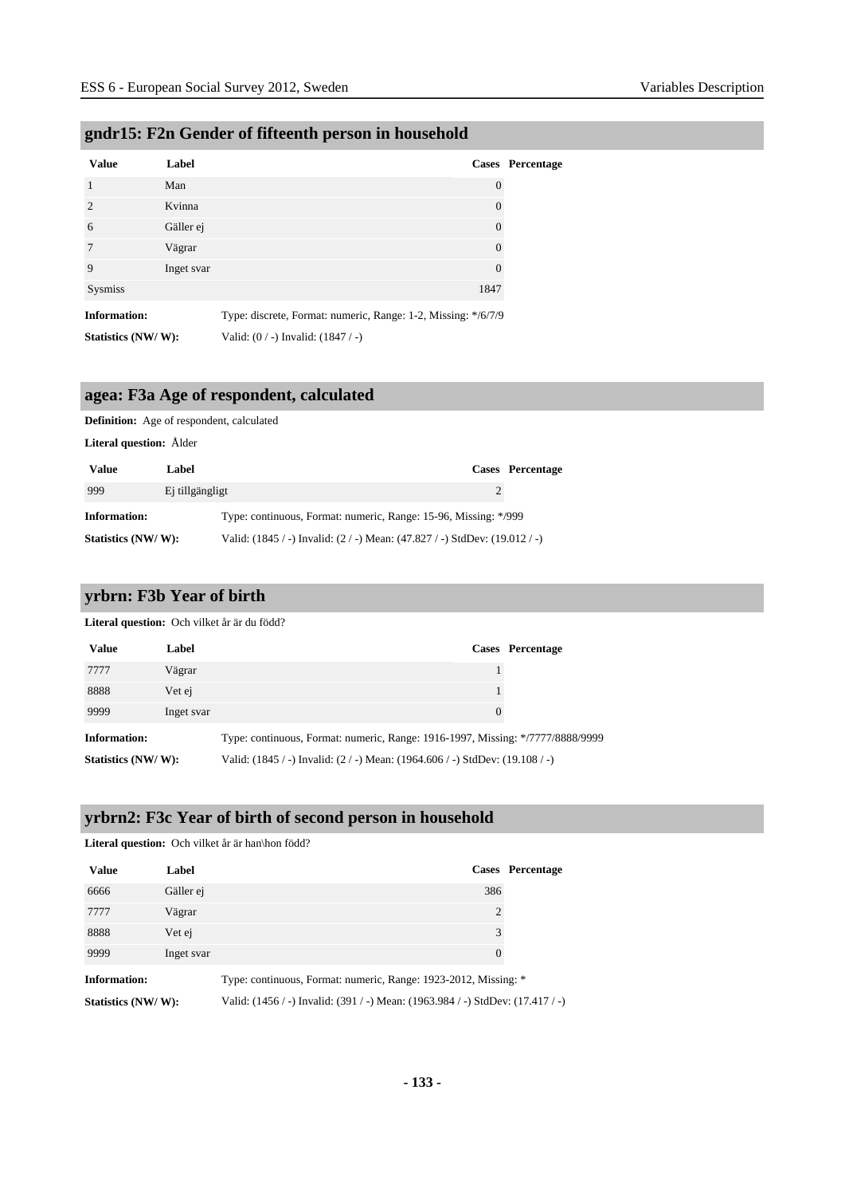## gndr15: F2n Gender of fifteenth person in household

| Value | Label | Cases | Percentage |
|---|---|---|---|
| 1 | Man | 0 | |
| 2 | Kvinna | 0 | |
| 6 | Gäller ej | 0 | |
| 7 | Vägrar | 0 | |
| 9 | Inget svar | 0 | |
| Sysmiss | | 1847 | |

**Information:** Type: discrete, Format: numeric, Range: 1-2, Missing: */6/7/9

**Statistics (NW/ W):** Valid: (0 / -) Invalid: (1847 / -)

## agea: F3a Age of respondent, calculated

**Definition:** Age of respondent, calculated

**Literal question:** Ålder

| Value | Label | Cases | Percentage |
|---|---|---|---|
| 999 | Ej tillgängligt | 2 | |

**Information:** Type: continuous, Format: numeric, Range: 15-96, Missing: */999

**Statistics (NW/ W):** Valid: (1845 / -) Invalid: (2 / -) Mean: (47.827 / -) StdDev: (19.012 / -)

## yrbrn: F3b Year of birth

**Literal question:** Och vilket år är du född?

| Value | Label | Cases | Percentage |
|---|---|---|---|
| 7777 | Vägrar | 1 | |
| 8888 | Vet ej | 1 | |
| 9999 | Inget svar | 0 | |

**Information:** Type: continuous, Format: numeric, Range: 1916-1997, Missing: */7777/8888/9999

**Statistics (NW/ W):** Valid: (1845 / -) Invalid: (2 / -) Mean: (1964.606 / -) StdDev: (19.108 / -)

## yrbrn2: F3c Year of birth of second person in household

**Literal question:** Och vilket år är han\hon född?

| Value | Label | Cases | Percentage |
|---|---|---|---|
| 6666 | Gäller ej | 386 | |
| 7777 | Vägrar | 2 | |
| 8888 | Vet ej | 3 | |
| 9999 | Inget svar | 0 | |

**Information:** Type: continuous, Format: numeric, Range: 1923-2012, Missing: *

**Statistics (NW/ W):** Valid: (1456 / -) Invalid: (391 / -) Mean: (1963.984 / -) StdDev: (17.417 / -)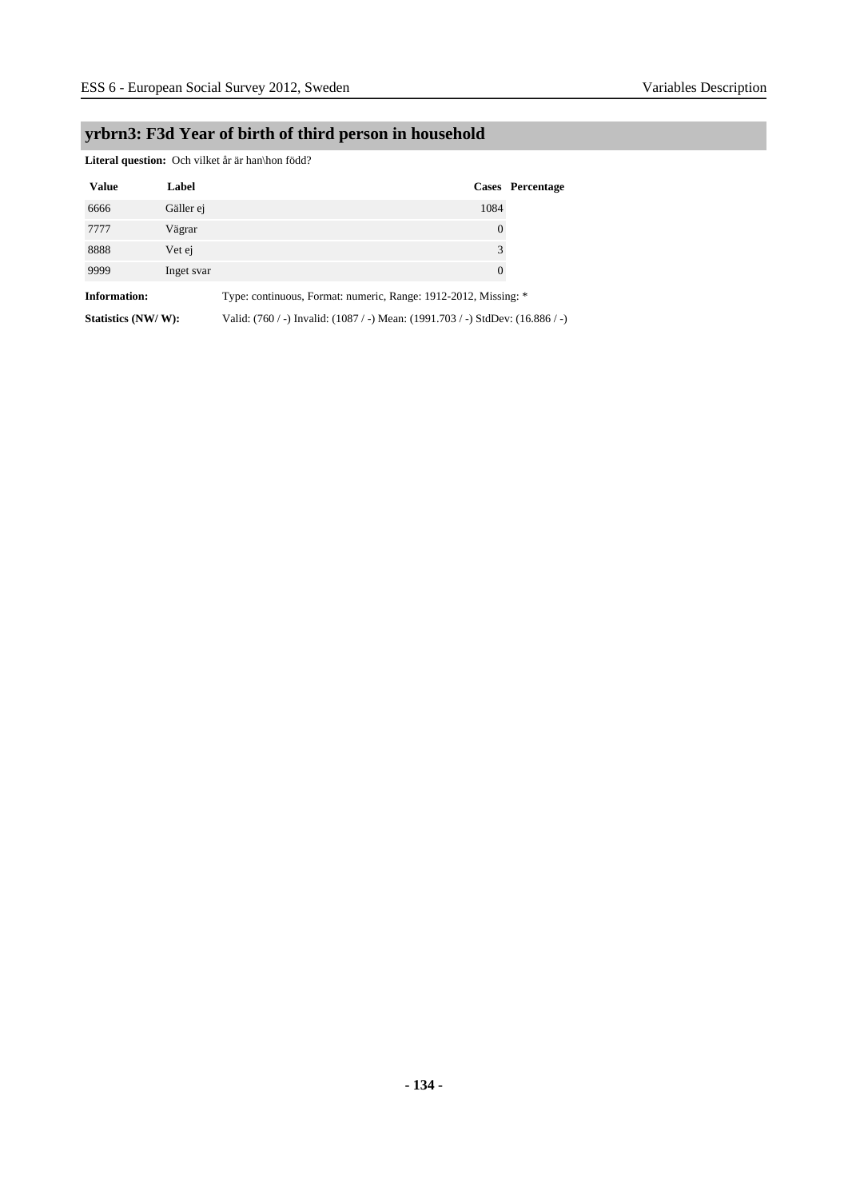## yrbrn3: F3d Year of birth of third person in household

**Literal question:** Och vilket år är han\hon född?

| Value | Label | Cases | Percentage |
|---|---|---|---|
| 6666 | Gäller ej | 1084 | |
| 7777 | Vägrar | 0 | |
| 8888 | Vet ej | 3 | |
| 9999 | Inget svar | 0 | |

**Information:** Type: continuous, Format: numeric, Range: 1912-2012, Missing: *

**Statistics (NW/ W):** Valid: (760 / -) Invalid: (1087 / -) Mean: (1991.703 / -) StdDev: (16.886 / -)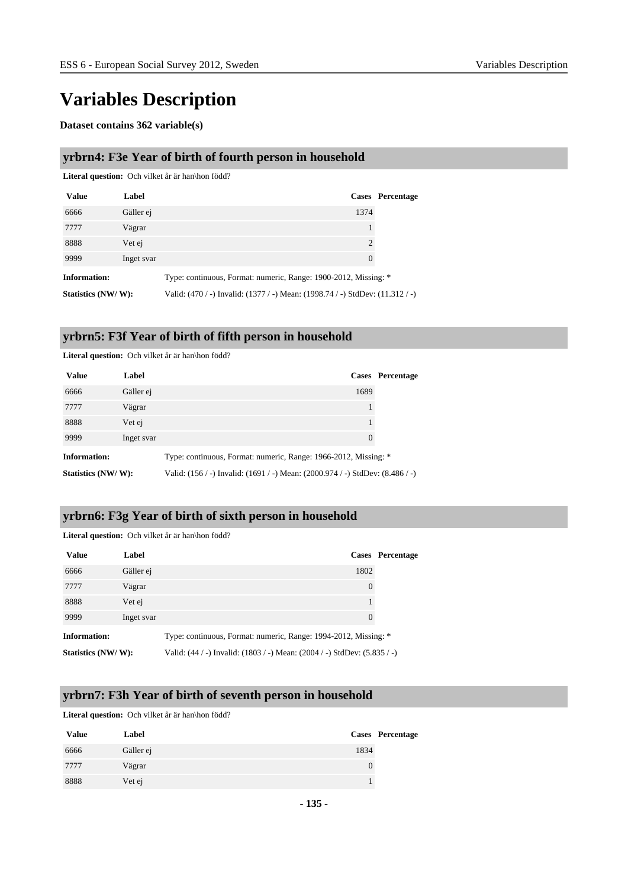# Variables Description

**Dataset contains 362 variable(s)**

## yrbrn4: F3e Year of birth of fourth person in household

**Literal question:** Och vilket år är han\hon född?

| Value | Label | Cases | Percentage |
|---|---|---|---|
| 6666 | Gäller ej | 1374 | |
| 7777 | Vägrar | 1 | |
| 8888 | Vet ej | 2 | |
| 9999 | Inget svar | 0 | |

**Information:** Type: continuous, Format: numeric, Range: 1900-2012, Missing: *

**Statistics (NW/ W):** Valid: (470 / -) Invalid: (1377 / -) Mean: (1998.74 / -) StdDev: (11.312 / -)

## yrbrn5: F3f Year of birth of fifth person in household

**Literal question:** Och vilket år är han\hon född?

| Value | Label | Cases | Percentage |
|---|---|---|---|
| 6666 | Gäller ej | 1689 | |
| 7777 | Vägrar | 1 | |
| 8888 | Vet ej | 1 | |
| 9999 | Inget svar | 0 | |

**Information:** Type: continuous, Format: numeric, Range: 1966-2012, Missing: *

**Statistics (NW/ W):** Valid: (156 / -) Invalid: (1691 / -) Mean: (2000.974 / -) StdDev: (8.486 / -)

## yrbrn6: F3g Year of birth of sixth person in household

**Literal question:** Och vilket år är han\hon född?

| Value | Label | Cases | Percentage |
|---|---|---|---|
| 6666 | Gäller ej | 1802 | |
| 7777 | Vägrar | 0 | |
| 8888 | Vet ej | 1 | |
| 9999 | Inget svar | 0 | |

**Information:** Type: continuous, Format: numeric, Range: 1994-2012, Missing: *

**Statistics (NW/ W):** Valid: (44 / -) Invalid: (1803 / -) Mean: (2004 / -) StdDev: (5.835 / -)

## yrbrn7: F3h Year of birth of seventh person in household

**Literal question:** Och vilket år är han\hon född?

| Value | Label | Cases | Percentage |
|---|---|---|---|
| 6666 | Gäller ej | 1834 | |
| 7777 | Vägrar | 0 | |
| 8888 | Vet ej | 1 | |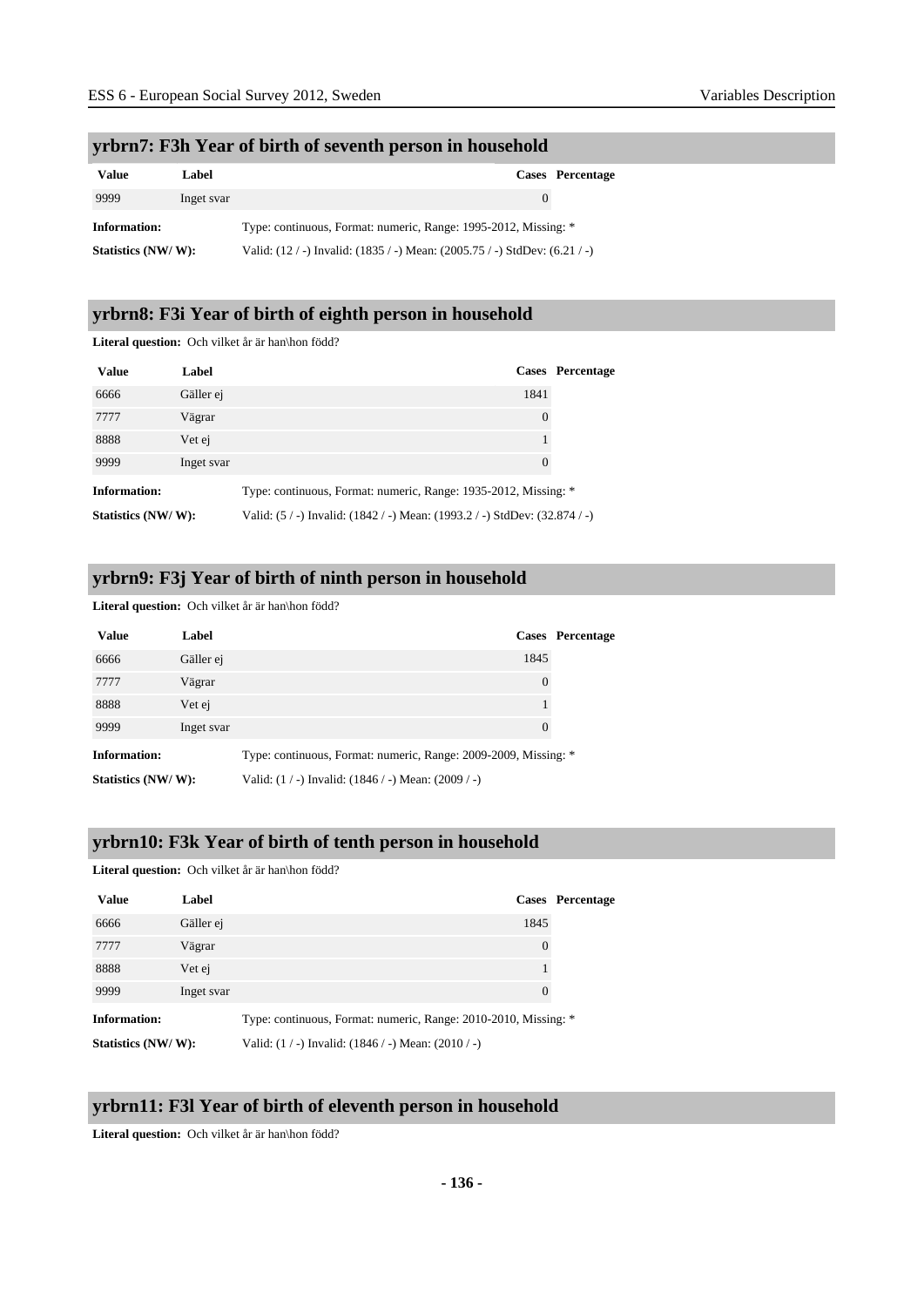## yrbrn7: F3h Year of birth of seventh person in household

| Value | Label | Cases | Percentage |
|---|---|---|---|
| 9999 | Inget svar | 0 | |

**Information:** Type: continuous, Format: numeric, Range: 1995-2012, Missing: *

**Statistics (NW/ W):** Valid: (12 / -) Invalid: (1835 / -) Mean: (2005.75 / -) StdDev: (6.21 / -)

## yrbrn8: F3i Year of birth of eighth person in household

**Literal question:** Och vilket år är han\hon född?

| Value | Label | Cases | Percentage |
|---|---|---|---|
| 6666 | Gäller ej | 1841 | |
| 7777 | Vägrar | 0 | |
| 8888 | Vet ej | 1 | |
| 9999 | Inget svar | 0 | |

**Information:** Type: continuous, Format: numeric, Range: 1935-2012, Missing: *

**Statistics (NW/ W):** Valid: (5 / -) Invalid: (1842 / -) Mean: (1993.2 / -) StdDev: (32.874 / -)

## yrbrn9: F3j Year of birth of ninth person in household

**Literal question:** Och vilket år är han\hon född?

| Value | Label | Cases | Percentage |
|---|---|---|---|
| 6666 | Gäller ej | 1845 | |
| 7777 | Vägrar | 0 | |
| 8888 | Vet ej | 1 | |
| 9999 | Inget svar | 0 | |

**Information:** Type: continuous, Format: numeric, Range: 2009-2009, Missing: *

**Statistics (NW/ W):** Valid: (1 / -) Invalid: (1846 / -) Mean: (2009 / -)

## yrbrn10: F3k Year of birth of tenth person in household

**Literal question:** Och vilket år är han\hon född?

| Value | Label | Cases | Percentage |
|---|---|---|---|
| 6666 | Gäller ej | 1845 | |
| 7777 | Vägrar | 0 | |
| 8888 | Vet ej | 1 | |
| 9999 | Inget svar | 0 | |

**Information:** Type: continuous, Format: numeric, Range: 2010-2010, Missing: *

**Statistics (NW/ W):** Valid: (1 / -) Invalid: (1846 / -) Mean: (2010 / -)

## yrbrn11: F3l Year of birth of eleventh person in household

**Literal question:** Och vilket år är han\hon född?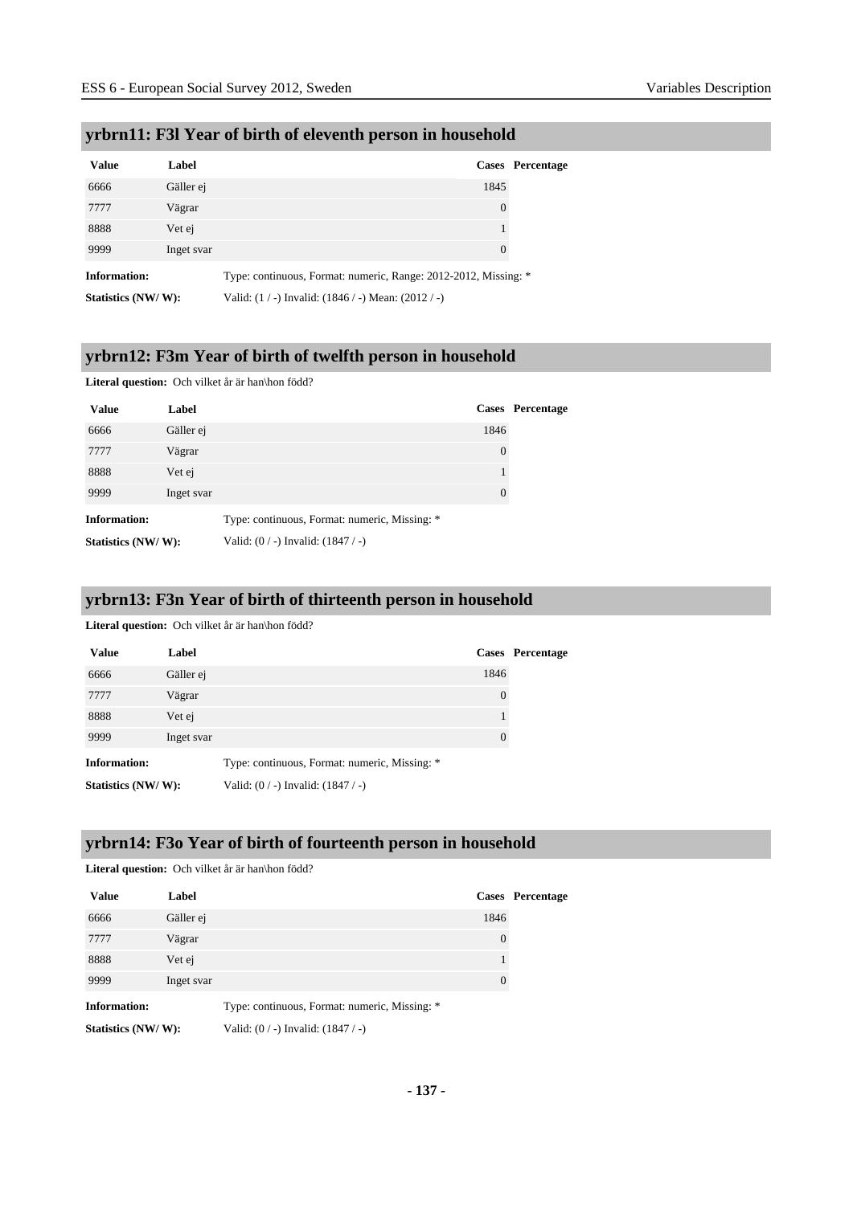## yrbrn11: F3l Year of birth of eleventh person in household

| Value | Label | Cases | Percentage |
|---|---|---|---|
| 6666 | Gäller ej | 1845 | |
| 7777 | Vägrar | 0 | |
| 8888 | Vet ej | 1 | |
| 9999 | Inget svar | 0 | |

**Information:** Type: continuous, Format: numeric, Range: 2012-2012, Missing: *

**Statistics (NW/ W):** Valid: (1 / -) Invalid: (1846 / -) Mean: (2012 / -)

## yrbrn12: F3m Year of birth of twelfth person in household

**Literal question:** Och vilket år är han\hon född?

| Value | Label | Cases | Percentage |
|---|---|---|---|
| 6666 | Gäller ej | 1846 | |
| 7777 | Vägrar | 0 | |
| 8888 | Vet ej | 1 | |
| 9999 | Inget svar | 0 | |

**Information:** Type: continuous, Format: numeric, Missing: *

**Statistics (NW/ W):** Valid: (0 / -) Invalid: (1847 / -)

## yrbrn13: F3n Year of birth of thirteenth person in household

**Literal question:** Och vilket år är han\hon född?

| Value | Label | Cases | Percentage |
|---|---|---|---|
| 6666 | Gäller ej | 1846 | |
| 7777 | Vägrar | 0 | |
| 8888 | Vet ej | 1 | |
| 9999 | Inget svar | 0 | |

**Information:** Type: continuous, Format: numeric, Missing: *

**Statistics (NW/ W):** Valid: (0 / -) Invalid: (1847 / -)

## yrbrn14: F3o Year of birth of fourteenth person in household

**Literal question:** Och vilket år är han\hon född?

| Value | Label | Cases | Percentage |
|---|---|---|---|
| 6666 | Gäller ej | 1846 | |
| 7777 | Vägrar | 0 | |
| 8888 | Vet ej | 1 | |
| 9999 | Inget svar | 0 | |

**Information:** Type: continuous, Format: numeric, Missing: *

**Statistics (NW/ W):** Valid: (0 / -) Invalid: (1847 / -)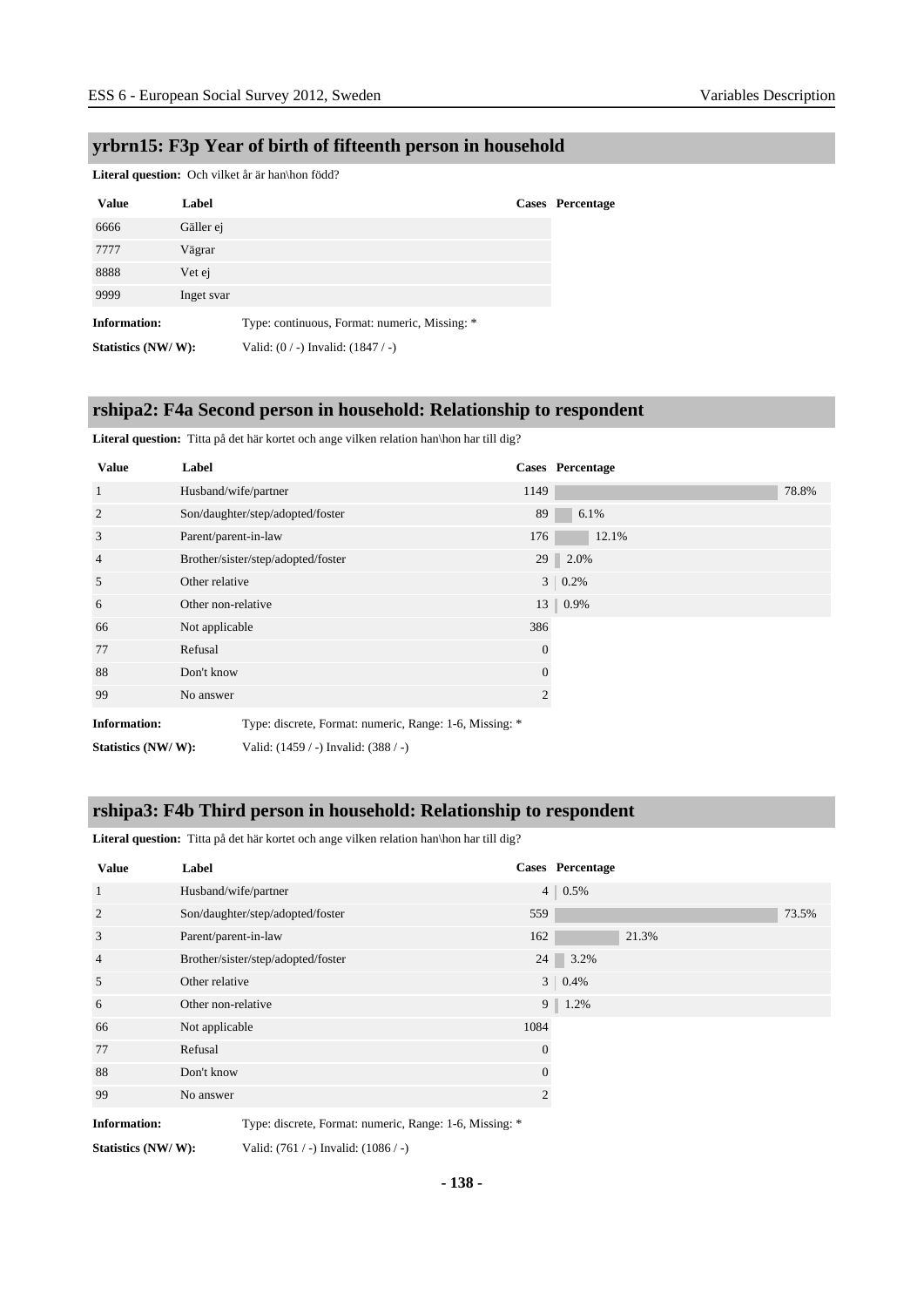## yrbrn15: F3p Year of birth of fifteenth person in household

**Literal question:** Och vilket år är han\hon född?

| Value | Label | Cases | Percentage |
|---|---|---|---|
| 6666 | Gäller ej | | |
| 7777 | Vägrar | | |
| 8888 | Vet ej | | |
| 9999 | Inget svar | | |

**Information:** Type: continuous, Format: numeric, Missing: *

**Statistics (NW/ W):** Valid: (0 / -) Invalid: (1847 / -)

## rshipa2: F4a Second person in household: Relationship to respondent

**Literal question:** Titta på det här kortet och ange vilken relation han\hon har till dig?

| Value | Label | Cases | Percentage |
|---|---|---|---|
| 1 | Husband/wife/partner | 1149 | 78.8% |
| 2 | Son/daughter/step/adopted/foster | 89 | 6.1% |
| 3 | Parent/parent-in-law | 176 | 12.1% |
| 4 | Brother/sister/step/adopted/foster | 29 | 2.0% |
| 5 | Other relative | 3 | 0.2% |
| 6 | Other non-relative | 13 | 0.9% |
| 66 | Not applicable | 386 | |
| 77 | Refusal | 0 | |
| 88 | Don't know | 0 | |
| 99 | No answer | 2 | |

**Information:** Type: discrete, Format: numeric, Range: 1-6, Missing: *

**Statistics (NW/ W):** Valid: (1459 / -) Invalid: (388 / -)

## rshipa3: F4b Third person in household: Relationship to respondent

**Literal question:** Titta på det här kortet och ange vilken relation han\hon har till dig?

| Value | Label | Cases | Percentage |
|---|---|---|---|
| 1 | Husband/wife/partner | 4 | 0.5% |
| 2 | Son/daughter/step/adopted/foster | 559 | 73.5% |
| 3 | Parent/parent-in-law | 162 | 21.3% |
| 4 | Brother/sister/step/adopted/foster | 24 | 3.2% |
| 5 | Other relative | 3 | 0.4% |
| 6 | Other non-relative | 9 | 1.2% |
| 66 | Not applicable | 1084 | |
| 77 | Refusal | 0 | |
| 88 | Don't know | 0 | |
| 99 | No answer | 2 | |

**Information:** Type: discrete, Format: numeric, Range: 1-6, Missing: *

**Statistics (NW/ W):** Valid: (761 / -) Invalid: (1086 / -)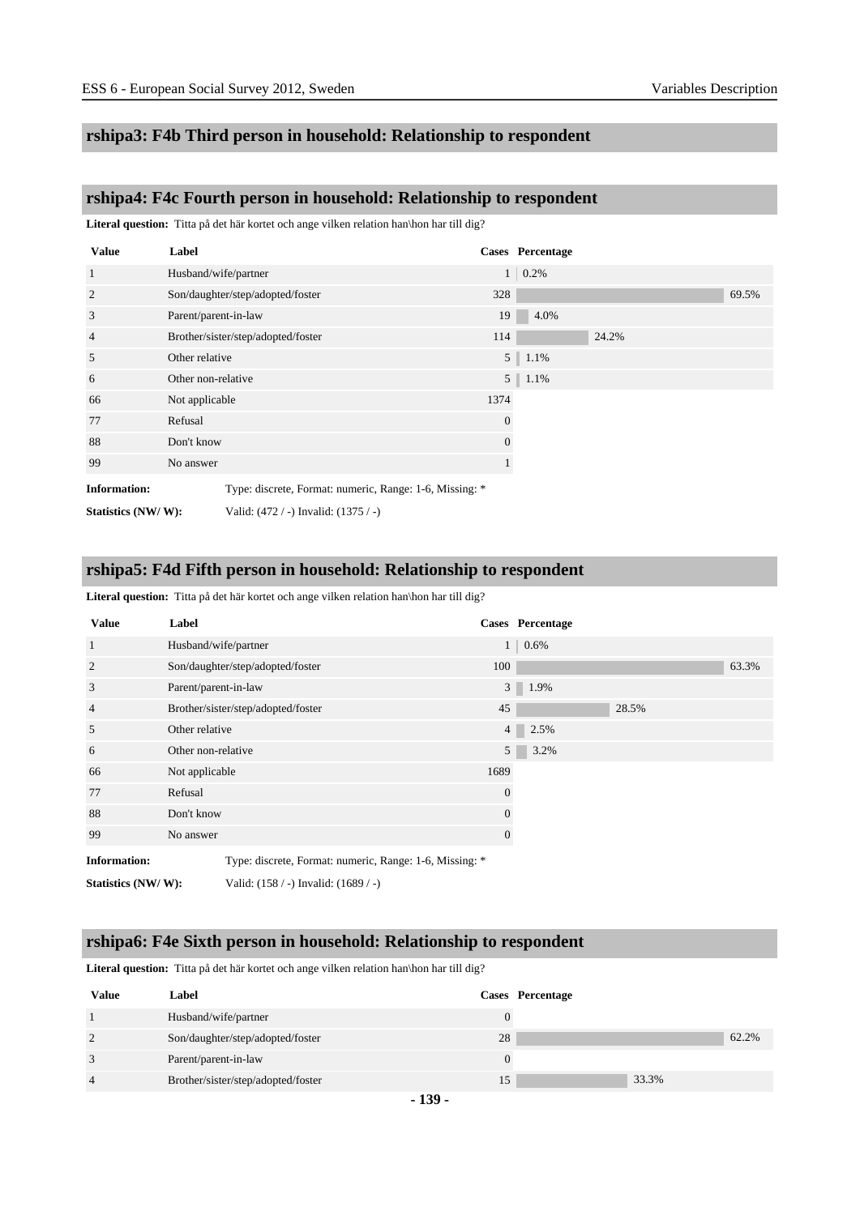## rshipa3: F4b Third person in household: Relationship to respondent

## rshipa4: F4c Fourth person in household: Relationship to respondent

**Literal question:** Titta på det här kortet och ange vilken relation han\hon har till dig?

| Value | Label | Cases | Percentage |
|---|---|---|---|
| 1 | Husband/wife/partner | 1 | 0.2% |
| 2 | Son/daughter/step/adopted/foster | 328 | 69.5% |
| 3 | Parent/parent-in-law | 19 | 4.0% |
| 4 | Brother/sister/step/adopted/foster | 114 | 24.2% |
| 5 | Other relative | 5 | 1.1% |
| 6 | Other non-relative | 5 | 1.1% |
| 66 | Not applicable | 1374 | |
| 77 | Refusal | 0 | |
| 88 | Don't know | 0 | |
| 99 | No answer | 1 | |

**Information:** Type: discrete, Format: numeric, Range: 1-6, Missing: *

**Statistics (NW/ W):** Valid: (472 / -) Invalid: (1375 / -)

## rshipa5: F4d Fifth person in household: Relationship to respondent

**Literal question:** Titta på det här kortet och ange vilken relation han\hon har till dig?

| Value | Label | Cases | Percentage |
|---|---|---|---|
| 1 | Husband/wife/partner | 1 | 0.6% |
| 2 | Son/daughter/step/adopted/foster | 100 | 63.3% |
| 3 | Parent/parent-in-law | 3 | 1.9% |
| 4 | Brother/sister/step/adopted/foster | 45 | 28.5% |
| 5 | Other relative | 4 | 2.5% |
| 6 | Other non-relative | 5 | 3.2% |
| 66 | Not applicable | 1689 | |
| 77 | Refusal | 0 | |
| 88 | Don't know | 0 | |
| 99 | No answer | 0 | |

**Information:** Type: discrete, Format: numeric, Range: 1-6, Missing: *

**Statistics (NW/ W):** Valid: (158 / -) Invalid: (1689 / -)

## rshipa6: F4e Sixth person in household: Relationship to respondent

**Literal question:** Titta på det här kortet och ange vilken relation han\hon har till dig?

| Value | Label | Cases | Percentage |
|---|---|---|---|
| 1 | Husband/wife/partner | 0 | |
| 2 | Son/daughter/step/adopted/foster | 28 | 62.2% |
| 3 | Parent/parent-in-law | 0 | |
| 4 | Brother/sister/step/adopted/foster | 15 | 33.3% |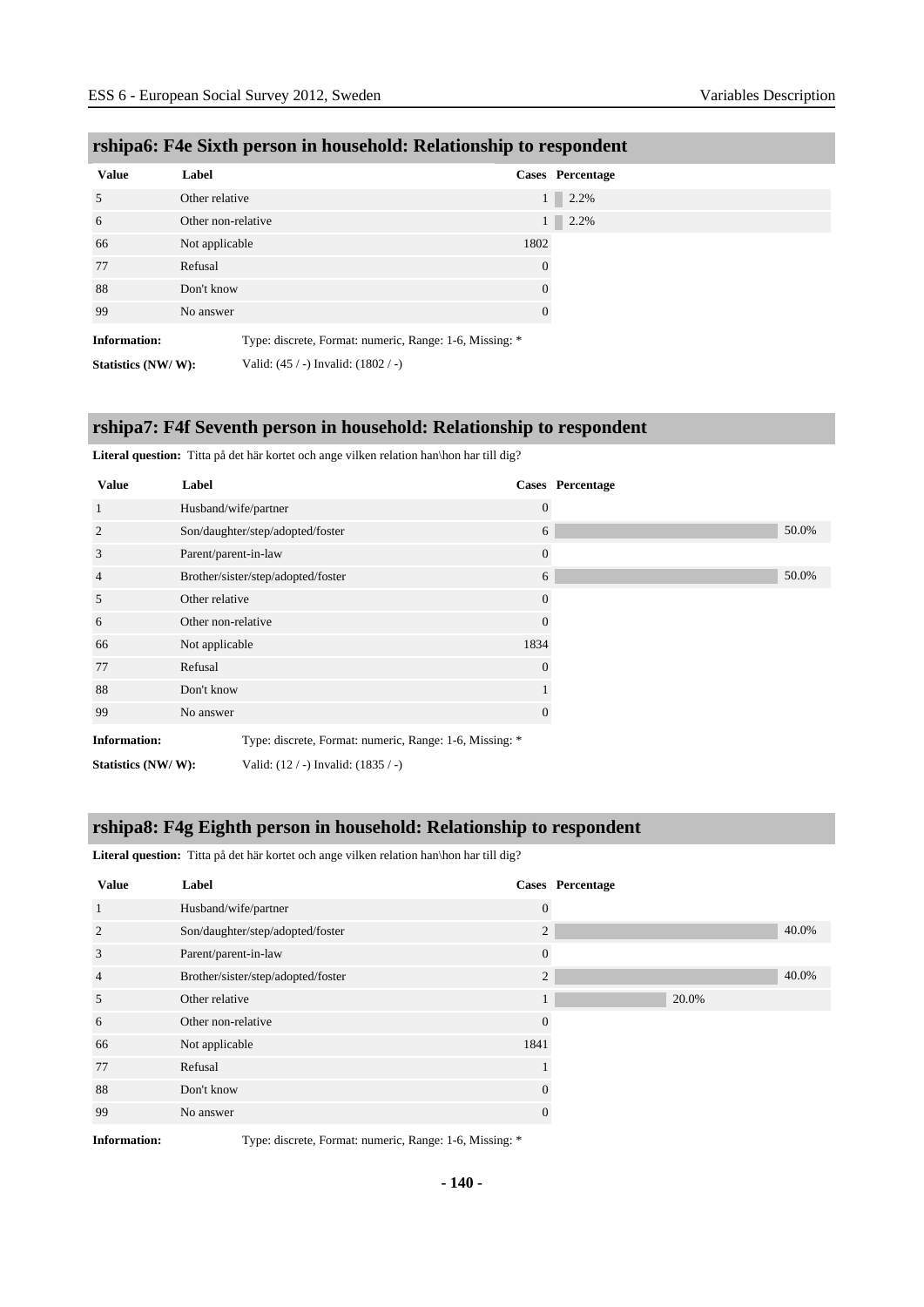## rshipa6: F4e Sixth person in household: Relationship to respondent

| Value | Label | Cases | Percentage |
|---|---|---|---|
| 5 | Other relative | 1 | 2.2% |
| 6 | Other non-relative | 1 | 2.2% |
| 66 | Not applicable | 1802 | |
| 77 | Refusal | 0 | |
| 88 | Don't know | 0 | |
| 99 | No answer | 0 | |

**Information:** Type: discrete, Format: numeric, Range: 1-6, Missing: *

**Statistics (NW/ W):** Valid: (45 / -) Invalid: (1802 / -)

## rshipa7: F4f Seventh person in household: Relationship to respondent

**Literal question:** Titta på det här kortet och ange vilken relation han\hon har till dig?

| Value | Label | Cases | Percentage |
|---|---|---|---|
| 1 | Husband/wife/partner | 0 | |
| 2 | Son/daughter/step/adopted/foster | 6 | 50.0% |
| 3 | Parent/parent-in-law | 0 | |
| 4 | Brother/sister/step/adopted/foster | 6 | 50.0% |
| 5 | Other relative | 0 | |
| 6 | Other non-relative | 0 | |
| 66 | Not applicable | 1834 | |
| 77 | Refusal | 0 | |
| 88 | Don't know | 1 | |
| 99 | No answer | 0 | |

**Information:** Type: discrete, Format: numeric, Range: 1-6, Missing: *

**Statistics (NW/ W):** Valid: (12 / -) Invalid: (1835 / -)

## rshipa8: F4g Eighth person in household: Relationship to respondent

**Literal question:** Titta på det här kortet och ange vilken relation han\hon har till dig?

| Value | Label | Cases | Percentage |
|---|---|---|---|
| 1 | Husband/wife/partner | 0 | |
| 2 | Son/daughter/step/adopted/foster | 2 | 40.0% |
| 3 | Parent/parent-in-law | 0 | |
| 4 | Brother/sister/step/adopted/foster | 2 | 40.0% |
| 5 | Other relative | 1 | 20.0% |
| 6 | Other non-relative | 0 | |
| 66 | Not applicable | 1841 | |
| 77 | Refusal | 1 | |
| 88 | Don't know | 0 | |
| 99 | No answer | 0 | |

**Information:** Type: discrete, Format: numeric, Range: 1-6, Missing: *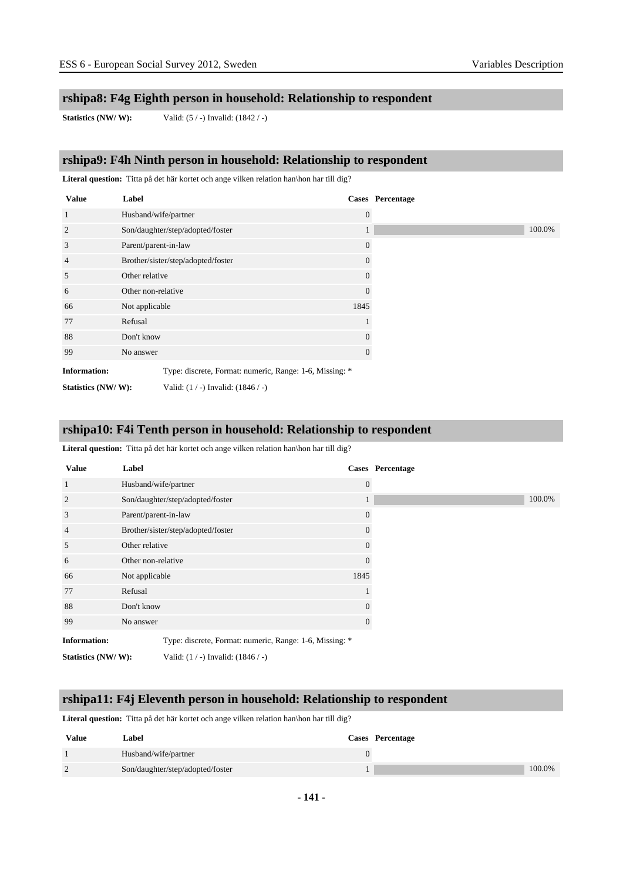## rshipa8: F4g Eighth person in household: Relationship to respondent

**Statistics (NW/ W):** Valid: (5 / -) Invalid: (1842 / -)

## rshipa9: F4h Ninth person in household: Relationship to respondent

**Literal question:** Titta på det här kortet och ange vilken relation han\hon har till dig?

| Value | Label | Cases | Percentage |
|---|---|---|---|
| 1 | Husband/wife/partner | 0 | |
| 2 | Son/daughter/step/adopted/foster | 1 | 100.0% |
| 3 | Parent/parent-in-law | 0 | |
| 4 | Brother/sister/step/adopted/foster | 0 | |
| 5 | Other relative | 0 | |
| 6 | Other non-relative | 0 | |
| 66 | Not applicable | 1845 | |
| 77 | Refusal | 1 | |
| 88 | Don't know | 0 | |
| 99 | No answer | 0 | |

**Information:** Type: discrete, Format: numeric, Range: 1-6, Missing: *

**Statistics (NW/ W):** Valid: (1 / -) Invalid: (1846 / -)

## rshipa10: F4i Tenth person in household: Relationship to respondent

**Literal question:** Titta på det här kortet och ange vilken relation han\hon har till dig?

| Value | Label | Cases | Percentage |
|---|---|---|---|
| 1 | Husband/wife/partner | 0 | |
| 2 | Son/daughter/step/adopted/foster | 1 | 100.0% |
| 3 | Parent/parent-in-law | 0 | |
| 4 | Brother/sister/step/adopted/foster | 0 | |
| 5 | Other relative | 0 | |
| 6 | Other non-relative | 0 | |
| 66 | Not applicable | 1845 | |
| 77 | Refusal | 1 | |
| 88 | Don't know | 0 | |
| 99 | No answer | 0 | |

**Information:** Type: discrete, Format: numeric, Range: 1-6, Missing: *

**Statistics (NW/ W):** Valid: (1 / -) Invalid: (1846 / -)

## rshipa11: F4j Eleventh person in household: Relationship to respondent

**Literal question:** Titta på det här kortet och ange vilken relation han\hon har till dig?

| Value | Label | Cases | Percentage |
|---|---|---|---|
| 1 | Husband/wife/partner | 0 | |
| 2 | Son/daughter/step/adopted/foster | 1 | 100.0% |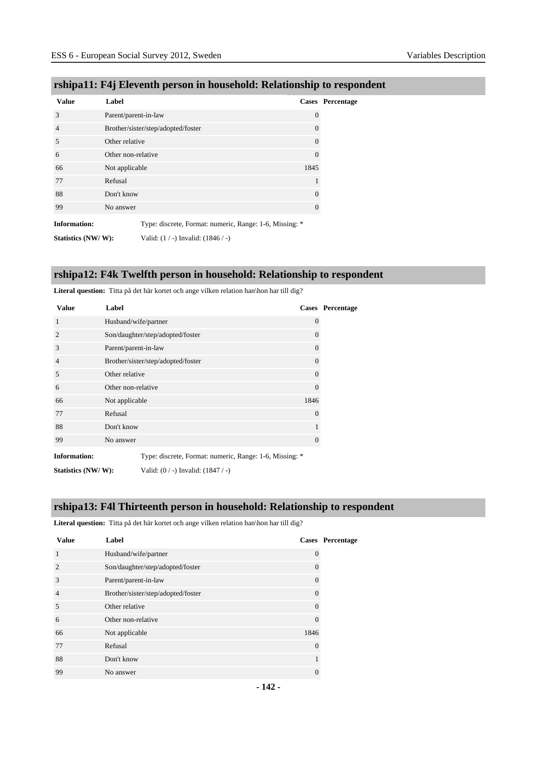## rshipa11: F4j Eleventh person in household: Relationship to respondent

| Value | Label | Cases | Percentage |
|---|---|---|---|
| 3 | Parent/parent-in-law | 0 | |
| 4 | Brother/sister/step/adopted/foster | 0 | |
| 5 | Other relative | 0 | |
| 6 | Other non-relative | 0 | |
| 66 | Not applicable | 1845 | |
| 77 | Refusal | 1 | |
| 88 | Don't know | 0 | |
| 99 | No answer | 0 | |

**Information:** Type: discrete, Format: numeric, Range: 1-6, Missing: *

**Statistics (NW/ W):** Valid: (1 / -) Invalid: (1846 / -)

## rshipa12: F4k Twelfth person in household: Relationship to respondent

**Literal question:** Titta på det här kortet och ange vilken relation han\hon har till dig?

| Value | Label | Cases | Percentage |
|---|---|---|---|
| 1 | Husband/wife/partner | 0 | |
| 2 | Son/daughter/step/adopted/foster | 0 | |
| 3 | Parent/parent-in-law | 0 | |
| 4 | Brother/sister/step/adopted/foster | 0 | |
| 5 | Other relative | 0 | |
| 6 | Other non-relative | 0 | |
| 66 | Not applicable | 1846 | |
| 77 | Refusal | 0 | |
| 88 | Don't know | 1 | |
| 99 | No answer | 0 | |

**Information:** Type: discrete, Format: numeric, Range: 1-6, Missing: *

**Statistics (NW/ W):** Valid: (0 / -) Invalid: (1847 / -)

## rshipa13: F4l Thirteenth person in household: Relationship to respondent

**Literal question:** Titta på det här kortet och ange vilken relation han\hon har till dig?

| Value | Label | Cases | Percentage |
|---|---|---|---|
| 1 | Husband/wife/partner | 0 | |
| 2 | Son/daughter/step/adopted/foster | 0 | |
| 3 | Parent/parent-in-law | 0 | |
| 4 | Brother/sister/step/adopted/foster | 0 | |
| 5 | Other relative | 0 | |
| 6 | Other non-relative | 0 | |
| 66 | Not applicable | 1846 | |
| 77 | Refusal | 0 | |
| 88 | Don't know | 1 | |
| 99 | No answer | 0 | |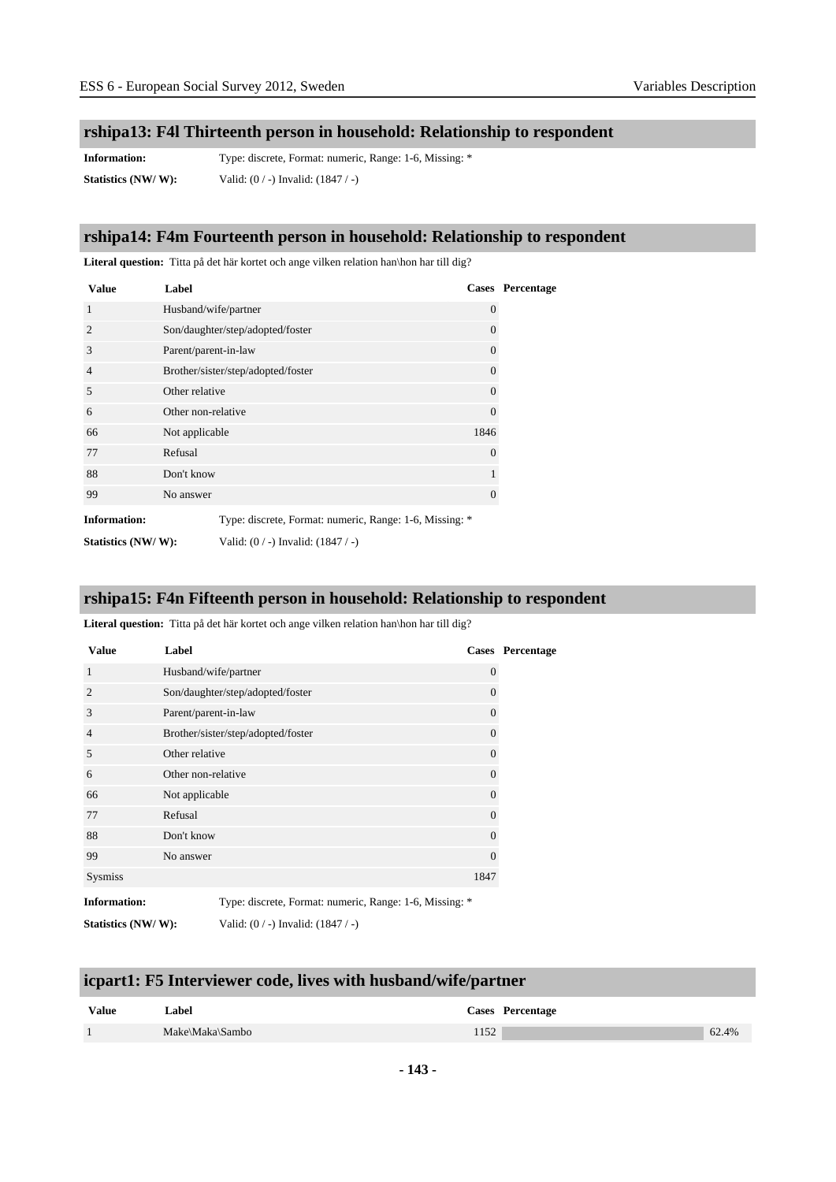## rshipa13: F4l Thirteenth person in household: Relationship to respondent

**Information:** Type: discrete, Format: numeric, Range: 1-6, Missing: *

**Statistics (NW/ W):** Valid: (0 / -) Invalid: (1847 / -)

## rshipa14: F4m Fourteenth person in household: Relationship to respondent

**Literal question:** Titta på det här kortet och ange vilken relation han\hon har till dig?

| Value | Label | Cases | Percentage |
|---|---|---|---|
| 1 | Husband/wife/partner | 0 | |
| 2 | Son/daughter/step/adopted/foster | 0 | |
| 3 | Parent/parent-in-law | 0 | |
| 4 | Brother/sister/step/adopted/foster | 0 | |
| 5 | Other relative | 0 | |
| 6 | Other non-relative | 0 | |
| 66 | Not applicable | 1846 | |
| 77 | Refusal | 0 | |
| 88 | Don't know | 1 | |
| 99 | No answer | 0 | |

**Information:** Type: discrete, Format: numeric, Range: 1-6, Missing: *

**Statistics (NW/ W):** Valid: (0 / -) Invalid: (1847 / -)

## rshipa15: F4n Fifteenth person in household: Relationship to respondent

**Literal question:** Titta på det här kortet och ange vilken relation han\hon har till dig?

| Value | Label | Cases | Percentage |
|---|---|---|---|
| 1 | Husband/wife/partner | 0 | |
| 2 | Son/daughter/step/adopted/foster | 0 | |
| 3 | Parent/parent-in-law | 0 | |
| 4 | Brother/sister/step/adopted/foster | 0 | |
| 5 | Other relative | 0 | |
| 6 | Other non-relative | 0 | |
| 66 | Not applicable | 0 | |
| 77 | Refusal | 0 | |
| 88 | Don't know | 0 | |
| 99 | No answer | 0 | |
| Sysmiss | | 1847 | |

**Information:** Type: discrete, Format: numeric, Range: 1-6, Missing: *

**Statistics (NW/ W):** Valid: (0 / -) Invalid: (1847 / -)

## icpart1: F5 Interviewer code, lives with husband/wife/partner

| Value | Label | Cases | Percentage |
|---|---|---|---|
| 1 | Make\Maka\Sambo | 1152 | 62.4% |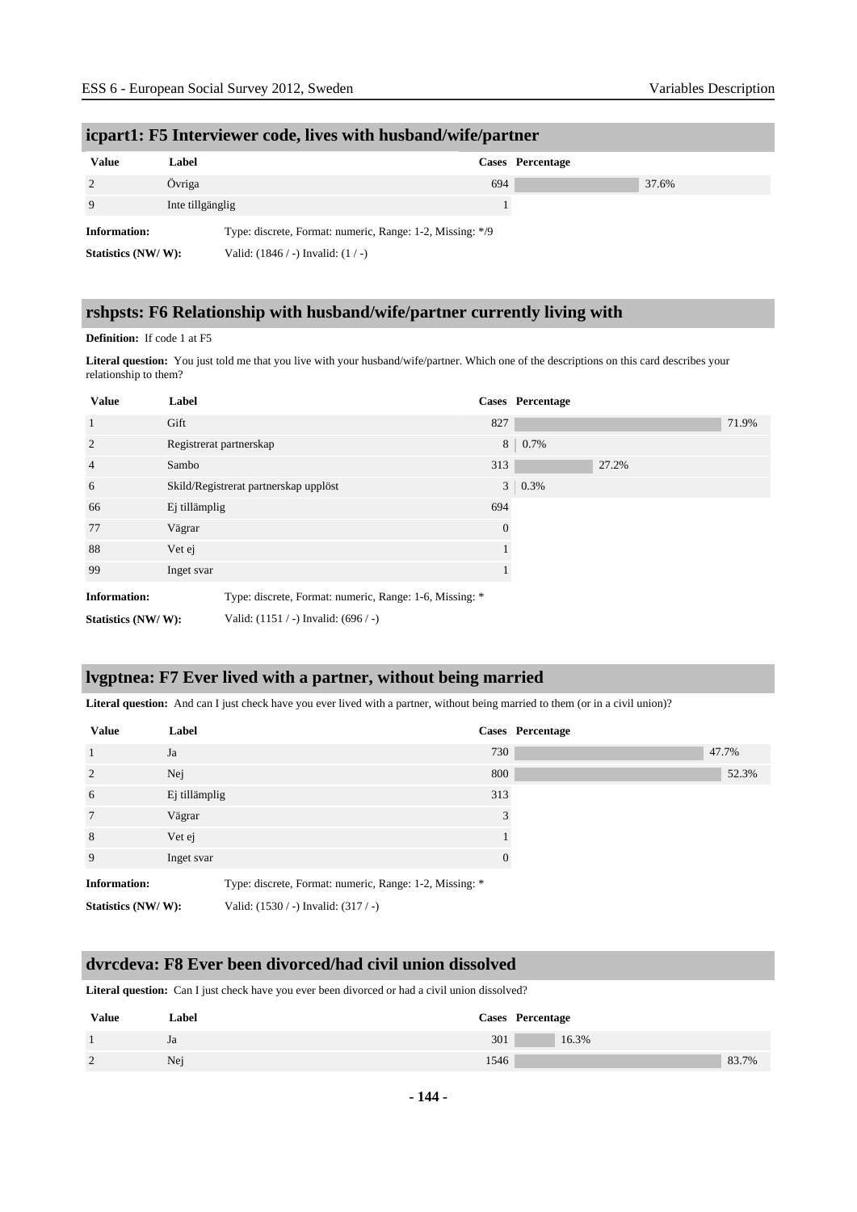## icpart1: F5 Interviewer code, lives with husband/wife/partner

| Value | Label | Cases | Percentage |
|---|---|---|---|
| 2 | Övriga | 694 | 37.6% |
| 9 | Inte tillgänglig | 1 | |

**Information:** Type: discrete, Format: numeric, Range: 1-2, Missing: */9

**Statistics (NW/ W):** Valid: (1846 / -) Invalid: (1 / -)

## rshpsts: F6 Relationship with husband/wife/partner currently living with

**Definition:** If code 1 at F5

**Literal question:** You just told me that you live with your husband/wife/partner. Which one of the descriptions on this card describes your relationship to them?

| Value | Label | Cases | Percentage |
|---|---|---|---|
| 1 | Gift | 827 | 71.9% |
| 2 | Registrerat partnerskap | 8 | 0.7% |
| 4 | Sambo | 313 | 27.2% |
| 6 | Skild/Registrerat partnerskap upplöst | 3 | 0.3% |
| 66 | Ej tillämplig | 694 | |
| 77 | Vägrar | 0 | |
| 88 | Vet ej | 1 | |
| 99 | Inget svar | 1 | |

**Information:** Type: discrete, Format: numeric, Range: 1-6, Missing: *

**Statistics (NW/ W):** Valid: (1151 / -) Invalid: (696 / -)

## lvgptnea: F7 Ever lived with a partner, without being married

**Literal question:** And can I just check have you ever lived with a partner, without being married to them (or in a civil union)?

| Value | Label | Cases | Percentage |
|---|---|---|---|
| 1 | Ja | 730 | 47.7% |
| 2 | Nej | 800 | 52.3% |
| 6 | Ej tillämplig | 313 | |
| 7 | Vägrar | 3 | |
| 8 | Vet ej | 1 | |
| 9 | Inget svar | 0 | |

**Information:** Type: discrete, Format: numeric, Range: 1-2, Missing: *

**Statistics (NW/ W):** Valid: (1530 / -) Invalid: (317 / -)

## dvrcdeva: F8 Ever been divorced/had civil union dissolved

**Literal question:** Can I just check have you ever been divorced or had a civil union dissolved?

| Value | Label | Cases | Percentage |
|---|---|---|---|
| 1 | Ja | 301 | 16.3% |
| 2 | Nej | 1546 | 83.7% |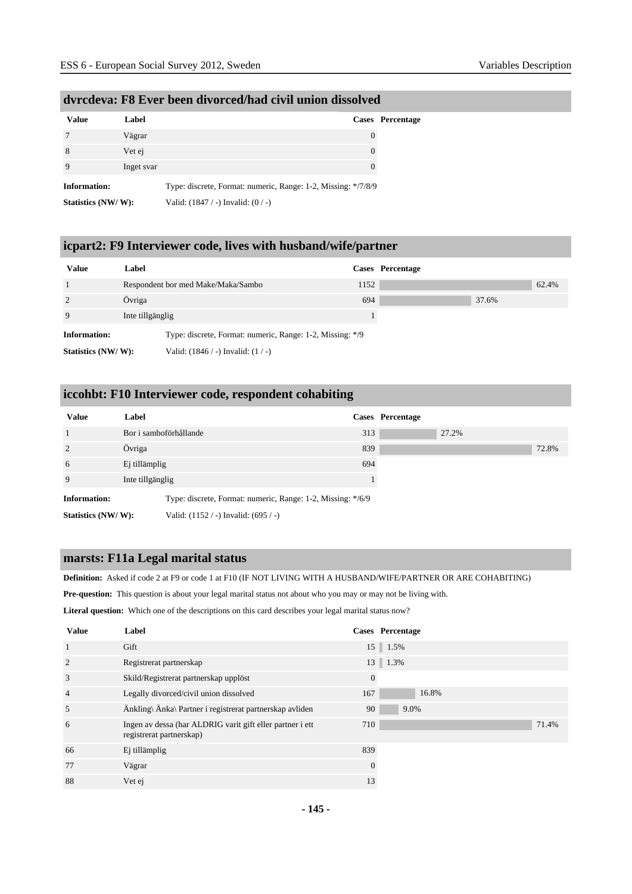## dvrcdeva: F8 Ever been divorced/had civil union dissolved

| Value | Label | Cases | Percentage |
|---|---|---|---|
| 7 | Vägrar | 0 | |
| 8 | Vet ej | 0 | |
| 9 | Inget svar | 0 | |

**Information:** Type: discrete, Format: numeric, Range: 1-2, Missing: */7/8/9

**Statistics (NW/ W):** Valid: (1847 / -) Invalid: (0 / -)

## icpart2: F9 Interviewer code, lives with husband/wife/partner

| Value | Label | Cases | Percentage |
|---|---|---|---|
| 1 | Respondent bor med Make/Maka/Sambo | 1152 | 62.4% |
| 2 | Övriga | 694 | 37.6% |
| 9 | Inte tillgänglig | 1 | |

**Information:** Type: discrete, Format: numeric, Range: 1-2, Missing: */9

**Statistics (NW/ W):** Valid: (1846 / -) Invalid: (1 / -)

## iccohbt: F10 Interviewer code, respondent cohabiting

| Value | Label | Cases | Percentage |
|---|---|---|---|
| 1 | Bor i samboförhållande | 313 | 27.2% |
| 2 | Övriga | 839 | 72.8% |
| 6 | Ej tillämplig | 694 | |
| 9 | Inte tillgänglig | 1 | |

**Information:** Type: discrete, Format: numeric, Range: 1-2, Missing: */6/9

**Statistics (NW/ W):** Valid: (1152 / -) Invalid: (695 / -)

## marsts: F11a Legal marital status

**Definition:** Asked if code 2 at F9 or code 1 at F10 (IF NOT LIVING WITH A HUSBAND/WIFE/PARTNER OR ARE COHABITING)

**Pre-question:** This question is about your legal marital status not about who you may or may not be living with.

**Literal question:** Which one of the descriptions on this card describes your legal marital status now?

| Value | Label | Cases | Percentage |
|---|---|---|---|
| 1 | Gift | 15 | 1.5% |
| 2 | Registrerat partnerskap | 13 | 1.3% |
| 3 | Skild/Registrerat partnerskap upplöst | 0 | |
| 4 | Legally divorced/civil union dissolved | 167 | 16.8% |
| 5 | Änkling\ Änka\ Partner i registrerat partnerskap avliden | 90 | 9.0% |
| 6 | Ingen av dessa (har ALDRIG varit gift eller partner i ett registrerat partnerskap) | 710 | 71.4% |
| 66 | Ej tillämplig | 839 | |
| 77 | Vägrar | 0 | |
| 88 | Vet ej | 13 | |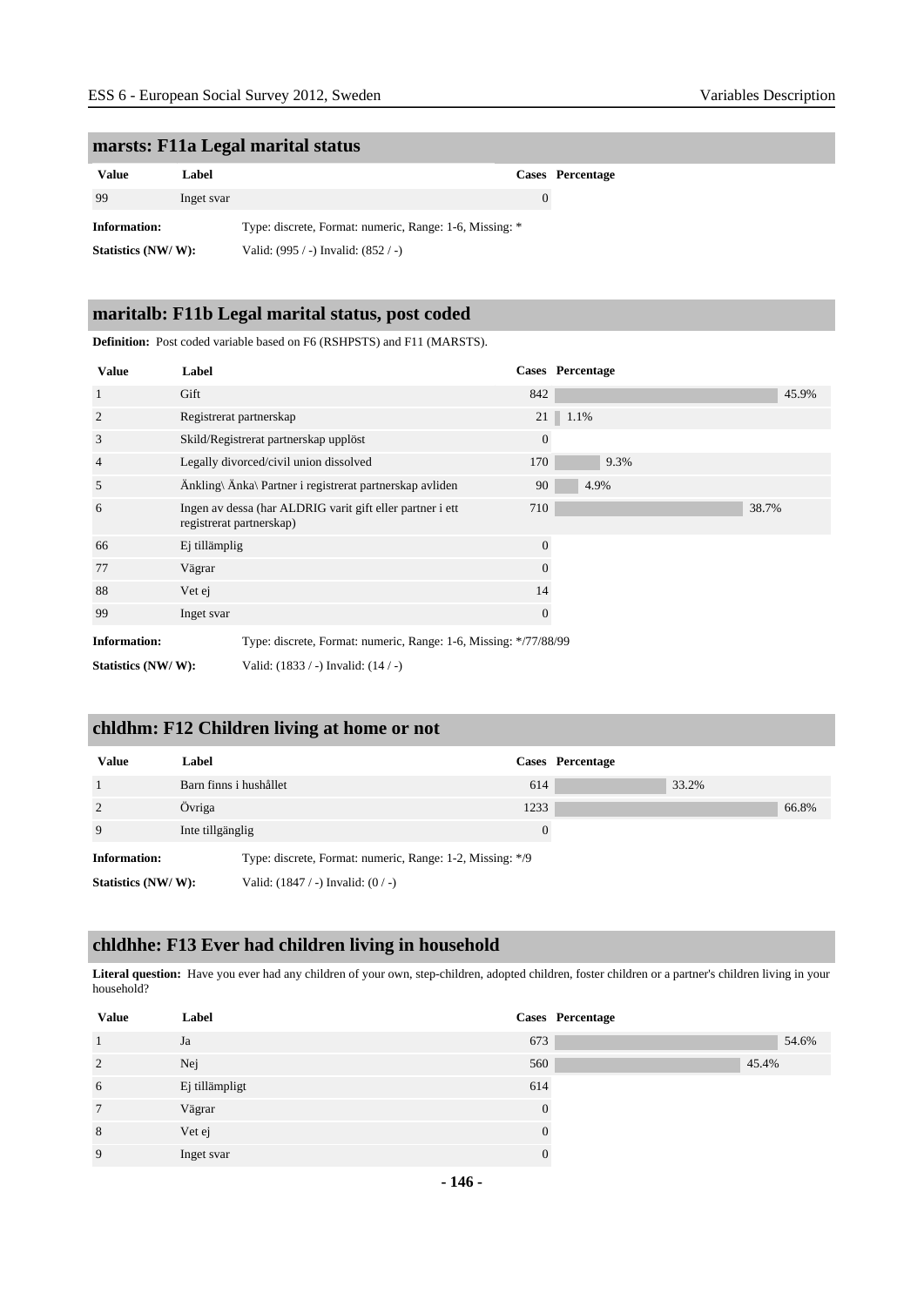## marsts: F11a Legal marital status

| Value | Label | Cases | Percentage |
|---|---|---|---|
| 99 | Inget svar | 0 | |

**Information:** Type: discrete, Format: numeric, Range: 1-6, Missing: *

**Statistics (NW/ W):** Valid: (995 / -) Invalid: (852 / -)

## maritalb: F11b Legal marital status, post coded

**Definition:** Post coded variable based on F6 (RSHPSTS) and F11 (MARSTS).

| Value | Label | Cases | Percentage |
|---|---|---|---|
| 1 | Gift | 842 | 45.9% |
| 2 | Registrerat partnerskap | 21 | 1.1% |
| 3 | Skild/Registrerat partnerskap upplöst | 0 | |
| 4 | Legally divorced/civil union dissolved | 170 | 9.3% |
| 5 | Änkling\ Änka\ Partner i registrerat partnerskap avliden | 90 | 4.9% |
| 6 | Ingen av dessa (har ALDRIG varit gift eller partner i ett registrerat partnerskap) | 710 | 38.7% |
| 66 | Ej tillämplig | 0 | |
| 77 | Vägrar | 0 | |
| 88 | Vet ej | 14 | |
| 99 | Inget svar | 0 | |

**Information:** Type: discrete, Format: numeric, Range: 1-6, Missing: */77/88/99

**Statistics (NW/ W):** Valid: (1833 / -) Invalid: (14 / -)

## chldhm: F12 Children living at home or not

| Value | Label | Cases | Percentage |
|---|---|---|---|
| 1 | Barn finns i hushållet | 614 | 33.2% |
| 2 | Övriga | 1233 | 66.8% |
| 9 | Inte tillgänglig | 0 | |

**Information:** Type: discrete, Format: numeric, Range: 1-2, Missing: */9

**Statistics (NW/ W):** Valid: (1847 / -) Invalid: (0 / -)

## chldhhe: F13 Ever had children living in household

**Literal question:** Have you ever had any children of your own, step-children, adopted children, foster children or a partner's children living in your household?

| Value | Label | Cases | Percentage |
|---|---|---|---|
| 1 | Ja | 673 | 54.6% |
| 2 | Nej | 560 | 45.4% |
| 6 | Ej tillämpligt | 614 | |
| 7 | Vägrar | 0 | |
| 8 | Vet ej | 0 | |
| 9 | Inget svar | 0 | |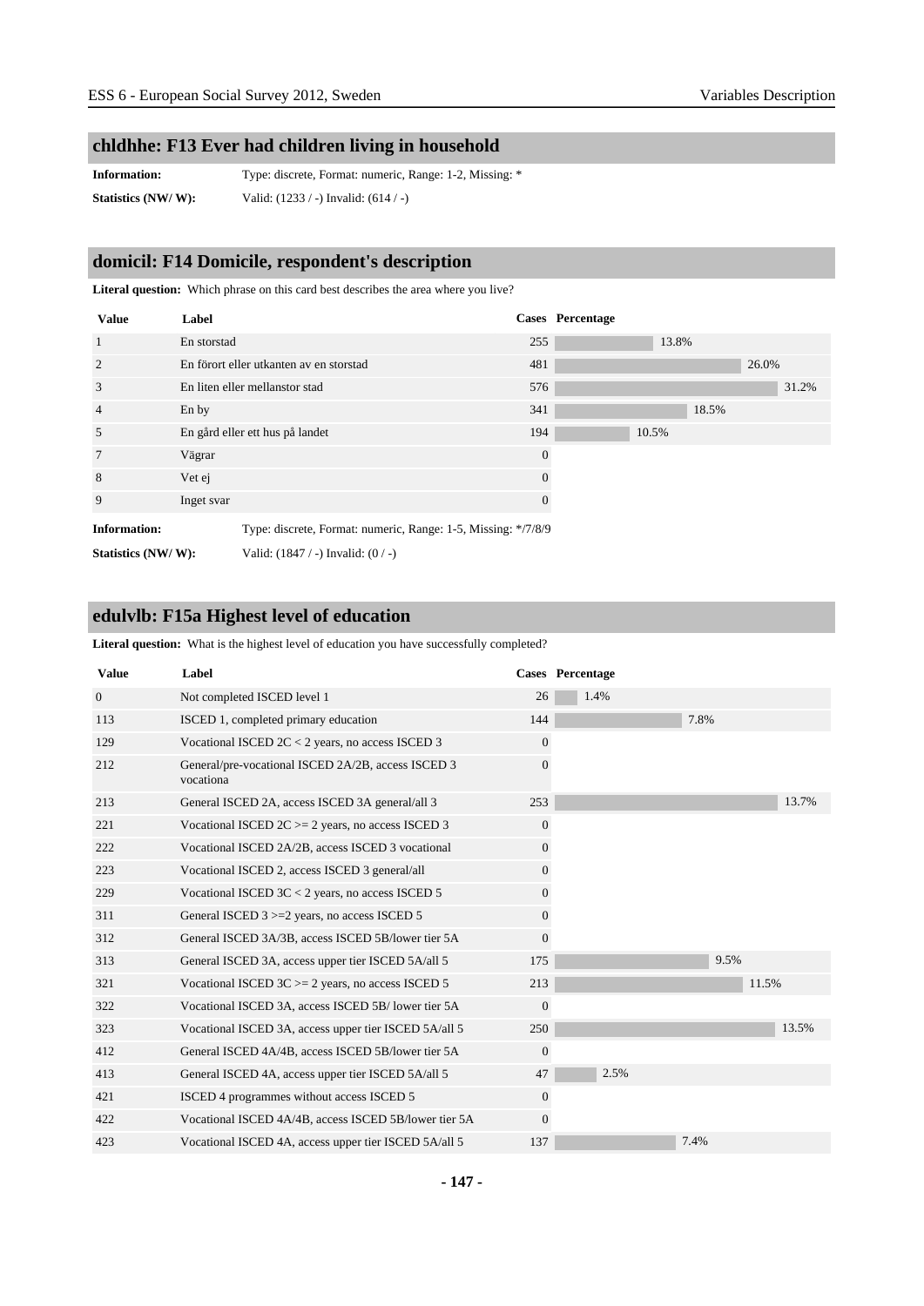## chldhhe: F13 Ever had children living in household

**Information:** Type: discrete, Format: numeric, Range: 1-2, Missing: *

**Statistics (NW/ W):** Valid: (1233 / -) Invalid: (614 / -)

## domicil: F14 Domicile, respondent's description

**Literal question:** Which phrase on this card best describes the area where you live?

| Value | Label | Cases | Percentage |
|---|---|---|---|
| 1 | En storstad | 255 | 13.8% |
| 2 | En förort eller utkanten av en storstad | 481 | 26.0% |
| 3 | En liten eller mellanstor stad | 576 | 31.2% |
| 4 | En by | 341 | 18.5% |
| 5 | En gård eller ett hus på landet | 194 | 10.5% |
| 7 | Vägrar | 0 | |
| 8 | Vet ej | 0 | |
| 9 | Inget svar | 0 | |

**Information:** Type: discrete, Format: numeric, Range: 1-5, Missing: */7/8/9

**Statistics (NW/ W):** Valid: (1847 / -) Invalid: (0 / -)

## edulvlb: F15a Highest level of education

**Literal question:** What is the highest level of education you have successfully completed?

| Value | Label | Cases | Percentage |
|---|---|---|---|
| 0 | Not completed ISCED level 1 | 26 | 1.4% |
| 113 | ISCED 1, completed primary education | 144 | 7.8% |
| 129 | Vocational ISCED 2C < 2 years, no access ISCED 3 | 0 | |
| 212 | General/pre-vocational ISCED 2A/2B, access ISCED 3 vocationa | 0 | |
| 213 | General ISCED 2A, access ISCED 3A general/all 3 | 253 | 13.7% |
| 221 | Vocational ISCED 2C >= 2 years, no access ISCED 3 | 0 | |
| 222 | Vocational ISCED 2A/2B, access ISCED 3 vocational | 0 | |
| 223 | Vocational ISCED 2, access ISCED 3 general/all | 0 | |
| 229 | Vocational ISCED 3C < 2 years, no access ISCED 5 | 0 | |
| 311 | General ISCED 3 >=2 years, no access ISCED 5 | 0 | |
| 312 | General ISCED 3A/3B, access ISCED 5B/lower tier 5A | 0 | |
| 313 | General ISCED 3A, access upper tier ISCED 5A/all 5 | 175 | 9.5% |
| 321 | Vocational ISCED 3C >= 2 years, no access ISCED 5 | 213 | 11.5% |
| 322 | Vocational ISCED 3A, access ISCED 5B/ lower tier 5A | 0 | |
| 323 | Vocational ISCED 3A, access upper tier ISCED 5A/all 5 | 250 | 13.5% |
| 412 | General ISCED 4A/4B, access ISCED 5B/lower tier 5A | 0 | |
| 413 | General ISCED 4A, access upper tier ISCED 5A/all 5 | 47 | 2.5% |
| 421 | ISCED 4 programmes without access ISCED 5 | 0 | |
| 422 | Vocational ISCED 4A/4B, access ISCED 5B/lower tier 5A | 0 | |
| 423 | Vocational ISCED 4A, access upper tier ISCED 5A/all 5 | 137 | 7.4% |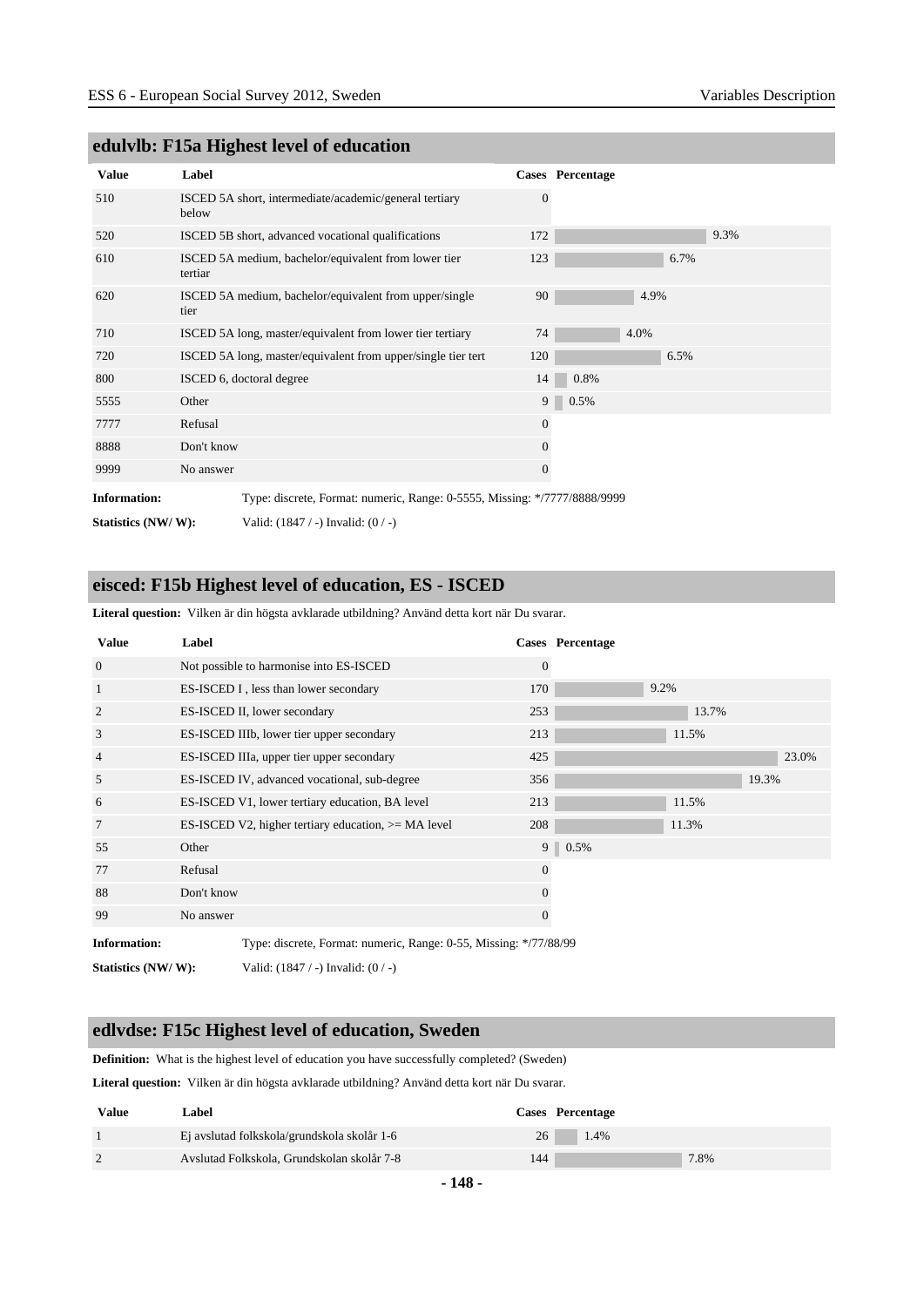## edulvlb: F15a Highest level of education

| Value | Label | Cases | Percentage |
|---|---|---|---|
| 510 | ISCED 5A short, intermediate/academic/general tertiary below | 0 | |
| 520 | ISCED 5B short, advanced vocational qualifications | 172 | 9.3% |
| 610 | ISCED 5A medium, bachelor/equivalent from lower tier tertiar | 123 | 6.7% |
| 620 | ISCED 5A medium, bachelor/equivalent from upper/single tier | 90 | 4.9% |
| 710 | ISCED 5A long, master/equivalent from lower tier tertiary | 74 | 4.0% |
| 720 | ISCED 5A long, master/equivalent from upper/single tier tert | 120 | 6.5% |
| 800 | ISCED 6, doctoral degree | 14 | 0.8% |
| 5555 | Other | 9 | 0.5% |
| 7777 | Refusal | 0 | |
| 8888 | Don't know | 0 | |
| 9999 | No answer | 0 | |

**Information:** Type: discrete, Format: numeric, Range: 0-5555, Missing: */7777/8888/9999

**Statistics (NW/ W):** Valid: (1847 / -) Invalid: (0 / -)

## eisced: F15b Highest level of education, ES - ISCED

**Literal question:** Vilken är din högsta avklarade utbildning? Använd detta kort när Du svarar.

| Value | Label | Cases | Percentage |
|---|---|---|---|
| 0 | Not possible to harmonise into ES-ISCED | 0 | |
| 1 | ES-ISCED I , less than lower secondary | 170 | 9.2% |
| 2 | ES-ISCED II, lower secondary | 253 | 13.7% |
| 3 | ES-ISCED IIIb, lower tier upper secondary | 213 | 11.5% |
| 4 | ES-ISCED IIIa, upper tier upper secondary | 425 | 23.0% |
| 5 | ES-ISCED IV, advanced vocational, sub-degree | 356 | 19.3% |
| 6 | ES-ISCED V1, lower tertiary education, BA level | 213 | 11.5% |
| 7 | ES-ISCED V2, higher tertiary education, >= MA level | 208 | 11.3% |
| 55 | Other | 9 | 0.5% |
| 77 | Refusal | 0 | |
| 88 | Don't know | 0 | |
| 99 | No answer | 0 | |

**Information:** Type: discrete, Format: numeric, Range: 0-55, Missing: */77/88/99

**Statistics (NW/ W):** Valid: (1847 / -) Invalid: (0 / -)

## edlvdse: F15c Highest level of education, Sweden

**Definition:** What is the highest level of education you have successfully completed? (Sweden)

**Literal question:** Vilken är din högsta avklarade utbildning? Använd detta kort när Du svarar.

| Value | Label | Cases | Percentage |
|---|---|---|---|
| 1 | Ej avslutad folkskola/grundskola skolår 1-6 | 26 | 1.4% |
| 2 | Avslutad Folkskola, Grundskolan skolår 7-8 | 144 | 7.8% |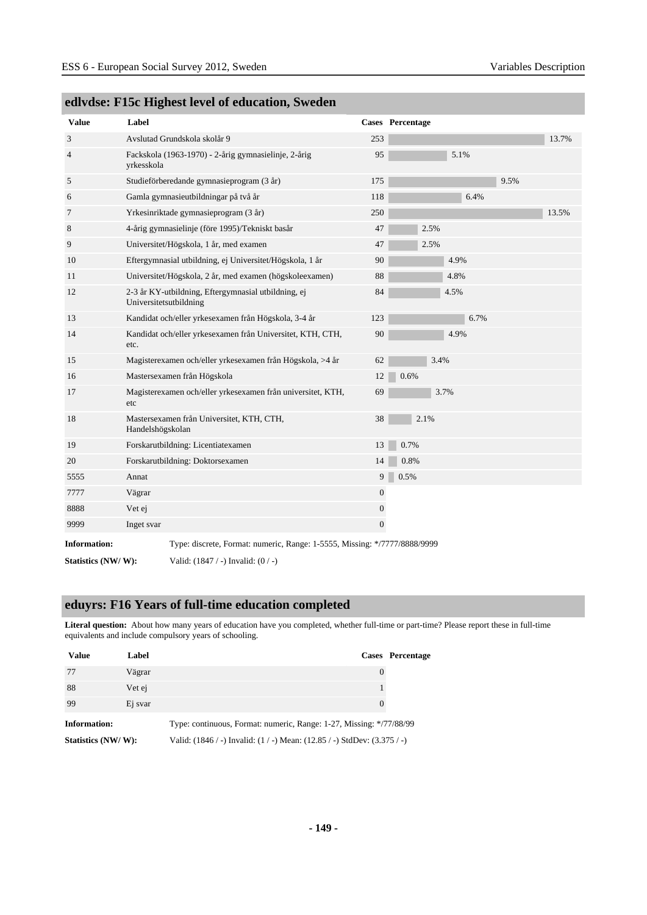## edlvdse: F15c Highest level of education, Sweden

| Value | Label | Cases | Percentage |
|---|---|---|---|
| 3 | Avslutad Grundskola skolår 9 | 253 | 13.7% |
| 4 | Fackskola (1963-1970) - 2-årig gymnasielinje, 2-årig yrkesskola | 95 | 5.1% |
| 5 | Studieförberedande gymnasieprogram (3 år) | 175 | 9.5% |
| 6 | Gamla gymnasieutbildningar på två år | 118 | 6.4% |
| 7 | Yrkesinriktade gymnasieprogram (3 år) | 250 | 13.5% |
| 8 | 4-årig gymnasielinje (före 1995)/Tekniskt basår | 47 | 2.5% |
| 9 | Universitet/Högskola, 1 år, med examen | 47 | 2.5% |
| 10 | Eftergymnasial utbildning, ej Universitet/Högskola, 1 år | 90 | 4.9% |
| 11 | Universitet/Högskola, 2 år, med examen (högskoleexamen) | 88 | 4.8% |
| 12 | 2-3 år KY-utbildning, Eftergymnasial utbildning, ej Universitetsutbildning | 84 | 4.5% |
| 13 | Kandidat och/eller yrkesexamen från Högskola, 3-4 år | 123 | 6.7% |
| 14 | Kandidat och/eller yrkesexamen från Universitet, KTH, CTH, etc. | 90 | 4.9% |
| 15 | Magisterexamen och/eller yrkesexamen från Högskola, >4 år | 62 | 3.4% |
| 16 | Mastersexamen från Högskola | 12 | 0.6% |
| 17 | Magisterexamen och/eller yrkesexamen från universitet, KTH, etc | 69 | 3.7% |
| 18 | Mastersexamen från Universitet, KTH, CTH, Handelshögskolan | 38 | 2.1% |
| 19 | Forskarutbildning: Licentiatexamen | 13 | 0.7% |
| 20 | Forskarutbildning: Doktorsexamen | 14 | 0.8% |
| 5555 | Annat | 9 | 0.5% |
| 7777 | Vägrar | 0 | |
| 8888 | Vet ej | 0 | |
| 9999 | Inget svar | 0 | |

**Information:** Type: discrete, Format: numeric, Range: 1-5555, Missing: */7777/8888/9999

**Statistics (NW/ W):** Valid: (1847 / -) Invalid: (0 / -)

## eduyrs: F16 Years of full-time education completed

**Literal question:** About how many years of education have you completed, whether full-time or part-time? Please report these in full-time equivalents and include compulsory years of schooling.

| Value | Label | Cases | Percentage |
|---|---|---|---|
| 77 | Vägrar | 0 | |
| 88 | Vet ej | 1 | |
| 99 | Ej svar | 0 | |

**Information:** Type: continuous, Format: numeric, Range: 1-27, Missing: */77/88/99

**Statistics (NW/ W):** Valid: (1846 / -) Invalid: (1 / -) Mean: (12.85 / -) StdDev: (3.375 / -)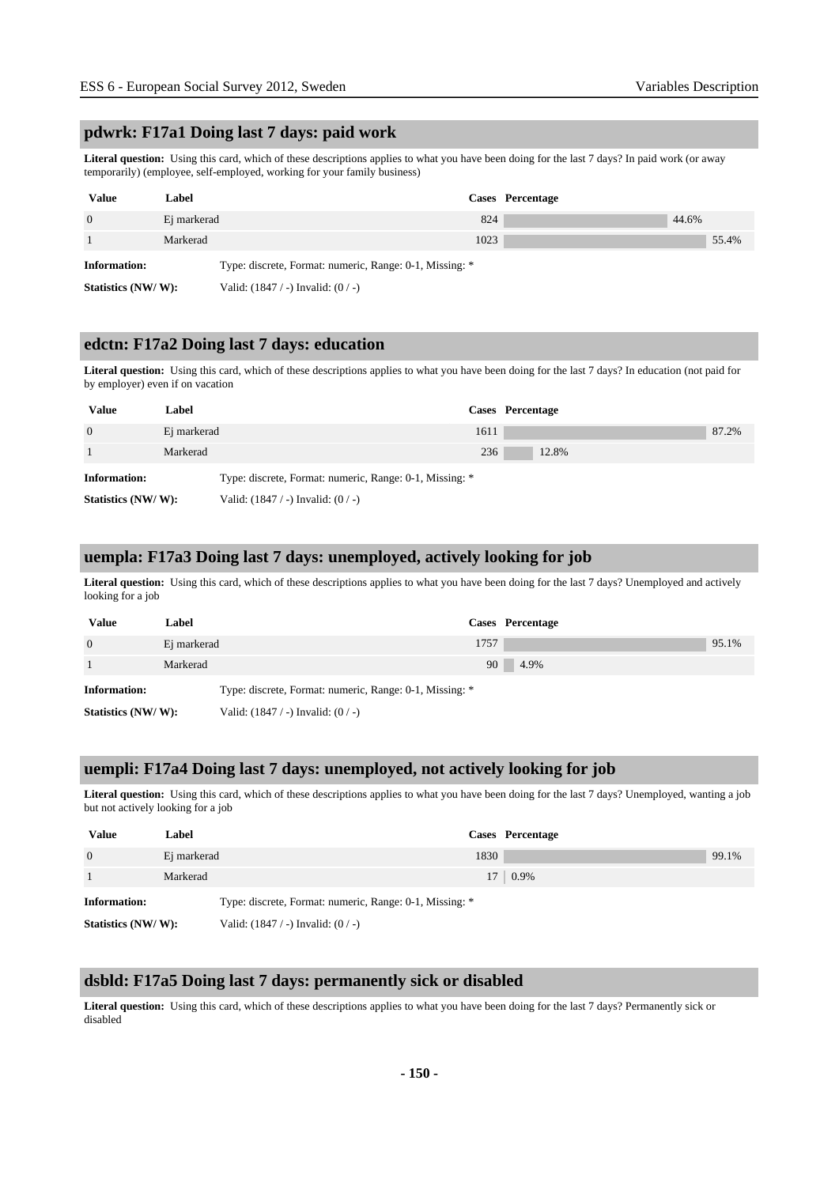## pdwrk: F17a1 Doing last 7 days: paid work

**Literal question:** Using this card, which of these descriptions applies to what you have been doing for the last 7 days? In paid work (or away temporarily) (employee, self-employed, working for your family business)

| Value | Label | Cases | Percentage |
|---|---|---|---|
| 0 | Ej markerad | 824 | 44.6% |
| 1 | Markerad | 1023 | 55.4% |

**Information:** Type: discrete, Format: numeric, Range: 0-1, Missing: *

**Statistics (NW/ W):** Valid: (1847 / -) Invalid: (0 / -)

## edctn: F17a2 Doing last 7 days: education

**Literal question:** Using this card, which of these descriptions applies to what you have been doing for the last 7 days? In education (not paid for by employer) even if on vacation

| Value | Label | Cases | Percentage |
|---|---|---|---|
| 0 | Ej markerad | 1611 | 87.2% |
| 1 | Markerad | 236 | 12.8% |

**Information:** Type: discrete, Format: numeric, Range: 0-1, Missing: *

**Statistics (NW/ W):** Valid: (1847 / -) Invalid: (0 / -)

## uempla: F17a3 Doing last 7 days: unemployed, actively looking for job

**Literal question:** Using this card, which of these descriptions applies to what you have been doing for the last 7 days? Unemployed and actively looking for a job

| Value | Label | Cases | Percentage |
|---|---|---|---|
| 0 | Ej markerad | 1757 | 95.1% |
| 1 | Markerad | 90 | 4.9% |

**Information:** Type: discrete, Format: numeric, Range: 0-1, Missing: *

**Statistics (NW/ W):** Valid: (1847 / -) Invalid: (0 / -)

## uempli: F17a4 Doing last 7 days: unemployed, not actively looking for job

**Literal question:** Using this card, which of these descriptions applies to what you have been doing for the last 7 days? Unemployed, wanting a job but not actively looking for a job

| Value | Label | Cases | Percentage |
|---|---|---|---|
| 0 | Ej markerad | 1830 | 99.1% |
| 1 | Markerad | 17 | 0.9% |

**Information:** Type: discrete, Format: numeric, Range: 0-1, Missing: *

**Statistics (NW/ W):** Valid: (1847 / -) Invalid: (0 / -)

## dsbld: F17a5 Doing last 7 days: permanently sick or disabled

**Literal question:** Using this card, which of these descriptions applies to what you have been doing for the last 7 days? Permanently sick or disabled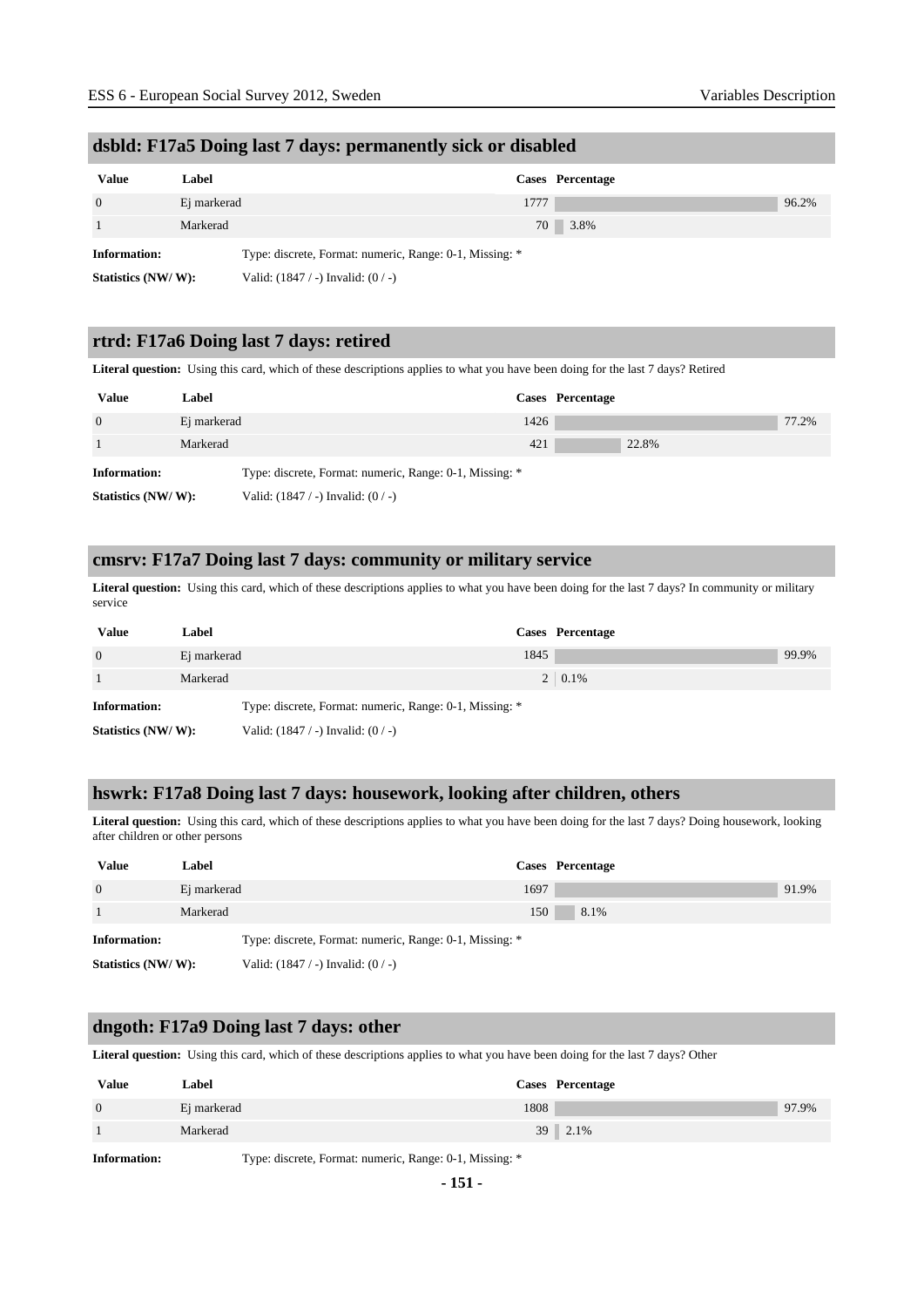## dsbld: F17a5 Doing last 7 days: permanently sick or disabled

| Value | Label | Cases | Percentage |
|---|---|---|---|
| 0 | Ej markerad | 1777 | 96.2% |
| 1 | Markerad | 70 | 3.8% |

**Information:** Type: discrete, Format: numeric, Range: 0-1, Missing: *

**Statistics (NW/ W):** Valid: (1847 / -) Invalid: (0 / -)

## rtrd: F17a6 Doing last 7 days: retired

**Literal question:** Using this card, which of these descriptions applies to what you have been doing for the last 7 days? Retired

| Value | Label | Cases | Percentage |
|---|---|---|---|
| 0 | Ej markerad | 1426 | 77.2% |
| 1 | Markerad | 421 | 22.8% |

**Information:** Type: discrete, Format: numeric, Range: 0-1, Missing: *

**Statistics (NW/ W):** Valid: (1847 / -) Invalid: (0 / -)

## cmsrv: F17a7 Doing last 7 days: community or military service

**Literal question:** Using this card, which of these descriptions applies to what you have been doing for the last 7 days? In community or military service

| Value | Label | Cases | Percentage |
|---|---|---|---|
| 0 | Ej markerad | 1845 | 99.9% |
| 1 | Markerad | 2 | 0.1% |

**Information:** Type: discrete, Format: numeric, Range: 0-1, Missing: *

**Statistics (NW/ W):** Valid: (1847 / -) Invalid: (0 / -)

## hswrk: F17a8 Doing last 7 days: housework, looking after children, others

**Literal question:** Using this card, which of these descriptions applies to what you have been doing for the last 7 days? Doing housework, looking after children or other persons

| Value | Label | Cases | Percentage |
|---|---|---|---|
| 0 | Ej markerad | 1697 | 91.9% |
| 1 | Markerad | 150 | 8.1% |

**Information:** Type: discrete, Format: numeric, Range: 0-1, Missing: *

**Statistics (NW/ W):** Valid: (1847 / -) Invalid: (0 / -)

## dngoth: F17a9 Doing last 7 days: other

**Literal question:** Using this card, which of these descriptions applies to what you have been doing for the last 7 days? Other

| Value | Label | Cases | Percentage |
|---|---|---|---|
| 0 | Ej markerad | 1808 | 97.9% |
| 1 | Markerad | 39 | 2.1% |

**Information:** Type: discrete, Format: numeric, Range: 0-1, Missing: *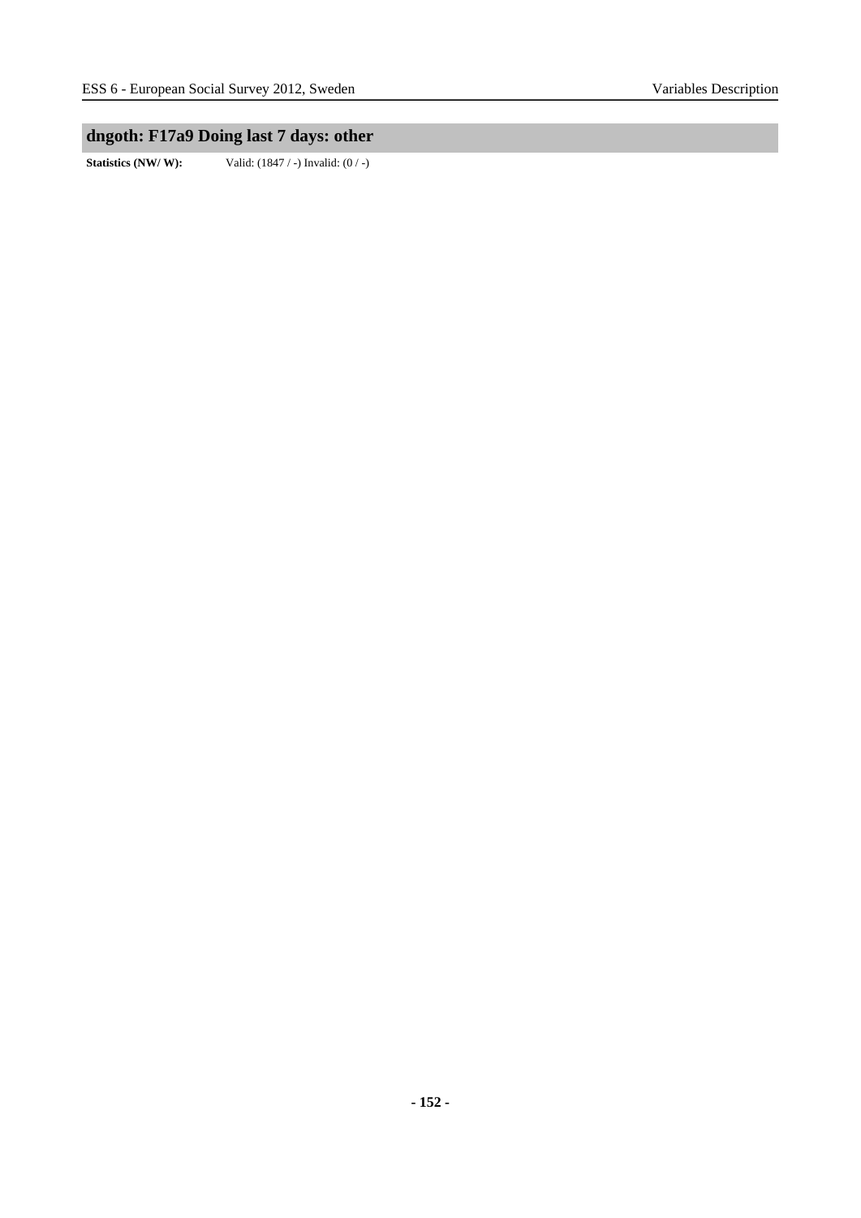## dngoth: F17a9 Doing last 7 days: other

**Statistics (NW/ W):** Valid: (1847 / -) Invalid: (0 / -)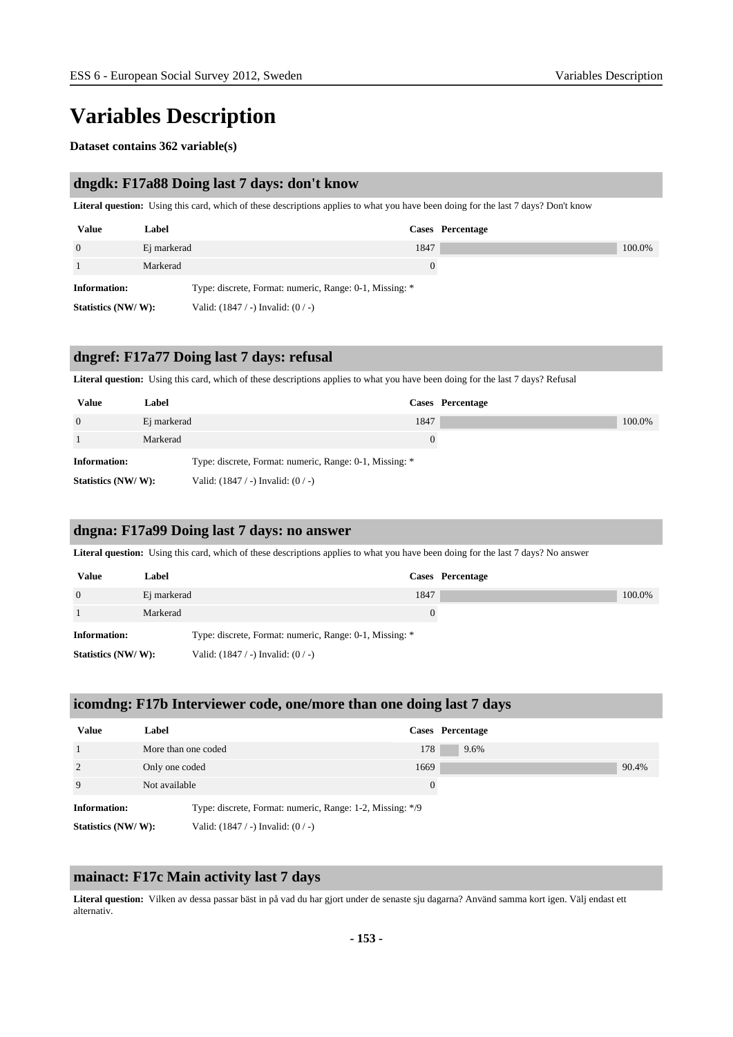# Variables Description

**Dataset contains 362 variable(s)**

## dngdk: F17a88 Doing last 7 days: don't know

**Literal question:** Using this card, which of these descriptions applies to what you have been doing for the last 7 days? Don't know

| Value | Label | Cases | Percentage |
|---|---|---|---|
| 0 | Ej markerad | 1847 | 100.0% |
| 1 | Markerad | 0 | |

**Information:** Type: discrete, Format: numeric, Range: 0-1, Missing: *

**Statistics (NW/ W):** Valid: (1847 / -) Invalid: (0 / -)

## dngref: F17a77 Doing last 7 days: refusal

**Literal question:** Using this card, which of these descriptions applies to what you have been doing for the last 7 days? Refusal

| Value | Label | Cases | Percentage |
|---|---|---|---|
| 0 | Ej markerad | 1847 | 100.0% |
| 1 | Markerad | 0 | |

**Information:** Type: discrete, Format: numeric, Range: 0-1, Missing: *

**Statistics (NW/ W):** Valid: (1847 / -) Invalid: (0 / -)

## dngna: F17a99 Doing last 7 days: no answer

**Literal question:** Using this card, which of these descriptions applies to what you have been doing for the last 7 days? No answer

| Value | Label | Cases | Percentage |
|---|---|---|---|
| 0 | Ej markerad | 1847 | 100.0% |
| 1 | Markerad | 0 | |

**Information:** Type: discrete, Format: numeric, Range: 0-1, Missing: *

**Statistics (NW/ W):** Valid: (1847 / -) Invalid: (0 / -)

## icomdng: F17b Interviewer code, one/more than one doing last 7 days

| Value | Label | Cases | Percentage |
|---|---|---|---|
| 1 | More than one coded | 178 | 9.6% |
| 2 | Only one coded | 1669 | 90.4% |
| 9 | Not available | 0 | |

**Information:** Type: discrete, Format: numeric, Range: 1-2, Missing: */9

**Statistics (NW/ W):** Valid: (1847 / -) Invalid: (0 / -)

## mainact: F17c Main activity last 7 days

**Literal question:** Vilken av dessa passar bäst in på vad du har gjort under de senaste sju dagarna? Använd samma kort igen. Välj endast ett alternativ.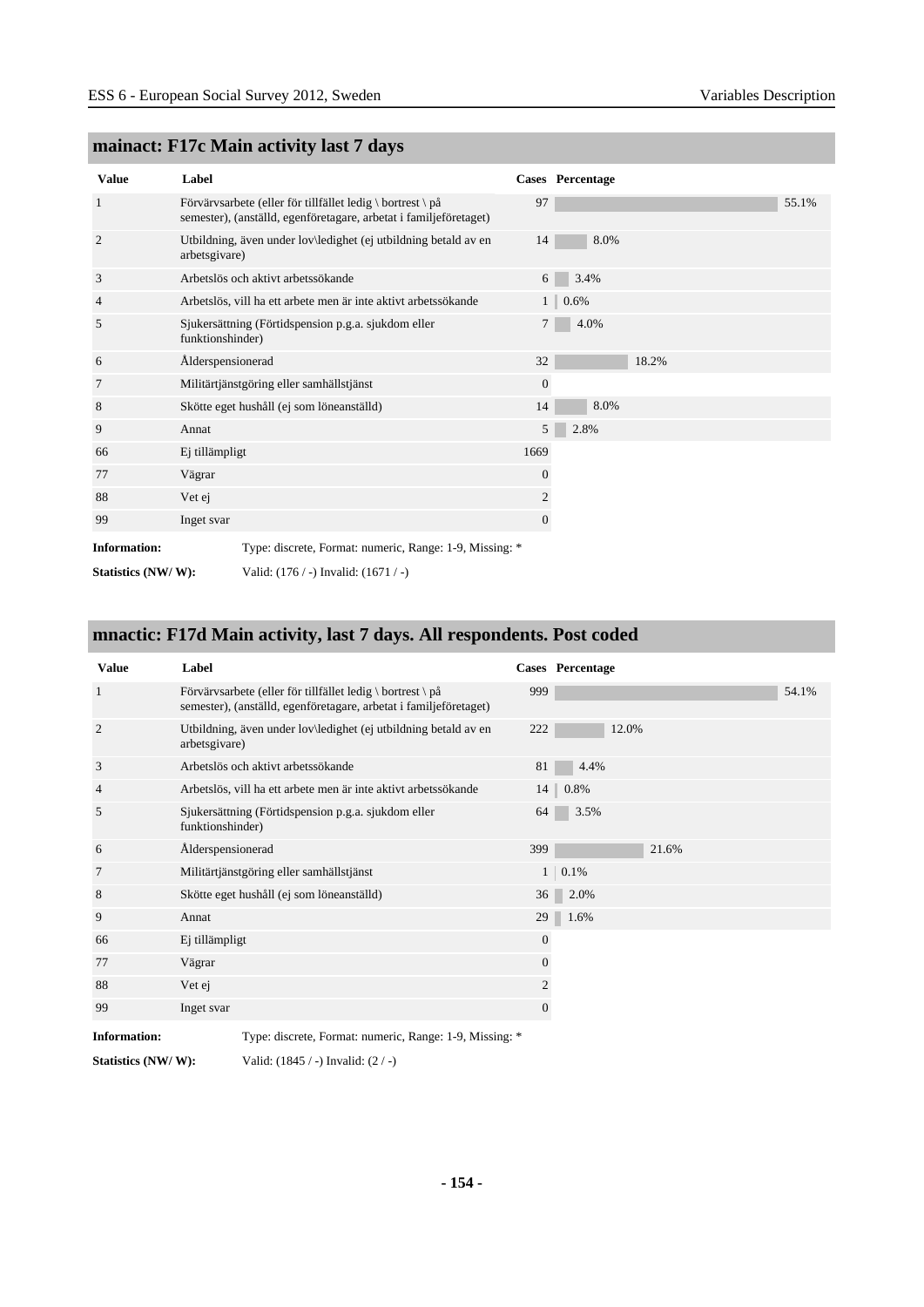## mainact: F17c Main activity last 7 days

| Value | Label | Cases | Percentage |
|---|---|---|---|
| 1 | Förvärvsarbete (eller för tillfället ledig \ bortrest \ på semester), (anställd, egenföretagare, arbetat i familjeföretaget) | 97 | 55.1% |
| 2 | Utbildning, även under lov\ledighet (ej utbildning betald av en arbetsgivare) | 14 | 8.0% |
| 3 | Arbetslös och aktivt arbetssökande | 6 | 3.4% |
| 4 | Arbetslös, vill ha ett arbete men är inte aktivt arbetssökande | 1 | 0.6% |
| 5 | Sjukersättning (Förtidspension p.g.a. sjukdom eller funktionshinder) | 7 | 4.0% |
| 6 | Ålderspensionerad | 32 | 18.2% |
| 7 | Militärtjänstgöring eller samhällstjänst | 0 | |
| 8 | Skötte eget hushåll (ej som löneanställd) | 14 | 8.0% |
| 9 | Annat | 5 | 2.8% |
| 66 | Ej tillämpligt | 1669 | |
| 77 | Vägrar | 0 | |
| 88 | Vet ej | 2 | |
| 99 | Inget svar | 0 | |

**Information:** Type: discrete, Format: numeric, Range: 1-9, Missing: *

**Statistics (NW/ W):** Valid: (176 / -) Invalid: (1671 / -)

## mnactic: F17d Main activity, last 7 days. All respondents. Post coded

| Value | Label | Cases | Percentage |
|---|---|---|---|
| 1 | Förvärvsarbete (eller för tillfället ledig \ bortrest \ på semester), (anställd, egenföretagare, arbetat i familjeföretaget) | 999 | 54.1% |
| 2 | Utbildning, även under lov\ledighet (ej utbildning betald av en arbetsgivare) | 222 | 12.0% |
| 3 | Arbetslös och aktivt arbetssökande | 81 | 4.4% |
| 4 | Arbetslös, vill ha ett arbete men är inte aktivt arbetssökande | 14 | 0.8% |
| 5 | Sjukersättning (Förtidspension p.g.a. sjukdom eller funktionshinder) | 64 | 3.5% |
| 6 | Ålderspensionerad | 399 | 21.6% |
| 7 | Militärtjänstgöring eller samhällstjänst | 1 | 0.1% |
| 8 | Skötte eget hushåll (ej som löneanställd) | 36 | 2.0% |
| 9 | Annat | 29 | 1.6% |
| 66 | Ej tillämpligt | 0 | |
| 77 | Vägrar | 0 | |
| 88 | Vet ej | 2 | |
| 99 | Inget svar | 0 | |

**Information:** Type: discrete, Format: numeric, Range: 1-9, Missing: *

**Statistics (NW/ W):** Valid: (1845 / -) Invalid: (2 / -)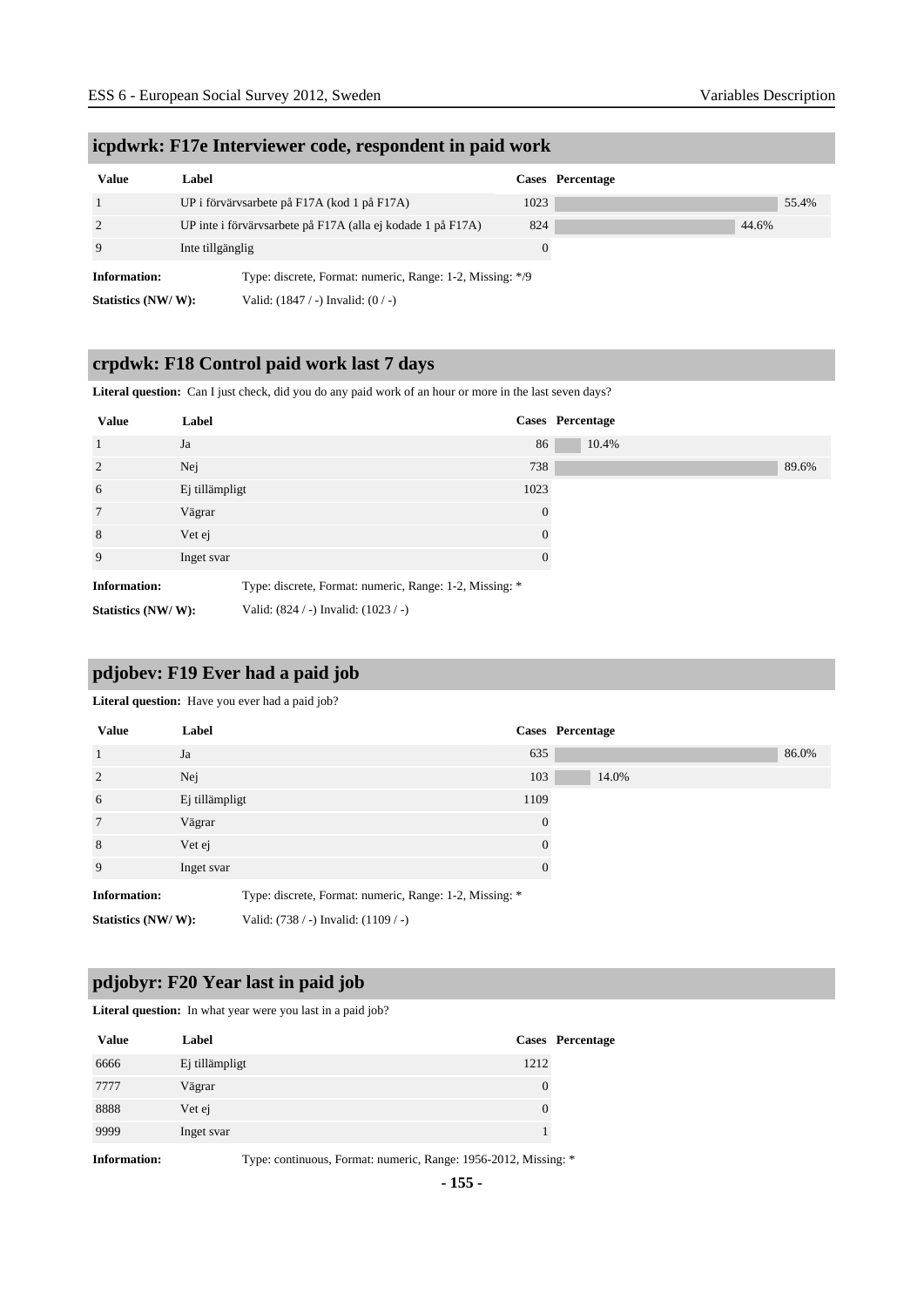## icpdwrk: F17e Interviewer code, respondent in paid work

| Value | Label | Cases | Percentage |
|---|---|---|---|
| 1 | UP i förvärvsarbete på F17A (kod 1 på F17A) | 1023 | 55.4% |
| 2 | UP inte i förvärvsarbete på F17A (alla ej kodade 1 på F17A) | 824 | 44.6% |
| 9 | Inte tillgänglig | 0 | |

**Information:** Type: discrete, Format: numeric, Range: 1-2, Missing: */9

**Statistics (NW/ W):** Valid: (1847 / -) Invalid: (0 / -)

## crpdwk: F18 Control paid work last 7 days

**Literal question:** Can I just check, did you do any paid work of an hour or more in the last seven days?

| Value | Label | Cases | Percentage |
|---|---|---|---|
| 1 | Ja | 86 | 10.4% |
| 2 | Nej | 738 | 89.6% |
| 6 | Ej tillämpligt | 1023 | |
| 7 | Vägrar | 0 | |
| 8 | Vet ej | 0 | |
| 9 | Inget svar | 0 | |

**Information:** Type: discrete, Format: numeric, Range: 1-2, Missing: *

**Statistics (NW/ W):** Valid: (824 / -) Invalid: (1023 / -)

## pdjobev: F19 Ever had a paid job

**Literal question:** Have you ever had a paid job?

| Value | Label | Cases | Percentage |
|---|---|---|---|
| 1 | Ja | 635 | 86.0% |
| 2 | Nej | 103 | 14.0% |
| 6 | Ej tillämpligt | 1109 | |
| 7 | Vägrar | 0 | |
| 8 | Vet ej | 0 | |
| 9 | Inget svar | 0 | |

**Information:** Type: discrete, Format: numeric, Range: 1-2, Missing: *

**Statistics (NW/ W):** Valid: (738 / -) Invalid: (1109 / -)

## pdjobyr: F20 Year last in paid job

**Literal question:** In what year were you last in a paid job?

| Value | Label | Cases | Percentage |
|---|---|---|---|
| 6666 | Ej tillämpligt | 1212 | |
| 7777 | Vägrar | 0 | |
| 8888 | Vet ej | 0 | |
| 9999 | Inget svar | 1 | |

**Information:** Type: continuous, Format: numeric, Range: 1956-2012, Missing: *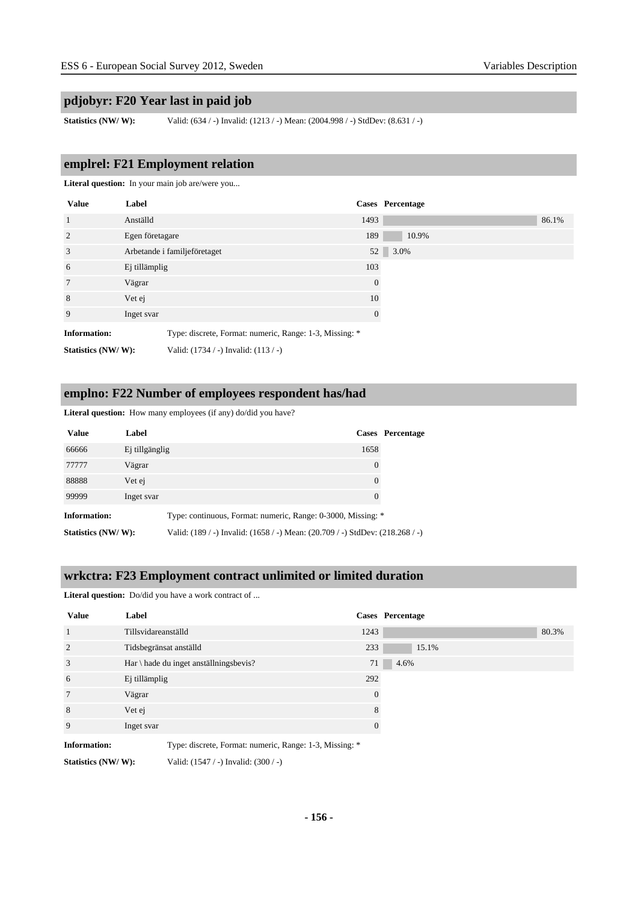## pdjobyr: F20 Year last in paid job

**Statistics (NW/ W):** Valid: (634 / -) Invalid: (1213 / -) Mean: (2004.998 / -) StdDev: (8.631 / -)

## emplrel: F21 Employment relation

**Literal question:** In your main job are/were you...

| Value | Label | Cases | Percentage |
|---|---|---|---|
| 1 | Anställd | 1493 | 86.1% |
| 2 | Egen företagare | 189 | 10.9% |
| 3 | Arbetande i familjeföretaget | 52 | 3.0% |
| 6 | Ej tillämplig | 103 | |
| 7 | Vägrar | 0 | |
| 8 | Vet ej | 10 | |
| 9 | Inget svar | 0 | |

**Information:** Type: discrete, Format: numeric, Range: 1-3, Missing: *

**Statistics (NW/ W):** Valid: (1734 / -) Invalid: (113 / -)

## emplno: F22 Number of employees respondent has/had

**Literal question:** How many employees (if any) do/did you have?

| Value | Label | Cases | Percentage |
|---|---|---|---|
| 66666 | Ej tillgänglig | 1658 | |
| 77777 | Vägrar | 0 | |
| 88888 | Vet ej | 0 | |
| 99999 | Inget svar | 0 | |

**Information:** Type: continuous, Format: numeric, Range: 0-3000, Missing: *

**Statistics (NW/ W):** Valid: (189 / -) Invalid: (1658 / -) Mean: (20.709 / -) StdDev: (218.268 / -)

## wrkctra: F23 Employment contract unlimited or limited duration

**Literal question:** Do/did you have a work contract of ...

| Value | Label | Cases | Percentage |
|---|---|---|---|
| 1 | Tillsvidareanställd | 1243 | 80.3% |
| 2 | Tidsbegränsat anställd | 233 | 15.1% |
| 3 | Har \ hade du inget anställningsbevis? | 71 | 4.6% |
| 6 | Ej tillämplig | 292 | |
| 7 | Vägrar | 0 | |
| 8 | Vet ej | 8 | |
| 9 | Inget svar | 0 | |

**Information:** Type: discrete, Format: numeric, Range: 1-3, Missing: *

**Statistics (NW/ W):** Valid: (1547 / -) Invalid: (300 / -)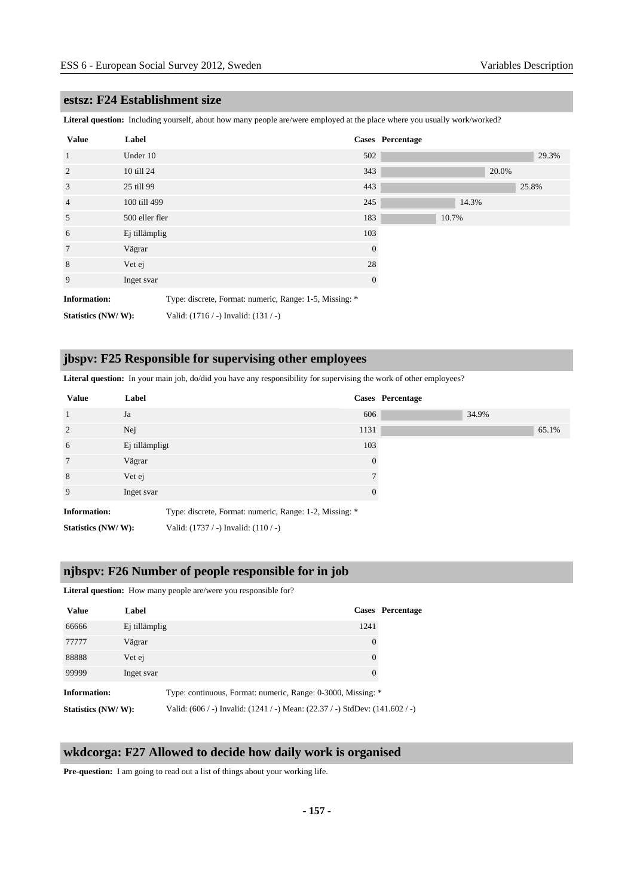## estsz: F24 Establishment size

**Literal question:** Including yourself, about how many people are/were employed at the place where you usually work/worked?

| Value | Label | Cases | Percentage |
|---|---|---|---|
| 1 | Under 10 | 502 | 29.3% |
| 2 | 10 till 24 | 343 | 20.0% |
| 3 | 25 till 99 | 443 | 25.8% |
| 4 | 100 till 499 | 245 | 14.3% |
| 5 | 500 eller fler | 183 | 10.7% |
| 6 | Ej tillämplig | 103 | |
| 7 | Vägrar | 0 | |
| 8 | Vet ej | 28 | |
| 9 | Inget svar | 0 | |

**Information:** Type: discrete, Format: numeric, Range: 1-5, Missing: *

**Statistics (NW/ W):** Valid: (1716 / -) Invalid: (131 / -)

## jbspv: F25 Responsible for supervising other employees

**Literal question:** In your main job, do/did you have any responsibility for supervising the work of other employees?

| Value | Label | Cases | Percentage |
|---|---|---|---|
| 1 | Ja | 606 | 34.9% |
| 2 | Nej | 1131 | 65.1% |
| 6 | Ej tillämpligt | 103 | |
| 7 | Vägrar | 0 | |
| 8 | Vet ej | 7 | |
| 9 | Inget svar | 0 | |

**Information:** Type: discrete, Format: numeric, Range: 1-2, Missing: *

**Statistics (NW/ W):** Valid: (1737 / -) Invalid: (110 / -)

## njbspv: F26 Number of people responsible for in job

**Literal question:** How many people are/were you responsible for?

| Value | Label | Cases | Percentage |
|---|---|---|---|
| 66666 | Ej tillämplig | 1241 | |
| 77777 | Vägrar | 0 | |
| 88888 | Vet ej | 0 | |
| 99999 | Inget svar | 0 | |

**Information:** Type: continuous, Format: numeric, Range: 0-3000, Missing: *

**Statistics (NW/ W):** Valid: (606 / -) Invalid: (1241 / -) Mean: (22.37 / -) StdDev: (141.602 / -)

## wkdcorga: F27 Allowed to decide how daily work is organised

**Pre-question:** I am going to read out a list of things about your working life.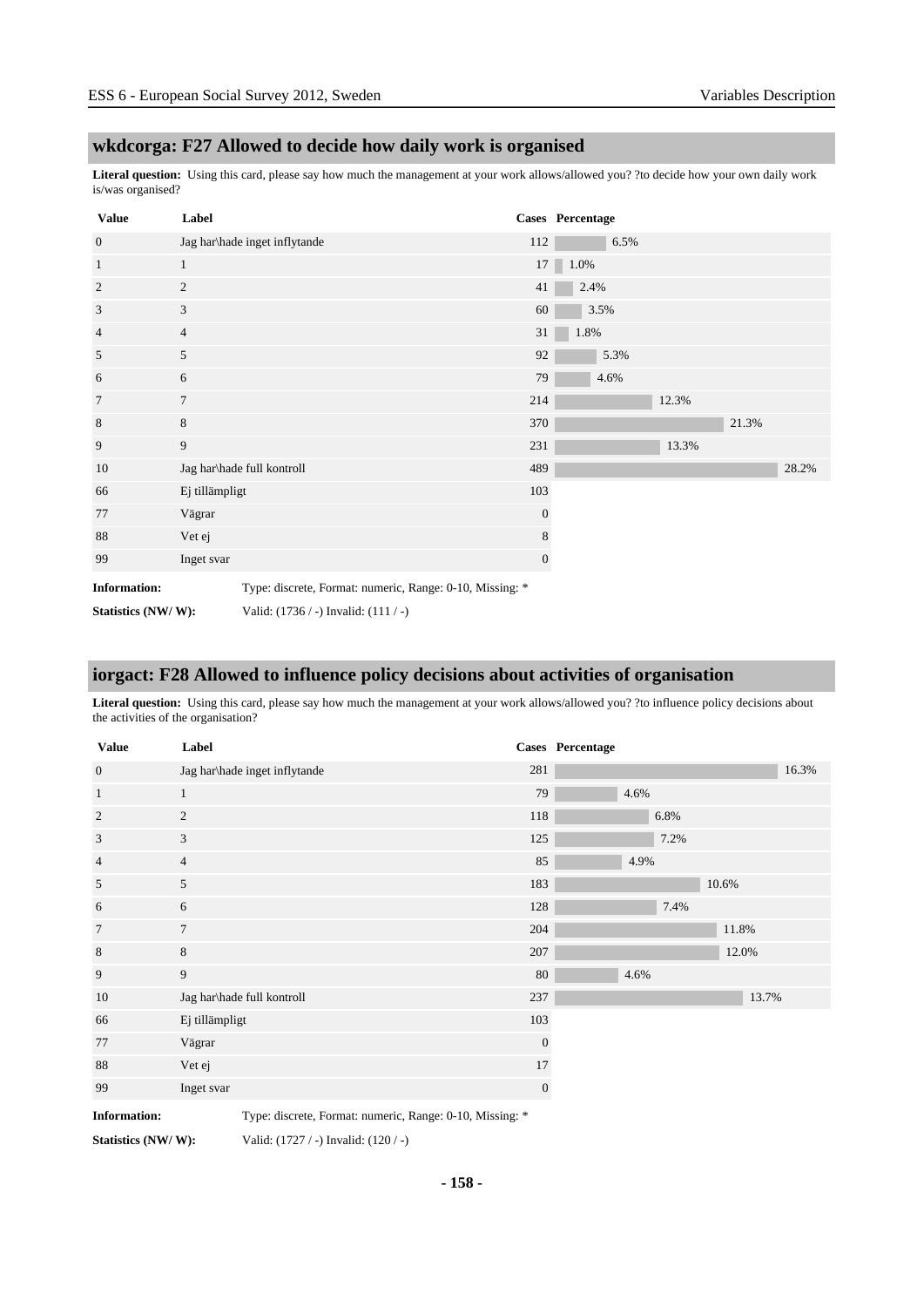## wkdcorga: F27 Allowed to decide how daily work is organised

**Literal question:** Using this card, please say how much the management at your work allows/allowed you? ?to decide how your own daily work is/was organised?

| Value | Label | Cases | Percentage |
|---|---|---|---|
| 0 | Jag har\hade inget inflytande | 112 | 6.5% |
| 1 | 1 | 17 | 1.0% |
| 2 | 2 | 41 | 2.4% |
| 3 | 3 | 60 | 3.5% |
| 4 | 4 | 31 | 1.8% |
| 5 | 5 | 92 | 5.3% |
| 6 | 6 | 79 | 4.6% |
| 7 | 7 | 214 | 12.3% |
| 8 | 8 | 370 | 21.3% |
| 9 | 9 | 231 | 13.3% |
| 10 | Jag har\hade full kontroll | 489 | 28.2% |
| 66 | Ej tillämpligt | 103 | |
| 77 | Vägrar | 0 | |
| 88 | Vet ej | 8 | |
| 99 | Inget svar | 0 | |

**Information:** Type: discrete, Format: numeric, Range: 0-10, Missing: *

**Statistics (NW/ W):** Valid: (1736 / -) Invalid: (111 / -)

## iorgact: F28 Allowed to influence policy decisions about activities of organisation

**Literal question:** Using this card, please say how much the management at your work allows/allowed you? ?to influence policy decisions about the activities of the organisation?

| Value | Label | Cases | Percentage |
|---|---|---|---|
| 0 | Jag har\hade inget inflytande | 281 | 16.3% |
| 1 | 1 | 79 | 4.6% |
| 2 | 2 | 118 | 6.8% |
| 3 | 3 | 125 | 7.2% |
| 4 | 4 | 85 | 4.9% |
| 5 | 5 | 183 | 10.6% |
| 6 | 6 | 128 | 7.4% |
| 7 | 7 | 204 | 11.8% |
| 8 | 8 | 207 | 12.0% |
| 9 | 9 | 80 | 4.6% |
| 10 | Jag har\hade full kontroll | 237 | 13.7% |
| 66 | Ej tillämpligt | 103 | |
| 77 | Vägrar | 0 | |
| 88 | Vet ej | 17 | |
| 99 | Inget svar | 0 | |

**Information:** Type: discrete, Format: numeric, Range: 0-10, Missing: *

**Statistics (NW/ W):** Valid: (1727 / -) Invalid: (120 / -)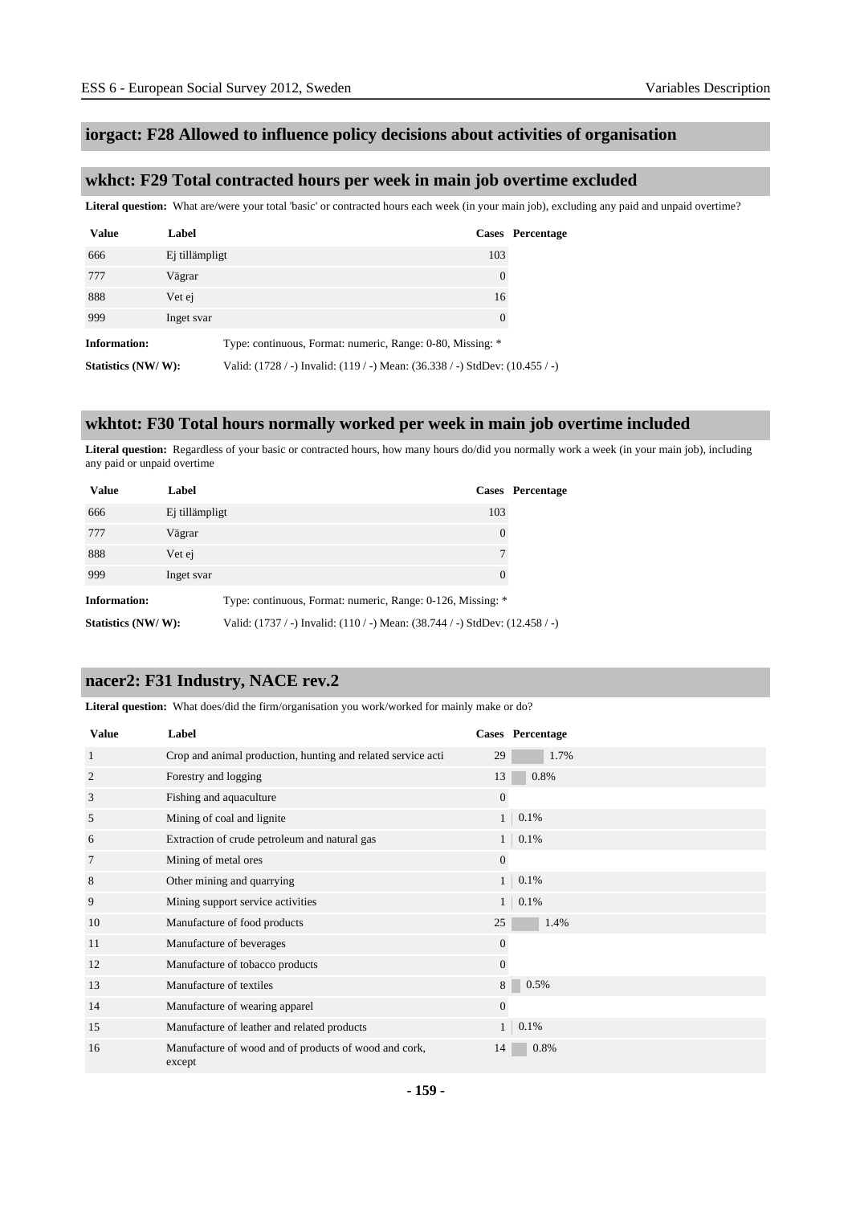## iorgact: F28 Allowed to influence policy decisions about activities of organisation

## wkhct: F29 Total contracted hours per week in main job overtime excluded

**Literal question:** What are/were your total 'basic' or contracted hours each week (in your main job), excluding any paid and unpaid overtime?

| Value | Label | Cases | Percentage |
|---|---|---|---|
| 666 | Ej tillämpligt | 103 | |
| 777 | Vägrar | 0 | |
| 888 | Vet ej | 16 | |
| 999 | Inget svar | 0 | |

**Information:** Type: continuous, Format: numeric, Range: 0-80, Missing: *

**Statistics (NW/ W):** Valid: (1728 / -) Invalid: (119 / -) Mean: (36.338 / -) StdDev: (10.455 / -)

## wkhtot: F30 Total hours normally worked per week in main job overtime included

**Literal question:** Regardless of your basic or contracted hours, how many hours do/did you normally work a week (in your main job), including any paid or unpaid overtime

| Value | Label | Cases | Percentage |
|---|---|---|---|
| 666 | Ej tillämpligt | 103 | |
| 777 | Vägrar | 0 | |
| 888 | Vet ej | 7 | |
| 999 | Inget svar | 0 | |

**Information:** Type: continuous, Format: numeric, Range: 0-126, Missing: *

**Statistics (NW/ W):** Valid: (1737 / -) Invalid: (110 / -) Mean: (38.744 / -) StdDev: (12.458 / -)

## nacer2: F31 Industry, NACE rev.2

**Literal question:** What does/did the firm/organisation you work/worked for mainly make or do?

| Value | Label | Cases | Percentage |
|---|---|---|---|
| 1 | Crop and animal production, hunting and related service acti | 29 | 1.7% |
| 2 | Forestry and logging | 13 | 0.8% |
| 3 | Fishing and aquaculture | 0 | |
| 5 | Mining of coal and lignite | 1 | 0.1% |
| 6 | Extraction of crude petroleum and natural gas | 1 | 0.1% |
| 7 | Mining of metal ores | 0 | |
| 8 | Other mining and quarrying | 1 | 0.1% |
| 9 | Mining support service activities | 1 | 0.1% |
| 10 | Manufacture of food products | 25 | 1.4% |
| 11 | Manufacture of beverages | 0 | |
| 12 | Manufacture of tobacco products | 0 | |
| 13 | Manufacture of textiles | 8 | 0.5% |
| 14 | Manufacture of wearing apparel | 0 | |
| 15 | Manufacture of leather and related products | 1 | 0.1% |
| 16 | Manufacture of wood and of products of wood and cork, except | 14 | 0.8% |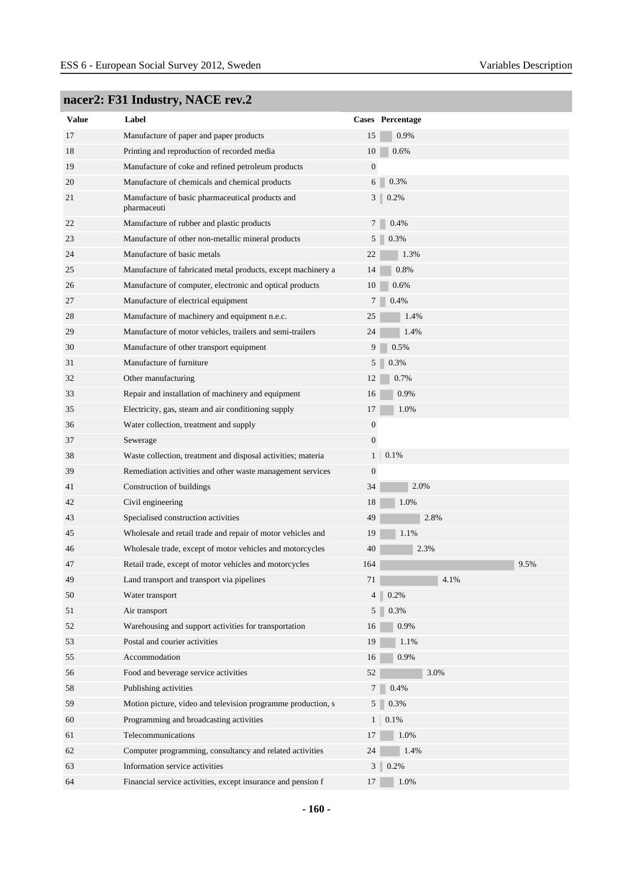## nacer2: F31 Industry, NACE rev.2

| Value | Label | Cases | Percentage |
|---|---|---|---|
| 17 | Manufacture of paper and paper products | 15 | 0.9% |
| 18 | Printing and reproduction of recorded media | 10 | 0.6% |
| 19 | Manufacture of coke and refined petroleum products | 0 | |
| 20 | Manufacture of chemicals and chemical products | 6 | 0.3% |
| 21 | Manufacture of basic pharmaceutical products and pharmaceuti | 3 | 0.2% |
| 22 | Manufacture of rubber and plastic products | 7 | 0.4% |
| 23 | Manufacture of other non-metallic mineral products | 5 | 0.3% |
| 24 | Manufacture of basic metals | 22 | 1.3% |
| 25 | Manufacture of fabricated metal products, except machinery a | 14 | 0.8% |
| 26 | Manufacture of computer, electronic and optical products | 10 | 0.6% |
| 27 | Manufacture of electrical equipment | 7 | 0.4% |
| 28 | Manufacture of machinery and equipment n.e.c. | 25 | 1.4% |
| 29 | Manufacture of motor vehicles, trailers and semi-trailers | 24 | 1.4% |
| 30 | Manufacture of other transport equipment | 9 | 0.5% |
| 31 | Manufacture of furniture | 5 | 0.3% |
| 32 | Other manufacturing | 12 | 0.7% |
| 33 | Repair and installation of machinery and equipment | 16 | 0.9% |
| 35 | Electricity, gas, steam and air conditioning supply | 17 | 1.0% |
| 36 | Water collection, treatment and supply | 0 | |
| 37 | Sewerage | 0 | |
| 38 | Waste collection, treatment and disposal activities; materia | 1 | 0.1% |
| 39 | Remediation activities and other waste management services | 0 | |
| 41 | Construction of buildings | 34 | 2.0% |
| 42 | Civil engineering | 18 | 1.0% |
| 43 | Specialised construction activities | 49 | 2.8% |
| 45 | Wholesale and retail trade and repair of motor vehicles and | 19 | 1.1% |
| 46 | Wholesale trade, except of motor vehicles and motorcycles | 40 | 2.3% |
| 47 | Retail trade, except of motor vehicles and motorcycles | 164 | 9.5% |
| 49 | Land transport and transport via pipelines | 71 | 4.1% |
| 50 | Water transport | 4 | 0.2% |
| 51 | Air transport | 5 | 0.3% |
| 52 | Warehousing and support activities for transportation | 16 | 0.9% |
| 53 | Postal and courier activities | 19 | 1.1% |
| 55 | Accommodation | 16 | 0.9% |
| 56 | Food and beverage service activities | 52 | 3.0% |
| 58 | Publishing activities | 7 | 0.4% |
| 59 | Motion picture, video and television programme production, s | 5 | 0.3% |
| 60 | Programming and broadcasting activities | 1 | 0.1% |
| 61 | Telecommunications | 17 | 1.0% |
| 62 | Computer programming, consultancy and related activities | 24 | 1.4% |
| 63 | Information service activities | 3 | 0.2% |
| 64 | Financial service activities, except insurance and pension f | 17 | 1.0% |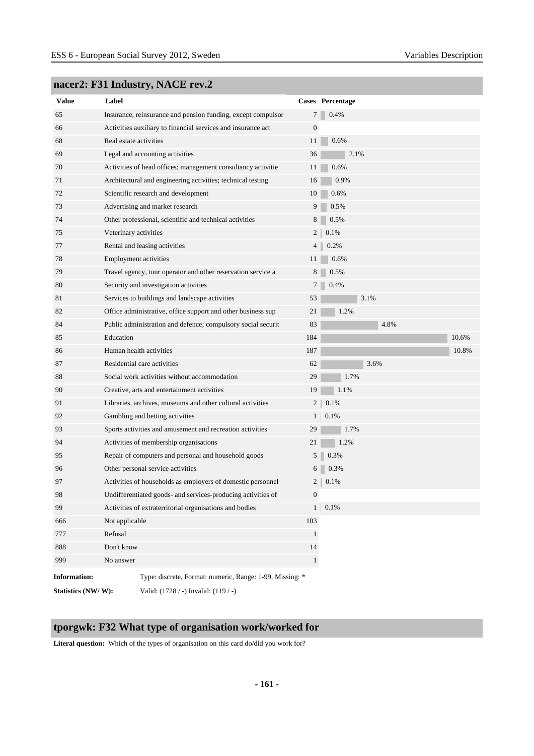## nacer2: F31 Industry, NACE rev.2

| Value | Label | Cases | Percentage |
|---|---|---|---|
| 65 | Insurance, reinsurance and pension funding, except compulsor | 7 | 0.4% |
| 66 | Activities auxiliary to financial services and insurance act | 0 | |
| 68 | Real estate activities | 11 | 0.6% |
| 69 | Legal and accounting activities | 36 | 2.1% |
| 70 | Activities of head offices; management consultancy activitie | 11 | 0.6% |
| 71 | Architectural and engineering activities; technical testing | 16 | 0.9% |
| 72 | Scientific research and development | 10 | 0.6% |
| 73 | Advertising and market research | 9 | 0.5% |
| 74 | Other professional, scientific and technical activities | 8 | 0.5% |
| 75 | Veterinary activities | 2 | 0.1% |
| 77 | Rental and leasing activities | 4 | 0.2% |
| 78 | Employment activities | 11 | 0.6% |
| 79 | Travel agency, tour operator and other reservation service a | 8 | 0.5% |
| 80 | Security and investigation activities | 7 | 0.4% |
| 81 | Services to buildings and landscape activities | 53 | 3.1% |
| 82 | Office administrative, office support and other business sup | 21 | 1.2% |
| 84 | Public administration and defence; compulsory social securit | 83 | 4.8% |
| 85 | Education | 184 | 10.6% |
| 86 | Human health activities | 187 | 10.8% |
| 87 | Residential care activities | 62 | 3.6% |
| 88 | Social work activities without accommodation | 29 | 1.7% |
| 90 | Creative, arts and entertainment activities | 19 | 1.1% |
| 91 | Libraries, archives, museums and other cultural activities | 2 | 0.1% |
| 92 | Gambling and betting activities | 1 | 0.1% |
| 93 | Sports activities and amusement and recreation activities | 29 | 1.7% |
| 94 | Activities of membership organisations | 21 | 1.2% |
| 95 | Repair of computers and personal and household goods | 5 | 0.3% |
| 96 | Other personal service activities | 6 | 0.3% |
| 97 | Activities of households as employers of domestic personnel | 2 | 0.1% |
| 98 | Undifferentiated goods- and services-producing activities of | 0 | |
| 99 | Activities of extraterritorial organisations and bodies | 1 | 0.1% |
| 666 | Not applicable | 103 | |
| 777 | Refusal | 1 | |
| 888 | Don't know | 14 | |
| 999 | No answer | 1 | |

**Information:** Type: discrete, Format: numeric, Range: 1-99, Missing: *

**Statistics (NW/ W):** Valid: (1728 / -) Invalid: (119 / -)

## tporgwk: F32 What type of organisation work/worked for

**Literal question:** Which of the types of organisation on this card do/did you work for?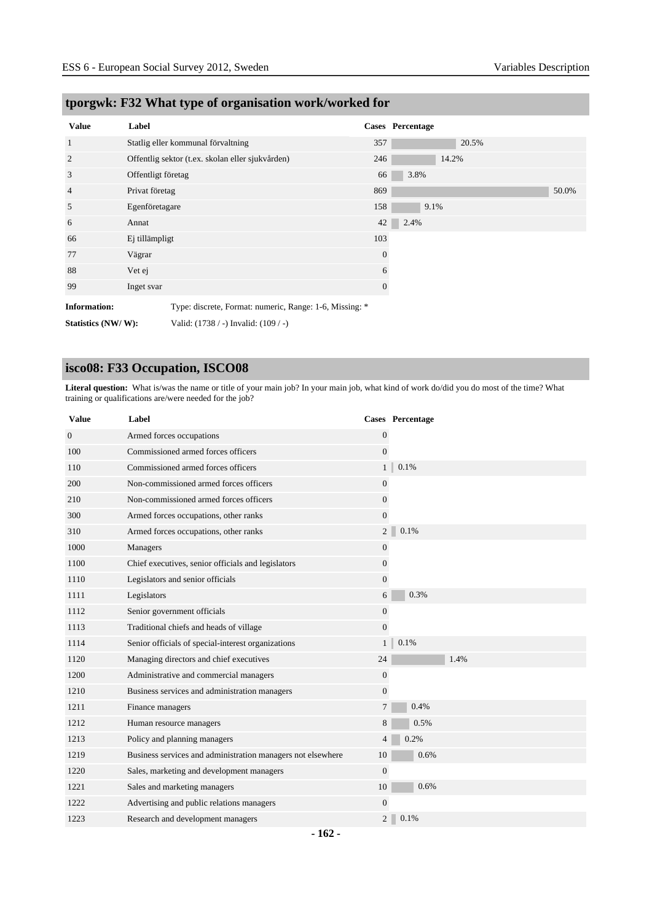## tporgwk: F32 What type of organisation work/worked for

| Value | Label | Cases | Percentage |
|---|---|---|---|
| 1 | Statlig eller kommunal förvaltning | 357 | 20.5% |
| 2 | Offentlig sektor (t.ex. skolan eller sjukvården) | 246 | 14.2% |
| 3 | Offentligt företag | 66 | 3.8% |
| 4 | Privat företag | 869 | 50.0% |
| 5 | Egenföretagare | 158 | 9.1% |
| 6 | Annat | 42 | 2.4% |
| 66 | Ej tillämpligt | 103 | |
| 77 | Vägrar | 0 | |
| 88 | Vet ej | 6 | |
| 99 | Inget svar | 0 | |

**Information:** Type: discrete, Format: numeric, Range: 1-6, Missing: *

**Statistics (NW/ W):** Valid: (1738 / -) Invalid: (109 / -)

## isco08: F33 Occupation, ISCO08

**Literal question:** What is/was the name or title of your main job? In your main job, what kind of work do/did you do most of the time? What training or qualifications are/were needed for the job?

| Value | Label | Cases | Percentage |
|---|---|---|---|
| 0 | Armed forces occupations | 0 | |
| 100 | Commissioned armed forces officers | 0 | |
| 110 | Commissioned armed forces officers | 1 | 0.1% |
| 200 | Non-commissioned armed forces officers | 0 | |
| 210 | Non-commissioned armed forces officers | 0 | |
| 300 | Armed forces occupations, other ranks | 0 | |
| 310 | Armed forces occupations, other ranks | 2 | 0.1% |
| 1000 | Managers | 0 | |
| 1100 | Chief executives, senior officials and legislators | 0 | |
| 1110 | Legislators and senior officials | 0 | |
| 1111 | Legislators | 6 | 0.3% |
| 1112 | Senior government officials | 0 | |
| 1113 | Traditional chiefs and heads of village | 0 | |
| 1114 | Senior officials of special-interest organizations | 1 | 0.1% |
| 1120 | Managing directors and chief executives | 24 | 1.4% |
| 1200 | Administrative and commercial managers | 0 | |
| 1210 | Business services and administration managers | 0 | |
| 1211 | Finance managers | 7 | 0.4% |
| 1212 | Human resource managers | 8 | 0.5% |
| 1213 | Policy and planning managers | 4 | 0.2% |
| 1219 | Business services and administration managers not elsewhere | 10 | 0.6% |
| 1220 | Sales, marketing and development managers | 0 | |
| 1221 | Sales and marketing managers | 10 | 0.6% |
| 1222 | Advertising and public relations managers | 0 | |
| 1223 | Research and development managers | 2 | 0.1% |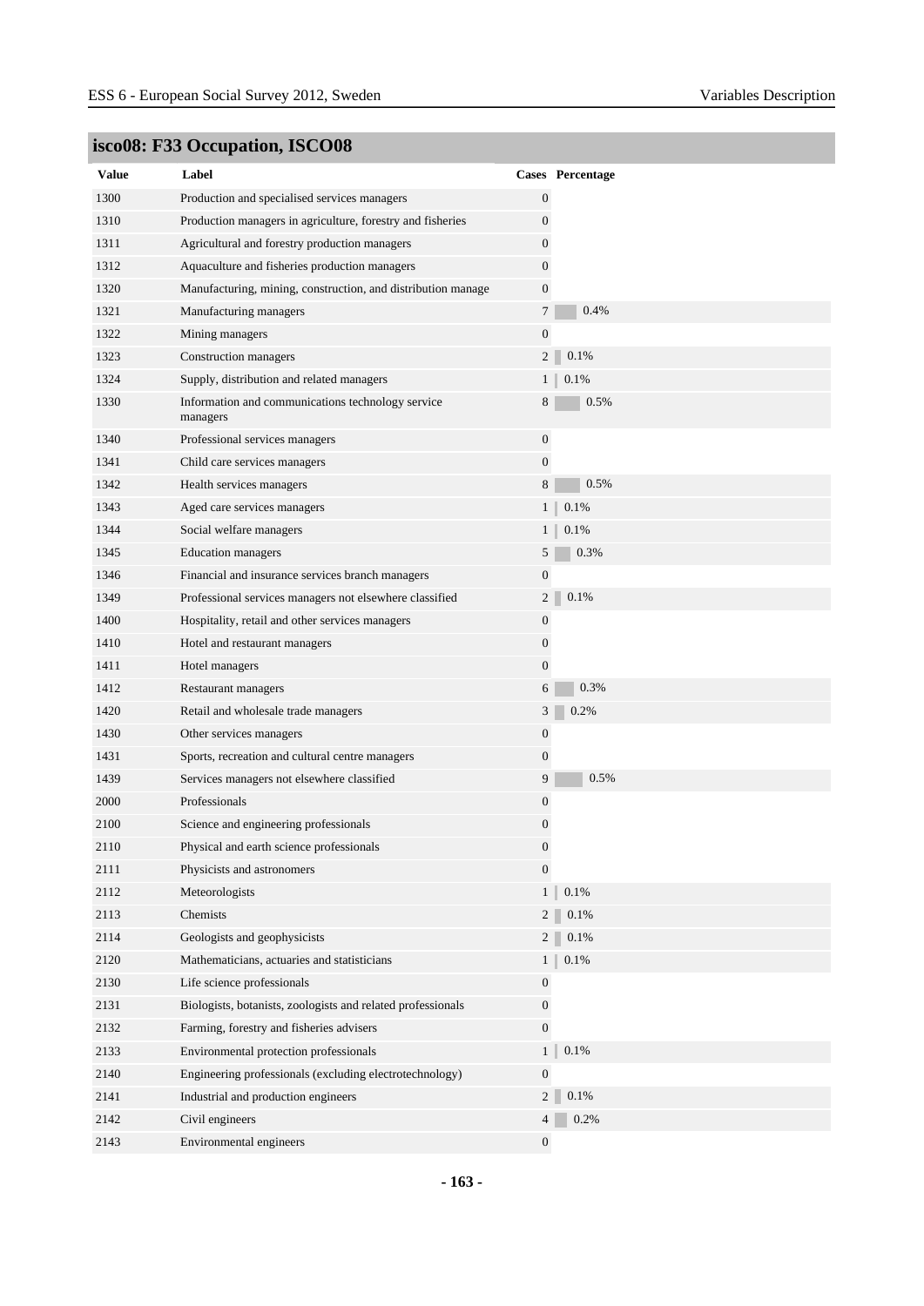## isco08: F33 Occupation, ISCO08

| Value | Label | Cases | Percentage |
|---|---|---|---|
| 1300 | Production and specialised services managers | 0 | |
| 1310 | Production managers in agriculture, forestry and fisheries | 0 | |
| 1311 | Agricultural and forestry production managers | 0 | |
| 1312 | Aquaculture and fisheries production managers | 0 | |
| 1320 | Manufacturing, mining, construction, and distribution manage | 0 | |
| 1321 | Manufacturing managers | 7 | 0.4% |
| 1322 | Mining managers | 0 | |
| 1323 | Construction managers | 2 | 0.1% |
| 1324 | Supply, distribution and related managers | 1 | 0.1% |
| 1330 | Information and communications technology service managers | 8 | 0.5% |
| 1340 | Professional services managers | 0 | |
| 1341 | Child care services managers | 0 | |
| 1342 | Health services managers | 8 | 0.5% |
| 1343 | Aged care services managers | 1 | 0.1% |
| 1344 | Social welfare managers | 1 | 0.1% |
| 1345 | Education managers | 5 | 0.3% |
| 1346 | Financial and insurance services branch managers | 0 | |
| 1349 | Professional services managers not elsewhere classified | 2 | 0.1% |
| 1400 | Hospitality, retail and other services managers | 0 | |
| 1410 | Hotel and restaurant managers | 0 | |
| 1411 | Hotel managers | 0 | |
| 1412 | Restaurant managers | 6 | 0.3% |
| 1420 | Retail and wholesale trade managers | 3 | 0.2% |
| 1430 | Other services managers | 0 | |
| 1431 | Sports, recreation and cultural centre managers | 0 | |
| 1439 | Services managers not elsewhere classified | 9 | 0.5% |
| 2000 | Professionals | 0 | |
| 2100 | Science and engineering professionals | 0 | |
| 2110 | Physical and earth science professionals | 0 | |
| 2111 | Physicists and astronomers | 0 | |
| 2112 | Meteorologists | 1 | 0.1% |
| 2113 | Chemists | 2 | 0.1% |
| 2114 | Geologists and geophysicists | 2 | 0.1% |
| 2120 | Mathematicians, actuaries and statisticians | 1 | 0.1% |
| 2130 | Life science professionals | 0 | |
| 2131 | Biologists, botanists, zoologists and related professionals | 0 | |
| 2132 | Farming, forestry and fisheries advisers | 0 | |
| 2133 | Environmental protection professionals | 1 | 0.1% |
| 2140 | Engineering professionals (excluding electrotechnology) | 0 | |
| 2141 | Industrial and production engineers | 2 | 0.1% |
| 2142 | Civil engineers | 4 | 0.2% |
| 2143 | Environmental engineers | 0 | |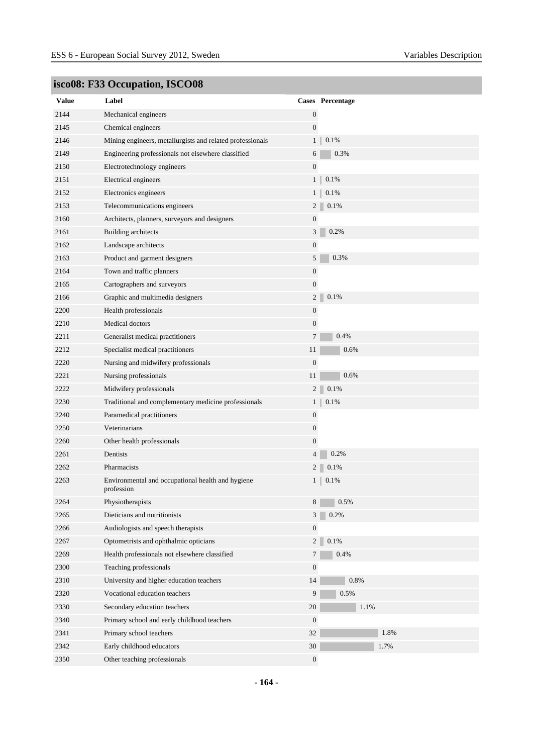## isco08: F33 Occupation, ISCO08

| Value | Label | Cases | Percentage |
|---|---|---|---|
| 2144 | Mechanical engineers | 0 | |
| 2145 | Chemical engineers | 0 | |
| 2146 | Mining engineers, metallurgists and related professionals | 1 | 0.1% |
| 2149 | Engineering professionals not elsewhere classified | 6 | 0.3% |
| 2150 | Electrotechnology engineers | 0 | |
| 2151 | Electrical engineers | 1 | 0.1% |
| 2152 | Electronics engineers | 1 | 0.1% |
| 2153 | Telecommunications engineers | 2 | 0.1% |
| 2160 | Architects, planners, surveyors and designers | 0 | |
| 2161 | Building architects | 3 | 0.2% |
| 2162 | Landscape architects | 0 | |
| 2163 | Product and garment designers | 5 | 0.3% |
| 2164 | Town and traffic planners | 0 | |
| 2165 | Cartographers and surveyors | 0 | |
| 2166 | Graphic and multimedia designers | 2 | 0.1% |
| 2200 | Health professionals | 0 | |
| 2210 | Medical doctors | 0 | |
| 2211 | Generalist medical practitioners | 7 | 0.4% |
| 2212 | Specialist medical practitioners | 11 | 0.6% |
| 2220 | Nursing and midwifery professionals | 0 | |
| 2221 | Nursing professionals | 11 | 0.6% |
| 2222 | Midwifery professionals | 2 | 0.1% |
| 2230 | Traditional and complementary medicine professionals | 1 | 0.1% |
| 2240 | Paramedical practitioners | 0 | |
| 2250 | Veterinarians | 0 | |
| 2260 | Other health professionals | 0 | |
| 2261 | Dentists | 4 | 0.2% |
| 2262 | Pharmacists | 2 | 0.1% |
| 2263 | Environmental and occupational health and hygiene profession | 1 | 0.1% |
| 2264 | Physiotherapists | 8 | 0.5% |
| 2265 | Dieticians and nutritionists | 3 | 0.2% |
| 2266 | Audiologists and speech therapists | 0 | |
| 2267 | Optometrists and ophthalmic opticians | 2 | 0.1% |
| 2269 | Health professionals not elsewhere classified | 7 | 0.4% |
| 2300 | Teaching professionals | 0 | |
| 2310 | University and higher education teachers | 14 | 0.8% |
| 2320 | Vocational education teachers | 9 | 0.5% |
| 2330 | Secondary education teachers | 20 | 1.1% |
| 2340 | Primary school and early childhood teachers | 0 | |
| 2341 | Primary school teachers | 32 | 1.8% |
| 2342 | Early childhood educators | 30 | 1.7% |
| 2350 | Other teaching professionals | 0 | |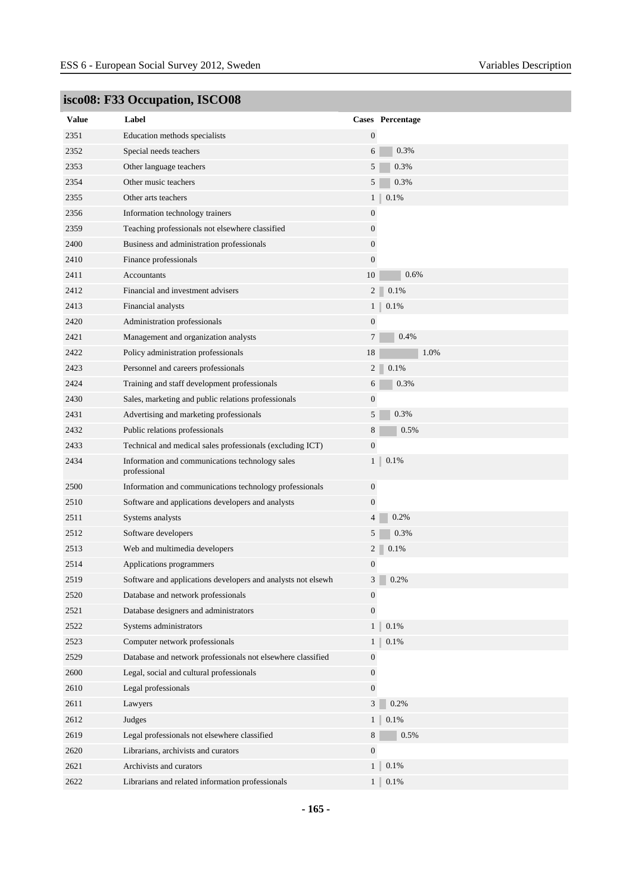## isco08: F33 Occupation, ISCO08

| Value | Label | Cases | Percentage |
|---|---|---|---|
| 2351 | Education methods specialists | 0 | |
| 2352 | Special needs teachers | 6 | 0.3% |
| 2353 | Other language teachers | 5 | 0.3% |
| 2354 | Other music teachers | 5 | 0.3% |
| 2355 | Other arts teachers | 1 | 0.1% |
| 2356 | Information technology trainers | 0 | |
| 2359 | Teaching professionals not elsewhere classified | 0 | |
| 2400 | Business and administration professionals | 0 | |
| 2410 | Finance professionals | 0 | |
| 2411 | Accountants | 10 | 0.6% |
| 2412 | Financial and investment advisers | 2 | 0.1% |
| 2413 | Financial analysts | 1 | 0.1% |
| 2420 | Administration professionals | 0 | |
| 2421 | Management and organization analysts | 7 | 0.4% |
| 2422 | Policy administration professionals | 18 | 1.0% |
| 2423 | Personnel and careers professionals | 2 | 0.1% |
| 2424 | Training and staff development professionals | 6 | 0.3% |
| 2430 | Sales, marketing and public relations professionals | 0 | |
| 2431 | Advertising and marketing professionals | 5 | 0.3% |
| 2432 | Public relations professionals | 8 | 0.5% |
| 2433 | Technical and medical sales professionals (excluding ICT) | 0 | |
| 2434 | Information and communications technology sales professional | 1 | 0.1% |
| 2500 | Information and communications technology professionals | 0 | |
| 2510 | Software and applications developers and analysts | 0 | |
| 2511 | Systems analysts | 4 | 0.2% |
| 2512 | Software developers | 5 | 0.3% |
| 2513 | Web and multimedia developers | 2 | 0.1% |
| 2514 | Applications programmers | 0 | |
| 2519 | Software and applications developers and analysts not elsewh | 3 | 0.2% |
| 2520 | Database and network professionals | 0 | |
| 2521 | Database designers and administrators | 0 | |
| 2522 | Systems administrators | 1 | 0.1% |
| 2523 | Computer network professionals | 1 | 0.1% |
| 2529 | Database and network professionals not elsewhere classified | 0 | |
| 2600 | Legal, social and cultural professionals | 0 | |
| 2610 | Legal professionals | 0 | |
| 2611 | Lawyers | 3 | 0.2% |
| 2612 | Judges | 1 | 0.1% |
| 2619 | Legal professionals not elsewhere classified | 8 | 0.5% |
| 2620 | Librarians, archivists and curators | 0 | |
| 2621 | Archivists and curators | 1 | 0.1% |
| 2622 | Librarians and related information professionals | 1 | 0.1% |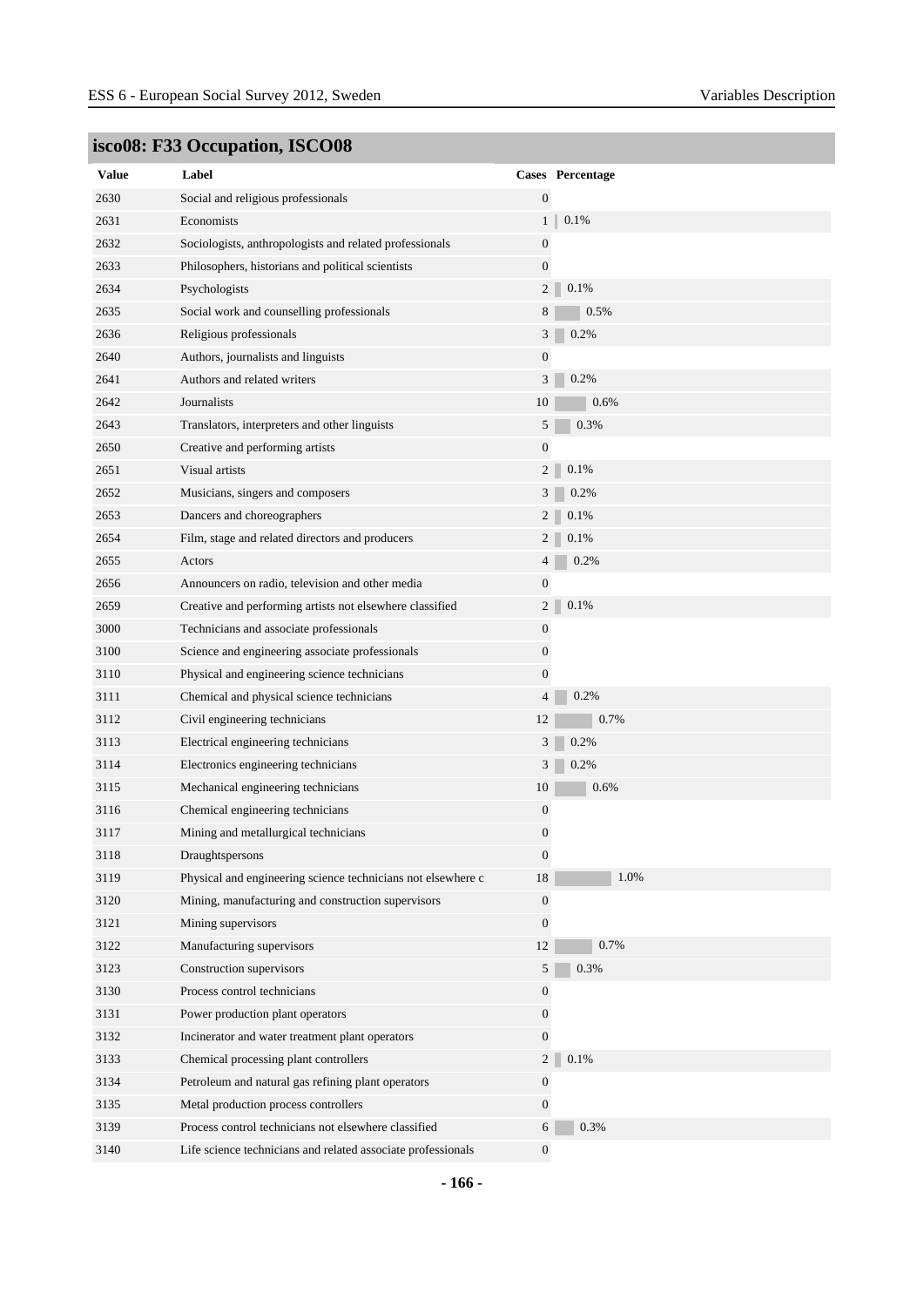## isco08: F33 Occupation, ISCO08

| Value | Label | Cases | Percentage |
|---|---|---|---|
| 2630 | Social and religious professionals | 0 | |
| 2631 | Economists | 1 | 0.1% |
| 2632 | Sociologists, anthropologists and related professionals | 0 | |
| 2633 | Philosophers, historians and political scientists | 0 | |
| 2634 | Psychologists | 2 | 0.1% |
| 2635 | Social work and counselling professionals | 8 | 0.5% |
| 2636 | Religious professionals | 3 | 0.2% |
| 2640 | Authors, journalists and linguists | 0 | |
| 2641 | Authors and related writers | 3 | 0.2% |
| 2642 | Journalists | 10 | 0.6% |
| 2643 | Translators, interpreters and other linguists | 5 | 0.3% |
| 2650 | Creative and performing artists | 0 | |
| 2651 | Visual artists | 2 | 0.1% |
| 2652 | Musicians, singers and composers | 3 | 0.2% |
| 2653 | Dancers and choreographers | 2 | 0.1% |
| 2654 | Film, stage and related directors and producers | 2 | 0.1% |
| 2655 | Actors | 4 | 0.2% |
| 2656 | Announcers on radio, television and other media | 0 | |
| 2659 | Creative and performing artists not elsewhere classified | 2 | 0.1% |
| 3000 | Technicians and associate professionals | 0 | |
| 3100 | Science and engineering associate professionals | 0 | |
| 3110 | Physical and engineering science technicians | 0 | |
| 3111 | Chemical and physical science technicians | 4 | 0.2% |
| 3112 | Civil engineering technicians | 12 | 0.7% |
| 3113 | Electrical engineering technicians | 3 | 0.2% |
| 3114 | Electronics engineering technicians | 3 | 0.2% |
| 3115 | Mechanical engineering technicians | 10 | 0.6% |
| 3116 | Chemical engineering technicians | 0 | |
| 3117 | Mining and metallurgical technicians | 0 | |
| 3118 | Draughtspersons | 0 | |
| 3119 | Physical and engineering science technicians not elsewhere c | 18 | 1.0% |
| 3120 | Mining, manufacturing and construction supervisors | 0 | |
| 3121 | Mining supervisors | 0 | |
| 3122 | Manufacturing supervisors | 12 | 0.7% |
| 3123 | Construction supervisors | 5 | 0.3% |
| 3130 | Process control technicians | 0 | |
| 3131 | Power production plant operators | 0 | |
| 3132 | Incinerator and water treatment plant operators | 0 | |
| 3133 | Chemical processing plant controllers | 2 | 0.1% |
| 3134 | Petroleum and natural gas refining plant operators | 0 | |
| 3135 | Metal production process controllers | 0 | |
| 3139 | Process control technicians not elsewhere classified | 6 | 0.3% |
| 3140 | Life science technicians and related associate professionals | 0 | |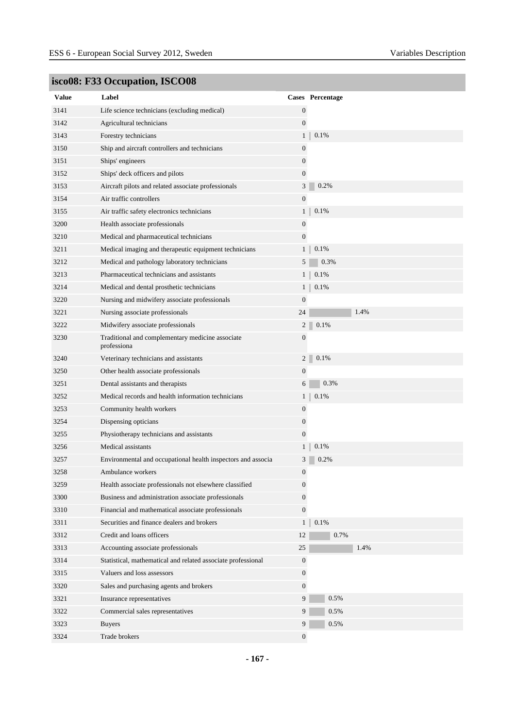## isco08: F33 Occupation, ISCO08

| Value | Label | Cases | Percentage |
|---|---|---|---|
| 3141 | Life science technicians (excluding medical) | 0 | |
| 3142 | Agricultural technicians | 0 | |
| 3143 | Forestry technicians | 1 | 0.1% |
| 3150 | Ship and aircraft controllers and technicians | 0 | |
| 3151 | Ships' engineers | 0 | |
| 3152 | Ships' deck officers and pilots | 0 | |
| 3153 | Aircraft pilots and related associate professionals | 3 | 0.2% |
| 3154 | Air traffic controllers | 0 | |
| 3155 | Air traffic safety electronics technicians | 1 | 0.1% |
| 3200 | Health associate professionals | 0 | |
| 3210 | Medical and pharmaceutical technicians | 0 | |
| 3211 | Medical imaging and therapeutic equipment technicians | 1 | 0.1% |
| 3212 | Medical and pathology laboratory technicians | 5 | 0.3% |
| 3213 | Pharmaceutical technicians and assistants | 1 | 0.1% |
| 3214 | Medical and dental prosthetic technicians | 1 | 0.1% |
| 3220 | Nursing and midwifery associate professionals | 0 | |
| 3221 | Nursing associate professionals | 24 | 1.4% |
| 3222 | Midwifery associate professionals | 2 | 0.1% |
| 3230 | Traditional and complementary medicine associate professiona | 0 | |
| 3240 | Veterinary technicians and assistants | 2 | 0.1% |
| 3250 | Other health associate professionals | 0 | |
| 3251 | Dental assistants and therapists | 6 | 0.3% |
| 3252 | Medical records and health information technicians | 1 | 0.1% |
| 3253 | Community health workers | 0 | |
| 3254 | Dispensing opticians | 0 | |
| 3255 | Physiotherapy technicians and assistants | 0 | |
| 3256 | Medical assistants | 1 | 0.1% |
| 3257 | Environmental and occupational health inspectors and associa | 3 | 0.2% |
| 3258 | Ambulance workers | 0 | |
| 3259 | Health associate professionals not elsewhere classified | 0 | |
| 3300 | Business and administration associate professionals | 0 | |
| 3310 | Financial and mathematical associate professionals | 0 | |
| 3311 | Securities and finance dealers and brokers | 1 | 0.1% |
| 3312 | Credit and loans officers | 12 | 0.7% |
| 3313 | Accounting associate professionals | 25 | 1.4% |
| 3314 | Statistical, mathematical and related associate professional | 0 | |
| 3315 | Valuers and loss assessors | 0 | |
| 3320 | Sales and purchasing agents and brokers | 0 | |
| 3321 | Insurance representatives | 9 | 0.5% |
| 3322 | Commercial sales representatives | 9 | 0.5% |
| 3323 | Buyers | 9 | 0.5% |
| 3324 | Trade brokers | 0 | |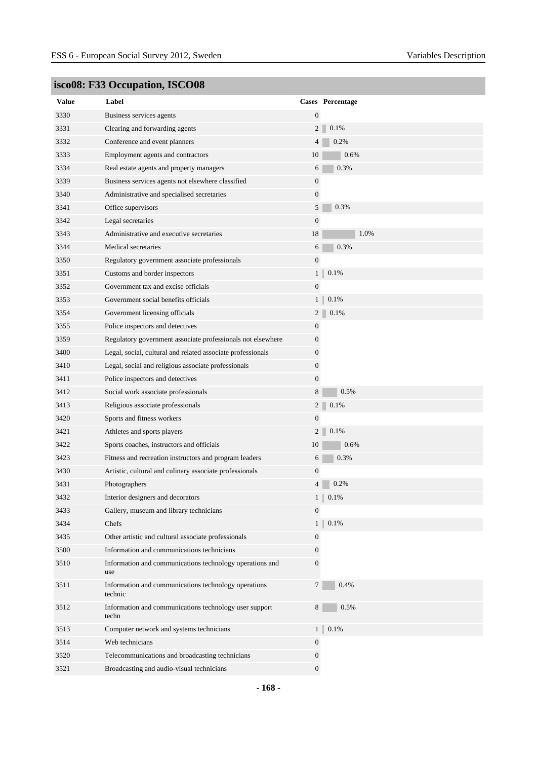## isco08: F33 Occupation, ISCO08

| Value | Label | Cases | Percentage |
|---|---|---|---|
| 3330 | Business services agents | 0 | |
| 3331 | Clearing and forwarding agents | 2 | 0.1% |
| 3332 | Conference and event planners | 4 | 0.2% |
| 3333 | Employment agents and contractors | 10 | 0.6% |
| 3334 | Real estate agents and property managers | 6 | 0.3% |
| 3339 | Business services agents not elsewhere classified | 0 | |
| 3340 | Administrative and specialised secretaries | 0 | |
| 3341 | Office supervisors | 5 | 0.3% |
| 3342 | Legal secretaries | 0 | |
| 3343 | Administrative and executive secretaries | 18 | 1.0% |
| 3344 | Medical secretaries | 6 | 0.3% |
| 3350 | Regulatory government associate professionals | 0 | |
| 3351 | Customs and border inspectors | 1 | 0.1% |
| 3352 | Government tax and excise officials | 0 | |
| 3353 | Government social benefits officials | 1 | 0.1% |
| 3354 | Government licensing officials | 2 | 0.1% |
| 3355 | Police inspectors and detectives | 0 | |
| 3359 | Regulatory government associate professionals not elsewhere | 0 | |
| 3400 | Legal, social, cultural and related associate professionals | 0 | |
| 3410 | Legal, social and religious associate professionals | 0 | |
| 3411 | Police inspectors and detectives | 0 | |
| 3412 | Social work associate professionals | 8 | 0.5% |
| 3413 | Religious associate professionals | 2 | 0.1% |
| 3420 | Sports and fitness workers | 0 | |
| 3421 | Athletes and sports players | 2 | 0.1% |
| 3422 | Sports coaches, instructors and officials | 10 | 0.6% |
| 3423 | Fitness and recreation instructors and program leaders | 6 | 0.3% |
| 3430 | Artistic, cultural and culinary associate professionals | 0 | |
| 3431 | Photographers | 4 | 0.2% |
| 3432 | Interior designers and decorators | 1 | 0.1% |
| 3433 | Gallery, museum and library technicians | 0 | |
| 3434 | Chefs | 1 | 0.1% |
| 3435 | Other artistic and cultural associate professionals | 0 | |
| 3500 | Information and communications technicians | 0 | |
| 3510 | Information and communications technology operations and use | 0 | |
| 3511 | Information and communications technology operations technic | 7 | 0.4% |
| 3512 | Information and communications technology user support techn | 8 | 0.5% |
| 3513 | Computer network and systems technicians | 1 | 0.1% |
| 3514 | Web technicians | 0 | |
| 3520 | Telecommunications and broadcasting technicians | 0 | |
| 3521 | Broadcasting and audio-visual technicians | 0 | |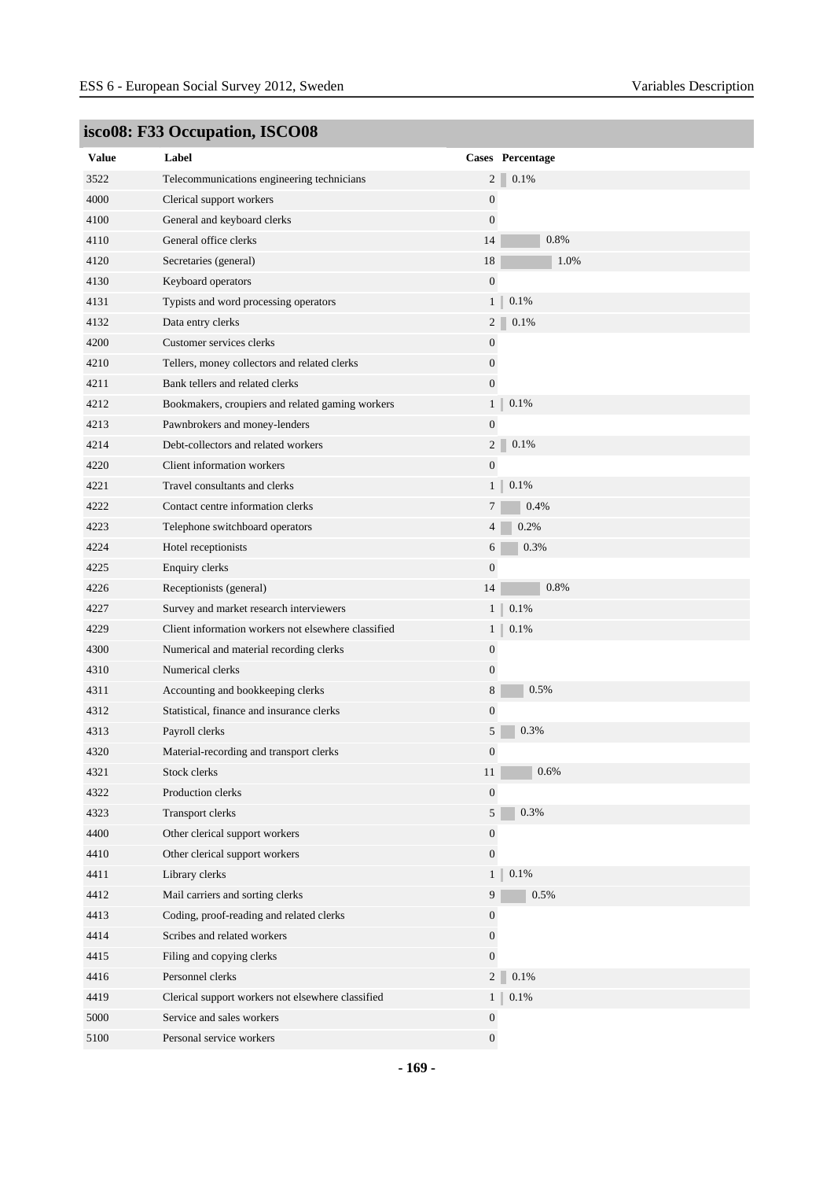## isco08: F33 Occupation, ISCO08

| Value | Label | Cases | Percentage |
|---|---|---|---|
| 3522 | Telecommunications engineering technicians | 2 | 0.1% |
| 4000 | Clerical support workers | 0 | |
| 4100 | General and keyboard clerks | 0 | |
| 4110 | General office clerks | 14 | 0.8% |
| 4120 | Secretaries (general) | 18 | 1.0% |
| 4130 | Keyboard operators | 0 | |
| 4131 | Typists and word processing operators | 1 | 0.1% |
| 4132 | Data entry clerks | 2 | 0.1% |
| 4200 | Customer services clerks | 0 | |
| 4210 | Tellers, money collectors and related clerks | 0 | |
| 4211 | Bank tellers and related clerks | 0 | |
| 4212 | Bookmakers, croupiers and related gaming workers | 1 | 0.1% |
| 4213 | Pawnbrokers and money-lenders | 0 | |
| 4214 | Debt-collectors and related workers | 2 | 0.1% |
| 4220 | Client information workers | 0 | |
| 4221 | Travel consultants and clerks | 1 | 0.1% |
| 4222 | Contact centre information clerks | 7 | 0.4% |
| 4223 | Telephone switchboard operators | 4 | 0.2% |
| 4224 | Hotel receptionists | 6 | 0.3% |
| 4225 | Enquiry clerks | 0 | |
| 4226 | Receptionists (general) | 14 | 0.8% |
| 4227 | Survey and market research interviewers | 1 | 0.1% |
| 4229 | Client information workers not elsewhere classified | 1 | 0.1% |
| 4300 | Numerical and material recording clerks | 0 | |
| 4310 | Numerical clerks | 0 | |
| 4311 | Accounting and bookkeeping clerks | 8 | 0.5% |
| 4312 | Statistical, finance and insurance clerks | 0 | |
| 4313 | Payroll clerks | 5 | 0.3% |
| 4320 | Material-recording and transport clerks | 0 | |
| 4321 | Stock clerks | 11 | 0.6% |
| 4322 | Production clerks | 0 | |
| 4323 | Transport clerks | 5 | 0.3% |
| 4400 | Other clerical support workers | 0 | |
| 4410 | Other clerical support workers | 0 | |
| 4411 | Library clerks | 1 | 0.1% |
| 4412 | Mail carriers and sorting clerks | 9 | 0.5% |
| 4413 | Coding, proof-reading and related clerks | 0 | |
| 4414 | Scribes and related workers | 0 | |
| 4415 | Filing and copying clerks | 0 | |
| 4416 | Personnel clerks | 2 | 0.1% |
| 4419 | Clerical support workers not elsewhere classified | 1 | 0.1% |
| 5000 | Service and sales workers | 0 | |
| 5100 | Personal service workers | 0 | |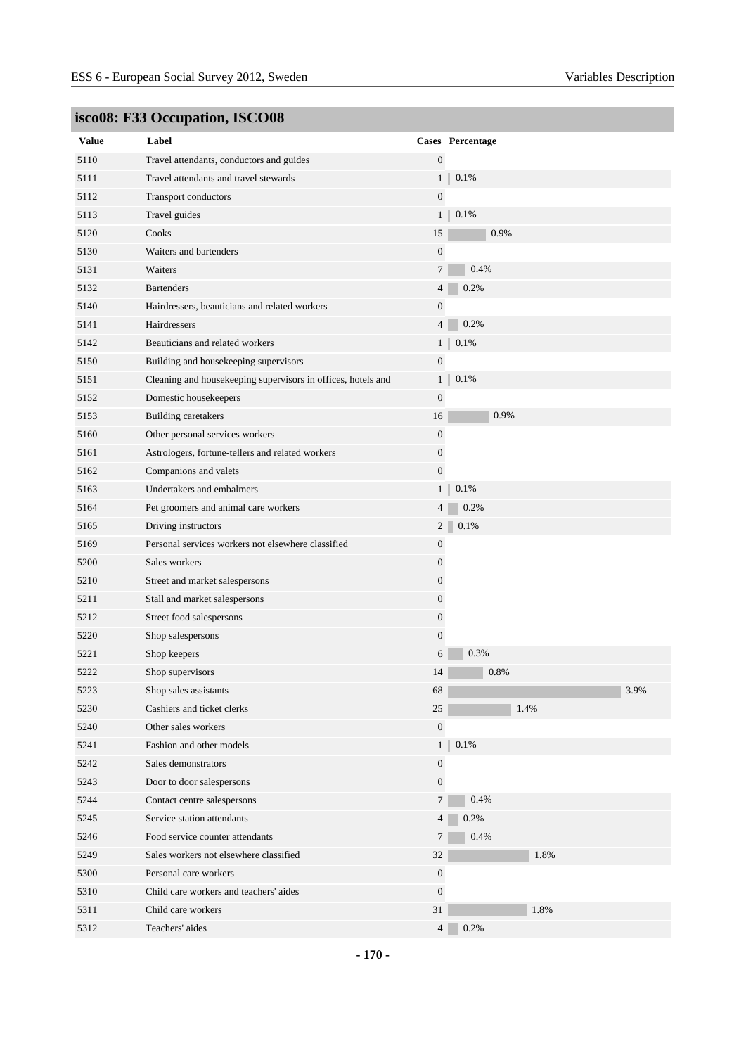## isco08: F33 Occupation, ISCO08

| Value | Label | Cases | Percentage |
|---|---|---|---|
| 5110 | Travel attendants, conductors and guides | 0 | |
| 5111 | Travel attendants and travel stewards | 1 | 0.1% |
| 5112 | Transport conductors | 0 | |
| 5113 | Travel guides | 1 | 0.1% |
| 5120 | Cooks | 15 | 0.9% |
| 5130 | Waiters and bartenders | 0 | |
| 5131 | Waiters | 7 | 0.4% |
| 5132 | Bartenders | 4 | 0.2% |
| 5140 | Hairdressers, beauticians and related workers | 0 | |
| 5141 | Hairdressers | 4 | 0.2% |
| 5142 | Beauticians and related workers | 1 | 0.1% |
| 5150 | Building and housekeeping supervisors | 0 | |
| 5151 | Cleaning and housekeeping supervisors in offices, hotels and | 1 | 0.1% |
| 5152 | Domestic housekeepers | 0 | |
| 5153 | Building caretakers | 16 | 0.9% |
| 5160 | Other personal services workers | 0 | |
| 5161 | Astrologers, fortune-tellers and related workers | 0 | |
| 5162 | Companions and valets | 0 | |
| 5163 | Undertakers and embalmers | 1 | 0.1% |
| 5164 | Pet groomers and animal care workers | 4 | 0.2% |
| 5165 | Driving instructors | 2 | 0.1% |
| 5169 | Personal services workers not elsewhere classified | 0 | |
| 5200 | Sales workers | 0 | |
| 5210 | Street and market salespersons | 0 | |
| 5211 | Stall and market salespersons | 0 | |
| 5212 | Street food salespersons | 0 | |
| 5220 | Shop salespersons | 0 | |
| 5221 | Shop keepers | 6 | 0.3% |
| 5222 | Shop supervisors | 14 | 0.8% |
| 5223 | Shop sales assistants | 68 | 3.9% |
| 5230 | Cashiers and ticket clerks | 25 | 1.4% |
| 5240 | Other sales workers | 0 | |
| 5241 | Fashion and other models | 1 | 0.1% |
| 5242 | Sales demonstrators | 0 | |
| 5243 | Door to door salespersons | 0 | |
| 5244 | Contact centre salespersons | 7 | 0.4% |
| 5245 | Service station attendants | 4 | 0.2% |
| 5246 | Food service counter attendants | 7 | 0.4% |
| 5249 | Sales workers not elsewhere classified | 32 | 1.8% |
| 5300 | Personal care workers | 0 | |
| 5310 | Child care workers and teachers' aides | 0 | |
| 5311 | Child care workers | 31 | 1.8% |
| 5312 | Teachers' aides | 4 | 0.2% |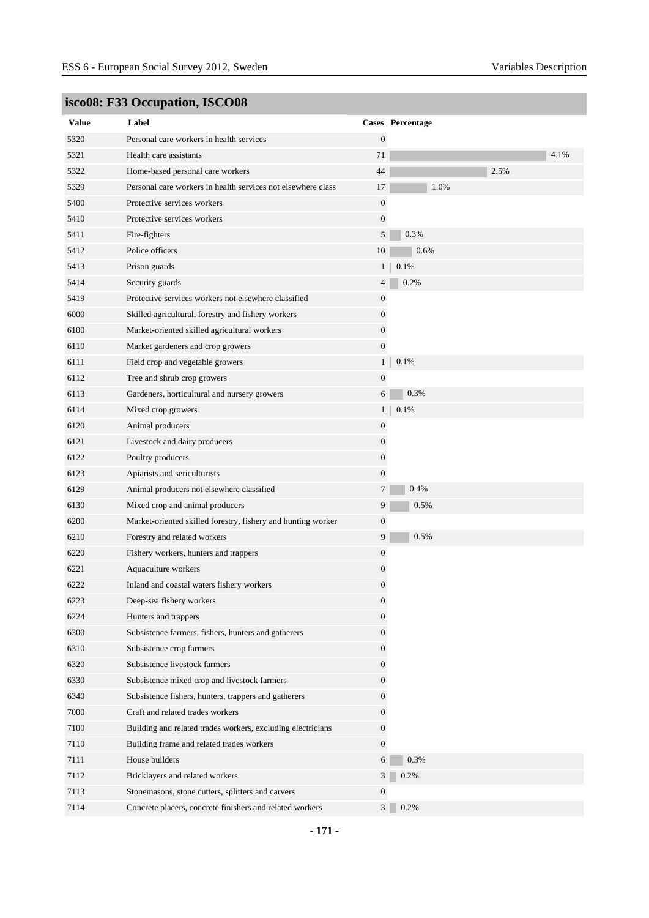## isco08: F33 Occupation, ISCO08

| Value | Label | Cases | Percentage |
|---|---|---|---|
| 5320 | Personal care workers in health services | 0 | |
| 5321 | Health care assistants | 71 | 4.1% |
| 5322 | Home-based personal care workers | 44 | 2.5% |
| 5329 | Personal care workers in health services not elsewhere class | 17 | 1.0% |
| 5400 | Protective services workers | 0 | |
| 5410 | Protective services workers | 0 | |
| 5411 | Fire-fighters | 5 | 0.3% |
| 5412 | Police officers | 10 | 0.6% |
| 5413 | Prison guards | 1 | 0.1% |
| 5414 | Security guards | 4 | 0.2% |
| 5419 | Protective services workers not elsewhere classified | 0 | |
| 6000 | Skilled agricultural, forestry and fishery workers | 0 | |
| 6100 | Market-oriented skilled agricultural workers | 0 | |
| 6110 | Market gardeners and crop growers | 0 | |
| 6111 | Field crop and vegetable growers | 1 | 0.1% |
| 6112 | Tree and shrub crop growers | 0 | |
| 6113 | Gardeners, horticultural and nursery growers | 6 | 0.3% |
| 6114 | Mixed crop growers | 1 | 0.1% |
| 6120 | Animal producers | 0 | |
| 6121 | Livestock and dairy producers | 0 | |
| 6122 | Poultry producers | 0 | |
| 6123 | Apiarists and sericulturists | 0 | |
| 6129 | Animal producers not elsewhere classified | 7 | 0.4% |
| 6130 | Mixed crop and animal producers | 9 | 0.5% |
| 6200 | Market-oriented skilled forestry, fishery and hunting worker | 0 | |
| 6210 | Forestry and related workers | 9 | 0.5% |
| 6220 | Fishery workers, hunters and trappers | 0 | |
| 6221 | Aquaculture workers | 0 | |
| 6222 | Inland and coastal waters fishery workers | 0 | |
| 6223 | Deep-sea fishery workers | 0 | |
| 6224 | Hunters and trappers | 0 | |
| 6300 | Subsistence farmers, fishers, hunters and gatherers | 0 | |
| 6310 | Subsistence crop farmers | 0 | |
| 6320 | Subsistence livestock farmers | 0 | |
| 6330 | Subsistence mixed crop and livestock farmers | 0 | |
| 6340 | Subsistence fishers, hunters, trappers and gatherers | 0 | |
| 7000 | Craft and related trades workers | 0 | |
| 7100 | Building and related trades workers, excluding electricians | 0 | |
| 7110 | Building frame and related trades workers | 0 | |
| 7111 | House builders | 6 | 0.3% |
| 7112 | Bricklayers and related workers | 3 | 0.2% |
| 7113 | Stonemasons, stone cutters, splitters and carvers | 0 | |
| 7114 | Concrete placers, concrete finishers and related workers | 3 | 0.2% |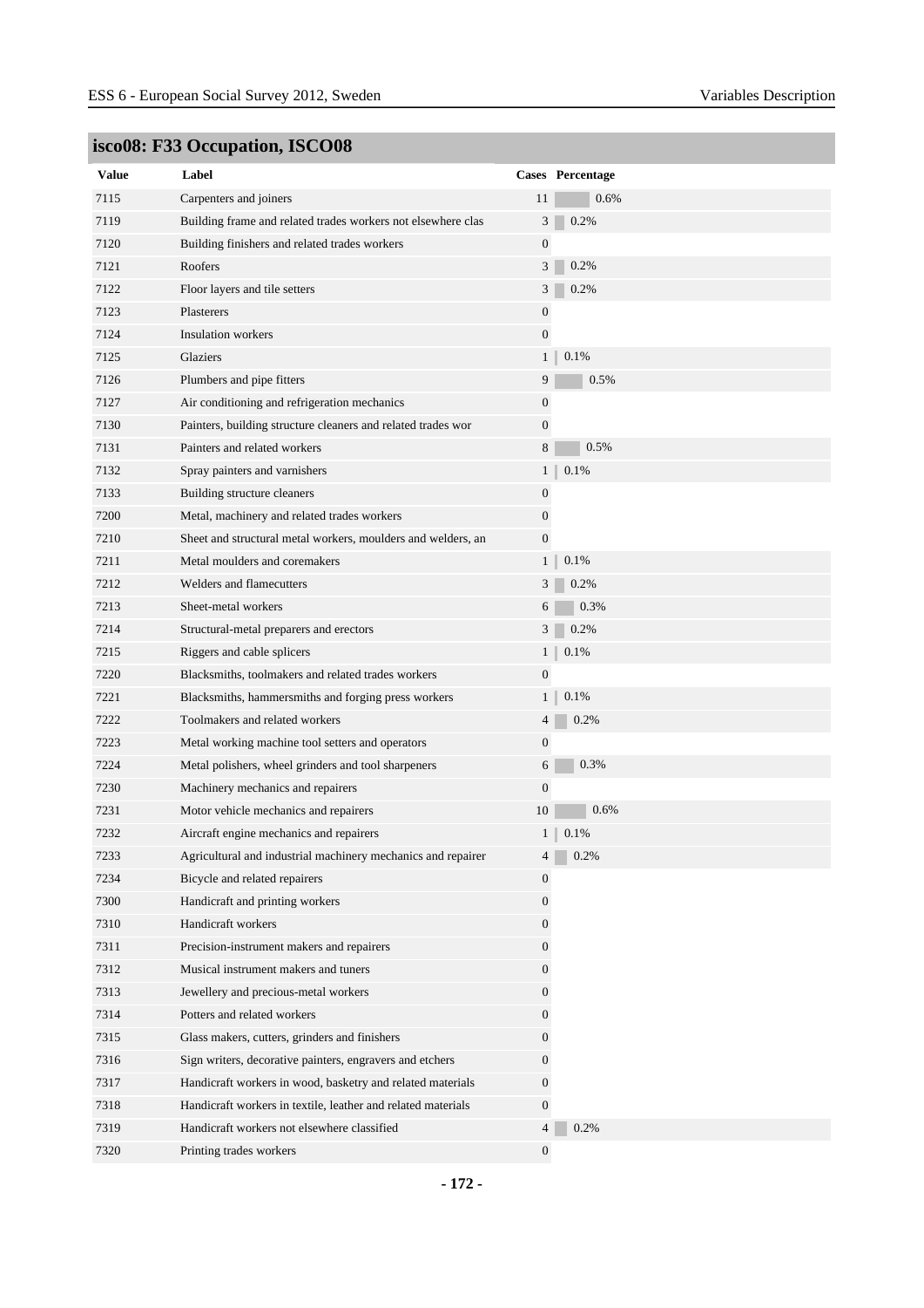## isco08: F33 Occupation, ISCO08

| Value | Label | Cases | Percentage |
|---|---|---|---|
| 7115 | Carpenters and joiners | 11 | 0.6% |
| 7119 | Building frame and related trades workers not elsewhere clas | 3 | 0.2% |
| 7120 | Building finishers and related trades workers | 0 | |
| 7121 | Roofers | 3 | 0.2% |
| 7122 | Floor layers and tile setters | 3 | 0.2% |
| 7123 | Plasterers | 0 | |
| 7124 | Insulation workers | 0 | |
| 7125 | Glaziers | 1 | 0.1% |
| 7126 | Plumbers and pipe fitters | 9 | 0.5% |
| 7127 | Air conditioning and refrigeration mechanics | 0 | |
| 7130 | Painters, building structure cleaners and related trades wor | 0 | |
| 7131 | Painters and related workers | 8 | 0.5% |
| 7132 | Spray painters and varnishers | 1 | 0.1% |
| 7133 | Building structure cleaners | 0 | |
| 7200 | Metal, machinery and related trades workers | 0 | |
| 7210 | Sheet and structural metal workers, moulders and welders, an | 0 | |
| 7211 | Metal moulders and coremakers | 1 | 0.1% |
| 7212 | Welders and flamecutters | 3 | 0.2% |
| 7213 | Sheet-metal workers | 6 | 0.3% |
| 7214 | Structural-metal preparers and erectors | 3 | 0.2% |
| 7215 | Riggers and cable splicers | 1 | 0.1% |
| 7220 | Blacksmiths, toolmakers and related trades workers | 0 | |
| 7221 | Blacksmiths, hammersmiths and forging press workers | 1 | 0.1% |
| 7222 | Toolmakers and related workers | 4 | 0.2% |
| 7223 | Metal working machine tool setters and operators | 0 | |
| 7224 | Metal polishers, wheel grinders and tool sharpeners | 6 | 0.3% |
| 7230 | Machinery mechanics and repairers | 0 | |
| 7231 | Motor vehicle mechanics and repairers | 10 | 0.6% |
| 7232 | Aircraft engine mechanics and repairers | 1 | 0.1% |
| 7233 | Agricultural and industrial machinery mechanics and repairer | 4 | 0.2% |
| 7234 | Bicycle and related repairers | 0 | |
| 7300 | Handicraft and printing workers | 0 | |
| 7310 | Handicraft workers | 0 | |
| 7311 | Precision-instrument makers and repairers | 0 | |
| 7312 | Musical instrument makers and tuners | 0 | |
| 7313 | Jewellery and precious-metal workers | 0 | |
| 7314 | Potters and related workers | 0 | |
| 7315 | Glass makers, cutters, grinders and finishers | 0 | |
| 7316 | Sign writers, decorative painters, engravers and etchers | 0 | |
| 7317 | Handicraft workers in wood, basketry and related materials | 0 | |
| 7318 | Handicraft workers in textile, leather and related materials | 0 | |
| 7319 | Handicraft workers not elsewhere classified | 4 | 0.2% |
| 7320 | Printing trades workers | 0 | |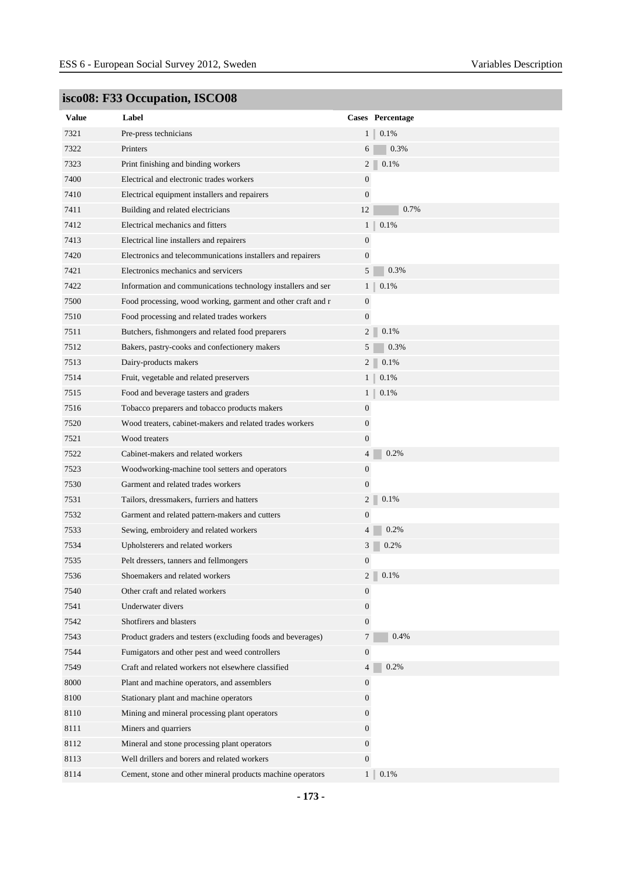## isco08: F33 Occupation, ISCO08

| Value | Label | Cases | Percentage |
|---|---|---|---|
| 7321 | Pre-press technicians | 1 | 0.1% |
| 7322 | Printers | 6 | 0.3% |
| 7323 | Print finishing and binding workers | 2 | 0.1% |
| 7400 | Electrical and electronic trades workers | 0 | |
| 7410 | Electrical equipment installers and repairers | 0 | |
| 7411 | Building and related electricians | 12 | 0.7% |
| 7412 | Electrical mechanics and fitters | 1 | 0.1% |
| 7413 | Electrical line installers and repairers | 0 | |
| 7420 | Electronics and telecommunications installers and repairers | 0 | |
| 7421 | Electronics mechanics and servicers | 5 | 0.3% |
| 7422 | Information and communications technology installers and ser | 1 | 0.1% |
| 7500 | Food processing, wood working, garment and other craft and r | 0 | |
| 7510 | Food processing and related trades workers | 0 | |
| 7511 | Butchers, fishmongers and related food preparers | 2 | 0.1% |
| 7512 | Bakers, pastry-cooks and confectionery makers | 5 | 0.3% |
| 7513 | Dairy-products makers | 2 | 0.1% |
| 7514 | Fruit, vegetable and related preservers | 1 | 0.1% |
| 7515 | Food and beverage tasters and graders | 1 | 0.1% |
| 7516 | Tobacco preparers and tobacco products makers | 0 | |
| 7520 | Wood treaters, cabinet-makers and related trades workers | 0 | |
| 7521 | Wood treaters | 0 | |
| 7522 | Cabinet-makers and related workers | 4 | 0.2% |
| 7523 | Woodworking-machine tool setters and operators | 0 | |
| 7530 | Garment and related trades workers | 0 | |
| 7531 | Tailors, dressmakers, furriers and hatters | 2 | 0.1% |
| 7532 | Garment and related pattern-makers and cutters | 0 | |
| 7533 | Sewing, embroidery and related workers | 4 | 0.2% |
| 7534 | Upholsterers and related workers | 3 | 0.2% |
| 7535 | Pelt dressers, tanners and fellmongers | 0 | |
| 7536 | Shoemakers and related workers | 2 | 0.1% |
| 7540 | Other craft and related workers | 0 | |
| 7541 | Underwater divers | 0 | |
| 7542 | Shotfirers and blasters | 0 | |
| 7543 | Product graders and testers (excluding foods and beverages) | 7 | 0.4% |
| 7544 | Fumigators and other pest and weed controllers | 0 | |
| 7549 | Craft and related workers not elsewhere classified | 4 | 0.2% |
| 8000 | Plant and machine operators, and assemblers | 0 | |
| 8100 | Stationary plant and machine operators | 0 | |
| 8110 | Mining and mineral processing plant operators | 0 | |
| 8111 | Miners and quarriers | 0 | |
| 8112 | Mineral and stone processing plant operators | 0 | |
| 8113 | Well drillers and borers and related workers | 0 | |
| 8114 | Cement, stone and other mineral products machine operators | 1 | 0.1% |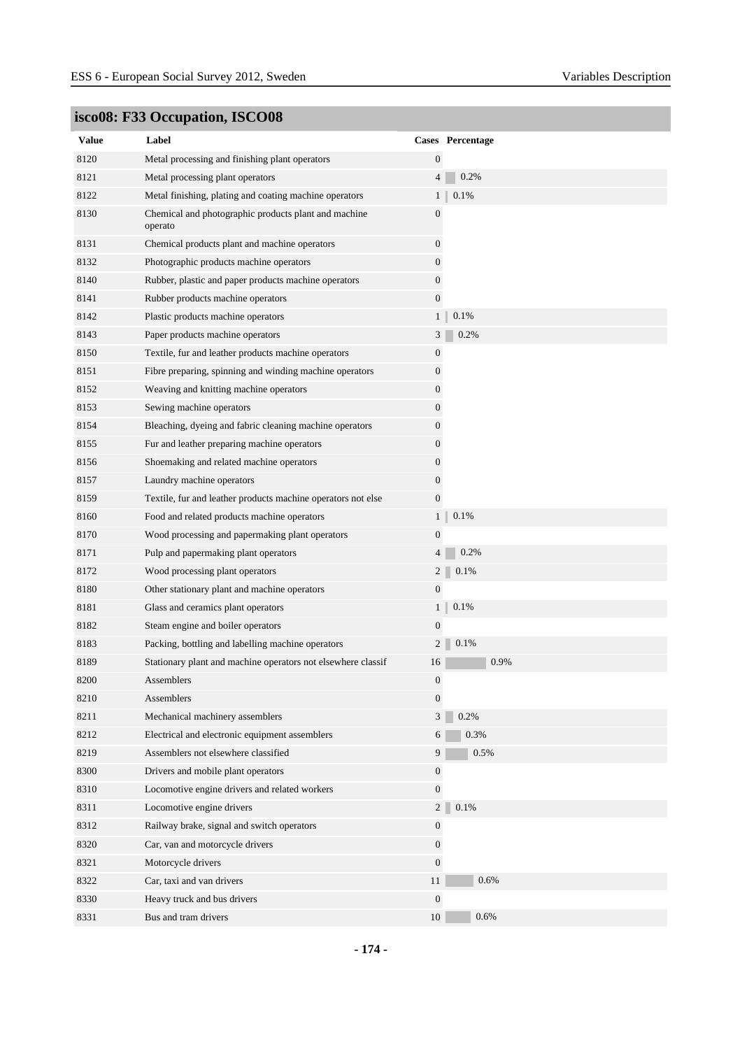## isco08: F33 Occupation, ISCO08

| Value | Label | Cases | Percentage |
|---|---|---|---|
| 8120 | Metal processing and finishing plant operators | 0 | |
| 8121 | Metal processing plant operators | 4 | 0.2% |
| 8122 | Metal finishing, plating and coating machine operators | 1 | 0.1% |
| 8130 | Chemical and photographic products plant and machine operato | 0 | |
| 8131 | Chemical products plant and machine operators | 0 | |
| 8132 | Photographic products machine operators | 0 | |
| 8140 | Rubber, plastic and paper products machine operators | 0 | |
| 8141 | Rubber products machine operators | 0 | |
| 8142 | Plastic products machine operators | 1 | 0.1% |
| 8143 | Paper products machine operators | 3 | 0.2% |
| 8150 | Textile, fur and leather products machine operators | 0 | |
| 8151 | Fibre preparing, spinning and winding machine operators | 0 | |
| 8152 | Weaving and knitting machine operators | 0 | |
| 8153 | Sewing machine operators | 0 | |
| 8154 | Bleaching, dyeing and fabric cleaning machine operators | 0 | |
| 8155 | Fur and leather preparing machine operators | 0 | |
| 8156 | Shoemaking and related machine operators | 0 | |
| 8157 | Laundry machine operators | 0 | |
| 8159 | Textile, fur and leather products machine operators not else | 0 | |
| 8160 | Food and related products machine operators | 1 | 0.1% |
| 8170 | Wood processing and papermaking plant operators | 0 | |
| 8171 | Pulp and papermaking plant operators | 4 | 0.2% |
| 8172 | Wood processing plant operators | 2 | 0.1% |
| 8180 | Other stationary plant and machine operators | 0 | |
| 8181 | Glass and ceramics plant operators | 1 | 0.1% |
| 8182 | Steam engine and boiler operators | 0 | |
| 8183 | Packing, bottling and labelling machine operators | 2 | 0.1% |
| 8189 | Stationary plant and machine operators not elsewhere classif | 16 | 0.9% |
| 8200 | Assemblers | 0 | |
| 8210 | Assemblers | 0 | |
| 8211 | Mechanical machinery assemblers | 3 | 0.2% |
| 8212 | Electrical and electronic equipment assemblers | 6 | 0.3% |
| 8219 | Assemblers not elsewhere classified | 9 | 0.5% |
| 8300 | Drivers and mobile plant operators | 0 | |
| 8310 | Locomotive engine drivers and related workers | 0 | |
| 8311 | Locomotive engine drivers | 2 | 0.1% |
| 8312 | Railway brake, signal and switch operators | 0 | |
| 8320 | Car, van and motorcycle drivers | 0 | |
| 8321 | Motorcycle drivers | 0 | |
| 8322 | Car, taxi and van drivers | 11 | 0.6% |
| 8330 | Heavy truck and bus drivers | 0 | |
| 8331 | Bus and tram drivers | 10 | 0.6% |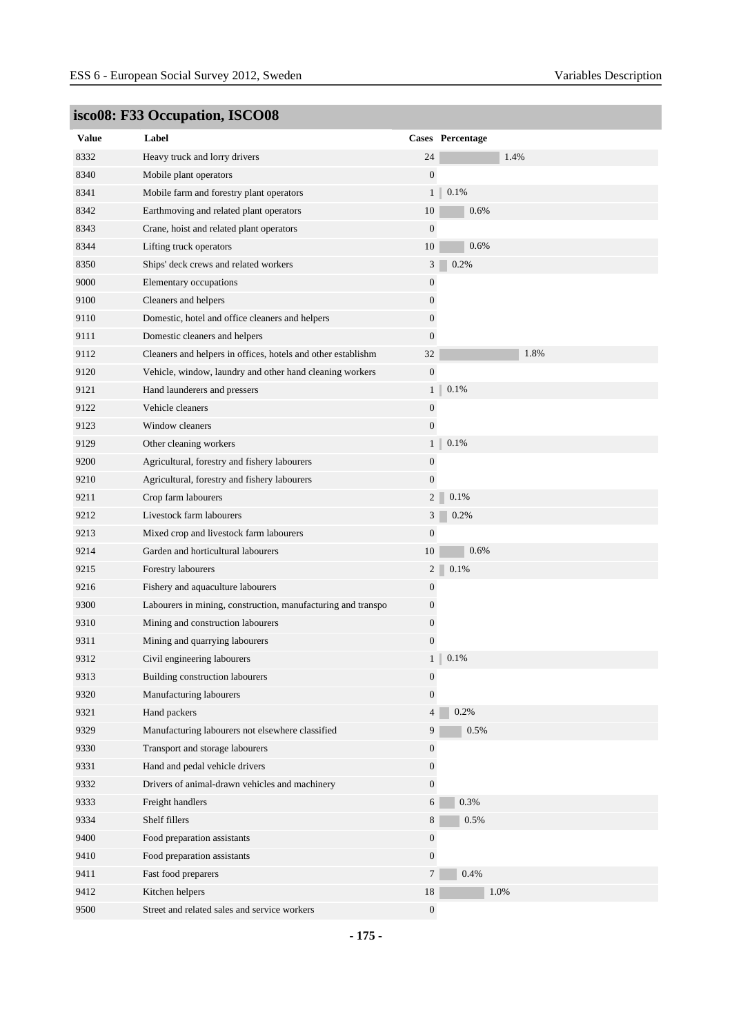## isco08: F33 Occupation, ISCO08

| Value | Label | Cases | Percentage |
|---|---|---|---|
| 8332 | Heavy truck and lorry drivers | 24 | 1.4% |
| 8340 | Mobile plant operators | 0 | |
| 8341 | Mobile farm and forestry plant operators | 1 | 0.1% |
| 8342 | Earthmoving and related plant operators | 10 | 0.6% |
| 8343 | Crane, hoist and related plant operators | 0 | |
| 8344 | Lifting truck operators | 10 | 0.6% |
| 8350 | Ships' deck crews and related workers | 3 | 0.2% |
| 9000 | Elementary occupations | 0 | |
| 9100 | Cleaners and helpers | 0 | |
| 9110 | Domestic, hotel and office cleaners and helpers | 0 | |
| 9111 | Domestic cleaners and helpers | 0 | |
| 9112 | Cleaners and helpers in offices, hotels and other establishm | 32 | 1.8% |
| 9120 | Vehicle, window, laundry and other hand cleaning workers | 0 | |
| 9121 | Hand launderers and pressers | 1 | 0.1% |
| 9122 | Vehicle cleaners | 0 | |
| 9123 | Window cleaners | 0 | |
| 9129 | Other cleaning workers | 1 | 0.1% |
| 9200 | Agricultural, forestry and fishery labourers | 0 | |
| 9210 | Agricultural, forestry and fishery labourers | 0 | |
| 9211 | Crop farm labourers | 2 | 0.1% |
| 9212 | Livestock farm labourers | 3 | 0.2% |
| 9213 | Mixed crop and livestock farm labourers | 0 | |
| 9214 | Garden and horticultural labourers | 10 | 0.6% |
| 9215 | Forestry labourers | 2 | 0.1% |
| 9216 | Fishery and aquaculture labourers | 0 | |
| 9300 | Labourers in mining, construction, manufacturing and transpo | 0 | |
| 9310 | Mining and construction labourers | 0 | |
| 9311 | Mining and quarrying labourers | 0 | |
| 9312 | Civil engineering labourers | 1 | 0.1% |
| 9313 | Building construction labourers | 0 | |
| 9320 | Manufacturing labourers | 0 | |
| 9321 | Hand packers | 4 | 0.2% |
| 9329 | Manufacturing labourers not elsewhere classified | 9 | 0.5% |
| 9330 | Transport and storage labourers | 0 | |
| 9331 | Hand and pedal vehicle drivers | 0 | |
| 9332 | Drivers of animal-drawn vehicles and machinery | 0 | |
| 9333 | Freight handlers | 6 | 0.3% |
| 9334 | Shelf fillers | 8 | 0.5% |
| 9400 | Food preparation assistants | 0 | |
| 9410 | Food preparation assistants | 0 | |
| 9411 | Fast food preparers | 7 | 0.4% |
| 9412 | Kitchen helpers | 18 | 1.0% |
| 9500 | Street and related sales and service workers | 0 | |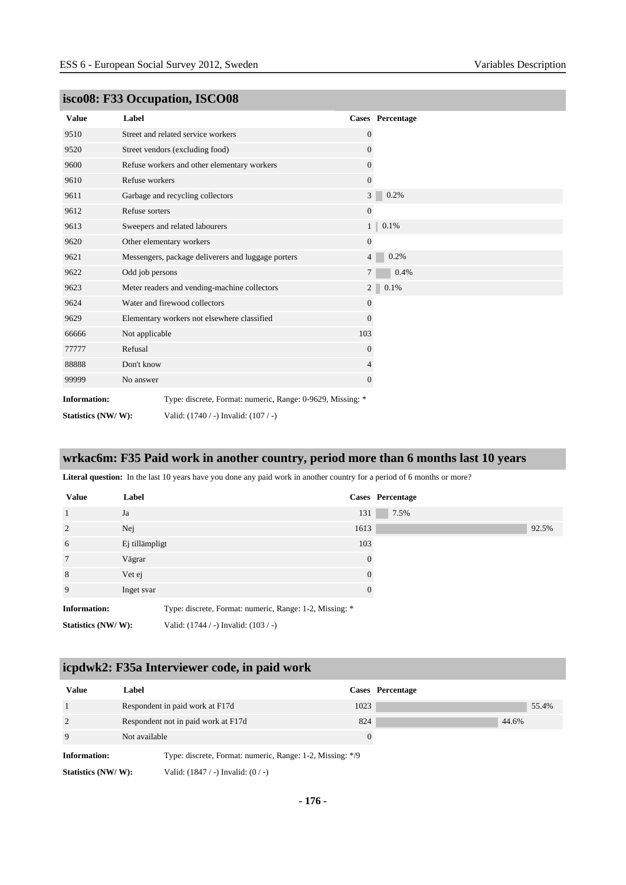## isco08: F33 Occupation, ISCO08

| Value | Label | Cases | Percentage |
|---|---|---|---|
| 9510 | Street and related service workers | 0 | |
| 9520 | Street vendors (excluding food) | 0 | |
| 9600 | Refuse workers and other elementary workers | 0 | |
| 9610 | Refuse workers | 0 | |
| 9611 | Garbage and recycling collectors | 3 | 0.2% |
| 9612 | Refuse sorters | 0 | |
| 9613 | Sweepers and related labourers | 1 | 0.1% |
| 9620 | Other elementary workers | 0 | |
| 9621 | Messengers, package deliverers and luggage porters | 4 | 0.2% |
| 9622 | Odd job persons | 7 | 0.4% |
| 9623 | Meter readers and vending-machine collectors | 2 | 0.1% |
| 9624 | Water and firewood collectors | 0 | |
| 9629 | Elementary workers not elsewhere classified | 0 | |
| 66666 | Not applicable | 103 | |
| 77777 | Refusal | 0 | |
| 88888 | Don't know | 4 | |
| 99999 | No answer | 0 | |

**Information:** Type: discrete, Format: numeric, Range: 0-9629, Missing: *

**Statistics (NW/ W):** Valid: (1740 / -) Invalid: (107 / -)

## wrkac6m: F35 Paid work in another country, period more than 6 months last 10 years

**Literal question:** In the last 10 years have you done any paid work in another country for a period of 6 months or more?

| Value | Label | Cases | Percentage |
|---|---|---|---|
| 1 | Ja | 131 | 7.5% |
| 2 | Nej | 1613 | 92.5% |
| 6 | Ej tillämpligt | 103 | |
| 7 | Vägrar | 0 | |
| 8 | Vet ej | 0 | |
| 9 | Inget svar | 0 | |

**Information:** Type: discrete, Format: numeric, Range: 1-2, Missing: *

**Statistics (NW/ W):** Valid: (1744 / -) Invalid: (103 / -)

## icpdwk2: F35a Interviewer code, in paid work

| Value | Label | Cases | Percentage |
|---|---|---|---|
| 1 | Respondent in paid work at F17d | 1023 | 55.4% |
| 2 | Respondent not in paid work at F17d | 824 | 44.6% |
| 9 | Not available | 0 | |

**Information:** Type: discrete, Format: numeric, Range: 1-2, Missing: */9

**Statistics (NW/ W):** Valid: (1847 / -) Invalid: (0 / -)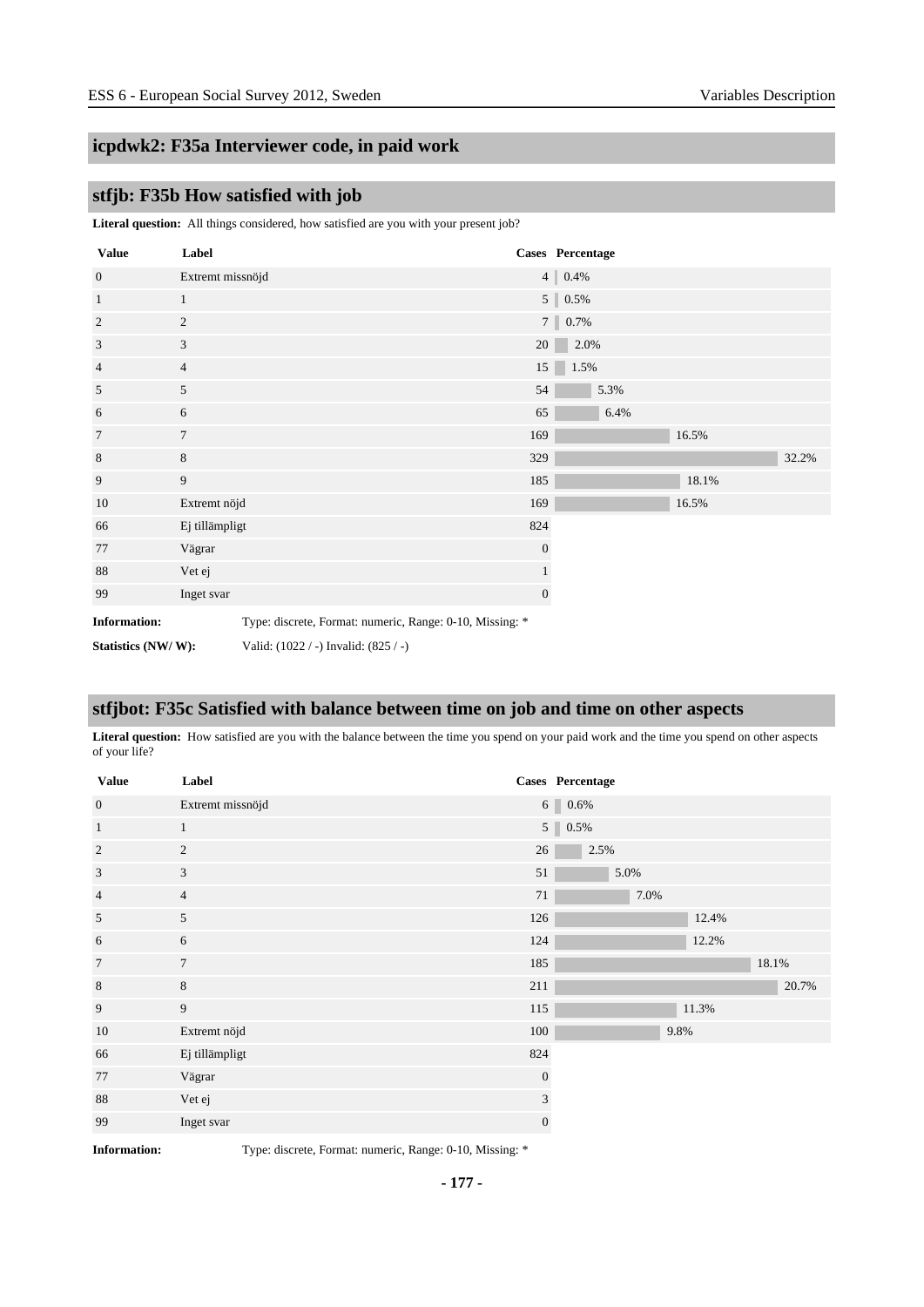## icpdwk2: F35a Interviewer code, in paid work

## stfjb: F35b How satisfied with job

**Literal question:** All things considered, how satisfied are you with your present job?

| Value | Label | Cases | Percentage |
|---|---|---|---|
| 0 | Extremt missnöjd | 4 | 0.4% |
| 1 | 1 | 5 | 0.5% |
| 2 | 2 | 7 | 0.7% |
| 3 | 3 | 20 | 2.0% |
| 4 | 4 | 15 | 1.5% |
| 5 | 5 | 54 | 5.3% |
| 6 | 6 | 65 | 6.4% |
| 7 | 7 | 169 | 16.5% |
| 8 | 8 | 329 | 32.2% |
| 9 | 9 | 185 | 18.1% |
| 10 | Extremt nöjd | 169 | 16.5% |
| 66 | Ej tillämpligt | 824 | |
| 77 | Vägrar | 0 | |
| 88 | Vet ej | 1 | |
| 99 | Inget svar | 0 | |

**Information:** Type: discrete, Format: numeric, Range: 0-10, Missing: *

**Statistics (NW/ W):** Valid: (1022 / -) Invalid: (825 / -)

## stfjbot: F35c Satisfied with balance between time on job and time on other aspects

**Literal question:** How satisfied are you with the balance between the time you spend on your paid work and the time you spend on other aspects of your life?

| Value | Label | Cases | Percentage |
|---|---|---|---|
| 0 | Extremt missnöjd | 6 | 0.6% |
| 1 | 1 | 5 | 0.5% |
| 2 | 2 | 26 | 2.5% |
| 3 | 3 | 51 | 5.0% |
| 4 | 4 | 71 | 7.0% |
| 5 | 5 | 126 | 12.4% |
| 6 | 6 | 124 | 12.2% |
| 7 | 7 | 185 | 18.1% |
| 8 | 8 | 211 | 20.7% |
| 9 | 9 | 115 | 11.3% |
| 10 | Extremt nöjd | 100 | 9.8% |
| 66 | Ej tillämpligt | 824 | |
| 77 | Vägrar | 0 | |
| 88 | Vet ej | 3 | |
| 99 | Inget svar | 0 | |

**Information:** Type: discrete, Format: numeric, Range: 0-10, Missing: *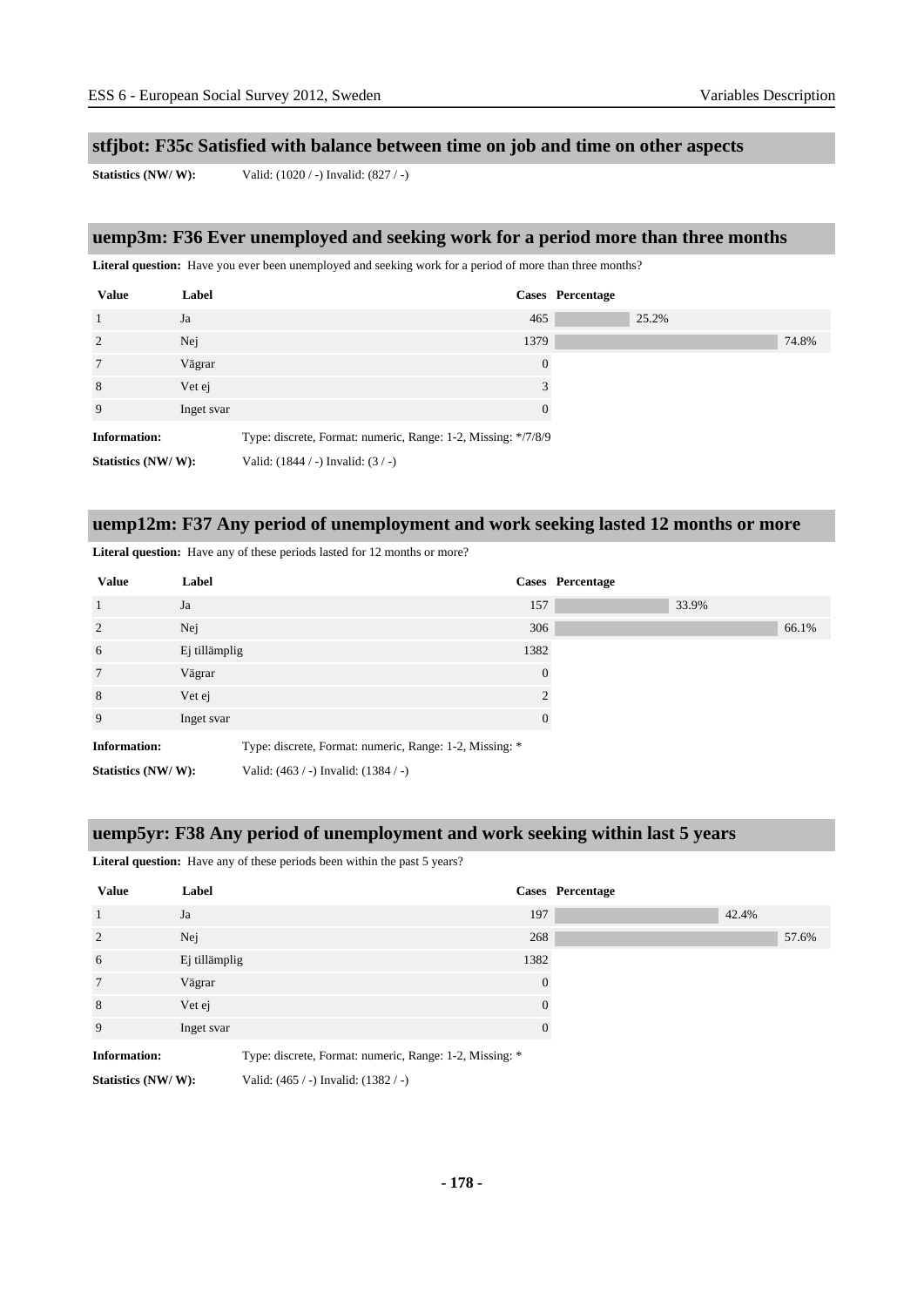## stfjbot: F35c Satisfied with balance between time on job and time on other aspects

**Statistics (NW/ W):** Valid: (1020 / -) Invalid: (827 / -)

## uemp3m: F36 Ever unemployed and seeking work for a period more than three months

**Literal question:** Have you ever been unemployed and seeking work for a period of more than three months?

| Value | Label | Cases | Percentage |
|---|---|---|---|
| 1 | Ja | 465 | 25.2% |
| 2 | Nej | 1379 | 74.8% |
| 7 | Vägrar | 0 | |
| 8 | Vet ej | 3 | |
| 9 | Inget svar | 0 | |

**Information:** Type: discrete, Format: numeric, Range: 1-2, Missing: */7/8/9

**Statistics (NW/ W):** Valid: (1844 / -) Invalid: (3 / -)

## uemp12m: F37 Any period of unemployment and work seeking lasted 12 months or more

**Literal question:** Have any of these periods lasted for 12 months or more?

| Value | Label | Cases | Percentage |
|---|---|---|---|
| 1 | Ja | 157 | 33.9% |
| 2 | Nej | 306 | 66.1% |
| 6 | Ej tillämplig | 1382 | |
| 7 | Vägrar | 0 | |
| 8 | Vet ej | 2 | |
| 9 | Inget svar | 0 | |

**Information:** Type: discrete, Format: numeric, Range: 1-2, Missing: *

**Statistics (NW/ W):** Valid: (463 / -) Invalid: (1384 / -)

## uemp5yr: F38 Any period of unemployment and work seeking within last 5 years

**Literal question:** Have any of these periods been within the past 5 years?

| Value | Label | Cases | Percentage |
|---|---|---|---|
| 1 | Ja | 197 | 42.4% |
| 2 | Nej | 268 | 57.6% |
| 6 | Ej tillämplig | 1382 | |
| 7 | Vägrar | 0 | |
| 8 | Vet ej | 0 | |
| 9 | Inget svar | 0 | |

**Information:** Type: discrete, Format: numeric, Range: 1-2, Missing: *

**Statistics (NW/ W):** Valid: (465 / -) Invalid: (1382 / -)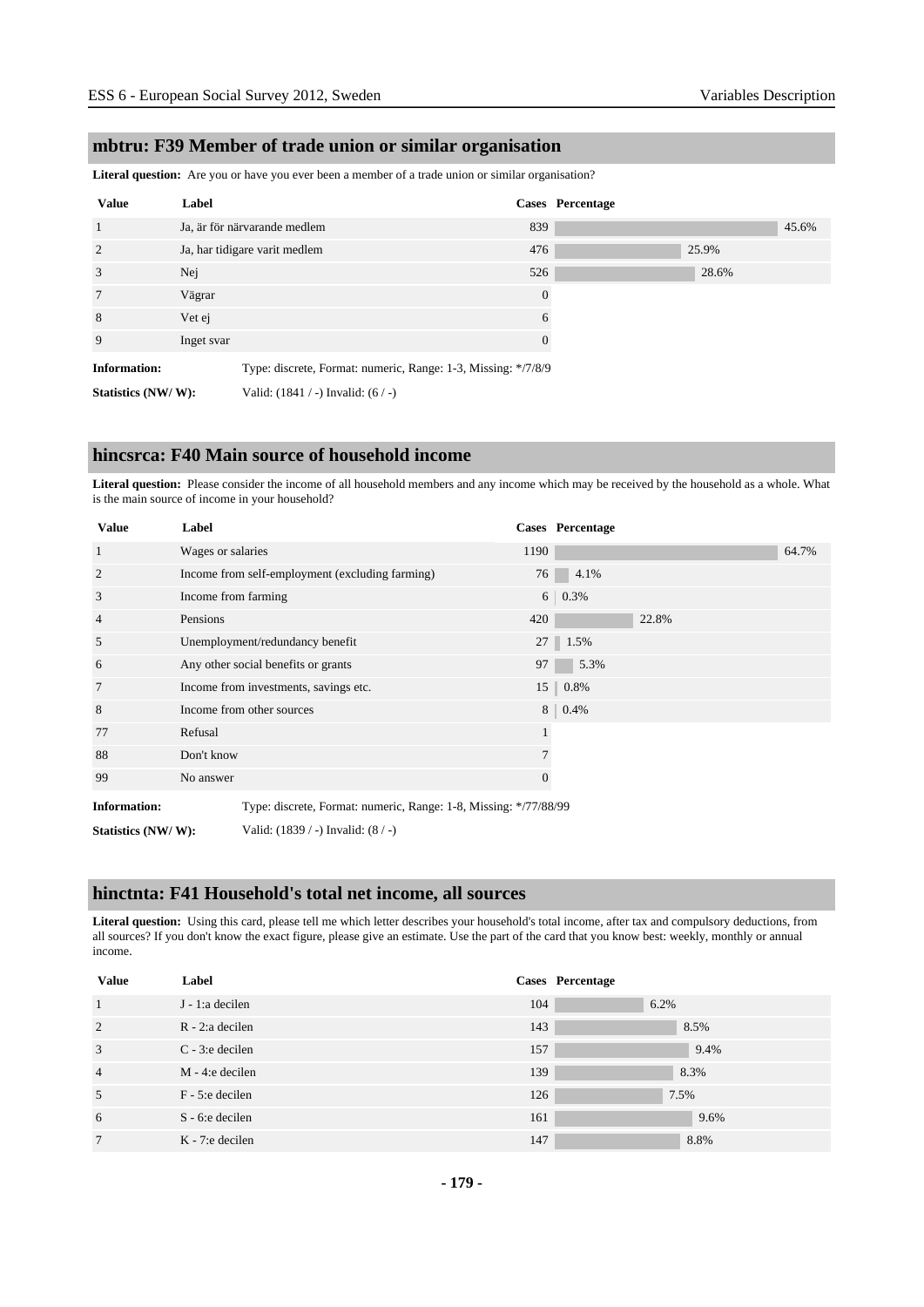## mbtru: F39 Member of trade union or similar organisation

**Literal question:** Are you or have you ever been a member of a trade union or similar organisation?

| Value | Label | Cases | Percentage |
|---|---|---|---|
| 1 | Ja, är för närvarande medlem | 839 | 45.6% |
| 2 | Ja, har tidigare varit medlem | 476 | 25.9% |
| 3 | Nej | 526 | 28.6% |
| 7 | Vägrar | 0 | |
| 8 | Vet ej | 6 | |
| 9 | Inget svar | 0 | |

**Information:** Type: discrete, Format: numeric, Range: 1-3, Missing: */7/8/9

**Statistics (NW/ W):** Valid: (1841 / -) Invalid: (6 / -)

## hincsrca: F40 Main source of household income

**Literal question:** Please consider the income of all household members and any income which may be received by the household as a whole. What is the main source of income in your household?

| Value | Label | Cases | Percentage |
|---|---|---|---|
| 1 | Wages or salaries | 1190 | 64.7% |
| 2 | Income from self-employment (excluding farming) | 76 | 4.1% |
| 3 | Income from farming | 6 | 0.3% |
| 4 | Pensions | 420 | 22.8% |
| 5 | Unemployment/redundancy benefit | 27 | 1.5% |
| 6 | Any other social benefits or grants | 97 | 5.3% |
| 7 | Income from investments, savings etc. | 15 | 0.8% |
| 8 | Income from other sources | 8 | 0.4% |
| 77 | Refusal | 1 | |
| 88 | Don't know | 7 | |
| 99 | No answer | 0 | |

**Information:** Type: discrete, Format: numeric, Range: 1-8, Missing: */77/88/99

**Statistics (NW/ W):** Valid: (1839 / -) Invalid: (8 / -)

## hinctnta: F41 Household's total net income, all sources

**Literal question:** Using this card, please tell me which letter describes your household's total income, after tax and compulsory deductions, from all sources? If you don't know the exact figure, please give an estimate. Use the part of the card that you know best: weekly, monthly or annual income.

| Value | Label | Cases | Percentage |
|---|---|---|---|
| 1 | J - 1:a decilen | 104 | 6.2% |
| 2 | R - 2:a decilen | 143 | 8.5% |
| 3 | C - 3:e decilen | 157 | 9.4% |
| 4 | M - 4:e decilen | 139 | 8.3% |
| 5 | F - 5:e decilen | 126 | 7.5% |
| 6 | S - 6:e decilen | 161 | 9.6% |
| 7 | K - 7:e decilen | 147 | 8.8% |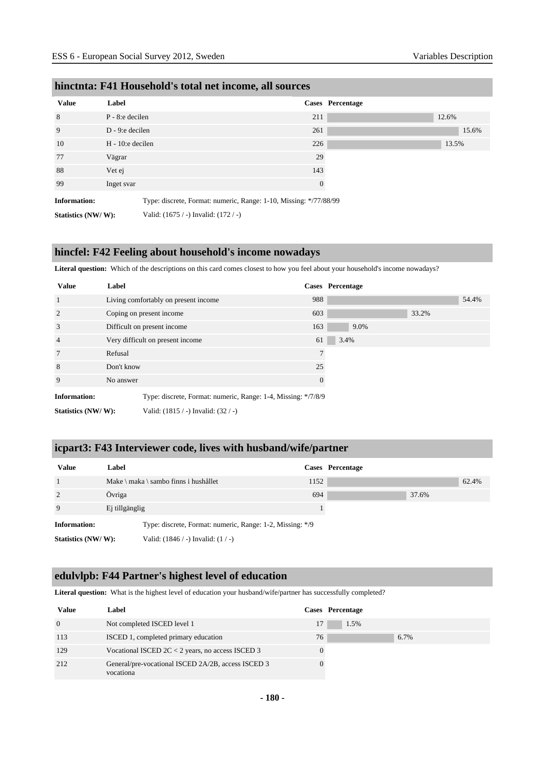## hinctnta: F41 Household's total net income, all sources

| Value | Label | Cases | Percentage |
|---|---|---|---|
| 8 | P - 8:e decilen | 211 | 12.6% |
| 9 | D - 9:e decilen | 261 | 15.6% |
| 10 | H - 10:e decilen | 226 | 13.5% |
| 77 | Vägrar | 29 | |
| 88 | Vet ej | 143 | |
| 99 | Inget svar | 0 | |

**Information:** Type: discrete, Format: numeric, Range: 1-10, Missing: */77/88/99

**Statistics (NW/ W):** Valid: (1675 / -) Invalid: (172 / -)

## hincfel: F42 Feeling about household's income nowadays

**Literal question:** Which of the descriptions on this card comes closest to how you feel about your household's income nowadays?

| Value | Label | Cases | Percentage |
|---|---|---|---|
| 1 | Living comfortably on present income | 988 | 54.4% |
| 2 | Coping on present income | 603 | 33.2% |
| 3 | Difficult on present income | 163 | 9.0% |
| 4 | Very difficult on present income | 61 | 3.4% |
| 7 | Refusal | 7 | |
| 8 | Don't know | 25 | |
| 9 | No answer | 0 | |

**Information:** Type: discrete, Format: numeric, Range: 1-4, Missing: */7/8/9

**Statistics (NW/ W):** Valid: (1815 / -) Invalid: (32 / -)

## icpart3: F43 Interviewer code, lives with husband/wife/partner

| Value | Label | Cases | Percentage |
|---|---|---|---|
| 1 | Make \ maka \ sambo finns i hushållet | 1152 | 62.4% |
| 2 | Övriga | 694 | 37.6% |
| 9 | Ej tillgänglig | 1 | |

**Information:** Type: discrete, Format: numeric, Range: 1-2, Missing: */9

**Statistics (NW/ W):** Valid: (1846 / -) Invalid: (1 / -)

## edulvlpb: F44 Partner's highest level of education

**Literal question:** What is the highest level of education your husband/wife/partner has successfully completed?

| Value | Label | Cases | Percentage |
|---|---|---|---|
| 0 | Not completed ISCED level 1 | 17 | 1.5% |
| 113 | ISCED 1, completed primary education | 76 | 6.7% |
| 129 | Vocational ISCED 2C < 2 years, no access ISCED 3 | 0 | |
| 212 | General/pre-vocational ISCED 2A/2B, access ISCED 3 vocationa | 0 | |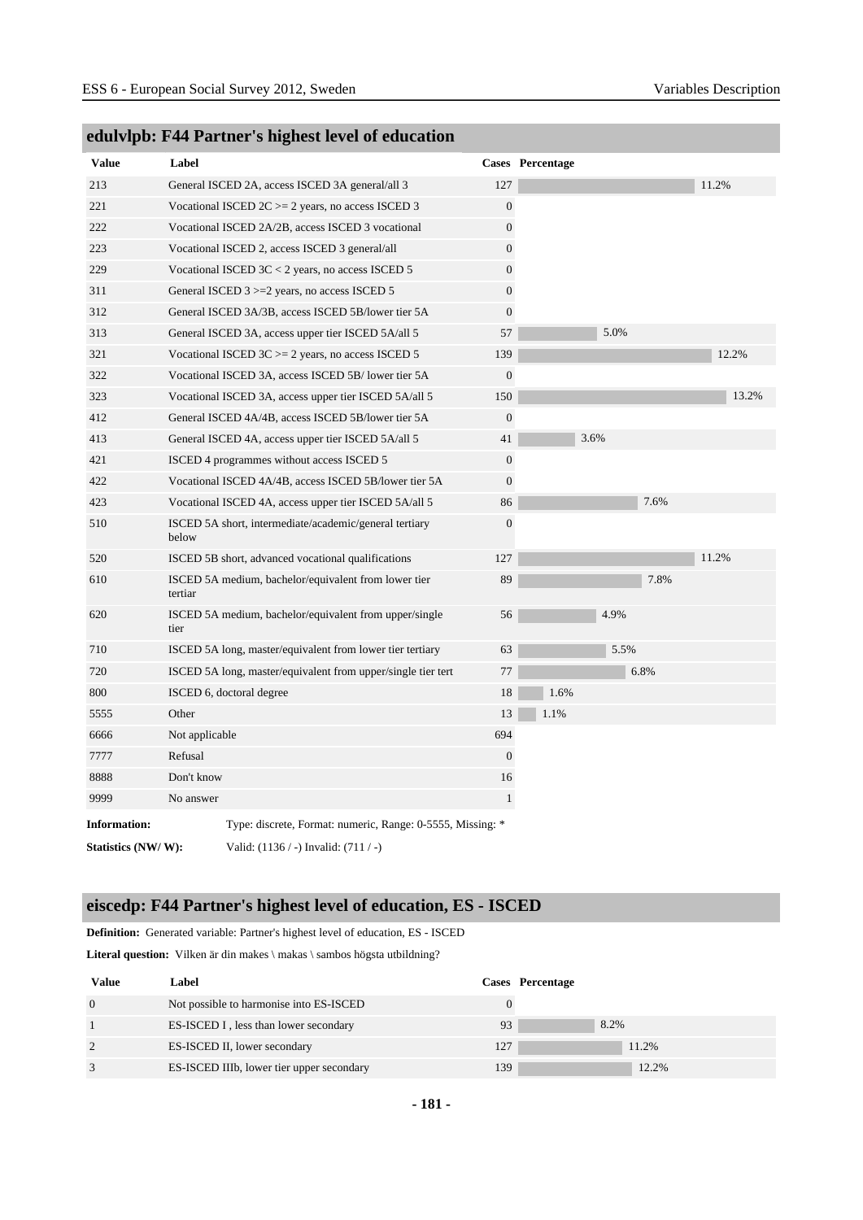## edulvlpb: F44 Partner's highest level of education

| Value | Label | Cases | Percentage |
|---|---|---|---|
| 213 | General ISCED 2A, access ISCED 3A general/all 3 | 127 | 11.2% |
| 221 | Vocational ISCED 2C >= 2 years, no access ISCED 3 | 0 | |
| 222 | Vocational ISCED 2A/2B, access ISCED 3 vocational | 0 | |
| 223 | Vocational ISCED 2, access ISCED 3 general/all | 0 | |
| 229 | Vocational ISCED 3C < 2 years, no access ISCED 5 | 0 | |
| 311 | General ISCED 3 >=2 years, no access ISCED 5 | 0 | |
| 312 | General ISCED 3A/3B, access ISCED 5B/lower tier 5A | 0 | |
| 313 | General ISCED 3A, access upper tier ISCED 5A/all 5 | 57 | 5.0% |
| 321 | Vocational ISCED 3C >= 2 years, no access ISCED 5 | 139 | 12.2% |
| 322 | Vocational ISCED 3A, access ISCED 5B/ lower tier 5A | 0 | |
| 323 | Vocational ISCED 3A, access upper tier ISCED 5A/all 5 | 150 | 13.2% |
| 412 | General ISCED 4A/4B, access ISCED 5B/lower tier 5A | 0 | |
| 413 | General ISCED 4A, access upper tier ISCED 5A/all 5 | 41 | 3.6% |
| 421 | ISCED 4 programmes without access ISCED 5 | 0 | |
| 422 | Vocational ISCED 4A/4B, access ISCED 5B/lower tier 5A | 0 | |
| 423 | Vocational ISCED 4A, access upper tier ISCED 5A/all 5 | 86 | 7.6% |
| 510 | ISCED 5A short, intermediate/academic/general tertiary below | 0 | |
| 520 | ISCED 5B short, advanced vocational qualifications | 127 | 11.2% |
| 610 | ISCED 5A medium, bachelor/equivalent from lower tier tertiar | 89 | 7.8% |
| 620 | ISCED 5A medium, bachelor/equivalent from upper/single tier | 56 | 4.9% |
| 710 | ISCED 5A long, master/equivalent from lower tier tertiary | 63 | 5.5% |
| 720 | ISCED 5A long, master/equivalent from upper/single tier tert | 77 | 6.8% |
| 800 | ISCED 6, doctoral degree | 18 | 1.6% |
| 5555 | Other | 13 | 1.1% |
| 6666 | Not applicable | 694 | |
| 7777 | Refusal | 0 | |
| 8888 | Don't know | 16 | |
| 9999 | No answer | 1 | |

**Information:** Type: discrete, Format: numeric, Range: 0-5555, Missing: *

**Statistics (NW/ W):** Valid: (1136 / -) Invalid: (711 / -)

## eiscedp: F44 Partner's highest level of education, ES - ISCED

**Definition:** Generated variable: Partner's highest level of education, ES - ISCED

**Literal question:** Vilken är din makes \ makas \ sambos högsta utbildning?

| Value | Label | Cases | Percentage |
|---|---|---|---|
| 0 | Not possible to harmonise into ES-ISCED | 0 | |
| 1 | ES-ISCED I , less than lower secondary | 93 | 8.2% |
| 2 | ES-ISCED II, lower secondary | 127 | 11.2% |
| 3 | ES-ISCED IIIb, lower tier upper secondary | 139 | 12.2% |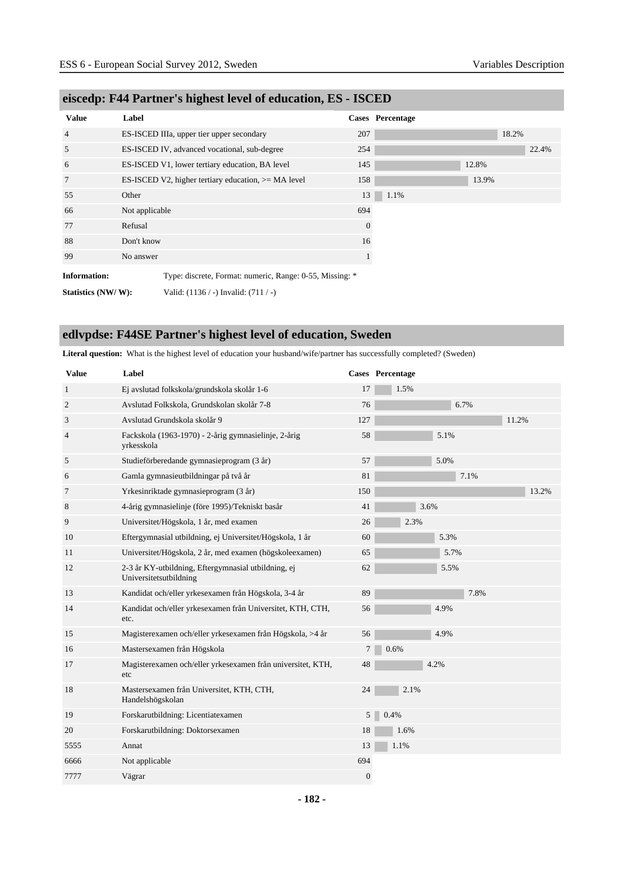## eiscedp: F44 Partner's highest level of education, ES - ISCED

| Value | Label | Cases | Percentage |
|---|---|---|---|
| 4 | ES-ISCED IIIa, upper tier upper secondary | 207 | 18.2% |
| 5 | ES-ISCED IV, advanced vocational, sub-degree | 254 | 22.4% |
| 6 | ES-ISCED V1, lower tertiary education, BA level | 145 | 12.8% |
| 7 | ES-ISCED V2, higher tertiary education, >= MA level | 158 | 13.9% |
| 55 | Other | 13 | 1.1% |
| 66 | Not applicable | 694 | |
| 77 | Refusal | 0 | |
| 88 | Don't know | 16 | |
| 99 | No answer | 1 | |

**Information:** Type: discrete, Format: numeric, Range: 0-55, Missing: *

**Statistics (NW/ W):** Valid: (1136 / -) Invalid: (711 / -)

## edlvpdse: F44SE Partner's highest level of education, Sweden

**Literal question:** What is the highest level of education your husband/wife/partner has successfully completed? (Sweden)

| Value | Label | Cases | Percentage |
|---|---|---|---|
| 1 | Ej avslutad folkskola/grundskola skolår 1-6 | 17 | 1.5% |
| 2 | Avslutad Folkskola, Grundskolan skolår 7-8 | 76 | 6.7% |
| 3 | Avslutad Grundskola skolår 9 | 127 | 11.2% |
| 4 | Fackskola (1963-1970) - 2-årig gymnasielinje, 2-årig yrkesskola | 58 | 5.1% |
| 5 | Studieförberedande gymnasieprogram (3 år) | 57 | 5.0% |
| 6 | Gamla gymnasieutbildningar på två år | 81 | 7.1% |
| 7 | Yrkesinriktade gymnasieprogram (3 år) | 150 | 13.2% |
| 8 | 4-årig gymnasielinje (före 1995)/Tekniskt basår | 41 | 3.6% |
| 9 | Universitet/Högskola, 1 år, med examen | 26 | 2.3% |
| 10 | Eftergymnasial utbildning, ej Universitet/Högskola, 1 år | 60 | 5.3% |
| 11 | Universitet/Högskola, 2 år, med examen (högskoleexamen) | 65 | 5.7% |
| 12 | 2-3 år KY-utbildning, Eftergymnasial utbildning, ej Universitetsutbildning | 62 | 5.5% |
| 13 | Kandidat och/eller yrkesexamen från Högskola, 3-4 år | 89 | 7.8% |
| 14 | Kandidat och/eller yrkesexamen från Universitet, KTH, CTH, etc. | 56 | 4.9% |
| 15 | Magisterexamen och/eller yrkesexamen från Högskola, >4 år | 56 | 4.9% |
| 16 | Mastersexamen från Högskola | 7 | 0.6% |
| 17 | Magisterexamen och/eller yrkesexamen från universitet, KTH, etc | 48 | 4.2% |
| 18 | Mastersexamen från Universitet, KTH, CTH, Handelshögskolan | 24 | 2.1% |
| 19 | Forskarutbildning: Licentiatexamen | 5 | 0.4% |
| 20 | Forskarutbildning: Doktorsexamen | 18 | 1.6% |
| 5555 | Annat | 13 | 1.1% |
| 6666 | Not applicable | 694 | |
| 7777 | Vägrar | 0 | |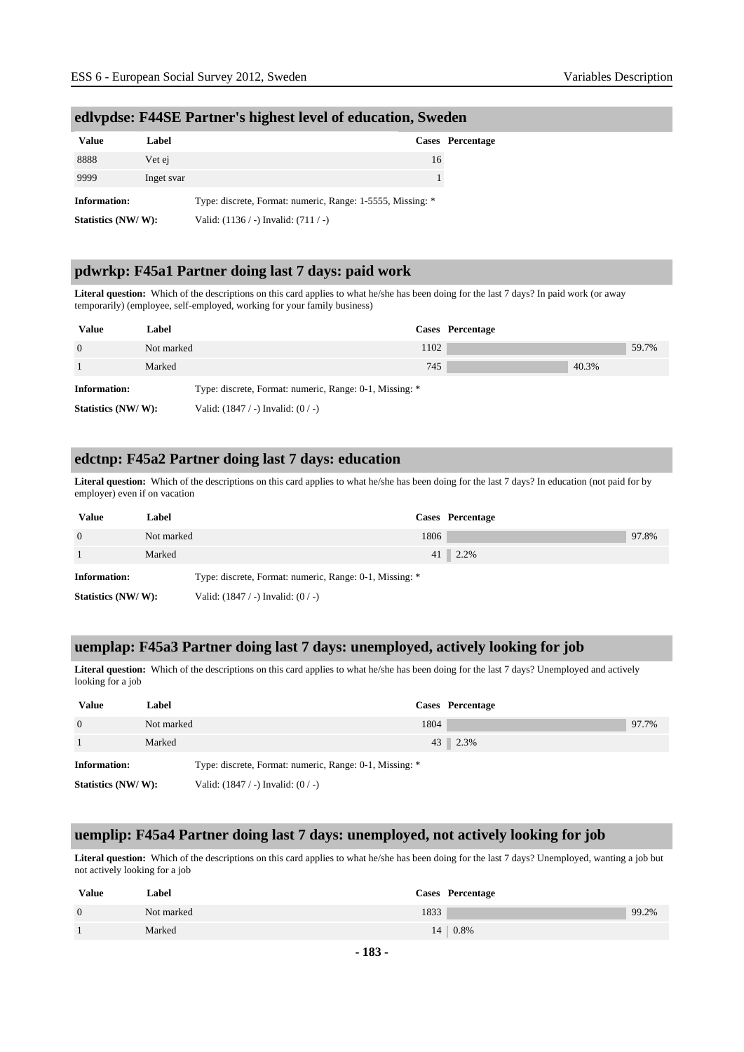## edlvpdse: F44SE Partner's highest level of education, Sweden

| Value | Label | Cases | Percentage |
|---|---|---|---|
| 8888 | Vet ej | 16 | |
| 9999 | Inget svar | 1 | |

**Information:** Type: discrete, Format: numeric, Range: 1-5555, Missing: *

**Statistics (NW/ W):** Valid: (1136 / -) Invalid: (711 / -)

## pdwrkp: F45a1 Partner doing last 7 days: paid work

**Literal question:** Which of the descriptions on this card applies to what he/she has been doing for the last 7 days? In paid work (or away temporarily) (employee, self-employed, working for your family business)

| Value | Label | Cases | Percentage |
|---|---|---|---|
| 0 | Not marked | 1102 | 59.7% |
| 1 | Marked | 745 | 40.3% |

**Information:** Type: discrete, Format: numeric, Range: 0-1, Missing: *

**Statistics (NW/ W):** Valid: (1847 / -) Invalid: (0 / -)

## edctnp: F45a2 Partner doing last 7 days: education

**Literal question:** Which of the descriptions on this card applies to what he/she has been doing for the last 7 days? In education (not paid for by employer) even if on vacation

| Value | Label | Cases | Percentage |
|---|---|---|---|
| 0 | Not marked | 1806 | 97.8% |
| 1 | Marked | 41 | 2.2% |

**Information:** Type: discrete, Format: numeric, Range: 0-1, Missing: *

**Statistics (NW/ W):** Valid: (1847 / -) Invalid: (0 / -)

## uemplap: F45a3 Partner doing last 7 days: unemployed, actively looking for job

**Literal question:** Which of the descriptions on this card applies to what he/she has been doing for the last 7 days? Unemployed and actively looking for a job

| Value | Label | Cases | Percentage |
|---|---|---|---|
| 0 | Not marked | 1804 | 97.7% |
| 1 | Marked | 43 | 2.3% |

**Information:** Type: discrete, Format: numeric, Range: 0-1, Missing: *

**Statistics (NW/ W):** Valid: (1847 / -) Invalid: (0 / -)

## uemplip: F45a4 Partner doing last 7 days: unemployed, not actively looking for job

**Literal question:** Which of the descriptions on this card applies to what he/she has been doing for the last 7 days? Unemployed, wanting a job but not actively looking for a job

| Value | Label | Cases | Percentage |
|---|---|---|---|
| 0 | Not marked | 1833 | 99.2% |
| 1 | Marked | 14 | 0.8% |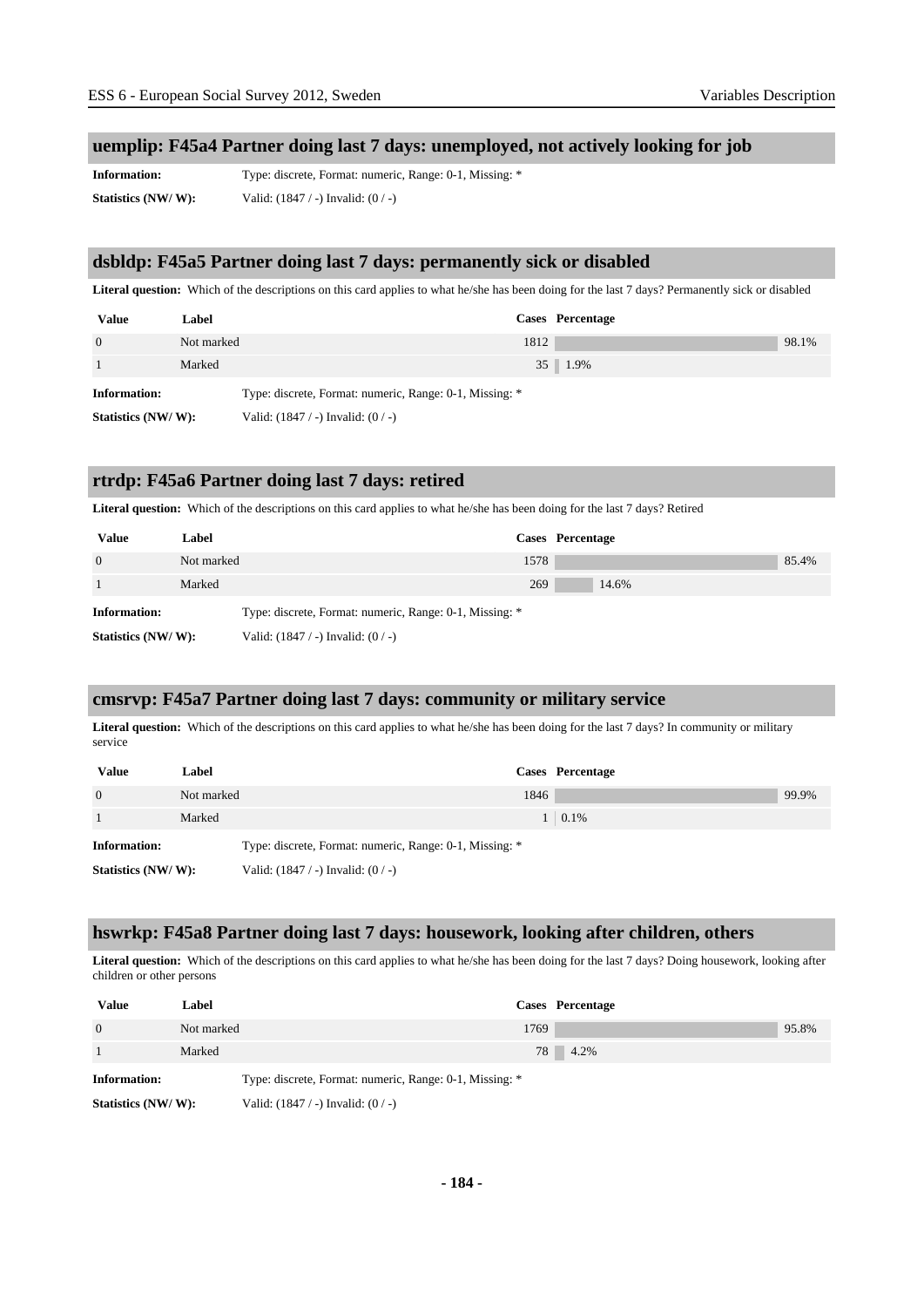## uemplip: F45a4 Partner doing last 7 days: unemployed, not actively looking for job

**Information:** Type: discrete, Format: numeric, Range: 0-1, Missing: *

**Statistics (NW/ W):** Valid: (1847 / -) Invalid: (0 / -)

## dsbldp: F45a5 Partner doing last 7 days: permanently sick or disabled

**Literal question:** Which of the descriptions on this card applies to what he/she has been doing for the last 7 days? Permanently sick or disabled

| Value | Label | Cases | Percentage |
|---|---|---|---|
| 0 | Not marked | 1812 | 98.1% |
| 1 | Marked | 35 | 1.9% |

**Information:** Type: discrete, Format: numeric, Range: 0-1, Missing: *

**Statistics (NW/ W):** Valid: (1847 / -) Invalid: (0 / -)

## rtrdp: F45a6 Partner doing last 7 days: retired

**Literal question:** Which of the descriptions on this card applies to what he/she has been doing for the last 7 days? Retired

| Value | Label | Cases | Percentage |
|---|---|---|---|
| 0 | Not marked | 1578 | 85.4% |
| 1 | Marked | 269 | 14.6% |

**Information:** Type: discrete, Format: numeric, Range: 0-1, Missing: *

**Statistics (NW/ W):** Valid: (1847 / -) Invalid: (0 / -)

## cmsrvp: F45a7 Partner doing last 7 days: community or military service

**Literal question:** Which of the descriptions on this card applies to what he/she has been doing for the last 7 days? In community or military service

| Value | Label | Cases | Percentage |
|---|---|---|---|
| 0 | Not marked | 1846 | 99.9% |
| 1 | Marked | 1 | 0.1% |

**Information:** Type: discrete, Format: numeric, Range: 0-1, Missing: *

**Statistics (NW/ W):** Valid: (1847 / -) Invalid: (0 / -)

## hswrkp: F45a8 Partner doing last 7 days: housework, looking after children, others

**Literal question:** Which of the descriptions on this card applies to what he/she has been doing for the last 7 days? Doing housework, looking after children or other persons

| Value | Label | Cases | Percentage |
|---|---|---|---|
| 0 | Not marked | 1769 | 95.8% |
| 1 | Marked | 78 | 4.2% |

**Information:** Type: discrete, Format: numeric, Range: 0-1, Missing: *

**Statistics (NW/ W):** Valid: (1847 / -) Invalid: (0 / -)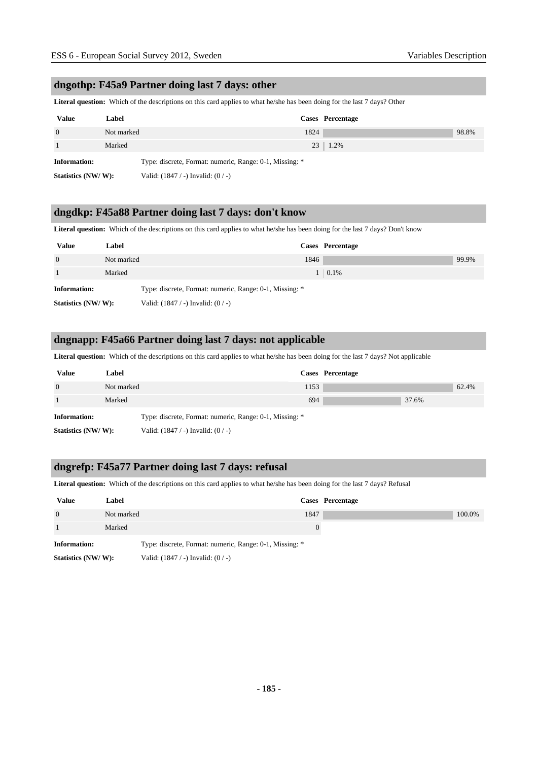## dngothp: F45a9 Partner doing last 7 days: other

**Literal question:** Which of the descriptions on this card applies to what he/she has been doing for the last 7 days? Other

| Value | Label | Cases | Percentage |
|---|---|---|---|
| 0 | Not marked | 1824 | 98.8% |
| 1 | Marked | 23 | 1.2% |

**Information:** Type: discrete, Format: numeric, Range: 0-1, Missing: *

**Statistics (NW/ W):** Valid: (1847 / -) Invalid: (0 / -)

## dngdkp: F45a88 Partner doing last 7 days: don't know

**Literal question:** Which of the descriptions on this card applies to what he/she has been doing for the last 7 days? Don't know

| Value | Label | Cases | Percentage |
|---|---|---|---|
| 0 | Not marked | 1846 | 99.9% |
| 1 | Marked | 1 | 0.1% |

**Information:** Type: discrete, Format: numeric, Range: 0-1, Missing: *

**Statistics (NW/ W):** Valid: (1847 / -) Invalid: (0 / -)

## dngnapp: F45a66 Partner doing last 7 days: not applicable

**Literal question:** Which of the descriptions on this card applies to what he/she has been doing for the last 7 days? Not applicable

| Value | Label | Cases | Percentage |
|---|---|---|---|
| 0 | Not marked | 1153 | 62.4% |
| 1 | Marked | 694 | 37.6% |

**Information:** Type: discrete, Format: numeric, Range: 0-1, Missing: *

**Statistics (NW/ W):** Valid: (1847 / -) Invalid: (0 / -)

## dngrefp: F45a77 Partner doing last 7 days: refusal

**Literal question:** Which of the descriptions on this card applies to what he/she has been doing for the last 7 days? Refusal

| Value | Label | Cases | Percentage |
|---|---|---|---|
| 0 | Not marked | 1847 | 100.0% |
| 1 | Marked | 0 | |

**Information:** Type: discrete, Format: numeric, Range: 0-1, Missing: *

**Statistics (NW/ W):** Valid: (1847 / -) Invalid: (0 / -)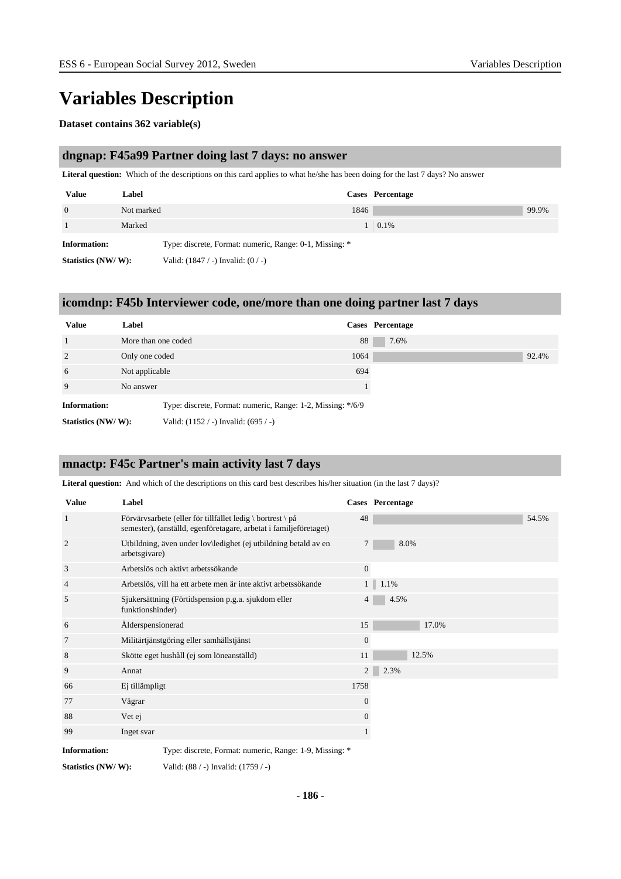# Variables Description

**Dataset contains 362 variable(s)**

## dngnap: F45a99 Partner doing last 7 days: no answer

**Literal question:** Which of the descriptions on this card applies to what he/she has been doing for the last 7 days? No answer

| Value | Label | Cases | Percentage |
|---|---|---|---|
| 0 | Not marked | 1846 | 99.9% |
| 1 | Marked | 1 | 0.1% |

**Information:** Type: discrete, Format: numeric, Range: 0-1, Missing: *

**Statistics (NW/ W):** Valid: (1847 / -) Invalid: (0 / -)

## icomdnp: F45b Interviewer code, one/more than one doing partner last 7 days

| Value | Label | Cases | Percentage |
|---|---|---|---|
| 1 | More than one coded | 88 | 7.6% |
| 2 | Only one coded | 1064 | 92.4% |
| 6 | Not applicable | 694 | |
| 9 | No answer | 1 | |

**Information:** Type: discrete, Format: numeric, Range: 1-2, Missing: */6/9

**Statistics (NW/ W):** Valid: (1152 / -) Invalid: (695 / -)

## mnactp: F45c Partner's main activity last 7 days

**Literal question:** And which of the descriptions on this card best describes his/her situation (in the last 7 days)?

| Value | Label | Cases | Percentage |
|---|---|---|---|
| 1 | Förvärvsarbete (eller för tillfället ledig \ bortrest \ på semester), (anställd, egenföretagare, arbetat i familjeföretaget) | 48 | 54.5% |
| 2 | Utbildning, även under lov\ledighet (ej utbildning betald av en arbetsgivare) | 7 | 8.0% |
| 3 | Arbetslös och aktivt arbetssökande | 0 | |
| 4 | Arbetslös, vill ha ett arbete men är inte aktivt arbetssökande | 1 | 1.1% |
| 5 | Sjukersättning (Förtidspension p.g.a. sjukdom eller funktionshinder) | 4 | 4.5% |
| 6 | Ålderspensionerad | 15 | 17.0% |
| 7 | Militärtjänstgöring eller samhällstjänst | 0 | |
| 8 | Skötte eget hushåll (ej som löneanställd) | 11 | 12.5% |
| 9 | Annat | 2 | 2.3% |
| 66 | Ej tillämpligt | 1758 | |
| 77 | Vägrar | 0 | |
| 88 | Vet ej | 0 | |
| 99 | Inget svar | 1 | |

**Information:** Type: discrete, Format: numeric, Range: 1-9, Missing: *

**Statistics (NW/ W):** Valid: (88 / -) Invalid: (1759 / -)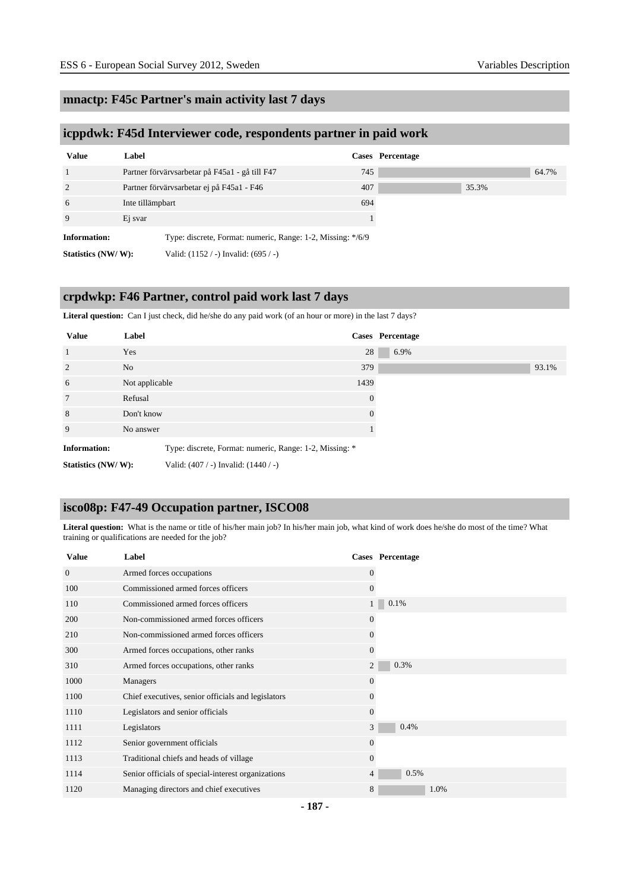## mnactp: F45c Partner's main activity last 7 days

## icppdwk: F45d Interviewer code, respondents partner in paid work

| Value | Label | Cases | Percentage |
|---|---|---|---|
| 1 | Partner förvärvsarbetar på F45a1 - gå till F47 | 745 | 64.7% |
| 2 | Partner förvärvsarbetar ej på F45a1 - F46 | 407 | 35.3% |
| 6 | Inte tillämpbart | 694 | |
| 9 | Ej svar | 1 | |

**Information:** Type: discrete, Format: numeric, Range: 1-2, Missing: */6/9

**Statistics (NW/ W):** Valid: (1152 / -) Invalid: (695 / -)

## crpdwkp: F46 Partner, control paid work last 7 days

**Literal question:** Can I just check, did he/she do any paid work (of an hour or more) in the last 7 days?

| Value | Label | Cases | Percentage |
|---|---|---|---|
| 1 | Yes | 28 | 6.9% |
| 2 | No | 379 | 93.1% |
| 6 | Not applicable | 1439 | |
| 7 | Refusal | 0 | |
| 8 | Don't know | 0 | |
| 9 | No answer | 1 | |

**Information:** Type: discrete, Format: numeric, Range: 1-2, Missing: *

**Statistics (NW/ W):** Valid: (407 / -) Invalid: (1440 / -)

## isco08p: F47-49 Occupation partner, ISCO08

**Literal question:** What is the name or title of his/her main job? In his/her main job, what kind of work does he/she do most of the time? What training or qualifications are needed for the job?

| Value | Label | Cases | Percentage |
|---|---|---|---|
| 0 | Armed forces occupations | 0 | |
| 100 | Commissioned armed forces officers | 0 | |
| 110 | Commissioned armed forces officers | 1 | 0.1% |
| 200 | Non-commissioned armed forces officers | 0 | |
| 210 | Non-commissioned armed forces officers | 0 | |
| 300 | Armed forces occupations, other ranks | 0 | |
| 310 | Armed forces occupations, other ranks | 2 | 0.3% |
| 1000 | Managers | 0 | |
| 1100 | Chief executives, senior officials and legislators | 0 | |
| 1110 | Legislators and senior officials | 0 | |
| 1111 | Legislators | 3 | 0.4% |
| 1112 | Senior government officials | 0 | |
| 1113 | Traditional chiefs and heads of village | 0 | |
| 1114 | Senior officials of special-interest organizations | 4 | 0.5% |
| 1120 | Managing directors and chief executives | 8 | 1.0% |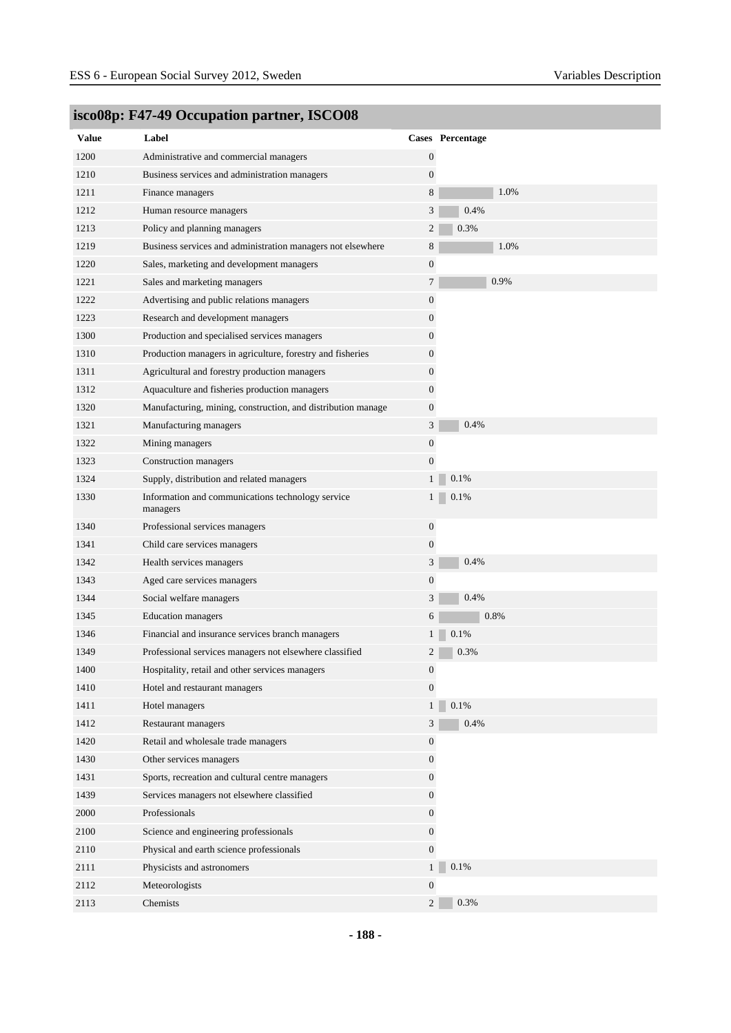## isco08p: F47-49 Occupation partner, ISCO08

| Value | Label | Cases | Percentage |
|---|---|---|---|
| 1200 | Administrative and commercial managers | 0 | |
| 1210 | Business services and administration managers | 0 | |
| 1211 | Finance managers | 8 | 1.0% |
| 1212 | Human resource managers | 3 | 0.4% |
| 1213 | Policy and planning managers | 2 | 0.3% |
| 1219 | Business services and administration managers not elsewhere | 8 | 1.0% |
| 1220 | Sales, marketing and development managers | 0 | |
| 1221 | Sales and marketing managers | 7 | 0.9% |
| 1222 | Advertising and public relations managers | 0 | |
| 1223 | Research and development managers | 0 | |
| 1300 | Production and specialised services managers | 0 | |
| 1310 | Production managers in agriculture, forestry and fisheries | 0 | |
| 1311 | Agricultural and forestry production managers | 0 | |
| 1312 | Aquaculture and fisheries production managers | 0 | |
| 1320 | Manufacturing, mining, construction, and distribution manage | 0 | |
| 1321 | Manufacturing managers | 3 | 0.4% |
| 1322 | Mining managers | 0 | |
| 1323 | Construction managers | 0 | |
| 1324 | Supply, distribution and related managers | 1 | 0.1% |
| 1330 | Information and communications technology service managers | 1 | 0.1% |
| 1340 | Professional services managers | 0 | |
| 1341 | Child care services managers | 0 | |
| 1342 | Health services managers | 3 | 0.4% |
| 1343 | Aged care services managers | 0 | |
| 1344 | Social welfare managers | 3 | 0.4% |
| 1345 | Education managers | 6 | 0.8% |
| 1346 | Financial and insurance services branch managers | 1 | 0.1% |
| 1349 | Professional services managers not elsewhere classified | 2 | 0.3% |
| 1400 | Hospitality, retail and other services managers | 0 | |
| 1410 | Hotel and restaurant managers | 0 | |
| 1411 | Hotel managers | 1 | 0.1% |
| 1412 | Restaurant managers | 3 | 0.4% |
| 1420 | Retail and wholesale trade managers | 0 | |
| 1430 | Other services managers | 0 | |
| 1431 | Sports, recreation and cultural centre managers | 0 | |
| 1439 | Services managers not elsewhere classified | 0 | |
| 2000 | Professionals | 0 | |
| 2100 | Science and engineering professionals | 0 | |
| 2110 | Physical and earth science professionals | 0 | |
| 2111 | Physicists and astronomers | 1 | 0.1% |
| 2112 | Meteorologists | 0 | |
| 2113 | Chemists | 2 | 0.3% |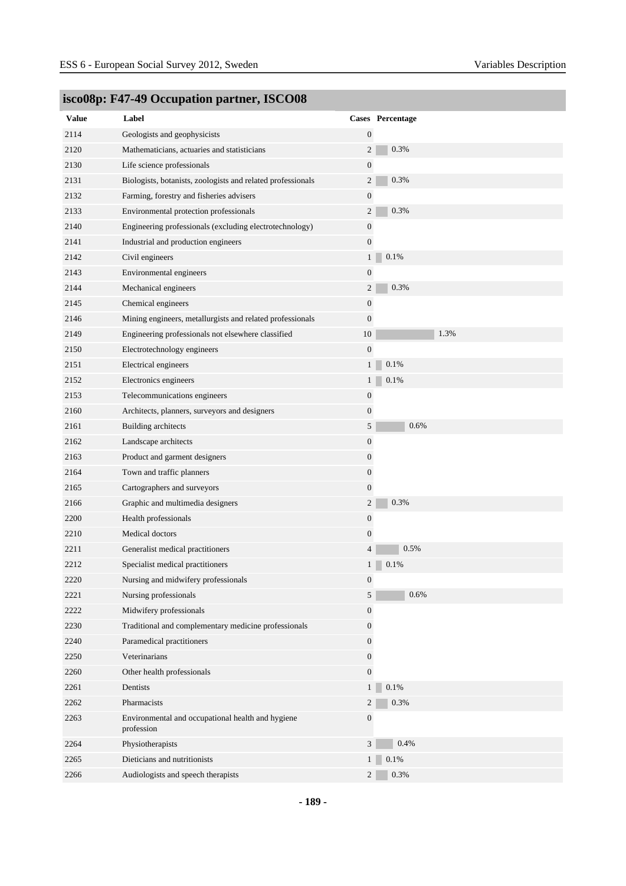## isco08p: F47-49 Occupation partner, ISCO08

| Value | Label | Cases | Percentage |
|---|---|---|---|
| 2114 | Geologists and geophysicists | 0 | |
| 2120 | Mathematicians, actuaries and statisticians | 2 | 0.3% |
| 2130 | Life science professionals | 0 | |
| 2131 | Biologists, botanists, zoologists and related professionals | 2 | 0.3% |
| 2132 | Farming, forestry and fisheries advisers | 0 | |
| 2133 | Environmental protection professionals | 2 | 0.3% |
| 2140 | Engineering professionals (excluding electrotechnology) | 0 | |
| 2141 | Industrial and production engineers | 0 | |
| 2142 | Civil engineers | 1 | 0.1% |
| 2143 | Environmental engineers | 0 | |
| 2144 | Mechanical engineers | 2 | 0.3% |
| 2145 | Chemical engineers | 0 | |
| 2146 | Mining engineers, metallurgists and related professionals | 0 | |
| 2149 | Engineering professionals not elsewhere classified | 10 | 1.3% |
| 2150 | Electrotechnology engineers | 0 | |
| 2151 | Electrical engineers | 1 | 0.1% |
| 2152 | Electronics engineers | 1 | 0.1% |
| 2153 | Telecommunications engineers | 0 | |
| 2160 | Architects, planners, surveyors and designers | 0 | |
| 2161 | Building architects | 5 | 0.6% |
| 2162 | Landscape architects | 0 | |
| 2163 | Product and garment designers | 0 | |
| 2164 | Town and traffic planners | 0 | |
| 2165 | Cartographers and surveyors | 0 | |
| 2166 | Graphic and multimedia designers | 2 | 0.3% |
| 2200 | Health professionals | 0 | |
| 2210 | Medical doctors | 0 | |
| 2211 | Generalist medical practitioners | 4 | 0.5% |
| 2212 | Specialist medical practitioners | 1 | 0.1% |
| 2220 | Nursing and midwifery professionals | 0 | |
| 2221 | Nursing professionals | 5 | 0.6% |
| 2222 | Midwifery professionals | 0 | |
| 2230 | Traditional and complementary medicine professionals | 0 | |
| 2240 | Paramedical practitioners | 0 | |
| 2250 | Veterinarians | 0 | |
| 2260 | Other health professionals | 0 | |
| 2261 | Dentists | 1 | 0.1% |
| 2262 | Pharmacists | 2 | 0.3% |
| 2263 | Environmental and occupational health and hygiene profession | 0 | |
| 2264 | Physiotherapists | 3 | 0.4% |
| 2265 | Dieticians and nutritionists | 1 | 0.1% |
| 2266 | Audiologists and speech therapists | 2 | 0.3% |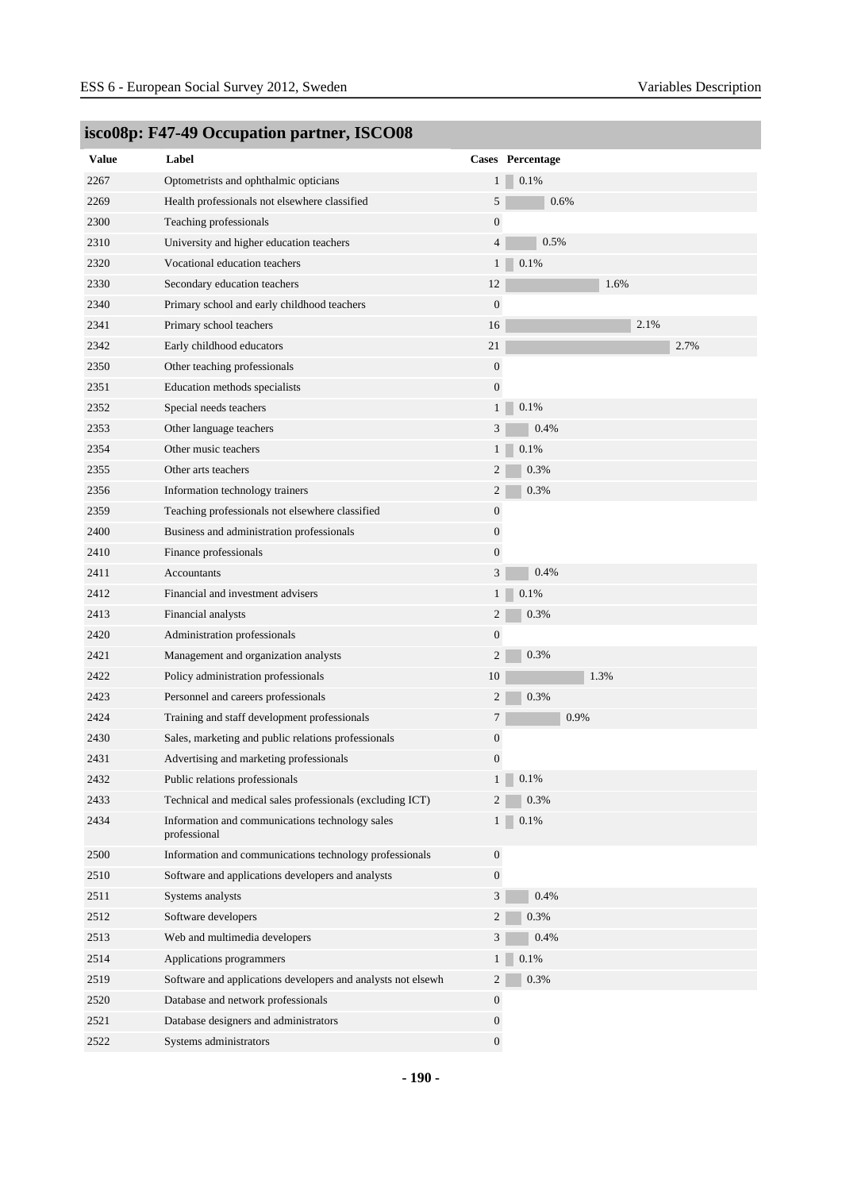## isco08p: F47-49 Occupation partner, ISCO08

| Value | Label | Cases | Percentage |
|---|---|---|---|
| 2267 | Optometrists and ophthalmic opticians | 1 | 0.1% |
| 2269 | Health professionals not elsewhere classified | 5 | 0.6% |
| 2300 | Teaching professionals | 0 | |
| 2310 | University and higher education teachers | 4 | 0.5% |
| 2320 | Vocational education teachers | 1 | 0.1% |
| 2330 | Secondary education teachers | 12 | 1.6% |
| 2340 | Primary school and early childhood teachers | 0 | |
| 2341 | Primary school teachers | 16 | 2.1% |
| 2342 | Early childhood educators | 21 | 2.7% |
| 2350 | Other teaching professionals | 0 | |
| 2351 | Education methods specialists | 0 | |
| 2352 | Special needs teachers | 1 | 0.1% |
| 2353 | Other language teachers | 3 | 0.4% |
| 2354 | Other music teachers | 1 | 0.1% |
| 2355 | Other arts teachers | 2 | 0.3% |
| 2356 | Information technology trainers | 2 | 0.3% |
| 2359 | Teaching professionals not elsewhere classified | 0 | |
| 2400 | Business and administration professionals | 0 | |
| 2410 | Finance professionals | 0 | |
| 2411 | Accountants | 3 | 0.4% |
| 2412 | Financial and investment advisers | 1 | 0.1% |
| 2413 | Financial analysts | 2 | 0.3% |
| 2420 | Administration professionals | 0 | |
| 2421 | Management and organization analysts | 2 | 0.3% |
| 2422 | Policy administration professionals | 10 | 1.3% |
| 2423 | Personnel and careers professionals | 2 | 0.3% |
| 2424 | Training and staff development professionals | 7 | 0.9% |
| 2430 | Sales, marketing and public relations professionals | 0 | |
| 2431 | Advertising and marketing professionals | 0 | |
| 2432 | Public relations professionals | 1 | 0.1% |
| 2433 | Technical and medical sales professionals (excluding ICT) | 2 | 0.3% |
| 2434 | Information and communications technology sales professional | 1 | 0.1% |
| 2500 | Information and communications technology professionals | 0 | |
| 2510 | Software and applications developers and analysts | 0 | |
| 2511 | Systems analysts | 3 | 0.4% |
| 2512 | Software developers | 2 | 0.3% |
| 2513 | Web and multimedia developers | 3 | 0.4% |
| 2514 | Applications programmers | 1 | 0.1% |
| 2519 | Software and applications developers and analysts not elsewh | 2 | 0.3% |
| 2520 | Database and network professionals | 0 | |
| 2521 | Database designers and administrators | 0 | |
| 2522 | Systems administrators | 0 | |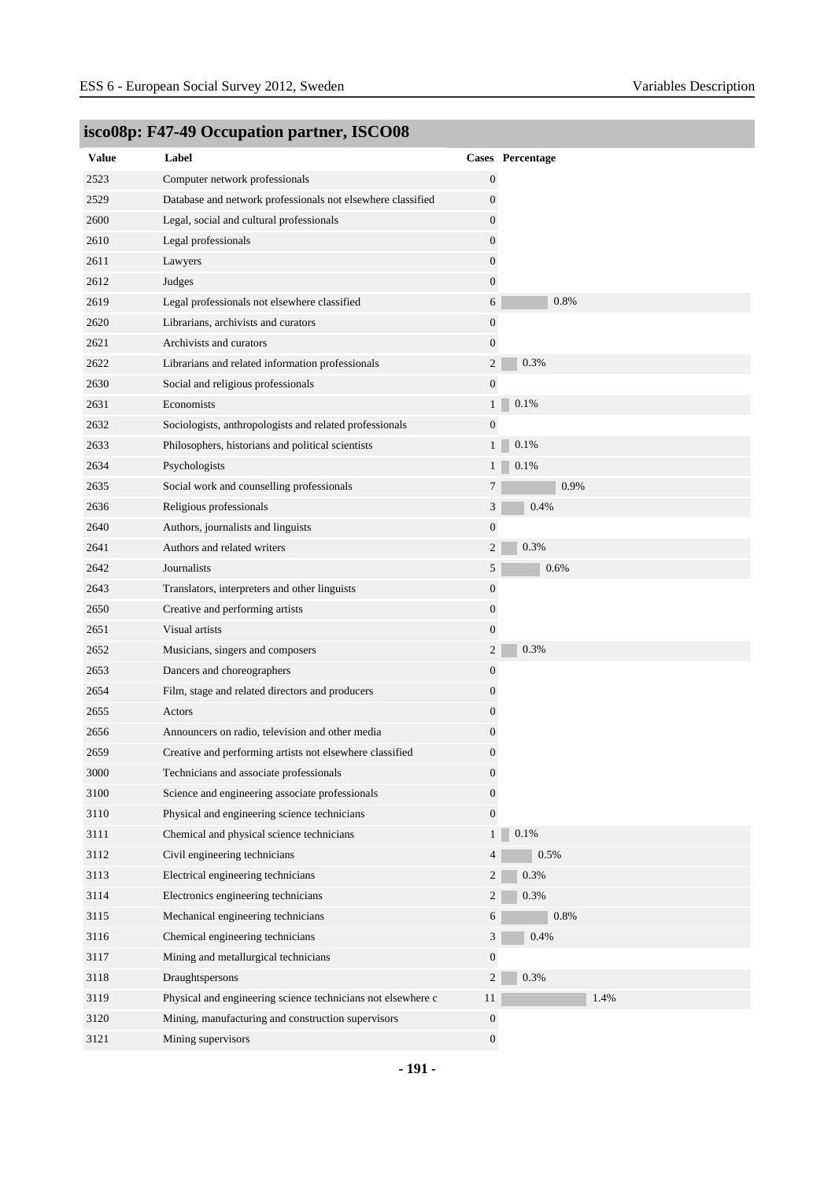## isco08p: F47-49 Occupation partner, ISCO08

| Value | Label | Cases | Percentage |
|---|---|---|---|
| 2523 | Computer network professionals | 0 | |
| 2529 | Database and network professionals not elsewhere classified | 0 | |
| 2600 | Legal, social and cultural professionals | 0 | |
| 2610 | Legal professionals | 0 | |
| 2611 | Lawyers | 0 | |
| 2612 | Judges | 0 | |
| 2619 | Legal professionals not elsewhere classified | 6 | 0.8% |
| 2620 | Librarians, archivists and curators | 0 | |
| 2621 | Archivists and curators | 0 | |
| 2622 | Librarians and related information professionals | 2 | 0.3% |
| 2630 | Social and religious professionals | 0 | |
| 2631 | Economists | 1 | 0.1% |
| 2632 | Sociologists, anthropologists and related professionals | 0 | |
| 2633 | Philosophers, historians and political scientists | 1 | 0.1% |
| 2634 | Psychologists | 1 | 0.1% |
| 2635 | Social work and counselling professionals | 7 | 0.9% |
| 2636 | Religious professionals | 3 | 0.4% |
| 2640 | Authors, journalists and linguists | 0 | |
| 2641 | Authors and related writers | 2 | 0.3% |
| 2642 | Journalists | 5 | 0.6% |
| 2643 | Translators, interpreters and other linguists | 0 | |
| 2650 | Creative and performing artists | 0 | |
| 2651 | Visual artists | 0 | |
| 2652 | Musicians, singers and composers | 2 | 0.3% |
| 2653 | Dancers and choreographers | 0 | |
| 2654 | Film, stage and related directors and producers | 0 | |
| 2655 | Actors | 0 | |
| 2656 | Announcers on radio, television and other media | 0 | |
| 2659 | Creative and performing artists not elsewhere classified | 0 | |
| 3000 | Technicians and associate professionals | 0 | |
| 3100 | Science and engineering associate professionals | 0 | |
| 3110 | Physical and engineering science technicians | 0 | |
| 3111 | Chemical and physical science technicians | 1 | 0.1% |
| 3112 | Civil engineering technicians | 4 | 0.5% |
| 3113 | Electrical engineering technicians | 2 | 0.3% |
| 3114 | Electronics engineering technicians | 2 | 0.3% |
| 3115 | Mechanical engineering technicians | 6 | 0.8% |
| 3116 | Chemical engineering technicians | 3 | 0.4% |
| 3117 | Mining and metallurgical technicians | 0 | |
| 3118 | Draughtspersons | 2 | 0.3% |
| 3119 | Physical and engineering science technicians not elsewhere c | 11 | 1.4% |
| 3120 | Mining, manufacturing and construction supervisors | 0 | |
| 3121 | Mining supervisors | 0 | |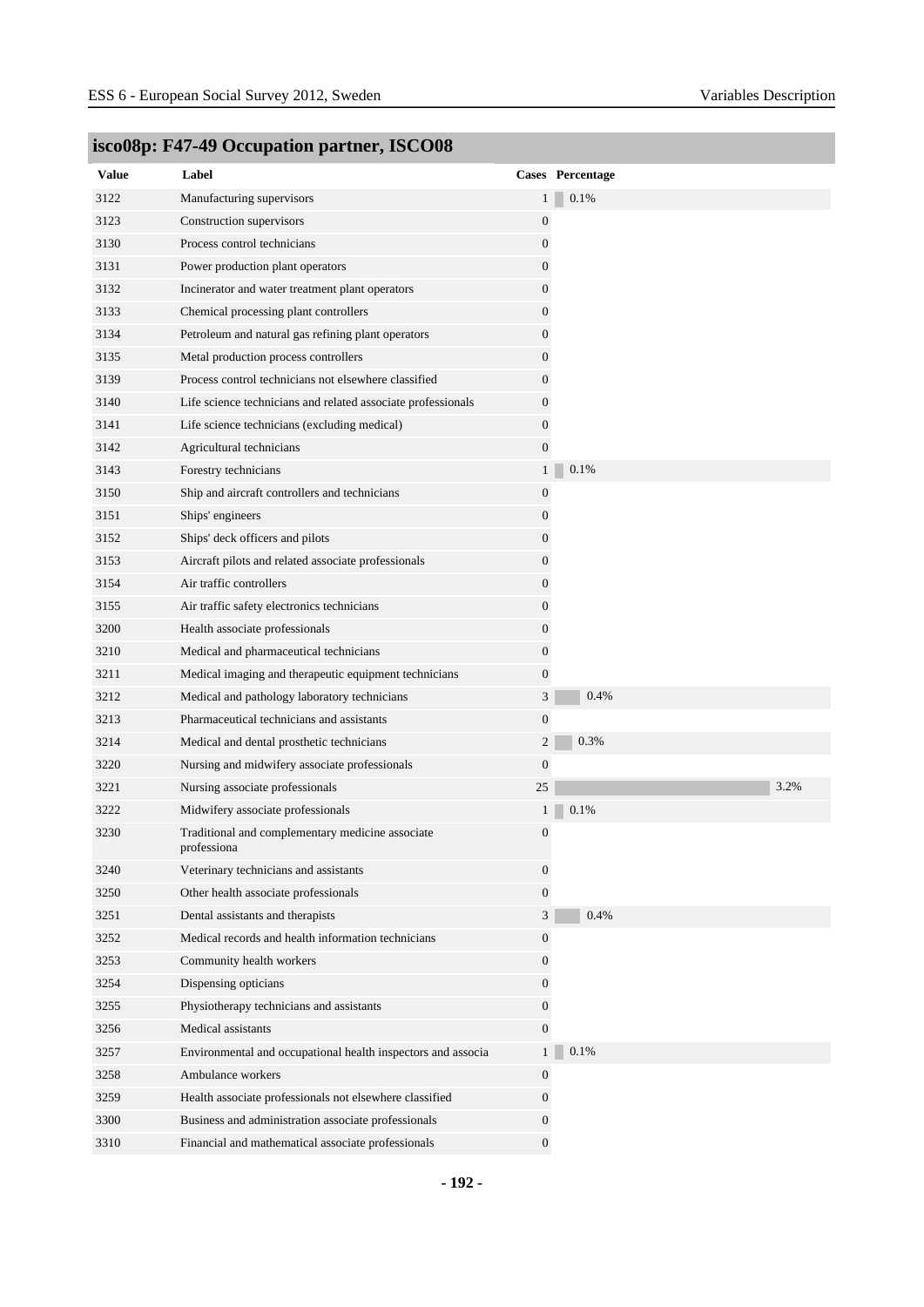## isco08p: F47-49 Occupation partner, ISCO08

| Value | Label | Cases | Percentage |
|---|---|---|---|
| 3122 | Manufacturing supervisors | 1 | 0.1% |
| 3123 | Construction supervisors | 0 | |
| 3130 | Process control technicians | 0 | |
| 3131 | Power production plant operators | 0 | |
| 3132 | Incinerator and water treatment plant operators | 0 | |
| 3133 | Chemical processing plant controllers | 0 | |
| 3134 | Petroleum and natural gas refining plant operators | 0 | |
| 3135 | Metal production process controllers | 0 | |
| 3139 | Process control technicians not elsewhere classified | 0 | |
| 3140 | Life science technicians and related associate professionals | 0 | |
| 3141 | Life science technicians (excluding medical) | 0 | |
| 3142 | Agricultural technicians | 0 | |
| 3143 | Forestry technicians | 1 | 0.1% |
| 3150 | Ship and aircraft controllers and technicians | 0 | |
| 3151 | Ships' engineers | 0 | |
| 3152 | Ships' deck officers and pilots | 0 | |
| 3153 | Aircraft pilots and related associate professionals | 0 | |
| 3154 | Air traffic controllers | 0 | |
| 3155 | Air traffic safety electronics technicians | 0 | |
| 3200 | Health associate professionals | 0 | |
| 3210 | Medical and pharmaceutical technicians | 0 | |
| 3211 | Medical imaging and therapeutic equipment technicians | 0 | |
| 3212 | Medical and pathology laboratory technicians | 3 | 0.4% |
| 3213 | Pharmaceutical technicians and assistants | 0 | |
| 3214 | Medical and dental prosthetic technicians | 2 | 0.3% |
| 3220 | Nursing and midwifery associate professionals | 0 | |
| 3221 | Nursing associate professionals | 25 | 3.2% |
| 3222 | Midwifery associate professionals | 1 | 0.1% |
| 3230 | Traditional and complementary medicine associate professiona | 0 | |
| 3240 | Veterinary technicians and assistants | 0 | |
| 3250 | Other health associate professionals | 0 | |
| 3251 | Dental assistants and therapists | 3 | 0.4% |
| 3252 | Medical records and health information technicians | 0 | |
| 3253 | Community health workers | 0 | |
| 3254 | Dispensing opticians | 0 | |
| 3255 | Physiotherapy technicians and assistants | 0 | |
| 3256 | Medical assistants | 0 | |
| 3257 | Environmental and occupational health inspectors and associa | 1 | 0.1% |
| 3258 | Ambulance workers | 0 | |
| 3259 | Health associate professionals not elsewhere classified | 0 | |
| 3300 | Business and administration associate professionals | 0 | |
| 3310 | Financial and mathematical associate professionals | 0 | |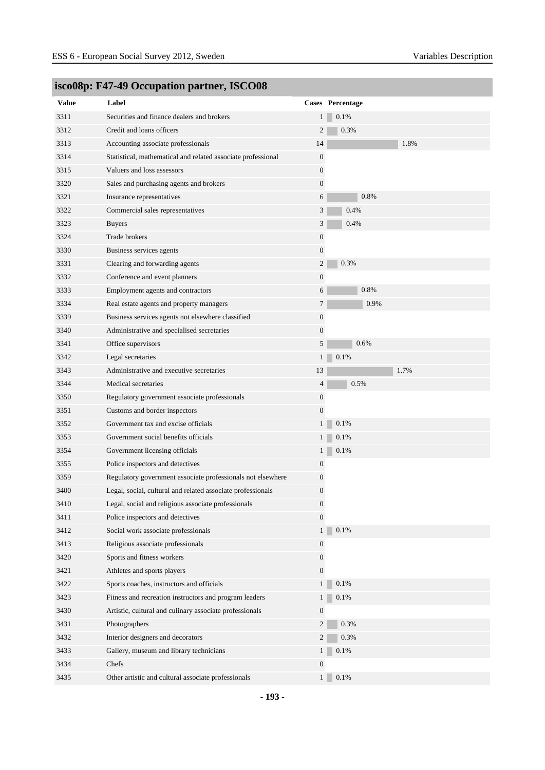## isco08p: F47-49 Occupation partner, ISCO08

| Value | Label | Cases | Percentage |
|---|---|---|---|
| 3311 | Securities and finance dealers and brokers | 1 | 0.1% |
| 3312 | Credit and loans officers | 2 | 0.3% |
| 3313 | Accounting associate professionals | 14 | 1.8% |
| 3314 | Statistical, mathematical and related associate professional | 0 | |
| 3315 | Valuers and loss assessors | 0 | |
| 3320 | Sales and purchasing agents and brokers | 0 | |
| 3321 | Insurance representatives | 6 | 0.8% |
| 3322 | Commercial sales representatives | 3 | 0.4% |
| 3323 | Buyers | 3 | 0.4% |
| 3324 | Trade brokers | 0 | |
| 3330 | Business services agents | 0 | |
| 3331 | Clearing and forwarding agents | 2 | 0.3% |
| 3332 | Conference and event planners | 0 | |
| 3333 | Employment agents and contractors | 6 | 0.8% |
| 3334 | Real estate agents and property managers | 7 | 0.9% |
| 3339 | Business services agents not elsewhere classified | 0 | |
| 3340 | Administrative and specialised secretaries | 0 | |
| 3341 | Office supervisors | 5 | 0.6% |
| 3342 | Legal secretaries | 1 | 0.1% |
| 3343 | Administrative and executive secretaries | 13 | 1.7% |
| 3344 | Medical secretaries | 4 | 0.5% |
| 3350 | Regulatory government associate professionals | 0 | |
| 3351 | Customs and border inspectors | 0 | |
| 3352 | Government tax and excise officials | 1 | 0.1% |
| 3353 | Government social benefits officials | 1 | 0.1% |
| 3354 | Government licensing officials | 1 | 0.1% |
| 3355 | Police inspectors and detectives | 0 | |
| 3359 | Regulatory government associate professionals not elsewhere | 0 | |
| 3400 | Legal, social, cultural and related associate professionals | 0 | |
| 3410 | Legal, social and religious associate professionals | 0 | |
| 3411 | Police inspectors and detectives | 0 | |
| 3412 | Social work associate professionals | 1 | 0.1% |
| 3413 | Religious associate professionals | 0 | |
| 3420 | Sports and fitness workers | 0 | |
| 3421 | Athletes and sports players | 0 | |
| 3422 | Sports coaches, instructors and officials | 1 | 0.1% |
| 3423 | Fitness and recreation instructors and program leaders | 1 | 0.1% |
| 3430 | Artistic, cultural and culinary associate professionals | 0 | |
| 3431 | Photographers | 2 | 0.3% |
| 3432 | Interior designers and decorators | 2 | 0.3% |
| 3433 | Gallery, museum and library technicians | 1 | 0.1% |
| 3434 | Chefs | 0 | |
| 3435 | Other artistic and cultural associate professionals | 1 | 0.1% |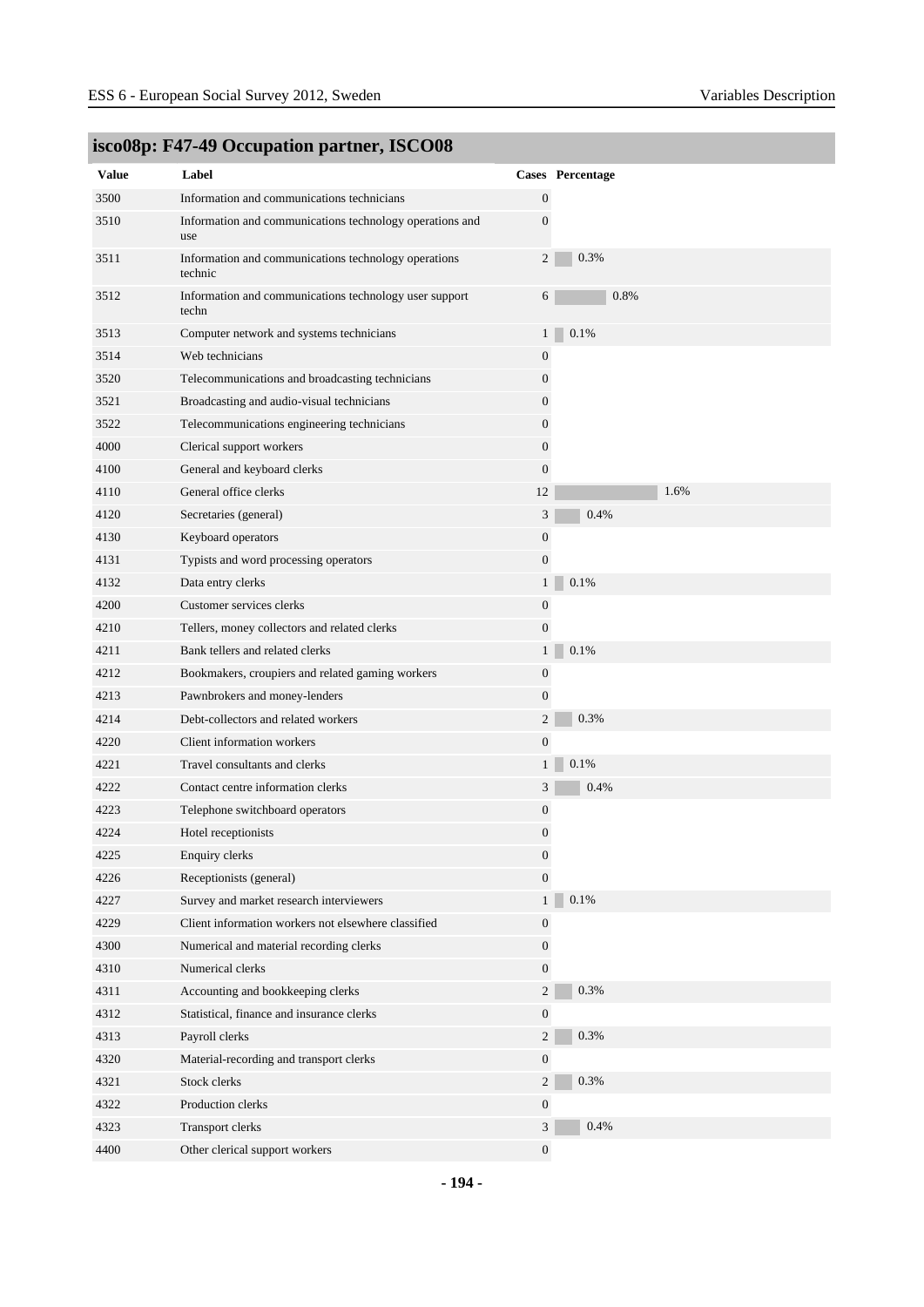## isco08p: F47-49 Occupation partner, ISCO08

| Value | Label | Cases | Percentage |
|---|---|---|---|
| 3500 | Information and communications technicians | 0 | |
| 3510 | Information and communications technology operations and use | 0 | |
| 3511 | Information and communications technology operations technic | 2 | 0.3% |
| 3512 | Information and communications technology user support techn | 6 | 0.8% |
| 3513 | Computer network and systems technicians | 1 | 0.1% |
| 3514 | Web technicians | 0 | |
| 3520 | Telecommunications and broadcasting technicians | 0 | |
| 3521 | Broadcasting and audio-visual technicians | 0 | |
| 3522 | Telecommunications engineering technicians | 0 | |
| 4000 | Clerical support workers | 0 | |
| 4100 | General and keyboard clerks | 0 | |
| 4110 | General office clerks | 12 | 1.6% |
| 4120 | Secretaries (general) | 3 | 0.4% |
| 4130 | Keyboard operators | 0 | |
| 4131 | Typists and word processing operators | 0 | |
| 4132 | Data entry clerks | 1 | 0.1% |
| 4200 | Customer services clerks | 0 | |
| 4210 | Tellers, money collectors and related clerks | 0 | |
| 4211 | Bank tellers and related clerks | 1 | 0.1% |
| 4212 | Bookmakers, croupiers and related gaming workers | 0 | |
| 4213 | Pawnbrokers and money-lenders | 0 | |
| 4214 | Debt-collectors and related workers | 2 | 0.3% |
| 4220 | Client information workers | 0 | |
| 4221 | Travel consultants and clerks | 1 | 0.1% |
| 4222 | Contact centre information clerks | 3 | 0.4% |
| 4223 | Telephone switchboard operators | 0 | |
| 4224 | Hotel receptionists | 0 | |
| 4225 | Enquiry clerks | 0 | |
| 4226 | Receptionists (general) | 0 | |
| 4227 | Survey and market research interviewers | 1 | 0.1% |
| 4229 | Client information workers not elsewhere classified | 0 | |
| 4300 | Numerical and material recording clerks | 0 | |
| 4310 | Numerical clerks | 0 | |
| 4311 | Accounting and bookkeeping clerks | 2 | 0.3% |
| 4312 | Statistical, finance and insurance clerks | 0 | |
| 4313 | Payroll clerks | 2 | 0.3% |
| 4320 | Material-recording and transport clerks | 0 | |
| 4321 | Stock clerks | 2 | 0.3% |
| 4322 | Production clerks | 0 | |
| 4323 | Transport clerks | 3 | 0.4% |
| 4400 | Other clerical support workers | 0 | |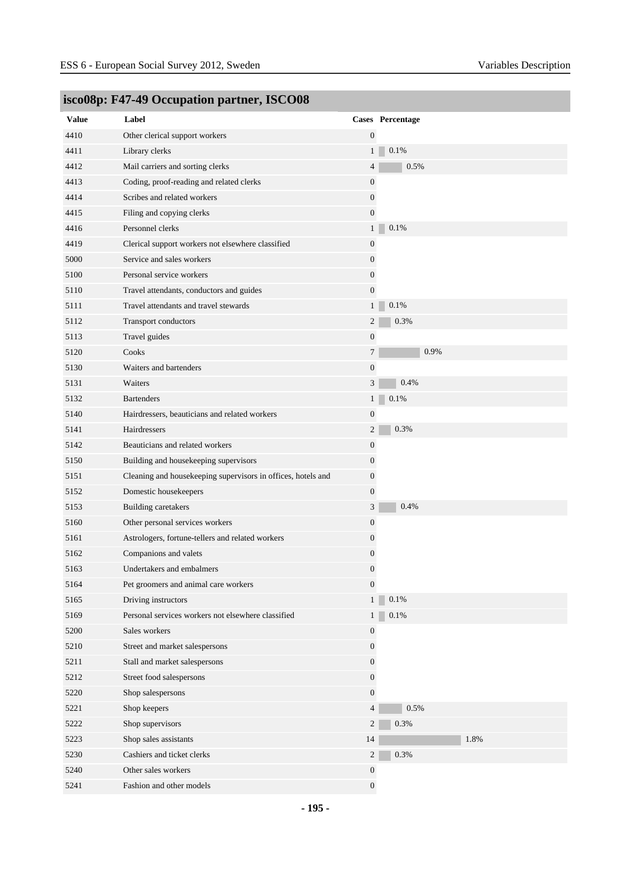## isco08p: F47-49 Occupation partner, ISCO08

| Value | Label | Cases | Percentage |
|---|---|---|---|
| 4410 | Other clerical support workers | 0 | |
| 4411 | Library clerks | 1 | 0.1% |
| 4412 | Mail carriers and sorting clerks | 4 | 0.5% |
| 4413 | Coding, proof-reading and related clerks | 0 | |
| 4414 | Scribes and related workers | 0 | |
| 4415 | Filing and copying clerks | 0 | |
| 4416 | Personnel clerks | 1 | 0.1% |
| 4419 | Clerical support workers not elsewhere classified | 0 | |
| 5000 | Service and sales workers | 0 | |
| 5100 | Personal service workers | 0 | |
| 5110 | Travel attendants, conductors and guides | 0 | |
| 5111 | Travel attendants and travel stewards | 1 | 0.1% |
| 5112 | Transport conductors | 2 | 0.3% |
| 5113 | Travel guides | 0 | |
| 5120 | Cooks | 7 | 0.9% |
| 5130 | Waiters and bartenders | 0 | |
| 5131 | Waiters | 3 | 0.4% |
| 5132 | Bartenders | 1 | 0.1% |
| 5140 | Hairdressers, beauticians and related workers | 0 | |
| 5141 | Hairdressers | 2 | 0.3% |
| 5142 | Beauticians and related workers | 0 | |
| 5150 | Building and housekeeping supervisors | 0 | |
| 5151 | Cleaning and housekeeping supervisors in offices, hotels and | 0 | |
| 5152 | Domestic housekeepers | 0 | |
| 5153 | Building caretakers | 3 | 0.4% |
| 5160 | Other personal services workers | 0 | |
| 5161 | Astrologers, fortune-tellers and related workers | 0 | |
| 5162 | Companions and valets | 0 | |
| 5163 | Undertakers and embalmers | 0 | |
| 5164 | Pet groomers and animal care workers | 0 | |
| 5165 | Driving instructors | 1 | 0.1% |
| 5169 | Personal services workers not elsewhere classified | 1 | 0.1% |
| 5200 | Sales workers | 0 | |
| 5210 | Street and market salespersons | 0 | |
| 5211 | Stall and market salespersons | 0 | |
| 5212 | Street food salespersons | 0 | |
| 5220 | Shop salespersons | 0 | |
| 5221 | Shop keepers | 4 | 0.5% |
| 5222 | Shop supervisors | 2 | 0.3% |
| 5223 | Shop sales assistants | 14 | 1.8% |
| 5230 | Cashiers and ticket clerks | 2 | 0.3% |
| 5240 | Other sales workers | 0 | |
| 5241 | Fashion and other models | 0 | |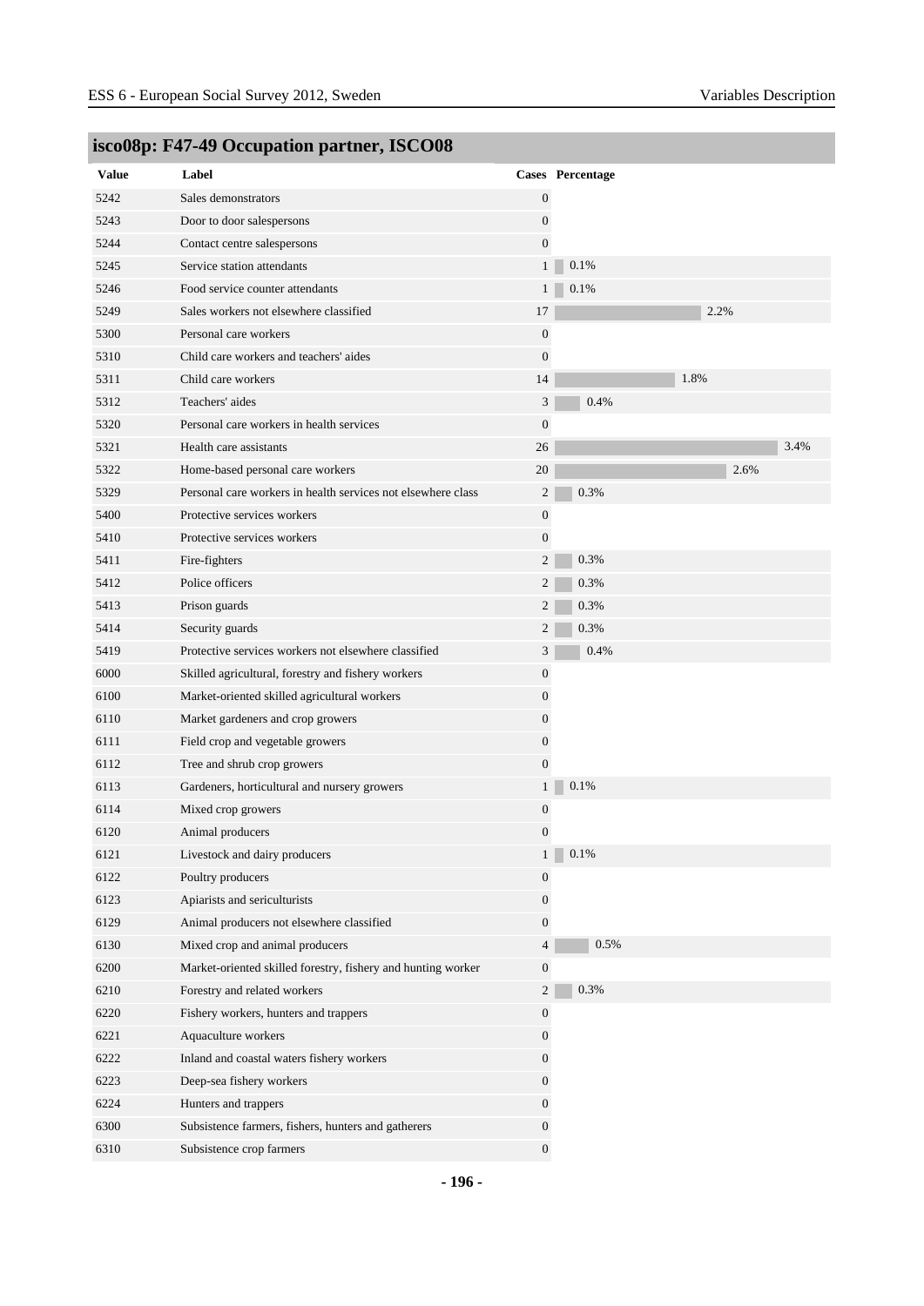## isco08p: F47-49 Occupation partner, ISCO08

| Value | Label | Cases | Percentage |
|---|---|---|---|
| 5242 | Sales demonstrators | 0 | |
| 5243 | Door to door salespersons | 0 | |
| 5244 | Contact centre salespersons | 0 | |
| 5245 | Service station attendants | 1 | 0.1% |
| 5246 | Food service counter attendants | 1 | 0.1% |
| 5249 | Sales workers not elsewhere classified | 17 | 2.2% |
| 5300 | Personal care workers | 0 | |
| 5310 | Child care workers and teachers' aides | 0 | |
| 5311 | Child care workers | 14 | 1.8% |
| 5312 | Teachers' aides | 3 | 0.4% |
| 5320 | Personal care workers in health services | 0 | |
| 5321 | Health care assistants | 26 | 3.4% |
| 5322 | Home-based personal care workers | 20 | 2.6% |
| 5329 | Personal care workers in health services not elsewhere class | 2 | 0.3% |
| 5400 | Protective services workers | 0 | |
| 5410 | Protective services workers | 0 | |
| 5411 | Fire-fighters | 2 | 0.3% |
| 5412 | Police officers | 2 | 0.3% |
| 5413 | Prison guards | 2 | 0.3% |
| 5414 | Security guards | 2 | 0.3% |
| 5419 | Protective services workers not elsewhere classified | 3 | 0.4% |
| 6000 | Skilled agricultural, forestry and fishery workers | 0 | |
| 6100 | Market-oriented skilled agricultural workers | 0 | |
| 6110 | Market gardeners and crop growers | 0 | |
| 6111 | Field crop and vegetable growers | 0 | |
| 6112 | Tree and shrub crop growers | 0 | |
| 6113 | Gardeners, horticultural and nursery growers | 1 | 0.1% |
| 6114 | Mixed crop growers | 0 | |
| 6120 | Animal producers | 0 | |
| 6121 | Livestock and dairy producers | 1 | 0.1% |
| 6122 | Poultry producers | 0 | |
| 6123 | Apiarists and sericulturists | 0 | |
| 6129 | Animal producers not elsewhere classified | 0 | |
| 6130 | Mixed crop and animal producers | 4 | 0.5% |
| 6200 | Market-oriented skilled forestry, fishery and hunting worker | 0 | |
| 6210 | Forestry and related workers | 2 | 0.3% |
| 6220 | Fishery workers, hunters and trappers | 0 | |
| 6221 | Aquaculture workers | 0 | |
| 6222 | Inland and coastal waters fishery workers | 0 | |
| 6223 | Deep-sea fishery workers | 0 | |
| 6224 | Hunters and trappers | 0 | |
| 6300 | Subsistence farmers, fishers, hunters and gatherers | 0 | |
| 6310 | Subsistence crop farmers | 0 | |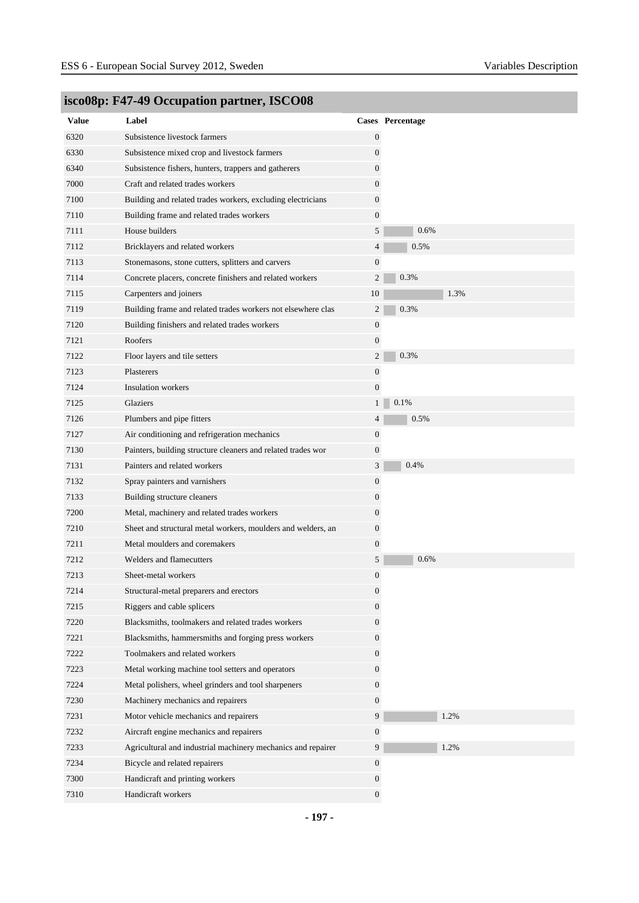## isco08p: F47-49 Occupation partner, ISCO08

| Value | Label | Cases | Percentage |
|---|---|---|---|
| 6320 | Subsistence livestock farmers | 0 | |
| 6330 | Subsistence mixed crop and livestock farmers | 0 | |
| 6340 | Subsistence fishers, hunters, trappers and gatherers | 0 | |
| 7000 | Craft and related trades workers | 0 | |
| 7100 | Building and related trades workers, excluding electricians | 0 | |
| 7110 | Building frame and related trades workers | 0 | |
| 7111 | House builders | 5 | 0.6% |
| 7112 | Bricklayers and related workers | 4 | 0.5% |
| 7113 | Stonemasons, stone cutters, splitters and carvers | 0 | |
| 7114 | Concrete placers, concrete finishers and related workers | 2 | 0.3% |
| 7115 | Carpenters and joiners | 10 | 1.3% |
| 7119 | Building frame and related trades workers not elsewhere clas | 2 | 0.3% |
| 7120 | Building finishers and related trades workers | 0 | |
| 7121 | Roofers | 0 | |
| 7122 | Floor layers and tile setters | 2 | 0.3% |
| 7123 | Plasterers | 0 | |
| 7124 | Insulation workers | 0 | |
| 7125 | Glaziers | 1 | 0.1% |
| 7126 | Plumbers and pipe fitters | 4 | 0.5% |
| 7127 | Air conditioning and refrigeration mechanics | 0 | |
| 7130 | Painters, building structure cleaners and related trades wor | 0 | |
| 7131 | Painters and related workers | 3 | 0.4% |
| 7132 | Spray painters and varnishers | 0 | |
| 7133 | Building structure cleaners | 0 | |
| 7200 | Metal, machinery and related trades workers | 0 | |
| 7210 | Sheet and structural metal workers, moulders and welders, an | 0 | |
| 7211 | Metal moulders and coremakers | 0 | |
| 7212 | Welders and flamecutters | 5 | 0.6% |
| 7213 | Sheet-metal workers | 0 | |
| 7214 | Structural-metal preparers and erectors | 0 | |
| 7215 | Riggers and cable splicers | 0 | |
| 7220 | Blacksmiths, toolmakers and related trades workers | 0 | |
| 7221 | Blacksmiths, hammersmiths and forging press workers | 0 | |
| 7222 | Toolmakers and related workers | 0 | |
| 7223 | Metal working machine tool setters and operators | 0 | |
| 7224 | Metal polishers, wheel grinders and tool sharpeners | 0 | |
| 7230 | Machinery mechanics and repairers | 0 | |
| 7231 | Motor vehicle mechanics and repairers | 9 | 1.2% |
| 7232 | Aircraft engine mechanics and repairers | 0 | |
| 7233 | Agricultural and industrial machinery mechanics and repairer | 9 | 1.2% |
| 7234 | Bicycle and related repairers | 0 | |
| 7300 | Handicraft and printing workers | 0 | |
| 7310 | Handicraft workers | 0 | |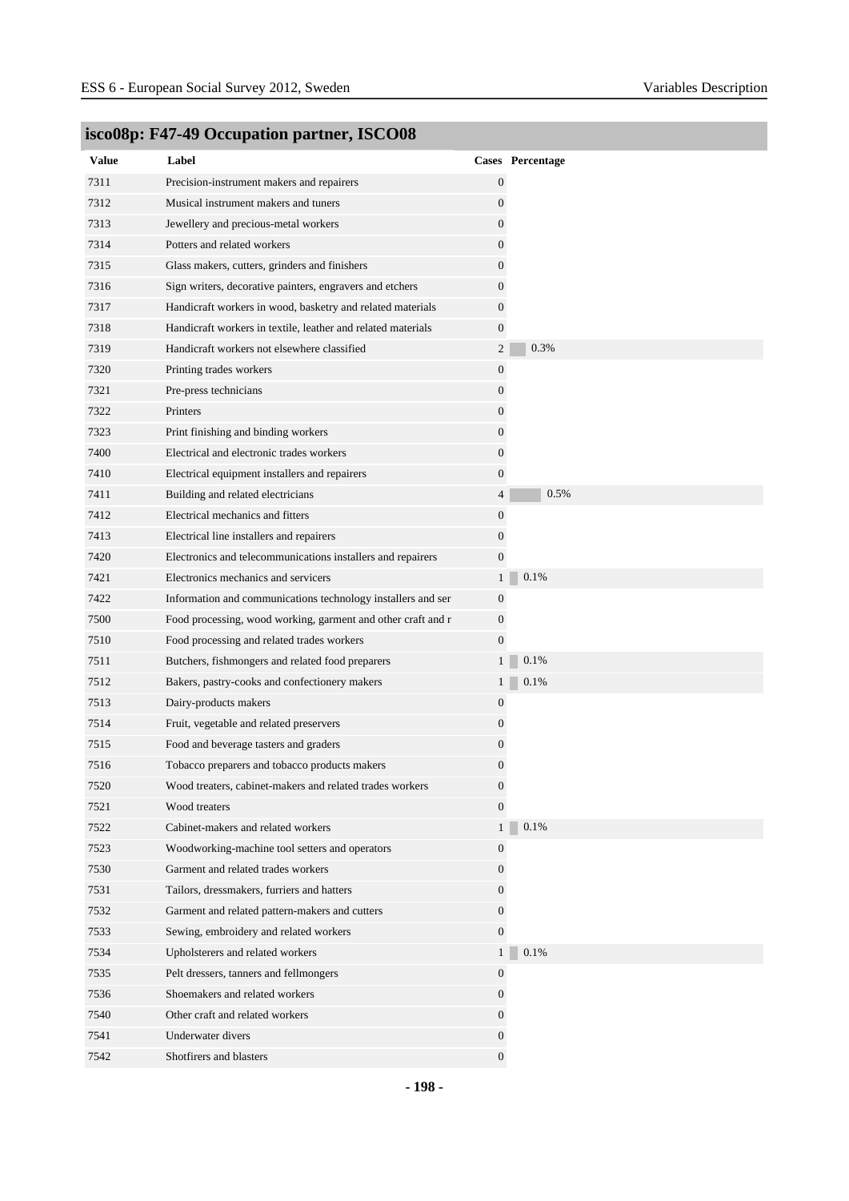## isco08p: F47-49 Occupation partner, ISCO08

| Value | Label | Cases | Percentage |
|---|---|---|---|
| 7311 | Precision-instrument makers and repairers | 0 | |
| 7312 | Musical instrument makers and tuners | 0 | |
| 7313 | Jewellery and precious-metal workers | 0 | |
| 7314 | Potters and related workers | 0 | |
| 7315 | Glass makers, cutters, grinders and finishers | 0 | |
| 7316 | Sign writers, decorative painters, engravers and etchers | 0 | |
| 7317 | Handicraft workers in wood, basketry and related materials | 0 | |
| 7318 | Handicraft workers in textile, leather and related materials | 0 | |
| 7319 | Handicraft workers not elsewhere classified | 2 | 0.3% |
| 7320 | Printing trades workers | 0 | |
| 7321 | Pre-press technicians | 0 | |
| 7322 | Printers | 0 | |
| 7323 | Print finishing and binding workers | 0 | |
| 7400 | Electrical and electronic trades workers | 0 | |
| 7410 | Electrical equipment installers and repairers | 0 | |
| 7411 | Building and related electricians | 4 | 0.5% |
| 7412 | Electrical mechanics and fitters | 0 | |
| 7413 | Electrical line installers and repairers | 0 | |
| 7420 | Electronics and telecommunications installers and repairers | 0 | |
| 7421 | Electronics mechanics and servicers | 1 | 0.1% |
| 7422 | Information and communications technology installers and ser | 0 | |
| 7500 | Food processing, wood working, garment and other craft and r | 0 | |
| 7510 | Food processing and related trades workers | 0 | |
| 7511 | Butchers, fishmongers and related food preparers | 1 | 0.1% |
| 7512 | Bakers, pastry-cooks and confectionery makers | 1 | 0.1% |
| 7513 | Dairy-products makers | 0 | |
| 7514 | Fruit, vegetable and related preservers | 0 | |
| 7515 | Food and beverage tasters and graders | 0 | |
| 7516 | Tobacco preparers and tobacco products makers | 0 | |
| 7520 | Wood treaters, cabinet-makers and related trades workers | 0 | |
| 7521 | Wood treaters | 0 | |
| 7522 | Cabinet-makers and related workers | 1 | 0.1% |
| 7523 | Woodworking-machine tool setters and operators | 0 | |
| 7530 | Garment and related trades workers | 0 | |
| 7531 | Tailors, dressmakers, furriers and hatters | 0 | |
| 7532 | Garment and related pattern-makers and cutters | 0 | |
| 7533 | Sewing, embroidery and related workers | 0 | |
| 7534 | Upholsterers and related workers | 1 | 0.1% |
| 7535 | Pelt dressers, tanners and fellmongers | 0 | |
| 7536 | Shoemakers and related workers | 0 | |
| 7540 | Other craft and related workers | 0 | |
| 7541 | Underwater divers | 0 | |
| 7542 | Shotfirers and blasters | 0 | |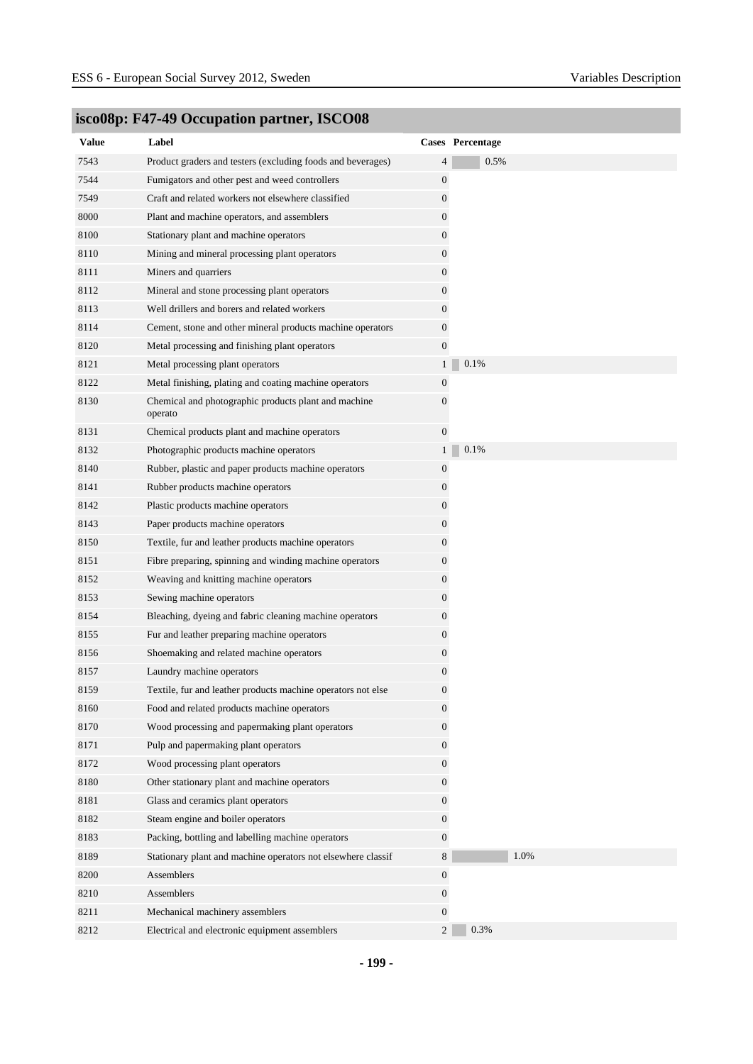## isco08p: F47-49 Occupation partner, ISCO08

| Value | Label | Cases | Percentage |
|---|---|---|---|
| 7543 | Product graders and testers (excluding foods and beverages) | 4 | 0.5% |
| 7544 | Fumigators and other pest and weed controllers | 0 | |
| 7549 | Craft and related workers not elsewhere classified | 0 | |
| 8000 | Plant and machine operators, and assemblers | 0 | |
| 8100 | Stationary plant and machine operators | 0 | |
| 8110 | Mining and mineral processing plant operators | 0 | |
| 8111 | Miners and quarriers | 0 | |
| 8112 | Mineral and stone processing plant operators | 0 | |
| 8113 | Well drillers and borers and related workers | 0 | |
| 8114 | Cement, stone and other mineral products machine operators | 0 | |
| 8120 | Metal processing and finishing plant operators | 0 | |
| 8121 | Metal processing plant operators | 1 | 0.1% |
| 8122 | Metal finishing, plating and coating machine operators | 0 | |
| 8130 | Chemical and photographic products plant and machine operato | 0 | |
| 8131 | Chemical products plant and machine operators | 0 | |
| 8132 | Photographic products machine operators | 1 | 0.1% |
| 8140 | Rubber, plastic and paper products machine operators | 0 | |
| 8141 | Rubber products machine operators | 0 | |
| 8142 | Plastic products machine operators | 0 | |
| 8143 | Paper products machine operators | 0 | |
| 8150 | Textile, fur and leather products machine operators | 0 | |
| 8151 | Fibre preparing, spinning and winding machine operators | 0 | |
| 8152 | Weaving and knitting machine operators | 0 | |
| 8153 | Sewing machine operators | 0 | |
| 8154 | Bleaching, dyeing and fabric cleaning machine operators | 0 | |
| 8155 | Fur and leather preparing machine operators | 0 | |
| 8156 | Shoemaking and related machine operators | 0 | |
| 8157 | Laundry machine operators | 0 | |
| 8159 | Textile, fur and leather products machine operators not else | 0 | |
| 8160 | Food and related products machine operators | 0 | |
| 8170 | Wood processing and papermaking plant operators | 0 | |
| 8171 | Pulp and papermaking plant operators | 0 | |
| 8172 | Wood processing plant operators | 0 | |
| 8180 | Other stationary plant and machine operators | 0 | |
| 8181 | Glass and ceramics plant operators | 0 | |
| 8182 | Steam engine and boiler operators | 0 | |
| 8183 | Packing, bottling and labelling machine operators | 0 | |
| 8189 | Stationary plant and machine operators not elsewhere classif | 8 | 1.0% |
| 8200 | Assemblers | 0 | |
| 8210 | Assemblers | 0 | |
| 8211 | Mechanical machinery assemblers | 0 | |
| 8212 | Electrical and electronic equipment assemblers | 2 | 0.3% |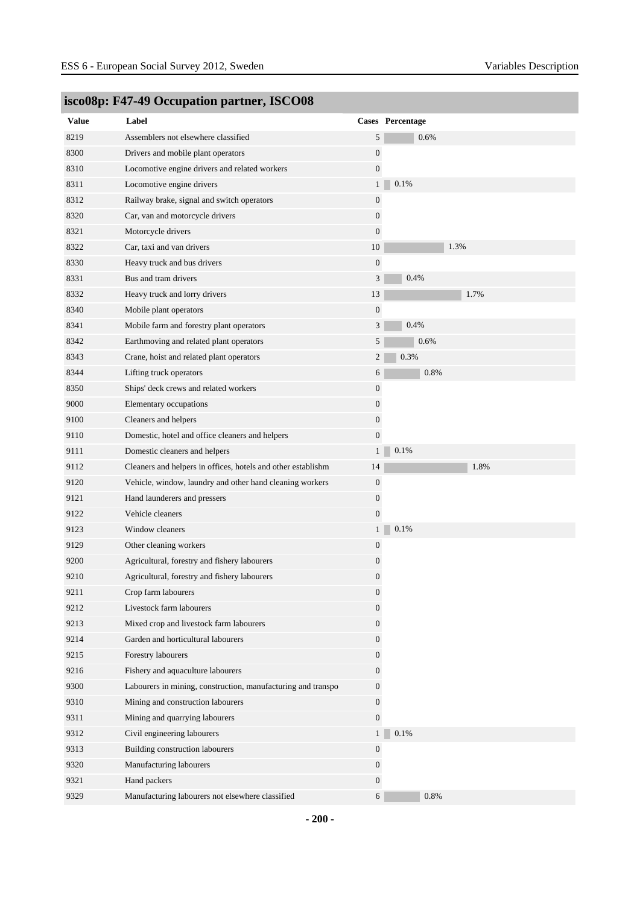## isco08p: F47-49 Occupation partner, ISCO08

| Value | Label | Cases | Percentage |
|---|---|---|---|
| 8219 | Assemblers not elsewhere classified | 5 | 0.6% |
| 8300 | Drivers and mobile plant operators | 0 | |
| 8310 | Locomotive engine drivers and related workers | 0 | |
| 8311 | Locomotive engine drivers | 1 | 0.1% |
| 8312 | Railway brake, signal and switch operators | 0 | |
| 8320 | Car, van and motorcycle drivers | 0 | |
| 8321 | Motorcycle drivers | 0 | |
| 8322 | Car, taxi and van drivers | 10 | 1.3% |
| 8330 | Heavy truck and bus drivers | 0 | |
| 8331 | Bus and tram drivers | 3 | 0.4% |
| 8332 | Heavy truck and lorry drivers | 13 | 1.7% |
| 8340 | Mobile plant operators | 0 | |
| 8341 | Mobile farm and forestry plant operators | 3 | 0.4% |
| 8342 | Earthmoving and related plant operators | 5 | 0.6% |
| 8343 | Crane, hoist and related plant operators | 2 | 0.3% |
| 8344 | Lifting truck operators | 6 | 0.8% |
| 8350 | Ships' deck crews and related workers | 0 | |
| 9000 | Elementary occupations | 0 | |
| 9100 | Cleaners and helpers | 0 | |
| 9110 | Domestic, hotel and office cleaners and helpers | 0 | |
| 9111 | Domestic cleaners and helpers | 1 | 0.1% |
| 9112 | Cleaners and helpers in offices, hotels and other establishm | 14 | 1.8% |
| 9120 | Vehicle, window, laundry and other hand cleaning workers | 0 | |
| 9121 | Hand launderers and pressers | 0 | |
| 9122 | Vehicle cleaners | 0 | |
| 9123 | Window cleaners | 1 | 0.1% |
| 9129 | Other cleaning workers | 0 | |
| 9200 | Agricultural, forestry and fishery labourers | 0 | |
| 9210 | Agricultural, forestry and fishery labourers | 0 | |
| 9211 | Crop farm labourers | 0 | |
| 9212 | Livestock farm labourers | 0 | |
| 9213 | Mixed crop and livestock farm labourers | 0 | |
| 9214 | Garden and horticultural labourers | 0 | |
| 9215 | Forestry labourers | 0 | |
| 9216 | Fishery and aquaculture labourers | 0 | |
| 9300 | Labourers in mining, construction, manufacturing and transpo | 0 | |
| 9310 | Mining and construction labourers | 0 | |
| 9311 | Mining and quarrying labourers | 0 | |
| 9312 | Civil engineering labourers | 1 | 0.1% |
| 9313 | Building construction labourers | 0 | |
| 9320 | Manufacturing labourers | 0 | |
| 9321 | Hand packers | 0 | |
| 9329 | Manufacturing labourers not elsewhere classified | 6 | 0.8% |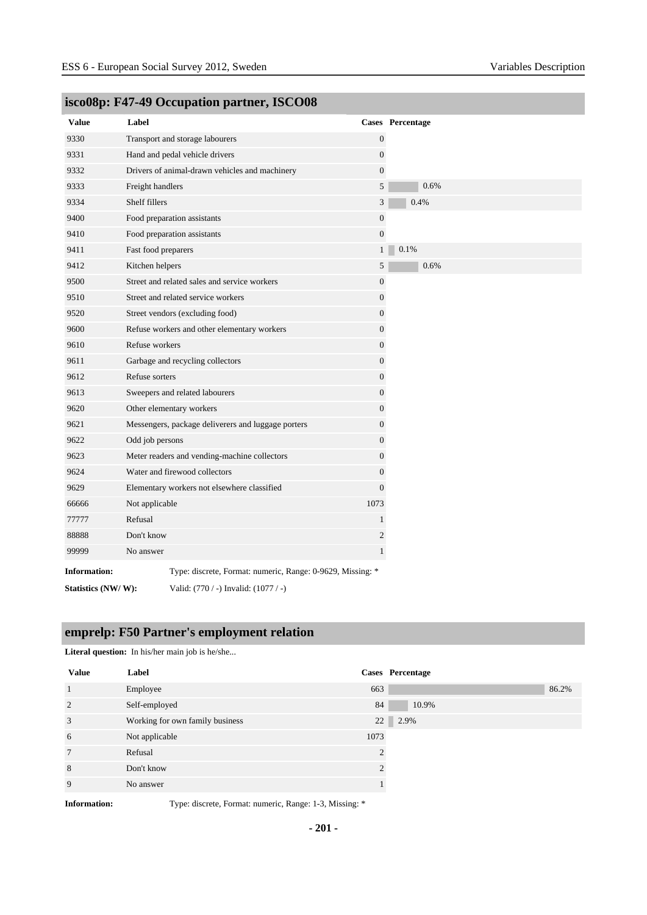## isco08p: F47-49 Occupation partner, ISCO08

| Value | Label | Cases | Percentage |
|---|---|---|---|
| 9330 | Transport and storage labourers | 0 | |
| 9331 | Hand and pedal vehicle drivers | 0 | |
| 9332 | Drivers of animal-drawn vehicles and machinery | 0 | |
| 9333 | Freight handlers | 5 | 0.6% |
| 9334 | Shelf fillers | 3 | 0.4% |
| 9400 | Food preparation assistants | 0 | |
| 9410 | Food preparation assistants | 0 | |
| 9411 | Fast food preparers | 1 | 0.1% |
| 9412 | Kitchen helpers | 5 | 0.6% |
| 9500 | Street and related sales and service workers | 0 | |
| 9510 | Street and related service workers | 0 | |
| 9520 | Street vendors (excluding food) | 0 | |
| 9600 | Refuse workers and other elementary workers | 0 | |
| 9610 | Refuse workers | 0 | |
| 9611 | Garbage and recycling collectors | 0 | |
| 9612 | Refuse sorters | 0 | |
| 9613 | Sweepers and related labourers | 0 | |
| 9620 | Other elementary workers | 0 | |
| 9621 | Messengers, package deliverers and luggage porters | 0 | |
| 9622 | Odd job persons | 0 | |
| 9623 | Meter readers and vending-machine collectors | 0 | |
| 9624 | Water and firewood collectors | 0 | |
| 9629 | Elementary workers not elsewhere classified | 0 | |
| 66666 | Not applicable | 1073 | |
| 77777 | Refusal | 1 | |
| 88888 | Don't know | 2 | |
| 99999 | No answer | 1 | |

**Information:** Type: discrete, Format: numeric, Range: 0-9629, Missing: *

**Statistics (NW/ W):** Valid: (770 / -) Invalid: (1077 / -)

## emprelp: F50 Partner's employment relation

**Literal question:** In his/her main job is he/she...

| Value | Label | Cases | Percentage |
|---|---|---|---|
| 1 | Employee | 663 | 86.2% |
| 2 | Self-employed | 84 | 10.9% |
| 3 | Working for own family business | 22 | 2.9% |
| 6 | Not applicable | 1073 | |
| 7 | Refusal | 2 | |
| 8 | Don't know | 2 | |
| 9 | No answer | 1 | |

**Information:** Type: discrete, Format: numeric, Range: 1-3, Missing: *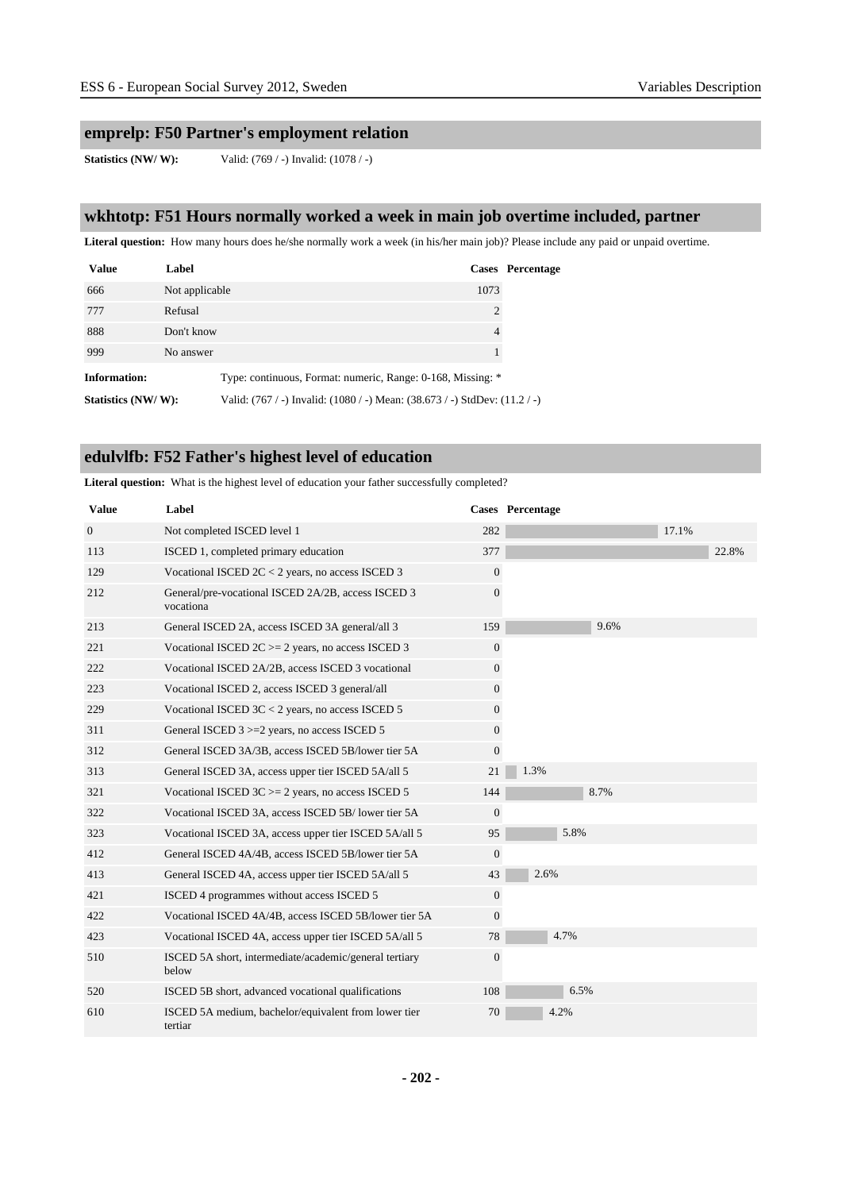## emprelp: F50 Partner's employment relation

**Statistics (NW/ W):** Valid: (769 / -) Invalid: (1078 / -)

## wkhtotp: F51 Hours normally worked a week in main job overtime included, partner

**Literal question:** How many hours does he/she normally work a week (in his/her main job)? Please include any paid or unpaid overtime.

| Value | Label | Cases | Percentage |
|---|---|---|---|
| 666 | Not applicable | 1073 | |
| 777 | Refusal | 2 | |
| 888 | Don't know | 4 | |
| 999 | No answer | 1 | |

**Information:** Type: continuous, Format: numeric, Range: 0-168, Missing: *

**Statistics (NW/ W):** Valid: (767 / -) Invalid: (1080 / -) Mean: (38.673 / -) StdDev: (11.2 / -)

## edulvlfb: F52 Father's highest level of education

**Literal question:** What is the highest level of education your father successfully completed?

| Value | Label | Cases | Percentage |
|---|---|---|---|
| 0 | Not completed ISCED level 1 | 282 | 17.1% |
| 113 | ISCED 1, completed primary education | 377 | 22.8% |
| 129 | Vocational ISCED 2C < 2 years, no access ISCED 3 | 0 | |
| 212 | General/pre-vocational ISCED 2A/2B, access ISCED 3 vocationa | 0 | |
| 213 | General ISCED 2A, access ISCED 3A general/all 3 | 159 | 9.6% |
| 221 | Vocational ISCED 2C >= 2 years, no access ISCED 3 | 0 | |
| 222 | Vocational ISCED 2A/2B, access ISCED 3 vocational | 0 | |
| 223 | Vocational ISCED 2, access ISCED 3 general/all | 0 | |
| 229 | Vocational ISCED 3C < 2 years, no access ISCED 5 | 0 | |
| 311 | General ISCED 3 >=2 years, no access ISCED 5 | 0 | |
| 312 | General ISCED 3A/3B, access ISCED 5B/lower tier 5A | 0 | |
| 313 | General ISCED 3A, access upper tier ISCED 5A/all 5 | 21 | 1.3% |
| 321 | Vocational ISCED 3C >= 2 years, no access ISCED 5 | 144 | 8.7% |
| 322 | Vocational ISCED 3A, access ISCED 5B/ lower tier 5A | 0 | |
| 323 | Vocational ISCED 3A, access upper tier ISCED 5A/all 5 | 95 | 5.8% |
| 412 | General ISCED 4A/4B, access ISCED 5B/lower tier 5A | 0 | |
| 413 | General ISCED 4A, access upper tier ISCED 5A/all 5 | 43 | 2.6% |
| 421 | ISCED 4 programmes without access ISCED 5 | 0 | |
| 422 | Vocational ISCED 4A/4B, access ISCED 5B/lower tier 5A | 0 | |
| 423 | Vocational ISCED 4A, access upper tier ISCED 5A/all 5 | 78 | 4.7% |
| 510 | ISCED 5A short, intermediate/academic/general tertiary below | 0 | |
| 520 | ISCED 5B short, advanced vocational qualifications | 108 | 6.5% |
| 610 | ISCED 5A medium, bachelor/equivalent from lower tier tertiar | 70 | 4.2% |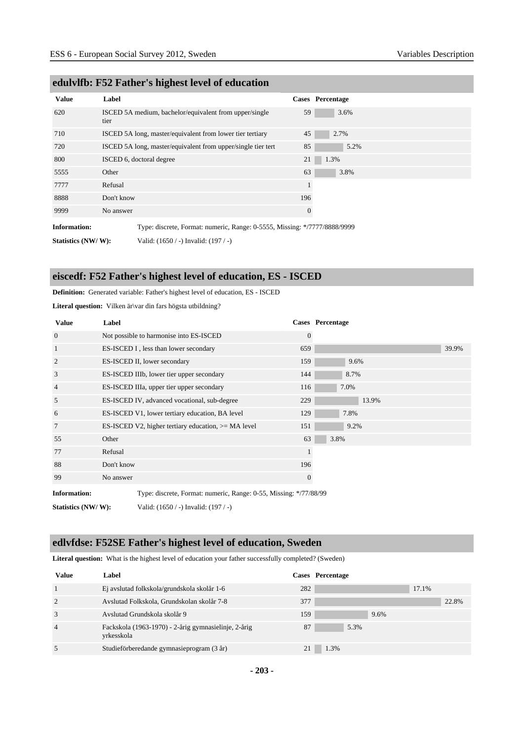## edulvlfb: F52 Father's highest level of education

| Value | Label | Cases | Percentage |
|---|---|---|---|
| 620 | ISCED 5A medium, bachelor/equivalent from upper/single tier | 59 | 3.6% |
| 710 | ISCED 5A long, master/equivalent from lower tier tertiary | 45 | 2.7% |
| 720 | ISCED 5A long, master/equivalent from upper/single tier tert | 85 | 5.2% |
| 800 | ISCED 6, doctoral degree | 21 | 1.3% |
| 5555 | Other | 63 | 3.8% |
| 7777 | Refusal | 1 | |
| 8888 | Don't know | 196 | |
| 9999 | No answer | 0 | |

**Information:** Type: discrete, Format: numeric, Range: 0-5555, Missing: */7777/8888/9999

**Statistics (NW/ W):** Valid: (1650 / -) Invalid: (197 / -)

## eiscedf: F52 Father's highest level of education, ES - ISCED

**Definition:** Generated variable: Father's highest level of education, ES - ISCED

**Literal question:** Vilken är\var din fars högsta utbildning?

| Value | Label | Cases | Percentage |
|---|---|---|---|
| 0 | Not possible to harmonise into ES-ISCED | 0 | |
| 1 | ES-ISCED I , less than lower secondary | 659 | 39.9% |
| 2 | ES-ISCED II, lower secondary | 159 | 9.6% |
| 3 | ES-ISCED IIIb, lower tier upper secondary | 144 | 8.7% |
| 4 | ES-ISCED IIIa, upper tier upper secondary | 116 | 7.0% |
| 5 | ES-ISCED IV, advanced vocational, sub-degree | 229 | 13.9% |
| 6 | ES-ISCED V1, lower tertiary education, BA level | 129 | 7.8% |
| 7 | ES-ISCED V2, higher tertiary education, >= MA level | 151 | 9.2% |
| 55 | Other | 63 | 3.8% |
| 77 | Refusal | 1 | |
| 88 | Don't know | 196 | |
| 99 | No answer | 0 | |

**Information:** Type: discrete, Format: numeric, Range: 0-55, Missing: */77/88/99

**Statistics (NW/ W):** Valid: (1650 / -) Invalid: (197 / -)

## edlvfdse: F52SE Father's highest level of education, Sweden

**Literal question:** What is the highest level of education your father successfully completed? (Sweden)

| Value | Label | Cases | Percentage |
|---|---|---|---|
| 1 | Ej avslutad folkskola/grundskola skolår 1-6 | 282 | 17.1% |
| 2 | Avslutad Folkskola, Grundskolan skolår 7-8 | 377 | 22.8% |
| 3 | Avslutad Grundskola skolår 9 | 159 | 9.6% |
| 4 | Fackskola (1963-1970) - 2-årig gymnasielinje, 2-årig yrkesskola | 87 | 5.3% |
| 5 | Studieförberedande gymnasieprogram (3 år) | 21 | 1.3% |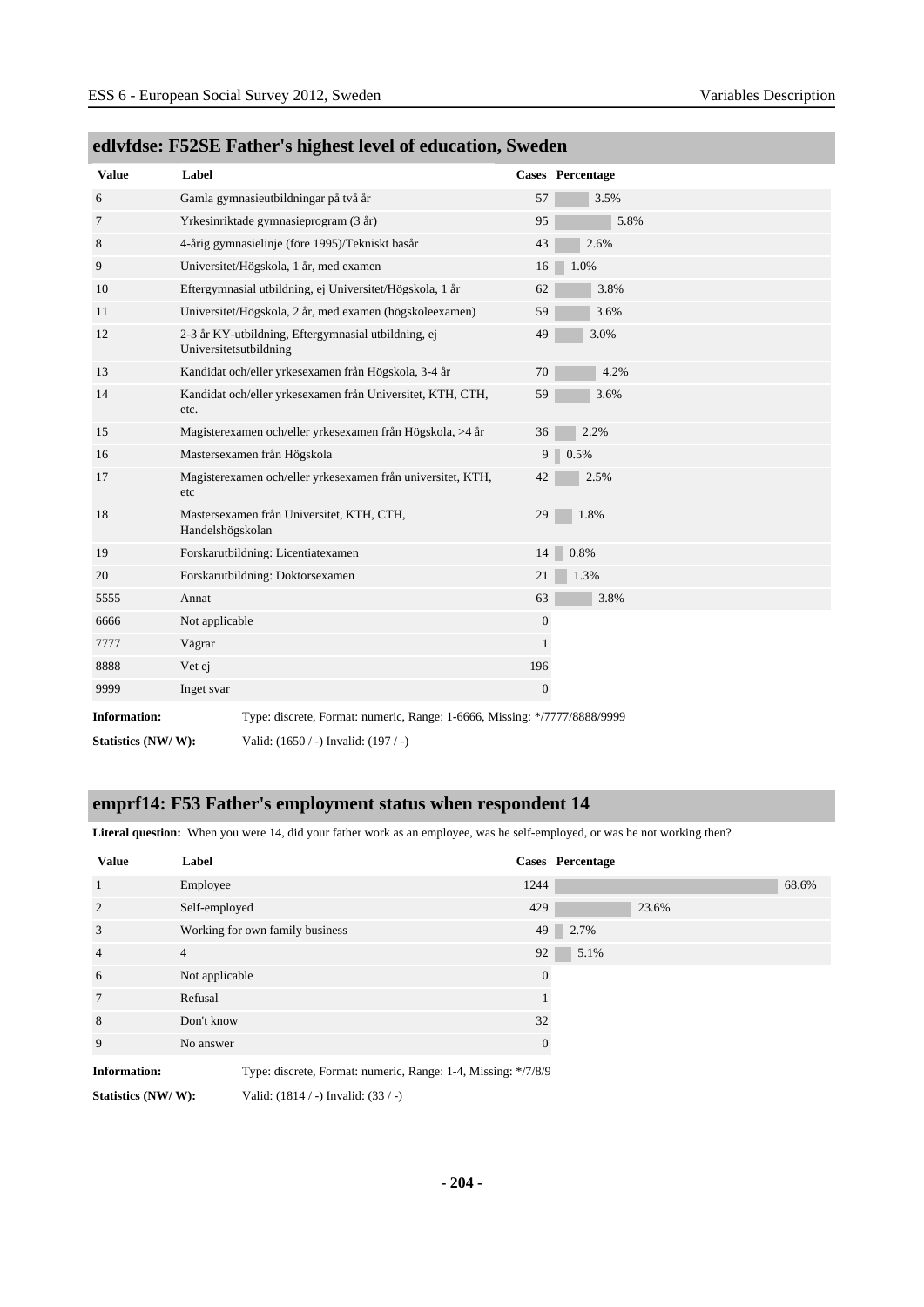## edlvfdse: F52SE Father's highest level of education, Sweden

| Value | Label | Cases | Percentage |
|---|---|---|---|
| 6 | Gamla gymnasieutbildningar på två år | 57 | 3.5% |
| 7 | Yrkesinriktade gymnasieprogram (3 år) | 95 | 5.8% |
| 8 | 4-årig gymnasielinje (före 1995)/Tekniskt basår | 43 | 2.6% |
| 9 | Universitet/Högskola, 1 år, med examen | 16 | 1.0% |
| 10 | Eftergymnasial utbildning, ej Universitet/Högskola, 1 år | 62 | 3.8% |
| 11 | Universitet/Högskola, 2 år, med examen (högskoleexamen) | 59 | 3.6% |
| 12 | 2-3 år KY-utbildning, Eftergymnasial utbildning, ej Universitetsutbildning | 49 | 3.0% |
| 13 | Kandidat och/eller yrkesexamen från Högskola, 3-4 år | 70 | 4.2% |
| 14 | Kandidat och/eller yrkesexamen från Universitet, KTH, CTH, etc. | 59 | 3.6% |
| 15 | Magisterexamen och/eller yrkesexamen från Högskola, >4 år | 36 | 2.2% |
| 16 | Mastersexamen från Högskola | 9 | 0.5% |
| 17 | Magisterexamen och/eller yrkesexamen från universitet, KTH, etc | 42 | 2.5% |
| 18 | Mastersexamen från Universitet, KTH, CTH, Handelshögskolan | 29 | 1.8% |
| 19 | Forskarutbildning: Licentiatexamen | 14 | 0.8% |
| 20 | Forskarutbildning: Doktorsexamen | 21 | 1.3% |
| 5555 | Annat | 63 | 3.8% |
| 6666 | Not applicable | 0 | |
| 7777 | Vägrar | 1 | |
| 8888 | Vet ej | 196 | |
| 9999 | Inget svar | 0 | |

**Information:** Type: discrete, Format: numeric, Range: 1-6666, Missing: */7777/8888/9999

**Statistics (NW/ W):** Valid: (1650 / -) Invalid: (197 / -)

## emprf14: F53 Father's employment status when respondent 14

**Literal question:** When you were 14, did your father work as an employee, was he self-employed, or was he not working then?

| Value | Label | Cases | Percentage |
|---|---|---|---|
| 1 | Employee | 1244 | 68.6% |
| 2 | Self-employed | 429 | 23.6% |
| 3 | Working for own family business | 49 | 2.7% |
| 4 | 4 | 92 | 5.1% |
| 6 | Not applicable | 0 | |
| 7 | Refusal | 1 | |
| 8 | Don't know | 32 | |
| 9 | No answer | 0 | |

**Information:** Type: discrete, Format: numeric, Range: 1-4, Missing: */7/8/9

**Statistics (NW/ W):** Valid: (1814 / -) Invalid: (33 / -)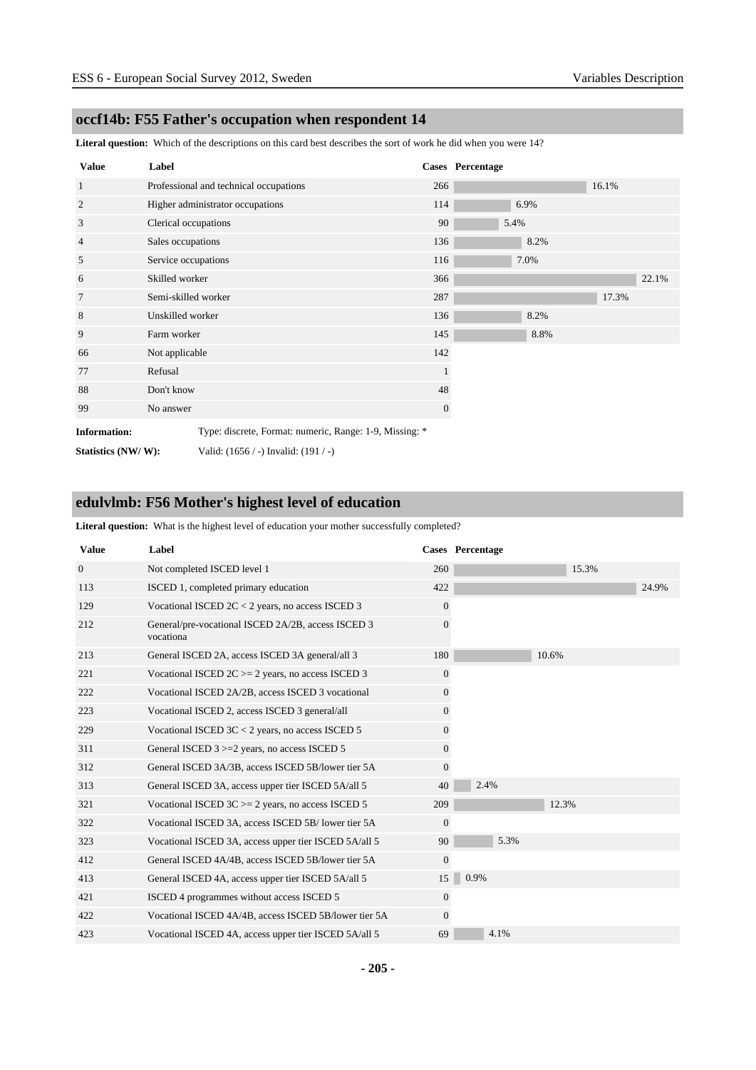## occf14b: F55 Father's occupation when respondent 14

**Literal question:** Which of the descriptions on this card best describes the sort of work he did when you were 14?

| Value | Label | Cases | Percentage |
|---|---|---|---|
| 1 | Professional and technical occupations | 266 | 16.1% |
| 2 | Higher administrator occupations | 114 | 6.9% |
| 3 | Clerical occupations | 90 | 5.4% |
| 4 | Sales occupations | 136 | 8.2% |
| 5 | Service occupations | 116 | 7.0% |
| 6 | Skilled worker | 366 | 22.1% |
| 7 | Semi-skilled worker | 287 | 17.3% |
| 8 | Unskilled worker | 136 | 8.2% |
| 9 | Farm worker | 145 | 8.8% |
| 66 | Not applicable | 142 | |
| 77 | Refusal | 1 | |
| 88 | Don't know | 48 | |
| 99 | No answer | 0 | |

**Information:** Type: discrete, Format: numeric, Range: 1-9, Missing: *

**Statistics (NW/ W):** Valid: (1656 / -) Invalid: (191 / -)

## edulvlmb: F56 Mother's highest level of education

**Literal question:** What is the highest level of education your mother successfully completed?

| Value | Label | Cases | Percentage |
|---|---|---|---|
| 0 | Not completed ISCED level 1 | 260 | 15.3% |
| 113 | ISCED 1, completed primary education | 422 | 24.9% |
| 129 | Vocational ISCED 2C < 2 years, no access ISCED 3 | 0 | |
| 212 | General/pre-vocational ISCED 2A/2B, access ISCED 3 vocationa | 0 | |
| 213 | General ISCED 2A, access ISCED 3A general/all 3 | 180 | 10.6% |
| 221 | Vocational ISCED 2C >= 2 years, no access ISCED 3 | 0 | |
| 222 | Vocational ISCED 2A/2B, access ISCED 3 vocational | 0 | |
| 223 | Vocational ISCED 2, access ISCED 3 general/all | 0 | |
| 229 | Vocational ISCED 3C < 2 years, no access ISCED 5 | 0 | |
| 311 | General ISCED 3 >=2 years, no access ISCED 5 | 0 | |
| 312 | General ISCED 3A/3B, access ISCED 5B/lower tier 5A | 0 | |
| 313 | General ISCED 3A, access upper tier ISCED 5A/all 5 | 40 | 2.4% |
| 321 | Vocational ISCED 3C >= 2 years, no access ISCED 5 | 209 | 12.3% |
| 322 | Vocational ISCED 3A, access ISCED 5B/ lower tier 5A | 0 | |
| 323 | Vocational ISCED 3A, access upper tier ISCED 5A/all 5 | 90 | 5.3% |
| 412 | General ISCED 4A/4B, access ISCED 5B/lower tier 5A | 0 | |
| 413 | General ISCED 4A, access upper tier ISCED 5A/all 5 | 15 | 0.9% |
| 421 | ISCED 4 programmes without access ISCED 5 | 0 | |
| 422 | Vocational ISCED 4A/4B, access ISCED 5B/lower tier 5A | 0 | |
| 423 | Vocational ISCED 4A, access upper tier ISCED 5A/all 5 | 69 | 4.1% |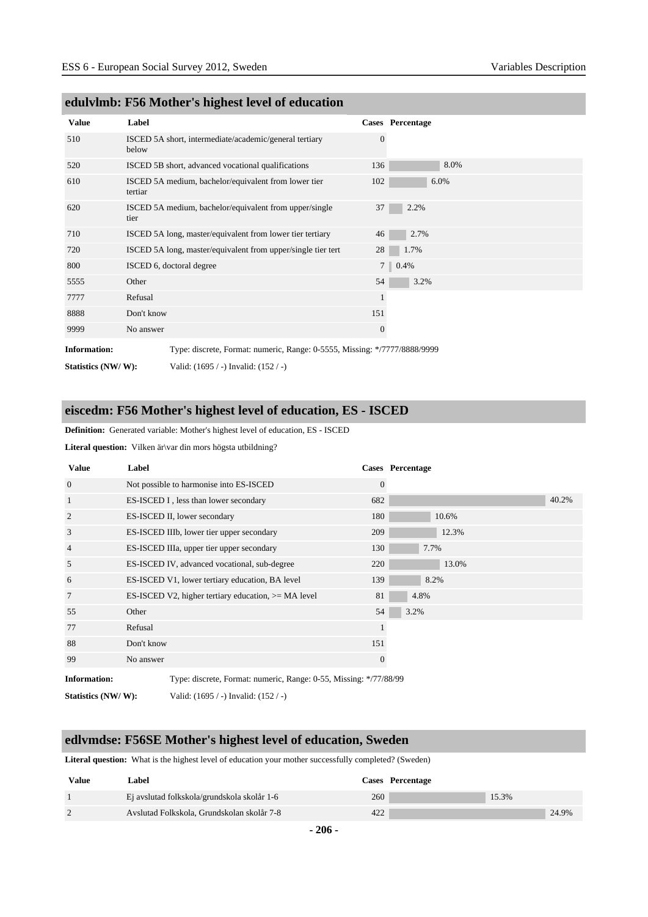## edulvlmb: F56 Mother's highest level of education

| Value | Label | Cases | Percentage |
|---|---|---|---|
| 510 | ISCED 5A short, intermediate/academic/general tertiary below | 0 | |
| 520 | ISCED 5B short, advanced vocational qualifications | 136 | 8.0% |
| 610 | ISCED 5A medium, bachelor/equivalent from lower tier tertiary | 102 | 6.0% |
| 620 | ISCED 5A medium, bachelor/equivalent from upper/single tier | 37 | 2.2% |
| 710 | ISCED 5A long, master/equivalent from lower tier tertiary | 46 | 2.7% |
| 720 | ISCED 5A long, master/equivalent from upper/single tier tert | 28 | 1.7% |
| 800 | ISCED 6, doctoral degree | 7 | 0.4% |
| 5555 | Other | 54 | 3.2% |
| 7777 | Refusal | 1 | |
| 8888 | Don't know | 151 | |
| 9999 | No answer | 0 | |

**Information:** Type: discrete, Format: numeric, Range: 0-5555, Missing: */7777/8888/9999

**Statistics (NW/ W):** Valid: (1695 / -) Invalid: (152 / -)

## eiscedm: F56 Mother's highest level of education, ES - ISCED

**Definition:** Generated variable: Mother's highest level of education, ES - ISCED

**Literal question:** Vilken är\var din mors högsta utbildning?

| Value | Label | Cases | Percentage |
|---|---|---|---|
| 0 | Not possible to harmonise into ES-ISCED | 0 | |
| 1 | ES-ISCED I , less than lower secondary | 682 | 40.2% |
| 2 | ES-ISCED II, lower secondary | 180 | 10.6% |
| 3 | ES-ISCED IIIb, lower tier upper secondary | 209 | 12.3% |
| 4 | ES-ISCED IIIa, upper tier upper secondary | 130 | 7.7% |
| 5 | ES-ISCED IV, advanced vocational, sub-degree | 220 | 13.0% |
| 6 | ES-ISCED V1, lower tertiary education, BA level | 139 | 8.2% |
| 7 | ES-ISCED V2, higher tertiary education, >= MA level | 81 | 4.8% |
| 55 | Other | 54 | 3.2% |
| 77 | Refusal | 1 | |
| 88 | Don't know | 151 | |
| 99 | No answer | 0 | |

**Information:** Type: discrete, Format: numeric, Range: 0-55, Missing: */77/88/99

**Statistics (NW/ W):** Valid: (1695 / -) Invalid: (152 / -)

## edlvmdse: F56SE Mother's highest level of education, Sweden

**Literal question:** What is the highest level of education your mother successfully completed? (Sweden)

| Value | Label | Cases | Percentage |
|---|---|---|---|
| 1 | Ej avslutad folkskola/grundskola skolår 1-6 | 260 | 15.3% |
| 2 | Avslutad Folkskola, Grundskolan skolår 7-8 | 422 | 24.9% |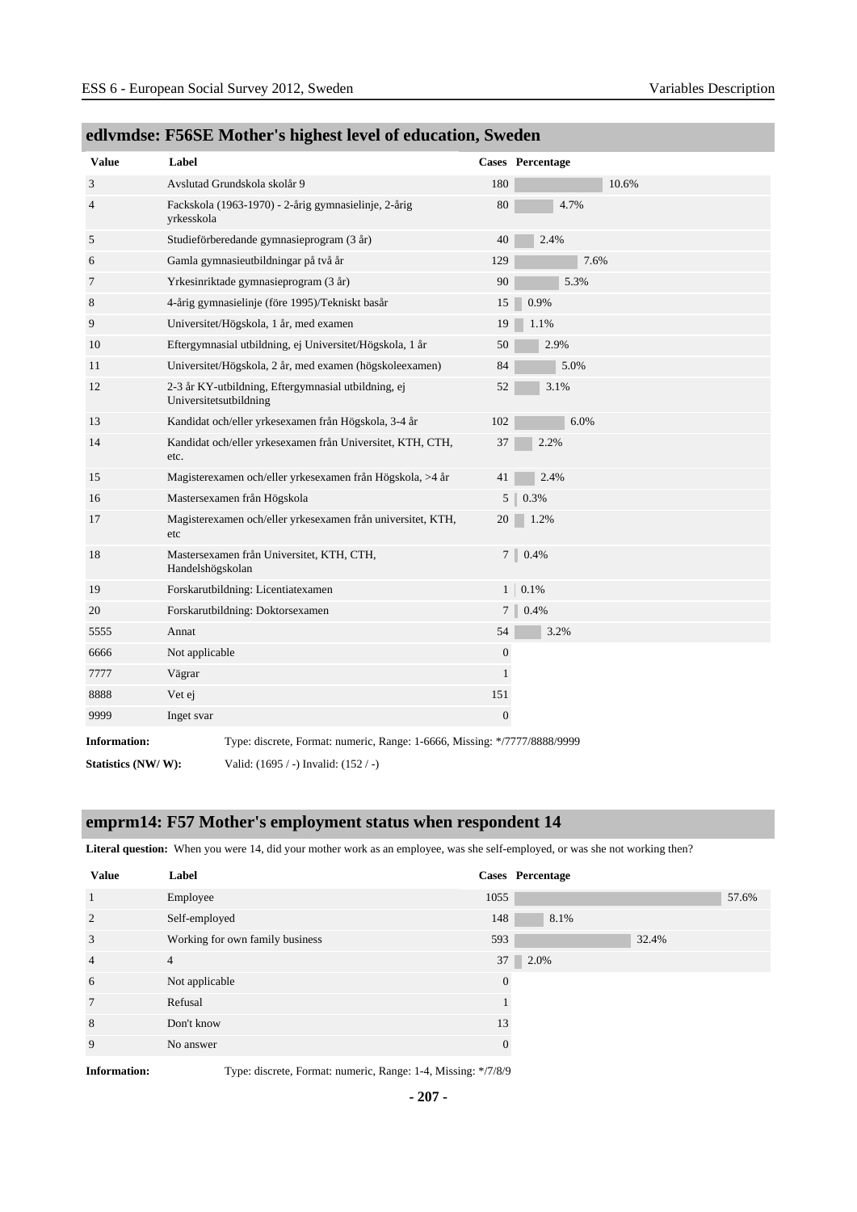## edlvmdse: F56SE Mother's highest level of education, Sweden

| Value | Label | Cases | Percentage |
|---|---|---|---|
| 3 | Avslutad Grundskola skolår 9 | 180 | 10.6% |
| 4 | Fackskola (1963-1970) - 2-årig gymnasielinje, 2-årig yrkesskola | 80 | 4.7% |
| 5 | Studieförberedande gymnasieprogram (3 år) | 40 | 2.4% |
| 6 | Gamla gymnasieutbildningar på två år | 129 | 7.6% |
| 7 | Yrkesinriktade gymnasieprogram (3 år) | 90 | 5.3% |
| 8 | 4-årig gymnasielinje (före 1995)/Tekniskt basår | 15 | 0.9% |
| 9 | Universitet/Högskola, 1 år, med examen | 19 | 1.1% |
| 10 | Eftergymnasial utbildning, ej Universitet/Högskola, 1 år | 50 | 2.9% |
| 11 | Universitet/Högskola, 2 år, med examen (högskoleexamen) | 84 | 5.0% |
| 12 | 2-3 år KY-utbildning, Eftergymnasial utbildning, ej Universitetsutbildning | 52 | 3.1% |
| 13 | Kandidat och/eller yrkesexamen från Högskola, 3-4 år | 102 | 6.0% |
| 14 | Kandidat och/eller yrkesexamen från Universitet, KTH, CTH, etc. | 37 | 2.2% |
| 15 | Magisterexamen och/eller yrkesexamen från Högskola, >4 år | 41 | 2.4% |
| 16 | Mastersexamen från Högskola | 5 | 0.3% |
| 17 | Magisterexamen och/eller yrkesexamen från universitet, KTH, etc | 20 | 1.2% |
| 18 | Mastersexamen från Universitet, KTH, CTH, Handelshögskolan | 7 | 0.4% |
| 19 | Forskarutbildning: Licentiatexamen | 1 | 0.1% |
| 20 | Forskarutbildning: Doktorsexamen | 7 | 0.4% |
| 5555 | Annat | 54 | 3.2% |
| 6666 | Not applicable | 0 | |
| 7777 | Vägrar | 1 | |
| 8888 | Vet ej | 151 | |
| 9999 | Inget svar | 0 | |

**Information:** Type: discrete, Format: numeric, Range: 1-6666, Missing: */7777/8888/9999

**Statistics (NW/ W):** Valid: (1695 / -) Invalid: (152 / -)

## emprm14: F57 Mother's employment status when respondent 14

**Literal question:** When you were 14, did your mother work as an employee, was she self-employed, or was she not working then?

| Value | Label | Cases | Percentage |
|---|---|---|---|
| 1 | Employee | 1055 | 57.6% |
| 2 | Self-employed | 148 | 8.1% |
| 3 | Working for own family business | 593 | 32.4% |
| 4 | 4 | 37 | 2.0% |
| 6 | Not applicable | 0 | |
| 7 | Refusal | 1 | |
| 8 | Don't know | 13 | |
| 9 | No answer | 0 | |

**Information:** Type: discrete, Format: numeric, Range: 1-4, Missing: */7/8/9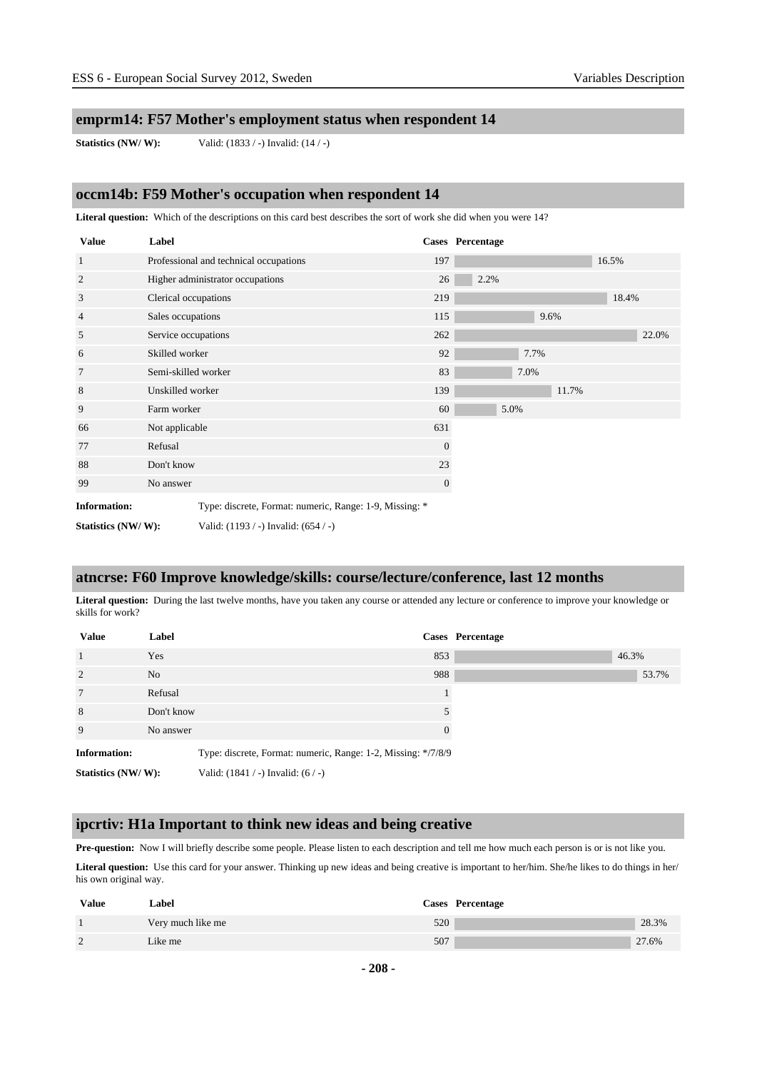## emprm14: F57 Mother's employment status when respondent 14

**Statistics (NW/ W):** Valid: (1833 / -) Invalid: (14 / -)

## occm14b: F59 Mother's occupation when respondent 14

**Literal question:** Which of the descriptions on this card best describes the sort of work she did when you were 14?

| Value | Label | Cases | Percentage |
|---|---|---|---|
| 1 | Professional and technical occupations | 197 | 16.5% |
| 2 | Higher administrator occupations | 26 | 2.2% |
| 3 | Clerical occupations | 219 | 18.4% |
| 4 | Sales occupations | 115 | 9.6% |
| 5 | Service occupations | 262 | 22.0% |
| 6 | Skilled worker | 92 | 7.7% |
| 7 | Semi-skilled worker | 83 | 7.0% |
| 8 | Unskilled worker | 139 | 11.7% |
| 9 | Farm worker | 60 | 5.0% |
| 66 | Not applicable | 631 | |
| 77 | Refusal | 0 | |
| 88 | Don't know | 23 | |
| 99 | No answer | 0 | |

**Information:** Type: discrete, Format: numeric, Range: 1-9, Missing: *

**Statistics (NW/ W):** Valid: (1193 / -) Invalid: (654 / -)

## atncrse: F60 Improve knowledge/skills: course/lecture/conference, last 12 months

**Literal question:** During the last twelve months, have you taken any course or attended any lecture or conference to improve your knowledge or skills for work?

| Value | Label | Cases | Percentage |
|---|---|---|---|
| 1 | Yes | 853 | 46.3% |
| 2 | No | 988 | 53.7% |
| 7 | Refusal | 1 | |
| 8 | Don't know | 5 | |
| 9 | No answer | 0 | |

**Information:** Type: discrete, Format: numeric, Range: 1-2, Missing: */7/8/9

**Statistics (NW/ W):** Valid: (1841 / -) Invalid: (6 / -)

## ipcrtiv: H1a Important to think new ideas and being creative

**Pre-question:** Now I will briefly describe some people. Please listen to each description and tell me how much each person is or is not like you.

**Literal question:** Use this card for your answer. Thinking up new ideas and being creative is important to her/him. She/he likes to do things in her/his own original way.

| Value | Label | Cases | Percentage |
|---|---|---|---|
| 1 | Very much like me | 520 | 28.3% |
| 2 | Like me | 507 | 27.6% |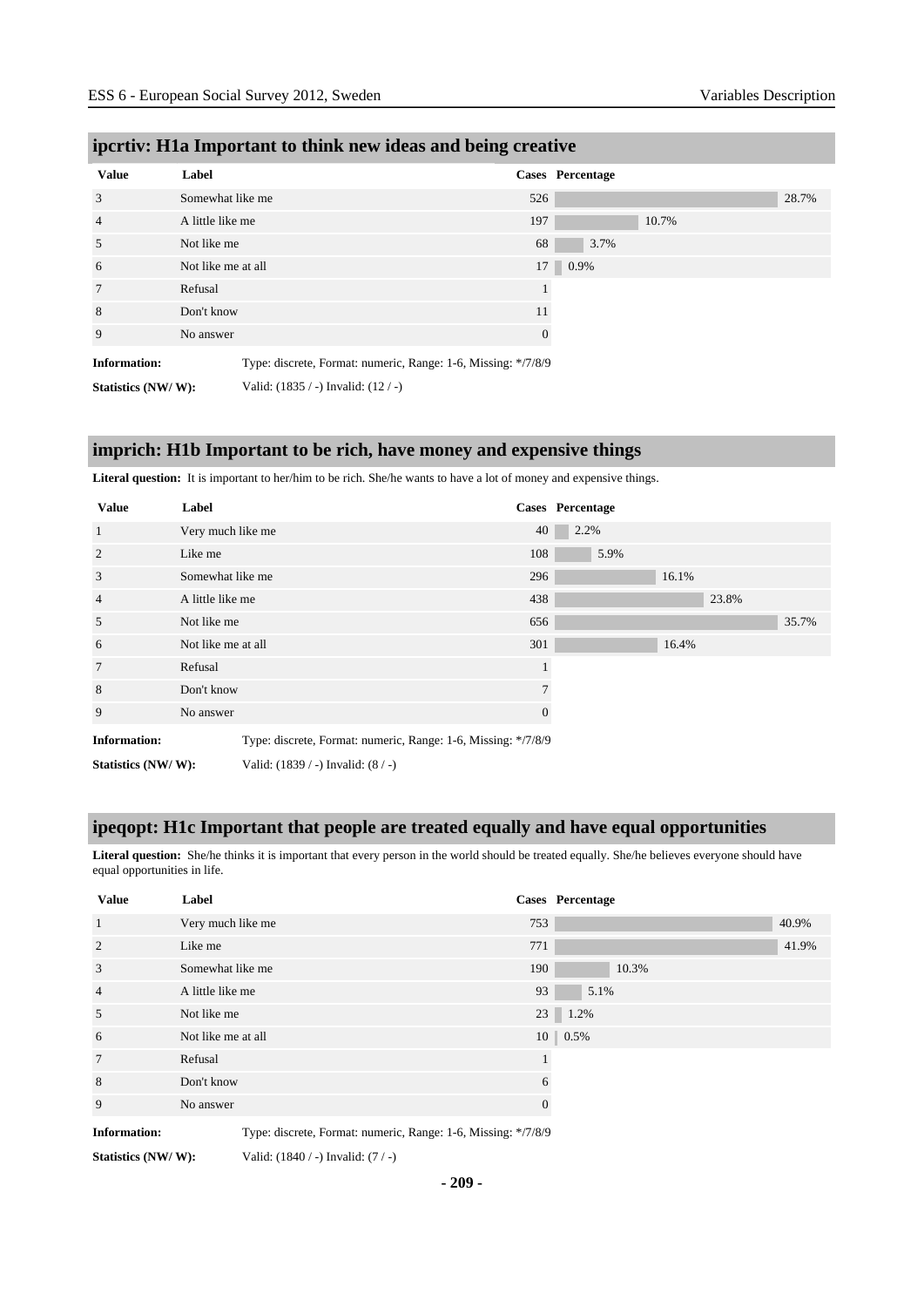## ipcrtiv: H1a Important to think new ideas and being creative

| Value | Label | Cases | Percentage |
|---|---|---|---|
| 3 | Somewhat like me | 526 | 28.7% |
| 4 | A little like me | 197 | 10.7% |
| 5 | Not like me | 68 | 3.7% |
| 6 | Not like me at all | 17 | 0.9% |
| 7 | Refusal | 1 | |
| 8 | Don't know | 11 | |
| 9 | No answer | 0 | |

**Information:** Type: discrete, Format: numeric, Range: 1-6, Missing: */7/8/9

**Statistics (NW/ W):** Valid: (1835 / -) Invalid: (12 / -)

## imprich: H1b Important to be rich, have money and expensive things

**Literal question:** It is important to her/him to be rich. She/he wants to have a lot of money and expensive things.

| Value | Label | Cases | Percentage |
|---|---|---|---|
| 1 | Very much like me | 40 | 2.2% |
| 2 | Like me | 108 | 5.9% |
| 3 | Somewhat like me | 296 | 16.1% |
| 4 | A little like me | 438 | 23.8% |
| 5 | Not like me | 656 | 35.7% |
| 6 | Not like me at all | 301 | 16.4% |
| 7 | Refusal | 1 | |
| 8 | Don't know | 7 | |
| 9 | No answer | 0 | |

**Information:** Type: discrete, Format: numeric, Range: 1-6, Missing: */7/8/9

**Statistics (NW/ W):** Valid: (1839 / -) Invalid: (8 / -)

## ipeqopt: H1c Important that people are treated equally and have equal opportunities

**Literal question:** She/he thinks it is important that every person in the world should be treated equally. She/he believes everyone should have equal opportunities in life.

| Value | Label | Cases | Percentage |
|---|---|---|---|
| 1 | Very much like me | 753 | 40.9% |
| 2 | Like me | 771 | 41.9% |
| 3 | Somewhat like me | 190 | 10.3% |
| 4 | A little like me | 93 | 5.1% |
| 5 | Not like me | 23 | 1.2% |
| 6 | Not like me at all | 10 | 0.5% |
| 7 | Refusal | 1 | |
| 8 | Don't know | 6 | |
| 9 | No answer | 0 | |

**Information:** Type: discrete, Format: numeric, Range: 1-6, Missing: */7/8/9

**Statistics (NW/ W):** Valid: (1840 / -) Invalid: (7 / -)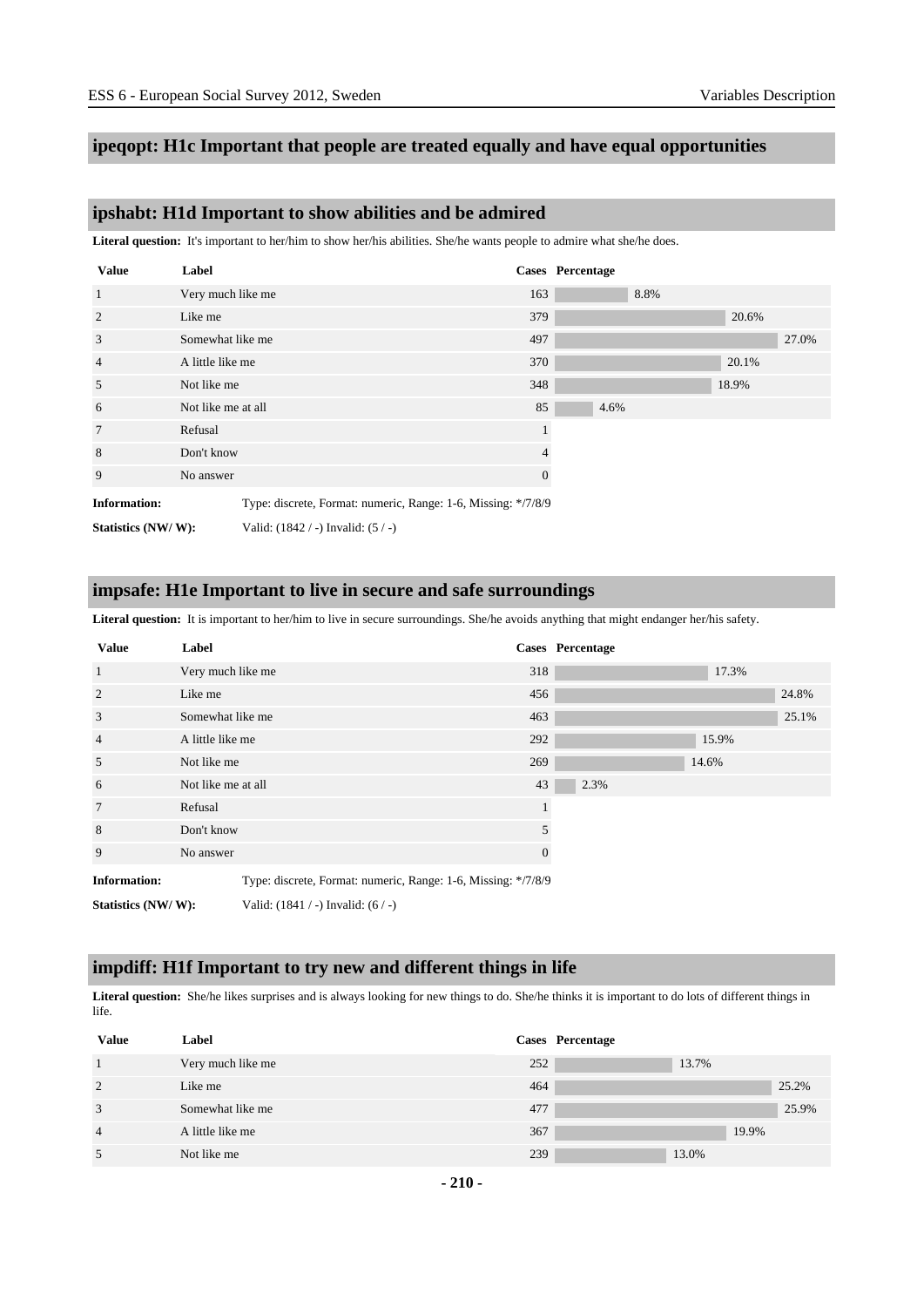## ipeqopt: H1c Important that people are treated equally and have equal opportunities

## ipshabt: H1d Important to show abilities and be admired

**Literal question:** It's important to her/him to show her/his abilities. She/he wants people to admire what she/he does.

| Value | Label | Cases | Percentage |
|---|---|---|---|
| 1 | Very much like me | 163 | 8.8% |
| 2 | Like me | 379 | 20.6% |
| 3 | Somewhat like me | 497 | 27.0% |
| 4 | A little like me | 370 | 20.1% |
| 5 | Not like me | 348 | 18.9% |
| 6 | Not like me at all | 85 | 4.6% |
| 7 | Refusal | 1 | |
| 8 | Don't know | 4 | |
| 9 | No answer | 0 | |

**Information:** Type: discrete, Format: numeric, Range: 1-6, Missing: */7/8/9

**Statistics (NW/ W):** Valid: (1842 / -) Invalid: (5 / -)

## impsafe: H1e Important to live in secure and safe surroundings

**Literal question:** It is important to her/him to live in secure surroundings. She/he avoids anything that might endanger her/his safety.

| Value | Label | Cases | Percentage |
|---|---|---|---|
| 1 | Very much like me | 318 | 17.3% |
| 2 | Like me | 456 | 24.8% |
| 3 | Somewhat like me | 463 | 25.1% |
| 4 | A little like me | 292 | 15.9% |
| 5 | Not like me | 269 | 14.6% |
| 6 | Not like me at all | 43 | 2.3% |
| 7 | Refusal | 1 | |
| 8 | Don't know | 5 | |
| 9 | No answer | 0 | |

**Information:** Type: discrete, Format: numeric, Range: 1-6, Missing: */7/8/9

**Statistics (NW/ W):** Valid: (1841 / -) Invalid: (6 / -)

## impdiff: H1f Important to try new and different things in life

**Literal question:** She/he likes surprises and is always looking for new things to do. She/he thinks it is important to do lots of different things in life.

| Value | Label | Cases | Percentage |
|---|---|---|---|
| 1 | Very much like me | 252 | 13.7% |
| 2 | Like me | 464 | 25.2% |
| 3 | Somewhat like me | 477 | 25.9% |
| 4 | A little like me | 367 | 19.9% |
| 5 | Not like me | 239 | 13.0% |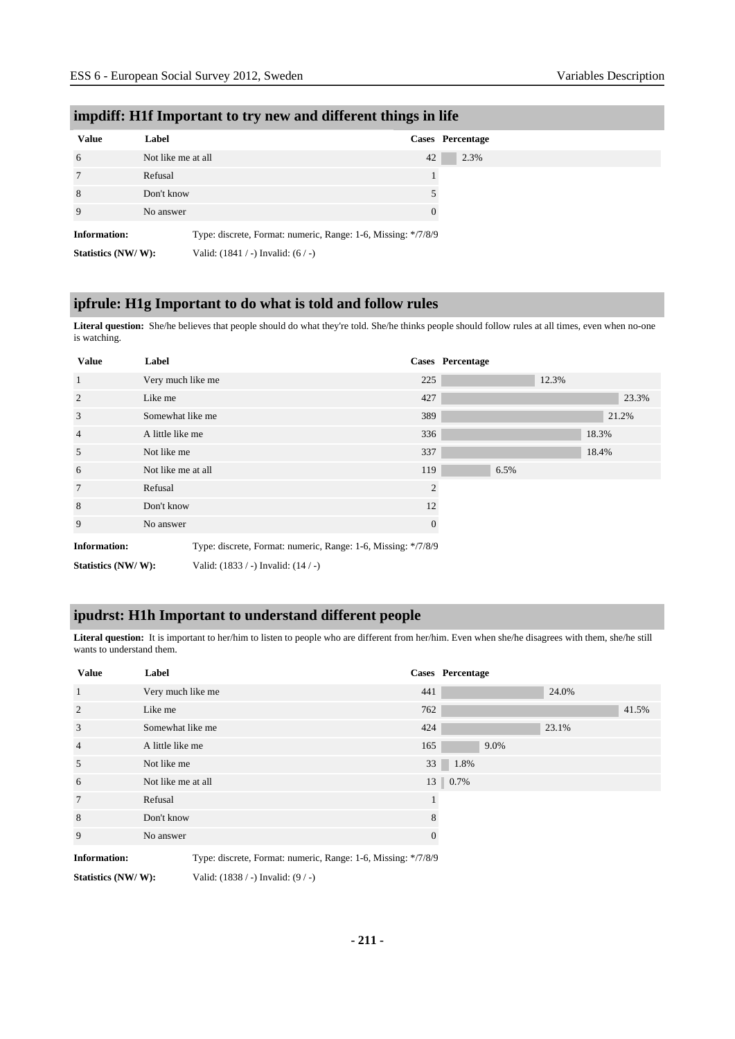## impdiff: H1f Important to try new and different things in life

| Value | Label | Cases | Percentage |
|---|---|---|---|
| 6 | Not like me at all | 42 | 2.3% |
| 7 | Refusal | 1 | |
| 8 | Don't know | 5 | |
| 9 | No answer | 0 | |

**Information:** Type: discrete, Format: numeric, Range: 1-6, Missing: */7/8/9

**Statistics (NW/ W):** Valid: (1841 / -) Invalid: (6 / -)

## ipfrule: H1g Important to do what is told and follow rules

**Literal question:** She/he believes that people should do what they're told. She/he thinks people should follow rules at all times, even when no-one is watching.

| Value | Label | Cases | Percentage |
|---|---|---|---|
| 1 | Very much like me | 225 | 12.3% |
| 2 | Like me | 427 | 23.3% |
| 3 | Somewhat like me | 389 | 21.2% |
| 4 | A little like me | 336 | 18.3% |
| 5 | Not like me | 337 | 18.4% |
| 6 | Not like me at all | 119 | 6.5% |
| 7 | Refusal | 2 | |
| 8 | Don't know | 12 | |
| 9 | No answer | 0 | |

**Information:** Type: discrete, Format: numeric, Range: 1-6, Missing: */7/8/9

**Statistics (NW/ W):** Valid: (1833 / -) Invalid: (14 / -)

## ipudrst: H1h Important to understand different people

**Literal question:** It is important to her/him to listen to people who are different from her/him. Even when she/he disagrees with them, she/he still wants to understand them.

| Value | Label | Cases | Percentage |
|---|---|---|---|
| 1 | Very much like me | 441 | 24.0% |
| 2 | Like me | 762 | 41.5% |
| 3 | Somewhat like me | 424 | 23.1% |
| 4 | A little like me | 165 | 9.0% |
| 5 | Not like me | 33 | 1.8% |
| 6 | Not like me at all | 13 | 0.7% |
| 7 | Refusal | 1 | |
| 8 | Don't know | 8 | |
| 9 | No answer | 0 | |

**Information:** Type: discrete, Format: numeric, Range: 1-6, Missing: */7/8/9

**Statistics (NW/ W):** Valid: (1838 / -) Invalid: (9 / -)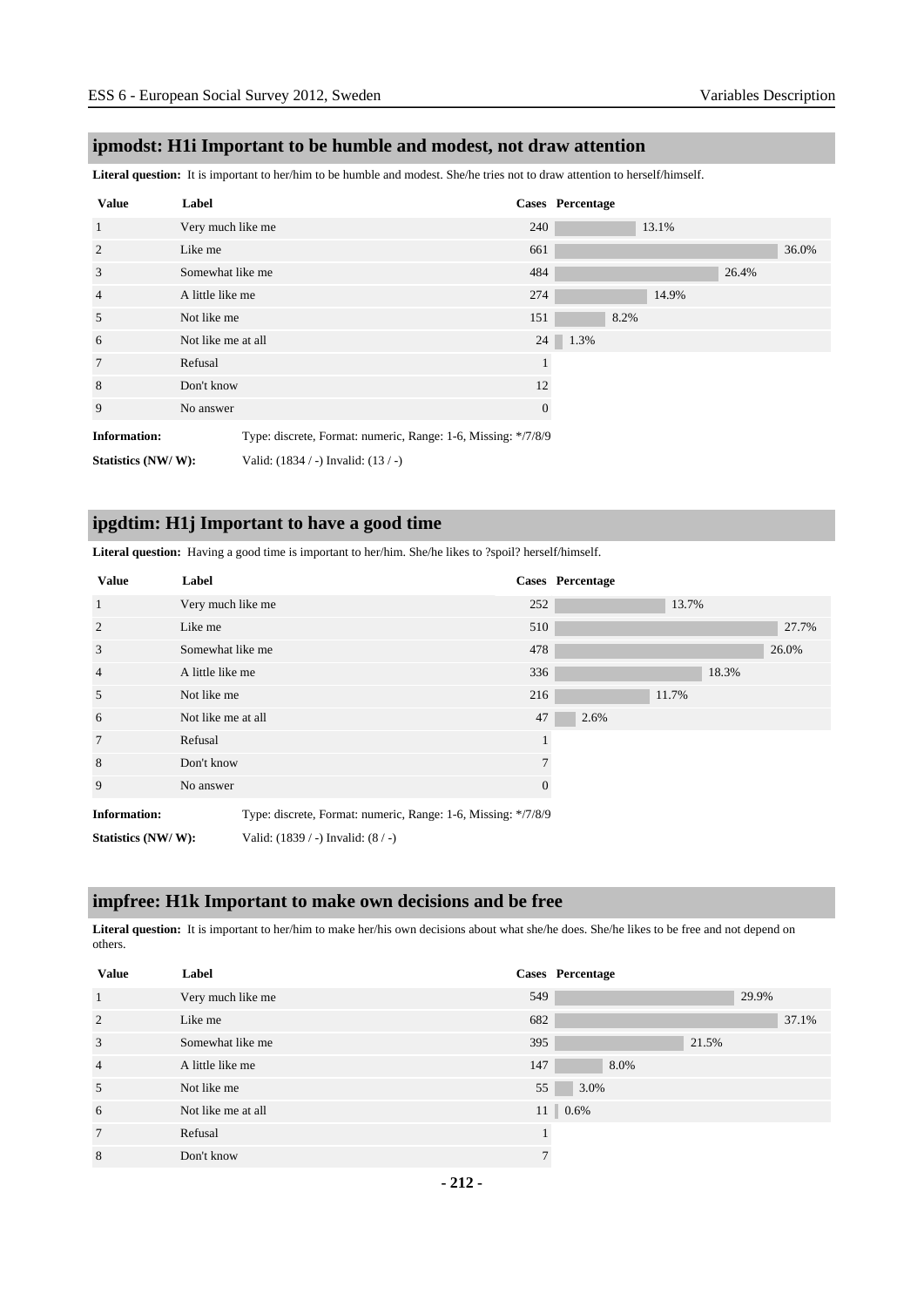## ipmodst: H1i Important to be humble and modest, not draw attention

**Literal question:** It is important to her/him to be humble and modest. She/he tries not to draw attention to herself/himself.

| Value | Label | Cases | Percentage |
|---|---|---|---|
| 1 | Very much like me | 240 | 13.1% |
| 2 | Like me | 661 | 36.0% |
| 3 | Somewhat like me | 484 | 26.4% |
| 4 | A little like me | 274 | 14.9% |
| 5 | Not like me | 151 | 8.2% |
| 6 | Not like me at all | 24 | 1.3% |
| 7 | Refusal | 1 | |
| 8 | Don't know | 12 | |
| 9 | No answer | 0 | |

**Information:** Type: discrete, Format: numeric, Range: 1-6, Missing: */7/8/9

**Statistics (NW/ W):** Valid: (1834 / -) Invalid: (13 / -)

## ipgdtim: H1j Important to have a good time

**Literal question:** Having a good time is important to her/him. She/he likes to ?spoil? herself/himself.

| Value | Label | Cases | Percentage |
|---|---|---|---|
| 1 | Very much like me | 252 | 13.7% |
| 2 | Like me | 510 | 27.7% |
| 3 | Somewhat like me | 478 | 26.0% |
| 4 | A little like me | 336 | 18.3% |
| 5 | Not like me | 216 | 11.7% |
| 6 | Not like me at all | 47 | 2.6% |
| 7 | Refusal | 1 | |
| 8 | Don't know | 7 | |
| 9 | No answer | 0 | |

**Information:** Type: discrete, Format: numeric, Range: 1-6, Missing: */7/8/9

**Statistics (NW/ W):** Valid: (1839 / -) Invalid: (8 / -)

## impfree: H1k Important to make own decisions and be free

**Literal question:** It is important to her/him to make her/his own decisions about what she/he does. She/he likes to be free and not depend on others.

| Value | Label | Cases | Percentage |
|---|---|---|---|
| 1 | Very much like me | 549 | 29.9% |
| 2 | Like me | 682 | 37.1% |
| 3 | Somewhat like me | 395 | 21.5% |
| 4 | A little like me | 147 | 8.0% |
| 5 | Not like me | 55 | 3.0% |
| 6 | Not like me at all | 11 | 0.6% |
| 7 | Refusal | 1 | |
| 8 | Don't know | 7 | |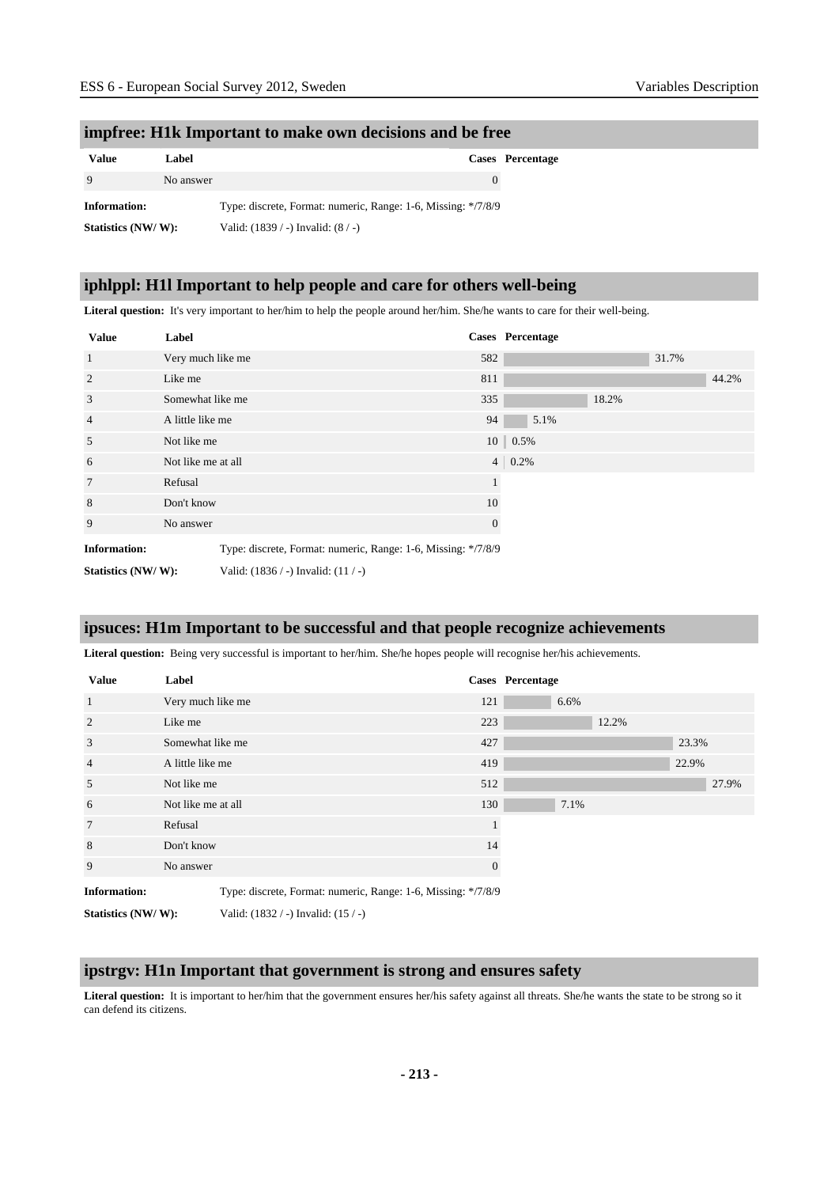## impfree: H1k Important to make own decisions and be free

| Value | Label | Cases | Percentage |
|---|---|---|---|
| 9 | No answer | 0 | |

**Information:** Type: discrete, Format: numeric, Range: 1-6, Missing: */7/8/9

**Statistics (NW/ W):** Valid: (1839 / -) Invalid: (8 / -)

## iphlppl: H1l Important to help people and care for others well-being

**Literal question:** It's very important to her/him to help the people around her/him. She/he wants to care for their well-being.

| Value | Label | Cases | Percentage |
|---|---|---|---|
| 1 | Very much like me | 582 | 31.7% |
| 2 | Like me | 811 | 44.2% |
| 3 | Somewhat like me | 335 | 18.2% |
| 4 | A little like me | 94 | 5.1% |
| 5 | Not like me | 10 | 0.5% |
| 6 | Not like me at all | 4 | 0.2% |
| 7 | Refusal | 1 | |
| 8 | Don't know | 10 | |
| 9 | No answer | 0 | |

**Information:** Type: discrete, Format: numeric, Range: 1-6, Missing: */7/8/9

**Statistics (NW/ W):** Valid: (1836 / -) Invalid: (11 / -)

## ipsuces: H1m Important to be successful and that people recognize achievements

**Literal question:** Being very successful is important to her/him. She/he hopes people will recognise her/his achievements.

| Value | Label | Cases | Percentage |
|---|---|---|---|
| 1 | Very much like me | 121 | 6.6% |
| 2 | Like me | 223 | 12.2% |
| 3 | Somewhat like me | 427 | 23.3% |
| 4 | A little like me | 419 | 22.9% |
| 5 | Not like me | 512 | 27.9% |
| 6 | Not like me at all | 130 | 7.1% |
| 7 | Refusal | 1 | |
| 8 | Don't know | 14 | |
| 9 | No answer | 0 | |

**Information:** Type: discrete, Format: numeric, Range: 1-6, Missing: */7/8/9

**Statistics (NW/ W):** Valid: (1832 / -) Invalid: (15 / -)

## ipstrgv: H1n Important that government is strong and ensures safety

**Literal question:** It is important to her/him that the government ensures her/his safety against all threats. She/he wants the state to be strong so it can defend its citizens.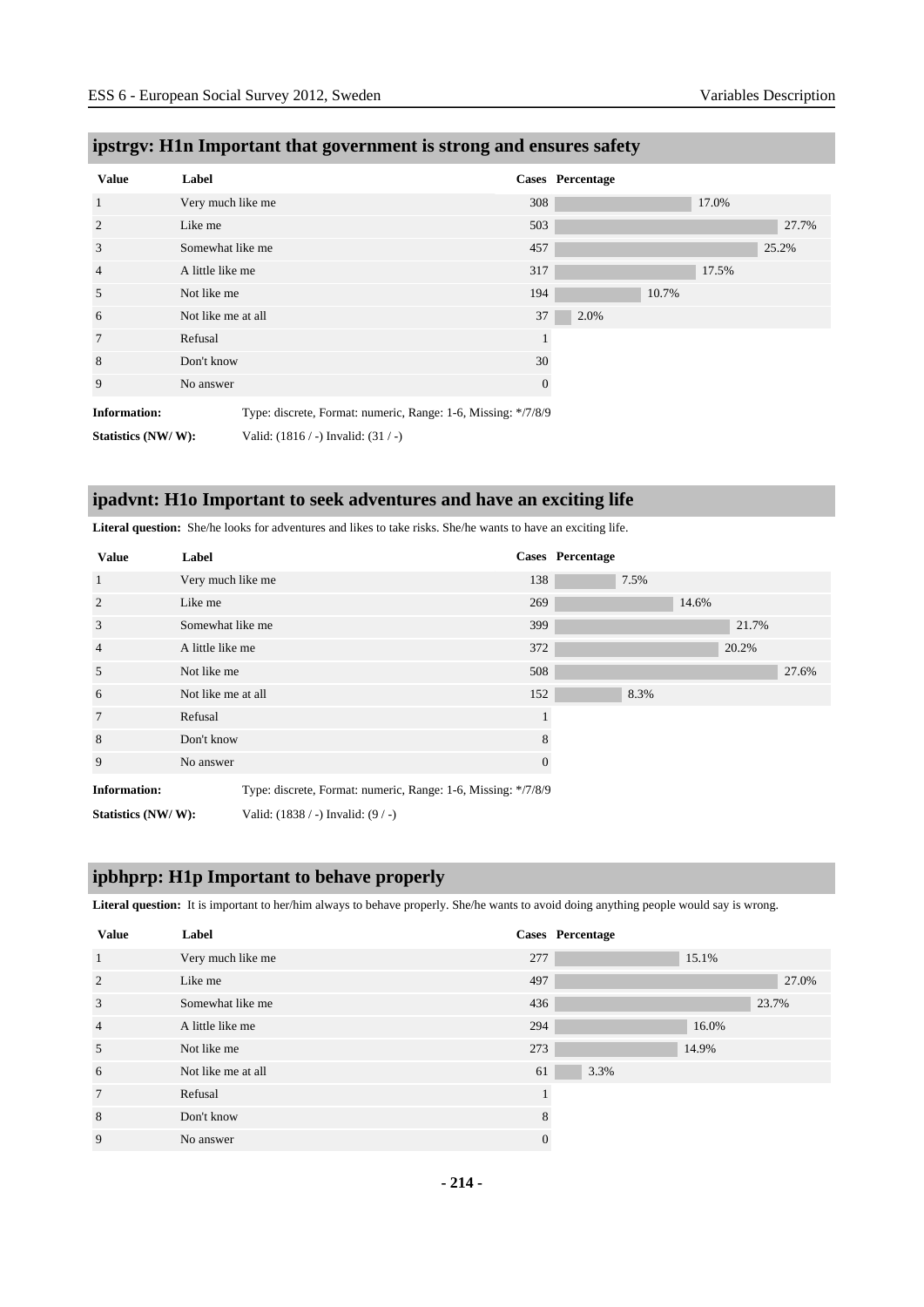## ipstrgv: H1n Important that government is strong and ensures safety

| Value | Label | Cases | Percentage |
|---|---|---|---|
| 1 | Very much like me | 308 | 17.0% |
| 2 | Like me | 503 | 27.7% |
| 3 | Somewhat like me | 457 | 25.2% |
| 4 | A little like me | 317 | 17.5% |
| 5 | Not like me | 194 | 10.7% |
| 6 | Not like me at all | 37 | 2.0% |
| 7 | Refusal | 1 | |
| 8 | Don't know | 30 | |
| 9 | No answer | 0 | |

**Information:** Type: discrete, Format: numeric, Range: 1-6, Missing: */7/8/9

**Statistics (NW/ W):** Valid: (1816 / -) Invalid: (31 / -)

## ipadvnt: H1o Important to seek adventures and have an exciting life

**Literal question:** She/he looks for adventures and likes to take risks. She/he wants to have an exciting life.

| Value | Label | Cases | Percentage |
|---|---|---|---|
| 1 | Very much like me | 138 | 7.5% |
| 2 | Like me | 269 | 14.6% |
| 3 | Somewhat like me | 399 | 21.7% |
| 4 | A little like me | 372 | 20.2% |
| 5 | Not like me | 508 | 27.6% |
| 6 | Not like me at all | 152 | 8.3% |
| 7 | Refusal | 1 | |
| 8 | Don't know | 8 | |
| 9 | No answer | 0 | |

**Information:** Type: discrete, Format: numeric, Range: 1-6, Missing: */7/8/9

**Statistics (NW/ W):** Valid: (1838 / -) Invalid: (9 / -)

## ipbhprp: H1p Important to behave properly

**Literal question:** It is important to her/him always to behave properly. She/he wants to avoid doing anything people would say is wrong.

| Value | Label | Cases | Percentage |
|---|---|---|---|
| 1 | Very much like me | 277 | 15.1% |
| 2 | Like me | 497 | 27.0% |
| 3 | Somewhat like me | 436 | 23.7% |
| 4 | A little like me | 294 | 16.0% |
| 5 | Not like me | 273 | 14.9% |
| 6 | Not like me at all | 61 | 3.3% |
| 7 | Refusal | 1 | |
| 8 | Don't know | 8 | |
| 9 | No answer | 0 | |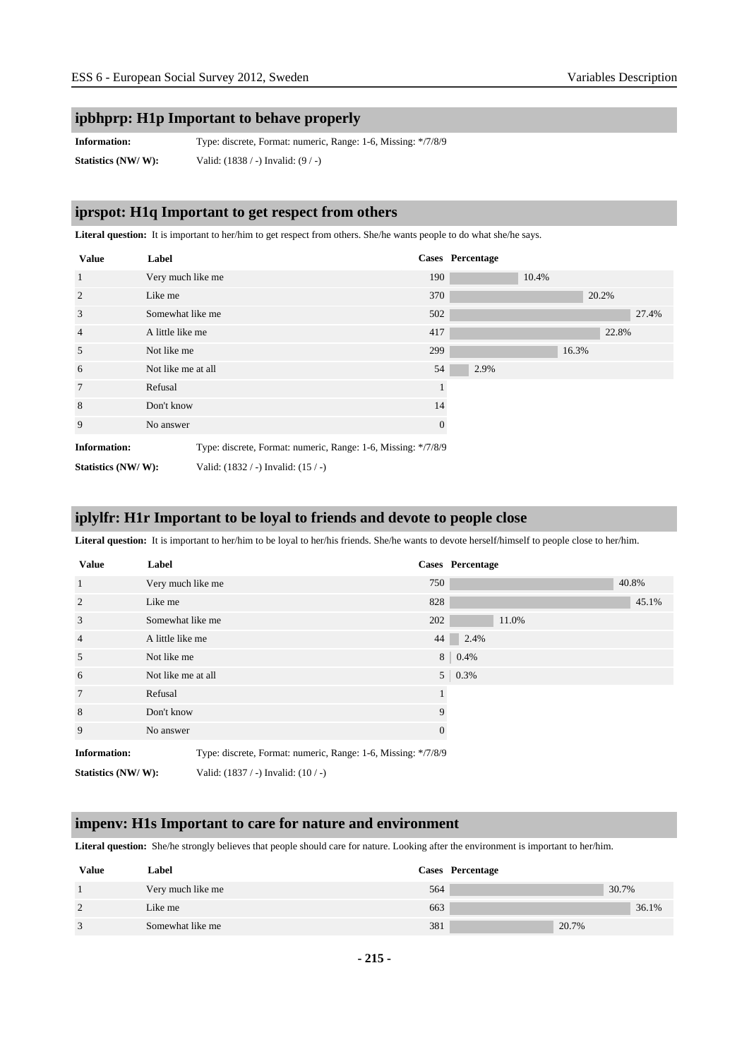## ipbhprp: H1p Important to behave properly

**Information:** Type: discrete, Format: numeric, Range: 1-6, Missing: */7/8/9

**Statistics (NW/ W):** Valid: (1838 / -) Invalid: (9 / -)

## iprspot: H1q Important to get respect from others

**Literal question:** It is important to her/him to get respect from others. She/he wants people to do what she/he says.

| Value | Label | Cases | Percentage |
|---|---|---|---|
| 1 | Very much like me | 190 | 10.4% |
| 2 | Like me | 370 | 20.2% |
| 3 | Somewhat like me | 502 | 27.4% |
| 4 | A little like me | 417 | 22.8% |
| 5 | Not like me | 299 | 16.3% |
| 6 | Not like me at all | 54 | 2.9% |
| 7 | Refusal | 1 | |
| 8 | Don't know | 14 | |
| 9 | No answer | 0 | |

**Information:** Type: discrete, Format: numeric, Range: 1-6, Missing: */7/8/9

**Statistics (NW/ W):** Valid: (1832 / -) Invalid: (15 / -)

## iplylfr: H1r Important to be loyal to friends and devote to people close

**Literal question:** It is important to her/him to be loyal to her/his friends. She/he wants to devote herself/himself to people close to her/him.

| Value | Label | Cases | Percentage |
|---|---|---|---|
| 1 | Very much like me | 750 | 40.8% |
| 2 | Like me | 828 | 45.1% |
| 3 | Somewhat like me | 202 | 11.0% |
| 4 | A little like me | 44 | 2.4% |
| 5 | Not like me | 8 | 0.4% |
| 6 | Not like me at all | 5 | 0.3% |
| 7 | Refusal | 1 | |
| 8 | Don't know | 9 | |
| 9 | No answer | 0 | |

**Information:** Type: discrete, Format: numeric, Range: 1-6, Missing: */7/8/9

**Statistics (NW/ W):** Valid: (1837 / -) Invalid: (10 / -)

## impenv: H1s Important to care for nature and environment

**Literal question:** She/he strongly believes that people should care for nature. Looking after the environment is important to her/him.

| Value | Label | Cases | Percentage |
|---|---|---|---|
| 1 | Very much like me | 564 | 30.7% |
| 2 | Like me | 663 | 36.1% |
| 3 | Somewhat like me | 381 | 20.7% |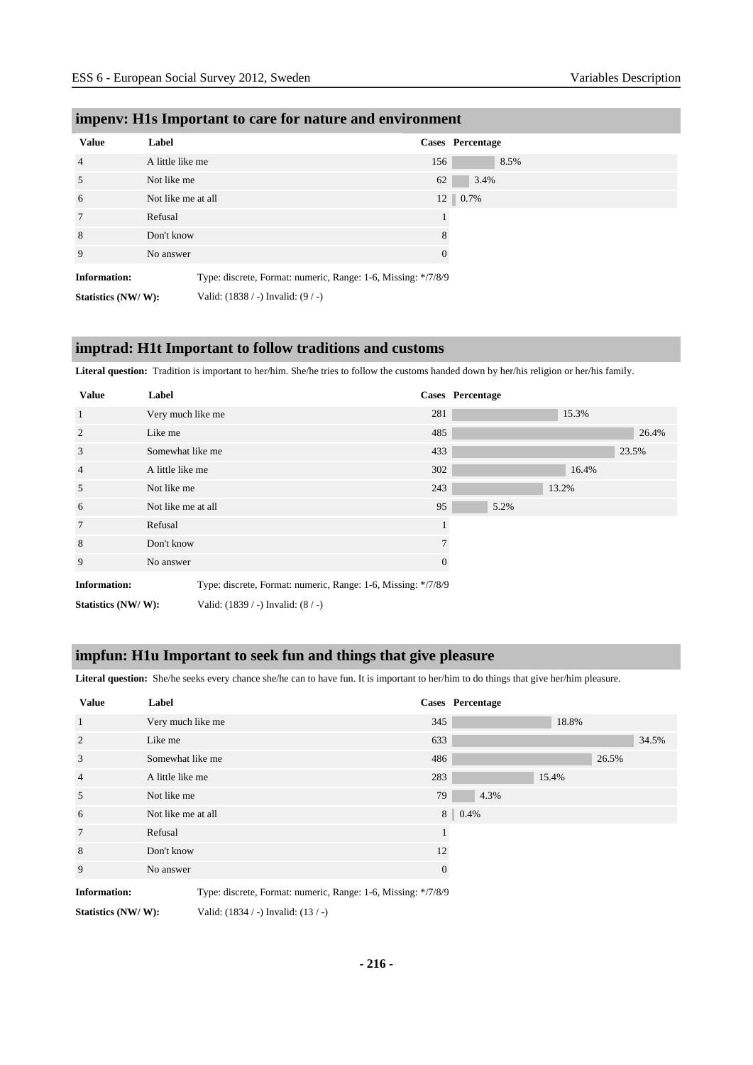## impenv: H1s Important to care for nature and environment

| Value | Label | Cases | Percentage |
|---|---|---|---|
| 4 | A little like me | 156 | 8.5% |
| 5 | Not like me | 62 | 3.4% |
| 6 | Not like me at all | 12 | 0.7% |
| 7 | Refusal | 1 | |
| 8 | Don't know | 8 | |
| 9 | No answer | 0 | |

**Information:** Type: discrete, Format: numeric, Range: 1-6, Missing: */7/8/9

**Statistics (NW/ W):** Valid: (1838 / -) Invalid: (9 / -)

## imptrad: H1t Important to follow traditions and customs

**Literal question:** Tradition is important to her/him. She/he tries to follow the customs handed down by her/his religion or her/his family.

| Value | Label | Cases | Percentage |
|---|---|---|---|
| 1 | Very much like me | 281 | 15.3% |
| 2 | Like me | 485 | 26.4% |
| 3 | Somewhat like me | 433 | 23.5% |
| 4 | A little like me | 302 | 16.4% |
| 5 | Not like me | 243 | 13.2% |
| 6 | Not like me at all | 95 | 5.2% |
| 7 | Refusal | 1 | |
| 8 | Don't know | 7 | |
| 9 | No answer | 0 | |

**Information:** Type: discrete, Format: numeric, Range: 1-6, Missing: */7/8/9

**Statistics (NW/ W):** Valid: (1839 / -) Invalid: (8 / -)

## impfun: H1u Important to seek fun and things that give pleasure

**Literal question:** She/he seeks every chance she/he can to have fun. It is important to her/him to do things that give her/him pleasure.

| Value | Label | Cases | Percentage |
|---|---|---|---|
| 1 | Very much like me | 345 | 18.8% |
| 2 | Like me | 633 | 34.5% |
| 3 | Somewhat like me | 486 | 26.5% |
| 4 | A little like me | 283 | 15.4% |
| 5 | Not like me | 79 | 4.3% |
| 6 | Not like me at all | 8 | 0.4% |
| 7 | Refusal | 1 | |
| 8 | Don't know | 12 | |
| 9 | No answer | 0 | |

**Information:** Type: discrete, Format: numeric, Range: 1-6, Missing: */7/8/9

**Statistics (NW/ W):** Valid: (1834 / -) Invalid: (13 / -)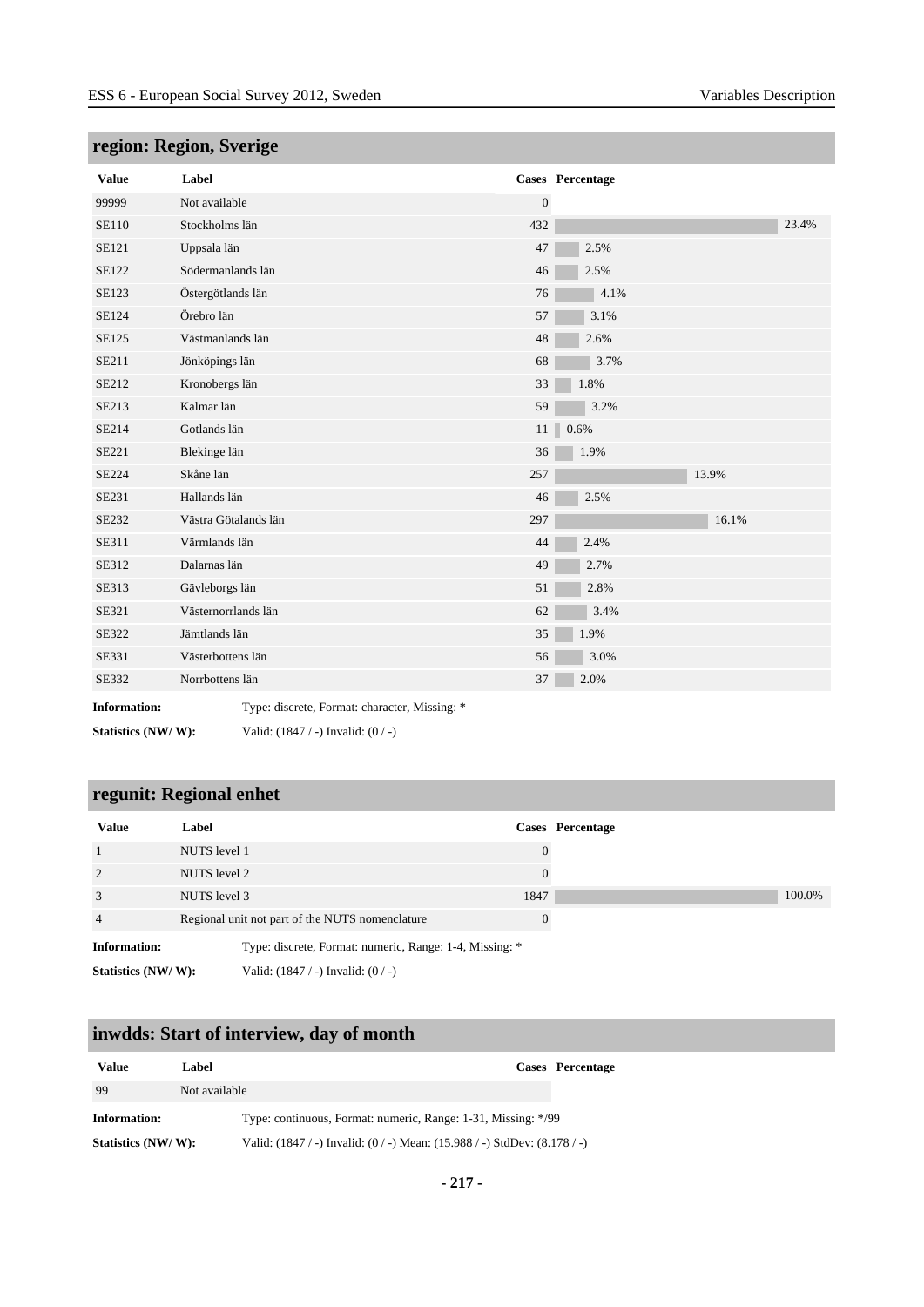## region: Region, Sverige

| Value | Label | Cases | Percentage |
|---|---|---|---|
| 99999 | Not available | 0 | |
| SE110 | Stockholms län | 432 | 23.4% |
| SE121 | Uppsala län | 47 | 2.5% |
| SE122 | Södermanlands län | 46 | 2.5% |
| SE123 | Östergötlands län | 76 | 4.1% |
| SE124 | Örebro län | 57 | 3.1% |
| SE125 | Västmanlands län | 48 | 2.6% |
| SE211 | Jönköpings län | 68 | 3.7% |
| SE212 | Kronobergs län | 33 | 1.8% |
| SE213 | Kalmar län | 59 | 3.2% |
| SE214 | Gotlands län | 11 | 0.6% |
| SE221 | Blekinge län | 36 | 1.9% |
| SE224 | Skåne län | 257 | 13.9% |
| SE231 | Hallands län | 46 | 2.5% |
| SE232 | Västra Götalands län | 297 | 16.1% |
| SE311 | Värmlands län | 44 | 2.4% |
| SE312 | Dalarnas län | 49 | 2.7% |
| SE313 | Gävleborgs län | 51 | 2.8% |
| SE321 | Västernorrlands län | 62 | 3.4% |
| SE322 | Jämtlands län | 35 | 1.9% |
| SE331 | Västerbottens län | 56 | 3.0% |
| SE332 | Norrbottens län | 37 | 2.0% |

**Information:** Type: discrete, Format: character, Missing: *

**Statistics (NW/ W):** Valid: (1847 / -) Invalid: (0 / -)

## regunit: Regional enhet

| Value | Label | Cases | Percentage |
|---|---|---|---|
| 1 | NUTS level 1 | 0 | |
| 2 | NUTS level 2 | 0 | |
| 3 | NUTS level 3 | 1847 | 100.0% |
| 4 | Regional unit not part of the NUTS nomenclature | 0 | |

**Information:** Type: discrete, Format: numeric, Range: 1-4, Missing: *

**Statistics (NW/ W):** Valid: (1847 / -) Invalid: (0 / -)

## inwdds: Start of interview, day of month

| Value | Label | Cases | Percentage |
|---|---|---|---|
| 99 | Not available | | |

**Information:** Type: continuous, Format: numeric, Range: 1-31, Missing: */99

**Statistics (NW/ W):** Valid: (1847 / -) Invalid: (0 / -) Mean: (15.988 / -) StdDev: (8.178 / -)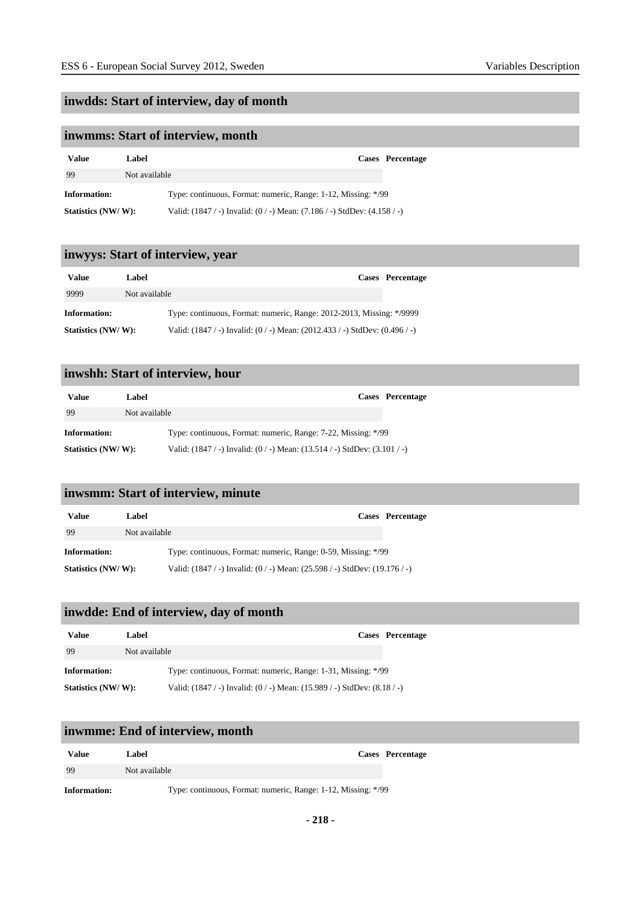## inwdds: Start of interview, day of month

## inwmms: Start of interview, month

| Value | Label | Cases | Percentage |
|---|---|---|---|
| 99 | Not available | | |

**Information:** Type: continuous, Format: numeric, Range: 1-12, Missing: */99

**Statistics (NW/ W):** Valid: (1847 / -) Invalid: (0 / -) Mean: (7.186 / -) StdDev: (4.158 / -)

## inwyys: Start of interview, year

| Value | Label | Cases | Percentage |
|---|---|---|---|
| 9999 | Not available | | |

**Information:** Type: continuous, Format: numeric, Range: 2012-2013, Missing: */9999

**Statistics (NW/ W):** Valid: (1847 / -) Invalid: (0 / -) Mean: (2012.433 / -) StdDev: (0.496 / -)

## inwshh: Start of interview, hour

| Value | Label | Cases | Percentage |
|---|---|---|---|
| 99 | Not available | | |

**Information:** Type: continuous, Format: numeric, Range: 7-22, Missing: */99

**Statistics (NW/ W):** Valid: (1847 / -) Invalid: (0 / -) Mean: (13.514 / -) StdDev: (3.101 / -)

## inwsmm: Start of interview, minute

| Value | Label | Cases | Percentage |
|---|---|---|---|
| 99 | Not available | | |

**Information:** Type: continuous, Format: numeric, Range: 0-59, Missing: */99

**Statistics (NW/ W):** Valid: (1847 / -) Invalid: (0 / -) Mean: (25.598 / -) StdDev: (19.176 / -)

## inwdde: End of interview, day of month

| Value | Label | Cases | Percentage |
|---|---|---|---|
| 99 | Not available | | |

**Information:** Type: continuous, Format: numeric, Range: 1-31, Missing: */99

**Statistics (NW/ W):** Valid: (1847 / -) Invalid: (0 / -) Mean: (15.989 / -) StdDev: (8.18 / -)

## inwmme: End of interview, month

| Value | Label | Cases | Percentage |
|---|---|---|---|
| 99 | Not available | | |

**Information:** Type: continuous, Format: numeric, Range: 1-12, Missing: */99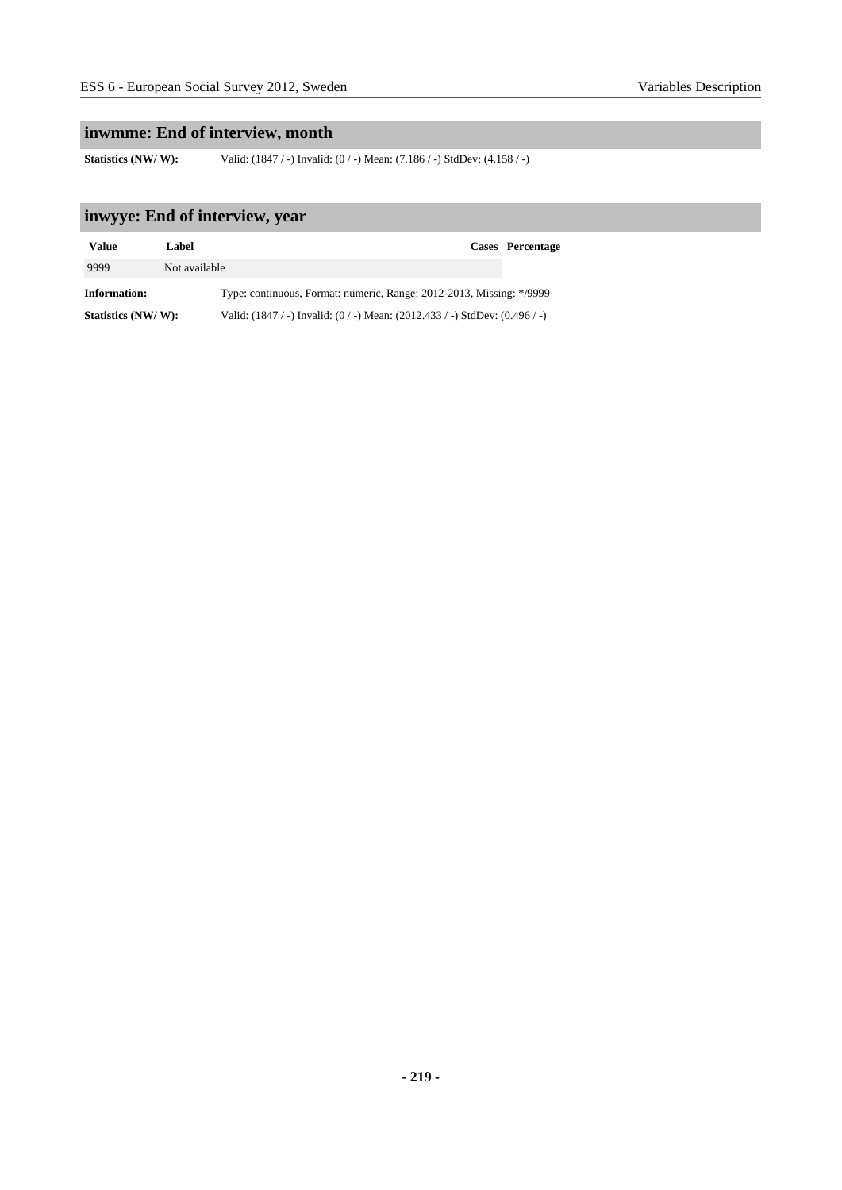## inwmme: End of interview, month

**Statistics (NW/ W):** Valid: (1847 / -) Invalid: (0 / -) Mean: (7.186 / -) StdDev: (4.158 / -)

## inwyye: End of interview, year

| Value | Label | Cases | Percentage |
|---|---|---|---|
| 9999 | Not available | | |

**Information:** Type: continuous, Format: numeric, Range: 2012-2013, Missing: */9999

**Statistics (NW/ W):** Valid: (1847 / -) Invalid: (0 / -) Mean: (2012.433 / -) StdDev: (0.496 / -)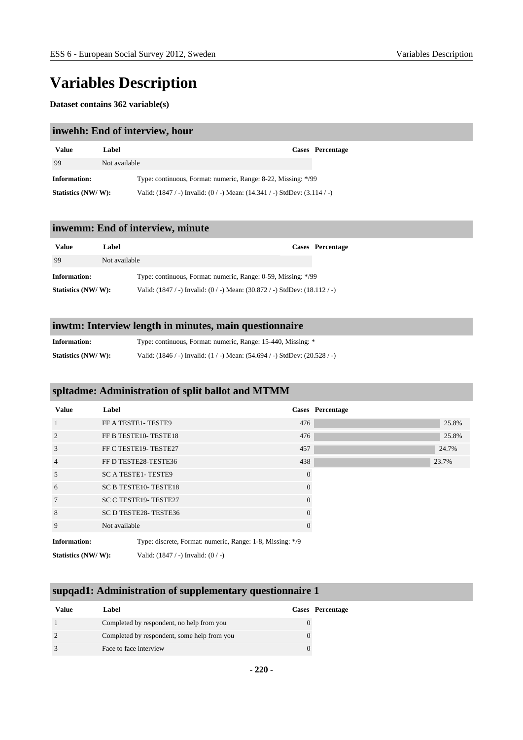# Variables Description

**Dataset contains 362 variable(s)**

## inwehh: End of interview, hour

| Value | Label | Cases | Percentage |
|---|---|---|---|
| 99 | Not available | | |

**Information:** Type: continuous, Format: numeric, Range: 8-22, Missing: */99

**Statistics (NW/ W):** Valid: (1847 / -) Invalid: (0 / -) Mean: (14.341 / -) StdDev: (3.114 / -)

## inwemm: End of interview, minute

| Value | Label | Cases | Percentage |
|---|---|---|---|
| 99 | Not available | | |

**Information:** Type: continuous, Format: numeric, Range: 0-59, Missing: */99

**Statistics (NW/ W):** Valid: (1847 / -) Invalid: (0 / -) Mean: (30.872 / -) StdDev: (18.112 / -)

## inwtm: Interview length in minutes, main questionnaire

**Information:** Type: continuous, Format: numeric, Range: 15-440, Missing: *

**Statistics (NW/ W):** Valid: (1846 / -) Invalid: (1 / -) Mean: (54.694 / -) StdDev: (20.528 / -)

## spltadme: Administration of split ballot and MTMM

| Value | Label | Cases | Percentage |
|---|---|---|---|
| 1 | FF A TESTE1- TESTE9 | 476 | 25.8% |
| 2 | FF B TESTE10- TESTE18 | 476 | 25.8% |
| 3 | FF C TESTE19- TESTE27 | 457 | 24.7% |
| 4 | FF D TESTE28-TESTE36 | 438 | 23.7% |
| 5 | SC A TESTE1- TESTE9 | 0 | |
| 6 | SC B TESTE10- TESTE18 | 0 | |
| 7 | SC C TESTE19- TESTE27 | 0 | |
| 8 | SC D TESTE28- TESTE36 | 0 | |
| 9 | Not available | 0 | |

**Information:** Type: discrete, Format: numeric, Range: 1-8, Missing: */9

**Statistics (NW/ W):** Valid: (1847 / -) Invalid: (0 / -)

## supqad1: Administration of supplementary questionnaire 1

| Value | Label | Cases | Percentage |
|---|---|---|---|
| 1 | Completed by respondent, no help from you | 0 | |
| 2 | Completed by respondent, some help from you | 0 | |
| 3 | Face to face interview | 0 | |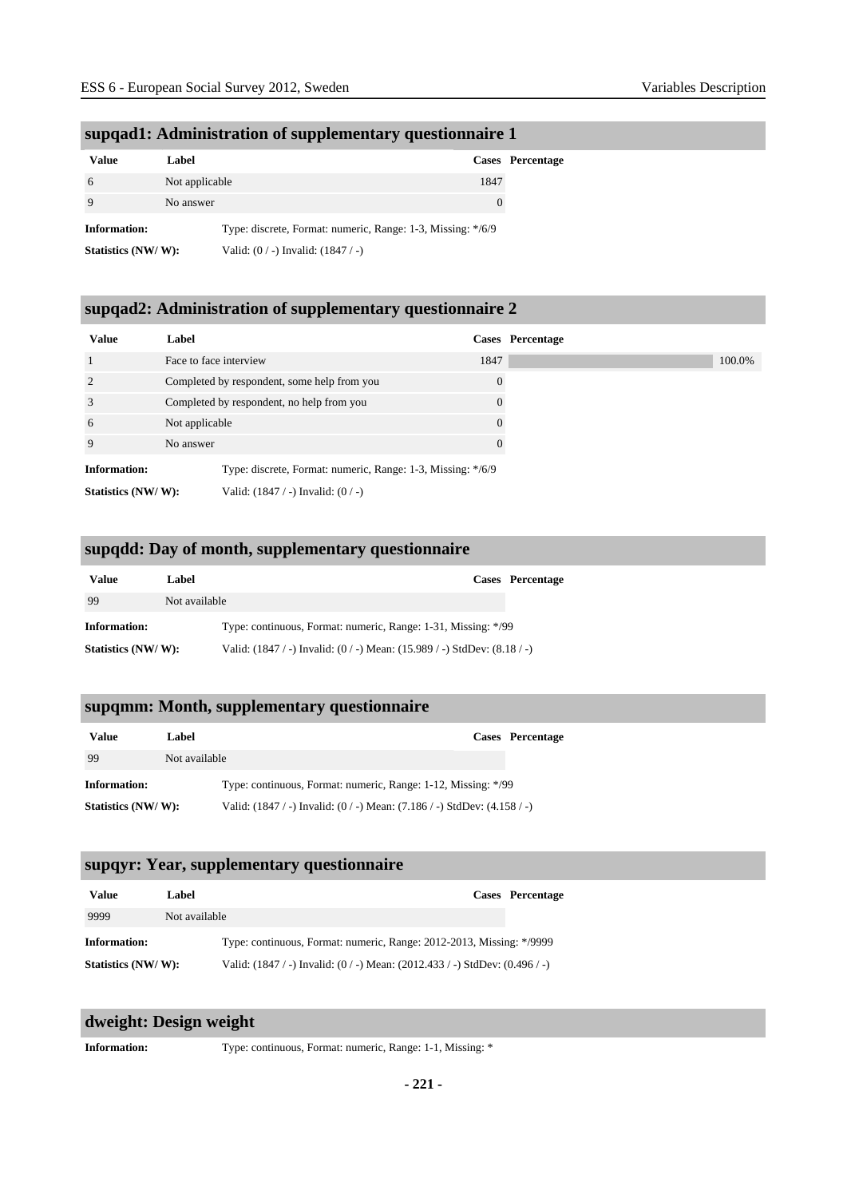## supqad1: Administration of supplementary questionnaire 1

| Value | Label | Cases | Percentage |
|---|---|---|---|
| 6 | Not applicable | 1847 | |
| 9 | No answer | 0 | |

**Information:** Type: discrete, Format: numeric, Range: 1-3, Missing: */6/9

**Statistics (NW/ W):** Valid: (0 / -) Invalid: (1847 / -)

## supqad2: Administration of supplementary questionnaire 2

| Value | Label | Cases | Percentage |
|---|---|---|---|
| 1 | Face to face interview | 1847 | 100.0% |
| 2 | Completed by respondent, some help from you | 0 | |
| 3 | Completed by respondent, no help from you | 0 | |
| 6 | Not applicable | 0 | |
| 9 | No answer | 0 | |

**Information:** Type: discrete, Format: numeric, Range: 1-3, Missing: */6/9

**Statistics (NW/ W):** Valid: (1847 / -) Invalid: (0 / -)

## supqdd: Day of month, supplementary questionnaire

| Value | Label | Cases | Percentage |
|---|---|---|---|
| 99 | Not available | | |

**Information:** Type: continuous, Format: numeric, Range: 1-31, Missing: */99

**Statistics (NW/ W):** Valid: (1847 / -) Invalid: (0 / -) Mean: (15.989 / -) StdDev: (8.18 / -)

## supqmm: Month, supplementary questionnaire

| Value | Label | Cases | Percentage |
|---|---|---|---|
| 99 | Not available | | |

**Information:** Type: continuous, Format: numeric, Range: 1-12, Missing: */99

**Statistics (NW/ W):** Valid: (1847 / -) Invalid: (0 / -) Mean: (7.186 / -) StdDev: (4.158 / -)

## supqyr: Year, supplementary questionnaire

| Value | Label | Cases | Percentage |
|---|---|---|---|
| 9999 | Not available | | |

**Information:** Type: continuous, Format: numeric, Range: 2012-2013, Missing: */9999

**Statistics (NW/ W):** Valid: (1847 / -) Invalid: (0 / -) Mean: (2012.433 / -) StdDev: (0.496 / -)

## dweight: Design weight

**Information:** Type: continuous, Format: numeric, Range: 1-1, Missing: *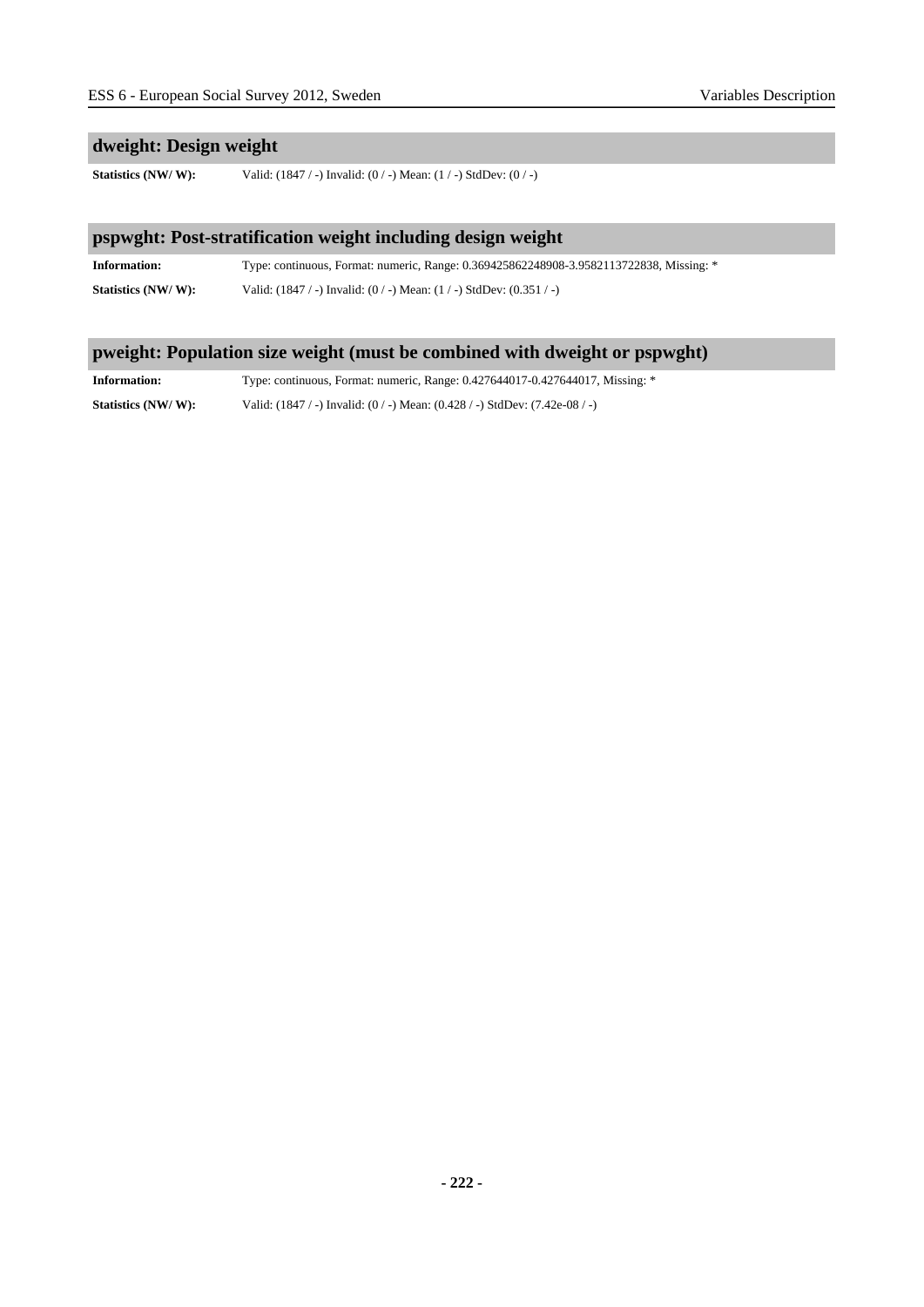## dweight: Design weight

| | |
|---|---|
| **Statistics (NW/ W):** | Valid: (1847 / -) Invalid: (0 / -) Mean: (1 / -) StdDev: (0 / -) |

## pspwght: Post-stratification weight including design weight

| | |
|---|---|
| **Information:** | Type: continuous, Format: numeric, Range: 0.369425862248908-3.9582113722838, Missing: * |
| **Statistics (NW/ W):** | Valid: (1847 / -) Invalid: (0 / -) Mean: (1 / -) StdDev: (0.351 / -) |

## pweight: Population size weight (must be combined with dweight or pspwght)

| | |
|---|---|
| **Information:** | Type: continuous, Format: numeric, Range: 0.427644017-0.427644017, Missing: * |
| **Statistics (NW/ W):** | Valid: (1847 / -) Invalid: (0 / -) Mean: (0.428 / -) StdDev: (7.42e-08 / -) |